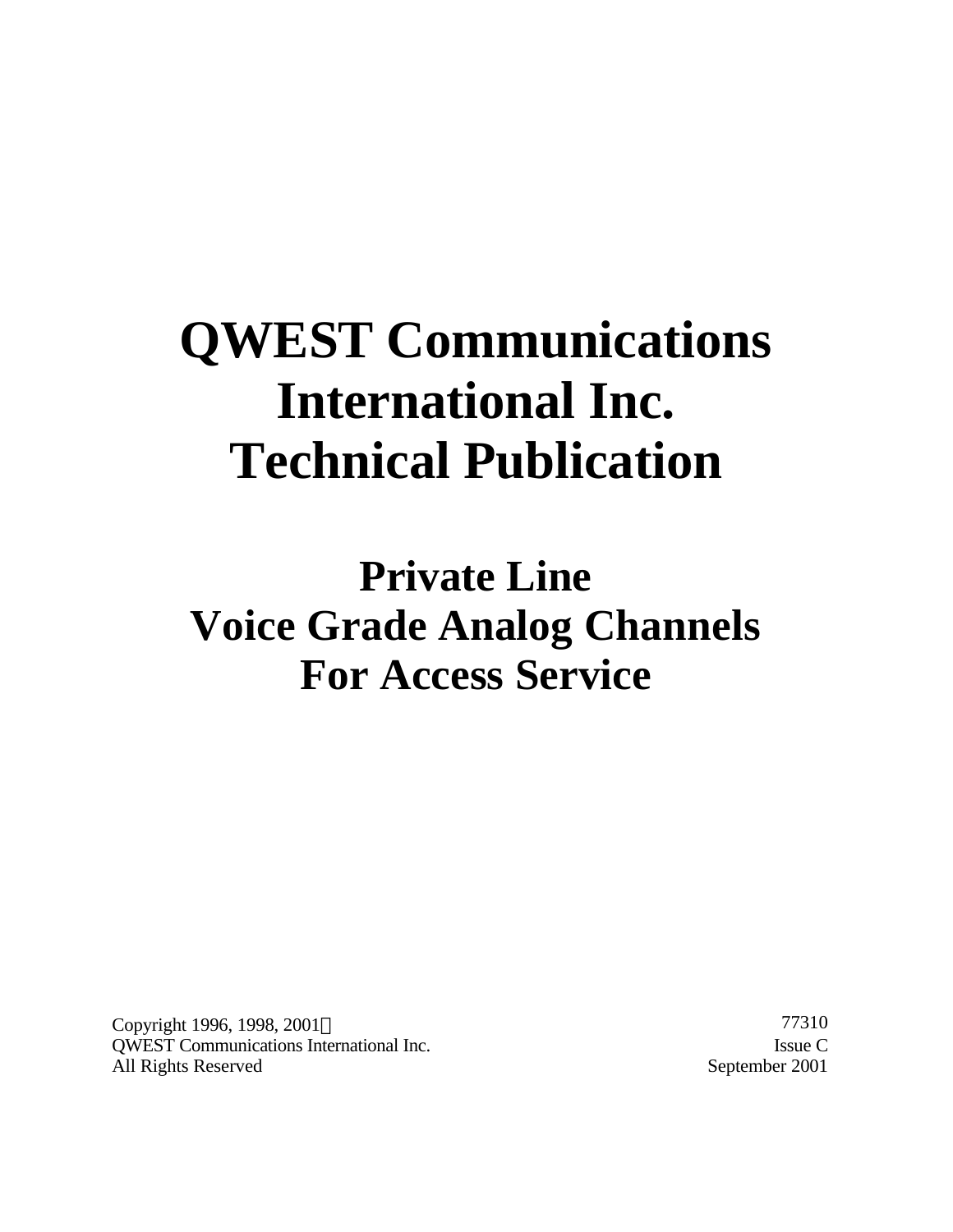# QWEST Communications International Inc. Technical Publication

## Private Line Voice Grade Analog Channels For Access Service

Copyright 1996, 1998, 2001©
QWEST Communications International Inc.
All Rights Reserved

77310
Issue C
September 2001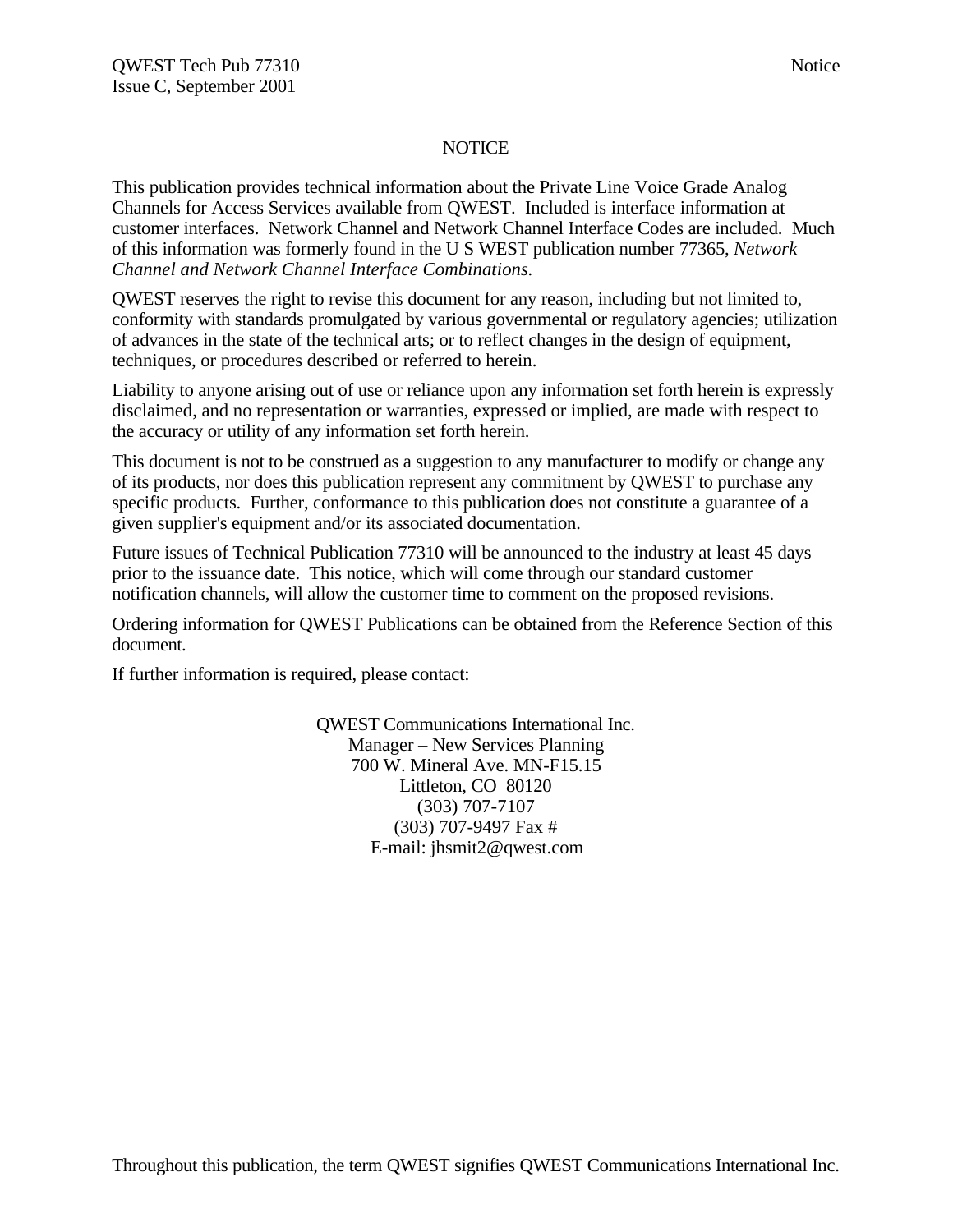# NOTICE

This publication provides technical information about the Private Line Voice Grade Analog Channels for Access Services available from QWEST. Included is interface information at customer interfaces. Network Channel and Network Channel Interface Codes are included. Much of this information was formerly found in the U S WEST publication number 77365, *Network Channel and Network Channel Interface Combinations.*

QWEST reserves the right to revise this document for any reason, including but not limited to, conformity with standards promulgated by various governmental or regulatory agencies; utilization of advances in the state of the technical arts; or to reflect changes in the design of equipment, techniques, or procedures described or referred to herein.

Liability to anyone arising out of use or reliance upon any information set forth herein is expressly disclaimed, and no representation or warranties, expressed or implied, are made with respect to the accuracy or utility of any information set forth herein.

This document is not to be construed as a suggestion to any manufacturer to modify or change any of its products, nor does this publication represent any commitment by QWEST to purchase any specific products. Further, conformance to this publication does not constitute a guarantee of a given supplier's equipment and/or its associated documentation.

Future issues of Technical Publication 77310 will be announced to the industry at least 45 days prior to the issuance date. This notice, which will come through our standard customer notification channels, will allow the customer time to comment on the proposed revisions.

Ordering information for QWEST Publications can be obtained from the Reference Section of this document.

If further information is required, please contact:

QWEST Communications International Inc.
Manager – New Services Planning
700 W. Mineral Ave. MN-F15.15
Littleton, CO 80120
(303) 707-7107
(303) 707-9497 Fax #
E-mail: jhsmit2@qwest.com

Throughout this publication, the term QWEST signifies QWEST Communications International Inc.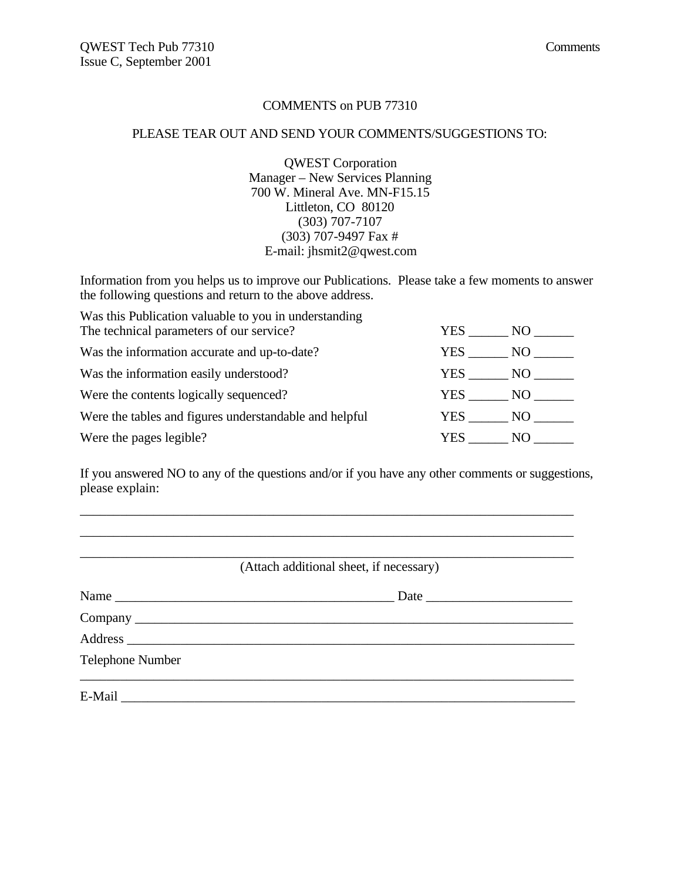# COMMENTS on PUB 77310

PLEASE TEAR OUT AND SEND YOUR COMMENTS/SUGGESTIONS TO:

QWEST Corporation
Manager – New Services Planning
700 W. Mineral Ave. MN-F15.15
Littleton, CO 80120
(303) 707-7107
(303) 707-9497 Fax #
E-mail: jhsmit2@qwest.com

Information from you helps us to improve our Publications. Please take a few moments to answer the following questions and return to the above address.

| | |
|---|---|
| Was this Publication valuable to you in understanding The technical parameters of our service? | YES ______ NO ______ |
| Was the information accurate and up-to-date? | YES ______ NO ______ |
| Was the information easily understood? | YES ______ NO ______ |
| Were the contents logically sequenced? | YES ______ NO ______ |
| Were the tables and figures understandable and helpful | YES ______ NO ______ |
| Were the pages legible? | YES ______ NO ______ |

If you answered NO to any of the questions and/or if you have any other comments or suggestions, please explain:

_____________________________________________________________________________

_____________________________________________________________________________

_____________________________________________________________________________

(Attach additional sheet, if necessary)

Name ___________________________________________ Date ______________________

Company ____________________________________________________________________

Address _____________________________________________________________________

Telephone Number

_____________________________________________________________________________

E-Mail ______________________________________________________________________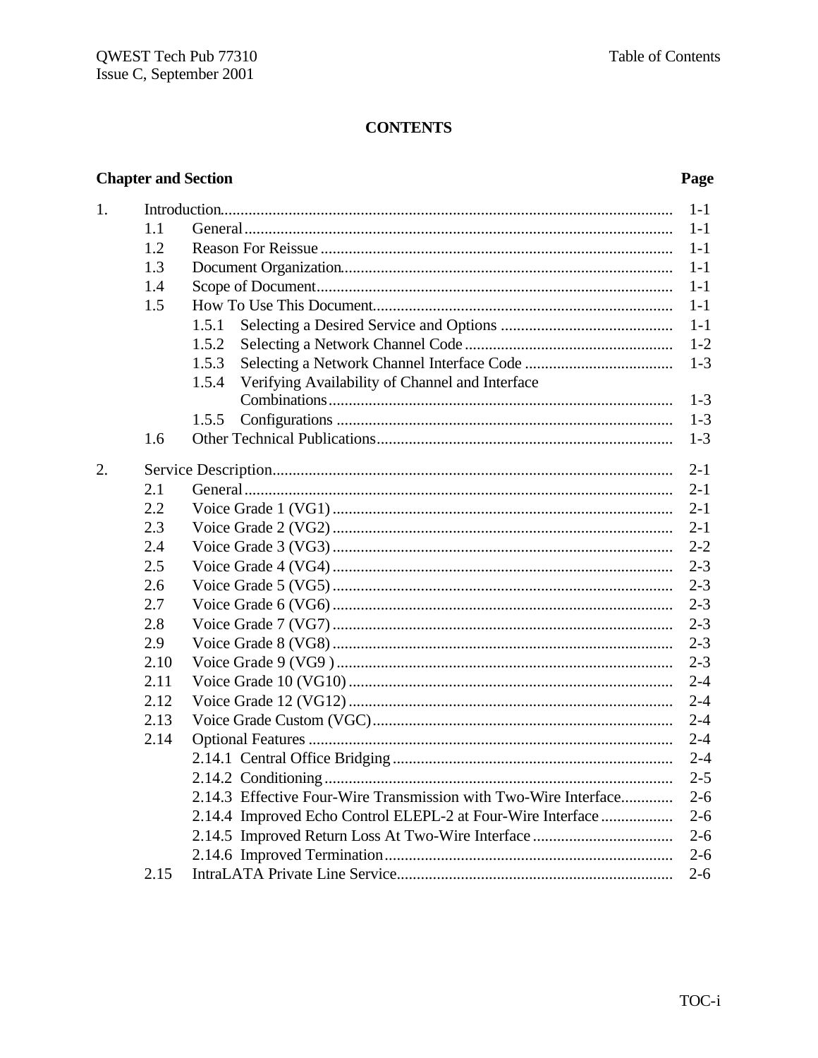# CONTENTS

| Chapter and Section | | | Page |
|---|---|---|---|
| 1. | Introduction | | 1-1 |
| | 1.1 | General | 1-1 |
| | 1.2 | Reason For Reissue | 1-1 |
| | 1.3 | Document Organization | 1-1 |
| | 1.4 | Scope of Document | 1-1 |
| | 1.5 | How To Use This Document | 1-1 |
| | | 1.5.1 Selecting a Desired Service and Options | 1-1 |
| | | 1.5.2 Selecting a Network Channel Code | 1-2 |
| | | 1.5.3 Selecting a Network Channel Interface Code | 1-3 |
| | | 1.5.4 Verifying Availability of Channel and Interface Combinations | 1-3 |
| | | 1.5.5 Configurations | 1-3 |
| | 1.6 | Other Technical Publications | 1-3 |
| 2. | Service Description | | 2-1 |
| | 2.1 | General | 2-1 |
| | 2.2 | Voice Grade 1 (VG1) | 2-1 |
| | 2.3 | Voice Grade 2 (VG2) | 2-1 |
| | 2.4 | Voice Grade 3 (VG3) | 2-2 |
| | 2.5 | Voice Grade 4 (VG4) | 2-3 |
| | 2.6 | Voice Grade 5 (VG5) | 2-3 |
| | 2.7 | Voice Grade 6 (VG6) | 2-3 |
| | 2.8 | Voice Grade 7 (VG7) | 2-3 |
| | 2.9 | Voice Grade 8 (VG8) | 2-3 |
| | 2.10 | Voice Grade 9 (VG9 ) | 2-3 |
| | 2.11 | Voice Grade 10 (VG10) | 2-4 |
| | 2.12 | Voice Grade 12 (VG12) | 2-4 |
| | 2.13 | Voice Grade Custom (VGC) | 2-4 |
| | 2.14 | Optional Features | 2-4 |
| | | 2.14.1 Central Office Bridging | 2-4 |
| | | 2.14.2 Conditioning | 2-5 |
| | | 2.14.3 Effective Four-Wire Transmission with Two-Wire Interface | 2-6 |
| | | 2.14.4 Improved Echo Control ELEPL-2 at Four-Wire Interface | 2-6 |
| | | 2.14.5 Improved Return Loss At Two-Wire Interface | 2-6 |
| | | 2.14.6 Improved Termination | 2-6 |
| | 2.15 | IntraLATA Private Line Service | 2-6 |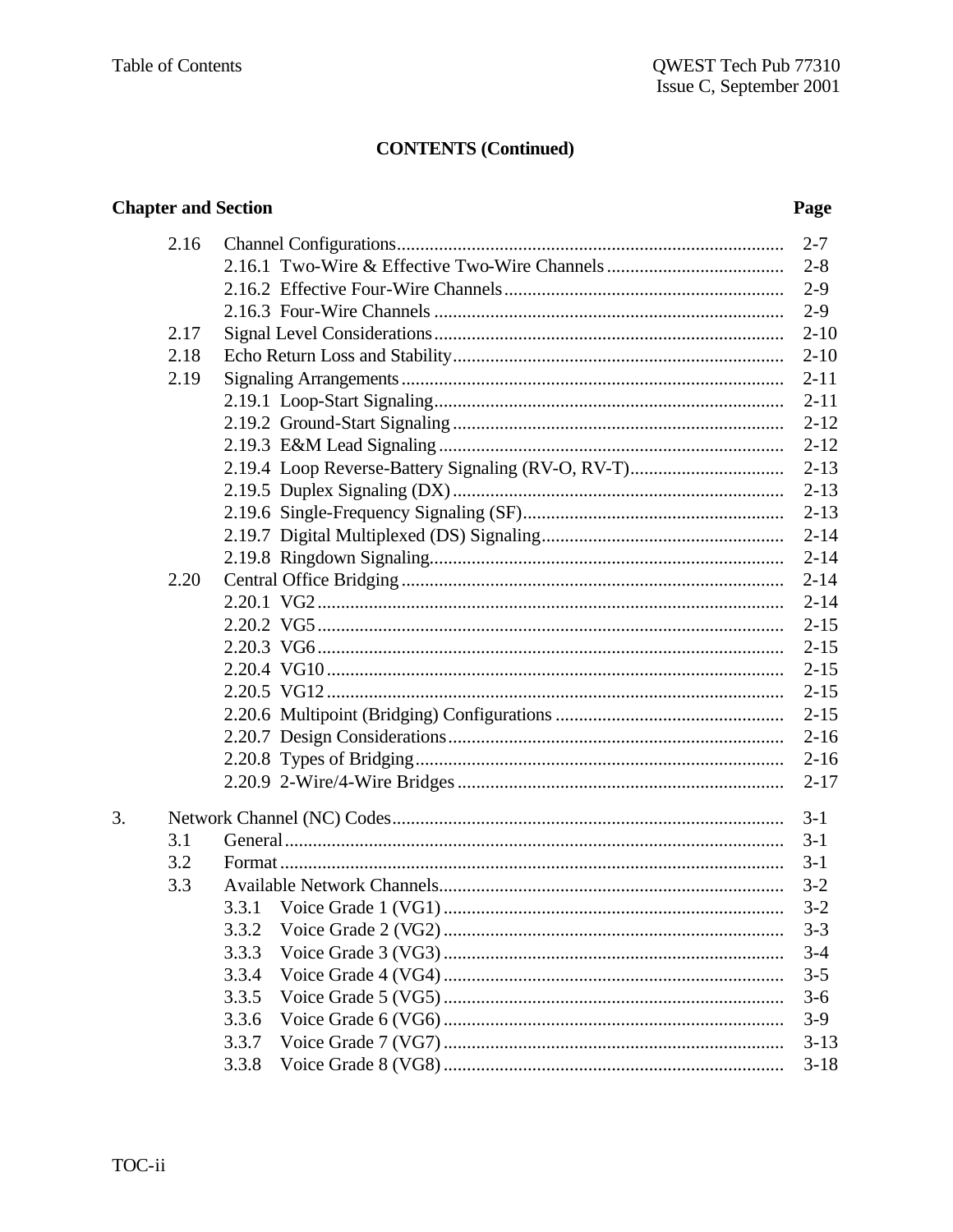**CONTENTS (Continued)**

| Chapter and Section | | | Page |
|---|---|---|---|
| | 2.16 | Channel Configurations | 2-7 |
| | | 2.16.1 Two-Wire & Effective Two-Wire Channels | 2-8 |
| | | 2.16.2 Effective Four-Wire Channels | 2-9 |
| | | 2.16.3 Four-Wire Channels | 2-9 |
| | 2.17 | Signal Level Considerations | 2-10 |
| | 2.18 | Echo Return Loss and Stability | 2-10 |
| | 2.19 | Signaling Arrangements | 2-11 |
| | | 2.19.1 Loop-Start Signaling | 2-11 |
| | | 2.19.2 Ground-Start Signaling | 2-12 |
| | | 2.19.3 E&M Lead Signaling | 2-12 |
| | | 2.19.4 Loop Reverse-Battery Signaling (RV-O, RV-T) | 2-13 |
| | | 2.19.5 Duplex Signaling (DX) | 2-13 |
| | | 2.19.6 Single-Frequency Signaling (SF) | 2-13 |
| | | 2.19.7 Digital Multiplexed (DS) Signaling | 2-14 |
| | | 2.19.8 Ringdown Signaling | 2-14 |
| | 2.20 | Central Office Bridging | 2-14 |
| | | 2.20.1 VG2 | 2-14 |
| | | 2.20.2 VG5 | 2-15 |
| | | 2.20.3 VG6 | 2-15 |
| | | 2.20.4 VG10 | 2-15 |
| | | 2.20.5 VG12 | 2-15 |
| | | 2.20.6 Multipoint (Bridging) Configurations | 2-15 |
| | | 2.20.7 Design Considerations | 2-16 |
| | | 2.20.8 Types of Bridging | 2-16 |
| | | 2.20.9 2-Wire/4-Wire Bridges | 2-17 |
| 3. | Network Channel (NC) Codes | | 3-1 |
| | 3.1 | General | 3-1 |
| | 3.2 | Format | 3-1 |
| | 3.3 | Available Network Channels | 3-2 |
| | | 3.3.1 Voice Grade 1 (VG1) | 3-2 |
| | | 3.3.2 Voice Grade 2 (VG2) | 3-3 |
| | | 3.3.3 Voice Grade 3 (VG3) | 3-4 |
| | | 3.3.4 Voice Grade 4 (VG4) | 3-5 |
| | | 3.3.5 Voice Grade 5 (VG5) | 3-6 |
| | | 3.3.6 Voice Grade 6 (VG6) | 3-9 |
| | | 3.3.7 Voice Grade 7 (VG7) | 3-13 |
| | | 3.3.8 Voice Grade 8 (VG8) | 3-18 |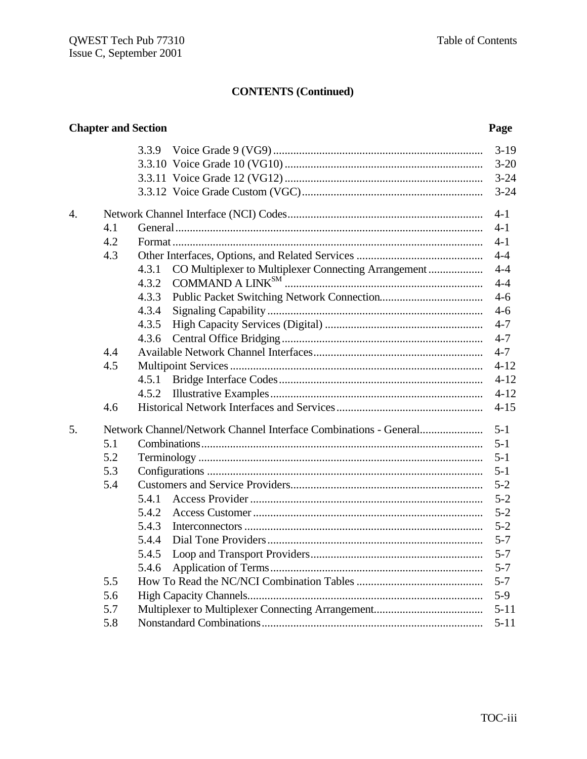**CONTENTS (Continued)**

| Chapter and Section | | | Page |
|---|---|---|---|
| | | 3.3.9 Voice Grade 9 (VG9) | 3-19 |
| | | 3.3.10 Voice Grade 10 (VG10) | 3-20 |
| | | 3.3.11 Voice Grade 12 (VG12) | 3-24 |
| | | 3.3.12 Voice Grade Custom (VGC) | 3-24 |
| 4. | Network Channel Interface (NCI) Codes | | 4-1 |
| | 4.1 | General | 4-1 |
| | 4.2 | Format | 4-1 |
| | 4.3 | Other Interfaces, Options, and Related Services | 4-4 |
| | | 4.3.1 CO Multiplexer to Multiplexer Connecting Arrangement | 4-4 |
| | | 4.3.2 COMMAND A LINK[SM] | 4-4 |
| | | 4.3.3 Public Packet Switching Network Connection | 4-6 |
| | | 4.3.4 Signaling Capability | 4-6 |
| | | 4.3.5 High Capacity Services (Digital) | 4-7 |
| | | 4.3.6 Central Office Bridging | 4-7 |
| | 4.4 | Available Network Channel Interfaces | 4-7 |
| | 4.5 | Multipoint Services | 4-12 |
| | | 4.5.1 Bridge Interface Codes | 4-12 |
| | | 4.5.2 Illustrative Examples | 4-12 |
| | 4.6 | Historical Network Interfaces and Services | 4-15 |
| 5. | Network Channel/Network Channel Interface Combinations - General | | 5-1 |
| | 5.1 | Combinations | 5-1 |
| | 5.2 | Terminology | 5-1 |
| | 5.3 | Configurations | 5-1 |
| | 5.4 | Customers and Service Providers | 5-2 |
| | | 5.4.1 Access Provider | 5-2 |
| | | 5.4.2 Access Customer | 5-2 |
| | | 5.4.3 Interconnectors | 5-2 |
| | | 5.4.4 Dial Tone Providers | 5-7 |
| | | 5.4.5 Loop and Transport Providers | 5-7 |
| | | 5.4.6 Application of Terms | 5-7 |
| | 5.5 | How To Read the NC/NCI Combination Tables | 5-7 |
| | 5.6 | High Capacity Channels | 5-9 |
| | 5.7 | Multiplexer to Multiplexer Connecting Arrangement | 5-11 |
| | 5.8 | Nonstandard Combinations | 5-11 |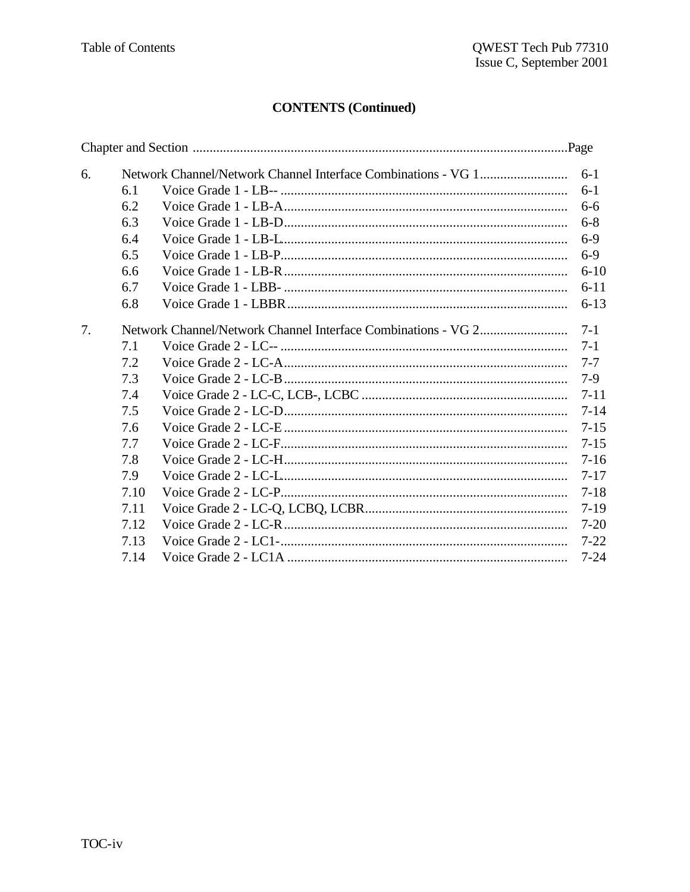## CONTENTS (Continued)

| Chapter and Section | | Page |
|---|---|---|
| 6. | Network Channel/Network Channel Interface Combinations - VG 1 | 6-1 |
| 6.1 | Voice Grade 1 - LB-- | 6-1 |
| 6.2 | Voice Grade 1 - LB-A | 6-6 |
| 6.3 | Voice Grade 1 - LB-D | 6-8 |
| 6.4 | Voice Grade 1 - LB-L | 6-9 |
| 6.5 | Voice Grade 1 - LB-P | 6-9 |
| 6.6 | Voice Grade 1 - LB-R | 6-10 |
| 6.7 | Voice Grade 1 - LBB- | 6-11 |
| 6.8 | Voice Grade 1 - LBBR | 6-13 |
| 7. | Network Channel/Network Channel Interface Combinations - VG 2 | 7-1 |
| 7.1 | Voice Grade 2 - LC-- | 7-1 |
| 7.2 | Voice Grade 2 - LC-A | 7-7 |
| 7.3 | Voice Grade 2 - LC-B | 7-9 |
| 7.4 | Voice Grade 2 - LC-C, LCB-, LCBC | 7-11 |
| 7.5 | Voice Grade 2 - LC-D | 7-14 |
| 7.6 | Voice Grade 2 - LC-E | 7-15 |
| 7.7 | Voice Grade 2 - LC-F | 7-15 |
| 7.8 | Voice Grade 2 - LC-H | 7-16 |
| 7.9 | Voice Grade 2 - LC-L | 7-17 |
| 7.10 | Voice Grade 2 - LC-P | 7-18 |
| 7.11 | Voice Grade 2 - LC-Q, LCBQ, LCBR | 7-19 |
| 7.12 | Voice Grade 2 - LC-R | 7-20 |
| 7.13 | Voice Grade 2 - LC1- | 7-22 |
| 7.14 | Voice Grade 2 - LC1A | 7-24 |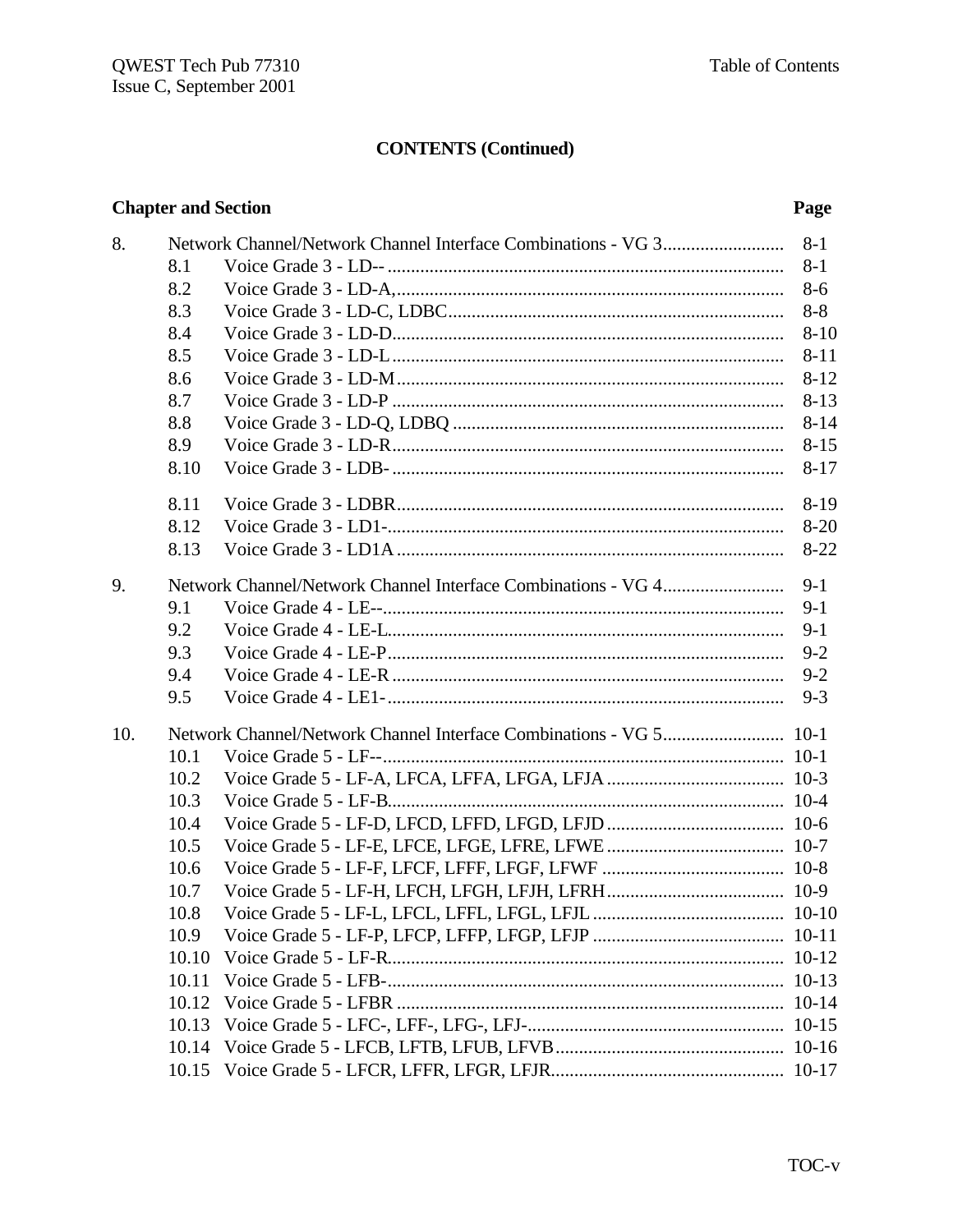## CONTENTS (Continued)

| Chapter and Section | | Page |
|---|---|---|
| 8. | Network Channel/Network Channel Interface Combinations - VG 3 | 8-1 |
| 8.1 | Voice Grade 3 - LD-- | 8-1 |
| 8.2 | Voice Grade 3 - LD-A, | 8-6 |
| 8.3 | Voice Grade 3 - LD-C, LDBC | 8-8 |
| 8.4 | Voice Grade 3 - LD-D | 8-10 |
| 8.5 | Voice Grade 3 - LD-L | 8-11 |
| 8.6 | Voice Grade 3 - LD-M | 8-12 |
| 8.7 | Voice Grade 3 - LD-P | 8-13 |
| 8.8 | Voice Grade 3 - LD-Q, LDBQ | 8-14 |
| 8.9 | Voice Grade 3 - LD-R | 8-15 |
| 8.10 | Voice Grade 3 - LDB- | 8-17 |
| 8.11 | Voice Grade 3 - LDBR | 8-19 |
| 8.12 | Voice Grade 3 - LD1- | 8-20 |
| 8.13 | Voice Grade 3 - LD1A | 8-22 |
| 9. | Network Channel/Network Channel Interface Combinations - VG 4 | 9-1 |
| 9.1 | Voice Grade 4 - LE-- | 9-1 |
| 9.2 | Voice Grade 4 - LE-L | 9-1 |
| 9.3 | Voice Grade 4 - LE-P | 9-2 |
| 9.4 | Voice Grade 4 - LE-R | 9-2 |
| 9.5 | Voice Grade 4 - LE1- | 9-3 |
| 10. | Network Channel/Network Channel Interface Combinations - VG 5 | 10-1 |
| 10.1 | Voice Grade 5 - LF-- | 10-1 |
| 10.2 | Voice Grade 5 - LF-A, LFCA, LFFA, LFGA, LFJA | 10-3 |
| 10.3 | Voice Grade 5 - LF-B | 10-4 |
| 10.4 | Voice Grade 5 - LF-D, LFCD, LFFD, LFGD, LFJD | 10-6 |
| 10.5 | Voice Grade 5 - LF-E, LFCE, LFGE, LFRE, LFWE | 10-7 |
| 10.6 | Voice Grade 5 - LF-F, LFCF, LFFF, LFGF, LFWF | 10-8 |
| 10.7 | Voice Grade 5 - LF-H, LFCH, LFGH, LFJH, LFRH | 10-9 |
| 10.8 | Voice Grade 5 - LF-L, LFCL, LFFL, LFGL, LFJL | 10-10 |
| 10.9 | Voice Grade 5 - LF-P, LFCP, LFFP, LFGP, LFJP | 10-11 |
| 10.10 | Voice Grade 5 - LF-R | 10-12 |
| 10.11 | Voice Grade 5 - LFB- | 10-13 |
| 10.12 | Voice Grade 5 - LFBR | 10-14 |
| 10.13 | Voice Grade 5 - LFC-, LFF-, LFG-, LFJ- | 10-15 |
| 10.14 | Voice Grade 5 - LFCB, LFTB, LFUB, LFVB | 10-16 |
| 10.15 | Voice Grade 5 - LFCR, LFFR, LFGR, LFJR | 10-17 |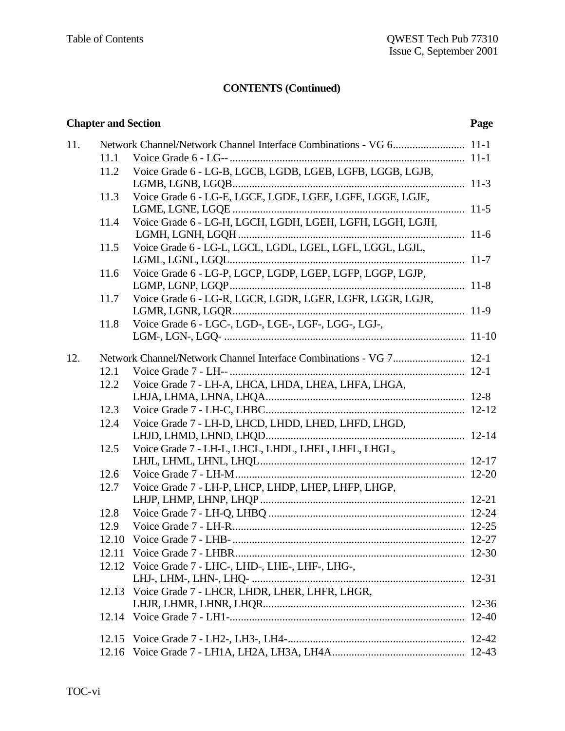## CONTENTS (Continued)

| Chapter and Section | | | Page |
|---|---|---|---|
| 11. | | Network Channel/Network Channel Interface Combinations - VG 6 | 11-1 |
| | 11.1 | Voice Grade 6 - LG-- | 11-1 |
| | 11.2 | Voice Grade 6 - LG-B, LGCB, LGDB, LGEB, LGFB, LGGB, LGJB, LGMB, LGNB, LGQB | 11-3 |
| | 11.3 | Voice Grade 6 - LG-E, LGCE, LGDE, LGEE, LGFE, LGGE, LGJE, LGME, LGNE, LGQE | 11-5 |
| | 11.4 | Voice Grade 6 - LG-H, LGCH, LGDH, LGEH, LGFH, LGGH, LGJH, LGMH, LGNH, LGQH | 11-6 |
| | 11.5 | Voice Grade 6 - LG-L, LGCL, LGDL, LGEL, LGFL, LGGL, LGJL, LGML, LGNL, LGQL | 11-7 |
| | 11.6 | Voice Grade 6 - LG-P, LGCP, LGDP, LGEP, LGFP, LGGP, LGJP, LGMP, LGNP, LGQP | 11-8 |
| | 11.7 | Voice Grade 6 - LG-R, LGCR, LGDR, LGER, LGFR, LGGR, LGJR, LGMR, LGNR, LGQR | 11-9 |
| | 11.8 | Voice Grade 6 - LGC-, LGD-, LGE-, LGF-, LGG-, LGJ-, LGM-, LGN-, LGQ- | 11-10 |
| 12. | | Network Channel/Network Channel Interface Combinations - VG 7 | 12-1 |
| | 12.1 | Voice Grade 7 - LH-- | 12-1 |
| | 12.2 | Voice Grade 7 - LH-A, LHCA, LHDA, LHEA, LHFA, LHGA, LHJA, LHMA, LHNA, LHQA | 12-8 |
| | 12.3 | Voice Grade 7 - LH-C, LHBC | 12-12 |
| | 12.4 | Voice Grade 7 - LH-D, LHCD, LHDD, LHED, LHFD, LHGD, LHJD, LHMD, LHND, LHQD | 12-14 |
| | 12.5 | Voice Grade 7 - LH-L, LHCL, LHDL, LHEL, LHFL, LHGL, LHJL, LHML, LHNL, LHQL | 12-17 |
| | 12.6 | Voice Grade 7 - LH-M | 12-20 |
| | 12.7 | Voice Grade 7 - LH-P, LHCP, LHDP, LHEP, LHFP, LHGP, LHJP, LHMP, LHNP, LHQP | 12-21 |
| | 12.8 | Voice Grade 7 - LH-Q, LHBQ | 12-24 |
| | 12.9 | Voice Grade 7 - LH-R | 12-25 |
| | 12.10 | Voice Grade 7 - LHB- | 12-27 |
| | 12.11 | Voice Grade 7 - LHBR | 12-30 |
| | 12.12 | Voice Grade 7 - LHC-, LHD-, LHE-, LHF-, LHG-, LHJ-, LHM-, LHN-, LHQ- | 12-31 |
| | 12.13 | Voice Grade 7 - LHCR, LHDR, LHER, LHFR, LHGR, LHJR, LHMR, LHNR, LHQR | 12-36 |
| | 12.14 | Voice Grade 7 - LH1- | 12-40 |
| | 12.15 | Voice Grade 7 - LH2-, LH3-, LH4- | 12-42 |
| | 12.16 | Voice Grade 7 - LH1A, LH2A, LH3A, LH4A | 12-43 |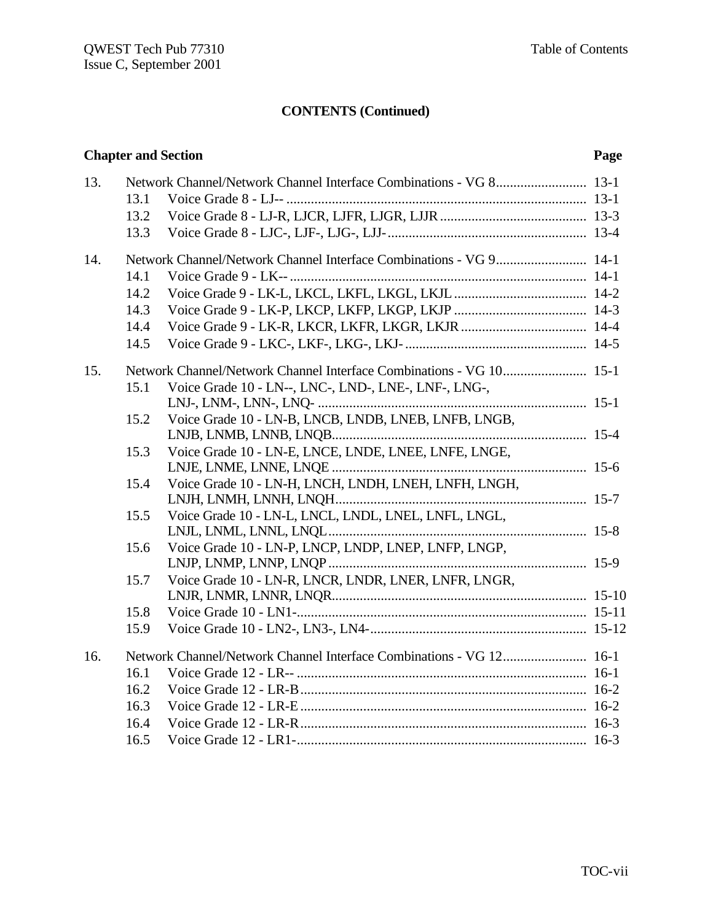## CONTENTS (Continued)

| Chapter and Section | | Page |
|---|---|---|
| 13. | Network Channel/Network Channel Interface Combinations - VG 8 | 13-1 |
| 13.1 | Voice Grade 8 - LJ-- | 13-1 |
| 13.2 | Voice Grade 8 - LJ-R, LJCR, LJFR, LJGR, LJJR | 13-3 |
| 13.3 | Voice Grade 8 - LJC-, LJF-, LJG-, LJJ- | 13-4 |
| 14. | Network Channel/Network Channel Interface Combinations - VG 9 | 14-1 |
| 14.1 | Voice Grade 9 - LK-- | 14-1 |
| 14.2 | Voice Grade 9 - LK-L, LKCL, LKFL, LKGL, LKJL | 14-2 |
| 14.3 | Voice Grade 9 - LK-P, LKCP, LKFP, LKGP, LKJP | 14-3 |
| 14.4 | Voice Grade 9 - LK-R, LKCR, LKFR, LKGR, LKJR | 14-4 |
| 14.5 | Voice Grade 9 - LKC-, LKF-, LKG-, LKJ- | 14-5 |
| 15. | Network Channel/Network Channel Interface Combinations - VG 10 | 15-1 |
| 15.1 | Voice Grade 10 - LN--, LNC-, LND-, LNE-, LNF-, LNG-, LNJ-, LNM-, LNN-, LNQ- | 15-1 |
| 15.2 | Voice Grade 10 - LN-B, LNCB, LNDB, LNEB, LNFB, LNGB, LNJB, LNMB, LNNB, LNQB | 15-4 |
| 15.3 | Voice Grade 10 - LN-E, LNCE, LNDE, LNEE, LNFE, LNGE, LNJE, LNME, LNNE, LNQE | 15-6 |
| 15.4 | Voice Grade 10 - LN-H, LNCH, LNDH, LNEH, LNFH, LNGH, LNJH, LNMH, LNNH, LNQH | 15-7 |
| 15.5 | Voice Grade 10 - LN-L, LNCL, LNDL, LNEL, LNFL, LNGL, LNJL, LNML, LNNL, LNQL | 15-8 |
| 15.6 | Voice Grade 10 - LN-P, LNCP, LNDP, LNEP, LNFP, LNGP, LNJP, LNMP, LNNP, LNQP | 15-9 |
| 15.7 | Voice Grade 10 - LN-R, LNCR, LNDR, LNER, LNFR, LNGR, LNJR, LNMR, LNNR, LNQR | 15-10 |
| 15.8 | Voice Grade 10 - LN1- | 15-11 |
| 15.9 | Voice Grade 10 - LN2-, LN3-, LN4- | 15-12 |
| 16. | Network Channel/Network Channel Interface Combinations - VG 12 | 16-1 |
| 16.1 | Voice Grade 12 - LR-- | 16-1 |
| 16.2 | Voice Grade 12 - LR-B | 16-2 |
| 16.3 | Voice Grade 12 - LR-E | 16-2 |
| 16.4 | Voice Grade 12 - LR-R | 16-3 |
| 16.5 | Voice Grade 12 - LR1- | 16-3 |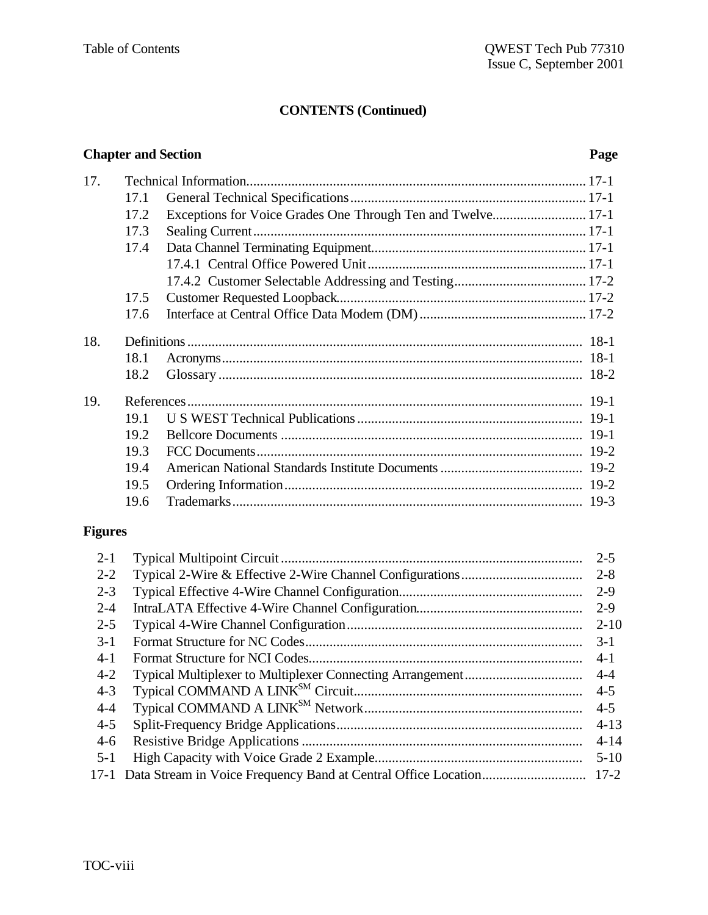**CONTENTS (Continued)**

| Chapter and Section | | | Page |
|---|---|---|---|
| 17. | Technical Information | | 17-1 |
| | 17.1 | General Technical Specifications | 17-1 |
| | 17.2 | Exceptions for Voice Grades One Through Ten and Twelve | 17-1 |
| | 17.3 | Sealing Current | 17-1 |
| | 17.4 | Data Channel Terminating Equipment | 17-1 |
| | | 17.4.1 Central Office Powered Unit | 17-1 |
| | | 17.4.2 Customer Selectable Addressing and Testing | 17-2 |
| | 17.5 | Customer Requested Loopback | 17-2 |
| | 17.6 | Interface at Central Office Data Modem (DM) | 17-2 |
| 18. | Definitions | | 18-1 |
| | 18.1 | Acronyms | 18-1 |
| | 18.2 | Glossary | 18-2 |
| 19. | References | | 19-1 |
| | 19.1 | U S WEST Technical Publications | 19-1 |
| | 19.2 | Bellcore Documents | 19-1 |
| | 19.3 | FCC Documents | 19-2 |
| | 19.4 | American National Standards Institute Documents | 19-2 |
| | 19.5 | Ordering Information | 19-2 |
| | 19.6 | Trademarks | 19-3 |

**Figures**

| | | |
|---|---|---|
| 2-1 | Typical Multipoint Circuit | 2-5 |
| 2-2 | Typical 2-Wire & Effective 2-Wire Channel Configurations | 2-8 |
| 2-3 | Typical Effective 4-Wire Channel Configuration | 2-9 |
| 2-4 | IntraLATA Effective 4-Wire Channel Configuration | 2-9 |
| 2-5 | Typical 4-Wire Channel Configuration | 2-10 |
| 3-1 | Format Structure for NC Codes | 3-1 |
| 4-1 | Format Structure for NCI Codes | 4-1 |
| 4-2 | Typical Multiplexer to Multiplexer Connecting Arrangement | 4-4 |
| 4-3 | Typical COMMAND A LINK[SM] Circuit | 4-5 |
| 4-4 | Typical COMMAND A LINK[SM] Network | 4-5 |
| 4-5 | Split-Frequency Bridge Applications | 4-13 |
| 4-6 | Resistive Bridge Applications | 4-14 |
| 5-1 | High Capacity with Voice Grade 2 Example | 5-10 |
| 17-1 | Data Stream in Voice Frequency Band at Central Office Location | 17-2 |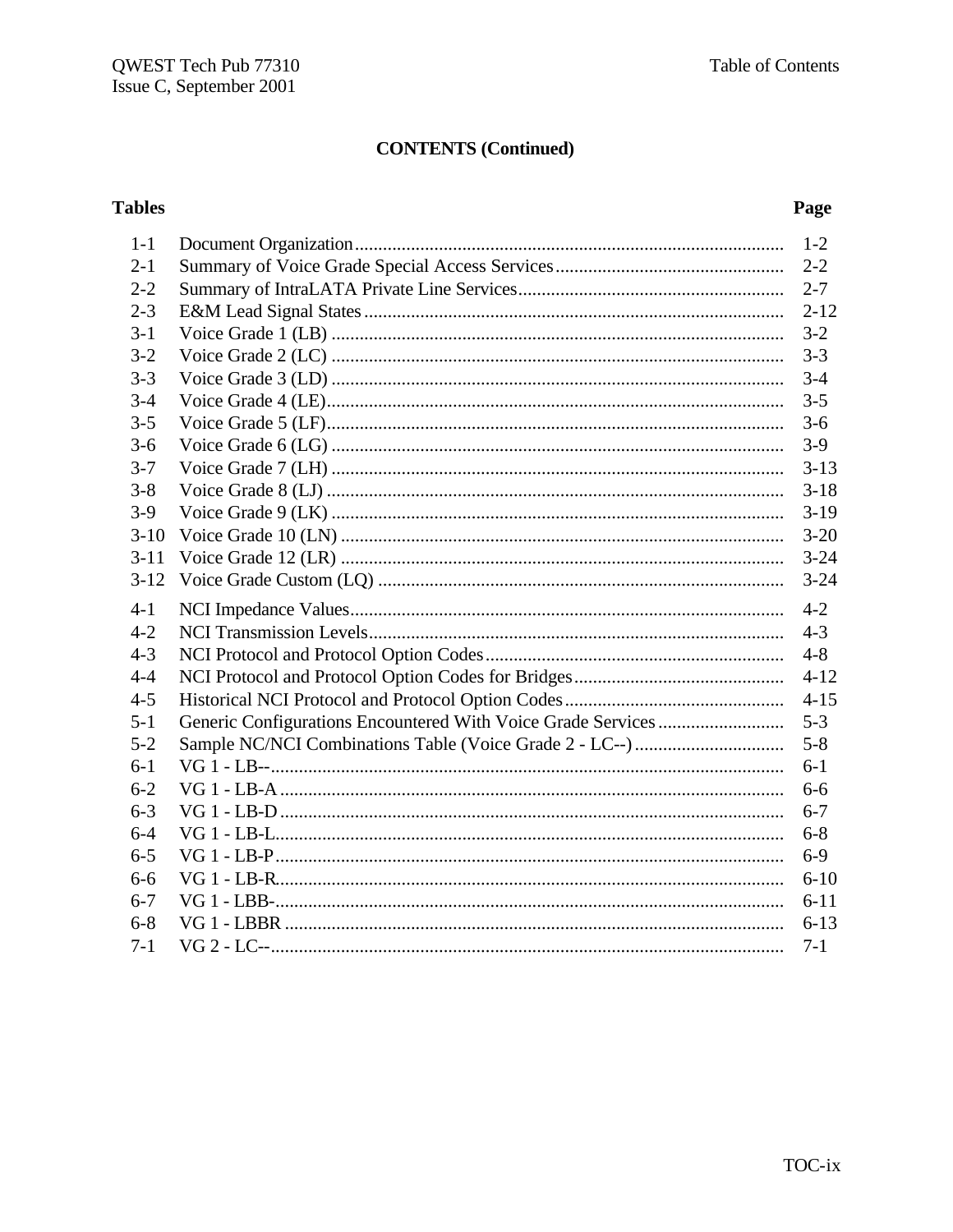## CONTENTS (Continued)

| Tables | | Page |
|---|---|---|
| 1-1 | Document Organization | 1-2 |
| 2-1 | Summary of Voice Grade Special Access Services | 2-2 |
| 2-2 | Summary of IntraLATA Private Line Services | 2-7 |
| 2-3 | E&M Lead Signal States | 2-12 |
| 3-1 | Voice Grade 1 (LB) | 3-2 |
| 3-2 | Voice Grade 2 (LC) | 3-3 |
| 3-3 | Voice Grade 3 (LD) | 3-4 |
| 3-4 | Voice Grade 4 (LE) | 3-5 |
| 3-5 | Voice Grade 5 (LF) | 3-6 |
| 3-6 | Voice Grade 6 (LG) | 3-9 |
| 3-7 | Voice Grade 7 (LH) | 3-13 |
| 3-8 | Voice Grade 8 (LJ) | 3-18 |
| 3-9 | Voice Grade 9 (LK) | 3-19 |
| 3-10 | Voice Grade 10 (LN) | 3-20 |
| 3-11 | Voice Grade 12 (LR) | 3-24 |
| 3-12 | Voice Grade Custom (LQ) | 3-24 |
| 4-1 | NCI Impedance Values | 4-2 |
| 4-2 | NCI Transmission Levels | 4-3 |
| 4-3 | NCI Protocol and Protocol Option Codes | 4-8 |
| 4-4 | NCI Protocol and Protocol Option Codes for Bridges | 4-12 |
| 4-5 | Historical NCI Protocol and Protocol Option Codes | 4-15 |
| 5-1 | Generic Configurations Encountered With Voice Grade Services | 5-3 |
| 5-2 | Sample NC/NCI Combinations Table (Voice Grade 2 - LC--) | 5-8 |
| 6-1 | VG 1 - LB-- | 6-1 |
| 6-2 | VG 1 - LB-A | 6-6 |
| 6-3 | VG 1 - LB-D | 6-7 |
| 6-4 | VG 1 - LB-L | 6-8 |
| 6-5 | VG 1 - LB-P | 6-9 |
| 6-6 | VG 1 - LB-R | 6-10 |
| 6-7 | VG 1 - LBB- | 6-11 |
| 6-8 | VG 1 - LBBR | 6-13 |
| 7-1 | VG 2 - LC-- | 7-1 |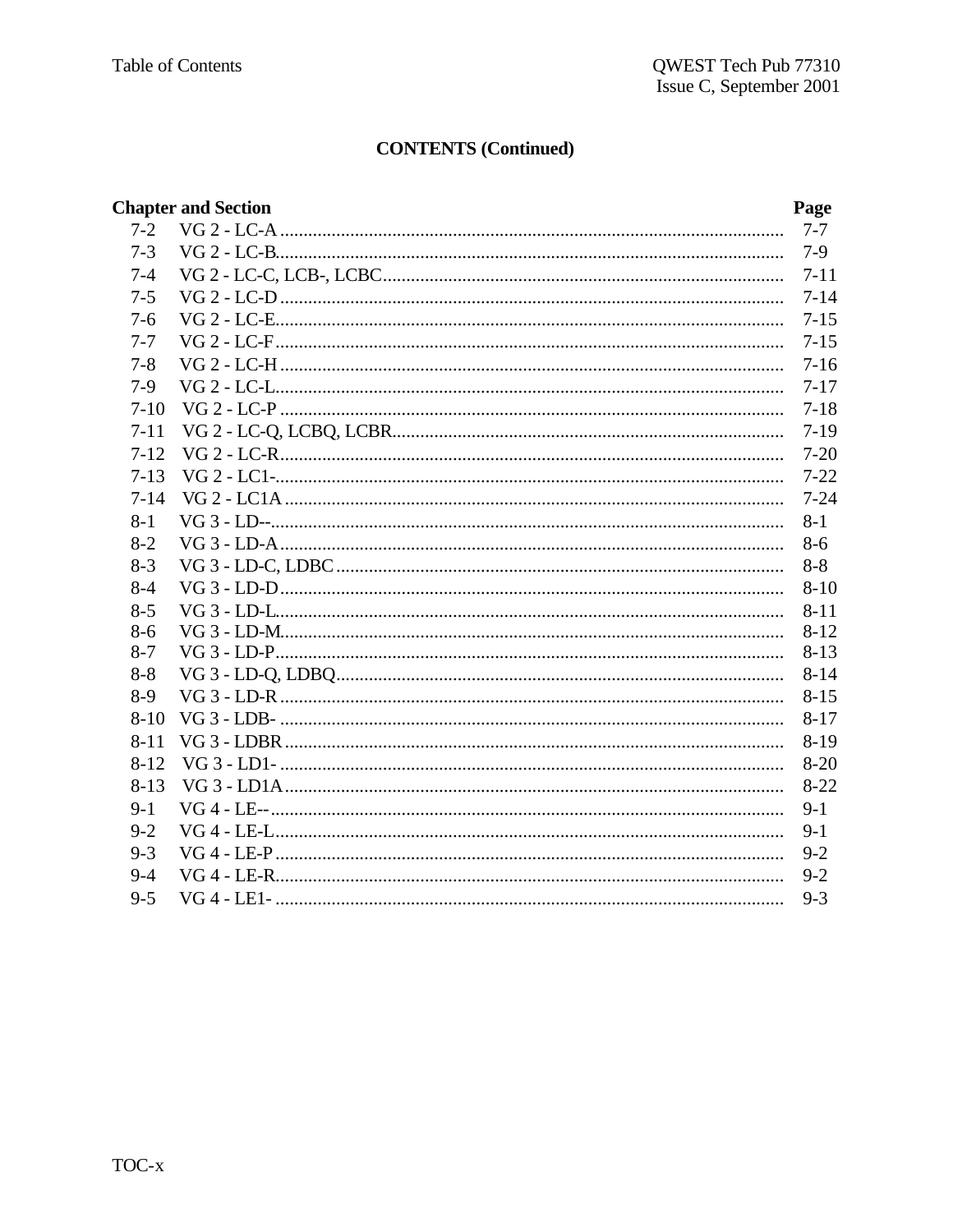## CONTENTS (Continued)

| Chapter and Section | | Page |
|---|---|---|
| 7-2 | VG 2 - LC-A | 7-7 |
| 7-3 | VG 2 - LC-B | 7-9 |
| 7-4 | VG 2 - LC-C, LCB-, LCBC | 7-11 |
| 7-5 | VG 2 - LC-D | 7-14 |
| 7-6 | VG 2 - LC-E | 7-15 |
| 7-7 | VG 2 - LC-F | 7-15 |
| 7-8 | VG 2 - LC-H | 7-16 |
| 7-9 | VG 2 - LC-L | 7-17 |
| 7-10 | VG 2 - LC-P | 7-18 |
| 7-11 | VG 2 - LC-Q, LCBQ, LCBR | 7-19 |
| 7-12 | VG 2 - LC-R | 7-20 |
| 7-13 | VG 2 - LC1- | 7-22 |
| 7-14 | VG 2 - LC1A | 7-24 |
| 8-1 | VG 3 - LD-- | 8-1 |
| 8-2 | VG 3 - LD-A | 8-6 |
| 8-3 | VG 3 - LD-C, LDBC | 8-8 |
| 8-4 | VG 3 - LD-D | 8-10 |
| 8-5 | VG 3 - LD-L | 8-11 |
| 8-6 | VG 3 - LD-M | 8-12 |
| 8-7 | VG 3 - LD-P | 8-13 |
| 8-8 | VG 3 - LD-Q, LDBQ | 8-14 |
| 8-9 | VG 3 - LD-R | 8-15 |
| 8-10 | VG 3 - LDB- | 8-17 |
| 8-11 | VG 3 - LDBR | 8-19 |
| 8-12 | VG 3 - LD1- | 8-20 |
| 8-13 | VG 3 - LD1A | 8-22 |
| 9-1 | VG 4 - LE-- | 9-1 |
| 9-2 | VG 4 - LE-L | 9-1 |
| 9-3 | VG 4 - LE-P | 9-2 |
| 9-4 | VG 4 - LE-R | 9-2 |
| 9-5 | VG 4 - LE1- | 9-3 |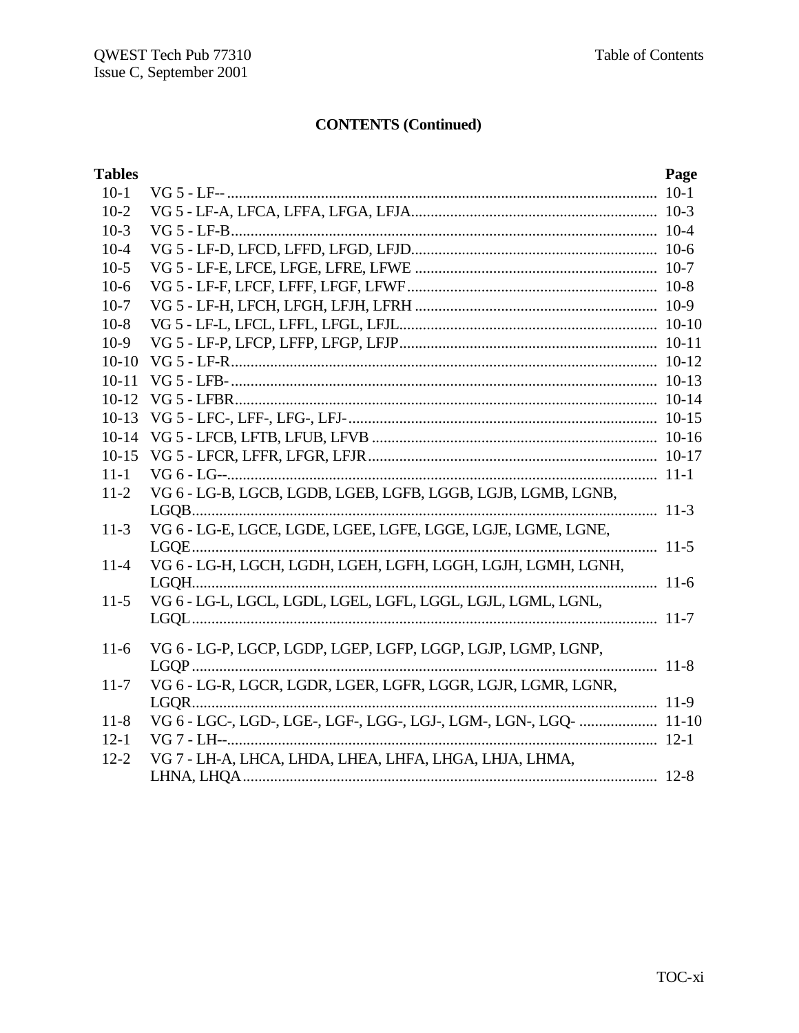## CONTENTS (Continued)

| Tables | | Page |
|---|---|---|
| 10-1 | VG 5 - LF-- | 10-1 |
| 10-2 | VG 5 - LF-A, LFCA, LFFA, LFGA, LFJA | 10-3 |
| 10-3 | VG 5 - LF-B | 10-4 |
| 10-4 | VG 5 - LF-D, LFCD, LFFD, LFGD, LFJD | 10-6 |
| 10-5 | VG 5 - LF-E, LFCE, LFGE, LFRE, LFWE | 10-7 |
| 10-6 | VG 5 - LF-F, LFCF, LFFF, LFGF, LFWF | 10-8 |
| 10-7 | VG 5 - LF-H, LFCH, LFGH, LFJH, LFRH | 10-9 |
| 10-8 | VG 5 - LF-L, LFCL, LFFL, LFGL, LFJL | 10-10 |
| 10-9 | VG 5 - LF-P, LFCP, LFFP, LFGP, LFJP | 10-11 |
| 10-10 | VG 5 - LF-R | 10-12 |
| 10-11 | VG 5 - LFB- | 10-13 |
| 10-12 | VG 5 - LFBR | 10-14 |
| 10-13 | VG 5 - LFC-, LFF-, LFG-, LFJ- | 10-15 |
| 10-14 | VG 5 - LFCB, LFTB, LFUB, LFVB | 10-16 |
| 10-15 | VG 5 - LFCR, LFFR, LFGR, LFJR | 10-17 |
| 11-1 | VG 6 - LG-- | 11-1 |
| 11-2 | VG 6 - LG-B, LGCB, LGDB, LGEB, LGFB, LGGB, LGJB, LGMB, LGNB, LGQB | 11-3 |
| 11-3 | VG 6 - LG-E, LGCE, LGDE, LGEE, LGFE, LGGE, LGJE, LGME, LGNE, LGQE | 11-5 |
| 11-4 | VG 6 - LG-H, LGCH, LGDH, LGEH, LGFH, LGGH, LGJH, LGMH, LGNH, LGQH | 11-6 |
| 11-5 | VG 6 - LG-L, LGCL, LGDL, LGEL, LGFL, LGGL, LGJL, LGML, LGNL, LGQL | 11-7 |
| 11-6 | VG 6 - LG-P, LGCP, LGDP, LGEP, LGFP, LGGP, LGJP, LGMP, LGNP, LGQP | 11-8 |
| 11-7 | VG 6 - LG-R, LGCR, LGDR, LGER, LGFR, LGGR, LGJR, LGMR, LGNR, LGQR | 11-9 |
| 11-8 | VG 6 - LGC-, LGD-, LGE-, LGF-, LGG-, LGJ-, LGM-, LGN-, LGQ- | 11-10 |
| 12-1 | VG 7 - LH-- | 12-1 |
| 12-2 | VG 7 - LH-A, LHCA, LHDA, LHEA, LHFA, LHGA, LHJA, LHMA, LHNA, LHQA | 12-8 |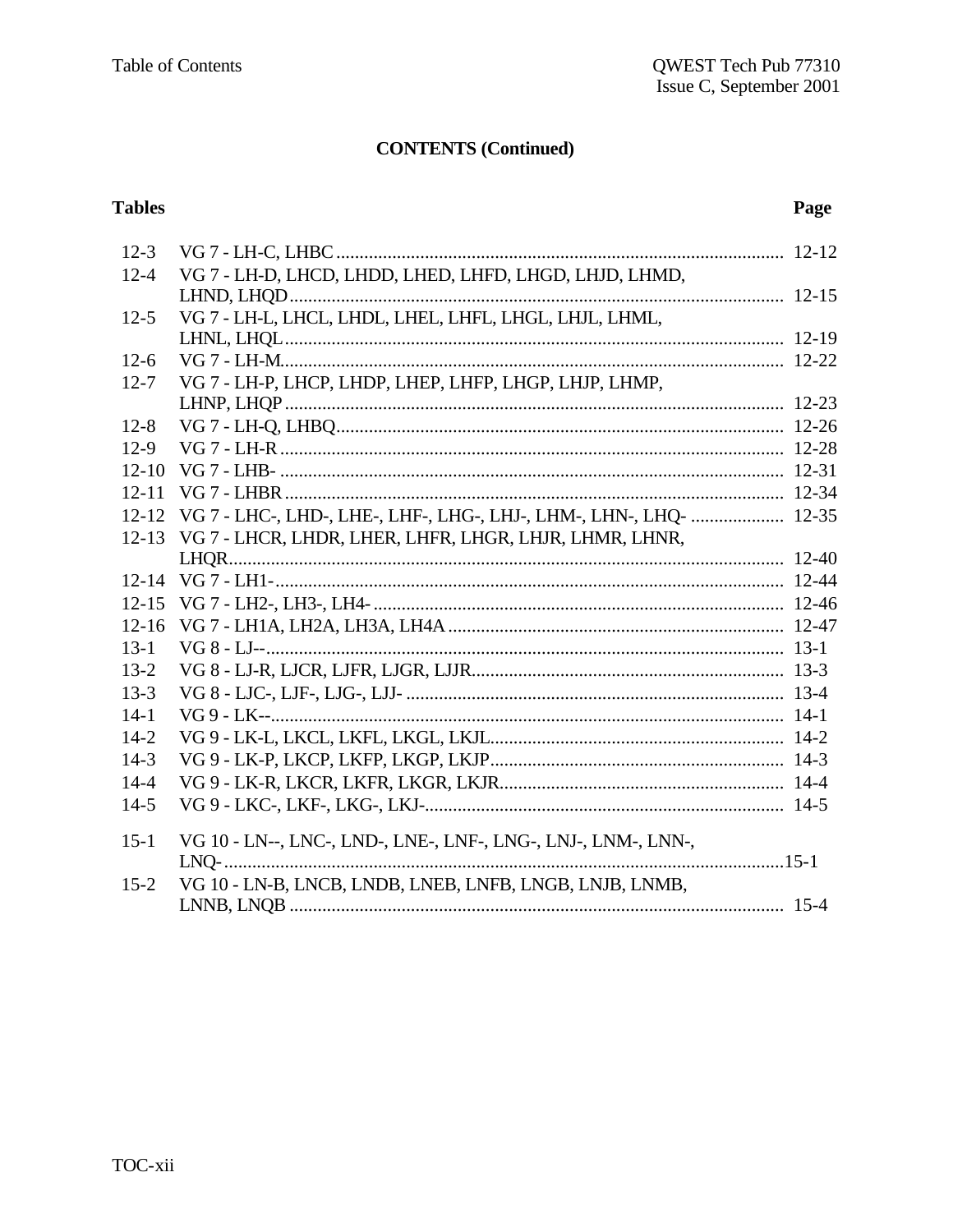## CONTENTS (Continued)

| Tables | | Page |
|---|---|---|
| 12-3 | VG 7 - LH-C, LHBC | 12-12 |
| 12-4 | VG 7 - LH-D, LHCD, LHDD, LHED, LHFD, LHGD, LHJD, LHMD, LHND, LHQD | 12-15 |
| 12-5 | VG 7 - LH-L, LHCL, LHDL, LHEL, LHFL, LHGL, LHJL, LHML, LHNL, LHQL | 12-19 |
| 12-6 | VG 7 - LH-M | 12-22 |
| 12-7 | VG 7 - LH-P, LHCP, LHDP, LHEP, LHFP, LHGP, LHJP, LHMP, LHNP, LHQP | 12-23 |
| 12-8 | VG 7 - LH-Q, LHBQ | 12-26 |
| 12-9 | VG 7 - LH-R | 12-28 |
| 12-10 | VG 7 - LHB- | 12-31 |
| 12-11 | VG 7 - LHBR | 12-34 |
| 12-12 | VG 7 - LHC-, LHD-, LHE-, LHF-, LHG-, LHJ-, LHM-, LHN-, LHQ- | 12-35 |
| 12-13 | VG 7 - LHCR, LHDR, LHER, LHFR, LHGR, LHJR, LHMR, LHNR, LHQR | 12-40 |
| 12-14 | VG 7 - LH1- | 12-44 |
| 12-15 | VG 7 - LH2-, LH3-, LH4- | 12-46 |
| 12-16 | VG 7 - LH1A, LH2A, LH3A, LH4A | 12-47 |
| 13-1 | VG 8 - LJ-- | 13-1 |
| 13-2 | VG 8 - LJ-R, LJCR, LJFR, LJGR, LJJR | 13-3 |
| 13-3 | VG 8 - LJC-, LJF-, LJG-, LJJ- | 13-4 |
| 14-1 | VG 9 - LK-- | 14-1 |
| 14-2 | VG 9 - LK-L, LKCL, LKFL, LKGL, LKJL | 14-2 |
| 14-3 | VG 9 - LK-P, LKCP, LKFP, LKGP, LKJP | 14-3 |
| 14-4 | VG 9 - LK-R, LKCR, LKFR, LKGR, LKJR | 14-4 |
| 14-5 | VG 9 - LKC-, LKF-, LKG-, LKJ- | 14-5 |
| 15-1 | VG 10 - LN--, LNC-, LND-, LNE-, LNF-, LNG-, LNJ-, LNM-, LNN-, LNQ- | 15-1 |
| 15-2 | VG 10 - LN-B, LNCB, LNDB, LNEB, LNFB, LNGB, LNJB, LNMB, LNNB, LNQB | 15-4 |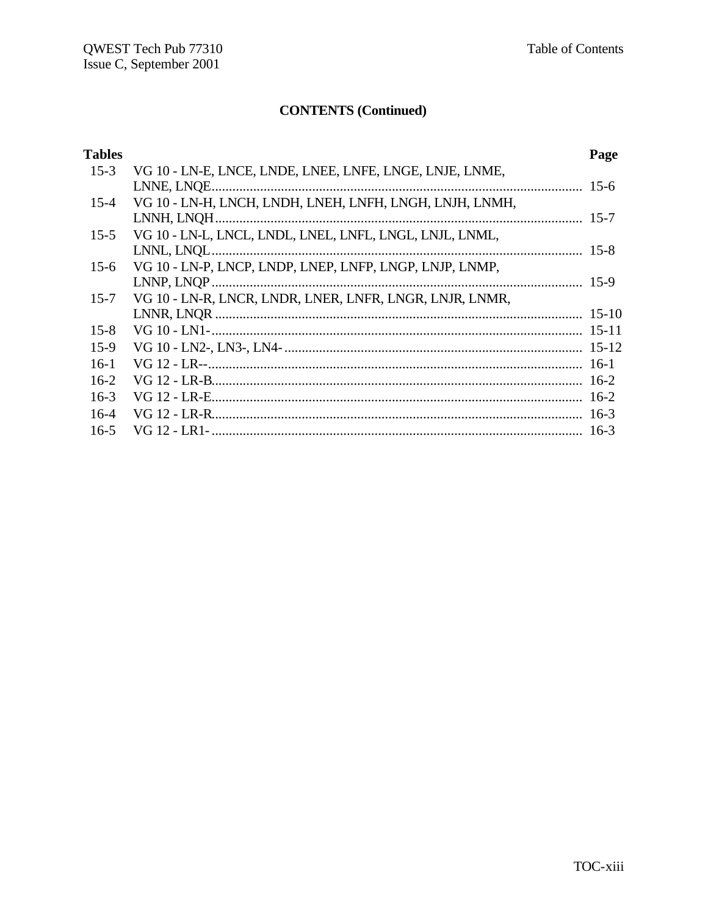**CONTENTS (Continued)**

| Tables | | Page |
|---|---|---|
| 15-3 | VG 10 - LN-E, LNCE, LNDE, LNEE, LNFE, LNGE, LNJE, LNME, LNNE, LNQE | 15-6 |
| 15-4 | VG 10 - LN-H, LNCH, LNDH, LNEH, LNFH, LNGH, LNJH, LNMH, LNNH, LNQH | 15-7 |
| 15-5 | VG 10 - LN-L, LNCL, LNDL, LNEL, LNFL, LNGL, LNJL, LNML, LNNL, LNQL | 15-8 |
| 15-6 | VG 10 - LN-P, LNCP, LNDP, LNEP, LNFP, LNGP, LNJP, LNMP, LNNP, LNQP | 15-9 |
| 15-7 | VG 10 - LN-R, LNCR, LNDR, LNER, LNFR, LNGR, LNJR, LNMR, LNNR, LNQR | 15-10 |
| 15-8 | VG 10 - LN1- | 15-11 |
| 15-9 | VG 10 - LN2-, LN3-, LN4- | 15-12 |
| 16-1 | VG 12 - LR-- | 16-1 |
| 16-2 | VG 12 - LR-B | 16-2 |
| 16-3 | VG 12 - LR-E | 16-2 |
| 16-4 | VG 12 - LR-R | 16-3 |
| 16-5 | VG 12 - LR1- | 16-3 |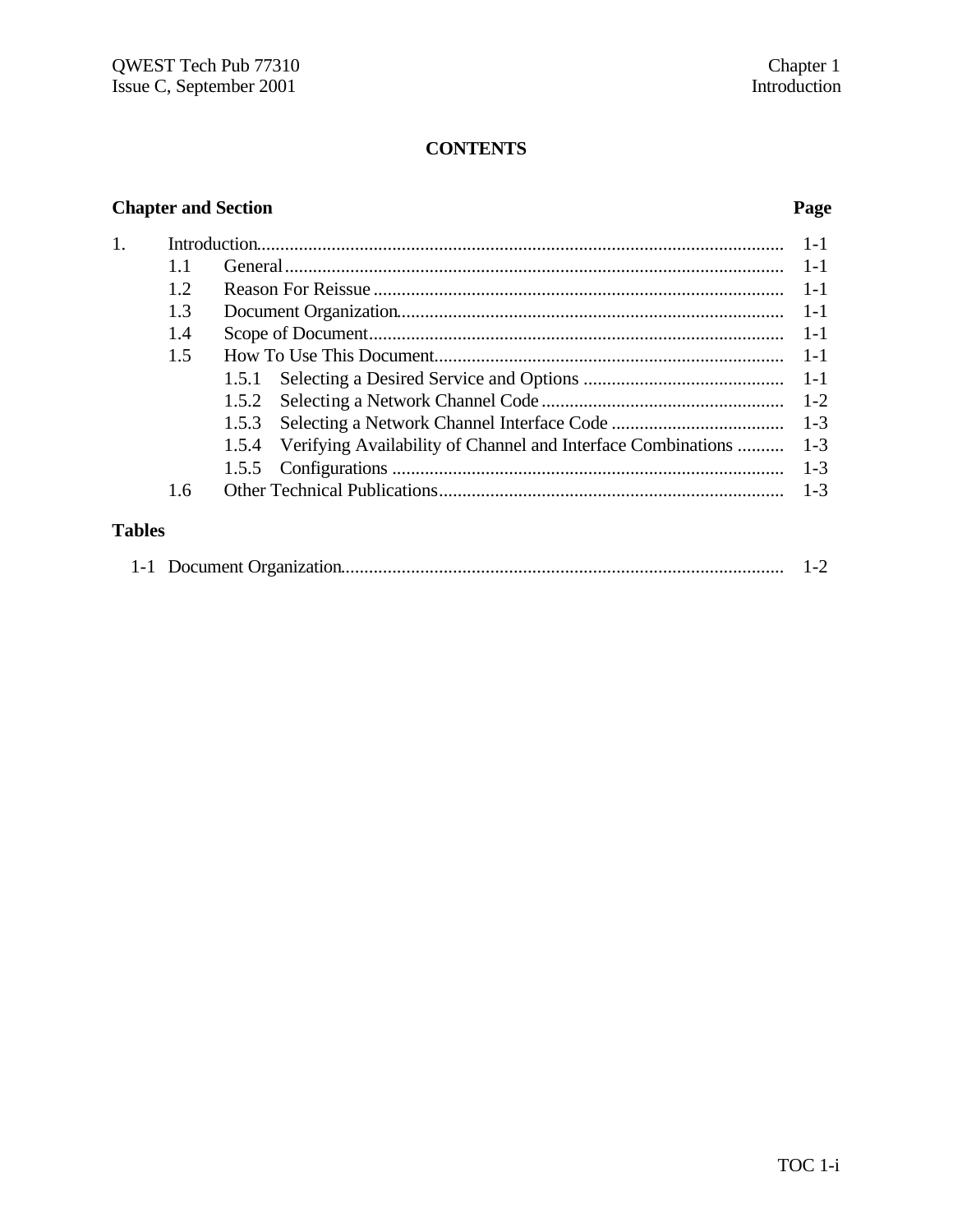# CONTENTS

| Chapter and Section | | | Page |
|---|---|---|---|
| 1. | Introduction | | 1-1 |
| | 1.1 | General | 1-1 |
| | 1.2 | Reason For Reissue | 1-1 |
| | 1.3 | Document Organization | 1-1 |
| | 1.4 | Scope of Document | 1-1 |
| | 1.5 | How To Use This Document | 1-1 |
| | | 1.5.1 Selecting a Desired Service and Options | 1-1 |
| | | 1.5.2 Selecting a Network Channel Code | 1-2 |
| | | 1.5.3 Selecting a Network Channel Interface Code | 1-3 |
| | | 1.5.4 Verifying Availability of Channel and Interface Combinations | 1-3 |
| | | 1.5.5 Configurations | 1-3 |
| | 1.6 | Other Technical Publications | 1-3 |

**Tables**

| | | |
|---|---|---|
| 1-1 | Document Organization | 1-2 |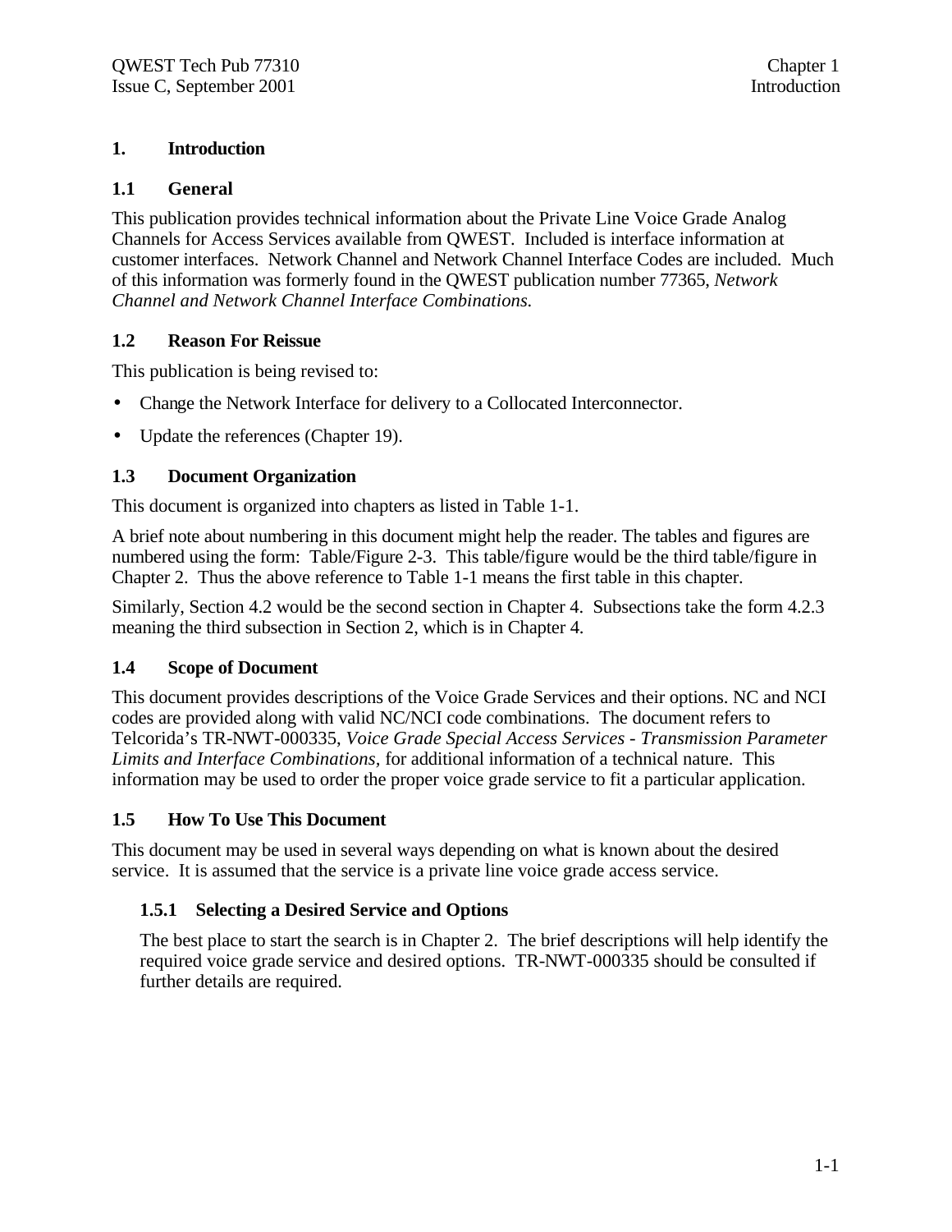# 1. Introduction

## 1.1 General

This publication provides technical information about the Private Line Voice Grade Analog Channels for Access Services available from QWEST. Included is interface information at customer interfaces. Network Channel and Network Channel Interface Codes are included. Much of this information was formerly found in the QWEST publication number 77365, *Network Channel and Network Channel Interface Combinations.*

## 1.2 Reason For Reissue

This publication is being revised to:

- Change the Network Interface for delivery to a Collocated Interconnector.
- Update the references (Chapter 19).

## 1.3 Document Organization

This document is organized into chapters as listed in Table 1-1.

A brief note about numbering in this document might help the reader. The tables and figures are numbered using the form: Table/Figure 2-3. This table/figure would be the third table/figure in Chapter 2. Thus the above reference to Table 1-1 means the first table in this chapter.

Similarly, Section 4.2 would be the second section in Chapter 4. Subsections take the form 4.2.3 meaning the third subsection in Section 2, which is in Chapter 4.

## 1.4 Scope of Document

This document provides descriptions of the Voice Grade Services and their options. NC and NCI codes are provided along with valid NC/NCI code combinations. The document refers to Telcorida's TR-NWT-000335, *Voice Grade Special Access Services - Transmission Parameter Limits and Interface Combinations,* for additional information of a technical nature. This information may be used to order the proper voice grade service to fit a particular application.

## 1.5 How To Use This Document

This document may be used in several ways depending on what is known about the desired service. It is assumed that the service is a private line voice grade access service.

### 1.5.1 Selecting a Desired Service and Options

The best place to start the search is in Chapter 2. The brief descriptions will help identify the required voice grade service and desired options. TR-NWT-000335 should be consulted if further details are required.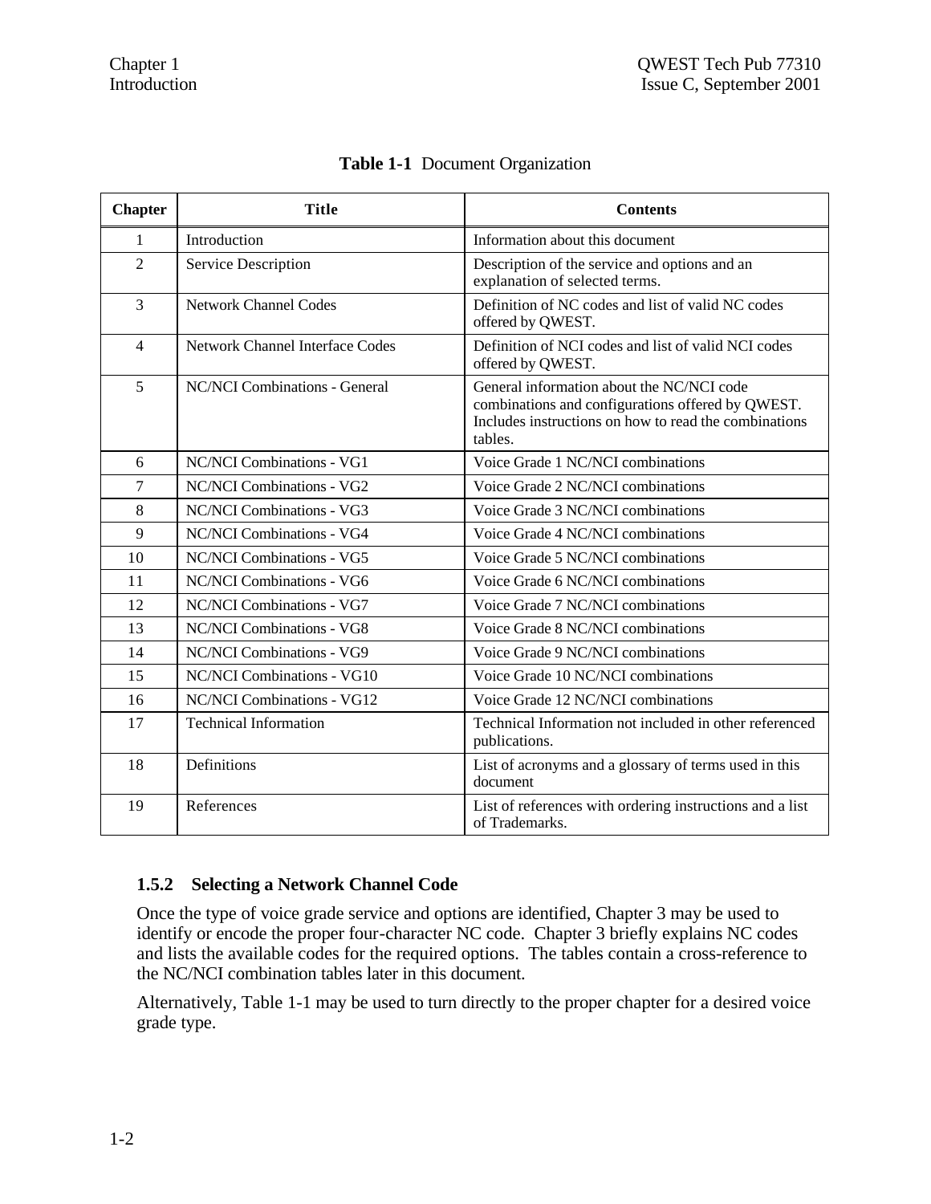**Table 1-1** Document Organization

| Chapter | Title | Contents |
|---|---|---|
| 1 | Introduction | Information about this document |
| 2 | Service Description | Description of the service and options and an explanation of selected terms. |
| 3 | Network Channel Codes | Definition of NC codes and list of valid NC codes offered by QWEST. |
| 4 | Network Channel Interface Codes | Definition of NCI codes and list of valid NCI codes offered by QWEST. |
| 5 | NC/NCI Combinations - General | General information about the NC/NCI code combinations and configurations offered by QWEST. Includes instructions on how to read the combinations tables. |
| 6 | NC/NCI Combinations - VG1 | Voice Grade 1 NC/NCI combinations |
| 7 | NC/NCI Combinations - VG2 | Voice Grade 2 NC/NCI combinations |
| 8 | NC/NCI Combinations - VG3 | Voice Grade 3 NC/NCI combinations |
| 9 | NC/NCI Combinations - VG4 | Voice Grade 4 NC/NCI combinations |
| 10 | NC/NCI Combinations - VG5 | Voice Grade 5 NC/NCI combinations |
| 11 | NC/NCI Combinations - VG6 | Voice Grade 6 NC/NCI combinations |
| 12 | NC/NCI Combinations - VG7 | Voice Grade 7 NC/NCI combinations |
| 13 | NC/NCI Combinations - VG8 | Voice Grade 8 NC/NCI combinations |
| 14 | NC/NCI Combinations - VG9 | Voice Grade 9 NC/NCI combinations |
| 15 | NC/NCI Combinations - VG10 | Voice Grade 10 NC/NCI combinations |
| 16 | NC/NCI Combinations - VG12 | Voice Grade 12 NC/NCI combinations |
| 17 | Technical Information | Technical Information not included in other referenced publications. |
| 18 | Definitions | List of acronyms and a glossary of terms used in this document |
| 19 | References | List of references with ordering instructions and a list of Trademarks. |

### 1.5.2 Selecting a Network Channel Code

Once the type of voice grade service and options are identified, Chapter 3 may be used to identify or encode the proper four-character NC code. Chapter 3 briefly explains NC codes and lists the available codes for the required options. The tables contain a cross-reference to the NC/NCI combination tables later in this document.

Alternatively, Table 1-1 may be used to turn directly to the proper chapter for a desired voice grade type.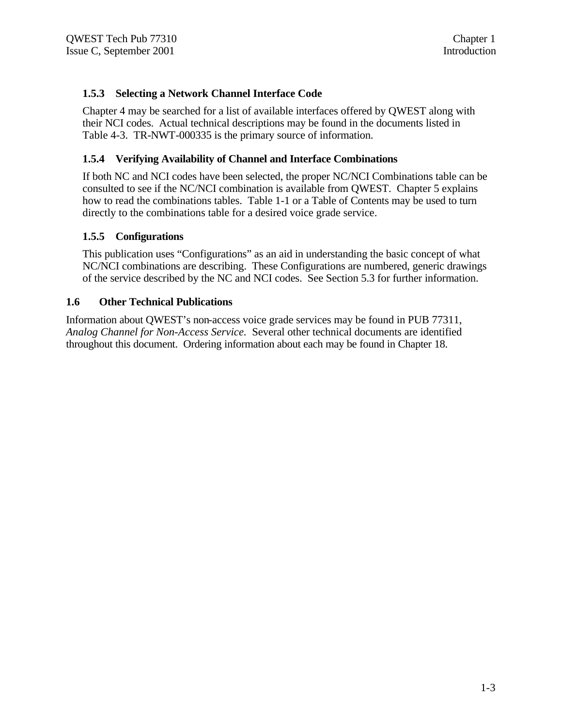### 1.5.3 Selecting a Network Channel Interface Code

Chapter 4 may be searched for a list of available interfaces offered by QWEST along with their NCI codes. Actual technical descriptions may be found in the documents listed in Table 4-3. TR-NWT-000335 is the primary source of information.

### 1.5.4 Verifying Availability of Channel and Interface Combinations

If both NC and NCI codes have been selected, the proper NC/NCI Combinations table can be consulted to see if the NC/NCI combination is available from QWEST. Chapter 5 explains how to read the combinations tables. Table 1-1 or a Table of Contents may be used to turn directly to the combinations table for a desired voice grade service.

### 1.5.5 Configurations

This publication uses "Configurations" as an aid in understanding the basic concept of what NC/NCI combinations are describing. These Configurations are numbered, generic drawings of the service described by the NC and NCI codes. See Section 5.3 for further information.

## 1.6 Other Technical Publications

Information about QWEST's non-access voice grade services may be found in PUB 77311, *Analog Channel for Non-Access Service*. Several other technical documents are identified throughout this document. Ordering information about each may be found in Chapter 18.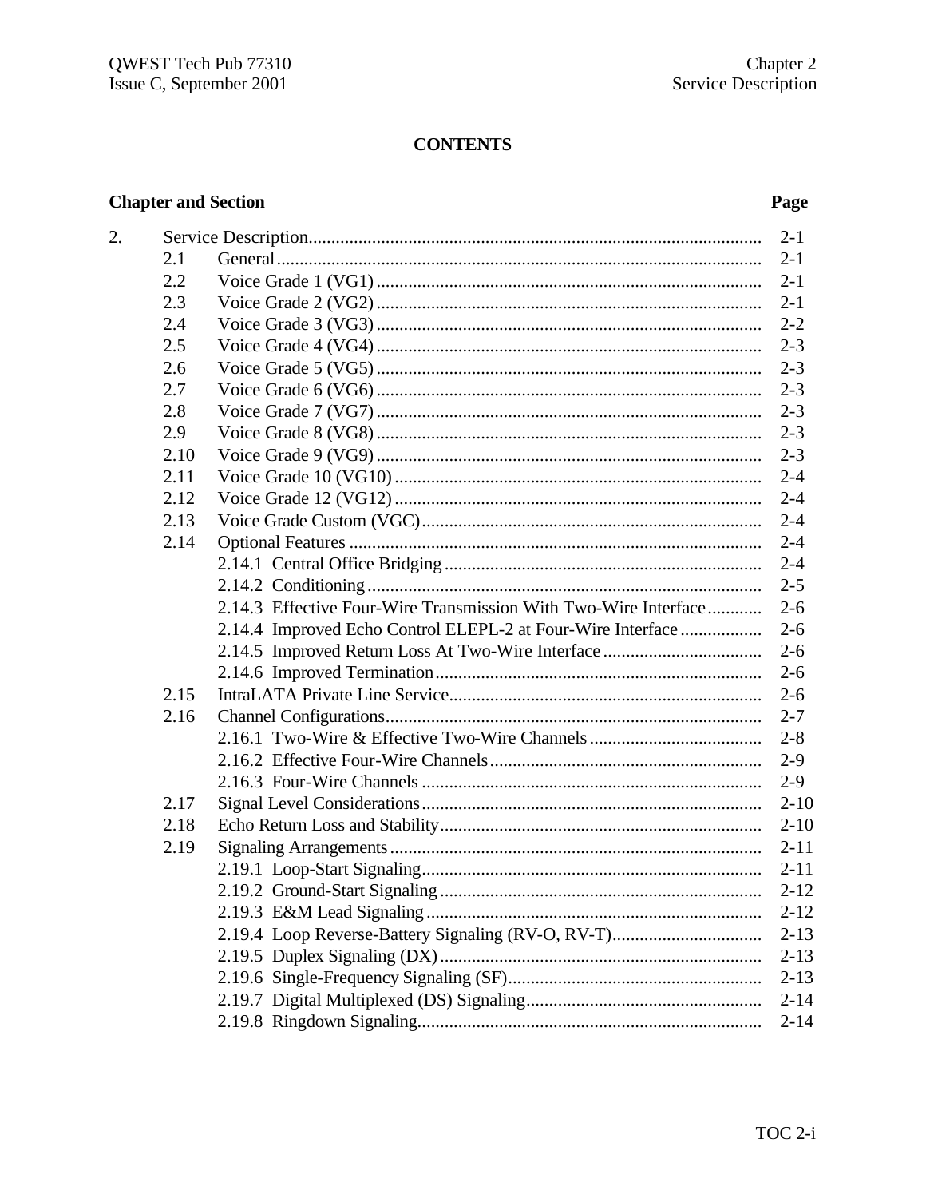# CONTENTS

| Chapter and Section | | | Page |
|---|---|---|---|
| 2. | Service Description | | 2-1 |
| | 2.1 | General | 2-1 |
| | 2.2 | Voice Grade 1 (VG1) | 2-1 |
| | 2.3 | Voice Grade 2 (VG2) | 2-1 |
| | 2.4 | Voice Grade 3 (VG3) | 2-2 |
| | 2.5 | Voice Grade 4 (VG4) | 2-3 |
| | 2.6 | Voice Grade 5 (VG5) | 2-3 |
| | 2.7 | Voice Grade 6 (VG6) | 2-3 |
| | 2.8 | Voice Grade 7 (VG7) | 2-3 |
| | 2.9 | Voice Grade 8 (VG8) | 2-3 |
| | 2.10 | Voice Grade 9 (VG9) | 2-3 |
| | 2.11 | Voice Grade 10 (VG10) | 2-4 |
| | 2.12 | Voice Grade 12 (VG12) | 2-4 |
| | 2.13 | Voice Grade Custom (VGC) | 2-4 |
| | 2.14 | Optional Features | 2-4 |
| | | 2.14.1 Central Office Bridging | 2-4 |
| | | 2.14.2 Conditioning | 2-5 |
| | | 2.14.3 Effective Four-Wire Transmission With Two-Wire Interface | 2-6 |
| | | 2.14.4 Improved Echo Control ELEPL-2 at Four-Wire Interface | 2-6 |
| | | 2.14.5 Improved Return Loss At Two-Wire Interface | 2-6 |
| | | 2.14.6 Improved Termination | 2-6 |
| | 2.15 | IntraLATA Private Line Service | 2-6 |
| | 2.16 | Channel Configurations | 2-7 |
| | | 2.16.1 Two-Wire & Effective Two-Wire Channels | 2-8 |
| | | 2.16.2 Effective Four-Wire Channels | 2-9 |
| | | 2.16.3 Four-Wire Channels | 2-9 |
| | 2.17 | Signal Level Considerations | 2-10 |
| | 2.18 | Echo Return Loss and Stability | 2-10 |
| | 2.19 | Signaling Arrangements | 2-11 |
| | | 2.19.1 Loop-Start Signaling | 2-11 |
| | | 2.19.2 Ground-Start Signaling | 2-12 |
| | | 2.19.3 E&M Lead Signaling | 2-12 |
| | | 2.19.4 Loop Reverse-Battery Signaling (RV-O, RV-T) | 2-13 |
| | | 2.19.5 Duplex Signaling (DX) | 2-13 |
| | | 2.19.6 Single-Frequency Signaling (SF) | 2-13 |
| | | 2.19.7 Digital Multiplexed (DS) Signaling | 2-14 |
| | | 2.19.8 Ringdown Signaling | 2-14 |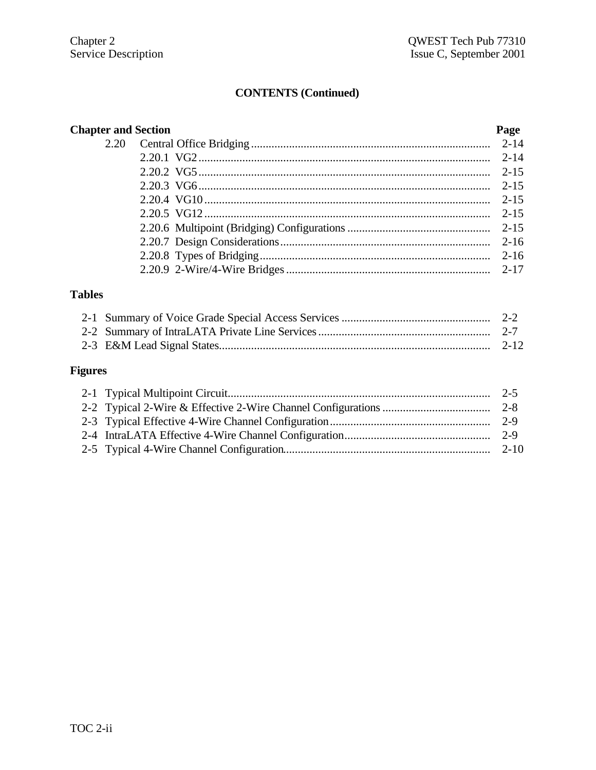**CONTENTS (Continued)**

| Chapter and Section | Page |
|---|---|
| 2.20 Central Office Bridging | 2-14 |
| 2.20.1 VG2 | 2-14 |
| 2.20.2 VG5 | 2-15 |
| 2.20.3 VG6 | 2-15 |
| 2.20.4 VG10 | 2-15 |
| 2.20.5 VG12 | 2-15 |
| 2.20.6 Multipoint (Bridging) Configurations | 2-15 |
| 2.20.7 Design Considerations | 2-16 |
| 2.20.8 Types of Bridging | 2-16 |
| 2.20.9 2-Wire/4-Wire Bridges | 2-17 |

**Tables**

| | | |
|---|---|---|
| 2-1 | Summary of Voice Grade Special Access Services | 2-2 |
| 2-2 | Summary of IntraLATA Private Line Services | 2-7 |
| 2-3 | E&M Lead Signal States | 2-12 |

**Figures**

| | | |
|---|---|---|
| 2-1 | Typical Multipoint Circuit | 2-5 |
| 2-2 | Typical 2-Wire & Effective 2-Wire Channel Configurations | 2-8 |
| 2-3 | Typical Effective 4-Wire Channel Configuration | 2-9 |
| 2-4 | IntraLATA Effective 4-Wire Channel Configuration | 2-9 |
| 2-5 | Typical 4-Wire Channel Configuration | 2-10 |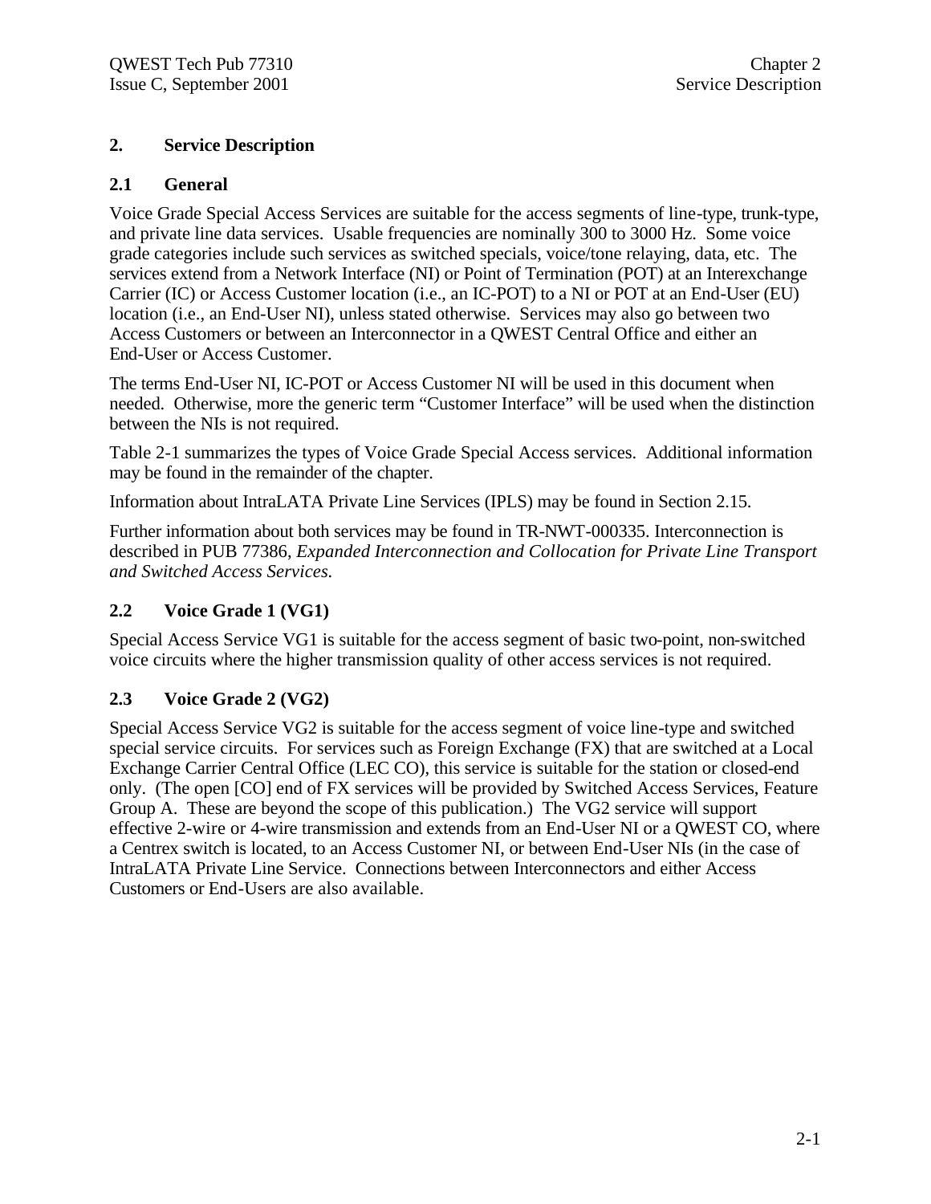# 2. Service Description

## 2.1 General

Voice Grade Special Access Services are suitable for the access segments of line-type, trunk-type, and private line data services. Usable frequencies are nominally 300 to 3000 Hz. Some voice grade categories include such services as switched specials, voice/tone relaying, data, etc. The services extend from a Network Interface (NI) or Point of Termination (POT) at an Interexchange Carrier (IC) or Access Customer location (i.e., an IC-POT) to a NI or POT at an End-User (EU) location (i.e., an End-User NI), unless stated otherwise. Services may also go between two Access Customers or between an Interconnector in a QWEST Central Office and either an End-User or Access Customer.

The terms End-User NI, IC-POT or Access Customer NI will be used in this document when needed. Otherwise, more the generic term “Customer Interface” will be used when the distinction between the NIs is not required.

Table 2-1 summarizes the types of Voice Grade Special Access services. Additional information may be found in the remainder of the chapter.

Information about IntraLATA Private Line Services (IPLS) may be found in Section 2.15.

Further information about both services may be found in TR-NWT-000335. Interconnection is described in PUB 77386, *Expanded Interconnection and Collocation for Private Line Transport and Switched Access Services.*

## 2.2 Voice Grade 1 (VG1)

Special Access Service VG1 is suitable for the access segment of basic two-point, non-switched voice circuits where the higher transmission quality of other access services is not required.

## 2.3 Voice Grade 2 (VG2)

Special Access Service VG2 is suitable for the access segment of voice line-type and switched special service circuits. For services such as Foreign Exchange (FX) that are switched at a Local Exchange Carrier Central Office (LEC CO), this service is suitable for the station or closed-end only. (The open [CO] end of FX services will be provided by Switched Access Services, Feature Group A. These are beyond the scope of this publication.) The VG2 service will support effective 2-wire or 4-wire transmission and extends from an End-User NI or a QWEST CO, where a Centrex switch is located, to an Access Customer NI, or between End-User NIs (in the case of IntraLATA Private Line Service. Connections between Interconnectors and either Access Customers or End-Users are also available.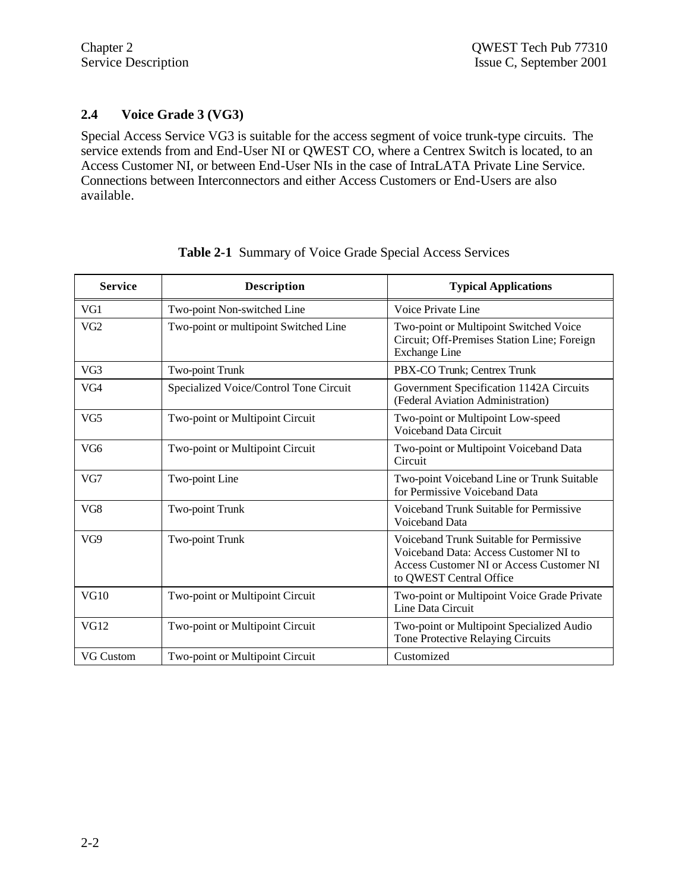## 2.4 Voice Grade 3 (VG3)

Special Access Service VG3 is suitable for the access segment of voice trunk-type circuits. The service extends from and End-User NI or QWEST CO, where a Centrex Switch is located, to an Access Customer NI, or between End-User NIs in the case of IntraLATA Private Line Service. Connections between Interconnectors and either Access Customers or End-Users are also available.

**Table 2-1** Summary of Voice Grade Special Access Services

| Service | Description | Typical Applications |
|---|---|---|
| VG1 | Two-point Non-switched Line | Voice Private Line |
| VG2 | Two-point or multipoint Switched Line | Two-point or Multipoint Switched Voice Circuit; Off-Premises Station Line; Foreign Exchange Line |
| VG3 | Two-point Trunk | PBX-CO Trunk; Centrex Trunk |
| VG4 | Specialized Voice/Control Tone Circuit | Government Specification 1142A Circuits (Federal Aviation Administration) |
| VG5 | Two-point or Multipoint Circuit | Two-point or Multipoint Low-speed Voiceband Data Circuit |
| VG6 | Two-point or Multipoint Circuit | Two-point or Multipoint Voiceband Data Circuit |
| VG7 | Two-point Line | Two-point Voiceband Line or Trunk Suitable for Permissive Voiceband Data |
| VG8 | Two-point Trunk | Voiceband Trunk Suitable for Permissive Voiceband Data |
| VG9 | Two-point Trunk | Voiceband Trunk Suitable for Permissive Voiceband Data: Access Customer NI to Access Customer NI or Access Customer NI to QWEST Central Office |
| VG10 | Two-point or Multipoint Circuit | Two-point or Multipoint Voice Grade Private Line Data Circuit |
| VG12 | Two-point or Multipoint Circuit | Two-point or Multipoint Specialized Audio Tone Protective Relaying Circuits |
| VG Custom | Two-point or Multipoint Circuit | Customized |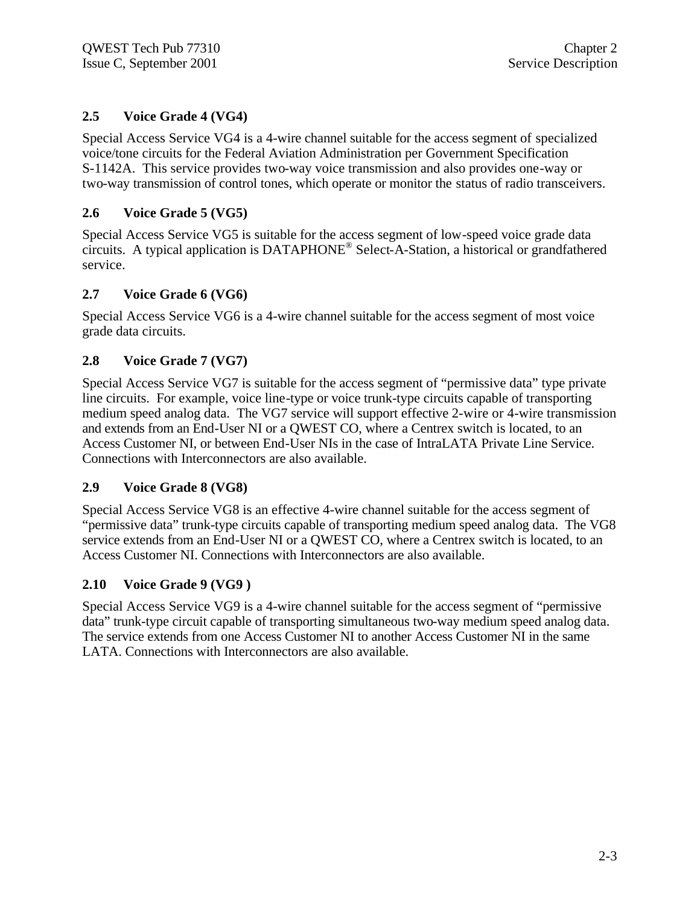### 2.5 Voice Grade 4 (VG4)

Special Access Service VG4 is a 4-wire channel suitable for the access segment of specialized voice/tone circuits for the Federal Aviation Administration per Government Specification S-1142A. This service provides two-way voice transmission and also provides one-way or two-way transmission of control tones, which operate or monitor the status of radio transceivers.

### 2.6 Voice Grade 5 (VG5)

Special Access Service VG5 is suitable for the access segment of low-speed voice grade data circuits. A typical application is DATAPHONE® Select-A-Station, a historical or grandfathered service.

### 2.7 Voice Grade 6 (VG6)

Special Access Service VG6 is a 4-wire channel suitable for the access segment of most voice grade data circuits.

### 2.8 Voice Grade 7 (VG7)

Special Access Service VG7 is suitable for the access segment of "permissive data" type private line circuits. For example, voice line-type or voice trunk-type circuits capable of transporting medium speed analog data. The VG7 service will support effective 2-wire or 4-wire transmission and extends from an End-User NI or a QWEST CO, where a Centrex switch is located, to an Access Customer NI, or between End-User NIs in the case of IntraLATA Private Line Service. Connections with Interconnectors are also available.

### 2.9 Voice Grade 8 (VG8)

Special Access Service VG8 is an effective 4-wire channel suitable for the access segment of "permissive data" trunk-type circuits capable of transporting medium speed analog data. The VG8 service extends from an End-User NI or a QWEST CO, where a Centrex switch is located, to an Access Customer NI. Connections with Interconnectors are also available.

### 2.10 Voice Grade 9 (VG9 )

Special Access Service VG9 is a 4-wire channel suitable for the access segment of "permissive data" trunk-type circuit capable of transporting simultaneous two-way medium speed analog data. The service extends from one Access Customer NI to another Access Customer NI in the same LATA. Connections with Interconnectors are also available.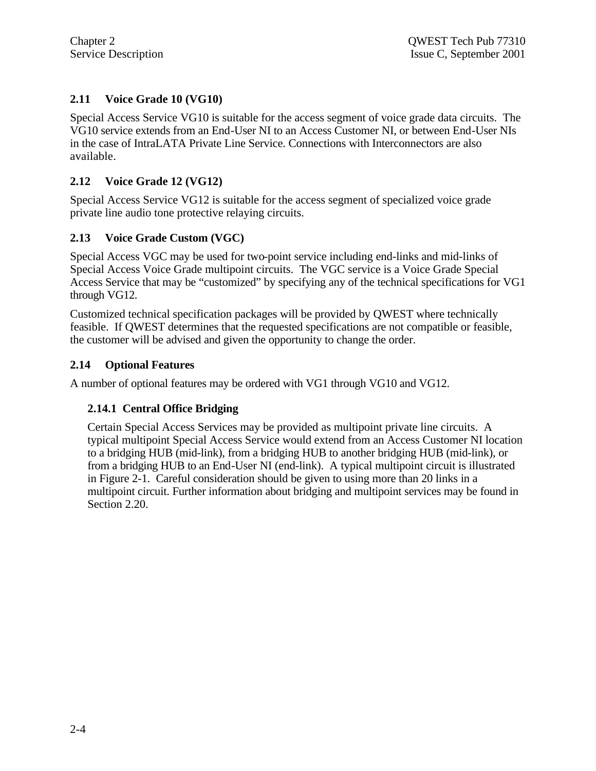## 2.11 Voice Grade 10 (VG10)

Special Access Service VG10 is suitable for the access segment of voice grade data circuits. The VG10 service extends from an End-User NI to an Access Customer NI, or between End-User NIs in the case of IntraLATA Private Line Service. Connections with Interconnectors are also available.

## 2.12 Voice Grade 12 (VG12)

Special Access Service VG12 is suitable for the access segment of specialized voice grade private line audio tone protective relaying circuits.

## 2.13 Voice Grade Custom (VGC)

Special Access VGC may be used for two-point service including end-links and mid-links of Special Access Voice Grade multipoint circuits. The VGC service is a Voice Grade Special Access Service that may be "customized" by specifying any of the technical specifications for VG1 through VG12.

Customized technical specification packages will be provided by QWEST where technically feasible. If QWEST determines that the requested specifications are not compatible or feasible, the customer will be advised and given the opportunity to change the order.

## 2.14 Optional Features

A number of optional features may be ordered with VG1 through VG10 and VG12.

### 2.14.1 Central Office Bridging

Certain Special Access Services may be provided as multipoint private line circuits. A typical multipoint Special Access Service would extend from an Access Customer NI location to a bridging HUB (mid-link), from a bridging HUB to another bridging HUB (mid-link), or from a bridging HUB to an End-User NI (end-link). A typical multipoint circuit is illustrated in Figure 2-1. Careful consideration should be given to using more than 20 links in a multipoint circuit. Further information about bridging and multipoint services may be found in Section 2.20.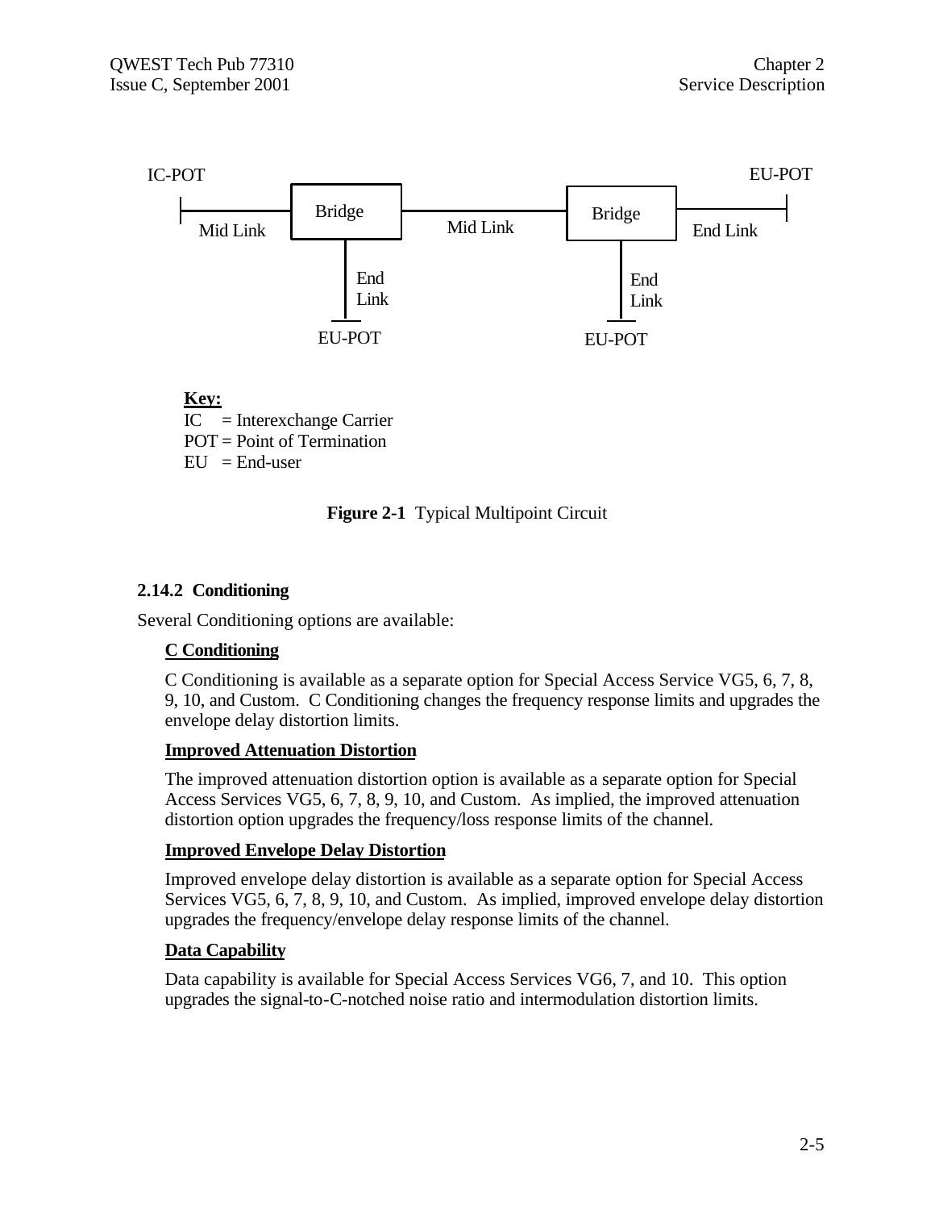IC-POT | Mid Link | Bridge | Mid Link | Bridge | End Link | EU-POT

End Link | EU-POT

End Link | EU-POT

**Key:**

IC = Interexchange Carrier
POT = Point of Termination
EU = End-user

**Figure 2-1** Typical Multipoint Circuit

### 2.14.2 Conditioning

Several Conditioning options are available:

**C Conditioning**

C Conditioning is available as a separate option for Special Access Service VG5, 6, 7, 8, 9, 10, and Custom. C Conditioning changes the frequency response limits and upgrades the envelope delay distortion limits.

**Improved Attenuation Distortion**

The improved attenuation distortion option is available as a separate option for Special Access Services VG5, 6, 7, 8, 9, 10, and Custom. As implied, the improved attenuation distortion option upgrades the frequency/loss response limits of the channel.

**Improved Envelope Delay Distortion**

Improved envelope delay distortion is available as a separate option for Special Access Services VG5, 6, 7, 8, 9, 10, and Custom. As implied, improved envelope delay distortion upgrades the frequency/envelope delay response limits of the channel.

**Data Capability**

Data capability is available for Special Access Services VG6, 7, and 10. This option upgrades the signal-to-C-notched noise ratio and intermodulation distortion limits.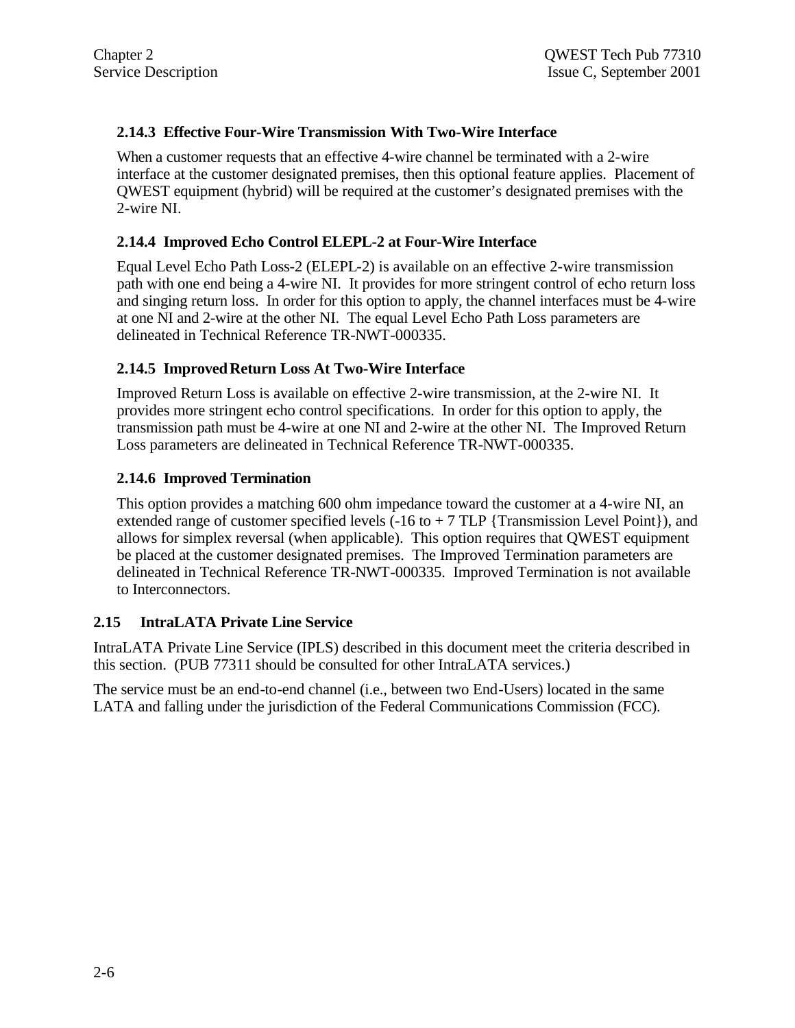### 2.14.3 Effective Four-Wire Transmission With Two-Wire Interface

When a customer requests that an effective 4-wire channel be terminated with a 2-wire interface at the customer designated premises, then this optional feature applies. Placement of QWEST equipment (hybrid) will be required at the customer's designated premises with the 2-wire NI.

### 2.14.4 Improved Echo Control ELEPL-2 at Four-Wire Interface

Equal Level Echo Path Loss-2 (ELEPL-2) is available on an effective 2-wire transmission path with one end being a 4-wire NI. It provides for more stringent control of echo return loss and singing return loss. In order for this option to apply, the channel interfaces must be 4-wire at one NI and 2-wire at the other NI. The equal Level Echo Path Loss parameters are delineated in Technical Reference TR-NWT-000335.

### 2.14.5 Improved Return Loss At Two-Wire Interface

Improved Return Loss is available on effective 2-wire transmission, at the 2-wire NI. It provides more stringent echo control specifications. In order for this option to apply, the transmission path must be 4-wire at one NI and 2-wire at the other NI. The Improved Return Loss parameters are delineated in Technical Reference TR-NWT-000335.

### 2.14.6 Improved Termination

This option provides a matching 600 ohm impedance toward the customer at a 4-wire NI, an extended range of customer specified levels (-16 to + 7 TLP {Transmission Level Point}), and allows for simplex reversal (when applicable). This option requires that QWEST equipment be placed at the customer designated premises. The Improved Termination parameters are delineated in Technical Reference TR-NWT-000335. Improved Termination is not available to Interconnectors.

## 2.15 IntraLATA Private Line Service

IntraLATA Private Line Service (IPLS) described in this document meet the criteria described in this section. (PUB 77311 should be consulted for other IntraLATA services.)

The service must be an end-to-end channel (i.e., between two End-Users) located in the same LATA and falling under the jurisdiction of the Federal Communications Commission (FCC).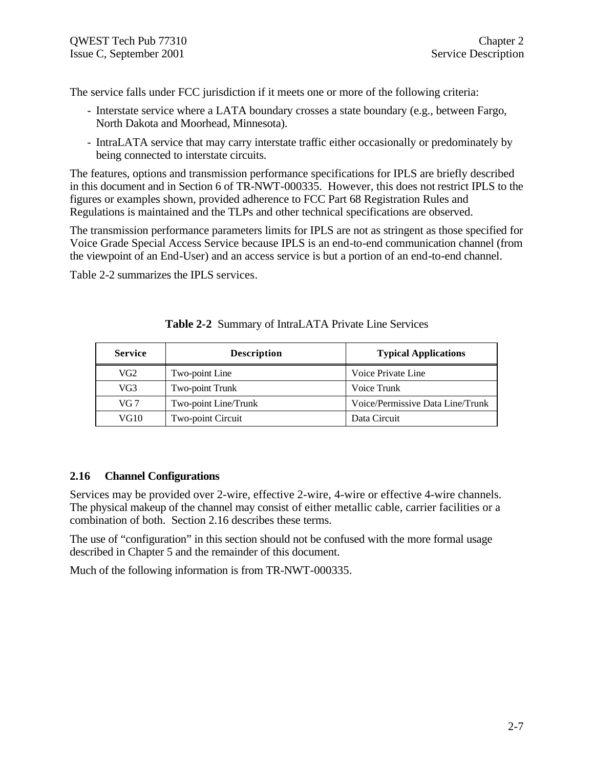The service falls under FCC jurisdiction if it meets one or more of the following criteria:

- Interstate service where a LATA boundary crosses a state boundary (e.g., between Fargo, North Dakota and Moorhead, Minnesota).
- IntraLATA service that may carry interstate traffic either occasionally or predominately by being connected to interstate circuits.

The features, options and transmission performance specifications for IPLS are briefly described in this document and in Section 6 of TR-NWT-000335. However, this does not restrict IPLS to the figures or examples shown, provided adherence to FCC Part 68 Registration Rules and Regulations is maintained and the TLPs and other technical specifications are observed.

The transmission performance parameters limits for IPLS are not as stringent as those specified for Voice Grade Special Access Service because IPLS is an end-to-end communication channel (from the viewpoint of an End-User) and an access service is but a portion of an end-to-end channel.

Table 2-2 summarizes the IPLS services.

**Table 2-2** Summary of IntraLATA Private Line Services

| Service | Description | Typical Applications |
|---|---|---|
| VG2 | Two-point Line | Voice Private Line |
| VG3 | Two-point Trunk | Voice Trunk |
| VG 7 | Two-point Line/Trunk | Voice/Permissive Data Line/Trunk |
| VG10 | Two-point Circuit | Data Circuit |

## 2.16 Channel Configurations

Services may be provided over 2-wire, effective 2-wire, 4-wire or effective 4-wire channels. The physical makeup of the channel may consist of either metallic cable, carrier facilities or a combination of both. Section 2.16 describes these terms.

The use of “configuration” in this section should not be confused with the more formal usage described in Chapter 5 and the remainder of this document.

Much of the following information is from TR-NWT-000335.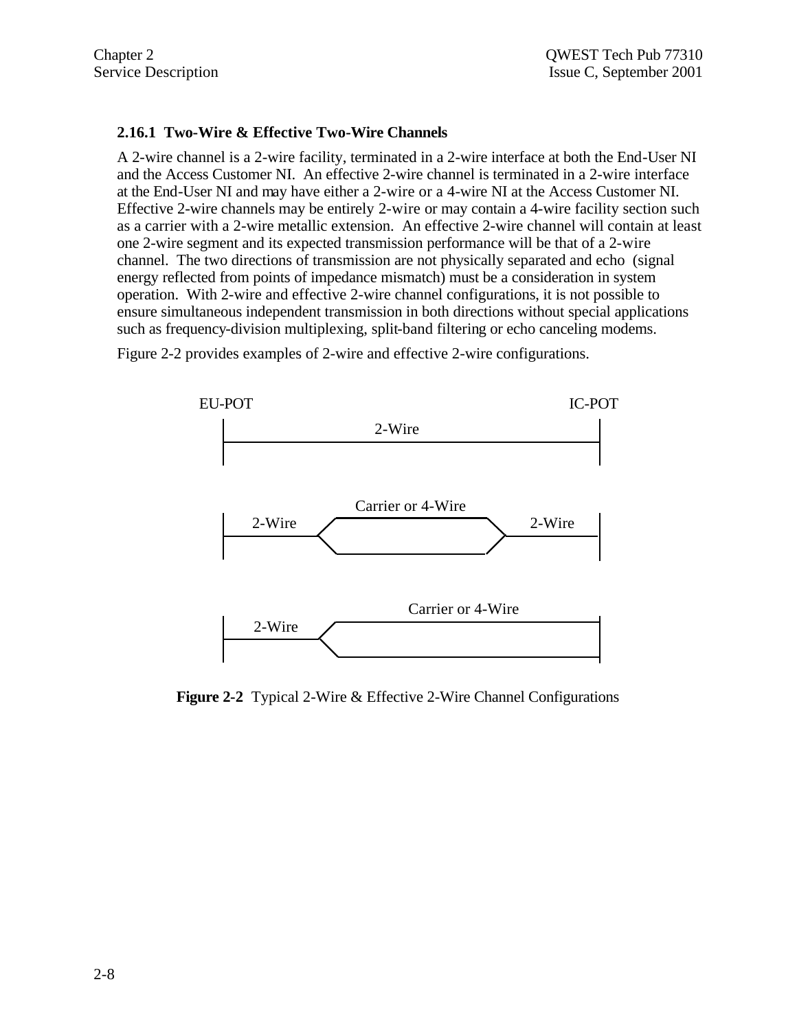### 2.16.1 Two-Wire & Effective Two-Wire Channels

A 2-wire channel is a 2-wire facility, terminated in a 2-wire interface at both the End-User NI and the Access Customer NI. An effective 2-wire channel is terminated in a 2-wire interface at the End-User NI and may have either a 2-wire or a 4-wire NI at the Access Customer NI. Effective 2-wire channels may be entirely 2-wire or may contain a 4-wire facility section such as a carrier with a 2-wire metallic extension. An effective 2-wire channel will contain at least one 2-wire segment and its expected transmission performance will be that of a 2-wire channel. The two directions of transmission are not physically separated and echo (signal energy reflected from points of impedance mismatch) must be a consideration in system operation. With 2-wire and effective 2-wire channel configurations, it is not possible to ensure simultaneous independent transmission in both directions without special applications such as frequency-division multiplexing, split-band filtering or echo canceling modems.

Figure 2-2 provides examples of 2-wire and effective 2-wire configurations.

EU-POT IC-POT

2-Wire

2-Wire Carrier or 4-Wire 2-Wire

2-Wire Carrier or 4-Wire

**Figure 2-2** Typical 2-Wire & Effective 2-Wire Channel Configurations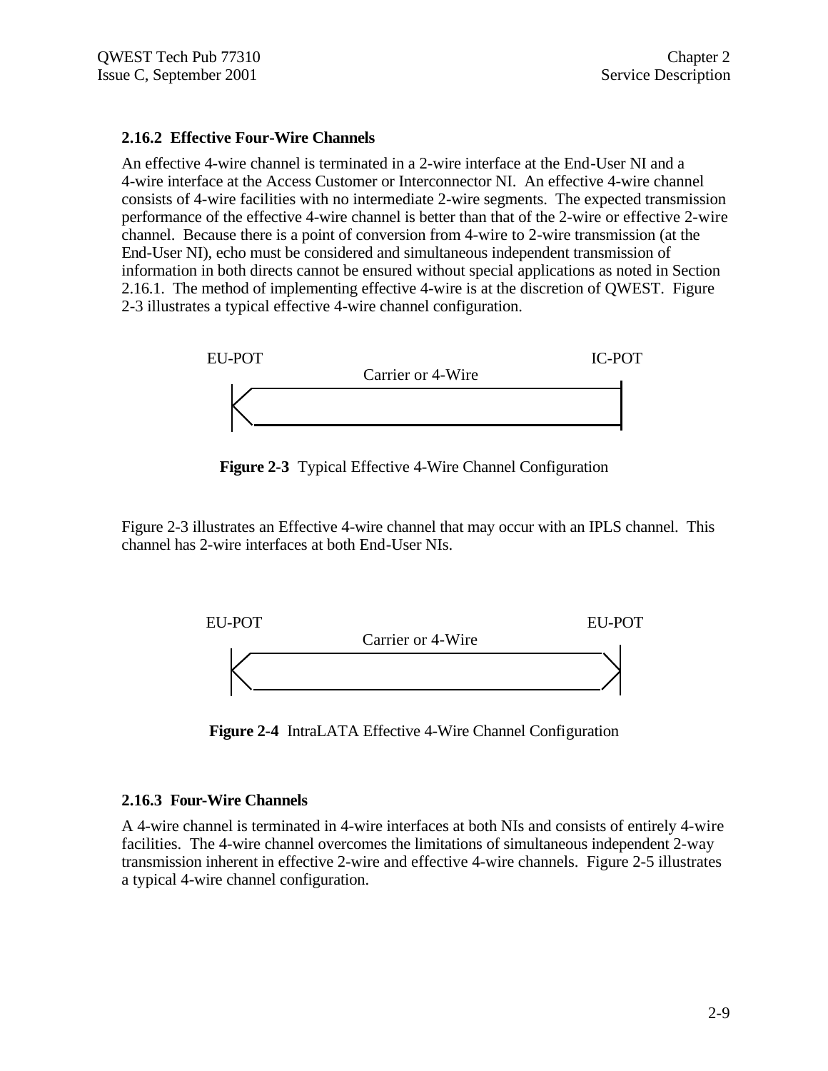### 2.16.2 Effective Four-Wire Channels

An effective 4-wire channel is terminated in a 2-wire interface at the End-User NI and a 4-wire interface at the Access Customer or Interconnector NI. An effective 4-wire channel consists of 4-wire facilities with no intermediate 2-wire segments. The expected transmission performance of the effective 4-wire channel is better than that of the 2-wire or effective 2-wire channel. Because there is a point of conversion from 4-wire to 2-wire transmission (at the End-User NI), echo must be considered and simultaneous independent transmission of information in both directs cannot be ensured without special applications as noted in Section 2.16.1. The method of implementing effective 4-wire is at the discretion of QWEST. Figure 2-3 illustrates a typical effective 4-wire channel configuration.

EU-POT                Carrier or 4-Wire                IC-POT

**Figure 2-3** Typical Effective 4-Wire Channel Configuration

Figure 2-3 illustrates an Effective 4-wire channel that may occur with an IPLS channel. This channel has 2-wire interfaces at both End-User NIs.

EU-POT                Carrier or 4-Wire                EU-POT

**Figure 2-4** IntraLATA Effective 4-Wire Channel Configuration

### 2.16.3 Four-Wire Channels

A 4-wire channel is terminated in 4-wire interfaces at both NIs and consists of entirely 4-wire facilities. The 4-wire channel overcomes the limitations of simultaneous independent 2-way transmission inherent in effective 2-wire and effective 4-wire channels. Figure 2-5 illustrates a typical 4-wire channel configuration.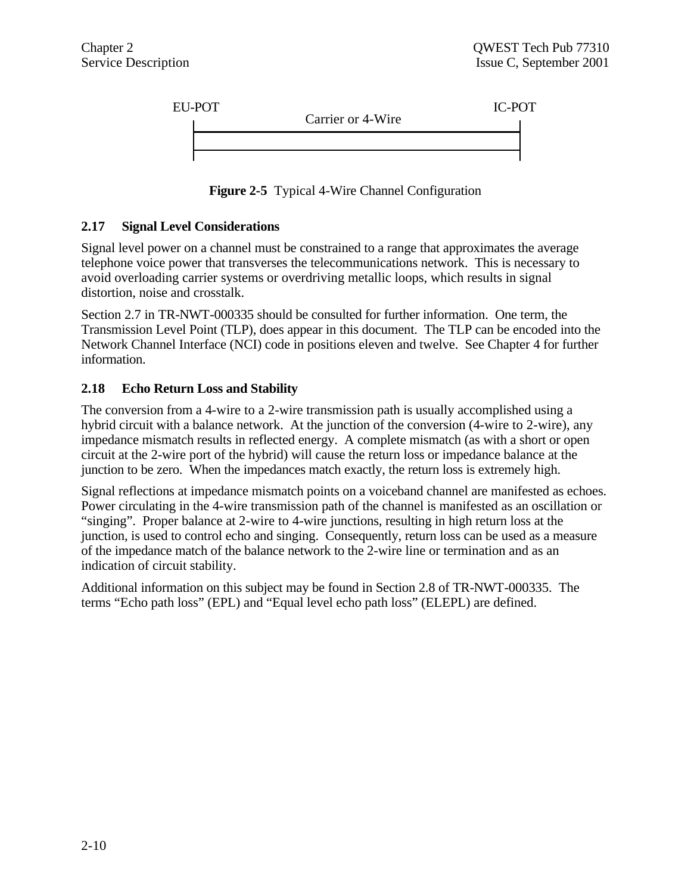EU-POT

Carrier or 4-Wire

IC-POT

**Figure 2-5** Typical 4-Wire Channel Configuration

## 2.17 Signal Level Considerations

Signal level power on a channel must be constrained to a range that approximates the average telephone voice power that transverses the telecommunications network. This is necessary to avoid overloading carrier systems or overdriving metallic loops, which results in signal distortion, noise and crosstalk.

Section 2.7 in TR-NWT-000335 should be consulted for further information. One term, the Transmission Level Point (TLP), does appear in this document. The TLP can be encoded into the Network Channel Interface (NCI) code in positions eleven and twelve. See Chapter 4 for further information.

## 2.18 Echo Return Loss and Stability

The conversion from a 4-wire to a 2-wire transmission path is usually accomplished using a hybrid circuit with a balance network. At the junction of the conversion (4-wire to 2-wire), any impedance mismatch results in reflected energy. A complete mismatch (as with a short or open circuit at the 2-wire port of the hybrid) will cause the return loss or impedance balance at the junction to be zero. When the impedances match exactly, the return loss is extremely high.

Signal reflections at impedance mismatch points on a voiceband channel are manifested as echoes. Power circulating in the 4-wire transmission path of the channel is manifested as an oscillation or “singing”. Proper balance at 2-wire to 4-wire junctions, resulting in high return loss at the junction, is used to control echo and singing. Consequently, return loss can be used as a measure of the impedance match of the balance network to the 2-wire line or termination and as an indication of circuit stability.

Additional information on this subject may be found in Section 2.8 of TR-NWT-000335. The terms “Echo path loss” (EPL) and “Equal level echo path loss” (ELEPL) are defined.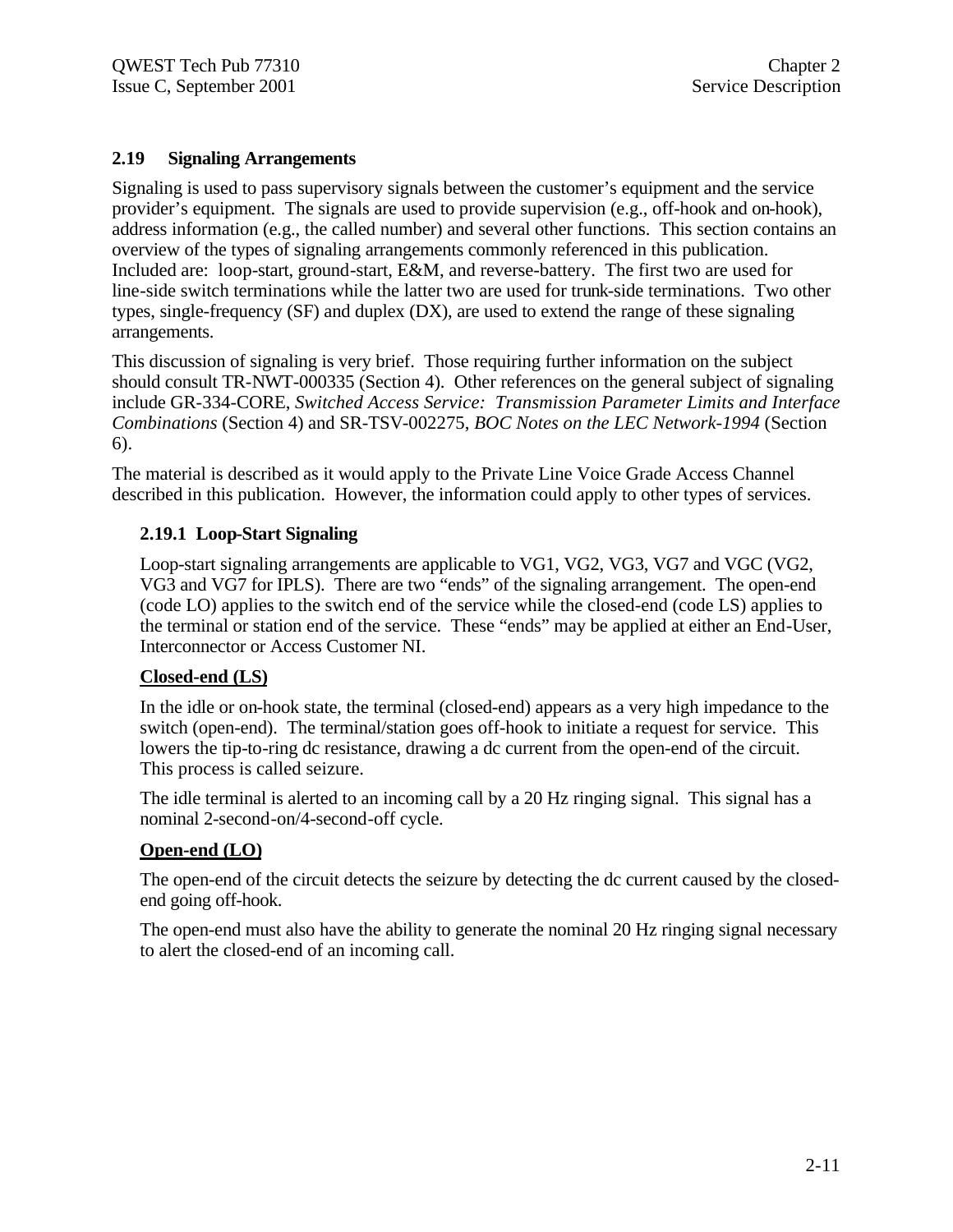## 2.19 Signaling Arrangements

Signaling is used to pass supervisory signals between the customer's equipment and the service provider's equipment. The signals are used to provide supervision (e.g., off-hook and on-hook), address information (e.g., the called number) and several other functions. This section contains an overview of the types of signaling arrangements commonly referenced in this publication. Included are: loop-start, ground-start, E&M, and reverse-battery. The first two are used for line-side switch terminations while the latter two are used for trunk-side terminations. Two other types, single-frequency (SF) and duplex (DX), are used to extend the range of these signaling arrangements.

This discussion of signaling is very brief. Those requiring further information on the subject should consult TR-NWT-000335 (Section 4). Other references on the general subject of signaling include GR-334-CORE, *Switched Access Service: Transmission Parameter Limits and Interface Combinations* (Section 4) and SR-TSV-002275, *BOC Notes on the LEC Network-1994* (Section 6).

The material is described as it would apply to the Private Line Voice Grade Access Channel described in this publication. However, the information could apply to other types of services.

### 2.19.1 Loop-Start Signaling

Loop-start signaling arrangements are applicable to VG1, VG2, VG3, VG7 and VGC (VG2, VG3 and VG7 for IPLS). There are two "ends" of the signaling arrangement. The open-end (code LO) applies to the switch end of the service while the closed-end (code LS) applies to the terminal or station end of the service. These "ends" may be applied at either an End-User, Interconnector or Access Customer NI.

**Closed-end (LS)**

In the idle or on-hook state, the terminal (closed-end) appears as a very high impedance to the switch (open-end). The terminal/station goes off-hook to initiate a request for service. This lowers the tip-to-ring dc resistance, drawing a dc current from the open-end of the circuit. This process is called seizure.

The idle terminal is alerted to an incoming call by a 20 Hz ringing signal. This signal has a nominal 2-second-on/4-second-off cycle.

**Open-end (LO)**

The open-end of the circuit detects the seizure by detecting the dc current caused by the closed-end going off-hook.

The open-end must also have the ability to generate the nominal 20 Hz ringing signal necessary to alert the closed-end of an incoming call.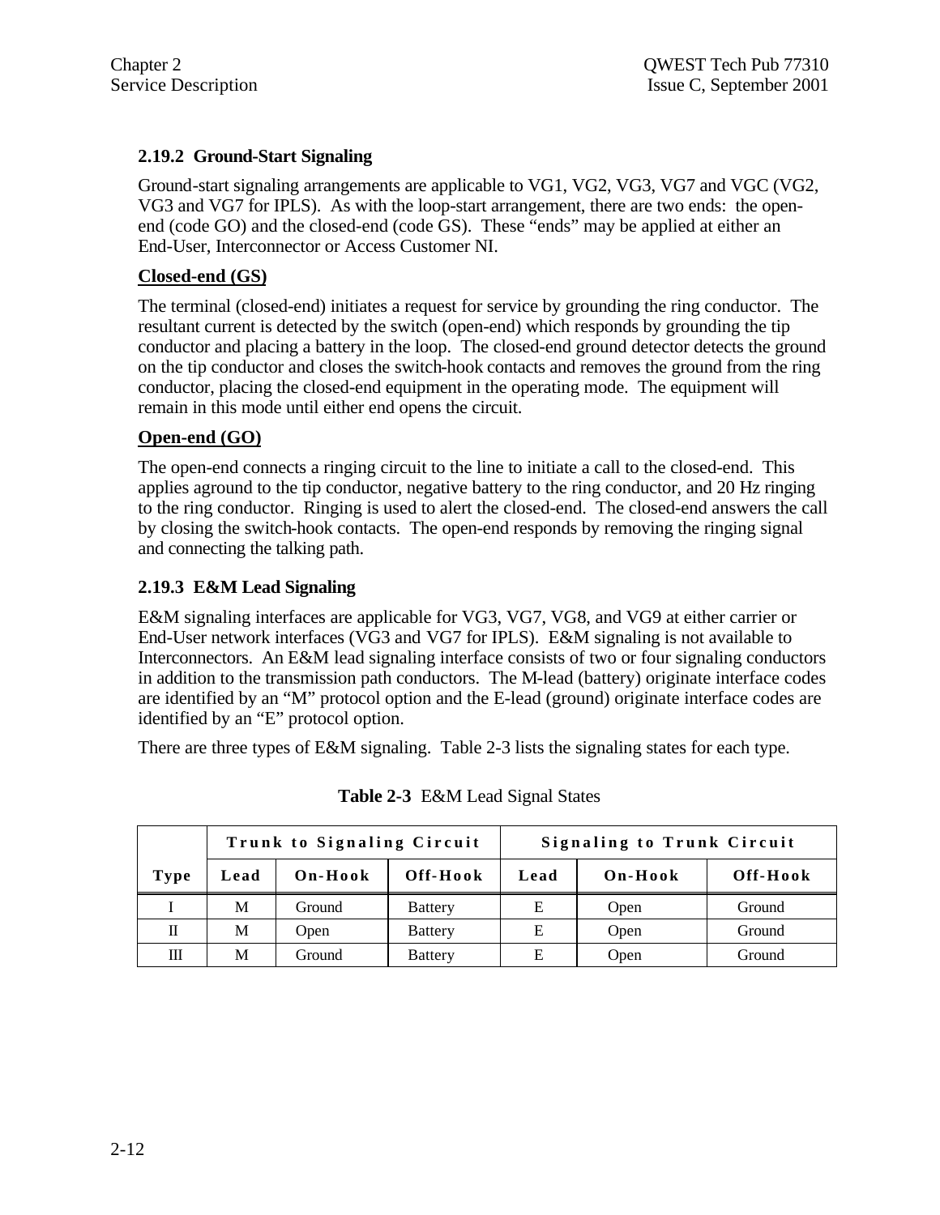### 2.19.2 Ground-Start Signaling

Ground-start signaling arrangements are applicable to VG1, VG2, VG3, VG7 and VGC (VG2, VG3 and VG7 for IPLS). As with the loop-start arrangement, there are two ends: the open-end (code GO) and the closed-end (code GS). These "ends" may be applied at either an End-User, Interconnector or Access Customer NI.

**Closed-end (GS)**

The terminal (closed-end) initiates a request for service by grounding the ring conductor. The resultant current is detected by the switch (open-end) which responds by grounding the tip conductor and placing a battery in the loop. The closed-end ground detector detects the ground on the tip conductor and closes the switch-hook contacts and removes the ground from the ring conductor, placing the closed-end equipment in the operating mode. The equipment will remain in this mode until either end opens the circuit.

**Open-end (GO)**

The open-end connects a ringing circuit to the line to initiate a call to the closed-end. This applies aground to the tip conductor, negative battery to the ring conductor, and 20 Hz ringing to the ring conductor. Ringing is used to alert the closed-end. The closed-end answers the call by closing the switch-hook contacts. The open-end responds by removing the ringing signal and connecting the talking path.

### 2.19.3 E&M Lead Signaling

E&M signaling interfaces are applicable for VG3, VG7, VG8, and VG9 at either carrier or End-User network interfaces (VG3 and VG7 for IPLS). E&M signaling is not available to Interconnectors. An E&M lead signaling interface consists of two or four signaling conductors in addition to the transmission path conductors. The M-lead (battery) originate interface codes are identified by an "M" protocol option and the E-lead (ground) originate interface codes are identified by an "E" protocol option.

There are three types of E&M signaling. Table 2-3 lists the signaling states for each type.

**Table 2-3** E&M Lead Signal States

| | Trunk to Signaling Circuit | | | Signaling to Trunk Circuit | | |
|---|---|---|---|---|---|---|
| **Type** | **Lead** | **On-Hook** | **Off-Hook** | **Lead** | **On-Hook** | **Off-Hook** |
| I | M | Ground | Battery | E | Open | Ground |
| II | M | Open | Battery | E | Open | Ground |
| III | M | Ground | Battery | E | Open | Ground |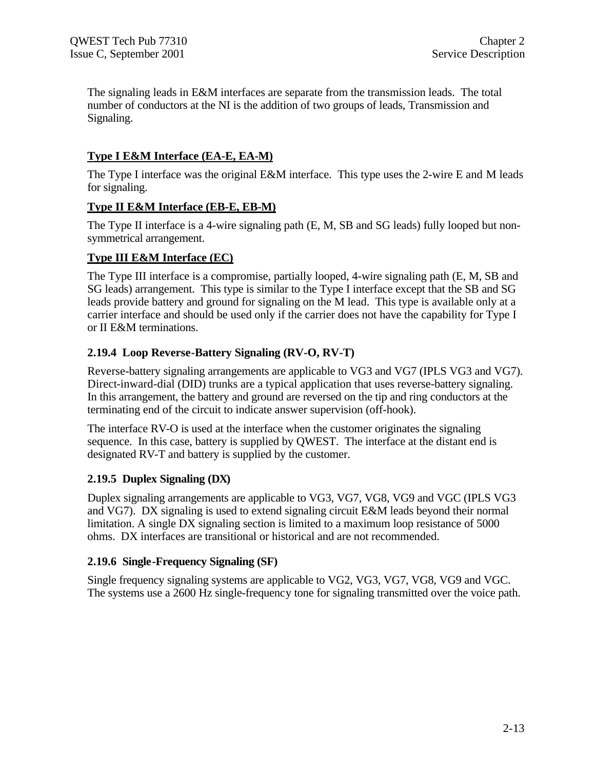The signaling leads in E&M interfaces are separate from the transmission leads. The total number of conductors at the NI is the addition of two groups of leads, Transmission and Signaling.

#### Type I E&M Interface (EA-E, EA-M)

The Type I interface was the original E&M interface. This type uses the 2-wire E and M leads for signaling.

#### Type II E&M Interface (EB-E, EB-M)

The Type II interface is a 4-wire signaling path (E, M, SB and SG leads) fully looped but non-symmetrical arrangement.

#### Type III E&M Interface (EC)

The Type III interface is a compromise, partially looped, 4-wire signaling path (E, M, SB and SG leads) arrangement. This type is similar to the Type I interface except that the SB and SG leads provide battery and ground for signaling on the M lead. This type is available only at a carrier interface and should be used only if the carrier does not have the capability for Type I or II E&M terminations.

### 2.19.4 Loop Reverse-Battery Signaling (RV-O, RV-T)

Reverse-battery signaling arrangements are applicable to VG3 and VG7 (IPLS VG3 and VG7). Direct-inward-dial (DID) trunks are a typical application that uses reverse-battery signaling. In this arrangement, the battery and ground are reversed on the tip and ring conductors at the terminating end of the circuit to indicate answer supervision (off-hook).

The interface RV-O is used at the interface when the customer originates the signaling sequence. In this case, battery is supplied by QWEST. The interface at the distant end is designated RV-T and battery is supplied by the customer.

### 2.19.5 Duplex Signaling (DX)

Duplex signaling arrangements are applicable to VG3, VG7, VG8, VG9 and VGC (IPLS VG3 and VG7). DX signaling is used to extend signaling circuit E&M leads beyond their normal limitation. A single DX signaling section is limited to a maximum loop resistance of 5000 ohms. DX interfaces are transitional or historical and are not recommended.

### 2.19.6 Single-Frequency Signaling (SF)

Single frequency signaling systems are applicable to VG2, VG3, VG7, VG8, VG9 and VGC. The systems use a 2600 Hz single-frequency tone for signaling transmitted over the voice path.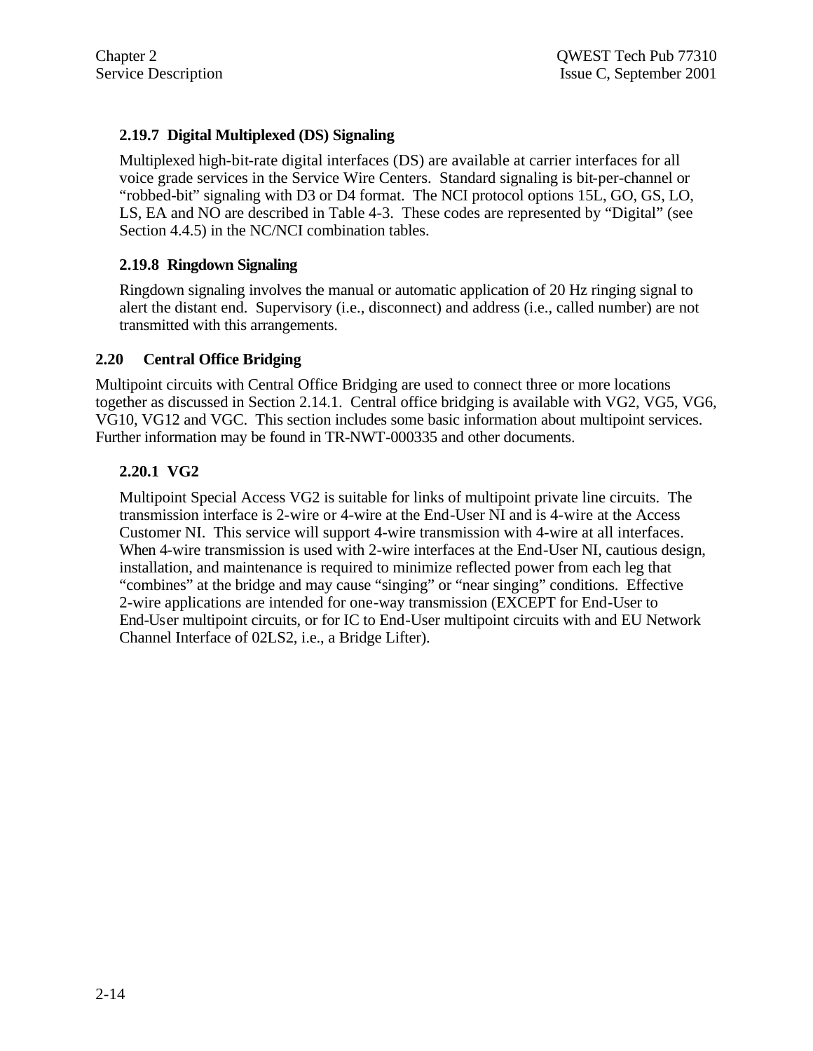### 2.19.7 Digital Multiplexed (DS) Signaling

Multiplexed high-bit-rate digital interfaces (DS) are available at carrier interfaces for all voice grade services in the Service Wire Centers. Standard signaling is bit-per-channel or "robbed-bit" signaling with D3 or D4 format. The NCI protocol options 15L, GO, GS, LO, LS, EA and NO are described in Table 4-3. These codes are represented by "Digital" (see Section 4.4.5) in the NC/NCI combination tables.

### 2.19.8 Ringdown Signaling

Ringdown signaling involves the manual or automatic application of 20 Hz ringing signal to alert the distant end. Supervisory (i.e., disconnect) and address (i.e., called number) are not transmitted with this arrangements.

## 2.20 Central Office Bridging

Multipoint circuits with Central Office Bridging are used to connect three or more locations together as discussed in Section 2.14.1. Central office bridging is available with VG2, VG5, VG6, VG10, VG12 and VGC. This section includes some basic information about multipoint services. Further information may be found in TR-NWT-000335 and other documents.

### 2.20.1 VG2

Multipoint Special Access VG2 is suitable for links of multipoint private line circuits. The transmission interface is 2-wire or 4-wire at the End-User NI and is 4-wire at the Access Customer NI. This service will support 4-wire transmission with 4-wire at all interfaces. When 4-wire transmission is used with 2-wire interfaces at the End-User NI, cautious design, installation, and maintenance is required to minimize reflected power from each leg that "combines" at the bridge and may cause "singing" or "near singing" conditions. Effective 2-wire applications are intended for one-way transmission (EXCEPT for End-User to End-User multipoint circuits, or for IC to End-User multipoint circuits with and EU Network Channel Interface of 02LS2, i.e., a Bridge Lifter).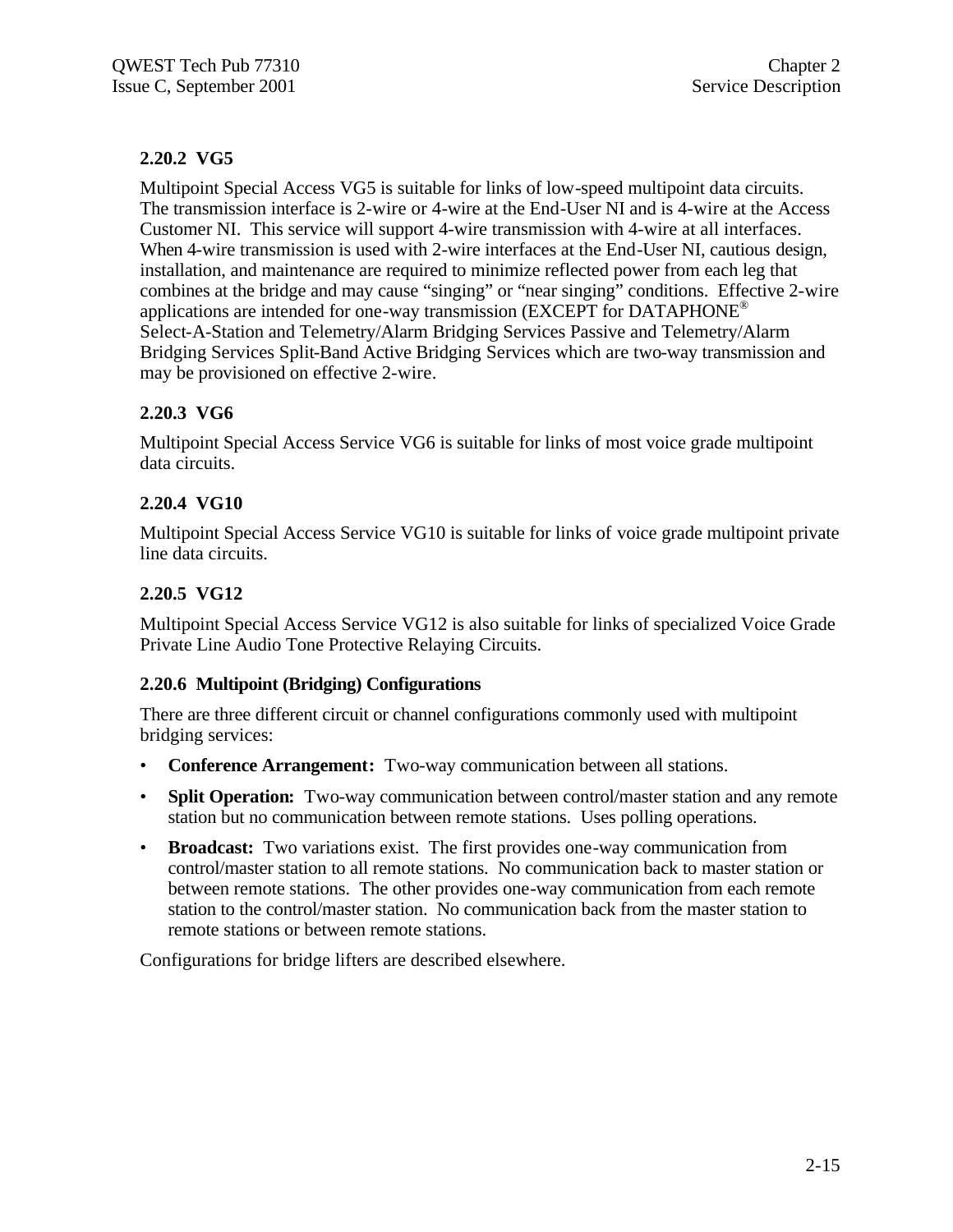### 2.20.2 VG5

Multipoint Special Access VG5 is suitable for links of low-speed multipoint data circuits. The transmission interface is 2-wire or 4-wire at the End-User NI and is 4-wire at the Access Customer NI. This service will support 4-wire transmission with 4-wire at all interfaces. When 4-wire transmission is used with 2-wire interfaces at the End-User NI, cautious design, installation, and maintenance are required to minimize reflected power from each leg that combines at the bridge and may cause "singing" or "near singing" conditions. Effective 2-wire applications are intended for one-way transmission (EXCEPT for DATAPHONE® Select-A-Station and Telemetry/Alarm Bridging Services Passive and Telemetry/Alarm Bridging Services Split-Band Active Bridging Services which are two-way transmission and may be provisioned on effective 2-wire.

### 2.20.3 VG6

Multipoint Special Access Service VG6 is suitable for links of most voice grade multipoint data circuits.

### 2.20.4 VG10

Multipoint Special Access Service VG10 is suitable for links of voice grade multipoint private line data circuits.

### 2.20.5 VG12

Multipoint Special Access Service VG12 is also suitable for links of specialized Voice Grade Private Line Audio Tone Protective Relaying Circuits.

### 2.20.6 Multipoint (Bridging) Configurations

There are three different circuit or channel configurations commonly used with multipoint bridging services:

- **Conference Arrangement:** Two-way communication between all stations.
- **Split Operation:** Two-way communication between control/master station and any remote station but no communication between remote stations. Uses polling operations.
- **Broadcast:** Two variations exist. The first provides one-way communication from control/master station to all remote stations. No communication back to master station or between remote stations. The other provides one-way communication from each remote station to the control/master station. No communication back from the master station to remote stations or between remote stations.

Configurations for bridge lifters are described elsewhere.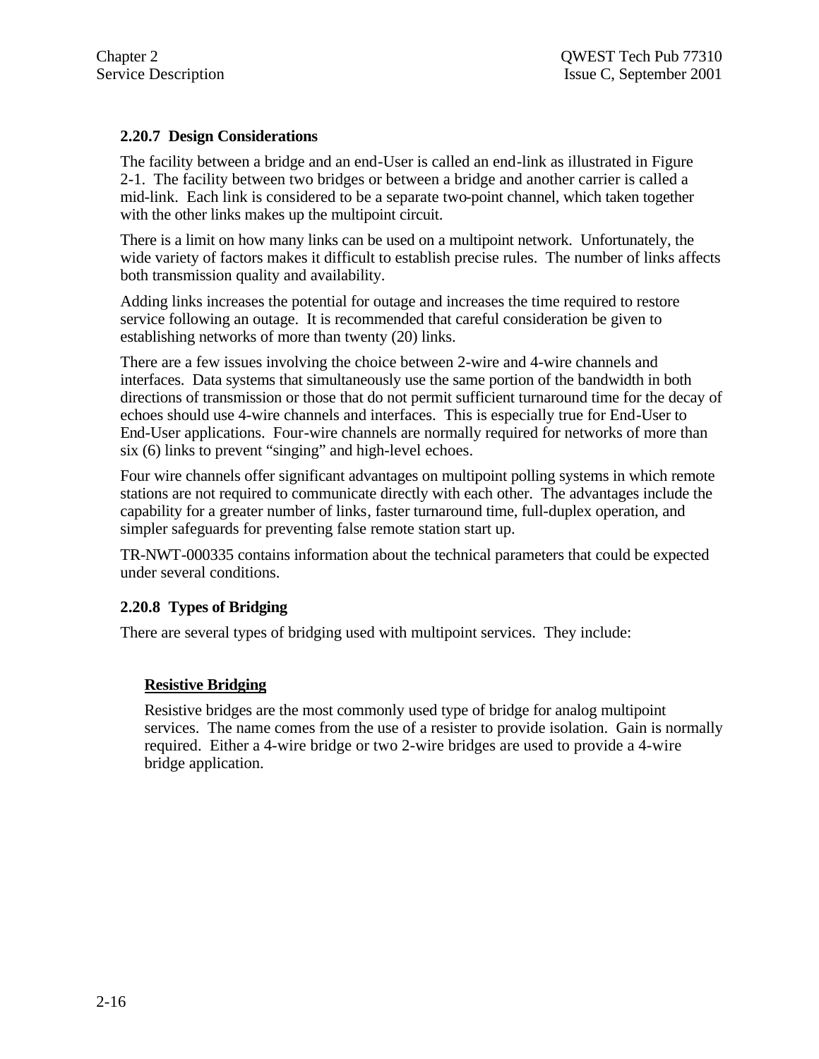### 2.20.7 Design Considerations

The facility between a bridge and an end-User is called an end-link as illustrated in Figure 2-1. The facility between two bridges or between a bridge and another carrier is called a mid-link. Each link is considered to be a separate two-point channel, which taken together with the other links makes up the multipoint circuit.

There is a limit on how many links can be used on a multipoint network. Unfortunately, the wide variety of factors makes it difficult to establish precise rules. The number of links affects both transmission quality and availability.

Adding links increases the potential for outage and increases the time required to restore service following an outage. It is recommended that careful consideration be given to establishing networks of more than twenty (20) links.

There are a few issues involving the choice between 2-wire and 4-wire channels and interfaces. Data systems that simultaneously use the same portion of the bandwidth in both directions of transmission or those that do not permit sufficient turnaround time for the decay of echoes should use 4-wire channels and interfaces. This is especially true for End-User to End-User applications. Four-wire channels are normally required for networks of more than six (6) links to prevent "singing" and high-level echoes.

Four wire channels offer significant advantages on multipoint polling systems in which remote stations are not required to communicate directly with each other. The advantages include the capability for a greater number of links, faster turnaround time, full-duplex operation, and simpler safeguards for preventing false remote station start up.

TR-NWT-000335 contains information about the technical parameters that could be expected under several conditions.

### 2.20.8 Types of Bridging

There are several types of bridging used with multipoint services. They include:

**Resistive Bridging**

Resistive bridges are the most commonly used type of bridge for analog multipoint services. The name comes from the use of a resister to provide isolation. Gain is normally required. Either a 4-wire bridge or two 2-wire bridges are used to provide a 4-wire bridge application.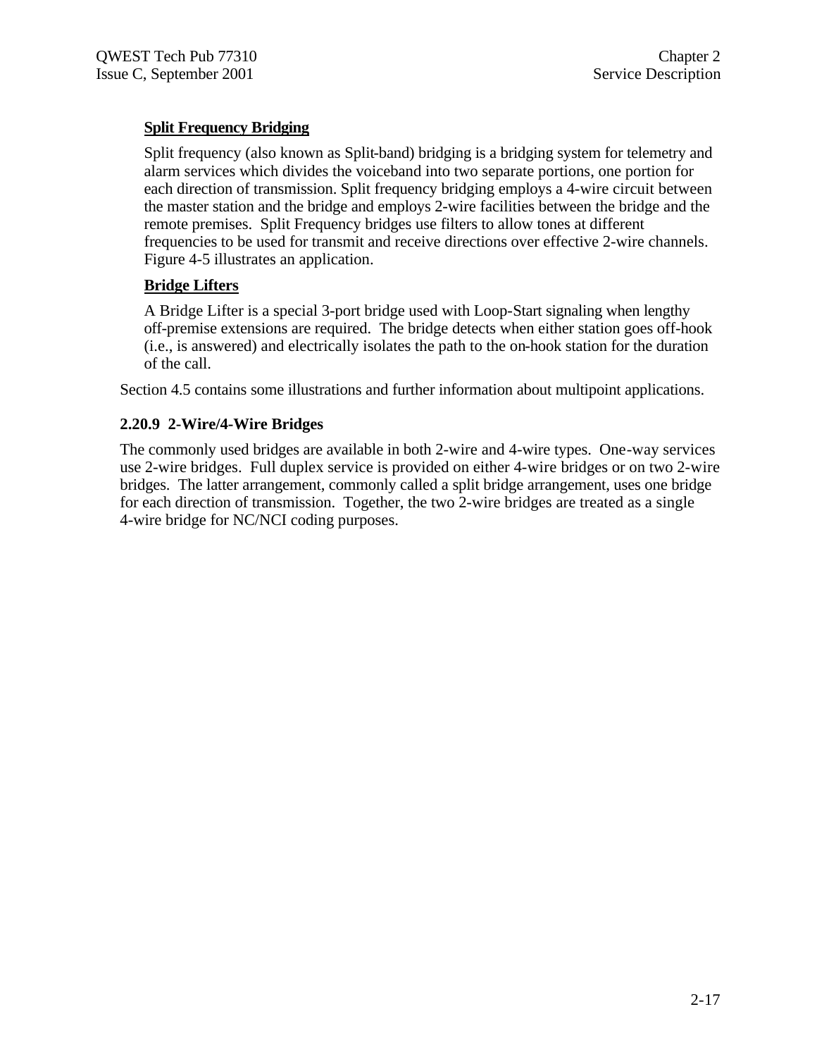**Split Frequency Bridging**

Split frequency (also known as Split-band) bridging is a bridging system for telemetry and alarm services which divides the voiceband into two separate portions, one portion for each direction of transmission. Split frequency bridging employs a 4-wire circuit between the master station and the bridge and employs 2-wire facilities between the bridge and the remote premises. Split Frequency bridges use filters to allow tones at different frequencies to be used for transmit and receive directions over effective 2-wire channels. Figure 4-5 illustrates an application.

**Bridge Lifters**

A Bridge Lifter is a special 3-port bridge used with Loop-Start signaling when lengthy off-premise extensions are required. The bridge detects when either station goes off-hook (i.e., is answered) and electrically isolates the path to the on-hook station for the duration of the call.

Section 4.5 contains some illustrations and further information about multipoint applications.

### 2.20.9 2-Wire/4-Wire Bridges

The commonly used bridges are available in both 2-wire and 4-wire types. One-way services use 2-wire bridges. Full duplex service is provided on either 4-wire bridges or on two 2-wire bridges. The latter arrangement, commonly called a split bridge arrangement, uses one bridge for each direction of transmission. Together, the two 2-wire bridges are treated as a single 4-wire bridge for NC/NCI coding purposes.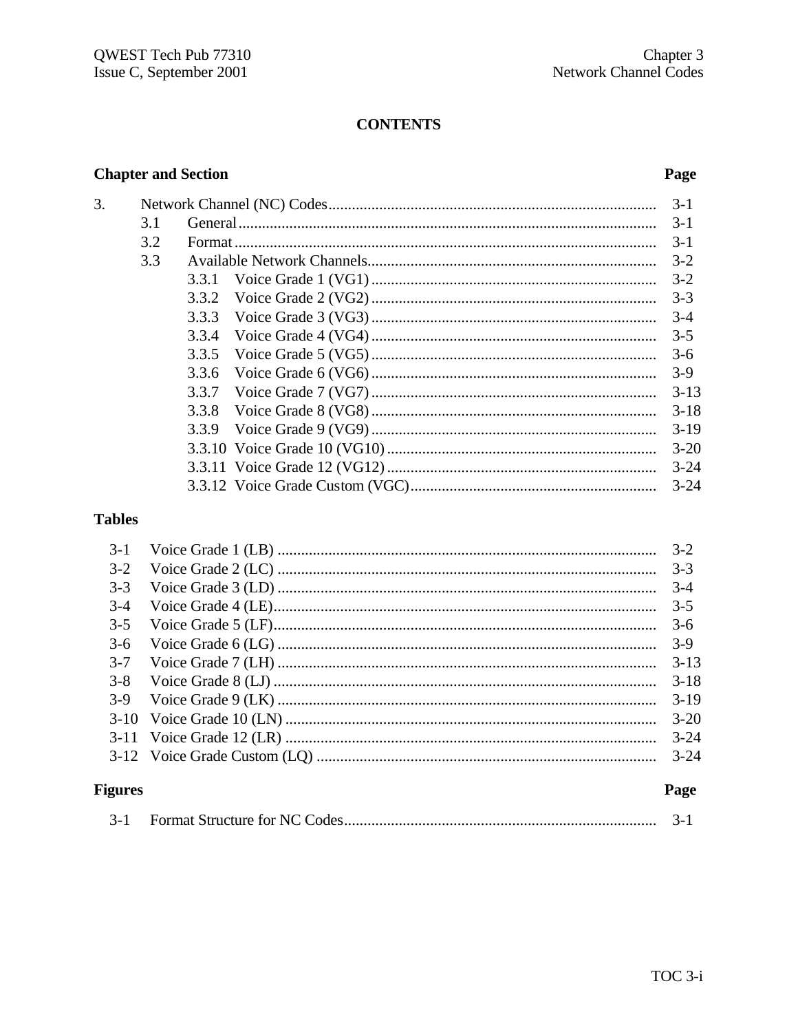## CONTENTS

| Chapter and Section | | | | Page |
|---|---|---|---|---|
| 3. | Network Channel (NC) Codes | | | 3-1 |
| | 3.1 | General | | 3-1 |
| | 3.2 | Format | | 3-1 |
| | 3.3 | Available Network Channels | | 3-2 |
| | | 3.3.1 | Voice Grade 1 (VG1) | 3-2 |
| | | 3.3.2 | Voice Grade 2 (VG2) | 3-3 |
| | | 3.3.3 | Voice Grade 3 (VG3) | 3-4 |
| | | 3.3.4 | Voice Grade 4 (VG4) | 3-5 |
| | | 3.3.5 | Voice Grade 5 (VG5) | 3-6 |
| | | 3.3.6 | Voice Grade 6 (VG6) | 3-9 |
| | | 3.3.7 | Voice Grade 7 (VG7) | 3-13 |
| | | 3.3.8 | Voice Grade 8 (VG8) | 3-18 |
| | | 3.3.9 | Voice Grade 9 (VG9) | 3-19 |
| | | 3.3.10 | Voice Grade 10 (VG10) | 3-20 |
| | | 3.3.11 | Voice Grade 12 (VG12) | 3-24 |
| | | 3.3.12 | Voice Grade Custom (VGC) | 3-24 |

### Tables

| | | |
|---|---|---|
| 3-1 | Voice Grade 1 (LB) | 3-2 |
| 3-2 | Voice Grade 2 (LC) | 3-3 |
| 3-3 | Voice Grade 3 (LD) | 3-4 |
| 3-4 | Voice Grade 4 (LE) | 3-5 |
| 3-5 | Voice Grade 5 (LF) | 3-6 |
| 3-6 | Voice Grade 6 (LG) | 3-9 |
| 3-7 | Voice Grade 7 (LH) | 3-13 |
| 3-8 | Voice Grade 8 (LJ) | 3-18 |
| 3-9 | Voice Grade 9 (LK) | 3-19 |
| 3-10 | Voice Grade 10 (LN) | 3-20 |
| 3-11 | Voice Grade 12 (LR) | 3-24 |
| 3-12 | Voice Grade Custom (LQ) | 3-24 |

### Figures

| | | Page |
|---|---|---|
| 3-1 | Format Structure for NC Codes | 3-1 |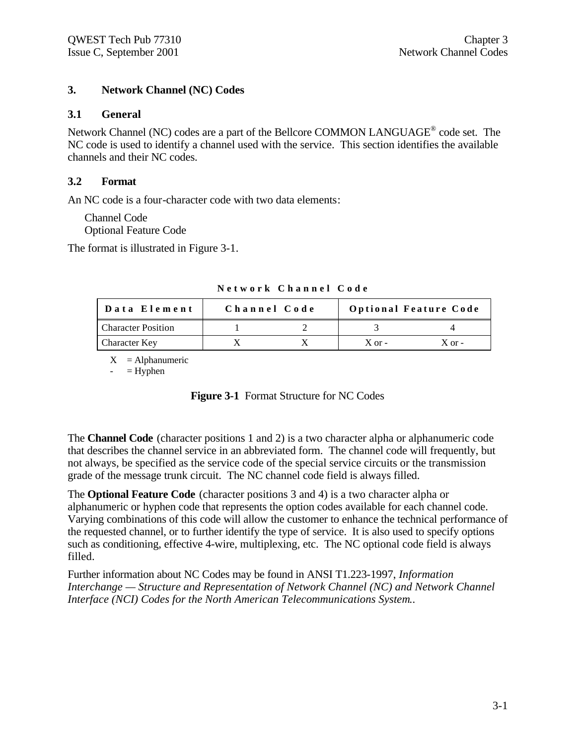# 3. Network Channel (NC) Codes

## 3.1 General

Network Channel (NC) codes are a part of the Bellcore COMMON LANGUAGE® code set. The NC code is used to identify a channel used with the service. This section identifies the available channels and their NC codes.

## 3.2 Format

An NC code is a four-character code with two data elements:

Channel Code
Optional Feature Code

The format is illustrated in Figure 3-1.

**Network Channel Code**

| Data Element | Channel Code | | Optional Feature Code | |
|---|---|---|---|---|
| Character Position | 1 | 2 | 3 | 4 |
| Character Key | X | X | X or - | X or - |

X = Alphanumeric
- = Hyphen

**Figure 3-1** Format Structure for NC Codes

The **Channel Code** (character positions 1 and 2) is a two character alpha or alphanumeric code that describes the channel service in an abbreviated form. The channel code will frequently, but not always, be specified as the service code of the special service circuits or the transmission grade of the message trunk circuit. The NC channel code field is always filled.

The **Optional Feature Code** (character positions 3 and 4) is a two character alpha or alphanumeric or hyphen code that represents the option codes available for each channel code. Varying combinations of this code will allow the customer to enhance the technical performance of the requested channel, or to further identify the type of service. It is also used to specify options such as conditioning, effective 4-wire, multiplexing, etc. The NC optional code field is always filled.

Further information about NC Codes may be found in ANSI T1.223-1997, *Information Interchange — Structure and Representation of Network Channel (NC) and Network Channel Interface (NCI) Codes for the North American Telecommunications System.*.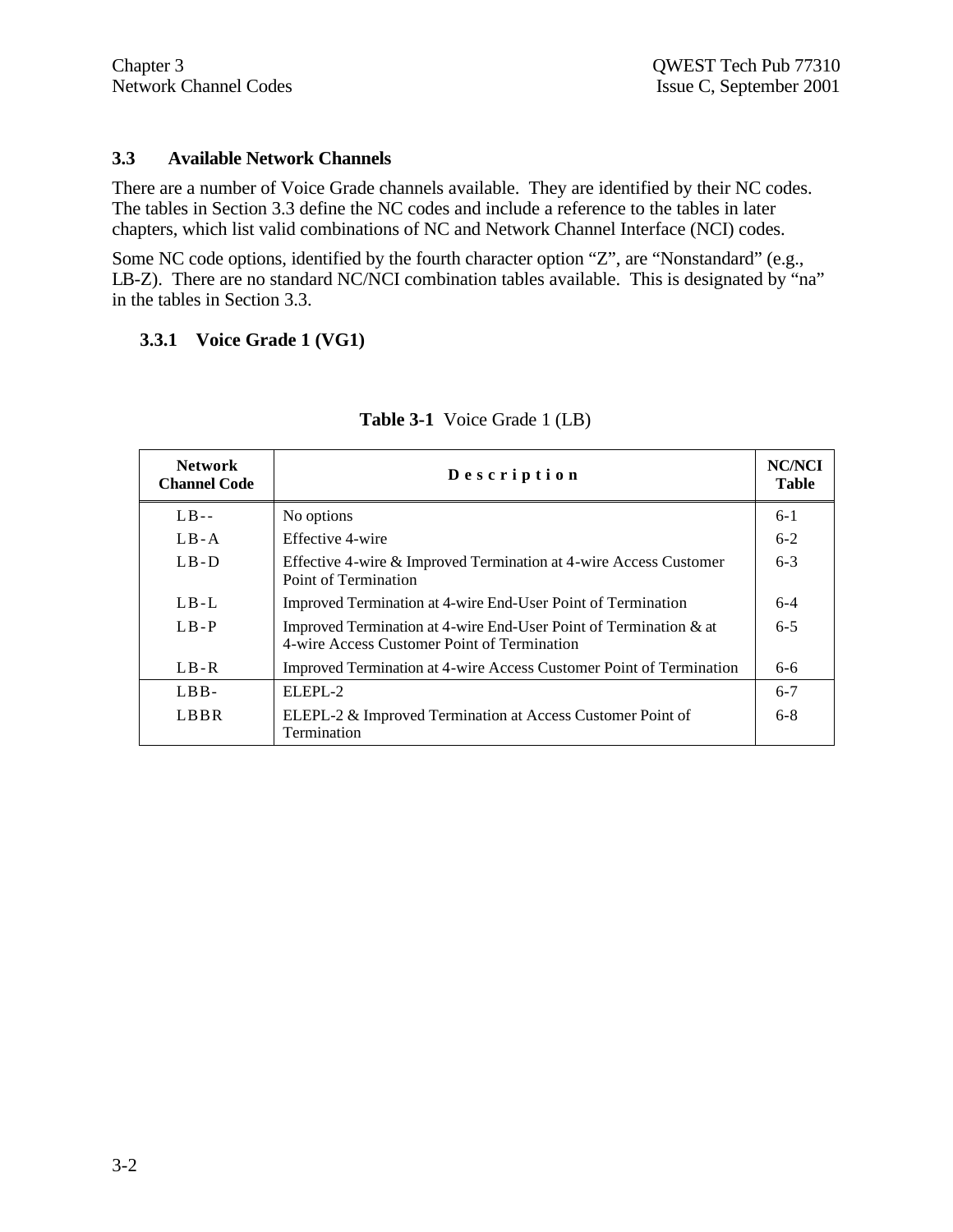## 3.3 Available Network Channels

There are a number of Voice Grade channels available. They are identified by their NC codes. The tables in Section 3.3 define the NC codes and include a reference to the tables in later chapters, which list valid combinations of NC and Network Channel Interface (NCI) codes.

Some NC code options, identified by the fourth character option "Z", are "Nonstandard" (e.g., LB-Z). There are no standard NC/NCI combination tables available. This is designated by "na" in the tables in Section 3.3.

### 3.3.1 Voice Grade 1 (VG1)

**Table 3-1** Voice Grade 1 (LB)

| Network Channel Code | Description | NC/NCI Table |
|---|---|---|
| LB-- | No options | 6-1 |
| LB-A | Effective 4-wire | 6-2 |
| LB-D | Effective 4-wire & Improved Termination at 4-wire Access Customer Point of Termination | 6-3 |
| LB-L | Improved Termination at 4-wire End-User Point of Termination | 6-4 |
| LB-P | Improved Termination at 4-wire End-User Point of Termination & at 4-wire Access Customer Point of Termination | 6-5 |
| LB-R | Improved Termination at 4-wire Access Customer Point of Termination | 6-6 |
| LBB- | ELEPL-2 | 6-7 |
| LBBR | ELEPL-2 & Improved Termination at Access Customer Point of Termination | 6-8 |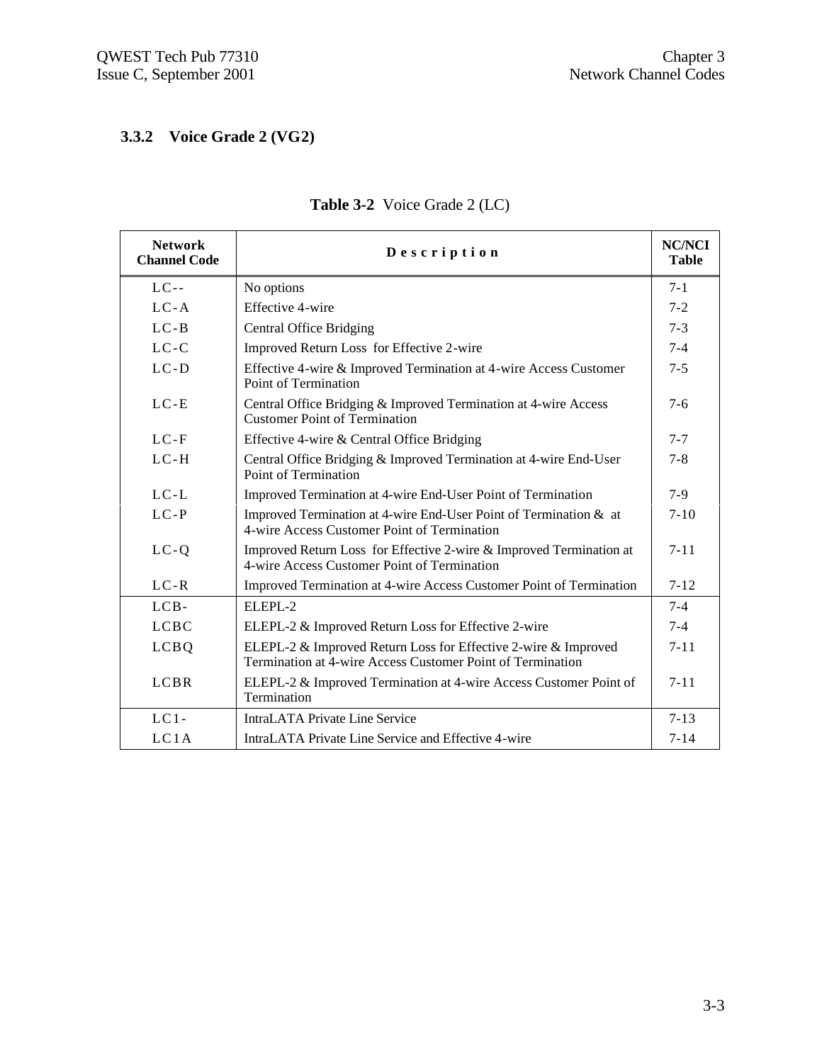### 3.3.2 Voice Grade 2 (VG2)

**Table 3-2** Voice Grade 2 (LC)

| Network Channel Code | Description | NC/NCI Table |
|---|---|---|
| LC-- | No options | 7-1 |
| LC-A | Effective 4-wire | 7-2 |
| LC-B | Central Office Bridging | 7-3 |
| LC-C | Improved Return Loss for Effective 2-wire | 7-4 |
| LC-D | Effective 4-wire & Improved Termination at 4-wire Access Customer Point of Termination | 7-5 |
| LC-E | Central Office Bridging & Improved Termination at 4-wire Access Customer Point of Termination | 7-6 |
| LC-F | Effective 4-wire & Central Office Bridging | 7-7 |
| LC-H | Central Office Bridging & Improved Termination at 4-wire End-User Point of Termination | 7-8 |
| LC-L | Improved Termination at 4-wire End-User Point of Termination | 7-9 |
| LC-P | Improved Termination at 4-wire End-User Point of Termination & at 4-wire Access Customer Point of Termination | 7-10 |
| LC-Q | Improved Return Loss for Effective 2-wire & Improved Termination at 4-wire Access Customer Point of Termination | 7-11 |
| LC-R | Improved Termination at 4-wire Access Customer Point of Termination | 7-12 |
| LCB- | ELEPL-2 | 7-4 |
| LCBC | ELEPL-2 & Improved Return Loss for Effective 2-wire | 7-4 |
| LCBQ | ELEPL-2 & Improved Return Loss for Effective 2-wire & Improved Termination at 4-wire Access Customer Point of Termination | 7-11 |
| LCBR | ELEPL-2 & Improved Termination at 4-wire Access Customer Point of Termination | 7-11 |
| LC1- | IntraLATA Private Line Service | 7-13 |
| LC1A | IntraLATA Private Line Service and Effective 4-wire | 7-14 |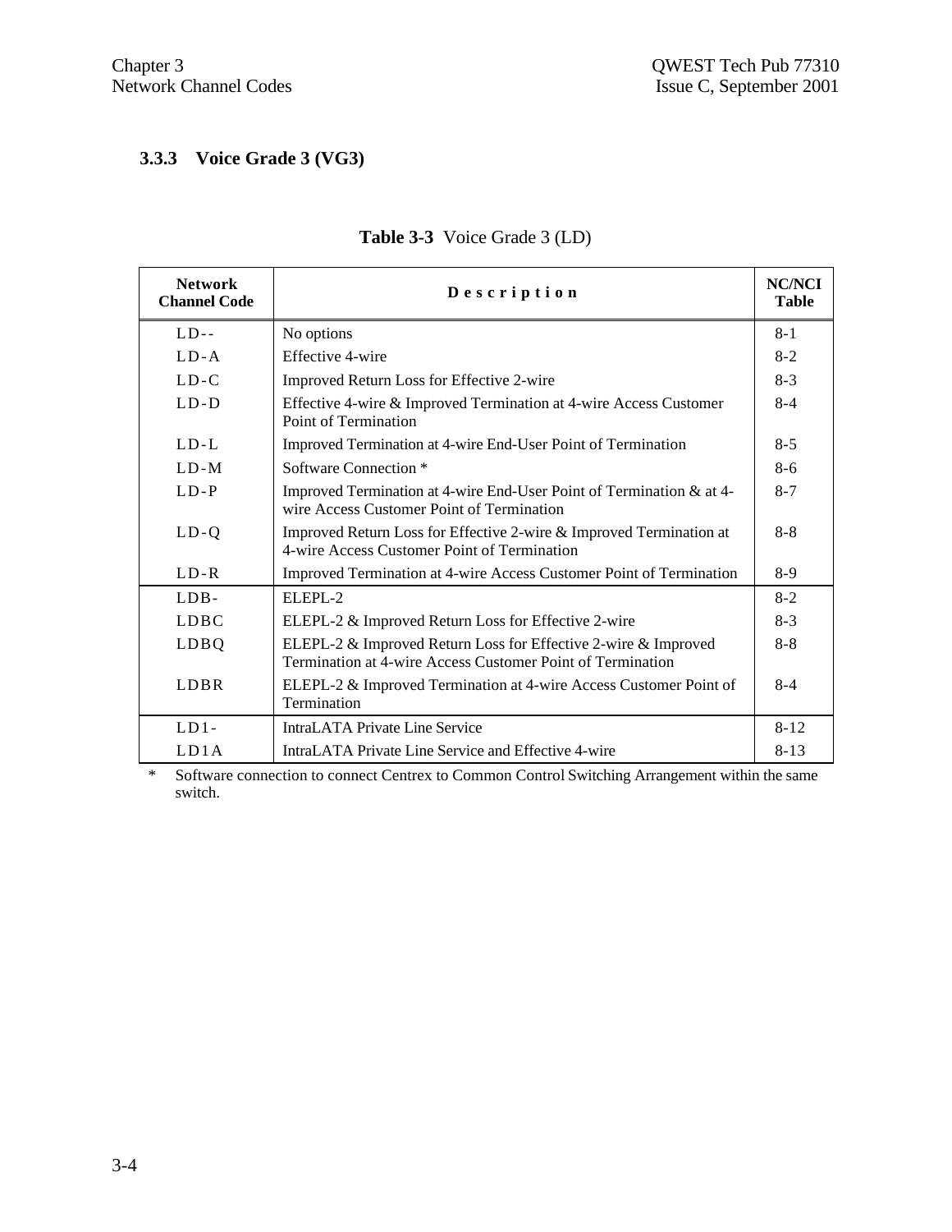### 3.3.3 Voice Grade 3 (VG3)

**Table 3-3** Voice Grade 3 (LD)

| Network Channel Code | Description | NC/NCI Table |
|---|---|---|
| LD-- | No options | 8-1 |
| LD-A | Effective 4-wire | 8-2 |
| LD-C | Improved Return Loss for Effective 2-wire | 8-3 |
| LD-D | Effective 4-wire & Improved Termination at 4-wire Access Customer Point of Termination | 8-4 |
| LD-L | Improved Termination at 4-wire End-User Point of Termination | 8-5 |
| LD-M | Software Connection * | 8-6 |
| LD-P | Improved Termination at 4-wire End-User Point of Termination & at 4-wire Access Customer Point of Termination | 8-7 |
| LD-Q | Improved Return Loss for Effective 2-wire & Improved Termination at 4-wire Access Customer Point of Termination | 8-8 |
| LD-R | Improved Termination at 4-wire Access Customer Point of Termination | 8-9 |
| LDB- | ELEPL-2 | 8-2 |
| LDBC | ELEPL-2 & Improved Return Loss for Effective 2-wire | 8-3 |
| LDBQ | ELEPL-2 & Improved Return Loss for Effective 2-wire & Improved Termination at 4-wire Access Customer Point of Termination | 8-8 |
| LDBR | ELEPL-2 & Improved Termination at 4-wire Access Customer Point of Termination | 8-4 |
| LD1- | IntraLATA Private Line Service | 8-12 |
| LD1A | IntraLATA Private Line Service and Effective 4-wire | 8-13 |

* Software connection to connect Centrex to Common Control Switching Arrangement within the same switch.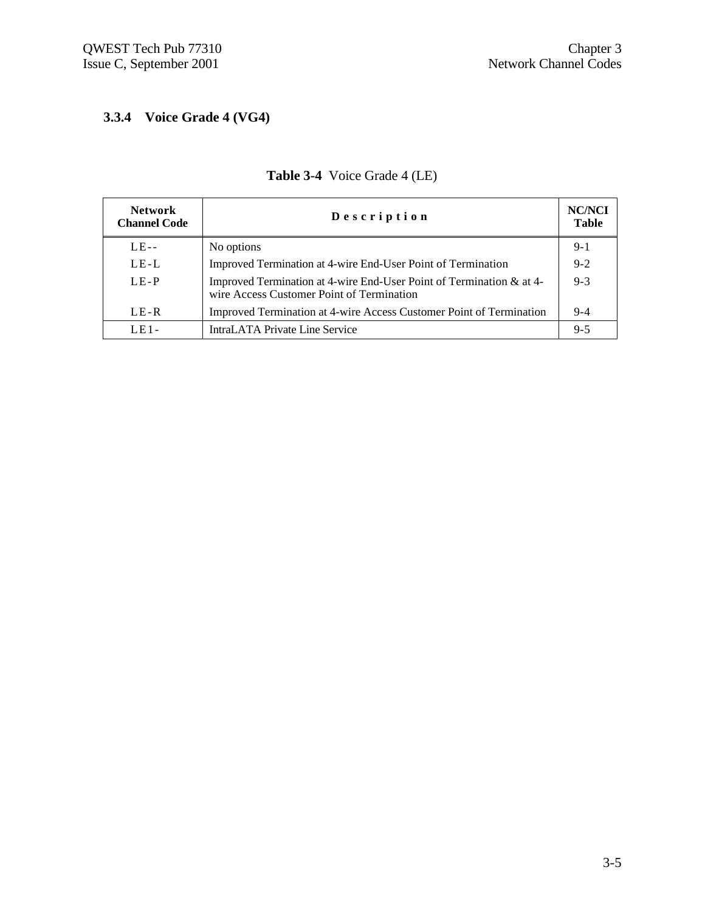### 3.3.4 Voice Grade 4 (VG4)

**Table 3-4** Voice Grade 4 (LE)

| Network Channel Code | Description | NC/NCI Table |
|---|---|---|
| LE-- | No options | 9-1 |
| LE-L | Improved Termination at 4-wire End-User Point of Termination | 9-2 |
| LE-P | Improved Termination at 4-wire End-User Point of Termination & at 4-wire Access Customer Point of Termination | 9-3 |
| LE-R | Improved Termination at 4-wire Access Customer Point of Termination | 9-4 |
| LE1- | IntraLATA Private Line Service | 9-5 |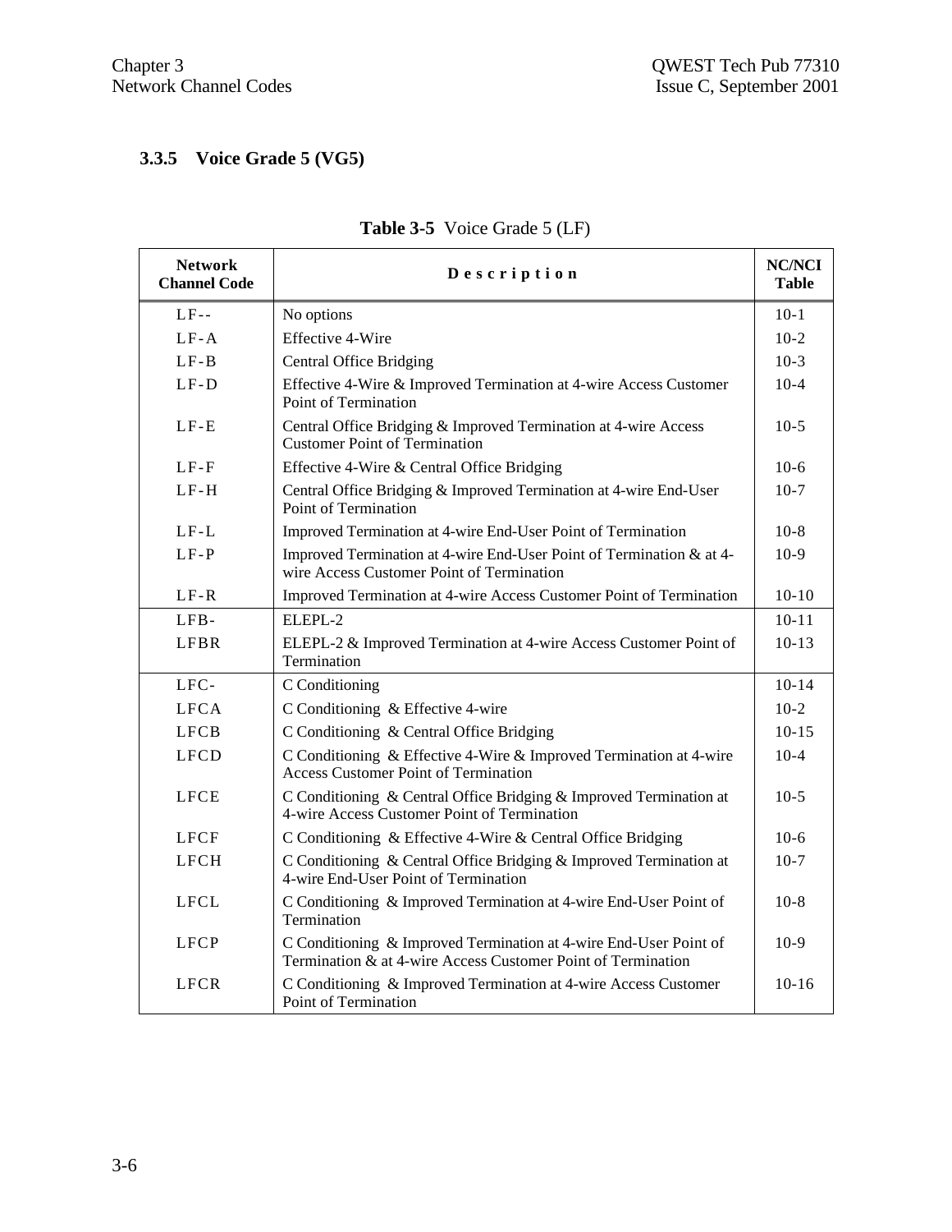### 3.3.5 Voice Grade 5 (VG5)

**Table 3-5** Voice Grade 5 (LF)

| Network Channel Code | Description | NC/NCI Table |
|---|---|---|
| LF-- | No options | 10-1 |
| LF-A | Effective 4-Wire | 10-2 |
| LF-B | Central Office Bridging | 10-3 |
| LF-D | Effective 4-Wire & Improved Termination at 4-wire Access Customer Point of Termination | 10-4 |
| LF-E | Central Office Bridging & Improved Termination at 4-wire Access Customer Point of Termination | 10-5 |
| LF-F | Effective 4-Wire & Central Office Bridging | 10-6 |
| LF-H | Central Office Bridging & Improved Termination at 4-wire End-User Point of Termination | 10-7 |
| LF-L | Improved Termination at 4-wire End-User Point of Termination | 10-8 |
| LF-P | Improved Termination at 4-wire End-User Point of Termination & at 4-wire Access Customer Point of Termination | 10-9 |
| LF-R | Improved Termination at 4-wire Access Customer Point of Termination | 10-10 |
| LFB- | ELEPL-2 | 10-11 |
| LFBR | ELEPL-2 & Improved Termination at 4-wire Access Customer Point of Termination | 10-13 |
| LFC- | C Conditioning | 10-14 |
| LFCA | C Conditioning & Effective 4-wire | 10-2 |
| LFCB | C Conditioning & Central Office Bridging | 10-15 |
| LFCD | C Conditioning & Effective 4-Wire & Improved Termination at 4-wire Access Customer Point of Termination | 10-4 |
| LFCE | C Conditioning & Central Office Bridging & Improved Termination at 4-wire Access Customer Point of Termination | 10-5 |
| LFCF | C Conditioning & Effective 4-Wire & Central Office Bridging | 10-6 |
| LFCH | C Conditioning & Central Office Bridging & Improved Termination at 4-wire End-User Point of Termination | 10-7 |
| LFCL | C Conditioning & Improved Termination at 4-wire End-User Point of Termination | 10-8 |
| LFCP | C Conditioning & Improved Termination at 4-wire End-User Point of Termination & at 4-wire Access Customer Point of Termination | 10-9 |
| LFCR | C Conditioning & Improved Termination at 4-wire Access Customer Point of Termination | 10-16 |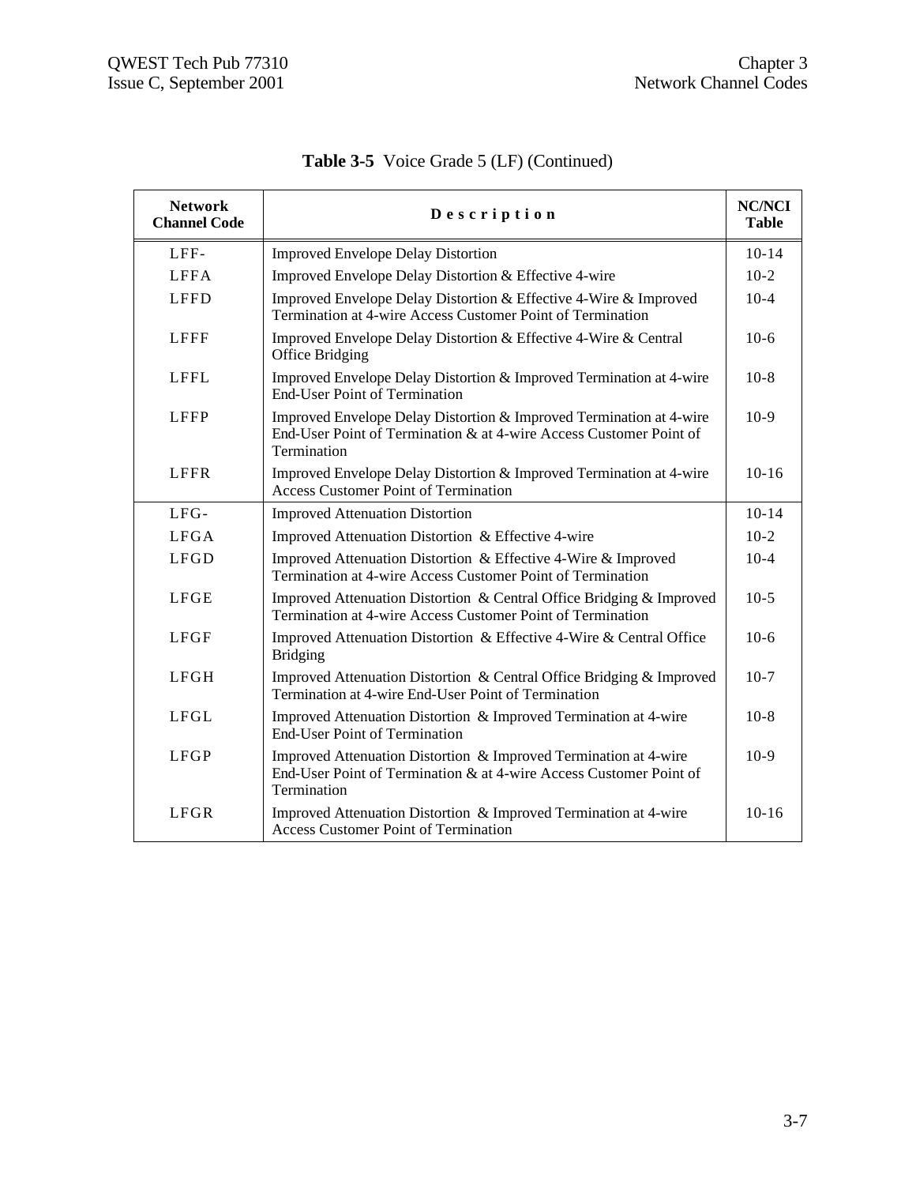**Table 3-5** Voice Grade 5 (LF) (Continued)

| Network Channel Code | Description | NC/NCI Table |
|---|---|---|
| LFF- | Improved Envelope Delay Distortion | 10-14 |
| LFFA | Improved Envelope Delay Distortion & Effective 4-wire | 10-2 |
| LFFD | Improved Envelope Delay Distortion & Effective 4-Wire & Improved Termination at 4-wire Access Customer Point of Termination | 10-4 |
| LFFF | Improved Envelope Delay Distortion & Effective 4-Wire & Central Office Bridging | 10-6 |
| LFFL | Improved Envelope Delay Distortion & Improved Termination at 4-wire End-User Point of Termination | 10-8 |
| LFFP | Improved Envelope Delay Distortion & Improved Termination at 4-wire End-User Point of Termination & at 4-wire Access Customer Point of Termination | 10-9 |
| LFFR | Improved Envelope Delay Distortion & Improved Termination at 4-wire Access Customer Point of Termination | 10-16 |
| LFG- | Improved Attenuation Distortion | 10-14 |
| LFGA | Improved Attenuation Distortion & Effective 4-wire | 10-2 |
| LFGD | Improved Attenuation Distortion & Effective 4-Wire & Improved Termination at 4-wire Access Customer Point of Termination | 10-4 |
| LFGE | Improved Attenuation Distortion & Central Office Bridging & Improved Termination at 4-wire Access Customer Point of Termination | 10-5 |
| LFGF | Improved Attenuation Distortion & Effective 4-Wire & Central Office Bridging | 10-6 |
| LFGH | Improved Attenuation Distortion & Central Office Bridging & Improved Termination at 4-wire End-User Point of Termination | 10-7 |
| LFGL | Improved Attenuation Distortion & Improved Termination at 4-wire End-User Point of Termination | 10-8 |
| LFGP | Improved Attenuation Distortion & Improved Termination at 4-wire End-User Point of Termination & at 4-wire Access Customer Point of Termination | 10-9 |
| LFGR | Improved Attenuation Distortion & Improved Termination at 4-wire Access Customer Point of Termination | 10-16 |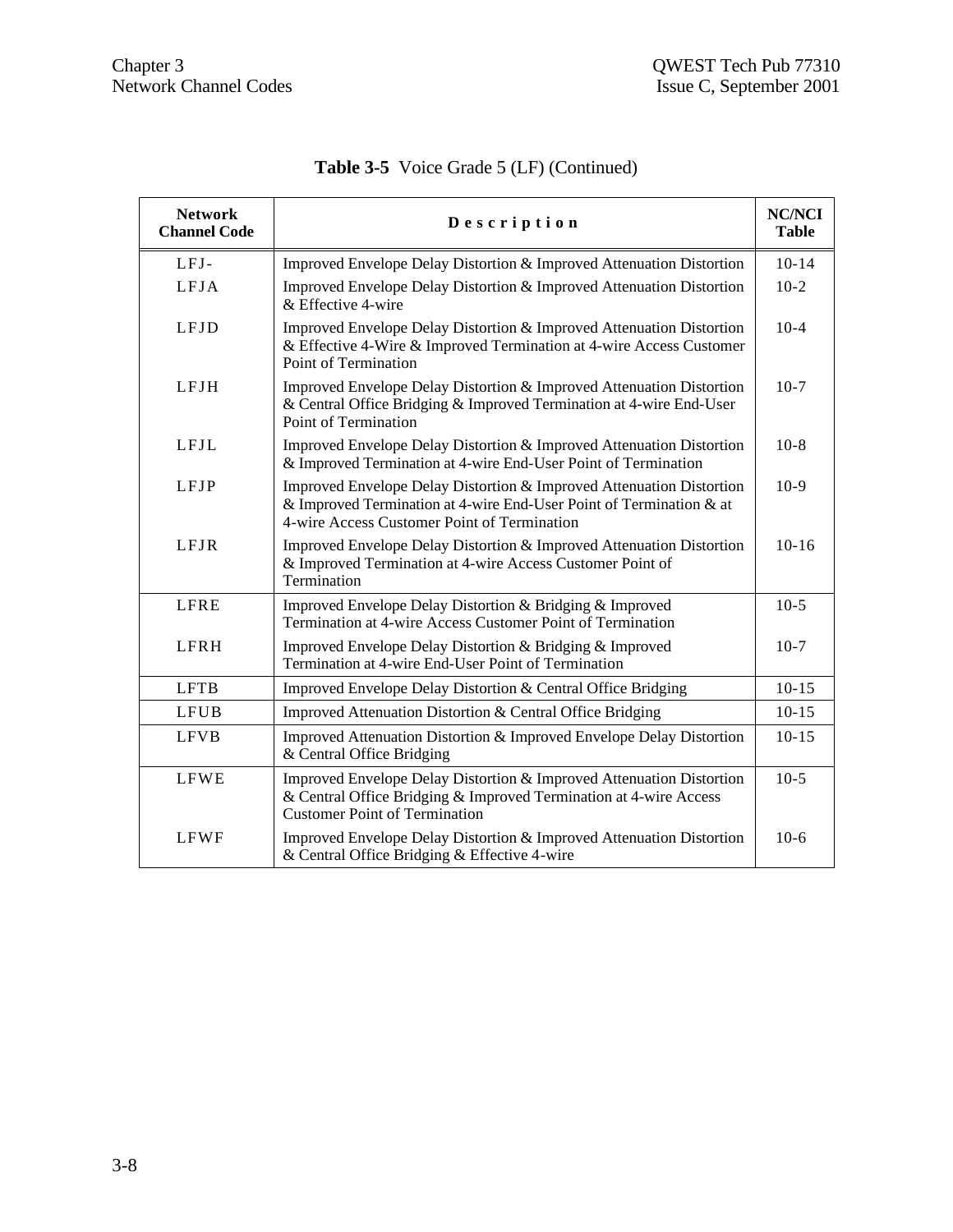**Table 3-5** Voice Grade 5 (LF) (Continued)

| Network Channel Code | Description | NC/NCI Table |
|---|---|---|
| LFJ- | Improved Envelope Delay Distortion & Improved Attenuation Distortion | 10-14 |
| LFJA | Improved Envelope Delay Distortion & Improved Attenuation Distortion & Effective 4-wire | 10-2 |
| LFJD | Improved Envelope Delay Distortion & Improved Attenuation Distortion & Effective 4-Wire & Improved Termination at 4-wire Access Customer Point of Termination | 10-4 |
| LFJH | Improved Envelope Delay Distortion & Improved Attenuation Distortion & Central Office Bridging & Improved Termination at 4-wire End-User Point of Termination | 10-7 |
| LFJL | Improved Envelope Delay Distortion & Improved Attenuation Distortion & Improved Termination at 4-wire End-User Point of Termination | 10-8 |
| LFJP | Improved Envelope Delay Distortion & Improved Attenuation Distortion & Improved Termination at 4-wire End-User Point of Termination & at 4-wire Access Customer Point of Termination | 10-9 |
| LFJR | Improved Envelope Delay Distortion & Improved Attenuation Distortion & Improved Termination at 4-wire Access Customer Point of Termination | 10-16 |
| LFRE | Improved Envelope Delay Distortion & Bridging & Improved Termination at 4-wire Access Customer Point of Termination | 10-5 |
| LFRH | Improved Envelope Delay Distortion & Bridging & Improved Termination at 4-wire End-User Point of Termination | 10-7 |
| LFTB | Improved Envelope Delay Distortion & Central Office Bridging | 10-15 |
| LFUB | Improved Attenuation Distortion & Central Office Bridging | 10-15 |
| LFVB | Improved Attenuation Distortion & Improved Envelope Delay Distortion & Central Office Bridging | 10-15 |
| LFWE | Improved Envelope Delay Distortion & Improved Attenuation Distortion & Central Office Bridging & Improved Termination at 4-wire Access Customer Point of Termination | 10-5 |
| LFWF | Improved Envelope Delay Distortion & Improved Attenuation Distortion & Central Office Bridging & Effective 4-wire | 10-6 |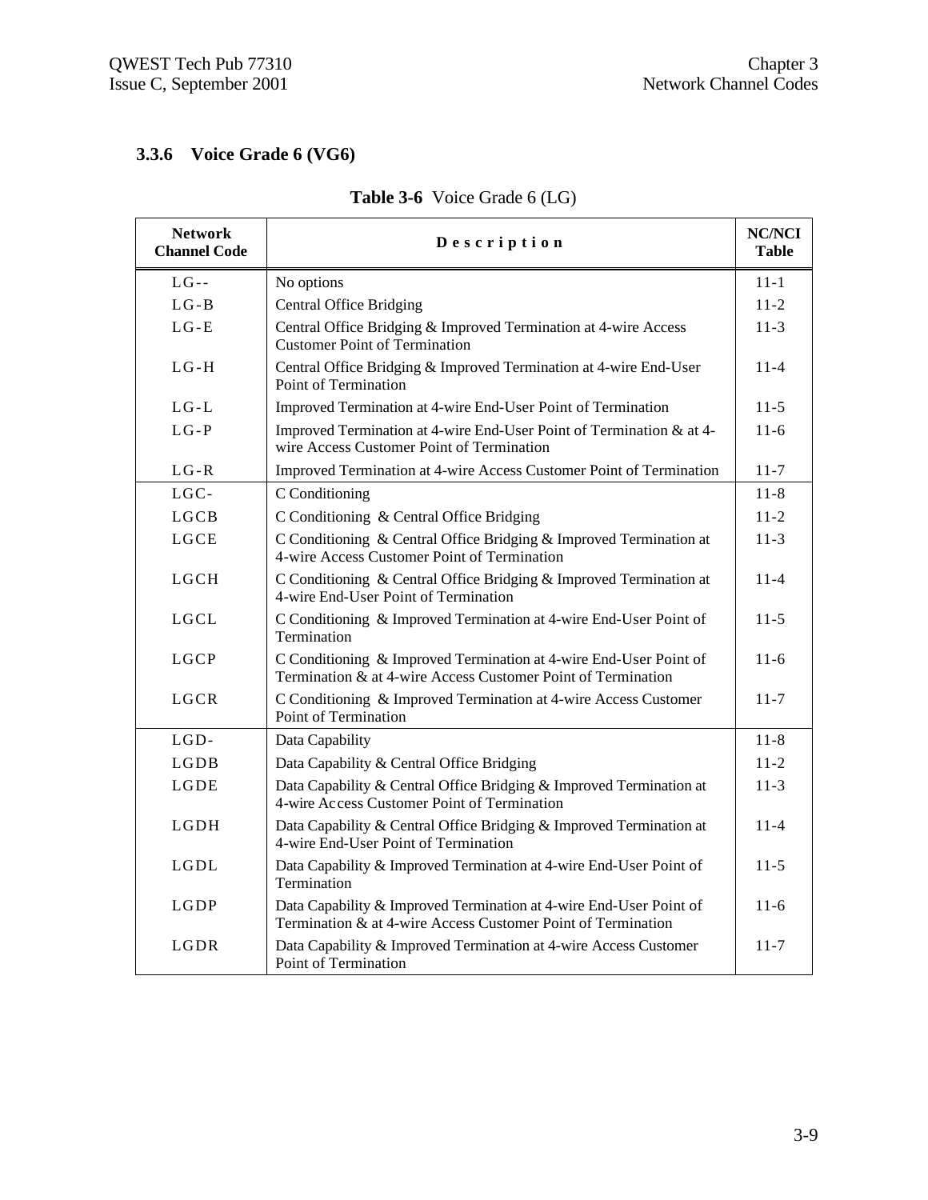### 3.3.6 Voice Grade 6 (VG6)

**Table 3-6** Voice Grade 6 (LG)

| Network Channel Code | Description | NC/NCI Table |
|---|---|---|
| LG-- | No options | 11-1 |
| LG-B | Central Office Bridging | 11-2 |
| LG-E | Central Office Bridging & Improved Termination at 4-wire Access Customer Point of Termination | 11-3 |
| LG-H | Central Office Bridging & Improved Termination at 4-wire End-User Point of Termination | 11-4 |
| LG-L | Improved Termination at 4-wire End-User Point of Termination | 11-5 |
| LG-P | Improved Termination at 4-wire End-User Point of Termination & at 4-wire Access Customer Point of Termination | 11-6 |
| LG-R | Improved Termination at 4-wire Access Customer Point of Termination | 11-7 |
| LGC- | C Conditioning | 11-8 |
| LGCB | C Conditioning & Central Office Bridging | 11-2 |
| LGCE | C Conditioning & Central Office Bridging & Improved Termination at 4-wire Access Customer Point of Termination | 11-3 |
| LGCH | C Conditioning & Central Office Bridging & Improved Termination at 4-wire End-User Point of Termination | 11-4 |
| LGCL | C Conditioning & Improved Termination at 4-wire End-User Point of Termination | 11-5 |
| LGCP | C Conditioning & Improved Termination at 4-wire End-User Point of Termination & at 4-wire Access Customer Point of Termination | 11-6 |
| LGCR | C Conditioning & Improved Termination at 4-wire Access Customer Point of Termination | 11-7 |
| LGD- | Data Capability | 11-8 |
| LGDB | Data Capability & Central Office Bridging | 11-2 |
| LGDE | Data Capability & Central Office Bridging & Improved Termination at 4-wire Access Customer Point of Termination | 11-3 |
| LGDH | Data Capability & Central Office Bridging & Improved Termination at 4-wire End-User Point of Termination | 11-4 |
| LGDL | Data Capability & Improved Termination at 4-wire End-User Point of Termination | 11-5 |
| LGDP | Data Capability & Improved Termination at 4-wire End-User Point of Termination & at 4-wire Access Customer Point of Termination | 11-6 |
| LGDR | Data Capability & Improved Termination at 4-wire Access Customer Point of Termination | 11-7 |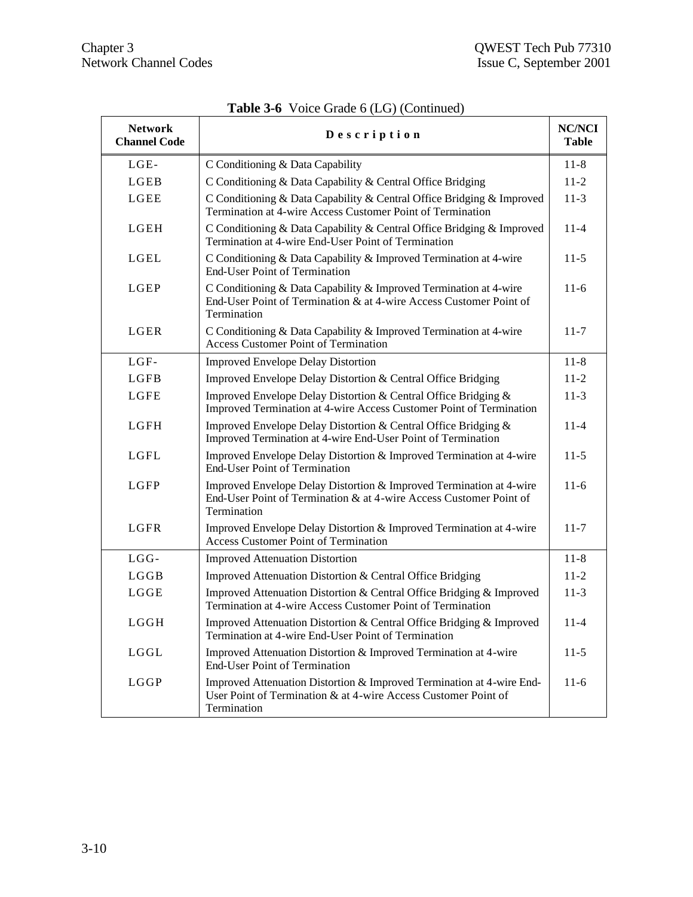**Table 3-6** Voice Grade 6 (LG) (Continued)

| Network Channel Code | Description | NC/NCI Table |
|---|---|---|
| LGE- | C Conditioning & Data Capability | 11-8 |
| LGEB | C Conditioning & Data Capability & Central Office Bridging | 11-2 |
| LGEE | C Conditioning & Data Capability & Central Office Bridging & Improved Termination at 4-wire Access Customer Point of Termination | 11-3 |
| LGEH | C Conditioning & Data Capability & Central Office Bridging & Improved Termination at 4-wire End-User Point of Termination | 11-4 |
| LGEL | C Conditioning & Data Capability & Improved Termination at 4-wire End-User Point of Termination | 11-5 |
| LGEP | C Conditioning & Data Capability & Improved Termination at 4-wire End-User Point of Termination & at 4-wire Access Customer Point of Termination | 11-6 |
| LGER | C Conditioning & Data Capability & Improved Termination at 4-wire Access Customer Point of Termination | 11-7 |
| LGF- | Improved Envelope Delay Distortion | 11-8 |
| LGFB | Improved Envelope Delay Distortion & Central Office Bridging | 11-2 |
| LGFE | Improved Envelope Delay Distortion & Central Office Bridging & Improved Termination at 4-wire Access Customer Point of Termination | 11-3 |
| LGFH | Improved Envelope Delay Distortion & Central Office Bridging & Improved Termination at 4-wire End-User Point of Termination | 11-4 |
| LGFL | Improved Envelope Delay Distortion & Improved Termination at 4-wire End-User Point of Termination | 11-5 |
| LGFP | Improved Envelope Delay Distortion & Improved Termination at 4-wire End-User Point of Termination & at 4-wire Access Customer Point of Termination | 11-6 |
| LGFR | Improved Envelope Delay Distortion & Improved Termination at 4-wire Access Customer Point of Termination | 11-7 |
| LGG- | Improved Attenuation Distortion | 11-8 |
| LGGB | Improved Attenuation Distortion & Central Office Bridging | 11-2 |
| LGGE | Improved Attenuation Distortion & Central Office Bridging & Improved Termination at 4-wire Access Customer Point of Termination | 11-3 |
| LGGH | Improved Attenuation Distortion & Central Office Bridging & Improved Termination at 4-wire End-User Point of Termination | 11-4 |
| LGGL | Improved Attenuation Distortion & Improved Termination at 4-wire End-User Point of Termination | 11-5 |
| LGGP | Improved Attenuation Distortion & Improved Termination at 4-wire End-User Point of Termination & at 4-wire Access Customer Point of Termination | 11-6 |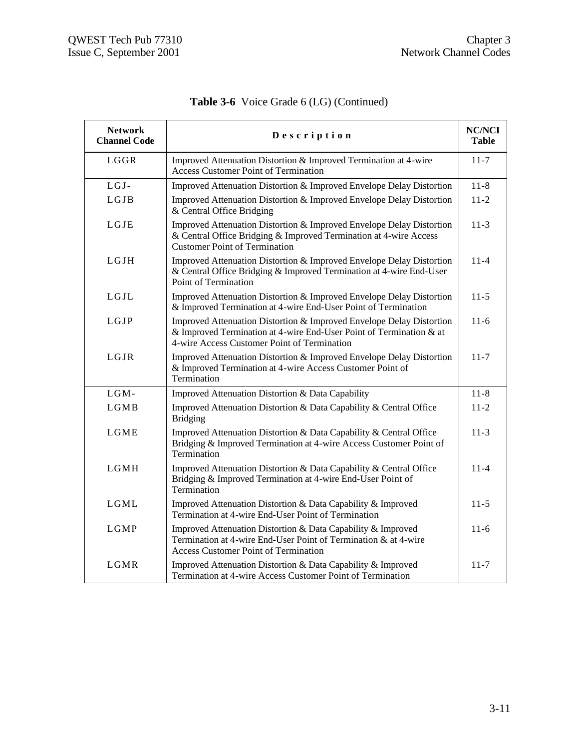**Table 3-6** Voice Grade 6 (LG) (Continued)

| Network Channel Code | Description | NC/NCI Table |
|---|---|---|
| LGGR | Improved Attenuation Distortion & Improved Termination at 4-wire Access Customer Point of Termination | 11-7 |
| LGJ- | Improved Attenuation Distortion & Improved Envelope Delay Distortion | 11-8 |
| LGJB | Improved Attenuation Distortion & Improved Envelope Delay Distortion & Central Office Bridging | 11-2 |
| LGJE | Improved Attenuation Distortion & Improved Envelope Delay Distortion & Central Office Bridging & Improved Termination at 4-wire Access Customer Point of Termination | 11-3 |
| LGJH | Improved Attenuation Distortion & Improved Envelope Delay Distortion & Central Office Bridging & Improved Termination at 4-wire End-User Point of Termination | 11-4 |
| LGJL | Improved Attenuation Distortion & Improved Envelope Delay Distortion & Improved Termination at 4-wire End-User Point of Termination | 11-5 |
| LGJP | Improved Attenuation Distortion & Improved Envelope Delay Distortion & Improved Termination at 4-wire End-User Point of Termination & at 4-wire Access Customer Point of Termination | 11-6 |
| LGJR | Improved Attenuation Distortion & Improved Envelope Delay Distortion & Improved Termination at 4-wire Access Customer Point of Termination | 11-7 |
| LGM- | Improved Attenuation Distortion & Data Capability | 11-8 |
| LGMB | Improved Attenuation Distortion & Data Capability & Central Office Bridging | 11-2 |
| LGME | Improved Attenuation Distortion & Data Capability & Central Office Bridging & Improved Termination at 4-wire Access Customer Point of Termination | 11-3 |
| LGMH | Improved Attenuation Distortion & Data Capability & Central Office Bridging & Improved Termination at 4-wire End-User Point of Termination | 11-4 |
| LGML | Improved Attenuation Distortion & Data Capability & Improved Termination at 4-wire End-User Point of Termination | 11-5 |
| LGMP | Improved Attenuation Distortion & Data Capability & Improved Termination at 4-wire End-User Point of Termination & at 4-wire Access Customer Point of Termination | 11-6 |
| LGMR | Improved Attenuation Distortion & Data Capability & Improved Termination at 4-wire Access Customer Point of Termination | 11-7 |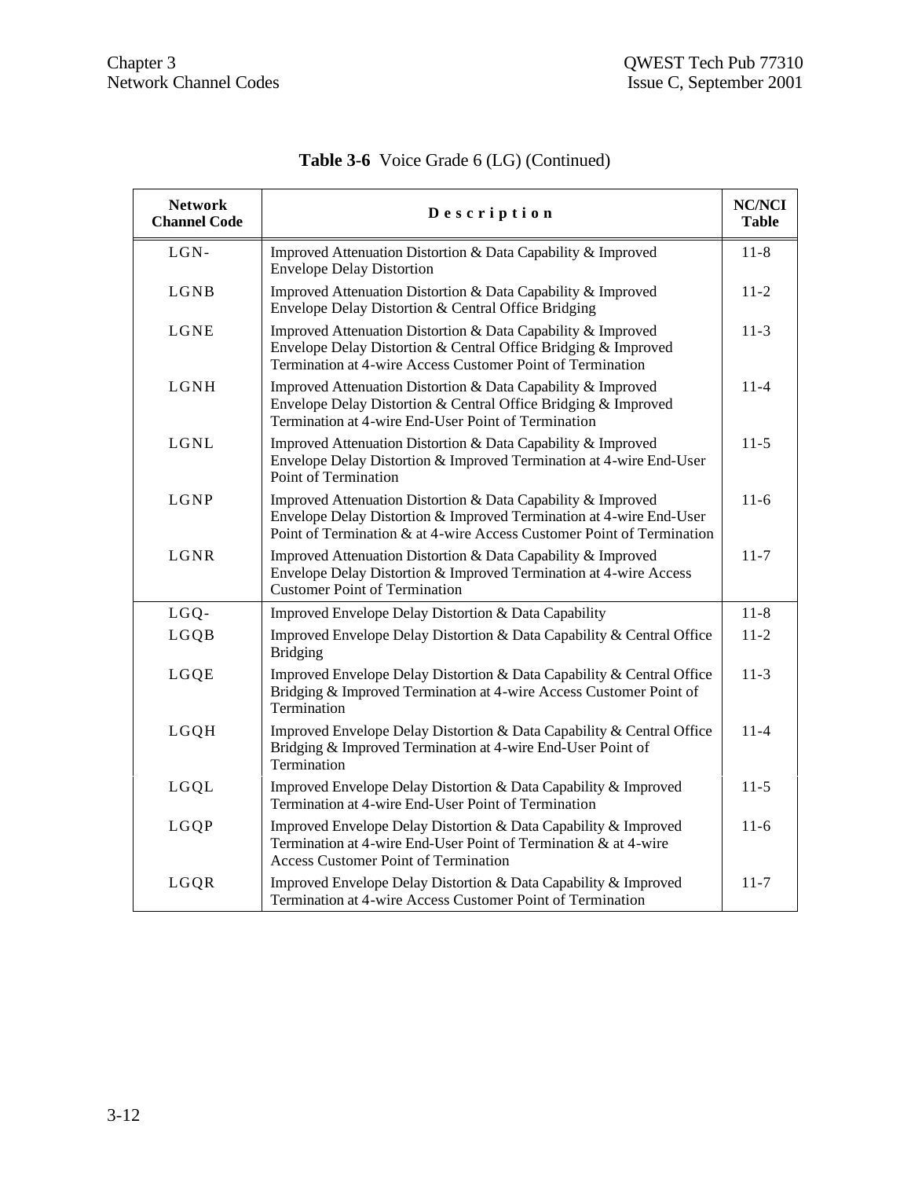**Table 3-6** Voice Grade 6 (LG) (Continued)

| Network Channel Code | Description | NC/NCI Table |
|---|---|---|
| LGN- | Improved Attenuation Distortion & Data Capability & Improved Envelope Delay Distortion | 11-8 |
| LGNB | Improved Attenuation Distortion & Data Capability & Improved Envelope Delay Distortion & Central Office Bridging | 11-2 |
| LGNE | Improved Attenuation Distortion & Data Capability & Improved Envelope Delay Distortion & Central Office Bridging & Improved Termination at 4-wire Access Customer Point of Termination | 11-3 |
| LGNH | Improved Attenuation Distortion & Data Capability & Improved Envelope Delay Distortion & Central Office Bridging & Improved Termination at 4-wire End-User Point of Termination | 11-4 |
| LGNL | Improved Attenuation Distortion & Data Capability & Improved Envelope Delay Distortion & Improved Termination at 4-wire End-User Point of Termination | 11-5 |
| LGNP | Improved Attenuation Distortion & Data Capability & Improved Envelope Delay Distortion & Improved Termination at 4-wire End-User Point of Termination & at 4-wire Access Customer Point of Termination | 11-6 |
| LGNR | Improved Attenuation Distortion & Data Capability & Improved Envelope Delay Distortion & Improved Termination at 4-wire Access Customer Point of Termination | 11-7 |
| LGQ- | Improved Envelope Delay Distortion & Data Capability | 11-8 |
| LGQB | Improved Envelope Delay Distortion & Data Capability & Central Office Bridging | 11-2 |
| LGQE | Improved Envelope Delay Distortion & Data Capability & Central Office Bridging & Improved Termination at 4-wire Access Customer Point of Termination | 11-3 |
| LGQH | Improved Envelope Delay Distortion & Data Capability & Central Office Bridging & Improved Termination at 4-wire End-User Point of Termination | 11-4 |
| LGQL | Improved Envelope Delay Distortion & Data Capability & Improved Termination at 4-wire End-User Point of Termination | 11-5 |
| LGQP | Improved Envelope Delay Distortion & Data Capability & Improved Termination at 4-wire End-User Point of Termination & at 4-wire Access Customer Point of Termination | 11-6 |
| LGQR | Improved Envelope Delay Distortion & Data Capability & Improved Termination at 4-wire Access Customer Point of Termination | 11-7 |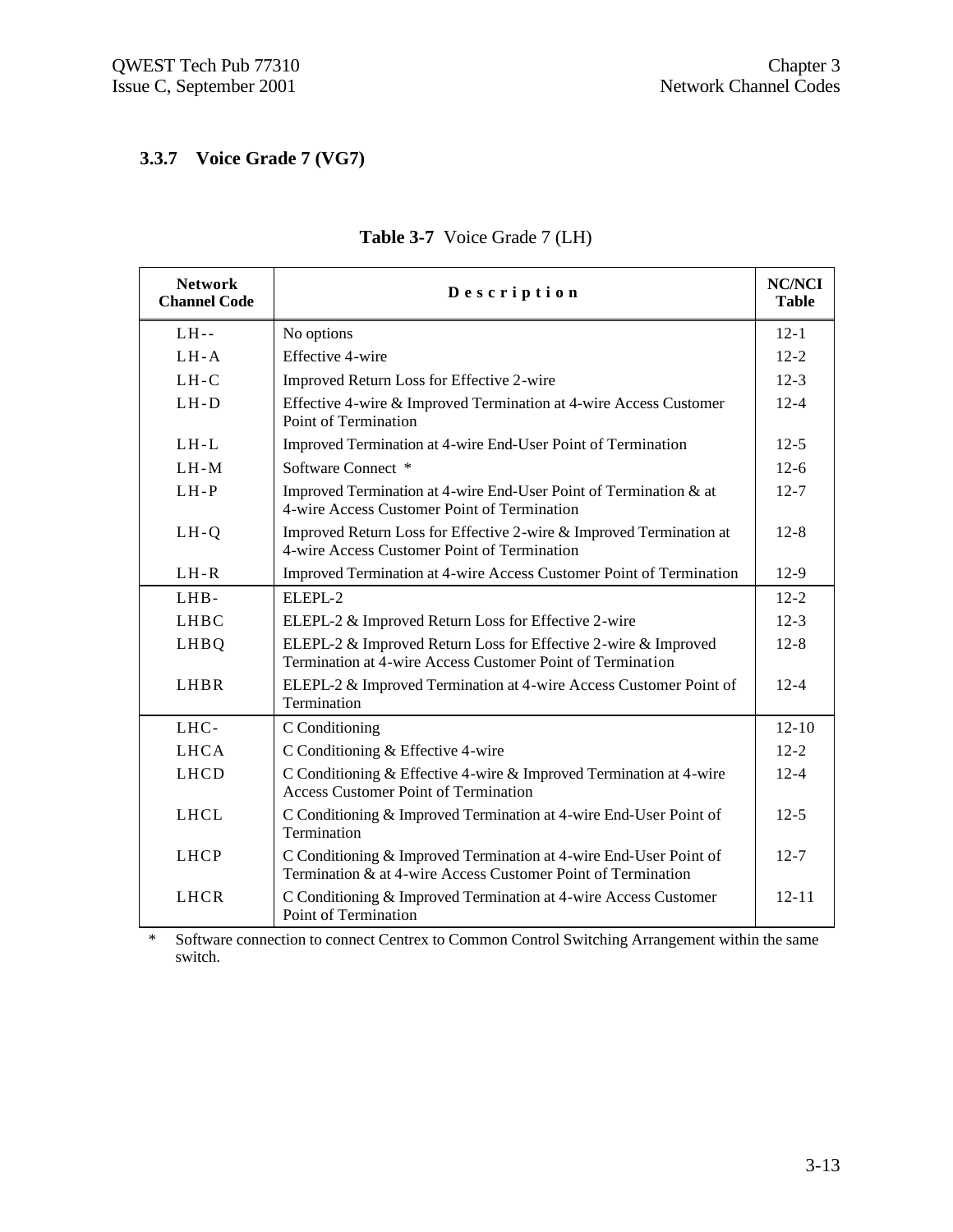### 3.3.7 Voice Grade 7 (VG7)

**Table 3-7** Voice Grade 7 (LH)

| Network Channel Code | Description | NC/NCI Table |
|---|---|---|
| LH-- | No options | 12-1 |
| LH-A | Effective 4-wire | 12-2 |
| LH-C | Improved Return Loss for Effective 2-wire | 12-3 |
| LH-D | Effective 4-wire & Improved Termination at 4-wire Access Customer Point of Termination | 12-4 |
| LH-L | Improved Termination at 4-wire End-User Point of Termination | 12-5 |
| LH-M | Software Connect * | 12-6 |
| LH-P | Improved Termination at 4-wire End-User Point of Termination & at 4-wire Access Customer Point of Termination | 12-7 |
| LH-Q | Improved Return Loss for Effective 2-wire & Improved Termination at 4-wire Access Customer Point of Termination | 12-8 |
| LH-R | Improved Termination at 4-wire Access Customer Point of Termination | 12-9 |
| LHB- | ELEPL-2 | 12-2 |
| LHBC | ELEPL-2 & Improved Return Loss for Effective 2-wire | 12-3 |
| LHBQ | ELEPL-2 & Improved Return Loss for Effective 2-wire & Improved Termination at 4-wire Access Customer Point of Termination | 12-8 |
| LHBR | ELEPL-2 & Improved Termination at 4-wire Access Customer Point of Termination | 12-4 |
| LHC- | C Conditioning | 12-10 |
| LHCA | C Conditioning & Effective 4-wire | 12-2 |
| LHCD | C Conditioning & Effective 4-wire & Improved Termination at 4-wire Access Customer Point of Termination | 12-4 |
| LHCL | C Conditioning & Improved Termination at 4-wire End-User Point of Termination | 12-5 |
| LHCP | C Conditioning & Improved Termination at 4-wire End-User Point of Termination & at 4-wire Access Customer Point of Termination | 12-7 |
| LHCR | C Conditioning & Improved Termination at 4-wire Access Customer Point of Termination | 12-11 |

\* Software connection to connect Centrex to Common Control Switching Arrangement within the same switch.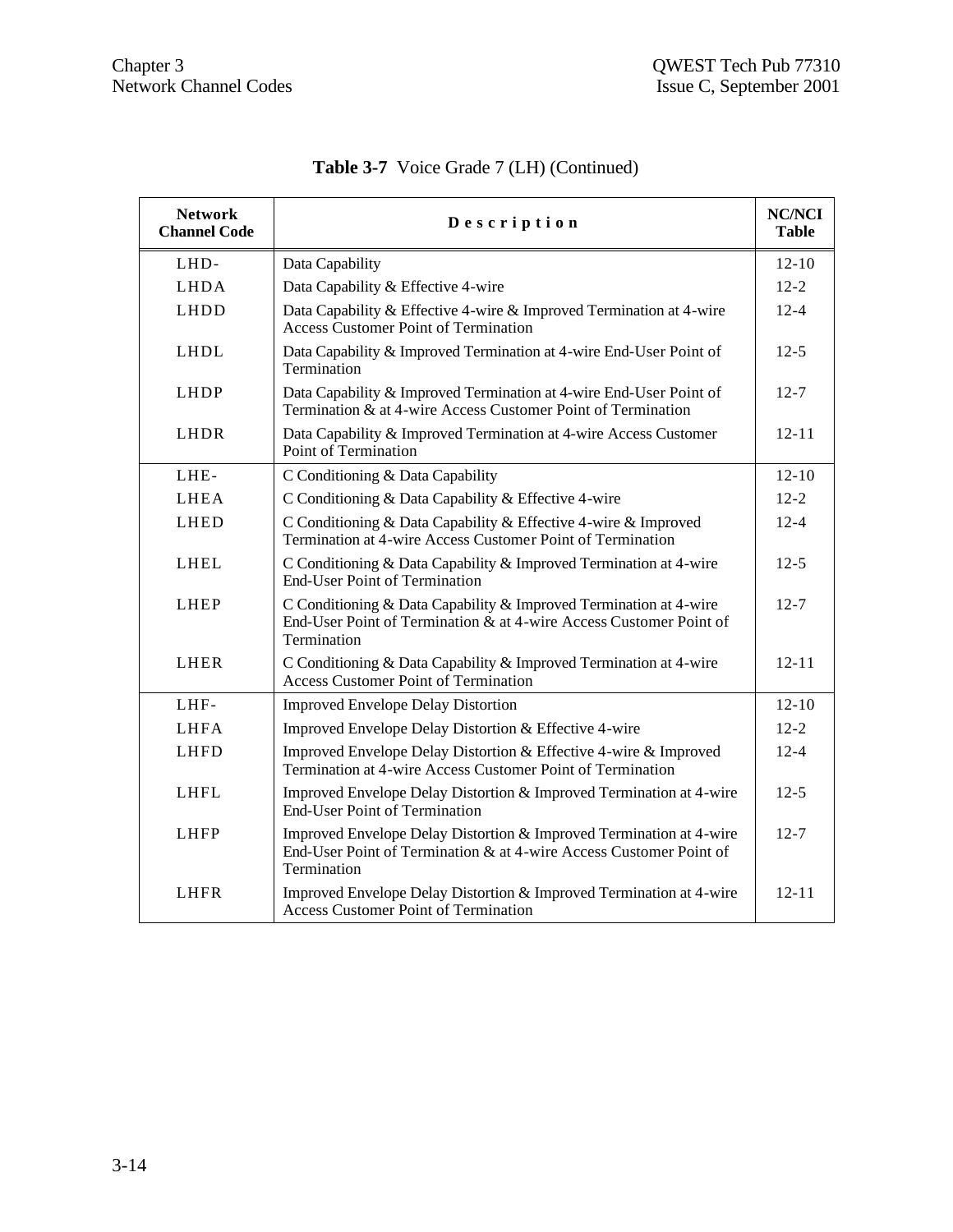**Table 3-7** Voice Grade 7 (LH) (Continued)

| Network Channel Code | Description | NC/NCI Table |
|---|---|---|
| LHD- | Data Capability | 12-10 |
| LHDA | Data Capability & Effective 4-wire | 12-2 |
| LHDD | Data Capability & Effective 4-wire & Improved Termination at 4-wire Access Customer Point of Termination | 12-4 |
| LHDL | Data Capability & Improved Termination at 4-wire End-User Point of Termination | 12-5 |
| LHDP | Data Capability & Improved Termination at 4-wire End-User Point of Termination & at 4-wire Access Customer Point of Termination | 12-7 |
| LHDR | Data Capability & Improved Termination at 4-wire Access Customer Point of Termination | 12-11 |
| LHE- | C Conditioning & Data Capability | 12-10 |
| LHEA | C Conditioning & Data Capability & Effective 4-wire | 12-2 |
| LHED | C Conditioning & Data Capability & Effective 4-wire & Improved Termination at 4-wire Access Customer Point of Termination | 12-4 |
| LHEL | C Conditioning & Data Capability & Improved Termination at 4-wire End-User Point of Termination | 12-5 |
| LHEP | C Conditioning & Data Capability & Improved Termination at 4-wire End-User Point of Termination & at 4-wire Access Customer Point of Termination | 12-7 |
| LHER | C Conditioning & Data Capability & Improved Termination at 4-wire Access Customer Point of Termination | 12-11 |
| LHF- | Improved Envelope Delay Distortion | 12-10 |
| LHFA | Improved Envelope Delay Distortion & Effective 4-wire | 12-2 |
| LHFD | Improved Envelope Delay Distortion & Effective 4-wire & Improved Termination at 4-wire Access Customer Point of Termination | 12-4 |
| LHFL | Improved Envelope Delay Distortion & Improved Termination at 4-wire End-User Point of Termination | 12-5 |
| LHFP | Improved Envelope Delay Distortion & Improved Termination at 4-wire End-User Point of Termination & at 4-wire Access Customer Point of Termination | 12-7 |
| LHFR | Improved Envelope Delay Distortion & Improved Termination at 4-wire Access Customer Point of Termination | 12-11 |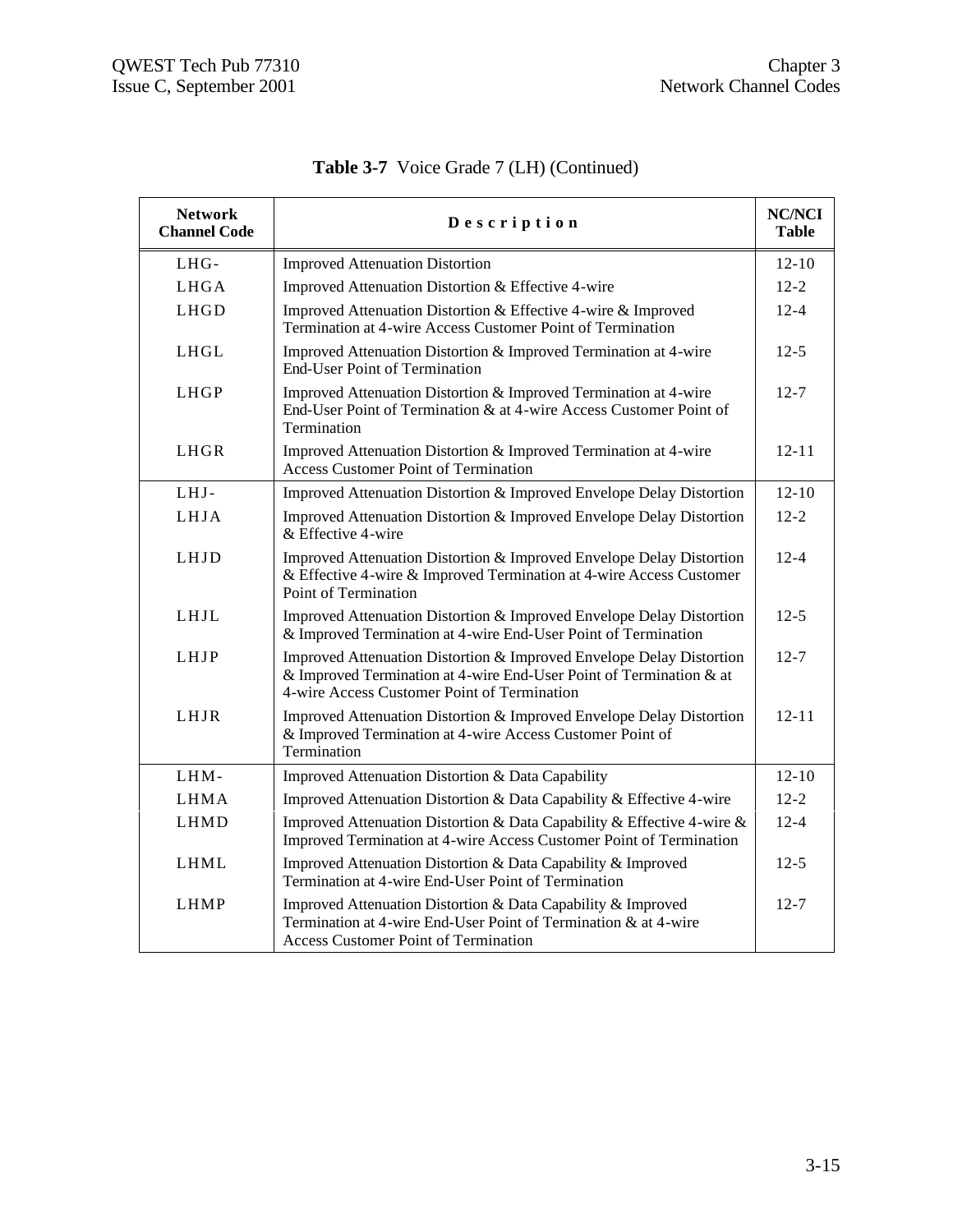**Table 3-7** Voice Grade 7 (LH) (Continued)

| Network Channel Code | Description | NC/NCI Table |
|---|---|---|
| LHG- | Improved Attenuation Distortion | 12-10 |
| LHGA | Improved Attenuation Distortion & Effective 4-wire | 12-2 |
| LHGD | Improved Attenuation Distortion & Effective 4-wire & Improved Termination at 4-wire Access Customer Point of Termination | 12-4 |
| LHGL | Improved Attenuation Distortion & Improved Termination at 4-wire End-User Point of Termination | 12-5 |
| LHGP | Improved Attenuation Distortion & Improved Termination at 4-wire End-User Point of Termination & at 4-wire Access Customer Point of Termination | 12-7 |
| LHGR | Improved Attenuation Distortion & Improved Termination at 4-wire Access Customer Point of Termination | 12-11 |
| LHJ- | Improved Attenuation Distortion & Improved Envelope Delay Distortion | 12-10 |
| LHJA | Improved Attenuation Distortion & Improved Envelope Delay Distortion & Effective 4-wire | 12-2 |
| LHJD | Improved Attenuation Distortion & Improved Envelope Delay Distortion & Effective 4-wire & Improved Termination at 4-wire Access Customer Point of Termination | 12-4 |
| LHJL | Improved Attenuation Distortion & Improved Envelope Delay Distortion & Improved Termination at 4-wire End-User Point of Termination | 12-5 |
| LHJP | Improved Attenuation Distortion & Improved Envelope Delay Distortion & Improved Termination at 4-wire End-User Point of Termination & at 4-wire Access Customer Point of Termination | 12-7 |
| LHJR | Improved Attenuation Distortion & Improved Envelope Delay Distortion & Improved Termination at 4-wire Access Customer Point of Termination | 12-11 |
| LHM- | Improved Attenuation Distortion & Data Capability | 12-10 |
| LHMA | Improved Attenuation Distortion & Data Capability & Effective 4-wire | 12-2 |
| LHMD | Improved Attenuation Distortion & Data Capability & Effective 4-wire & Improved Termination at 4-wire Access Customer Point of Termination | 12-4 |
| LHML | Improved Attenuation Distortion & Data Capability & Improved Termination at 4-wire End-User Point of Termination | 12-5 |
| LHMP | Improved Attenuation Distortion & Data Capability & Improved Termination at 4-wire End-User Point of Termination & at 4-wire Access Customer Point of Termination | 12-7 |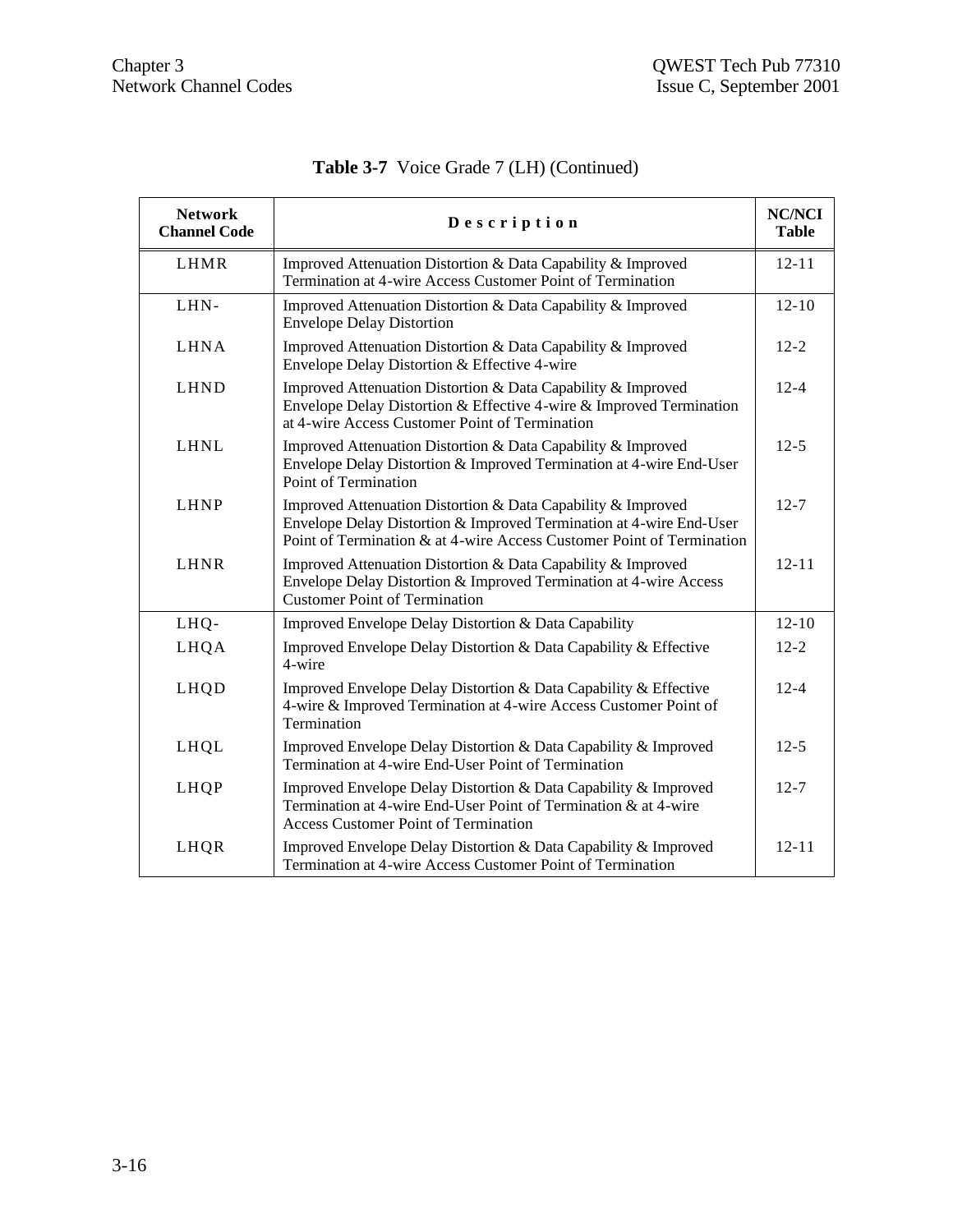**Table 3-7** Voice Grade 7 (LH) (Continued)

| Network Channel Code | Description | NC/NCI Table |
|---|---|---|
| LHMR | Improved Attenuation Distortion & Data Capability & Improved Termination at 4-wire Access Customer Point of Termination | 12-11 |
| LHN- | Improved Attenuation Distortion & Data Capability & Improved Envelope Delay Distortion | 12-10 |
| LHNA | Improved Attenuation Distortion & Data Capability & Improved Envelope Delay Distortion & Effective 4-wire | 12-2 |
| LHND | Improved Attenuation Distortion & Data Capability & Improved Envelope Delay Distortion & Effective 4-wire & Improved Termination at 4-wire Access Customer Point of Termination | 12-4 |
| LHNL | Improved Attenuation Distortion & Data Capability & Improved Envelope Delay Distortion & Improved Termination at 4-wire End-User Point of Termination | 12-5 |
| LHNP | Improved Attenuation Distortion & Data Capability & Improved Envelope Delay Distortion & Improved Termination at 4-wire End-User Point of Termination & at 4-wire Access Customer Point of Termination | 12-7 |
| LHNR | Improved Attenuation Distortion & Data Capability & Improved Envelope Delay Distortion & Improved Termination at 4-wire Access Customer Point of Termination | 12-11 |
| LHQ- | Improved Envelope Delay Distortion & Data Capability | 12-10 |
| LHQA | Improved Envelope Delay Distortion & Data Capability & Effective 4-wire | 12-2 |
| LHQD | Improved Envelope Delay Distortion & Data Capability & Effective 4-wire & Improved Termination at 4-wire Access Customer Point of Termination | 12-4 |
| LHQL | Improved Envelope Delay Distortion & Data Capability & Improved Termination at 4-wire End-User Point of Termination | 12-5 |
| LHQP | Improved Envelope Delay Distortion & Data Capability & Improved Termination at 4-wire End-User Point of Termination & at 4-wire Access Customer Point of Termination | 12-7 |
| LHQR | Improved Envelope Delay Distortion & Data Capability & Improved Termination at 4-wire Access Customer Point of Termination | 12-11 |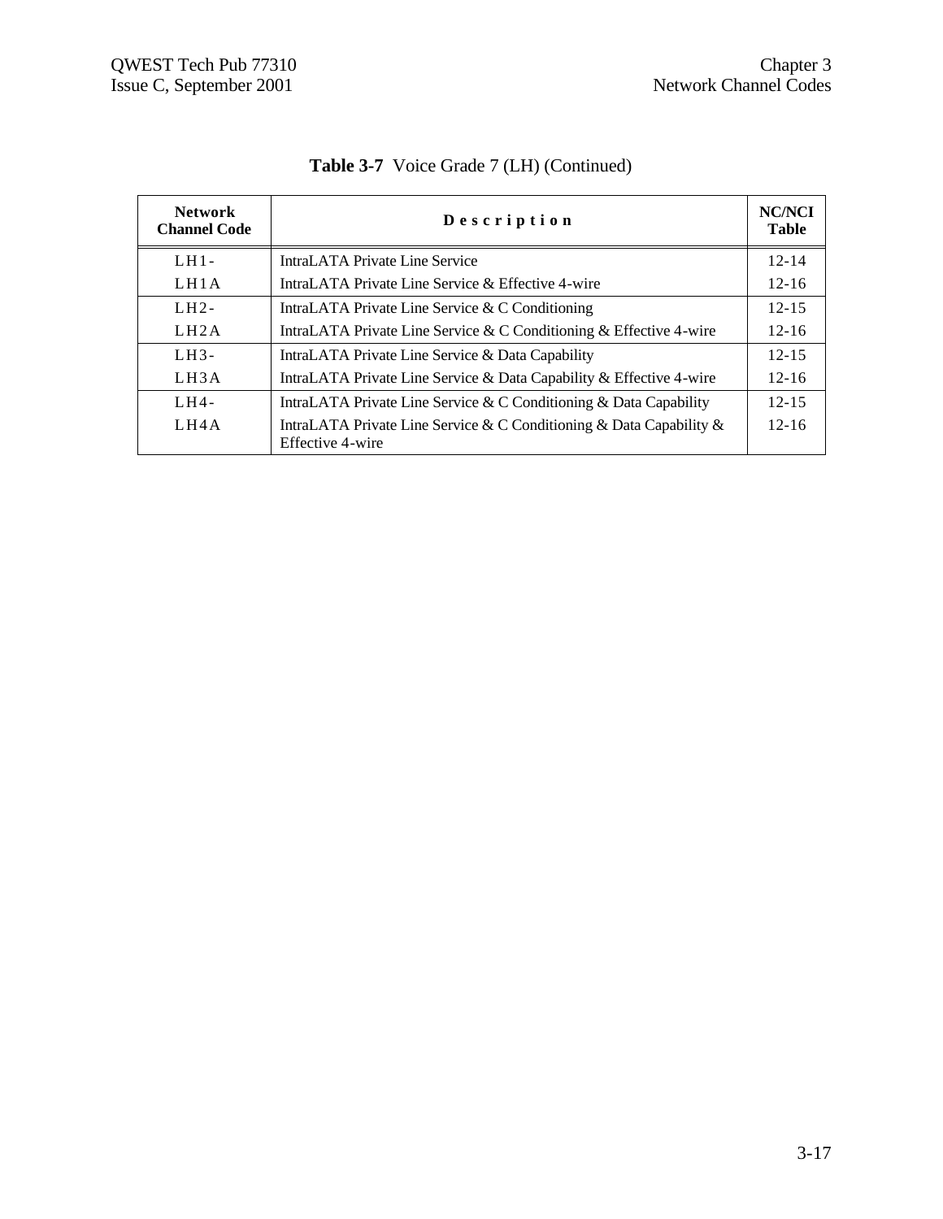**Table 3-7** Voice Grade 7 (LH) (Continued)

| Network Channel Code | Description | NC/NCI Table |
|---|---|---|
| LH1- | IntraLATA Private Line Service | 12-14 |
| LH1A | IntraLATA Private Line Service & Effective 4-wire | 12-16 |
| LH2- | IntraLATA Private Line Service & C Conditioning | 12-15 |
| LH2A | IntraLATA Private Line Service & C Conditioning & Effective 4-wire | 12-16 |
| LH3- | IntraLATA Private Line Service & Data Capability | 12-15 |
| LH3A | IntraLATA Private Line Service & Data Capability & Effective 4-wire | 12-16 |
| LH4- | IntraLATA Private Line Service & C Conditioning & Data Capability | 12-15 |
| LH4A | IntraLATA Private Line Service & C Conditioning & Data Capability & Effective 4-wire | 12-16 |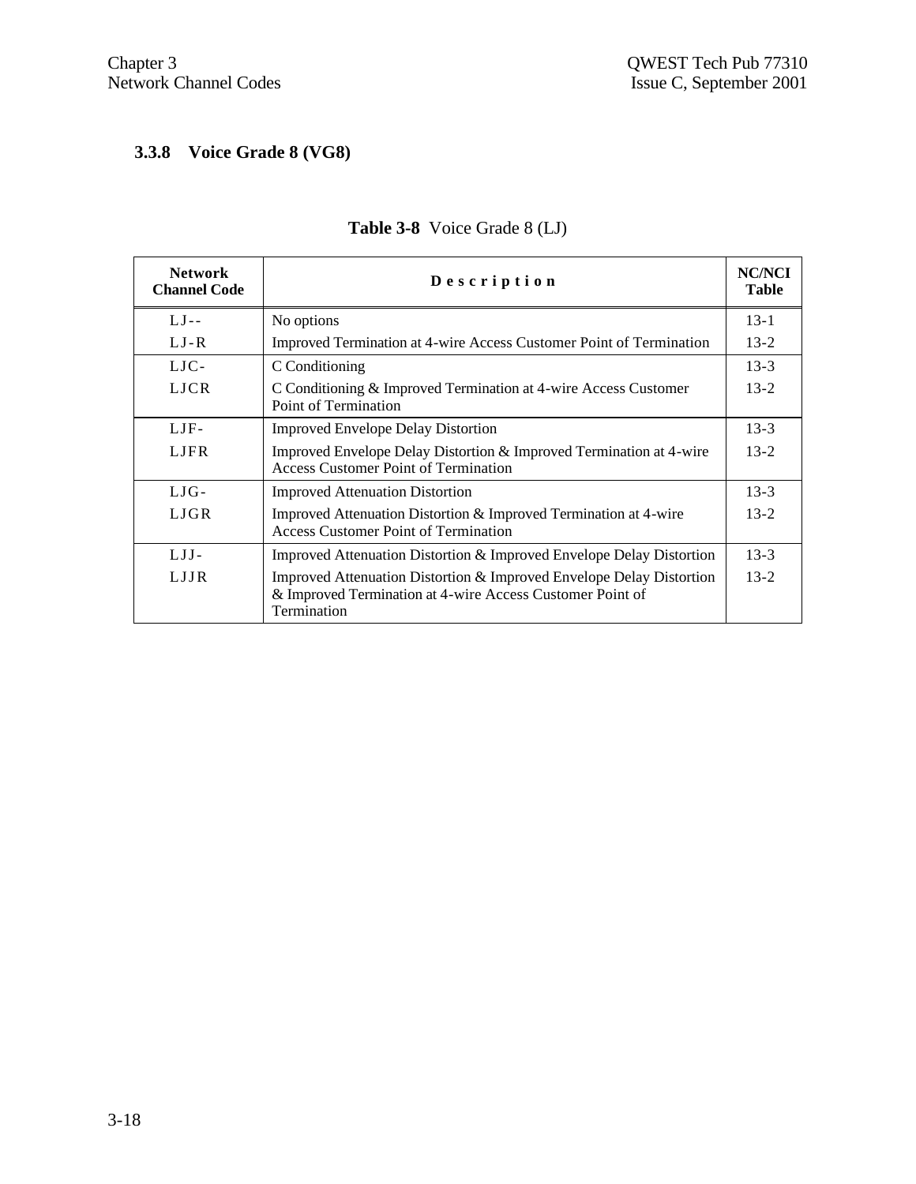### 3.3.8 Voice Grade 8 (VG8)

**Table 3-8** Voice Grade 8 (LJ)

| Network Channel Code | Description | NC/NCI Table |
|---|---|---|
| LJ-- | No options | 13-1 |
| LJ-R | Improved Termination at 4-wire Access Customer Point of Termination | 13-2 |
| LJC- | C Conditioning | 13-3 |
| LJCR | C Conditioning & Improved Termination at 4-wire Access Customer Point of Termination | 13-2 |
| LJF- | Improved Envelope Delay Distortion | 13-3 |
| LJFR | Improved Envelope Delay Distortion & Improved Termination at 4-wire Access Customer Point of Termination | 13-2 |
| LJG- | Improved Attenuation Distortion | 13-3 |
| LJGR | Improved Attenuation Distortion & Improved Termination at 4-wire Access Customer Point of Termination | 13-2 |
| LJJ- | Improved Attenuation Distortion & Improved Envelope Delay Distortion | 13-3 |
| LJJR | Improved Attenuation Distortion & Improved Envelope Delay Distortion & Improved Termination at 4-wire Access Customer Point of Termination | 13-2 |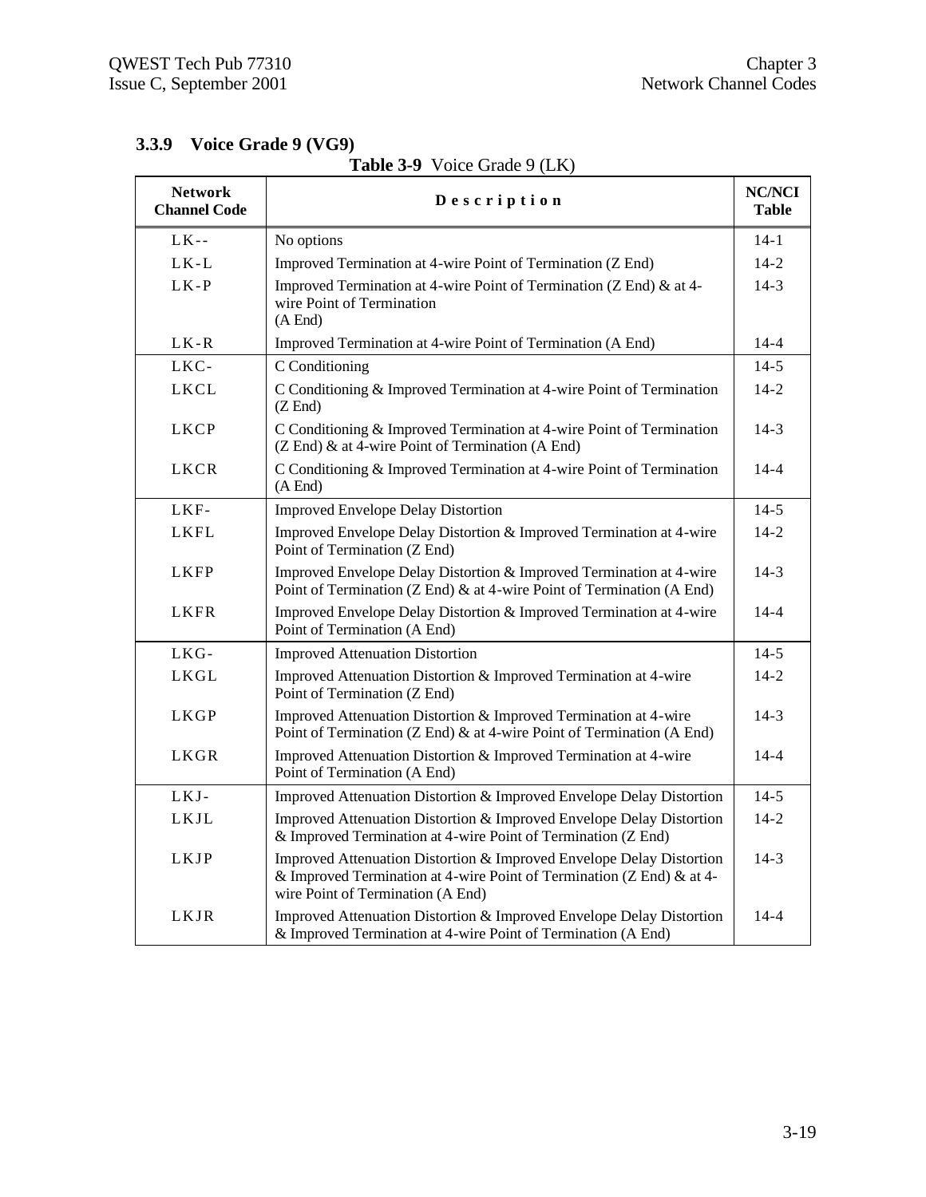### 3.3.9 Voice Grade 9 (VG9)

**Table 3-9** Voice Grade 9 (LK)

| Network Channel Code | Description | NC/NCI Table |
|---|---|---|
| LK-- | No options | 14-1 |
| LK-L | Improved Termination at 4-wire Point of Termination (Z End) | 14-2 |
| LK-P | Improved Termination at 4-wire Point of Termination (Z End) & at 4-wire Point of Termination (A End) | 14-3 |
| LK-R | Improved Termination at 4-wire Point of Termination (A End) | 14-4 |
| LKC- | C Conditioning | 14-5 |
| LKCL | C Conditioning & Improved Termination at 4-wire Point of Termination (Z End) | 14-2 |
| LKCP | C Conditioning & Improved Termination at 4-wire Point of Termination (Z End) & at 4-wire Point of Termination (A End) | 14-3 |
| LKCR | C Conditioning & Improved Termination at 4-wire Point of Termination (A End) | 14-4 |
| LKF- | Improved Envelope Delay Distortion | 14-5 |
| LKFL | Improved Envelope Delay Distortion & Improved Termination at 4-wire Point of Termination (Z End) | 14-2 |
| LKFP | Improved Envelope Delay Distortion & Improved Termination at 4-wire Point of Termination (Z End) & at 4-wire Point of Termination (A End) | 14-3 |
| LKFR | Improved Envelope Delay Distortion & Improved Termination at 4-wire Point of Termination (A End) | 14-4 |
| LKG- | Improved Attenuation Distortion | 14-5 |
| LKGL | Improved Attenuation Distortion & Improved Termination at 4-wire Point of Termination (Z End) | 14-2 |
| LKGP | Improved Attenuation Distortion & Improved Termination at 4-wire Point of Termination (Z End) & at 4-wire Point of Termination (A End) | 14-3 |
| LKGR | Improved Attenuation Distortion & Improved Termination at 4-wire Point of Termination (A End) | 14-4 |
| LKJ- | Improved Attenuation Distortion & Improved Envelope Delay Distortion | 14-5 |
| LKJL | Improved Attenuation Distortion & Improved Envelope Delay Distortion & Improved Termination at 4-wire Point of Termination (Z End) | 14-2 |
| LKJP | Improved Attenuation Distortion & Improved Envelope Delay Distortion & Improved Termination at 4-wire Point of Termination (Z End) & at 4-wire Point of Termination (A End) | 14-3 |
| LKJR | Improved Attenuation Distortion & Improved Envelope Delay Distortion & Improved Termination at 4-wire Point of Termination (A End) | 14-4 |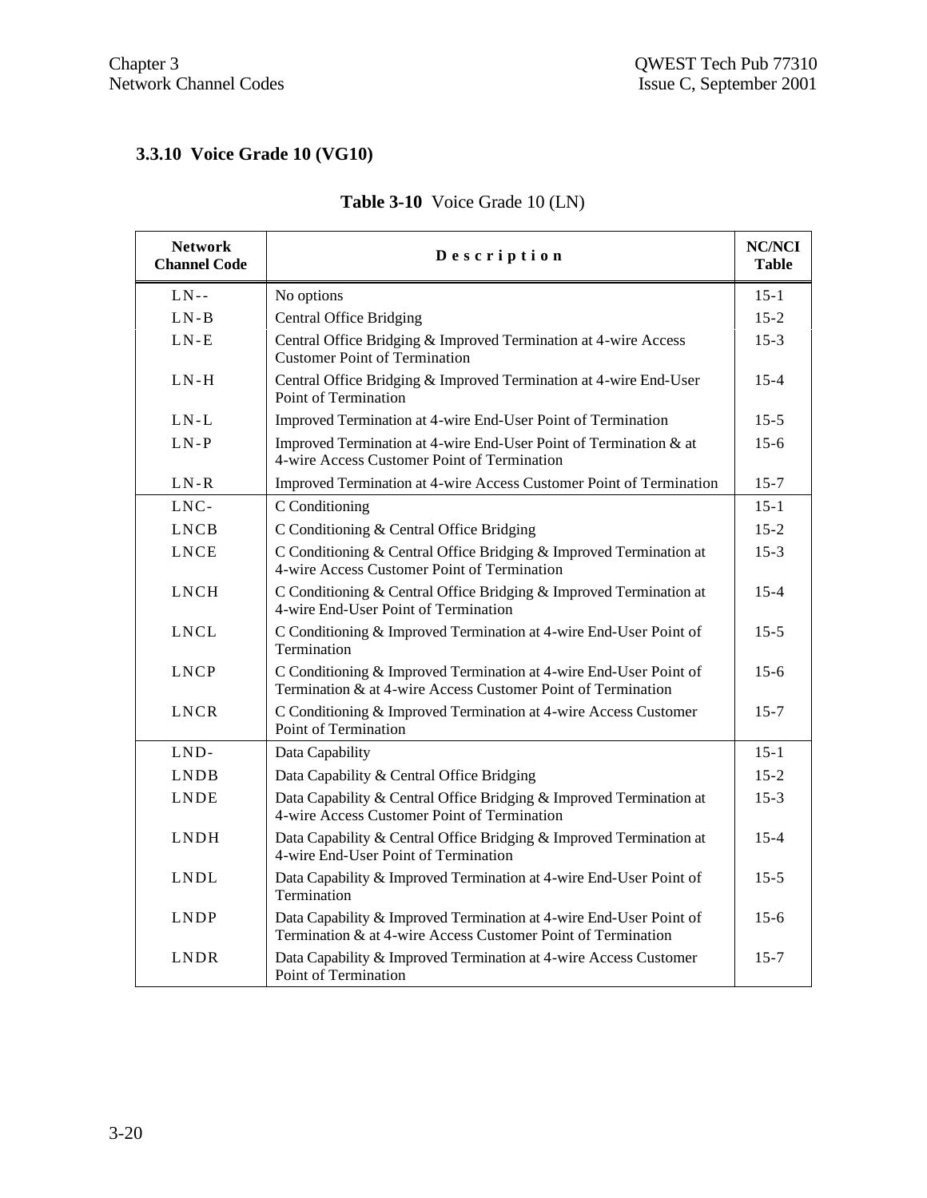### 3.3.10 Voice Grade 10 (VG10)

**Table 3-10** Voice Grade 10 (LN)

| Network Channel Code | Description | NC/NCI Table |
|---|---|---|
| LN-- | No options | 15-1 |
| LN-B | Central Office Bridging | 15-2 |
| LN-E | Central Office Bridging & Improved Termination at 4-wire Access Customer Point of Termination | 15-3 |
| LN-H | Central Office Bridging & Improved Termination at 4-wire End-User Point of Termination | 15-4 |
| LN-L | Improved Termination at 4-wire End-User Point of Termination | 15-5 |
| LN-P | Improved Termination at 4-wire End-User Point of Termination & at 4-wire Access Customer Point of Termination | 15-6 |
| LN-R | Improved Termination at 4-wire Access Customer Point of Termination | 15-7 |
| LNC- | C Conditioning | 15-1 |
| LNCB | C Conditioning & Central Office Bridging | 15-2 |
| LNCE | C Conditioning & Central Office Bridging & Improved Termination at 4-wire Access Customer Point of Termination | 15-3 |
| LNCH | C Conditioning & Central Office Bridging & Improved Termination at 4-wire End-User Point of Termination | 15-4 |
| LNCL | C Conditioning & Improved Termination at 4-wire End-User Point of Termination | 15-5 |
| LNCP | C Conditioning & Improved Termination at 4-wire End-User Point of Termination & at 4-wire Access Customer Point of Termination | 15-6 |
| LNCR | C Conditioning & Improved Termination at 4-wire Access Customer Point of Termination | 15-7 |
| LND- | Data Capability | 15-1 |
| LNDB | Data Capability & Central Office Bridging | 15-2 |
| LNDE | Data Capability & Central Office Bridging & Improved Termination at 4-wire Access Customer Point of Termination | 15-3 |
| LNDH | Data Capability & Central Office Bridging & Improved Termination at 4-wire End-User Point of Termination | 15-4 |
| LNDL | Data Capability & Improved Termination at 4-wire End-User Point of Termination | 15-5 |
| LNDP | Data Capability & Improved Termination at 4-wire End-User Point of Termination & at 4-wire Access Customer Point of Termination | 15-6 |
| LNDR | Data Capability & Improved Termination at 4-wire Access Customer Point of Termination | 15-7 |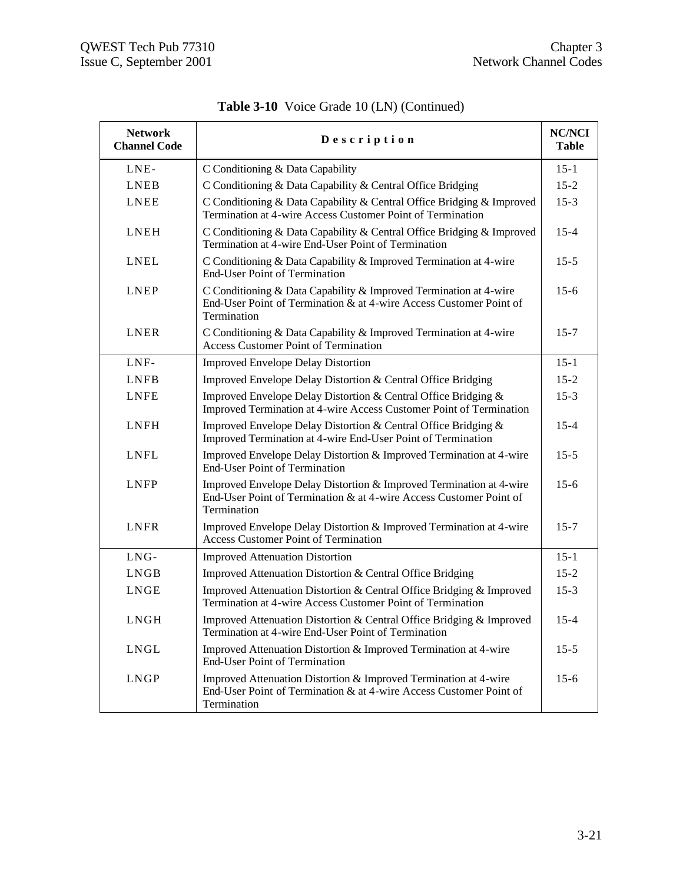**Table 3-10** Voice Grade 10 (LN) (Continued)

| Network Channel Code | Description | NC/NCI Table |
|---|---|---|
| LNE- | C Conditioning & Data Capability | 15-1 |
| LNEB | C Conditioning & Data Capability & Central Office Bridging | 15-2 |
| LNEE | C Conditioning & Data Capability & Central Office Bridging & Improved Termination at 4-wire Access Customer Point of Termination | 15-3 |
| LNEH | C Conditioning & Data Capability & Central Office Bridging & Improved Termination at 4-wire End-User Point of Termination | 15-4 |
| LNEL | C Conditioning & Data Capability & Improved Termination at 4-wire End-User Point of Termination | 15-5 |
| LNEP | C Conditioning & Data Capability & Improved Termination at 4-wire End-User Point of Termination & at 4-wire Access Customer Point of Termination | 15-6 |
| LNER | C Conditioning & Data Capability & Improved Termination at 4-wire Access Customer Point of Termination | 15-7 |
| LNF- | Improved Envelope Delay Distortion | 15-1 |
| LNFB | Improved Envelope Delay Distortion & Central Office Bridging | 15-2 |
| LNFE | Improved Envelope Delay Distortion & Central Office Bridging & Improved Termination at 4-wire Access Customer Point of Termination | 15-3 |
| LNFH | Improved Envelope Delay Distortion & Central Office Bridging & Improved Termination at 4-wire End-User Point of Termination | 15-4 |
| LNFL | Improved Envelope Delay Distortion & Improved Termination at 4-wire End-User Point of Termination | 15-5 |
| LNFP | Improved Envelope Delay Distortion & Improved Termination at 4-wire End-User Point of Termination & at 4-wire Access Customer Point of Termination | 15-6 |
| LNFR | Improved Envelope Delay Distortion & Improved Termination at 4-wire Access Customer Point of Termination | 15-7 |
| LNG- | Improved Attenuation Distortion | 15-1 |
| LNGB | Improved Attenuation Distortion & Central Office Bridging | 15-2 |
| LNGE | Improved Attenuation Distortion & Central Office Bridging & Improved Termination at 4-wire Access Customer Point of Termination | 15-3 |
| LNGH | Improved Attenuation Distortion & Central Office Bridging & Improved Termination at 4-wire End-User Point of Termination | 15-4 |
| LNGL | Improved Attenuation Distortion & Improved Termination at 4-wire End-User Point of Termination | 15-5 |
| LNGP | Improved Attenuation Distortion & Improved Termination at 4-wire End-User Point of Termination & at 4-wire Access Customer Point of Termination | 15-6 |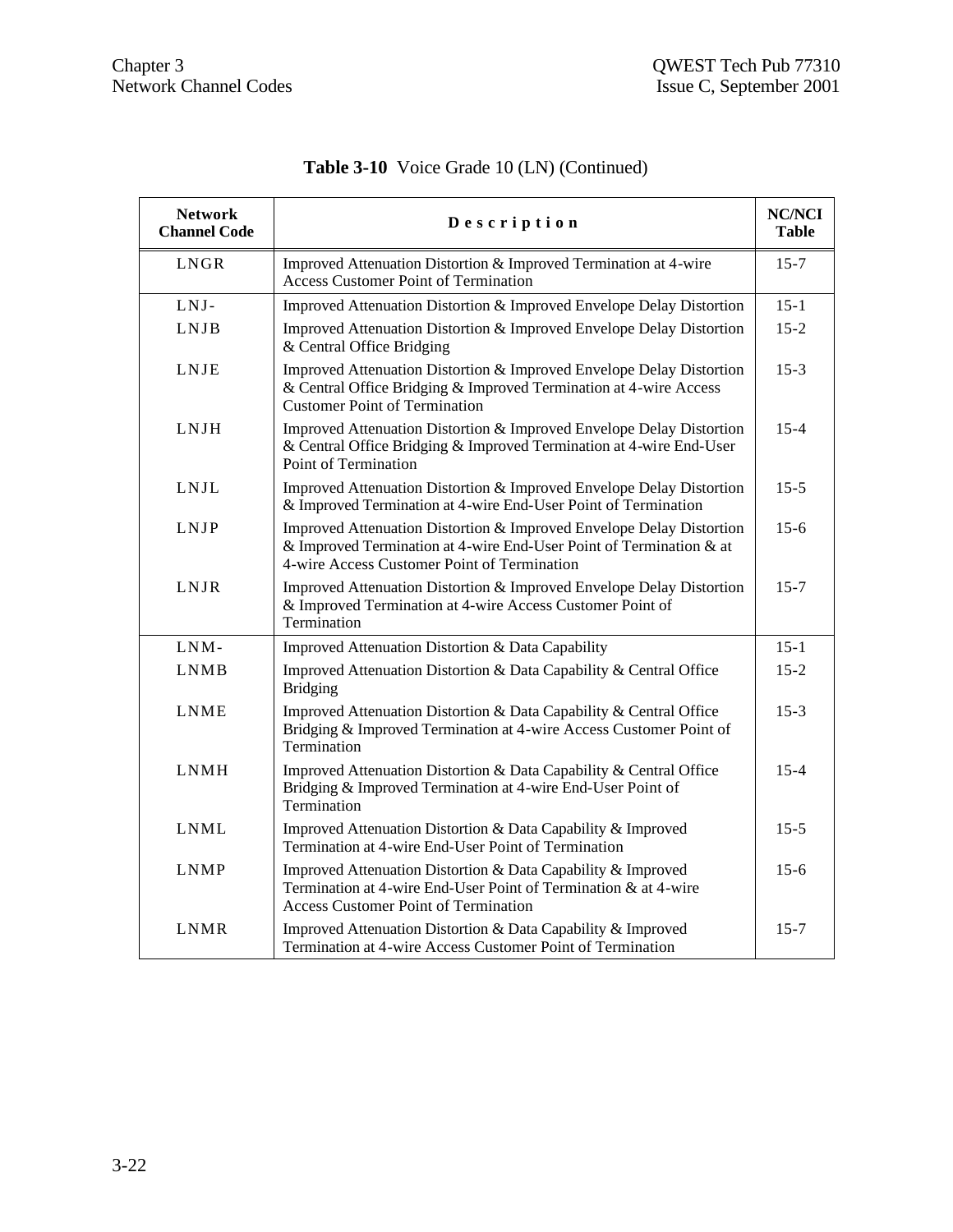**Table 3-10** Voice Grade 10 (LN) (Continued)

| Network Channel Code | Description | NC/NCI Table |
|---|---|---|
| LNGR | Improved Attenuation Distortion & Improved Termination at 4-wire Access Customer Point of Termination | 15-7 |
| LNJ- | Improved Attenuation Distortion & Improved Envelope Delay Distortion | 15-1 |
| LNJB | Improved Attenuation Distortion & Improved Envelope Delay Distortion & Central Office Bridging | 15-2 |
| LNJE | Improved Attenuation Distortion & Improved Envelope Delay Distortion & Central Office Bridging & Improved Termination at 4-wire Access Customer Point of Termination | 15-3 |
| LNJH | Improved Attenuation Distortion & Improved Envelope Delay Distortion & Central Office Bridging & Improved Termination at 4-wire End-User Point of Termination | 15-4 |
| LNJL | Improved Attenuation Distortion & Improved Envelope Delay Distortion & Improved Termination at 4-wire End-User Point of Termination | 15-5 |
| LNJP | Improved Attenuation Distortion & Improved Envelope Delay Distortion & Improved Termination at 4-wire End-User Point of Termination & at 4-wire Access Customer Point of Termination | 15-6 |
| LNJR | Improved Attenuation Distortion & Improved Envelope Delay Distortion & Improved Termination at 4-wire Access Customer Point of Termination | 15-7 |
| LNM- | Improved Attenuation Distortion & Data Capability | 15-1 |
| LNMB | Improved Attenuation Distortion & Data Capability & Central Office Bridging | 15-2 |
| LNME | Improved Attenuation Distortion & Data Capability & Central Office Bridging & Improved Termination at 4-wire Access Customer Point of Termination | 15-3 |
| LNMH | Improved Attenuation Distortion & Data Capability & Central Office Bridging & Improved Termination at 4-wire End-User Point of Termination | 15-4 |
| LNML | Improved Attenuation Distortion & Data Capability & Improved Termination at 4-wire End-User Point of Termination | 15-5 |
| LNMP | Improved Attenuation Distortion & Data Capability & Improved Termination at 4-wire End-User Point of Termination & at 4-wire Access Customer Point of Termination | 15-6 |
| LNMR | Improved Attenuation Distortion & Data Capability & Improved Termination at 4-wire Access Customer Point of Termination | 15-7 |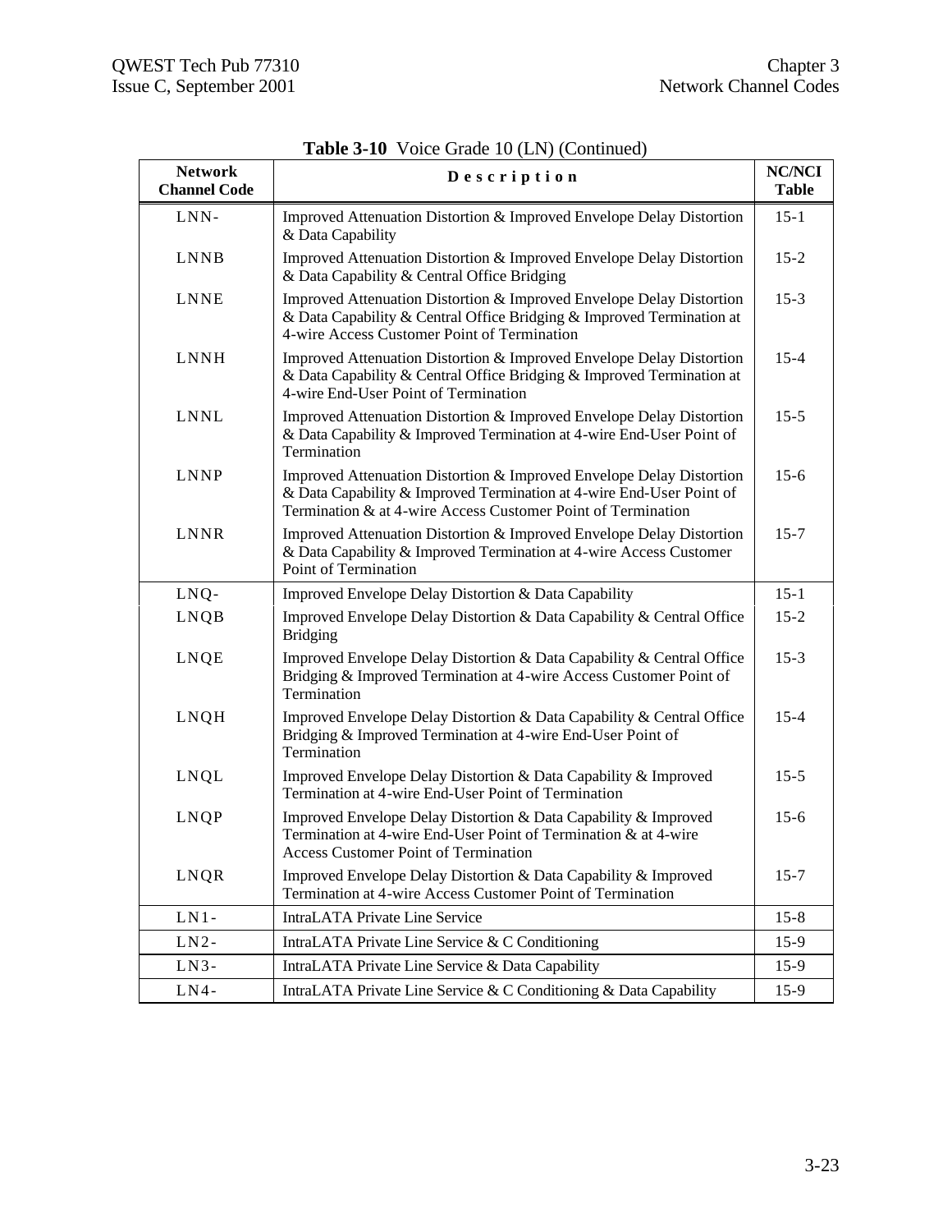**Table 3-10** Voice Grade 10 (LN) (Continued)

| Network Channel Code | Description | NC/NCI Table |
|---|---|---|
| LNN- | Improved Attenuation Distortion & Improved Envelope Delay Distortion & Data Capability | 15-1 |
| LNNB | Improved Attenuation Distortion & Improved Envelope Delay Distortion & Data Capability & Central Office Bridging | 15-2 |
| LNNE | Improved Attenuation Distortion & Improved Envelope Delay Distortion & Data Capability & Central Office Bridging & Improved Termination at 4-wire Access Customer Point of Termination | 15-3 |
| LNNH | Improved Attenuation Distortion & Improved Envelope Delay Distortion & Data Capability & Central Office Bridging & Improved Termination at 4-wire End-User Point of Termination | 15-4 |
| LNNL | Improved Attenuation Distortion & Improved Envelope Delay Distortion & Data Capability & Improved Termination at 4-wire End-User Point of Termination | 15-5 |
| LNNP | Improved Attenuation Distortion & Improved Envelope Delay Distortion & Data Capability & Improved Termination at 4-wire End-User Point of Termination & at 4-wire Access Customer Point of Termination | 15-6 |
| LNNR | Improved Attenuation Distortion & Improved Envelope Delay Distortion & Data Capability & Improved Termination at 4-wire Access Customer Point of Termination | 15-7 |
| LNQ- | Improved Envelope Delay Distortion & Data Capability | 15-1 |
| LNQB | Improved Envelope Delay Distortion & Data Capability & Central Office Bridging | 15-2 |
| LNQE | Improved Envelope Delay Distortion & Data Capability & Central Office Bridging & Improved Termination at 4-wire Access Customer Point of Termination | 15-3 |
| LNQH | Improved Envelope Delay Distortion & Data Capability & Central Office Bridging & Improved Termination at 4-wire End-User Point of Termination | 15-4 |
| LNQL | Improved Envelope Delay Distortion & Data Capability & Improved Termination at 4-wire End-User Point of Termination | 15-5 |
| LNQP | Improved Envelope Delay Distortion & Data Capability & Improved Termination at 4-wire End-User Point of Termination & at 4-wire Access Customer Point of Termination | 15-6 |
| LNQR | Improved Envelope Delay Distortion & Data Capability & Improved Termination at 4-wire Access Customer Point of Termination | 15-7 |
| LN1- | IntraLATA Private Line Service | 15-8 |
| LN2- | IntraLATA Private Line Service & C Conditioning | 15-9 |
| LN3- | IntraLATA Private Line Service & Data Capability | 15-9 |
| LN4- | IntraLATA Private Line Service & C Conditioning & Data Capability | 15-9 |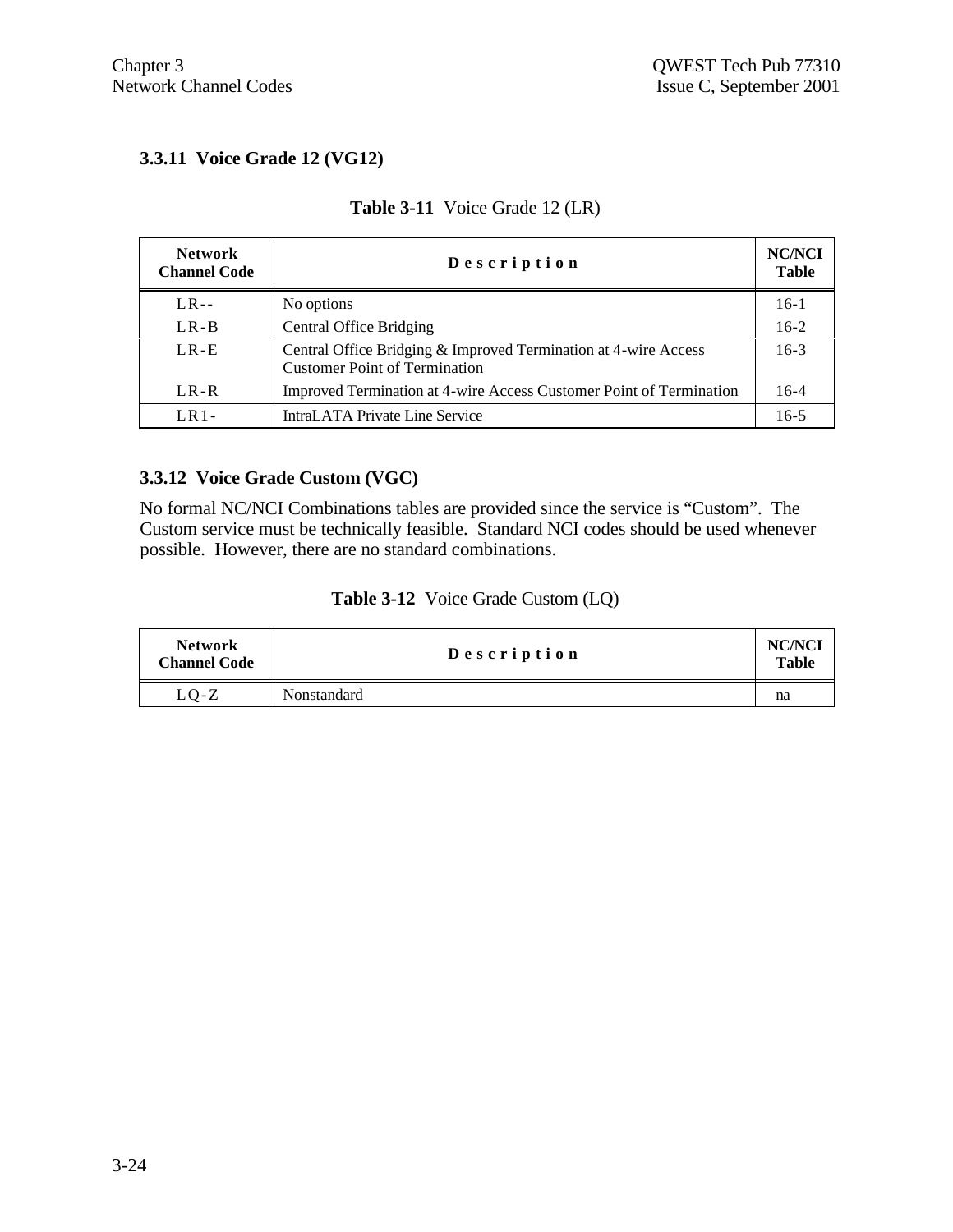### 3.3.11 Voice Grade 12 (VG12)

**Table 3-11** Voice Grade 12 (LR)

| Network Channel Code | Description | NC/NCI Table |
|---|---|---|
| LR-- | No options | 16-1 |
| LR-B | Central Office Bridging | 16-2 |
| LR-E | Central Office Bridging & Improved Termination at 4-wire Access Customer Point of Termination | 16-3 |
| LR-R | Improved Termination at 4-wire Access Customer Point of Termination | 16-4 |
| LR1- | IntraLATA Private Line Service | 16-5 |

### 3.3.12 Voice Grade Custom (VGC)

No formal NC/NCI Combinations tables are provided since the service is "Custom". The Custom service must be technically feasible. Standard NCI codes should be used whenever possible. However, there are no standard combinations.

**Table 3-12** Voice Grade Custom (LQ)

| Network Channel Code | Description | NC/NCI Table |
|---|---|---|
| LQ-Z | Nonstandard | na |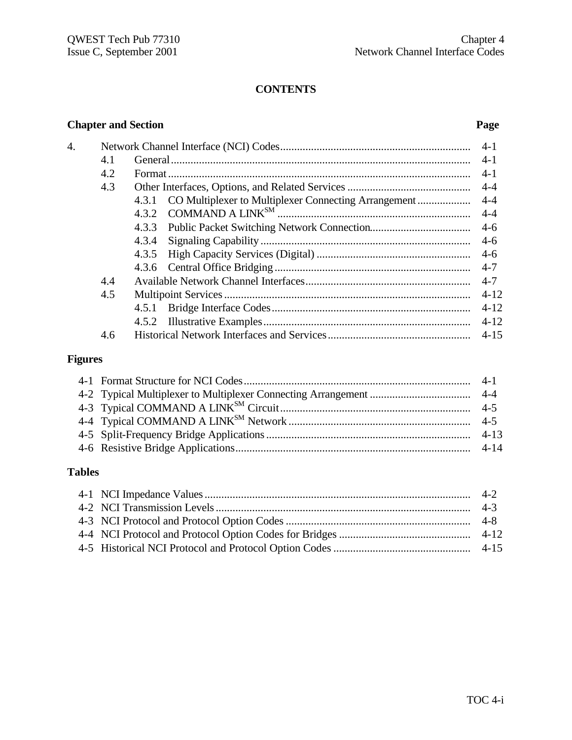# CONTENTS

| Chapter and Section | Page |
|---|---|
| 4. Network Channel Interface (NCI) Codes | 4-1 |
| 4.1 General | 4-1 |
| 4.2 Format | 4-1 |
| 4.3 Other Interfaces, Options, and Related Services | 4-4 |
| 4.3.1 CO Multiplexer to Multiplexer Connecting Arrangement | 4-4 |
| 4.3.2 COMMAND A LINK[SM] | 4-4 |
| 4.3.3 Public Packet Switching Network Connection | 4-6 |
| 4.3.4 Signaling Capability | 4-6 |
| 4.3.5 High Capacity Services (Digital) | 4-6 |
| 4.3.6 Central Office Bridging | 4-7 |
| 4.4 Available Network Channel Interfaces | 4-7 |
| 4.5 Multipoint Services | 4-12 |
| 4.5.1 Bridge Interface Codes | 4-12 |
| 4.5.2 Illustrative Examples | 4-12 |
| 4.6 Historical Network Interfaces and Services | 4-15 |

## Figures

| Figure | Page |
|---|---|
| 4-1 Format Structure for NCI Codes | 4-1 |
| 4-2 Typical Multiplexer to Multiplexer Connecting Arrangement | 4-4 |
| 4-3 Typical COMMAND A LINK[SM] Circuit | 4-5 |
| 4-4 Typical COMMAND A LINK[SM] Network | 4-5 |
| 4-5 Split-Frequency Bridge Applications | 4-13 |
| 4-6 Resistive Bridge Applications | 4-14 |

## Tables

| Table | Page |
|---|---|
| 4-1 NCI Impedance Values | 4-2 |
| 4-2 NCI Transmission Levels | 4-3 |
| 4-3 NCI Protocol and Protocol Option Codes | 4-8 |
| 4-4 NCI Protocol and Protocol Option Codes for Bridges | 4-12 |
| 4-5 Historical NCI Protocol and Protocol Option Codes | 4-15 |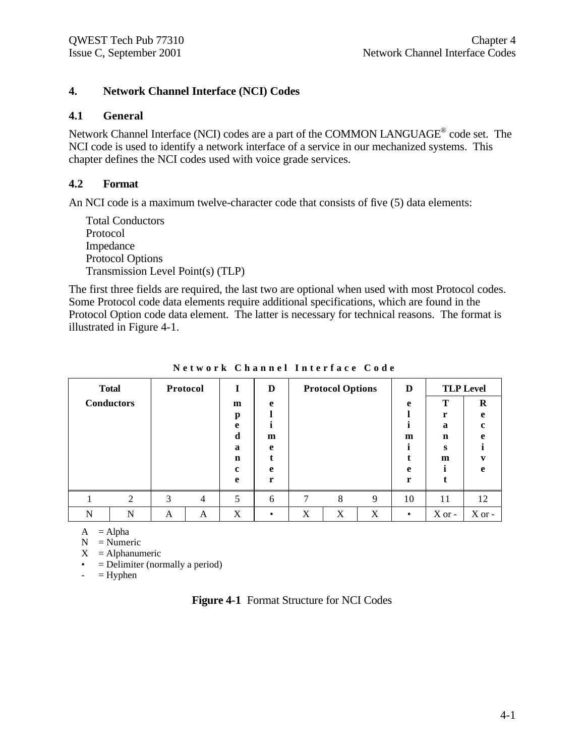# 4. Network Channel Interface (NCI) Codes

## 4.1 General

Network Channel Interface (NCI) codes are a part of the COMMON LANGUAGE® code set. The NCI code is used to identify a network interface of a service in our mechanized systems. This chapter defines the NCI codes used with voice grade services.

## 4.2 Format

An NCI code is a maximum twelve-character code that consists of five (5) data elements:

- Total Conductors
- Protocol
- Impedance
- Protocol Options
- Transmission Level Point(s) (TLP)

The first three fields are required, the last two are optional when used with most Protocol codes. Some Protocol code data elements require additional specifications, which are found in the Protocol Option code data element. The latter is necessary for technical reasons. The format is illustrated in Figure 4-1.

**Network Channel Interface Code**

| Total Conductors | | Protocol | | Impedance | Delimiter | Protocol Options | | | Delimiter | TLP Level | |
|---|---|---|---|---|---|---|---|---|---|---|---|
| | | | | | | | | | | Transmit | Receive |
| 1 | 2 | 3 | 4 | 5 | 6 | 7 | 8 | 9 | 10 | 11 | 12 |
| N | N | A | A | X | • | X | X | X | • | X or - | X or - |

A = Alpha
N = Numeric
X = Alphanumeric
• = Delimiter (normally a period)
\- = Hyphen

**Figure 4-1** Format Structure for NCI Codes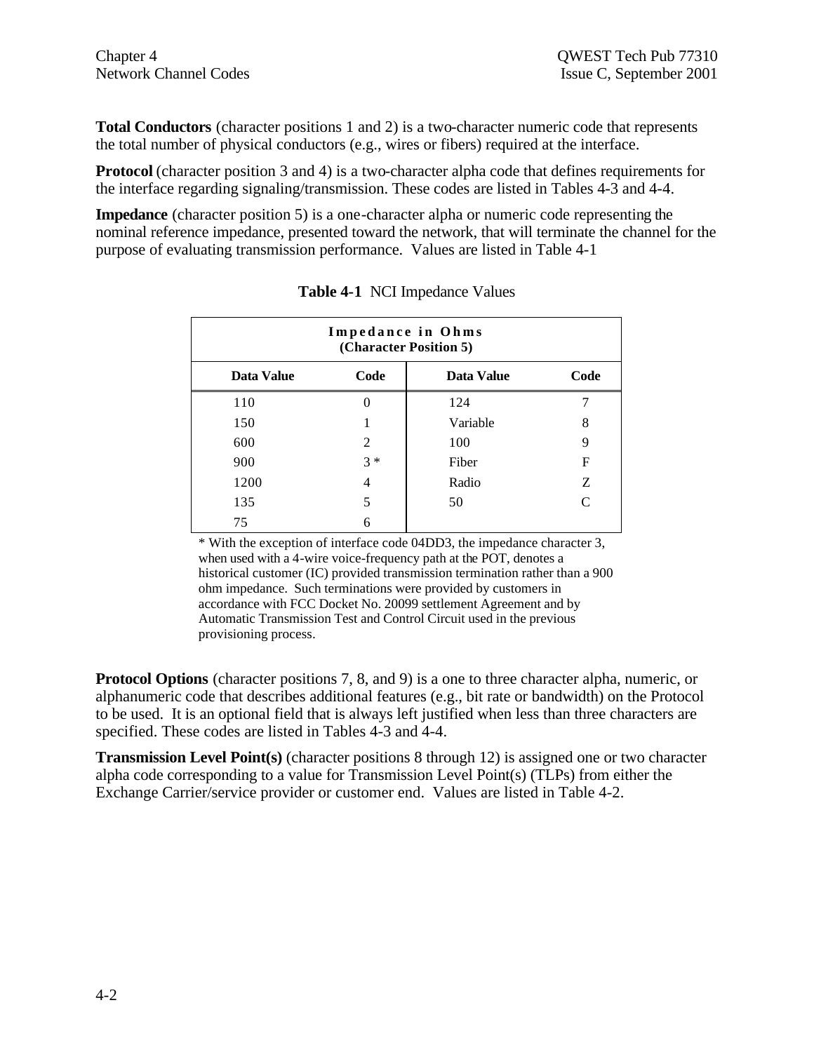**Total Conductors** (character positions 1 and 2) is a two-character numeric code that represents the total number of physical conductors (e.g., wires or fibers) required at the interface.

**Protocol** (character position 3 and 4) is a two-character alpha code that defines requirements for the interface regarding signaling/transmission. These codes are listed in Tables 4-3 and 4-4.

**Impedance** (character position 5) is a one-character alpha or numeric code representing the nominal reference impedance, presented toward the network, that will terminate the channel for the purpose of evaluating transmission performance. Values are listed in Table 4-1

**Table 4-1** NCI Impedance Values

| Impedance in Ohms (Character Position 5) | | | |
|---|---|---|---|
| **Data Value** | **Code** | **Data Value** | **Code** |
| 110 | 0 | 124 | 7 |
| 150 | 1 | Variable | 8 |
| 600 | 2 | 100 | 9 |
| 900 | 3 * | Fiber | F |
| 1200 | 4 | Radio | Z |
| 135 | 5 | 50 | C |
| 75 | 6 | | |

* With the exception of interface code 04DD3, the impedance character 3, when used with a 4-wire voice-frequency path at the POT, denotes a historical customer (IC) provided transmission termination rather than a 900 ohm impedance. Such terminations were provided by customers in accordance with FCC Docket No. 20099 settlement Agreement and by Automatic Transmission Test and Control Circuit used in the previous provisioning process.

**Protocol Options** (character positions 7, 8, and 9) is a one to three character alpha, numeric, or alphanumeric code that describes additional features (e.g., bit rate or bandwidth) on the Protocol to be used. It is an optional field that is always left justified when less than three characters are specified. These codes are listed in Tables 4-3 and 4-4.

**Transmission Level Point(s)** (character positions 8 through 12) is assigned one or two character alpha code corresponding to a value for Transmission Level Point(s) (TLPs) from either the Exchange Carrier/service provider or customer end. Values are listed in Table 4-2.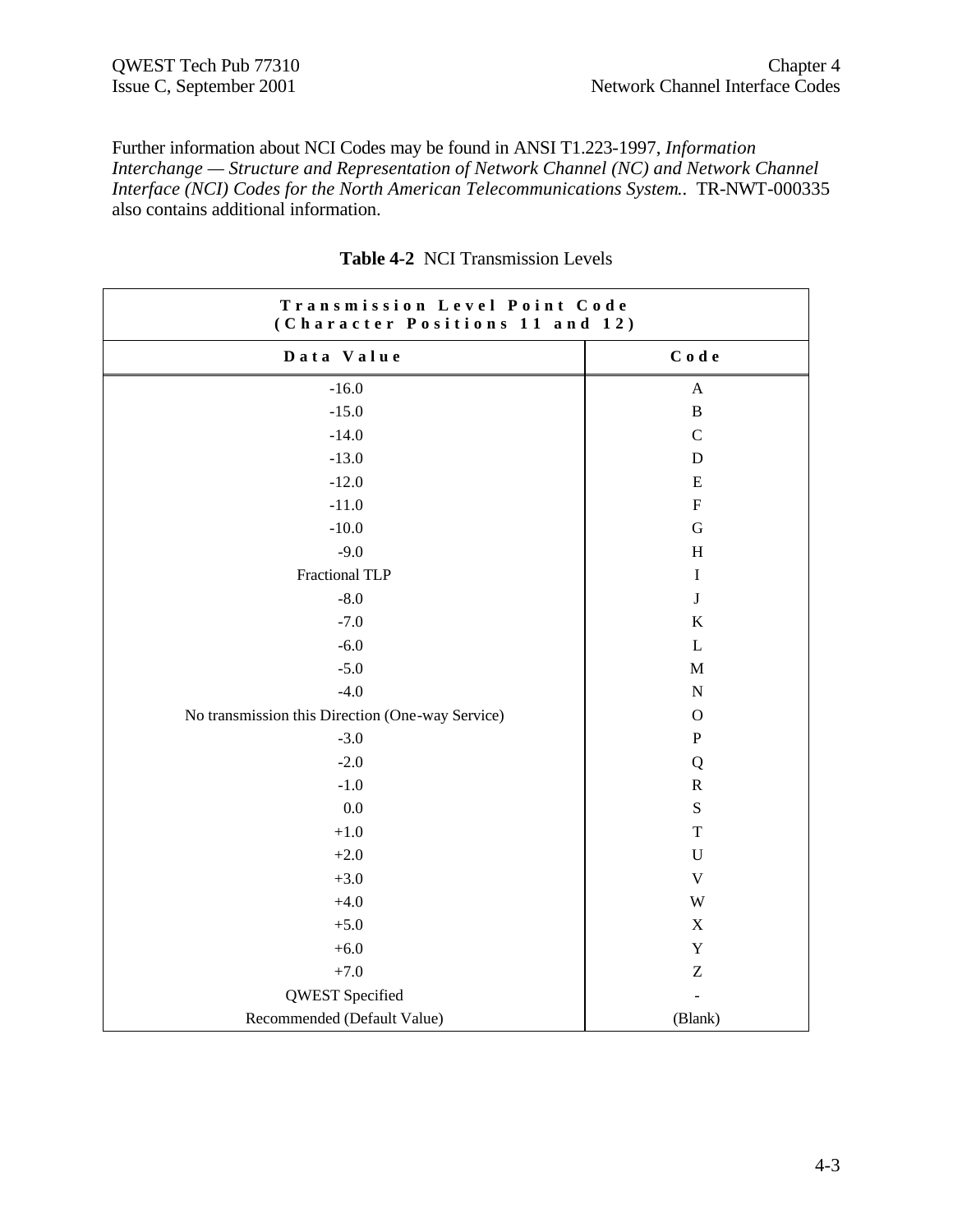Further information about NCI Codes may be found in ANSI T1.223-1997, *Information Interchange — Structure and Representation of Network Channel (NC) and Network Channel Interface (NCI) Codes for the North American Telecommunications System.*. TR-NWT-000335 also contains additional information.

**Table 4-2** NCI Transmission Levels

| Transmission Level Point Code (Character Positions 11 and 12) | |
|---|---|
| **Data Value** | **Code** |
| -16.0 | A |
| -15.0 | B |
| -14.0 | C |
| -13.0 | D |
| -12.0 | E |
| -11.0 | F |
| -10.0 | G |
| -9.0 | H |
| Fractional TLP | I |
| -8.0 | J |
| -7.0 | K |
| -6.0 | L |
| -5.0 | M |
| -4.0 | N |
| No transmission this Direction (One-way Service) | O |
| -3.0 | P |
| -2.0 | Q |
| -1.0 | R |
| 0.0 | S |
| +1.0 | T |
| +2.0 | U |
| +3.0 | V |
| +4.0 | W |
| +5.0 | X |
| +6.0 | Y |
| +7.0 | Z |
| QWEST Specified | - |
| Recommended (Default Value) | (Blank) |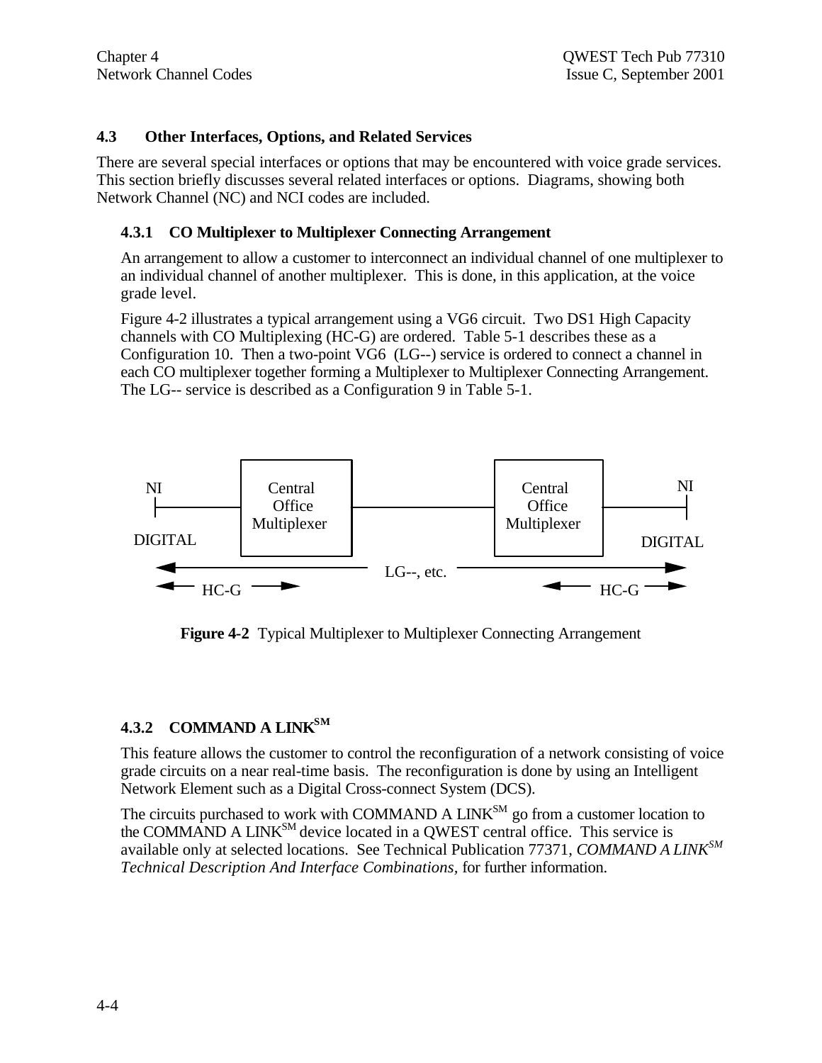## 4.3 Other Interfaces, Options, and Related Services

There are several special interfaces or options that may be encountered with voice grade services. This section briefly discusses several related interfaces or options. Diagrams, showing both Network Channel (NC) and NCI codes are included.

### 4.3.1 CO Multiplexer to Multiplexer Connecting Arrangement

An arrangement to allow a customer to interconnect an individual channel of one multiplexer to an individual channel of another multiplexer. This is done, in this application, at the voice grade level.

Figure 4-2 illustrates a typical arrangement using a VG6 circuit. Two DS1 High Capacity channels with CO Multiplexing (HC-G) are ordered. Table 5-1 describes these as a Configuration 10. Then a two-point VG6 (LG--) service is ordered to connect a channel in each CO multiplexer together forming a Multiplexer to Multiplexer Connecting Arrangement. The LG-- service is described as a Configuration 9 in Table 5-1.

**Figure 4-2** Typical Multiplexer to Multiplexer Connecting Arrangement

### 4.3.2 COMMAND A LINK[SM]

This feature allows the customer to control the reconfiguration of a network consisting of voice grade circuits on a near real-time basis. The reconfiguration is done by using an Intelligent Network Element such as a Digital Cross-connect System (DCS).

The circuits purchased to work with COMMAND A LINK[SM] go from a customer location to the COMMAND A LINK[SM] device located in a QWEST central office. This service is available only at selected locations. See Technical Publication 77371, *COMMAND A LINK[SM] Technical Description And Interface Combinations*, for further information.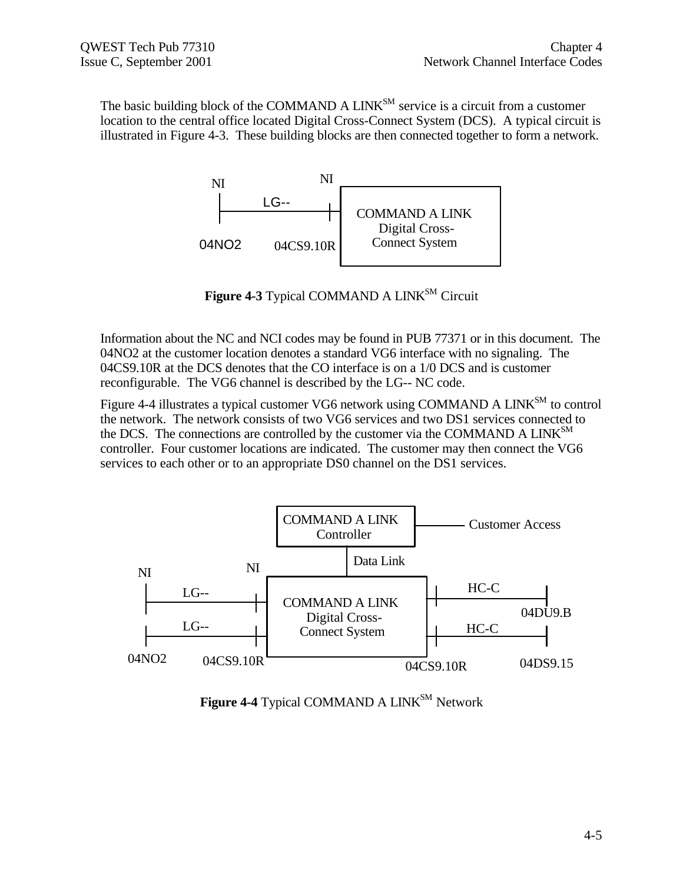The basic building block of the COMMAND A LINK[SM] service is a circuit from a customer location to the central office located Digital Cross-Connect System (DCS). A typical circuit is illustrated in Figure 4-3. These building blocks are then connected together to form a network.

NI NI LG-- COMMAND A LINK Digital Cross-Connect System 04NO2 04CS9.10R

**Figure 4-3** Typical COMMAND A LINK[SM] Circuit

Information about the NC and NCI codes may be found in PUB 77371 or in this document. The 04NO2 at the customer location denotes a standard VG6 interface with no signaling. The 04CS9.10R at the DCS denotes that the CO interface is on a 1/0 DCS and is customer reconfigurable. The VG6 channel is described by the LG-- NC code.

Figure 4-4 illustrates a typical customer VG6 network using COMMAND A LINK[SM] to control the network. The network consists of two VG6 services and two DS1 services connected to the DCS. The connections are controlled by the customer via the COMMAND A LINK[SM] controller. Four customer locations are indicated. The customer may then connect the VG6 services to each other or to an appropriate DS0 channel on the DS1 services.

COMMAND A LINK Controller — Customer Access; Data Link; NI NI LG-- LG-- COMMAND A LINK Digital Cross-Connect System HC-C HC-C 04DU9.B 04NO2 04CS9.10R 04CS9.10R 04DS9.15

**Figure 4-4** Typical COMMAND A LINK[SM] Network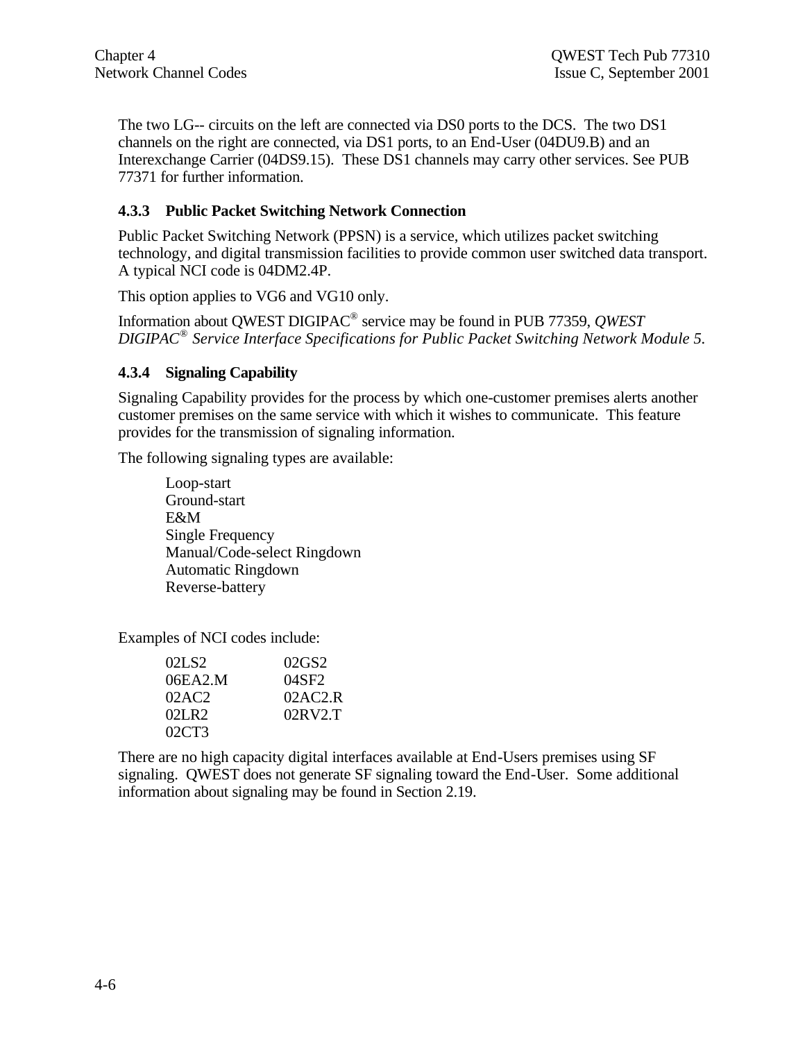The two LG-- circuits on the left are connected via DS0 ports to the DCS. The two DS1 channels on the right are connected, via DS1 ports, to an End-User (04DU9.B) and an Interexchange Carrier (04DS9.15). These DS1 channels may carry other services. See PUB 77371 for further information.

### 4.3.3 Public Packet Switching Network Connection

Public Packet Switching Network (PPSN) is a service, which utilizes packet switching technology, and digital transmission facilities to provide common user switched data transport. A typical NCI code is 04DM2.4P.

This option applies to VG6 and VG10 only.

Information about QWEST DIGIPAC® service may be found in PUB 77359, *QWEST DIGIPAC® Service Interface Specifications for Public Packet Switching Network Module 5.*

### 4.3.4 Signaling Capability

Signaling Capability provides for the process by which one-customer premises alerts another customer premises on the same service with which it wishes to communicate. This feature provides for the transmission of signaling information.

The following signaling types are available:

- Loop-start
- Ground-start
- E&M
- Single Frequency
- Manual/Code-select Ringdown
- Automatic Ringdown
- Reverse-battery

Examples of NCI codes include:

| | |
|---|---|
| 02LS2 | 02GS2 |
| 06EA2.M | 04SF2 |
| 02AC2 | 02AC2.R |
| 02LR2 | 02RV2.T |
| 02CT3 | |

There are no high capacity digital interfaces available at End-Users premises using SF signaling. QWEST does not generate SF signaling toward the End-User. Some additional information about signaling may be found in Section 2.19.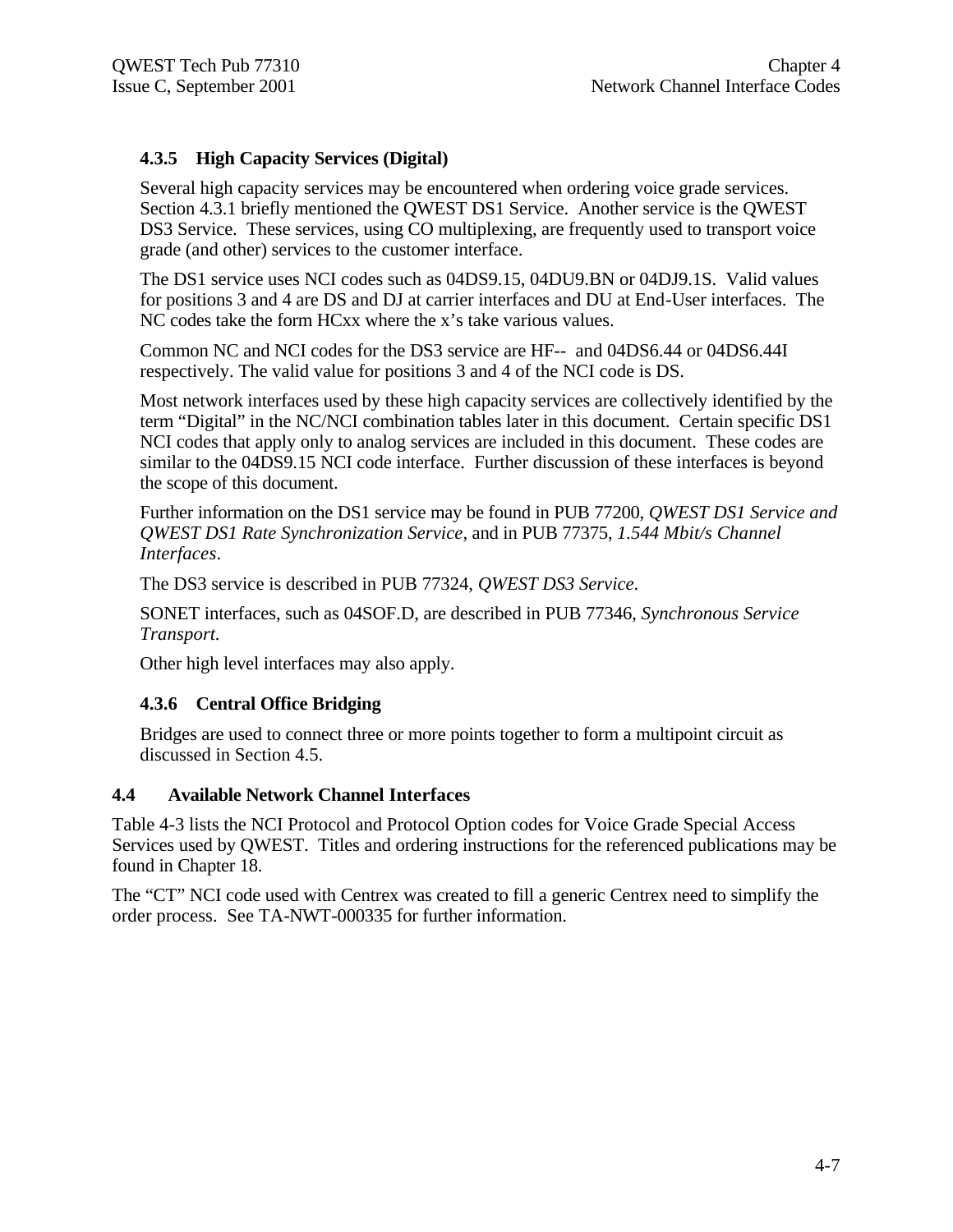### 4.3.5 High Capacity Services (Digital)

Several high capacity services may be encountered when ordering voice grade services. Section 4.3.1 briefly mentioned the QWEST DS1 Service. Another service is the QWEST DS3 Service. These services, using CO multiplexing, are frequently used to transport voice grade (and other) services to the customer interface.

The DS1 service uses NCI codes such as 04DS9.15, 04DU9.BN or 04DJ9.1S. Valid values for positions 3 and 4 are DS and DJ at carrier interfaces and DU at End-User interfaces. The NC codes take the form HCxx where the x's take various values.

Common NC and NCI codes for the DS3 service are HF-- and 04DS6.44 or 04DS6.44I respectively. The valid value for positions 3 and 4 of the NCI code is DS.

Most network interfaces used by these high capacity services are collectively identified by the term "Digital" in the NC/NCI combination tables later in this document. Certain specific DS1 NCI codes that apply only to analog services are included in this document. These codes are similar to the 04DS9.15 NCI code interface. Further discussion of these interfaces is beyond the scope of this document.

Further information on the DS1 service may be found in PUB 77200, *QWEST DS1 Service and QWEST DS1 Rate Synchronization Service*, and in PUB 77375, *1.544 Mbit/s Channel Interfaces*.

The DS3 service is described in PUB 77324, *QWEST DS3 Service*.

SONET interfaces, such as 04SOF.D, are described in PUB 77346, *Synchronous Service Transport.*

Other high level interfaces may also apply.

### 4.3.6 Central Office Bridging

Bridges are used to connect three or more points together to form a multipoint circuit as discussed in Section 4.5.

## 4.4 Available Network Channel Interfaces

Table 4-3 lists the NCI Protocol and Protocol Option codes for Voice Grade Special Access Services used by QWEST. Titles and ordering instructions for the referenced publications may be found in Chapter 18.

The "CT" NCI code used with Centrex was created to fill a generic Centrex need to simplify the order process. See TA-NWT-000335 for further information.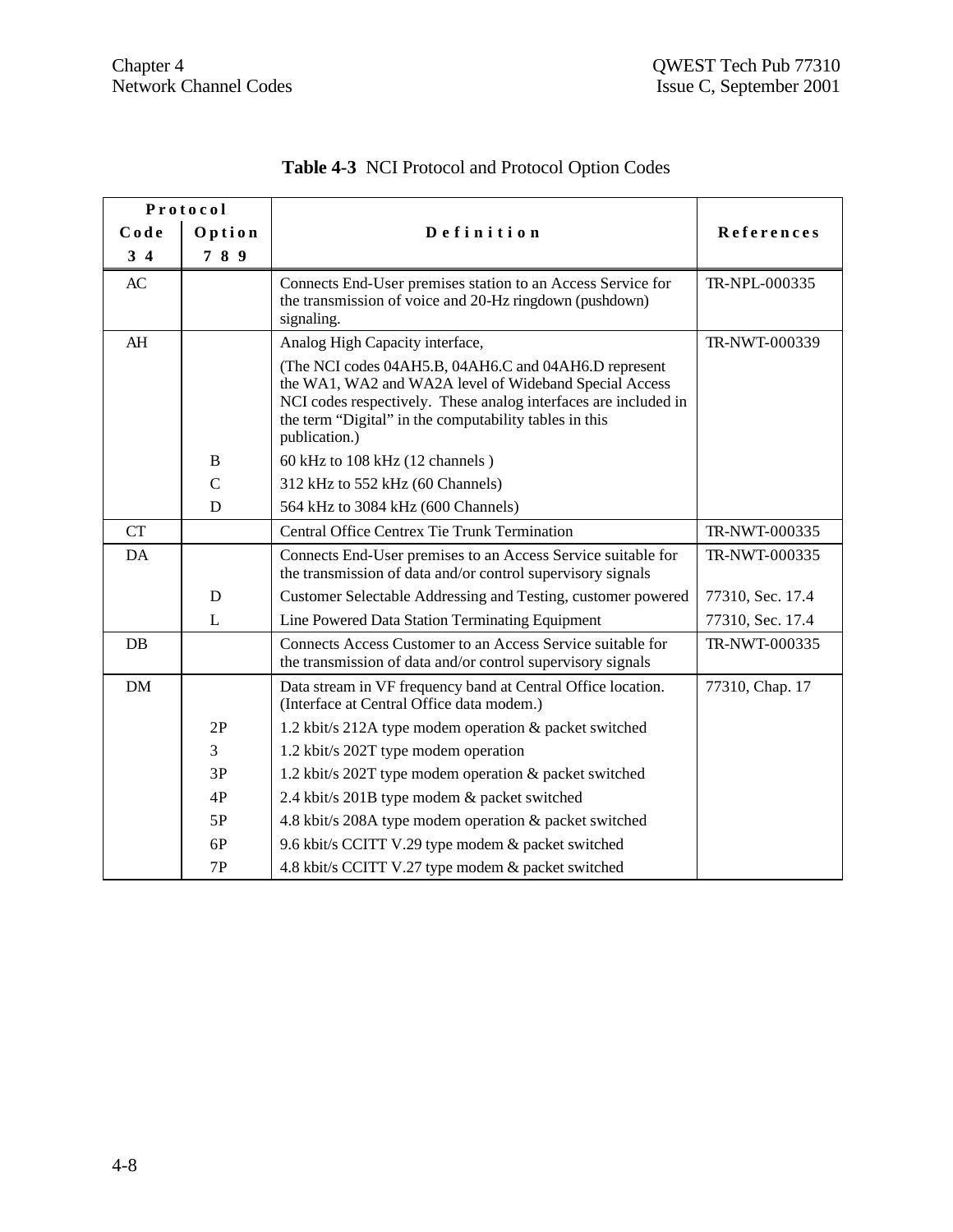**Table 4-3** NCI Protocol and Protocol Option Codes

| Protocol Code 3 4 | Protocol Option 7 8 9 | Definition | References |
|---|---|---|---|
| AC | | Connects End-User premises station to an Access Service for the transmission of voice and 20-Hz ringdown (pushdown) signaling. | TR-NPL-000335 |
| AH | | Analog High Capacity interface,<br>(The NCI codes 04AH5.B, 04AH6.C and 04AH6.D represent the WA1, WA2 and WA2A level of Wideband Special Access NCI codes respectively. These analog interfaces are included in the term "Digital" in the computability tables in this publication.) | TR-NWT-000339 |
| | B | 60 kHz to 108 kHz (12 channels ) | |
| | C | 312 kHz to 552 kHz (60 Channels) | |
| | D | 564 kHz to 3084 kHz (600 Channels) | |
| CT | | Central Office Centrex Tie Trunk Termination | TR-NWT-000335 |
| DA | | Connects End-User premises to an Access Service suitable for the transmission of data and/or control supervisory signals | TR-NWT-000335 |
| | D | Customer Selectable Addressing and Testing, customer powered | 77310, Sec. 17.4 |
| | L | Line Powered Data Station Terminating Equipment | 77310, Sec. 17.4 |
| DB | | Connects Access Customer to an Access Service suitable for the transmission of data and/or control supervisory signals | TR-NWT-000335 |
| DM | | Data stream in VF frequency band at Central Office location. (Interface at Central Office data modem.) | 77310, Chap. 17 |
| | 2P | 1.2 kbit/s 212A type modem operation & packet switched | |
| | 3 | 1.2 kbit/s 202T type modem operation | |
| | 3P | 1.2 kbit/s 202T type modem operation & packet switched | |
| | 4P | 2.4 kbit/s 201B type modem & packet switched | |
| | 5P | 4.8 kbit/s 208A type modem operation & packet switched | |
| | 6P | 9.6 kbit/s CCITT V.29 type modem & packet switched | |
| | 7P | 4.8 kbit/s CCITT V.27 type modem & packet switched | |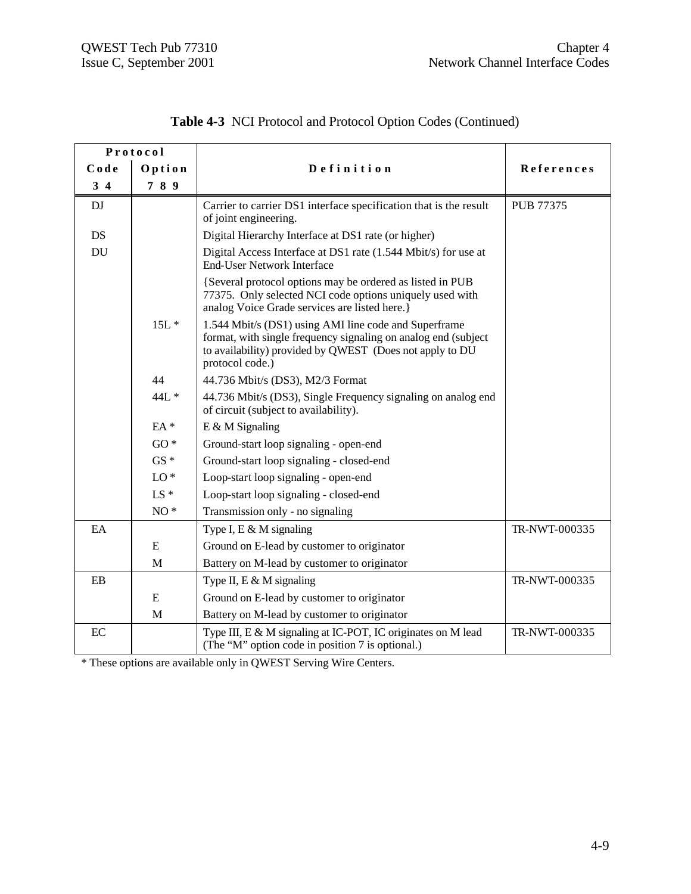**Table 4-3** NCI Protocol and Protocol Option Codes (Continued)

| Protocol Code 3 4 | Protocol Option 7 8 9 | Definition | References |
|---|---|---|---|
| DJ | | Carrier to carrier DS1 interface specification that is the result of joint engineering. | PUB 77375 |
| DS | | Digital Hierarchy Interface at DS1 rate (or higher) | |
| DU | | Digital Access Interface at DS1 rate (1.544 Mbit/s) for use at End-User Network Interface | |
| | | {Several protocol options may be ordered as listed in PUB 77375. Only selected NCI code options uniquely used with analog Voice Grade services are listed here.} | |
| | 15L * | 1.544 Mbit/s (DS1) using AMI line code and Superframe format, with single frequency signaling on analog end (subject to availability) provided by QWEST (Does not apply to DU protocol code.) | |
| | 44 | 44.736 Mbit/s (DS3), M2/3 Format | |
| | 44L * | 44.736 Mbit/s (DS3), Single Frequency signaling on analog end of circuit (subject to availability). | |
| | EA * | E & M Signaling | |
| | GO * | Ground-start loop signaling - open-end | |
| | GS * | Ground-start loop signaling - closed-end | |
| | LO * | Loop-start loop signaling - open-end | |
| | LS * | Loop-start loop signaling - closed-end | |
| | NO * | Transmission only - no signaling | |
| EA | | Type I, E & M signaling | TR-NWT-000335 |
| | E | Ground on E-lead by customer to originator | |
| | M | Battery on M-lead by customer to originator | |
| EB | | Type II, E & M signaling | TR-NWT-000335 |
| | E | Ground on E-lead by customer to originator | |
| | M | Battery on M-lead by customer to originator | |
| EC | | Type III, E & M signaling at IC-POT, IC originates on M lead (The "M" option code in position 7 is optional.) | TR-NWT-000335 |

* These options are available only in QWEST Serving Wire Centers.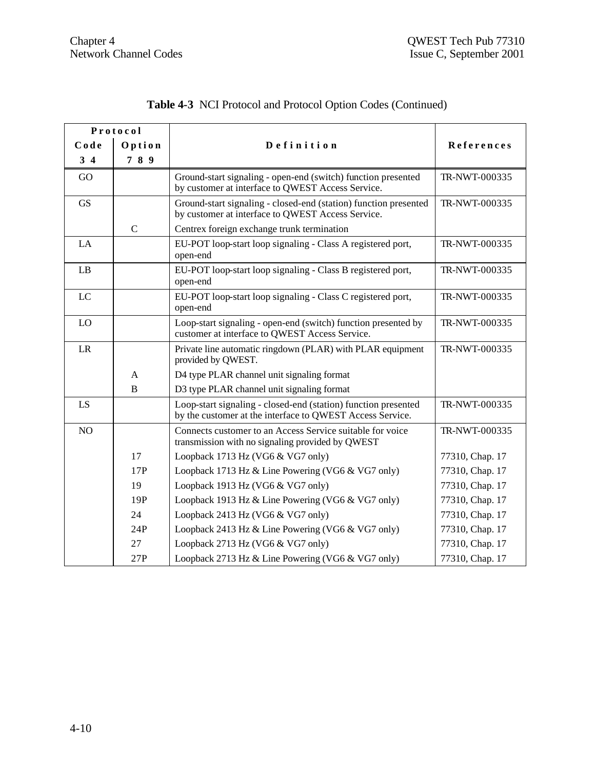**Table 4-3** NCI Protocol and Protocol Option Codes (Continued)

| Protocol Code 3 4 | Protocol Option 7 8 9 | Definition | References |
|---|---|---|---|
| GO | | Ground-start signaling - open-end (switch) function presented by customer at interface to QWEST Access Service. | TR-NWT-000335 |
| GS | | Ground-start signaling - closed-end (station) function presented by customer at interface to QWEST Access Service. | TR-NWT-000335 |
| | C | Centrex foreign exchange trunk termination | |
| LA | | EU-POT loop-start loop signaling - Class A registered port, open-end | TR-NWT-000335 |
| LB | | EU-POT loop-start loop signaling - Class B registered port, open-end | TR-NWT-000335 |
| LC | | EU-POT loop-start loop signaling - Class C registered port, open-end | TR-NWT-000335 |
| LO | | Loop-start signaling - open-end (switch) function presented by customer at interface to QWEST Access Service. | TR-NWT-000335 |
| LR | | Private line automatic ringdown (PLAR) with PLAR equipment provided by QWEST. | TR-NWT-000335 |
| | A | D4 type PLAR channel unit signaling format | |
| | B | D3 type PLAR channel unit signaling format | |
| LS | | Loop-start signaling - closed-end (station) function presented by the customer at the interface to QWEST Access Service. | TR-NWT-000335 |
| NO | | Connects customer to an Access Service suitable for voice transmission with no signaling provided by QWEST | TR-NWT-000335 |
| | 17 | Loopback 1713 Hz (VG6 & VG7 only) | 77310, Chap. 17 |
| | 17P | Loopback 1713 Hz & Line Powering (VG6 & VG7 only) | 77310, Chap. 17 |
| | 19 | Loopback 1913 Hz (VG6 & VG7 only) | 77310, Chap. 17 |
| | 19P | Loopback 1913 Hz & Line Powering (VG6 & VG7 only) | 77310, Chap. 17 |
| | 24 | Loopback 2413 Hz (VG6 & VG7 only) | 77310, Chap. 17 |
| | 24P | Loopback 2413 Hz & Line Powering (VG6 & VG7 only) | 77310, Chap. 17 |
| | 27 | Loopback 2713 Hz (VG6 & VG7 only) | 77310, Chap. 17 |
| | 27P | Loopback 2713 Hz & Line Powering (VG6 & VG7 only) | 77310, Chap. 17 |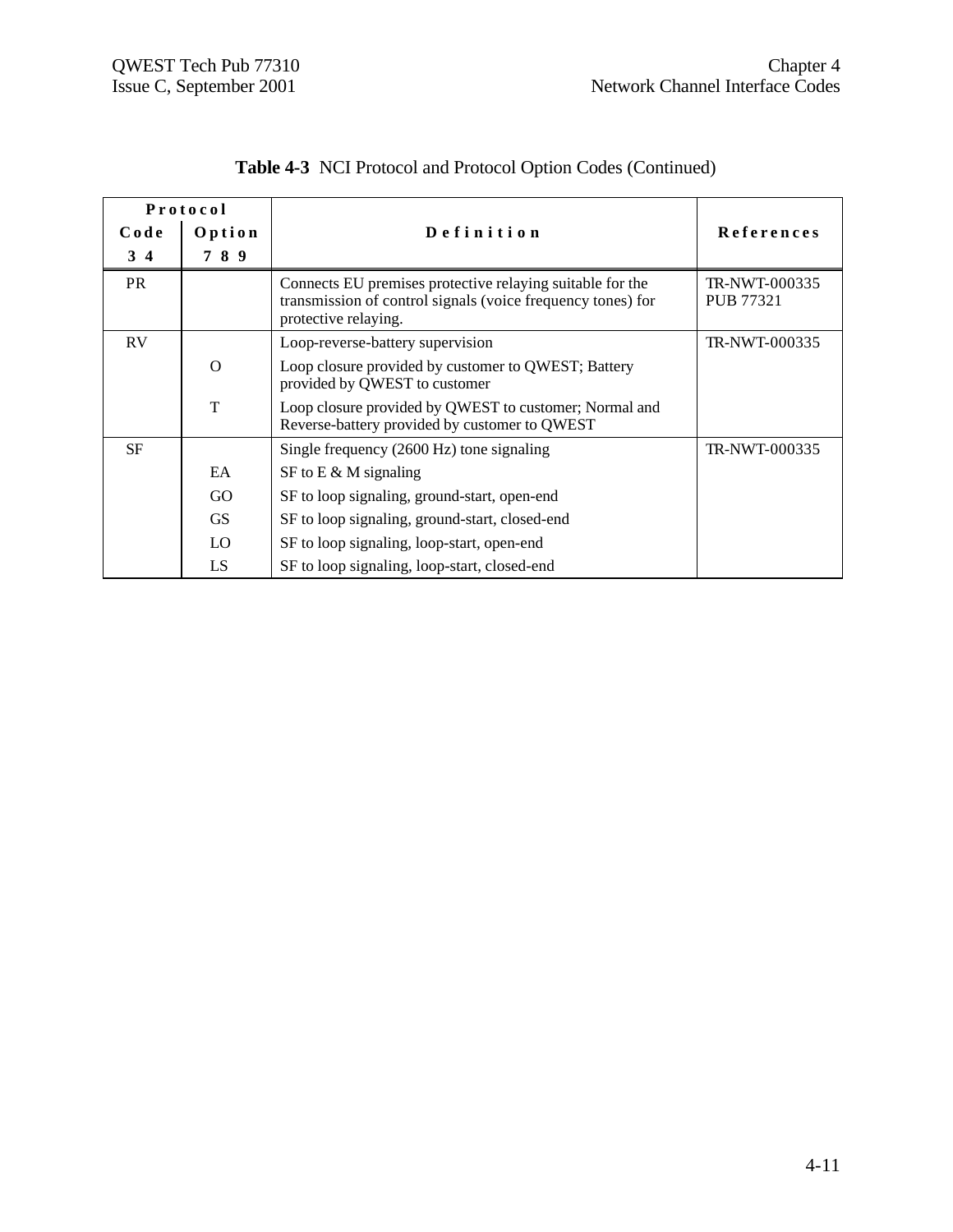**Table 4-3** NCI Protocol and Protocol Option Codes (Continued)

| Protocol Code 3 4 | Protocol Option 7 8 9 | Definition | References |
|---|---|---|---|
| PR | | Connects EU premises protective relaying suitable for the transmission of control signals (voice frequency tones) for protective relaying. | TR-NWT-000335 PUB 77321 |
| RV | | Loop-reverse-battery supervision | TR-NWT-000335 |
| | O | Loop closure provided by customer to QWEST; Battery provided by QWEST to customer | |
| | T | Loop closure provided by QWEST to customer; Normal and Reverse-battery provided by customer to QWEST | |
| SF | | Single frequency (2600 Hz) tone signaling | TR-NWT-000335 |
| | EA | SF to E & M signaling | |
| | GO | SF to loop signaling, ground-start, open-end | |
| | GS | SF to loop signaling, ground-start, closed-end | |
| | LO | SF to loop signaling, loop-start, open-end | |
| | LS | SF to loop signaling, loop-start, closed-end | |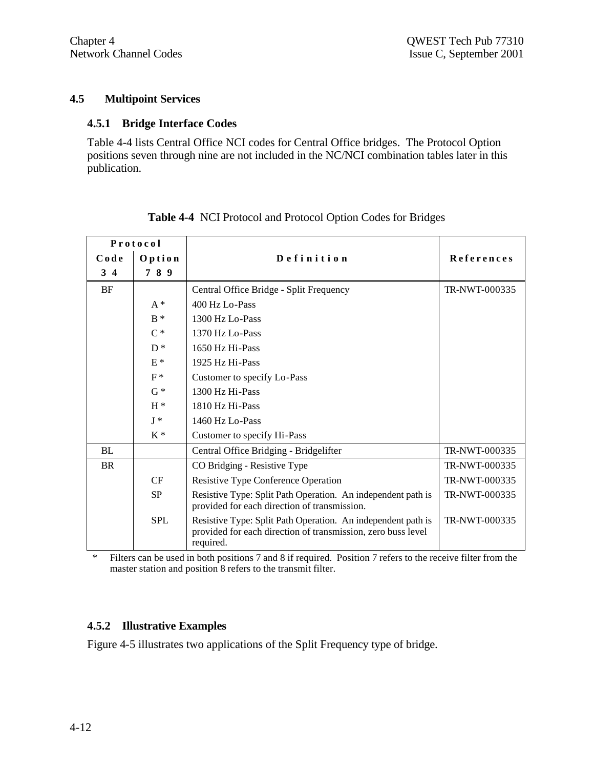## 4.5 Multipoint Services

### 4.5.1 Bridge Interface Codes

Table 4-4 lists Central Office NCI codes for Central Office bridges. The Protocol Option positions seven through nine are not included in the NC/NCI combination tables later in this publication.

**Table 4-4** NCI Protocol and Protocol Option Codes for Bridges

| Protocol | | Definition | References |
|---|---|---|---|
| Code 3 4 | Option 7 8 9 | | |
| BF | | Central Office Bridge - Split Frequency | TR-NWT-000335 |
| | A * | 400 Hz Lo-Pass | |
| | B * | 1300 Hz Lo-Pass | |
| | C * | 1370 Hz Lo-Pass | |
| | D * | 1650 Hz Hi-Pass | |
| | E * | 1925 Hz Hi-Pass | |
| | F * | Customer to specify Lo-Pass | |
| | G * | 1300 Hz Hi-Pass | |
| | H * | 1810 Hz Hi-Pass | |
| | J * | 1460 Hz Lo-Pass | |
| | K * | Customer to specify Hi-Pass | |
| BL | | Central Office Bridging - Bridgelifter | TR-NWT-000335 |
| BR | | CO Bridging - Resistive Type | TR-NWT-000335 |
| | CF | Resistive Type Conference Operation | TR-NWT-000335 |
| | SP | Resistive Type: Split Path Operation. An independent path is provided for each direction of transmission. | TR-NWT-000335 |
| | SPL | Resistive Type: Split Path Operation. An independent path is provided for each direction of transmission, zero buss level required. | TR-NWT-000335 |

\* Filters can be used in both positions 7 and 8 if required. Position 7 refers to the receive filter from the master station and position 8 refers to the transmit filter.

### 4.5.2 Illustrative Examples

Figure 4-5 illustrates two applications of the Split Frequency type of bridge.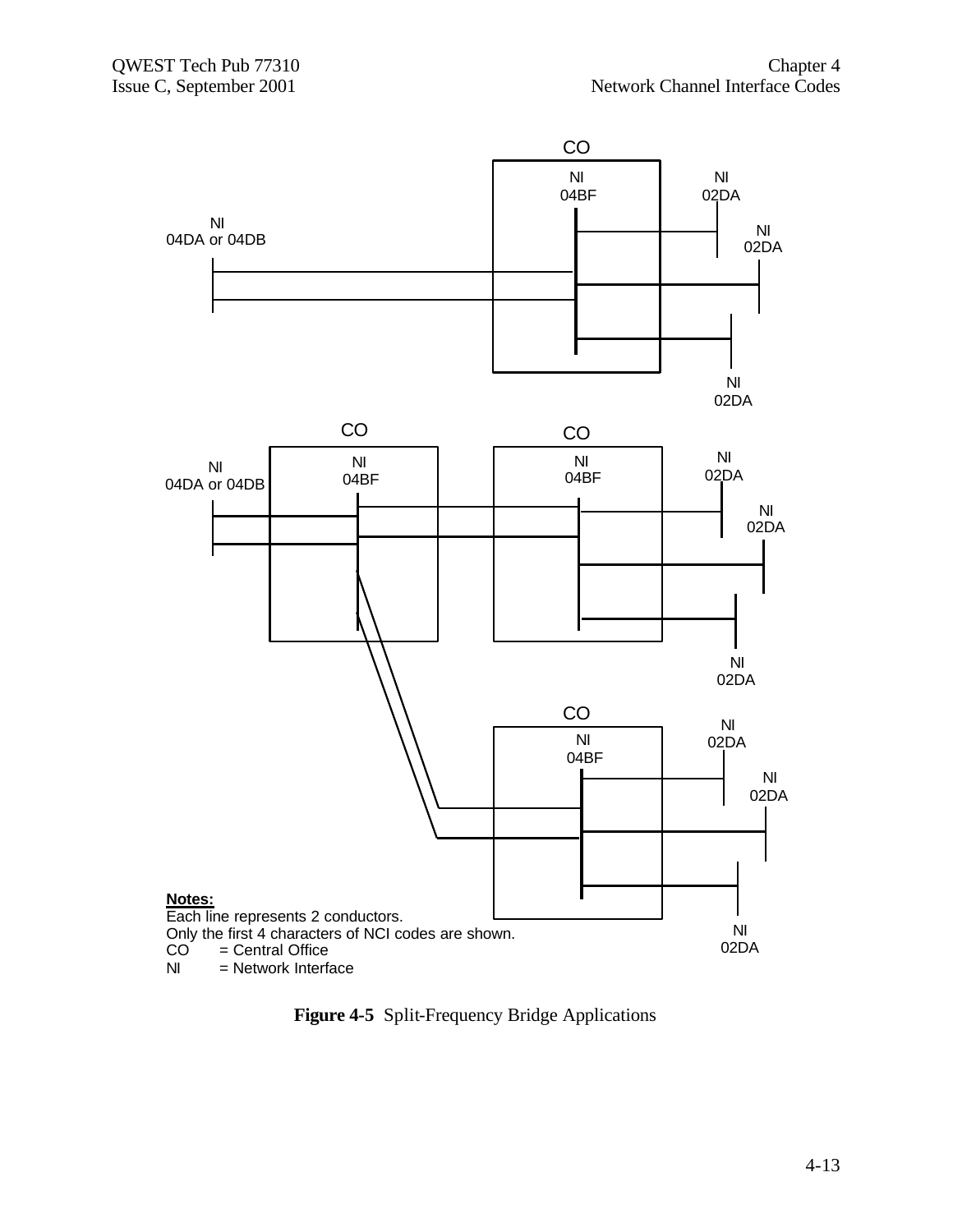CO

NI 04BF

NI 02DA

NI 04DA or 04DB

NI 02DA

NI 02DA

CO

CO

NI 04DA or 04DB

NI 04BF

NI 04BF

NI 02DA

NI 02DA

NI 02DA

CO

NI 04BF

NI 02DA

NI 02DA

NI 02DA

**Notes:**
Each line represents 2 conductors.
Only the first 4 characters of NCI codes are shown.
CO = Central Office
NI = Network Interface

**Figure 4-5** Split-Frequency Bridge Applications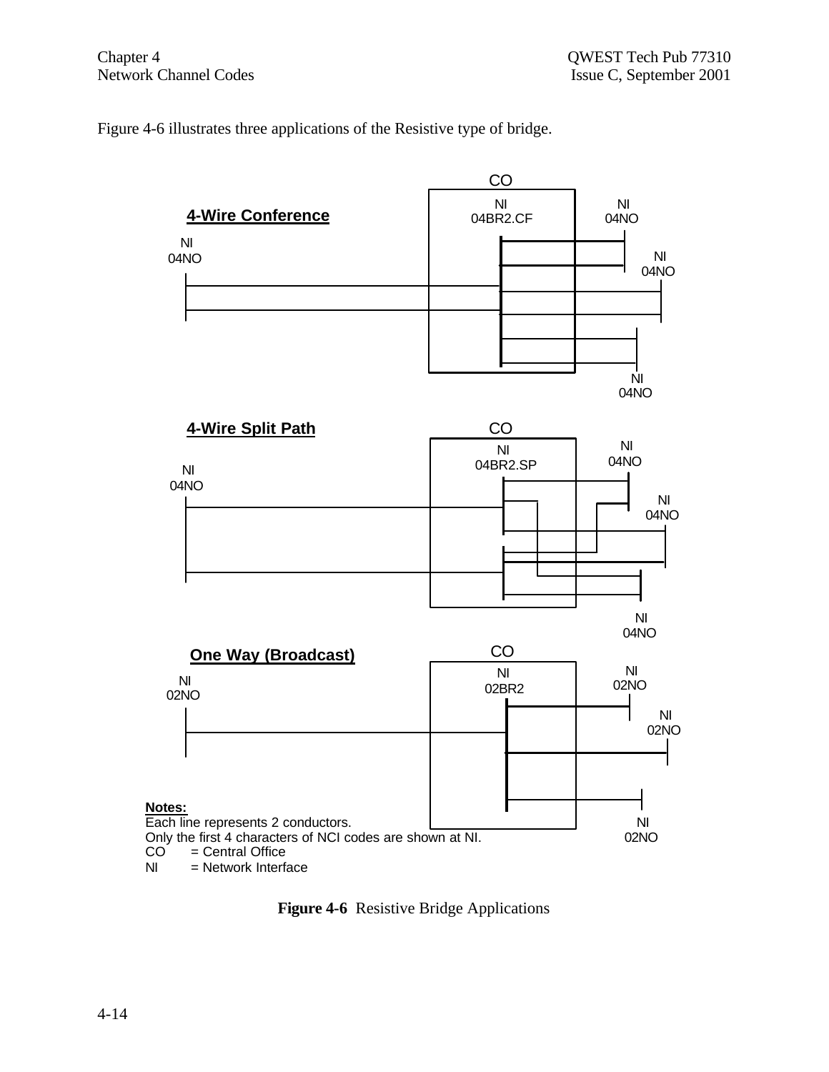Figure 4-6 illustrates three applications of the Resistive type of bridge.

**4-Wire Conference**

CO

NI 04BR2.CF

NI 04NO

NI 04NO

NI 04NO

NI 04NO

**4-Wire Split Path**

CO

NI 04BR2.SP

NI 04NO

NI 04NO

NI 04NO

NI 04NO

**One Way (Broadcast)**

CO

NI 02BR2

NI 02NO

NI 02NO

NI 02NO

NI 02NO

**Notes:**
Each line represents 2 conductors.
Only the first 4 characters of NCI codes are shown at NI.
CO = Central Office
NI = Network Interface

**Figure 4-6** Resistive Bridge Applications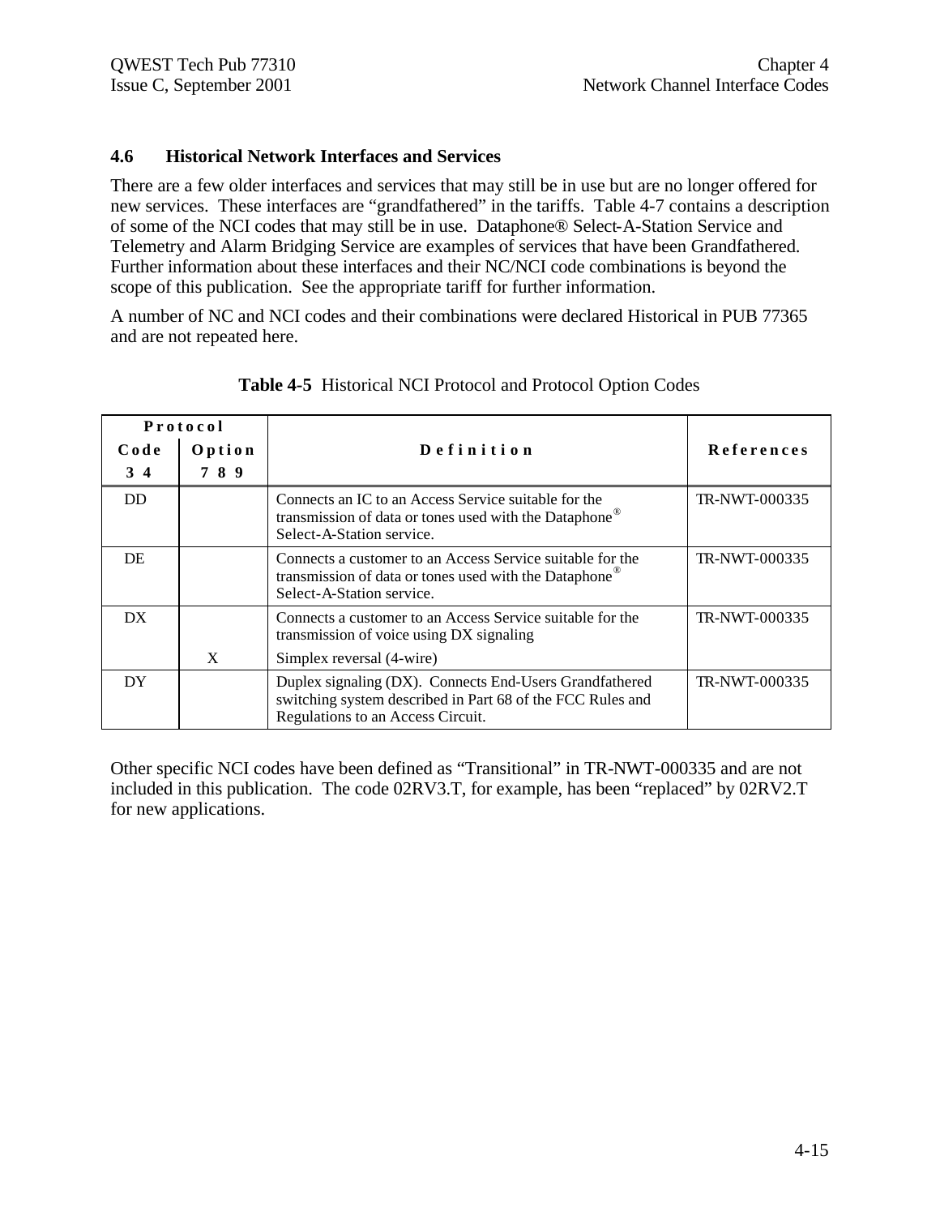### 4.6 Historical Network Interfaces and Services

There are a few older interfaces and services that may still be in use but are no longer offered for new services. These interfaces are “grandfathered” in the tariffs. Table 4-7 contains a description of some of the NCI codes that may still be in use. Dataphone® Select-A-Station Service and Telemetry and Alarm Bridging Service are examples of services that have been Grandfathered. Further information about these interfaces and their NC/NCI code combinations is beyond the scope of this publication. See the appropriate tariff for further information.

A number of NC and NCI codes and their combinations were declared Historical in PUB 77365 and are not repeated here.

**Table 4-5** Historical NCI Protocol and Protocol Option Codes

| Protocol | | Definition | References |
|---|---|---|---|
| Code 3 4 | Option 7 8 9 | | |
| DD | | Connects an IC to an Access Service suitable for the transmission of data or tones used with the Dataphone® Select-A-Station service. | TR-NWT-000335 |
| DE | | Connects a customer to an Access Service suitable for the transmission of data or tones used with the Dataphone® Select-A-Station service. | TR-NWT-000335 |
| DX | | Connects a customer to an Access Service suitable for the transmission of voice using DX signaling | TR-NWT-000335 |
| | X | Simplex reversal (4-wire) | |
| DY | | Duplex signaling (DX). Connects End-Users Grandfathered switching system described in Part 68 of the FCC Rules and Regulations to an Access Circuit. | TR-NWT-000335 |

Other specific NCI codes have been defined as “Transitional” in TR-NWT-000335 and are not included in this publication. The code 02RV3.T, for example, has been “replaced” by 02RV2.T for new applications.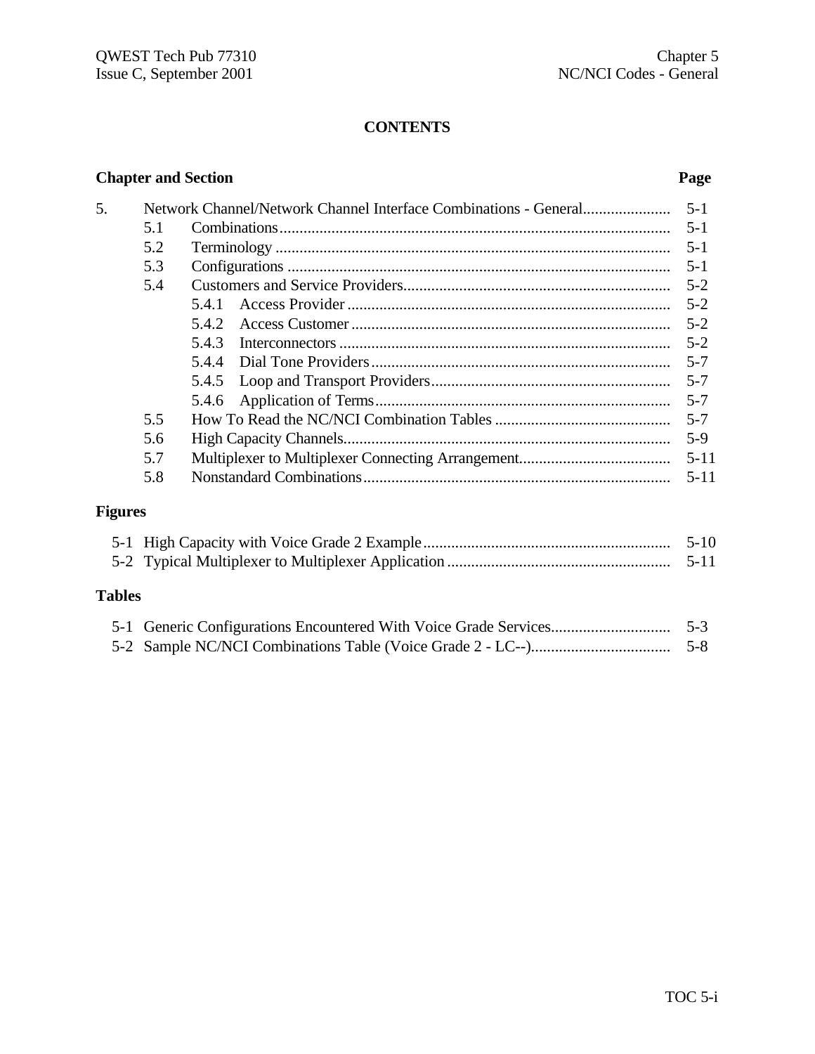# CONTENTS

| Chapter and Section | | | | Page |
|---|---|---|---|---|
| 5. | Network Channel/Network Channel Interface Combinations - General | | | 5-1 |
| | 5.1 | Combinations | | 5-1 |
| | 5.2 | Terminology | | 5-1 |
| | 5.3 | Configurations | | 5-1 |
| | 5.4 | Customers and Service Providers | | 5-2 |
| | | 5.4.1 | Access Provider | 5-2 |
| | | 5.4.2 | Access Customer | 5-2 |
| | | 5.4.3 | Interconnectors | 5-2 |
| | | 5.4.4 | Dial Tone Providers | 5-7 |
| | | 5.4.5 | Loop and Transport Providers | 5-7 |
| | | 5.4.6 | Application of Terms | 5-7 |
| | 5.5 | How To Read the NC/NCI Combination Tables | | 5-7 |
| | 5.6 | High Capacity Channels | | 5-9 |
| | 5.7 | Multiplexer to Multiplexer Connecting Arrangement | | 5-11 |
| | 5.8 | Nonstandard Combinations | | 5-11 |

## Figures

| | | |
|---|---|---|
| 5-1 | High Capacity with Voice Grade 2 Example | 5-10 |
| 5-2 | Typical Multiplexer to Multiplexer Application | 5-11 |

## Tables

| | | |
|---|---|---|
| 5-1 | Generic Configurations Encountered With Voice Grade Services | 5-3 |
| 5-2 | Sample NC/NCI Combinations Table (Voice Grade 2 - LC--) | 5-8 |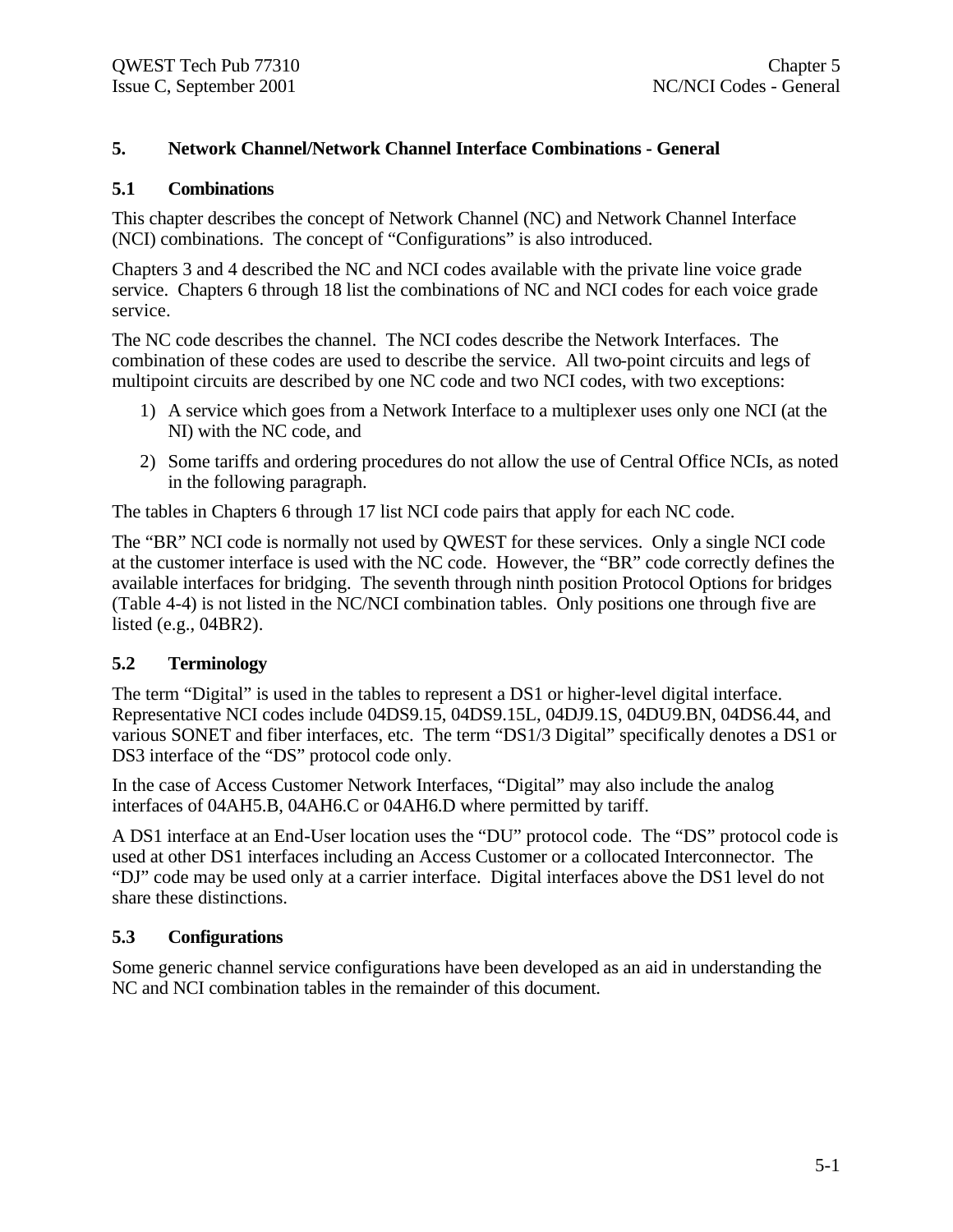# 5. Network Channel/Network Channel Interface Combinations - General

## 5.1 Combinations

This chapter describes the concept of Network Channel (NC) and Network Channel Interface (NCI) combinations. The concept of "Configurations" is also introduced.

Chapters 3 and 4 described the NC and NCI codes available with the private line voice grade service. Chapters 6 through 18 list the combinations of NC and NCI codes for each voice grade service.

The NC code describes the channel. The NCI codes describe the Network Interfaces. The combination of these codes are used to describe the service. All two-point circuits and legs of multipoint circuits are described by one NC code and two NCI codes, with two exceptions:

1) A service which goes from a Network Interface to a multiplexer uses only one NCI (at the NI) with the NC code, and
2) Some tariffs and ordering procedures do not allow the use of Central Office NCIs, as noted in the following paragraph.

The tables in Chapters 6 through 17 list NCI code pairs that apply for each NC code.

The "BR" NCI code is normally not used by QWEST for these services. Only a single NCI code at the customer interface is used with the NC code. However, the "BR" code correctly defines the available interfaces for bridging. The seventh through ninth position Protocol Options for bridges (Table 4-4) is not listed in the NC/NCI combination tables. Only positions one through five are listed (e.g., 04BR2).

## 5.2 Terminology

The term "Digital" is used in the tables to represent a DS1 or higher-level digital interface. Representative NCI codes include 04DS9.15, 04DS9.15L, 04DJ9.1S, 04DU9.BN, 04DS6.44, and various SONET and fiber interfaces, etc. The term "DS1/3 Digital" specifically denotes a DS1 or DS3 interface of the "DS" protocol code only.

In the case of Access Customer Network Interfaces, "Digital" may also include the analog interfaces of 04AH5.B, 04AH6.C or 04AH6.D where permitted by tariff.

A DS1 interface at an End-User location uses the "DU" protocol code. The "DS" protocol code is used at other DS1 interfaces including an Access Customer or a collocated Interconnector. The "DJ" code may be used only at a carrier interface. Digital interfaces above the DS1 level do not share these distinctions.

## 5.3 Configurations

Some generic channel service configurations have been developed as an aid in understanding the NC and NCI combination tables in the remainder of this document.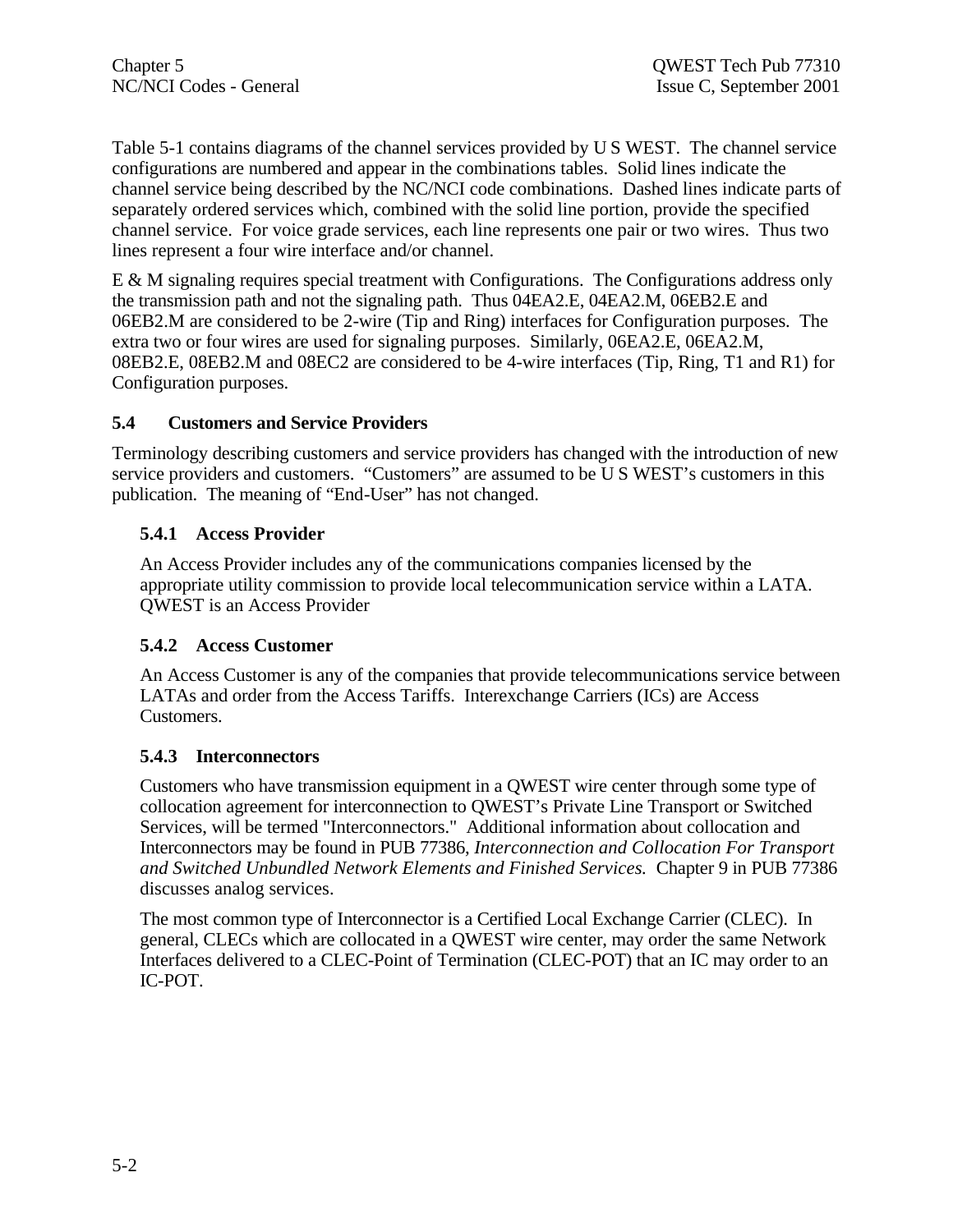Table 5-1 contains diagrams of the channel services provided by U S WEST. The channel service configurations are numbered and appear in the combinations tables. Solid lines indicate the channel service being described by the NC/NCI code combinations. Dashed lines indicate parts of separately ordered services which, combined with the solid line portion, provide the specified channel service. For voice grade services, each line represents one pair or two wires. Thus two lines represent a four wire interface and/or channel.

E & M signaling requires special treatment with Configurations. The Configurations address only the transmission path and not the signaling path. Thus 04EA2.E, 04EA2.M, 06EB2.E and 06EB2.M are considered to be 2-wire (Tip and Ring) interfaces for Configuration purposes. The extra two or four wires are used for signaling purposes. Similarly, 06EA2.E, 06EA2.M, 08EB2.E, 08EB2.M and 08EC2 are considered to be 4-wire interfaces (Tip, Ring, T1 and R1) for Configuration purposes.

## 5.4 Customers and Service Providers

Terminology describing customers and service providers has changed with the introduction of new service providers and customers. “Customers” are assumed to be U S WEST’s customers in this publication. The meaning of “End-User” has not changed.

### 5.4.1 Access Provider

An Access Provider includes any of the communications companies licensed by the appropriate utility commission to provide local telecommunication service within a LATA. QWEST is an Access Provider

### 5.4.2 Access Customer

An Access Customer is any of the companies that provide telecommunications service between LATAs and order from the Access Tariffs. Interexchange Carriers (ICs) are Access Customers.

### 5.4.3 Interconnectors

Customers who have transmission equipment in a QWEST wire center through some type of collocation agreement for interconnection to QWEST’s Private Line Transport or Switched Services, will be termed "Interconnectors." Additional information about collocation and Interconnectors may be found in PUB 77386, *Interconnection and Collocation For Transport and Switched Unbundled Network Elements and Finished Services.* Chapter 9 in PUB 77386 discusses analog services.

The most common type of Interconnector is a Certified Local Exchange Carrier (CLEC). In general, CLECs which are collocated in a QWEST wire center, may order the same Network Interfaces delivered to a CLEC-Point of Termination (CLEC-POT) that an IC may order to an IC-POT.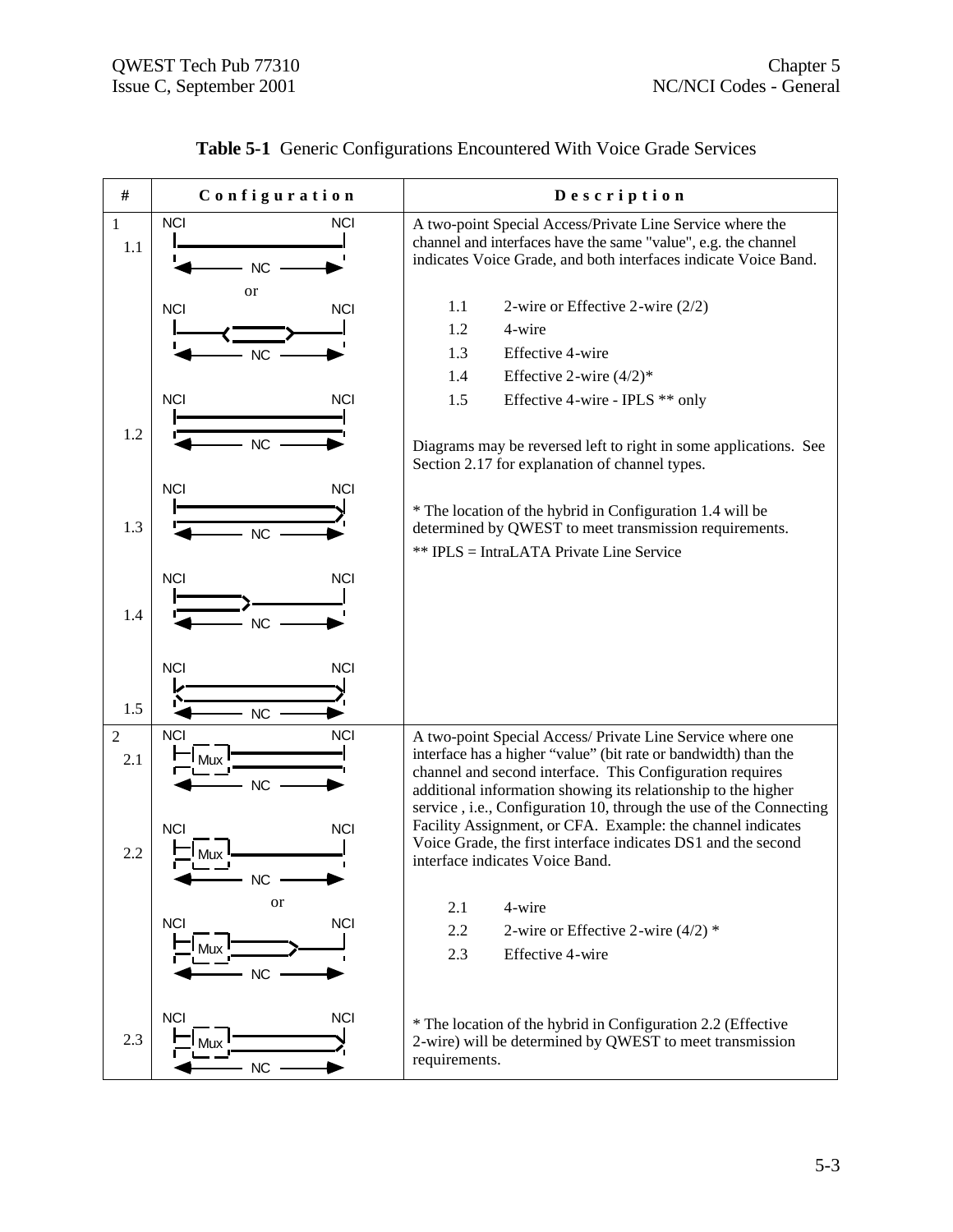**Table 5-1** Generic Configurations Encountered With Voice Grade Services

| # | Configuration | Description |
|---|---|---|
| 1<br>1.1<br><br>1.2<br>1.3<br>1.4<br>1.5 | NCI — NC — NCI (1.1, or; 1.2; 1.3; 1.4; 1.5) | A two-point Special Access/Private Line Service where the channel and interfaces have the same "value", e.g. the channel indicates Voice Grade, and both interfaces indicate Voice Band.<br><br>1.1 2-wire or Effective 2-wire (2/2)<br>1.2 4-wire<br>1.3 Effective 4-wire<br>1.4 Effective 2-wire (4/2)*<br>1.5 Effective 4-wire - IPLS ** only<br><br>Diagrams may be reversed left to right in some applications. See Section 2.17 for explanation of channel types.<br><br>* The location of the hybrid in Configuration 1.4 will be determined by QWEST to meet transmission requirements.<br>** IPLS = IntraLATA Private Line Service |
| 2<br>2.1<br>2.2<br><br>2.3 | NCI — Mux — NC — NCI (2.1; 2.2, or; 2.3) | A two-point Special Access/ Private Line Service where one interface has a higher "value" (bit rate or bandwidth) than the channel and second interface. This Configuration requires additional information showing its relationship to the higher service , i.e., Configuration 10, through the use of the Connecting Facility Assignment, or CFA. Example: the channel indicates Voice Grade, the first interface indicates DS1 and the second interface indicates Voice Band.<br><br>2.1 4-wire<br>2.2 2-wire or Effective 2-wire (4/2) *<br>2.3 Effective 4-wire<br><br>* The location of the hybrid in Configuration 2.2 (Effective 2-wire) will be determined by QWEST to meet transmission requirements. |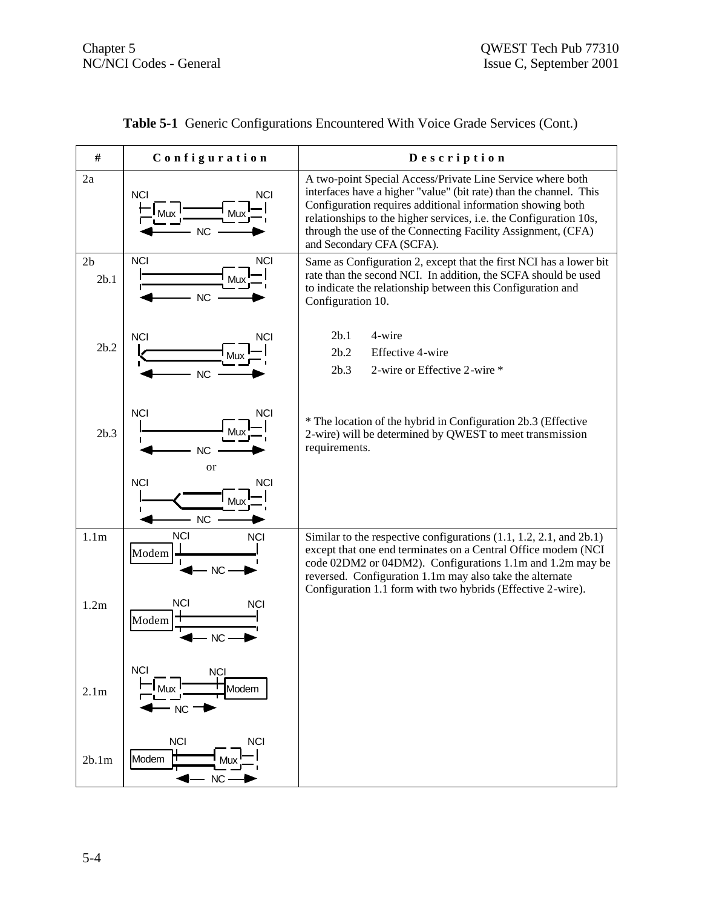**Table 5-1** Generic Configurations Encountered With Voice Grade Services (Cont.)

| # | Configuration | Description |
|---|---|---|
| 2a | NCI Mux — Mux NCI; NC | A two-point Special Access/Private Line Service where both interfaces have a higher "value" (bit rate) than the channel. This Configuration requires additional information showing both relationships to the higher services, i.e. the Configuration 10s, through the use of the Connecting Facility Assignment, (CFA) and Secondary CFA (SCFA). |
| 2b | | Same as Configuration 2, except that the first NCI has a lower bit rate than the second NCI. In addition, the SCFA should be used to indicate the relationship between this Configuration and Configuration 10. |
| 2b.1 | NCI — Mux NCI; NC | 2b.1 4-wire |
| 2b.2 | NCI — Mux NCI; NC | 2b.2 Effective 4-wire |
| 2b.3 | NCI — Mux NCI; NC<br>or<br>NCI — Mux NCI; NC | 2b.3 2-wire or Effective 2-wire *<br><br>* The location of the hybrid in Configuration 2b.3 (Effective 2-wire) will be determined by QWEST to meet transmission requirements. |
| 1.1m | Modem NCI — NCI; NC | Similar to the respective configurations (1.1, 1.2, 2.1, and 2b.1) except that one end terminates on a Central Office modem (NCI code 02DM2 or 04DM2). Configurations 1.1m and 1.2m may be reversed. Configuration 1.1m may also take the alternate Configuration 1.1 form with two hybrids (Effective 2-wire). |
| 1.2m | Modem NCI — NCI; NC | |
| 2.1m | NCI Mux — NCI Modem; NC | |
| 2b.1m | Modem NCI — Mux NCI; NC | |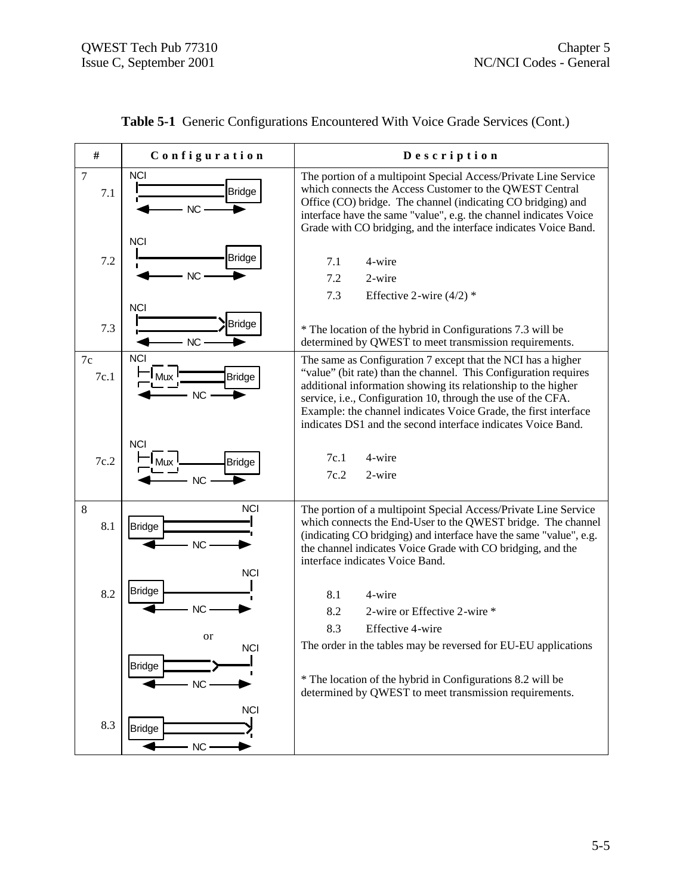**Table 5-1** Generic Configurations Encountered With Voice Grade Services (Cont.)

| # | Configuration | Description |
|---|---|---|
| 7<br>7.1<br>7.2<br>7.3 | NCI — Bridge — NC<br>NCI — Bridge — NC<br>NCI — Bridge — NC | The portion of a multipoint Special Access/Private Line Service which connects the Access Customer to the QWEST Central Office (CO) bridge. The channel (indicating CO bridging) and interface have the same "value", e.g. the channel indicates Voice Grade with CO bridging, and the interface indicates Voice Band.<br><br>7.1 4-wire<br>7.2 2-wire<br>7.3 Effective 2-wire (4/2) *<br><br>* The location of the hybrid in Configurations 7.3 will be determined by QWEST to meet transmission requirements. |
| 7c<br>7c.1<br>7c.2 | NCI — Mux — Bridge — NC<br>NCI — Mux — Bridge — NC | The same as Configuration 7 except that the NCI has a higher "value" (bit rate) than the channel. This Configuration requires additional information showing its relationship to the higher service, i.e., Configuration 10, through the use of the CFA. Example: the channel indicates Voice Grade, the first interface indicates DS1 and the second interface indicates Voice Band.<br><br>7c.1 4-wire<br>7c.2 2-wire |
| 8<br>8.1<br>8.2<br>8.3 | Bridge — NCI — NC<br>Bridge — NCI — NC<br>or<br>Bridge — NCI — NC<br>Bridge — NCI — NC | The portion of a multipoint Special Access/Private Line Service which connects the End-User to the QWEST bridge. The channel (indicating CO bridging) and interface have the same "value", e.g. the channel indicates Voice Grade with CO bridging, and the interface indicates Voice Band.<br><br>8.1 4-wire<br>8.2 2-wire or Effective 2-wire *<br>8.3 Effective 4-wire<br>The order in the tables may be reversed for EU-EU applications<br><br>* The location of the hybrid in Configurations 8.2 will be determined by QWEST to meet transmission requirements. |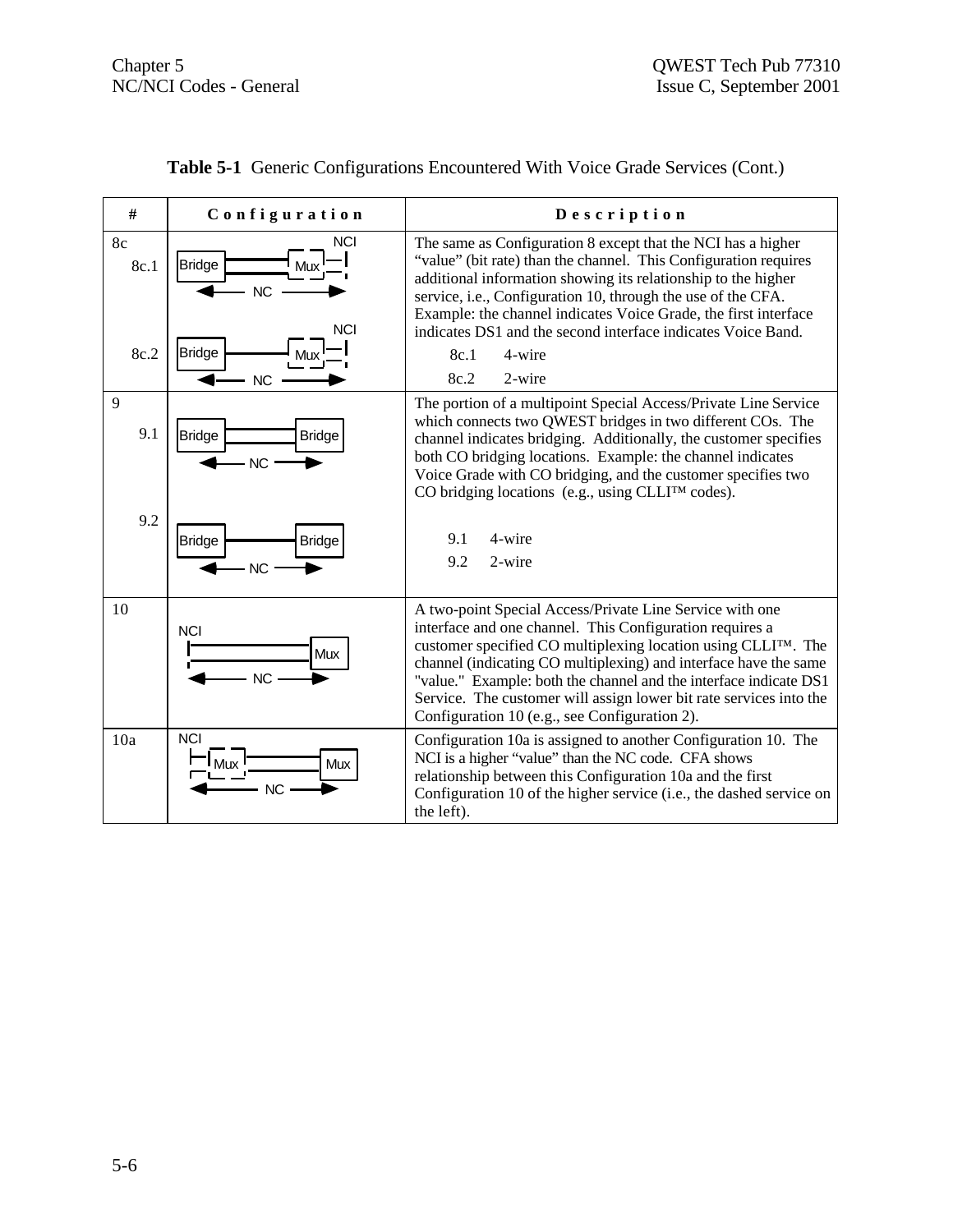**Table 5-1** Generic Configurations Encountered With Voice Grade Services (Cont.)

| # | Configuration | Description |
|---|---|---|
| 8c<br>8c.1<br><br>8c.2 | NCI<br>Bridge — Mux<br>NC<br><br>NCI<br>Bridge — Mux<br>NC | The same as Configuration 8 except that the NCI has a higher “value” (bit rate) than the channel. This Configuration requires additional information showing its relationship to the higher service, i.e., Configuration 10, through the use of the CFA. Example: the channel indicates Voice Grade, the first interface indicates DS1 and the second interface indicates Voice Band.<br>8c.1 4-wire<br>8c.2 2-wire |
| 9<br>9.1<br><br>9.2 | Bridge — Bridge<br>NC<br><br>Bridge — Bridge<br>NC | The portion of a multipoint Special Access/Private Line Service which connects two QWEST bridges in two different COs. The channel indicates bridging. Additionally, the customer specifies both CO bridging locations. Example: the channel indicates Voice Grade with CO bridging, and the customer specifies two CO bridging locations (e.g., using CLLI™ codes).<br>9.1 4-wire<br>9.2 2-wire |
| 10 | NCI<br>— Mux<br>NC | A two-point Special Access/Private Line Service with one interface and one channel. This Configuration requires a customer specified CO multiplexing location using CLLI™. The channel (indicating CO multiplexing) and interface have the same "value." Example: both the channel and the interface indicate DS1 Service. The customer will assign lower bit rate services into the Configuration 10 (e.g., see Configuration 2). |
| 10a | NCI<br>Mux — Mux<br>NC | Configuration 10a is assigned to another Configuration 10. The NCI is a higher “value” than the NC code. CFA shows relationship between this Configuration 10a and the first Configuration 10 of the higher service (i.e., the dashed service on the left). |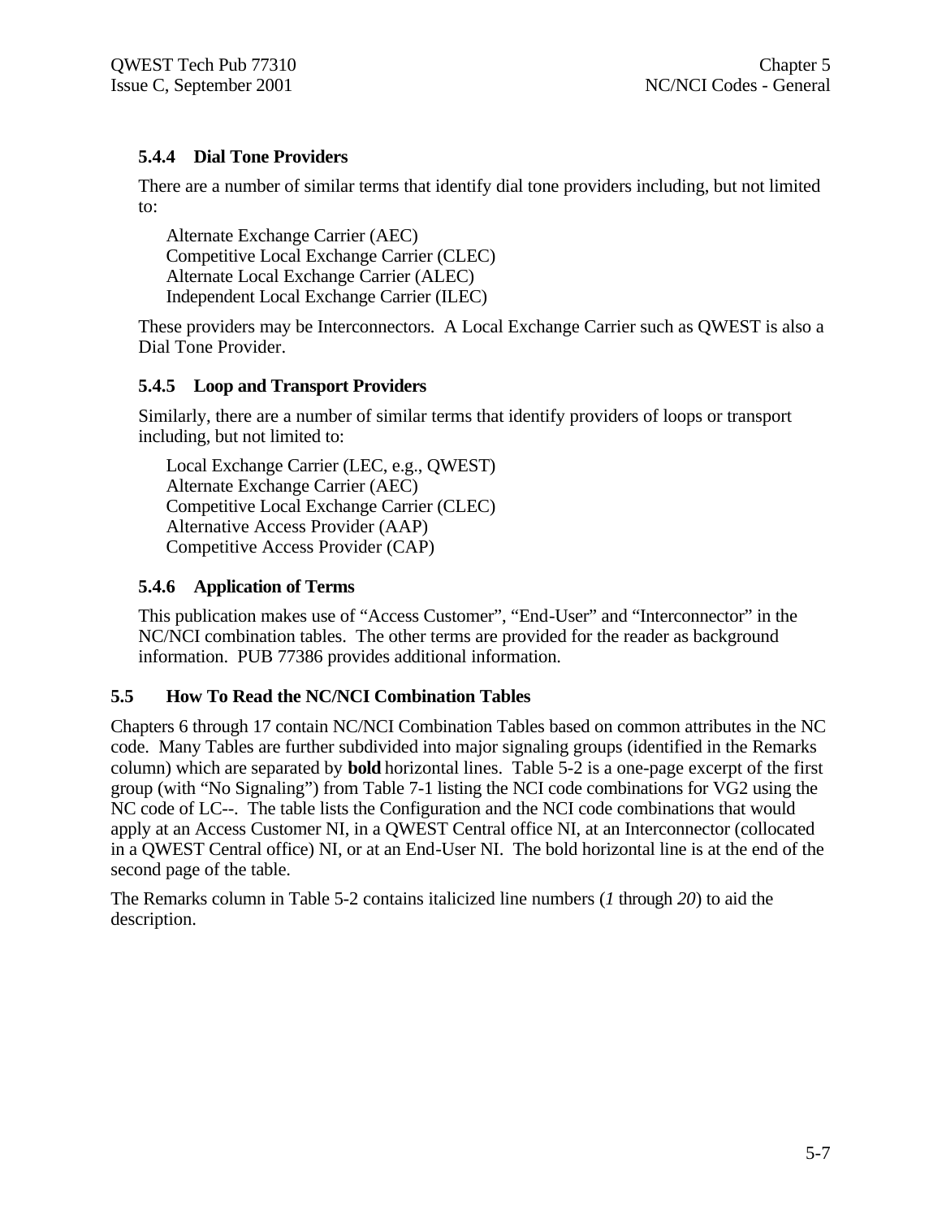### 5.4.4 Dial Tone Providers

There are a number of similar terms that identify dial tone providers including, but not limited to:

Alternate Exchange Carrier (AEC)
Competitive Local Exchange Carrier (CLEC)
Alternate Local Exchange Carrier (ALEC)
Independent Local Exchange Carrier (ILEC)

These providers may be Interconnectors. A Local Exchange Carrier such as QWEST is also a Dial Tone Provider.

### 5.4.5 Loop and Transport Providers

Similarly, there are a number of similar terms that identify providers of loops or transport including, but not limited to:

Local Exchange Carrier (LEC, e.g., QWEST)
Alternate Exchange Carrier (AEC)
Competitive Local Exchange Carrier (CLEC)
Alternative Access Provider (AAP)
Competitive Access Provider (CAP)

### 5.4.6 Application of Terms

This publication makes use of "Access Customer", "End-User" and "Interconnector" in the NC/NCI combination tables. The other terms are provided for the reader as background information. PUB 77386 provides additional information.

## 5.5 How To Read the NC/NCI Combination Tables

Chapters 6 through 17 contain NC/NCI Combination Tables based on common attributes in the NC code. Many Tables are further subdivided into major signaling groups (identified in the Remarks column) which are separated by **bold** horizontal lines. Table 5-2 is a one-page excerpt of the first group (with "No Signaling") from Table 7-1 listing the NCI code combinations for VG2 using the NC code of LC--. The table lists the Configuration and the NCI code combinations that would apply at an Access Customer NI, in a QWEST Central office NI, at an Interconnector (collocated in a QWEST Central office) NI, or at an End-User NI. The bold horizontal line is at the end of the second page of the table.

The Remarks column in Table 5-2 contains italicized line numbers (*1* through *20*) to aid the description.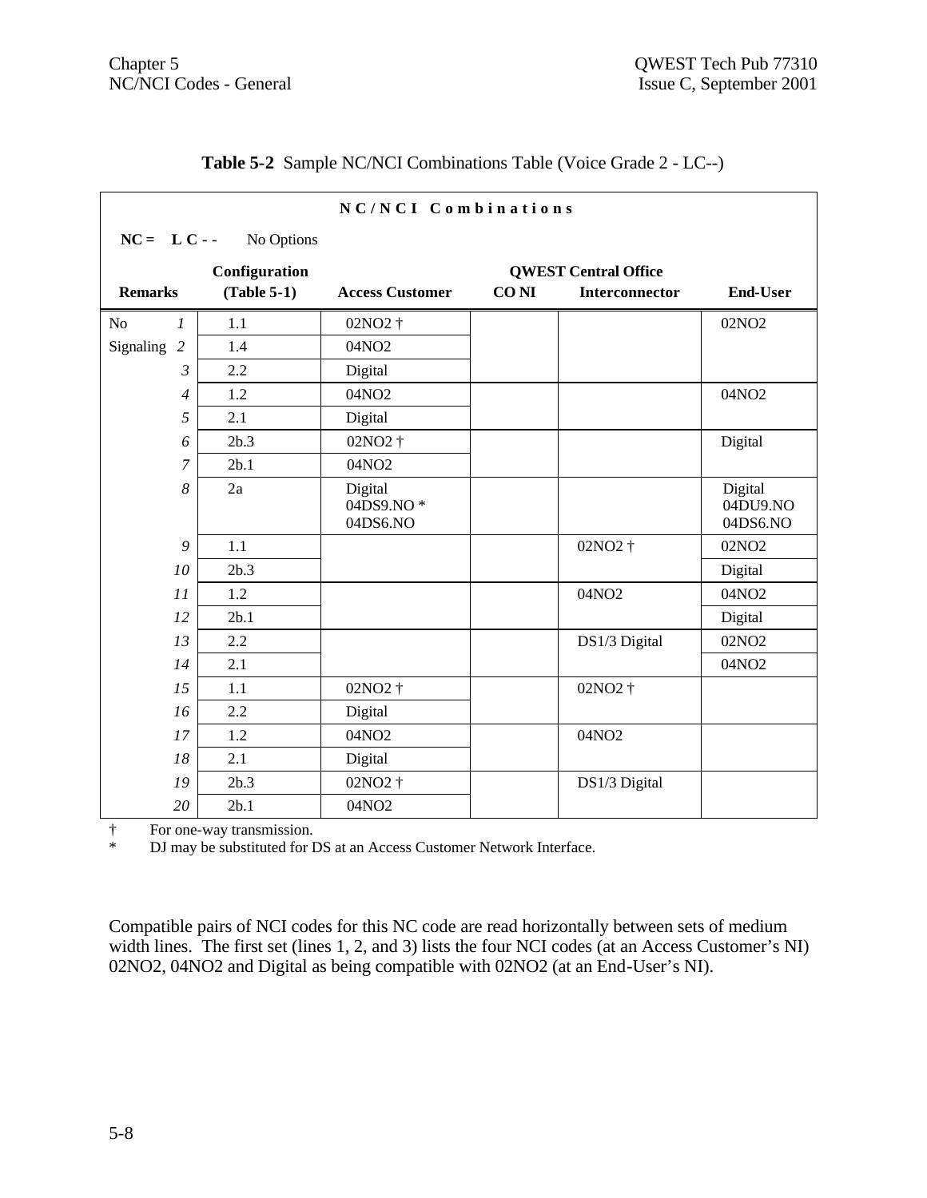**Table 5-2** Sample NC/NCI Combinations Table (Voice Grade 2 - LC--)

| NC/NCI Combinations | | | | | |
|---|---|---|---|---|---|
| **NC = L C - -** No Options | | | | | |
| **Remarks** | **Configuration (Table 5-1)** | **Access Customer** | **QWEST Central Office CO NI** | **QWEST Central Office Interconnector** | **End-User** |
| No 1 | 1.1 | 02NO2 † | | | 02NO2 |
| Signaling 2 | 1.4 | 04NO2 | | | |
| 3 | 2.2 | Digital | | | |
| 4 | 1.2 | 04NO2 | | | 04NO2 |
| 5 | 2.1 | Digital | | | |
| 6 | 2b.3 | 02NO2 † | | | Digital |
| 7 | 2b.1 | 04NO2 | | | |
| 8 | 2a | Digital<br>04DS9.NO *<br>04DS6.NO | | | Digital<br>04DU9.NO<br>04DS6.NO |
| 9 | 1.1 | | | 02NO2 † | 02NO2 |
| 10 | 2b.3 | | | | Digital |
| 11 | 1.2 | | | 04NO2 | 04NO2 |
| 12 | 2b.1 | | | | Digital |
| 13 | 2.2 | | | DS1/3 Digital | 02NO2 |
| 14 | 2.1 | | | | 04NO2 |
| 15 | 1.1 | 02NO2 † | | 02NO2 † | |
| 16 | 2.2 | Digital | | | |
| 17 | 1.2 | 04NO2 | | 04NO2 | |
| 18 | 2.1 | Digital | | | |
| 19 | 2b.3 | 02NO2 † | | DS1/3 Digital | |
| 20 | 2b.1 | 04NO2 | | | |

† For one-way transmission.
* DJ may be substituted for DS at an Access Customer Network Interface.

Compatible pairs of NCI codes for this NC code are read horizontally between sets of medium width lines. The first set (lines 1, 2, and 3) lists the four NCI codes (at an Access Customer's NI) 02NO2, 04NO2 and Digital as being compatible with 02NO2 (at an End-User's NI).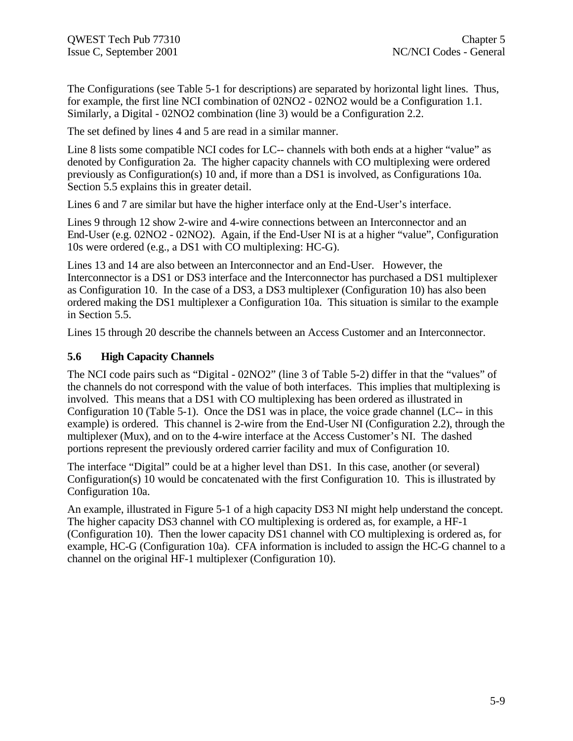The Configurations (see Table 5-1 for descriptions) are separated by horizontal light lines. Thus, for example, the first line NCI combination of 02NO2 - 02NO2 would be a Configuration 1.1. Similarly, a Digital - 02NO2 combination (line 3) would be a Configuration 2.2.

The set defined by lines 4 and 5 are read in a similar manner.

Line 8 lists some compatible NCI codes for LC-- channels with both ends at a higher "value" as denoted by Configuration 2a. The higher capacity channels with CO multiplexing were ordered previously as Configuration(s) 10 and, if more than a DS1 is involved, as Configurations 10a. Section 5.5 explains this in greater detail.

Lines 6 and 7 are similar but have the higher interface only at the End-User's interface.

Lines 9 through 12 show 2-wire and 4-wire connections between an Interconnector and an End-User (e.g. 02NO2 - 02NO2). Again, if the End-User NI is at a higher "value", Configuration 10s were ordered (e.g., a DS1 with CO multiplexing: HC-G).

Lines 13 and 14 are also between an Interconnector and an End-User. However, the Interconnector is a DS1 or DS3 interface and the Interconnector has purchased a DS1 multiplexer as Configuration 10. In the case of a DS3, a DS3 multiplexer (Configuration 10) has also been ordered making the DS1 multiplexer a Configuration 10a. This situation is similar to the example in Section 5.5.

Lines 15 through 20 describe the channels between an Access Customer and an Interconnector.

### 5.6 High Capacity Channels

The NCI code pairs such as "Digital - 02NO2" (line 3 of Table 5-2) differ in that the "values" of the channels do not correspond with the value of both interfaces. This implies that multiplexing is involved. This means that a DS1 with CO multiplexing has been ordered as illustrated in Configuration 10 (Table 5-1). Once the DS1 was in place, the voice grade channel (LC-- in this example) is ordered. This channel is 2-wire from the End-User NI (Configuration 2.2), through the multiplexer (Mux), and on to the 4-wire interface at the Access Customer's NI. The dashed portions represent the previously ordered carrier facility and mux of Configuration 10.

The interface "Digital" could be at a higher level than DS1. In this case, another (or several) Configuration(s) 10 would be concatenated with the first Configuration 10. This is illustrated by Configuration 10a.

An example, illustrated in Figure 5-1 of a high capacity DS3 NI might help understand the concept. The higher capacity DS3 channel with CO multiplexing is ordered as, for example, a HF-1 (Configuration 10). Then the lower capacity DS1 channel with CO multiplexing is ordered as, for example, HC-G (Configuration 10a). CFA information is included to assign the HC-G channel to a channel on the original HF-1 multiplexer (Configuration 10).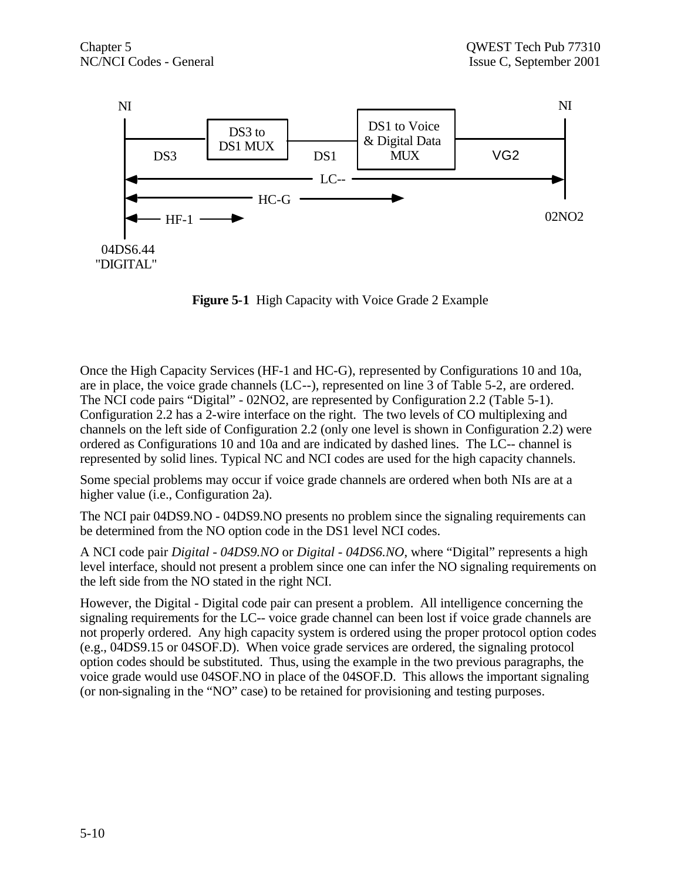NI | DS3 | DS3 to DS1 MUX | DS1 | DS1 to Voice & Digital Data MUX | VG2 | NI

LC--

HC-G

HF-1

04DS6.44 "DIGITAL"

02NO2

**Figure 5-1** High Capacity with Voice Grade 2 Example

Once the High Capacity Services (HF-1 and HC-G), represented by Configurations 10 and 10a, are in place, the voice grade channels (LC--), represented on line 3 of Table 5-2, are ordered. The NCI code pairs "Digital" - 02NO2, are represented by Configuration 2.2 (Table 5-1). Configuration 2.2 has a 2-wire interface on the right. The two levels of CO multiplexing and channels on the left side of Configuration 2.2 (only one level is shown in Configuration 2.2) were ordered as Configurations 10 and 10a and are indicated by dashed lines. The LC-- channel is represented by solid lines. Typical NC and NCI codes are used for the high capacity channels.

Some special problems may occur if voice grade channels are ordered when both NIs are at a higher value (i.e., Configuration 2a).

The NCI pair 04DS9.NO - 04DS9.NO presents no problem since the signaling requirements can be determined from the NO option code in the DS1 level NCI codes.

A NCI code pair *Digital - 04DS9.NO* or *Digital - 04DS6.NO*, where "Digital" represents a high level interface, should not present a problem since one can infer the NO signaling requirements on the left side from the NO stated in the right NCI.

However, the Digital - Digital code pair can present a problem. All intelligence concerning the signaling requirements for the LC-- voice grade channel can been lost if voice grade channels are not properly ordered. Any high capacity system is ordered using the proper protocol option codes (e.g., 04DS9.15 or 04SOF.D). When voice grade services are ordered, the signaling protocol option codes should be substituted. Thus, using the example in the two previous paragraphs, the voice grade would use 04SOF.NO in place of the 04SOF.D. This allows the important signaling (or non-signaling in the "NO" case) to be retained for provisioning and testing purposes.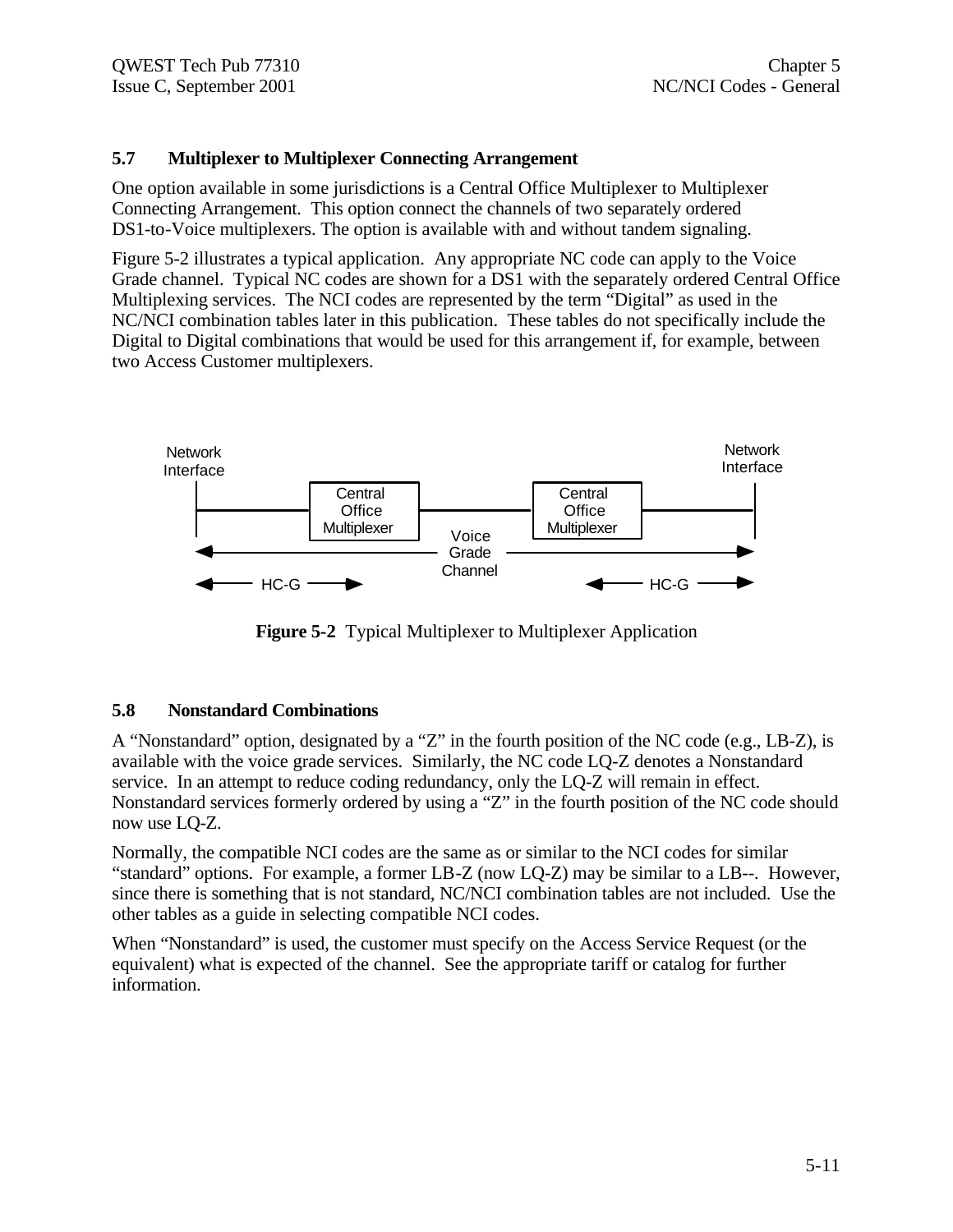### 5.7 Multiplexer to Multiplexer Connecting Arrangement

One option available in some jurisdictions is a Central Office Multiplexer to Multiplexer Connecting Arrangement. This option connect the channels of two separately ordered DS1-to-Voice multiplexers. The option is available with and without tandem signaling.

Figure 5-2 illustrates a typical application. Any appropriate NC code can apply to the Voice Grade channel. Typical NC codes are shown for a DS1 with the separately ordered Central Office Multiplexing services. The NCI codes are represented by the term "Digital" as used in the NC/NCI combination tables later in this publication. These tables do not specifically include the Digital to Digital combinations that would be used for this arrangement if, for example, between two Access Customer multiplexers.

Network Interface | Central Office Multiplexer | Voice Grade Channel | Central Office Multiplexer | Network Interface

HC-G | HC-G

**Figure 5-2** Typical Multiplexer to Multiplexer Application

### 5.8 Nonstandard Combinations

A "Nonstandard" option, designated by a "Z" in the fourth position of the NC code (e.g., LB-Z), is available with the voice grade services. Similarly, the NC code LQ-Z denotes a Nonstandard service. In an attempt to reduce coding redundancy, only the LQ-Z will remain in effect. Nonstandard services formerly ordered by using a "Z" in the fourth position of the NC code should now use LQ-Z.

Normally, the compatible NCI codes are the same as or similar to the NCI codes for similar "standard" options. For example, a former LB-Z (now LQ-Z) may be similar to a LB--. However, since there is something that is not standard, NC/NCI combination tables are not included. Use the other tables as a guide in selecting compatible NCI codes.

When "Nonstandard" is used, the customer must specify on the Access Service Request (or the equivalent) what is expected of the channel. See the appropriate tariff or catalog for further information.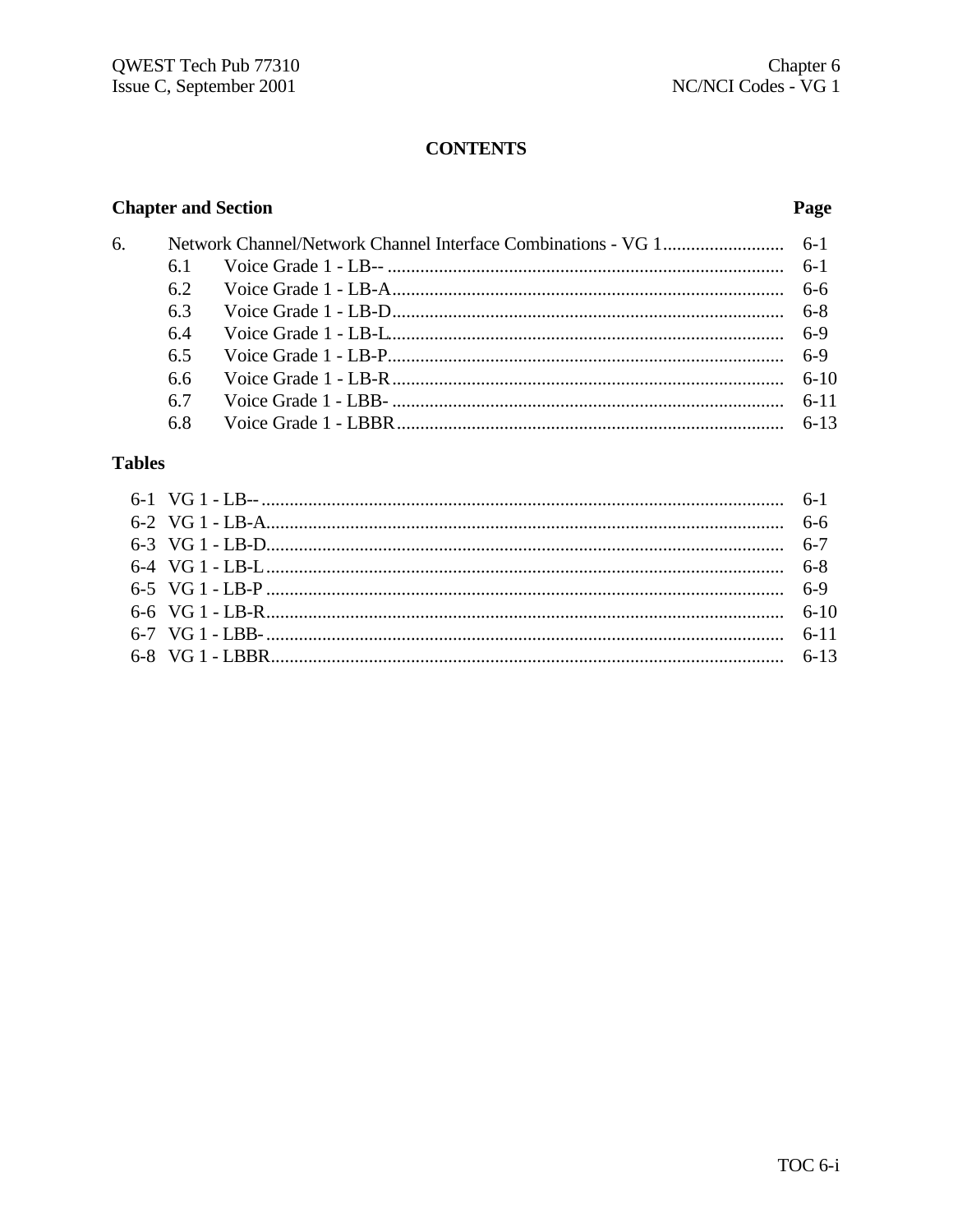# CONTENTS

| Chapter and Section | | | Page |
|---|---|---|---|
| 6. | Network Channel/Network Channel Interface Combinations - VG 1 | | 6-1 |
| | 6.1 | Voice Grade 1 - LB-- | 6-1 |
| | 6.2 | Voice Grade 1 - LB-A | 6-6 |
| | 6.3 | Voice Grade 1 - LB-D | 6-8 |
| | 6.4 | Voice Grade 1 - LB-L | 6-9 |
| | 6.5 | Voice Grade 1 - LB-P | 6-9 |
| | 6.6 | Voice Grade 1 - LB-R | 6-10 |
| | 6.7 | Voice Grade 1 - LBB- | 6-11 |
| | 6.8 | Voice Grade 1 - LBBR | 6-13 |

## Tables

| | | |
|---|---|---|
| 6-1 | VG 1 - LB-- | 6-1 |
| 6-2 | VG 1 - LB-A | 6-6 |
| 6-3 | VG 1 - LB-D | 6-7 |
| 6-4 | VG 1 - LB-L | 6-8 |
| 6-5 | VG 1 - LB-P | 6-9 |
| 6-6 | VG 1 - LB-R | 6-10 |
| 6-7 | VG 1 - LBB- | 6-11 |
| 6-8 | VG 1 - LBBR | 6-13 |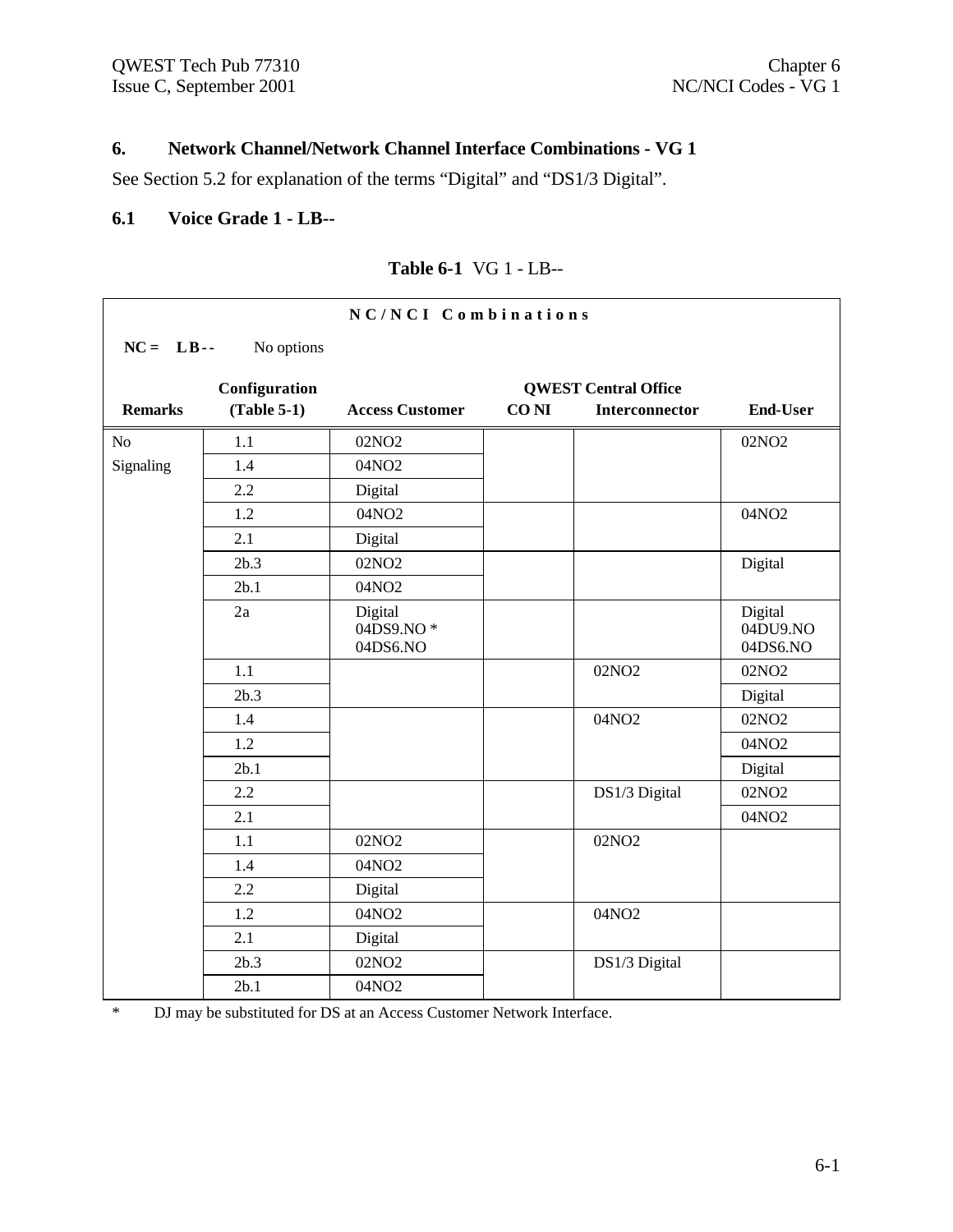# 6. Network Channel/Network Channel Interface Combinations - VG 1

See Section 5.2 for explanation of the terms "Digital" and "DS1/3 Digital".

## 6.1 Voice Grade 1 - LB--

**Table 6-1** VG 1 - LB--

| NC/NCI Combinations | | | | | |
|---|---|---|---|---|---|
| **NC = LB--** No options | | | | | |
| | **Configuration** | | **QWEST Central Office** | | |
| **Remarks** | **(Table 5-1)** | **Access Customer** | **CO NI** | **Interconnector** | **End-User** |
| No Signaling | 1.1 | 02NO2 | | | 02NO2 |
| | 1.4 | 04NO2 | | | |
| | 2.2 | Digital | | | |
| | 1.2 | 04NO2 | | | 04NO2 |
| | 2.1 | Digital | | | |
| | 2b.3 | 02NO2 | | | Digital |
| | 2b.1 | 04NO2 | | | |
| | 2a | Digital 04DS9.NO * 04DS6.NO | | | Digital 04DU9.NO 04DS6.NO |
| | 1.1 | | | 02NO2 | 02NO2 |
| | 2b.3 | | | | Digital |
| | 1.4 | | | 04NO2 | 02NO2 |
| | 1.2 | | | | 04NO2 |
| | 2b.1 | | | | Digital |
| | 2.2 | | | DS1/3 Digital | 02NO2 |
| | 2.1 | | | | 04NO2 |
| | 1.1 | 02NO2 | | 02NO2 | |
| | 1.4 | 04NO2 | | | |
| | 2.2 | Digital | | | |
| | 1.2 | 04NO2 | | 04NO2 | |
| | 2.1 | Digital | | | |
| | 2b.3 | 02NO2 | | DS1/3 Digital | |
| | 2b.1 | 04NO2 | | | |

* DJ may be substituted for DS at an Access Customer Network Interface.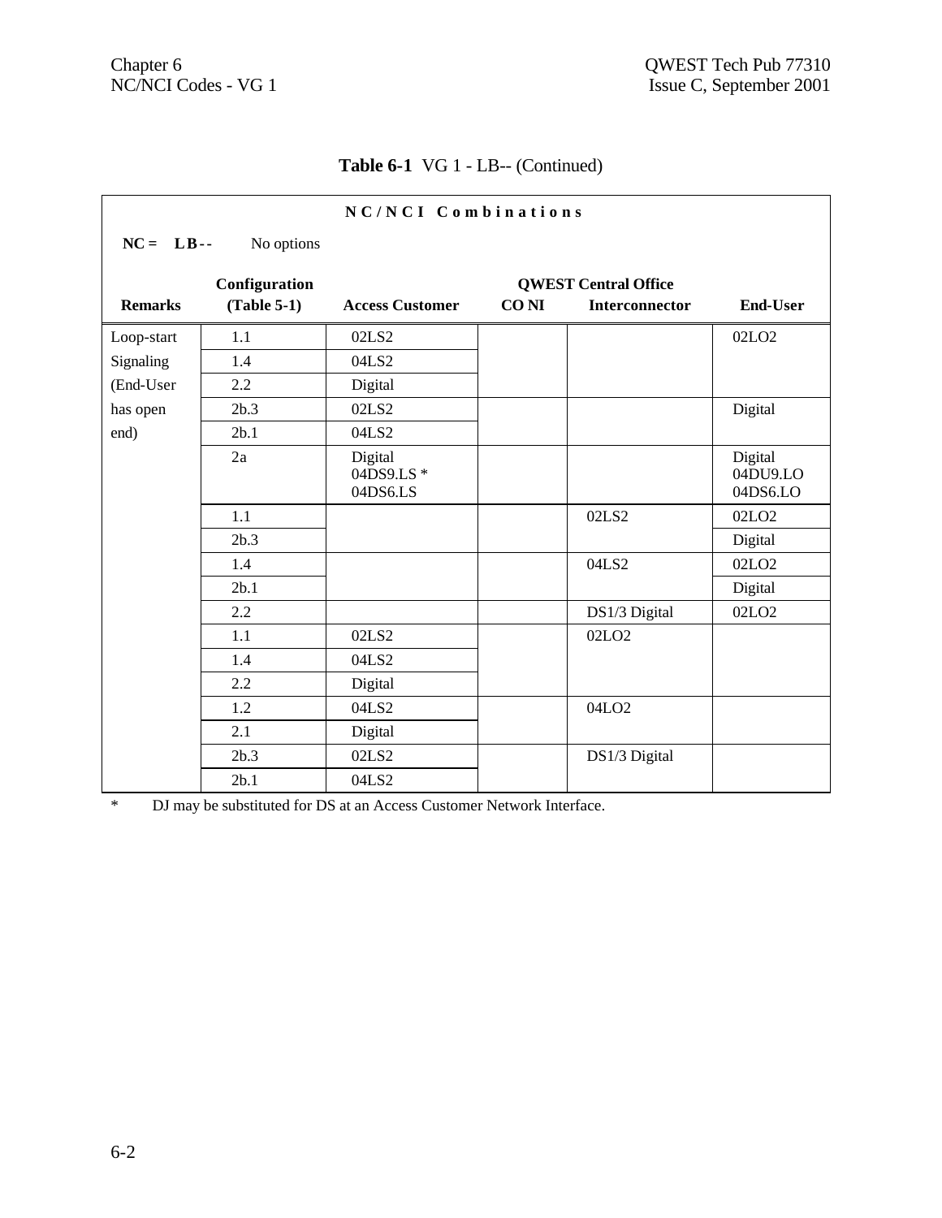**Table 6-1** VG 1 - LB-- (Continued)

| NC/NCI Combinations | | | | | |
|---|---|---|---|---|---|
| **NC = LB--** No options | | | | | |
| | **Configuration** | | **QWEST Central Office** | | |
| **Remarks** | **(Table 5-1)** | **Access Customer** | **CO NI** | **Interconnector** | **End-User** |
| Loop-start Signaling (End-User has open end) | 1.1 | 02LS2 | | | 02LO2 |
| | 1.4 | 04LS2 | | | |
| | 2.2 | Digital | | | |
| | 2b.3 | 02LS2 | | | Digital |
| | 2b.1 | 04LS2 | | | |
| | 2a | Digital 04DS9.LS * 04DS6.LS | | | Digital 04DU9.LO 04DS6.LO |
| | 1.1 | | | 02LS2 | 02LO2 |
| | 2b.3 | | | | Digital |
| | 1.4 | | | 04LS2 | 02LO2 |
| | 2b.1 | | | | Digital |
| | 2.2 | | | DS1/3 Digital | 02LO2 |
| | 1.1 | 02LS2 | | 02LO2 | |
| | 1.4 | 04LS2 | | | |
| | 2.2 | Digital | | | |
| | 1.2 | 04LS2 | | 04LO2 | |
| | 2.1 | Digital | | | |
| | 2b.3 | 02LS2 | | DS1/3 Digital | |
| | 2b.1 | 04LS2 | | | |

* DJ may be substituted for DS at an Access Customer Network Interface.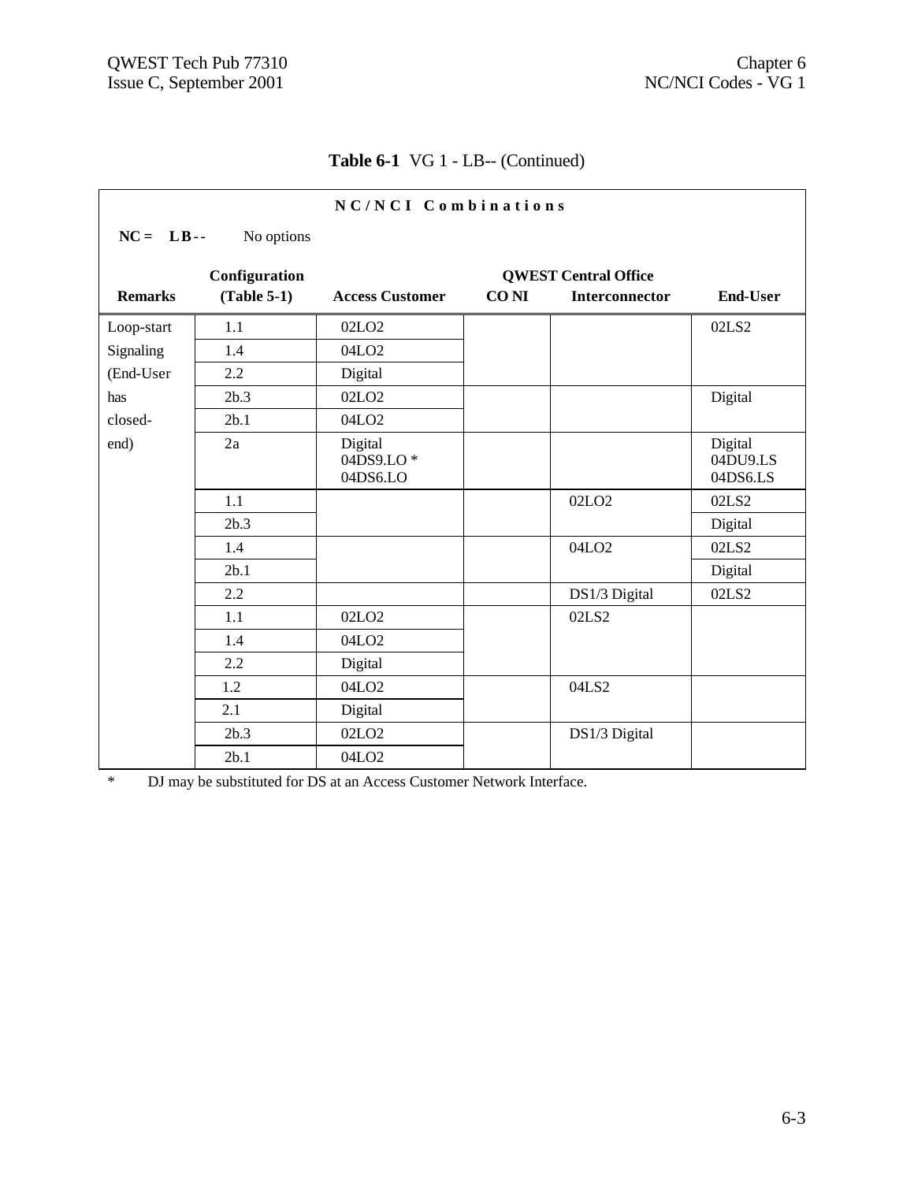**Table 6-1** VG 1 - LB-- (Continued)

**N C / N C I  C o m b i n a t i o n s**

**NC = LB--** No options

| Remarks | Configuration (Table 5-1) | Access Customer | CO NI | QWEST Central Office Interconnector | End-User |
|---|---|---|---|---|---|
| Loop-start Signaling (End-User has closed-end) | 1.1 | 02LO2 | | | 02LS2 |
| | 1.4 | 04LO2 | | | |
| | 2.2 | Digital | | | |
| | 2b.3 | 02LO2 | | | Digital |
| | 2b.1 | 04LO2 | | | |
| | 2a | Digital<br>04DS9.LO *<br>04DS6.LO | | | Digital<br>04DU9.LS<br>04DS6.LS |
| | 1.1 | | | 02LO2 | 02LS2 |
| | 2b.3 | | | | Digital |
| | 1.4 | | | 04LO2 | 02LS2 |
| | 2b.1 | | | | Digital |
| | 2.2 | | | DS1/3 Digital | 02LS2 |
| | 1.1 | 02LO2 | | 02LS2 | |
| | 1.4 | 04LO2 | | | |
| | 2.2 | Digital | | | |
| | 1.2 | 04LO2 | | 04LS2 | |
| | 2.1 | Digital | | | |
| | 2b.3 | 02LO2 | | DS1/3 Digital | |
| | 2b.1 | 04LO2 | | | |

\* DJ may be substituted for DS at an Access Customer Network Interface.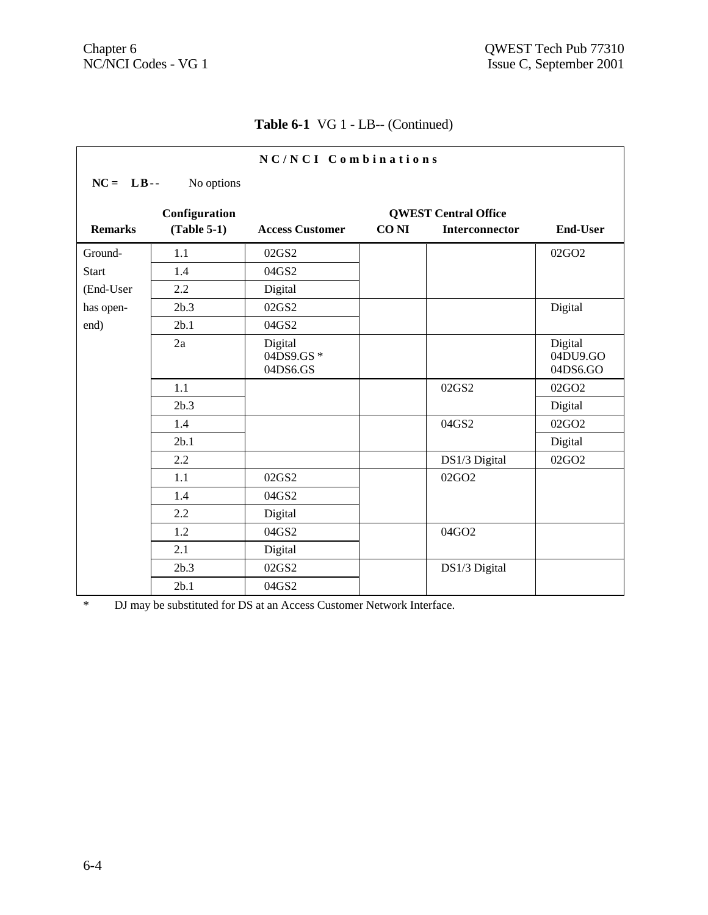**Table 6-1** VG 1 - LB-- (Continued)

| NC/NCI Combinations | | | | | |
|---|---|---|---|---|---|
| **NC = LB--** No options | | | | | |
| | **Configuration** | | **QWEST Central Office** | | |
| **Remarks** | **(Table 5-1)** | **Access Customer** | **CO NI** | **Interconnector** | **End-User** |
| Ground-Start (End-User has open-end) | 1.1 | 02GS2 | | | 02GO2 |
| | 1.4 | 04GS2 | | | |
| | 2.2 | Digital | | | |
| | 2b.3 | 02GS2 | | | Digital |
| | 2b.1 | 04GS2 | | | |
| | 2a | Digital 04DS9.GS * 04DS6.GS | | | Digital 04DU9.GO 04DS6.GO |
| | 1.1 | | | 02GS2 | 02GO2 |
| | 2b.3 | | | | Digital |
| | 1.4 | | | 04GS2 | 02GO2 |
| | 2b.1 | | | | Digital |
| | 2.2 | | | DS1/3 Digital | 02GO2 |
| | 1.1 | 02GS2 | | 02GO2 | |
| | 1.4 | 04GS2 | | | |
| | 2.2 | Digital | | | |
| | 1.2 | 04GS2 | | 04GO2 | |
| | 2.1 | Digital | | | |
| | 2b.3 | 02GS2 | | DS1/3 Digital | |
| | 2b.1 | 04GS2 | | | |

\* DJ may be substituted for DS at an Access Customer Network Interface.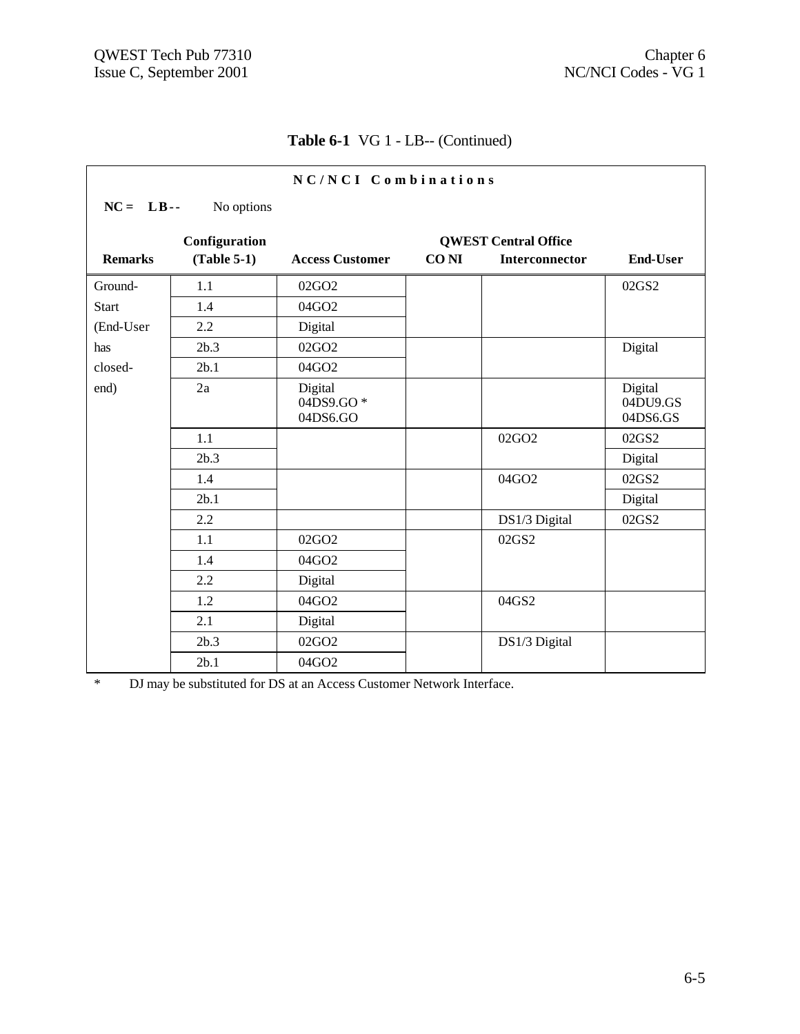**Table 6-1** VG 1 - LB-- (Continued)

**N C / N C I   C o m b i n a t i o n s**

**NC = LB--**   No options

| Remarks | Configuration (Table 5-1) | Access Customer | QWEST Central Office CO NI | QWEST Central Office Interconnector | End-User |
|---|---|---|---|---|---|
| Ground-Start (End-User has closed-end) | 1.1 | 02GO2 | | | 02GS2 |
| | 1.4 | 04GO2 | | | |
| | 2.2 | Digital | | | |
| | 2b.3 | 02GO2 | | | Digital |
| | 2b.1 | 04GO2 | | | |
| | 2a | Digital<br>04DS9.GO *<br>04DS6.GO | | | Digital<br>04DU9.GS<br>04DS6.GS |
| | 1.1 | | | 02GO2 | 02GS2 |
| | 2b.3 | | | | Digital |
| | 1.4 | | | 04GO2 | 02GS2 |
| | 2b.1 | | | | Digital |
| | 2.2 | | | DS1/3 Digital | 02GS2 |
| | 1.1 | 02GO2 | | 02GS2 | |
| | 1.4 | 04GO2 | | | |
| | 2.2 | Digital | | | |
| | 1.2 | 04GO2 | | 04GS2 | |
| | 2.1 | Digital | | | |
| | 2b.3 | 02GO2 | | DS1/3 Digital | |
| | 2b.1 | 04GO2 | | | |

*   DJ may be substituted for DS at an Access Customer Network Interface.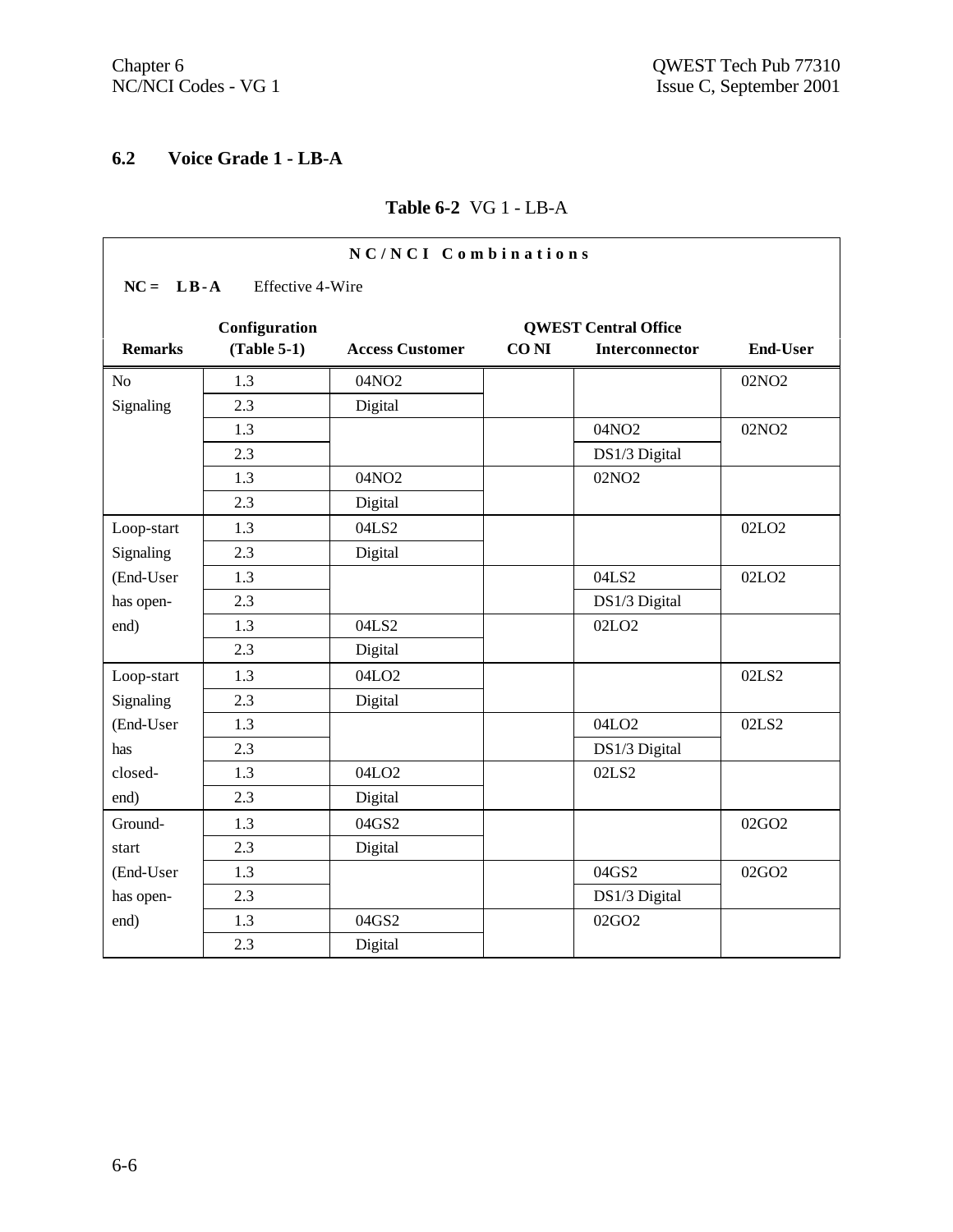## 6.2 Voice Grade 1 - LB-A

**Table 6-2** VG 1 - LB-A

| NC/NCI Combinations | | | | | |
|---|---|---|---|---|---|
| **NC = LB-A** Effective 4-Wire | | | | | |
| **Remarks** | **Configuration (Table 5-1)** | **Access Customer** | **QWEST Central Office CO NI** | **Interconnector** | **End-User** |
| No Signaling | 1.3 | 04NO2 | | | 02NO2 |
| | 2.3 | Digital | | | |
| | 1.3 | | | 04NO2 | 02NO2 |
| | 2.3 | | | DS1/3 Digital | |
| | 1.3 | 04NO2 | | 02NO2 | |
| | 2.3 | Digital | | | |
| Loop-start Signaling (End-User has open-end) | 1.3 | 04LS2 | | | 02LO2 |
| | 2.3 | Digital | | | |
| | 1.3 | | | 04LS2 | 02LO2 |
| | 2.3 | | | DS1/3 Digital | |
| | 1.3 | 04LS2 | | 02LO2 | |
| | 2.3 | Digital | | | |
| Loop-start Signaling (End-User has closed-end) | 1.3 | 04LO2 | | | 02LS2 |
| | 2.3 | Digital | | | |
| | 1.3 | | | 04LO2 | 02LS2 |
| | 2.3 | | | DS1/3 Digital | |
| | 1.3 | 04LO2 | | 02LS2 | |
| | 2.3 | Digital | | | |
| Ground-start (End-User has open-end) | 1.3 | 04GS2 | | | 02GO2 |
| | 2.3 | Digital | | | |
| | 1.3 | | | 04GS2 | 02GO2 |
| | 2.3 | | | DS1/3 Digital | |
| | 1.3 | 04GS2 | | 02GO2 | |
| | 2.3 | Digital | | | |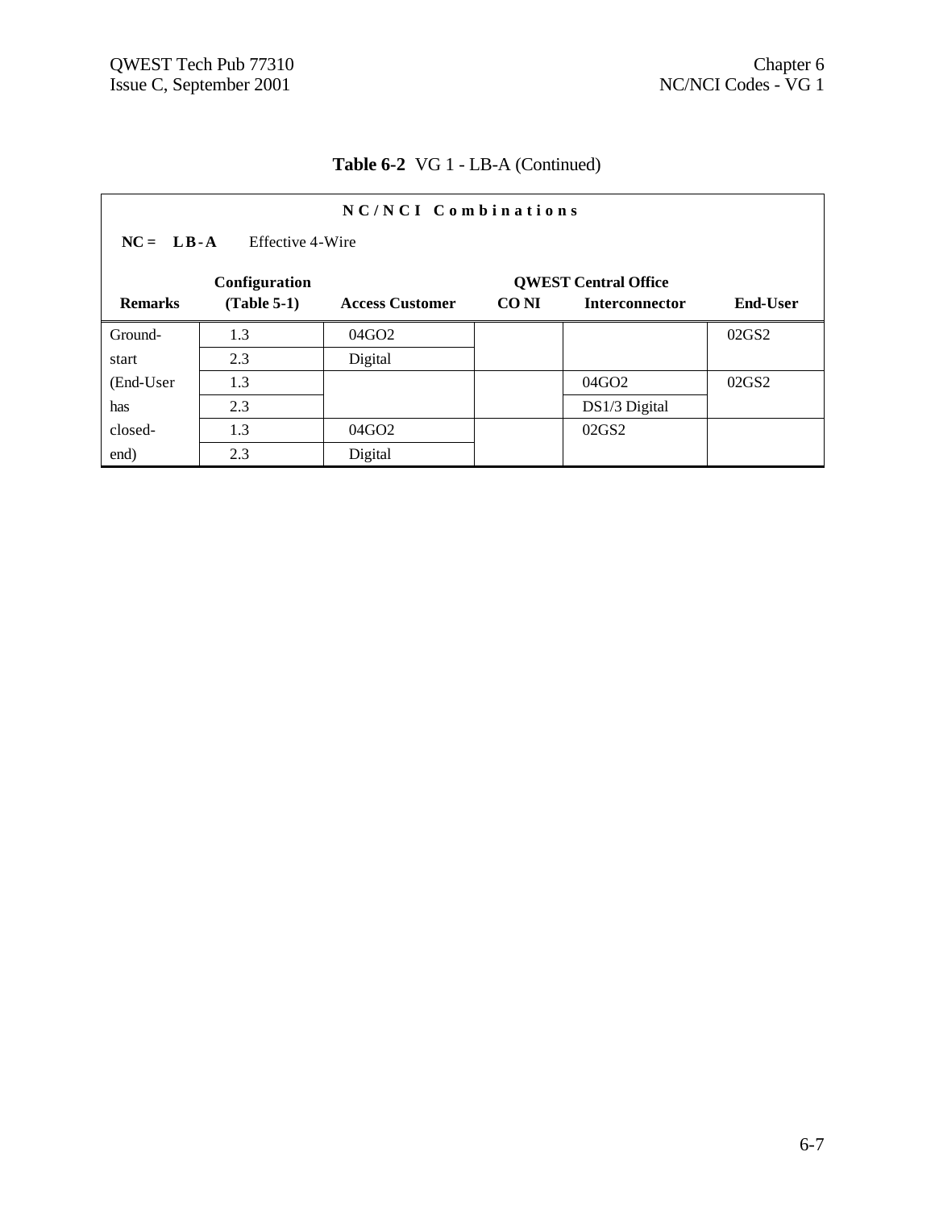**Table 6-2** VG 1 - LB-A (Continued)

| NC/NCI Combinations | | | | | |
|---|---|---|---|---|---|
| **NC = LB-A** Effective 4-Wire | | | | | |
| | **Configuration** | | **QWEST Central Office** | | |
| **Remarks** | **(Table 5-1)** | **Access Customer** | **CO NI** | **Interconnector** | **End-User** |
| Ground- | 1.3 | 04GO2 | | | 02GS2 |
| start | 2.3 | Digital | | | |
| (End-User | 1.3 | | | 04GO2 | 02GS2 |
| has | 2.3 | | | DS1/3 Digital | |
| closed- | 1.3 | 04GO2 | | 02GS2 | |
| end) | 2.3 | Digital | | | |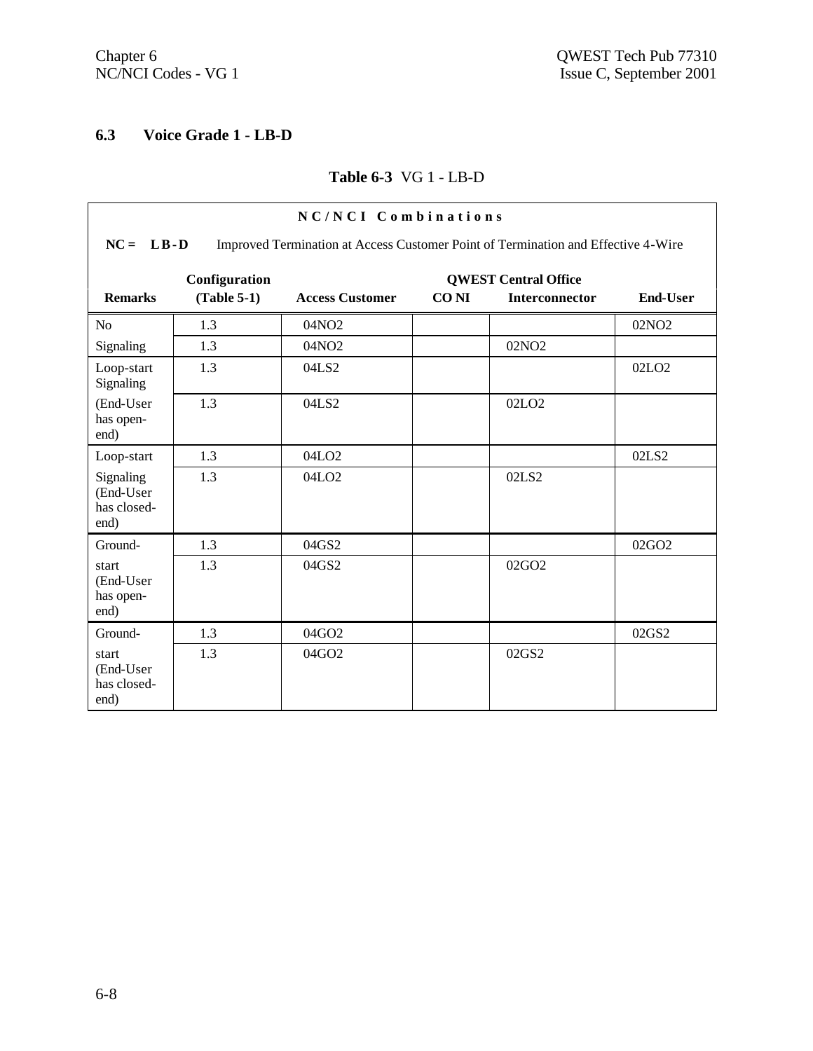## 6.3 Voice Grade 1 - LB-D

**Table 6-3** VG 1 - LB-D

**NC/NCI Combinations**

**NC = LB-D** Improved Termination at Access Customer Point of Termination and Effective 4-Wire

| Remarks | Configuration (Table 5-1) | Access Customer | QWEST Central Office CO NI | QWEST Central Office Interconnector | End-User |
|---|---|---|---|---|---|
| No | 1.3 | 04NO2 | | | 02NO2 |
| Signaling | 1.3 | 04NO2 | | 02NO2 | |
| Loop-start Signaling | 1.3 | 04LS2 | | | 02LO2 |
| (End-User has open-end) | 1.3 | 04LS2 | | 02LO2 | |
| Loop-start | 1.3 | 04LO2 | | | 02LS2 |
| Signaling (End-User has closed-end) | 1.3 | 04LO2 | | 02LS2 | |
| Ground- | 1.3 | 04GS2 | | | 02GO2 |
| start (End-User has open-end) | 1.3 | 04GS2 | | 02GO2 | |
| Ground- | 1.3 | 04GO2 | | | 02GS2 |
| start (End-User has closed-end) | 1.3 | 04GO2 | | 02GS2 | |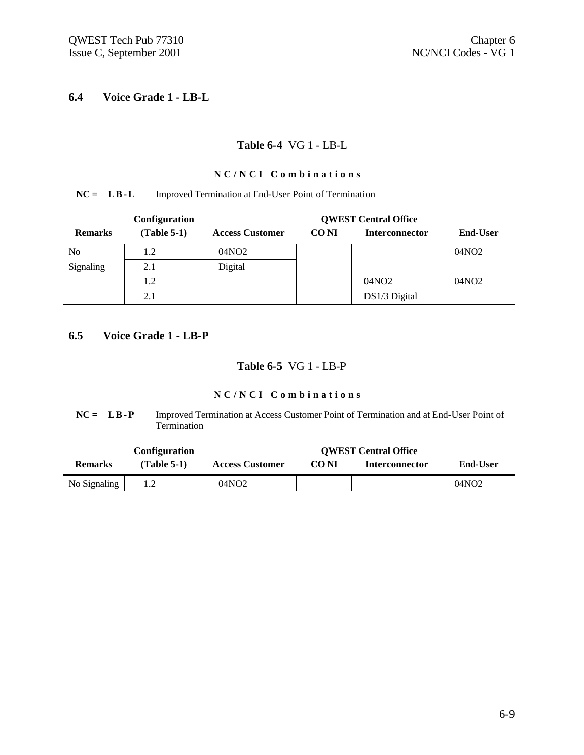## 6.4 Voice Grade 1 - LB-L

**Table 6-4** VG 1 - LB-L

**NC/NCI Combinations**

**NC = LB-L** Improved Termination at End-User Point of Termination

| Remarks | Configuration (Table 5-1) | Access Customer | QWEST Central Office CO NI | QWEST Central Office Interconnector | End-User |
|---|---|---|---|---|---|
| No Signaling | 1.2 | 04NO2 | | | 04NO2 |
| | 2.1 | Digital | | | |
| | 1.2 | | | 04NO2 | 04NO2 |
| | 2.1 | | | DS1/3 Digital | |

## 6.5 Voice Grade 1 - LB-P

**Table 6-5** VG 1 - LB-P

**NC/NCI Combinations**

**NC = LB-P** Improved Termination at Access Customer Point of Termination and at End-User Point of Termination

| Remarks | Configuration (Table 5-1) | Access Customer | QWEST Central Office CO NI | QWEST Central Office Interconnector | End-User |
|---|---|---|---|---|---|
| No Signaling | 1.2 | 04NO2 | | | 04NO2 |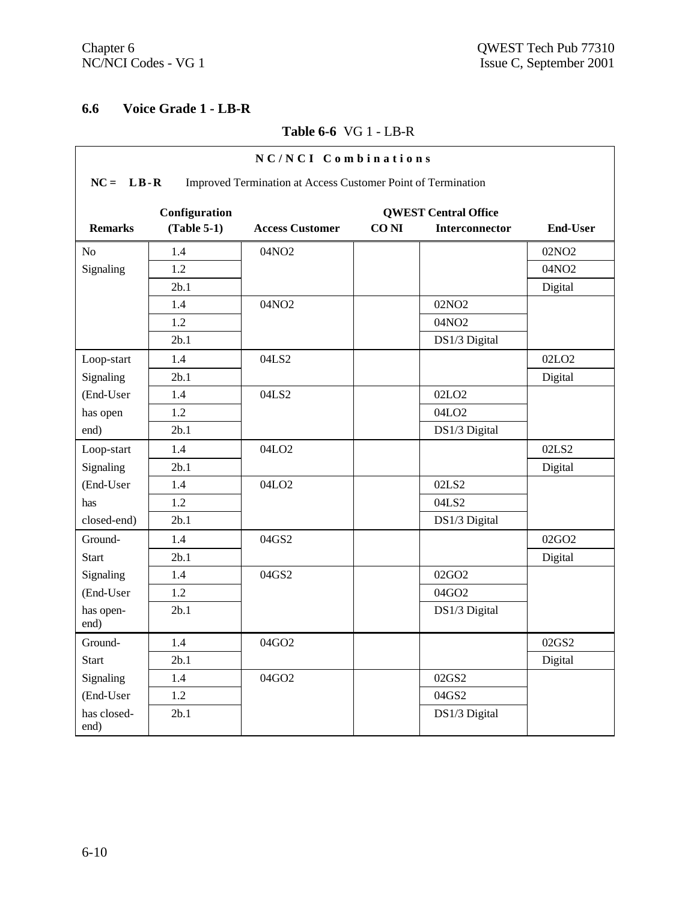## 6.6 Voice Grade 1 - LB-R

**Table 6-6** VG 1 - LB-R

**NC/NCI Combinations**

**NC = LB-R** Improved Termination at Access Customer Point of Termination

| Remarks | Configuration (Table 5-1) | Access Customer | QWEST Central Office CO NI | QWEST Central Office Interconnector | End-User |
|---|---|---|---|---|---|
| No Signaling | 1.4 | 04NO2 | | | 02NO2 |
| | 1.2 | | | | 04NO2 |
| | 2b.1 | | | | Digital |
| | 1.4 | 04NO2 | | 02NO2 | |
| | 1.2 | | | 04NO2 | |
| | 2b.1 | | | DS1/3 Digital | |
| Loop-start Signaling (End-User has open end) | 1.4 | 04LS2 | | | 02LO2 |
| | 2b.1 | | | | Digital |
| | 1.4 | 04LS2 | | 02LO2 | |
| | 1.2 | | | 04LO2 | |
| | 2b.1 | | | DS1/3 Digital | |
| Loop-start Signaling (End-User has closed-end) | 1.4 | 04LO2 | | | 02LS2 |
| | 2b.1 | | | | Digital |
| | 1.4 | 04LO2 | | 02LS2 | |
| | 1.2 | | | 04LS2 | |
| | 2b.1 | | | DS1/3 Digital | |
| Ground-Start Signaling (End-User has open-end) | 1.4 | 04GS2 | | | 02GO2 |
| | 2b.1 | | | | Digital |
| | 1.4 | 04GS2 | | 02GO2 | |
| | 1.2 | | | 04GO2 | |
| | 2b.1 | | | DS1/3 Digital | |
| Ground-Start Signaling (End-User has closed-end) | 1.4 | 04GO2 | | | 02GS2 |
| | 2b.1 | | | | Digital |
| | 1.4 | 04GO2 | | 02GS2 | |
| | 1.2 | | | 04GS2 | |
| | 2b.1 | | | DS1/3 Digital | |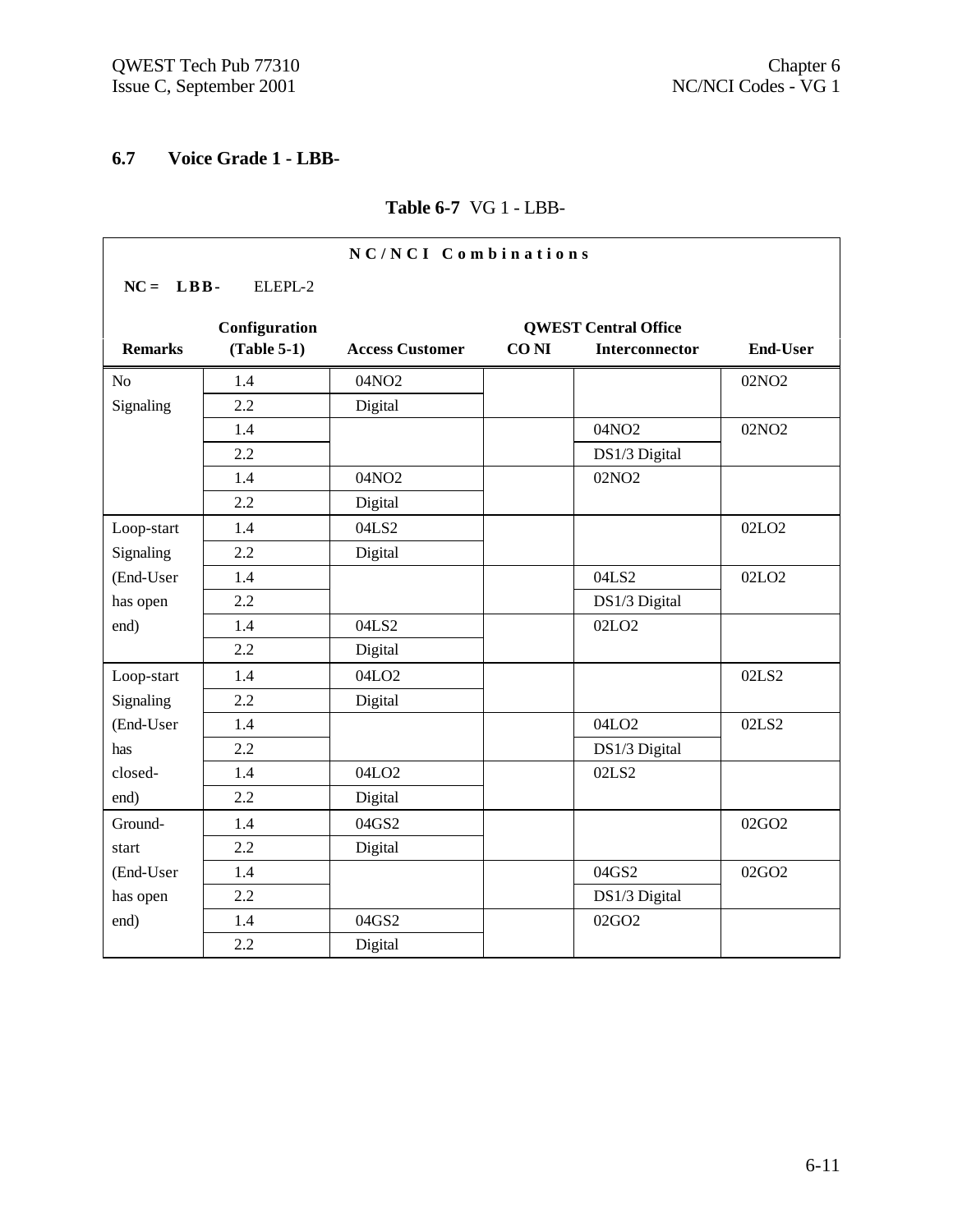## 6.7 Voice Grade 1 - LBB-

**Table 6-7** VG 1 - LBB-

**N C / N C I Combinations**

**NC = LBB-** ELEPL-2

| Remarks | Configuration (Table 5-1) | Access Customer | QWEST Central Office CO NI | QWEST Central Office Interconnector | End-User |
|---|---|---|---|---|---|
| No Signaling | 1.4 | 04NO2 | | | 02NO2 |
| | 2.2 | Digital | | | |
| | 1.4 | | | 04NO2 | 02NO2 |
| | 2.2 | | | DS1/3 Digital | |
| | 1.4 | 04NO2 | | 02NO2 | |
| | 2.2 | Digital | | | |
| Loop-start Signaling (End-User has open end) | 1.4 | 04LS2 | | | 02LO2 |
| | 2.2 | Digital | | | |
| | 1.4 | | | 04LS2 | 02LO2 |
| | 2.2 | | | DS1/3 Digital | |
| | 1.4 | 04LS2 | | 02LO2 | |
| | 2.2 | Digital | | | |
| Loop-start Signaling (End-User has closed-end) | 1.4 | 04LO2 | | | 02LS2 |
| | 2.2 | Digital | | | |
| | 1.4 | | | 04LO2 | 02LS2 |
| | 2.2 | | | DS1/3 Digital | |
| | 1.4 | 04LO2 | | 02LS2 | |
| | 2.2 | Digital | | | |
| Ground-start (End-User has open end) | 1.4 | 04GS2 | | | 02GO2 |
| | 2.2 | Digital | | | |
| | 1.4 | | | 04GS2 | 02GO2 |
| | 2.2 | | | DS1/3 Digital | |
| | 1.4 | 04GS2 | | 02GO2 | |
| | 2.2 | Digital | | | |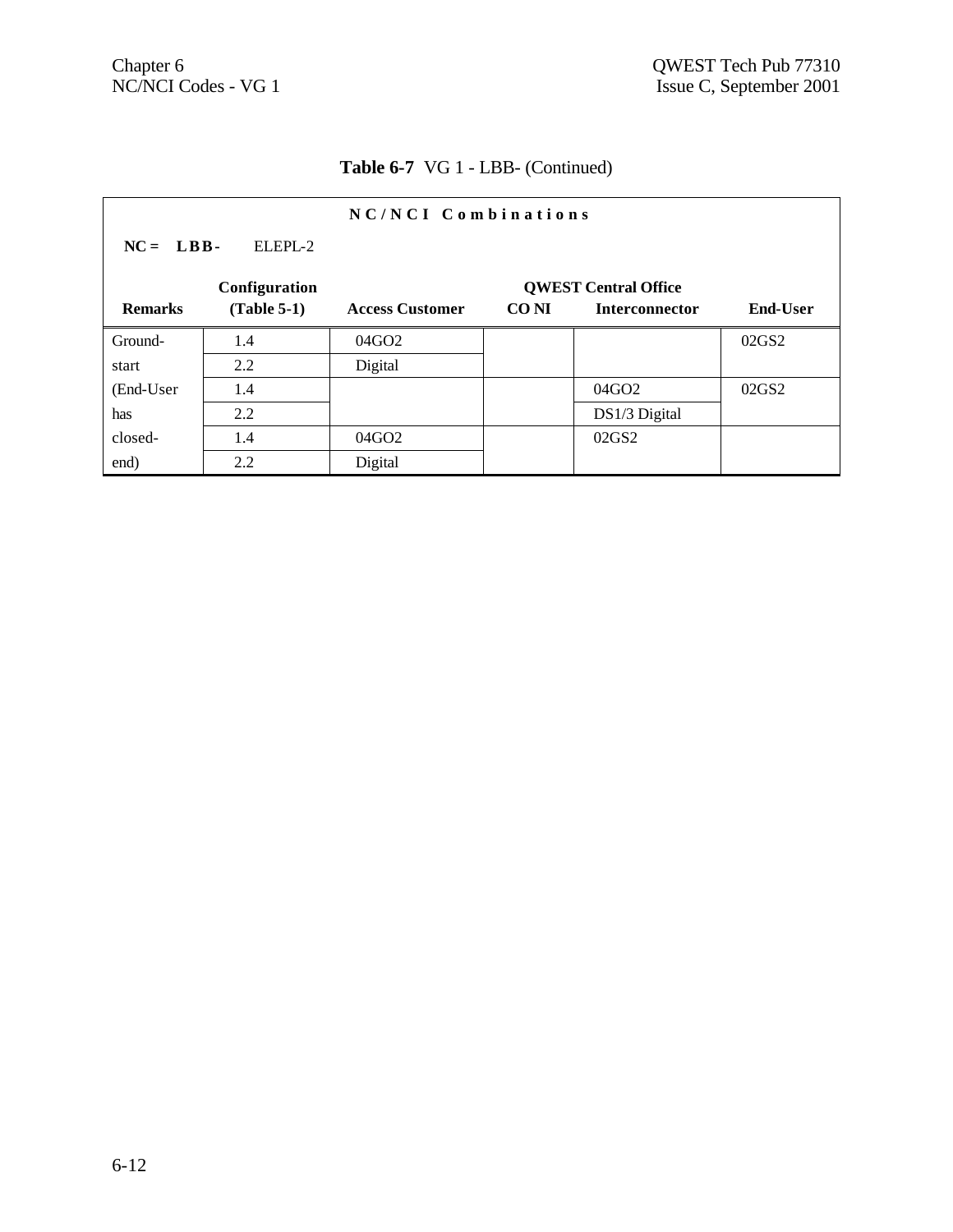**Table 6-7** VG 1 - LBB- (Continued)

**N C / N C I   C o m b i n a t i o n s**

**NC = LBB-** ELEPL-2

| **Remarks** | **Configuration (Table 5-1)** | **Access Customer** | **QWEST Central Office CO NI** | **QWEST Central Office Interconnector** | **End-User** |
|---|---|---|---|---|---|
| Ground-start (End-User has closed-end) | 1.4 | 04GO2 | | | 02GS2 |
| | 2.2 | Digital | | | |
| | 1.4 | | | 04GO2 | 02GS2 |
| | 2.2 | | | DS1/3 Digital | |
| | 1.4 | 04GO2 | | 02GS2 | |
| | 2.2 | Digital | | | |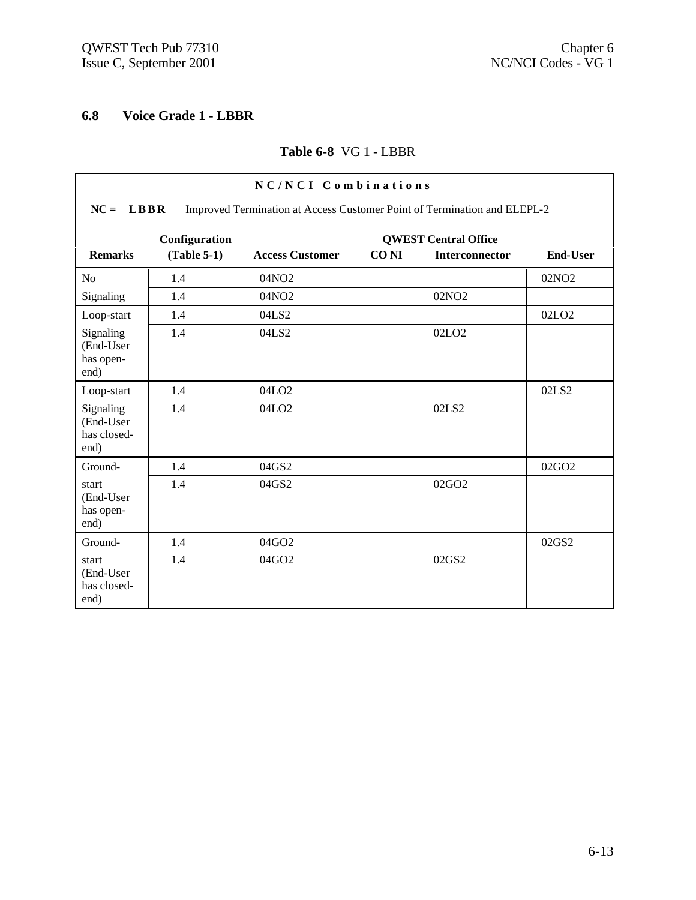## 6.8 Voice Grade 1 - LBBR

**Table 6-8** VG 1 - LBBR

**NC/NCI Combinations**

**NC = LBBR** Improved Termination at Access Customer Point of Termination and ELEPL-2

| Remarks | Configuration (Table 5-1) | Access Customer | QWEST Central Office CO NI | Interconnector | End-User |
|---|---|---|---|---|---|
| No | 1.4 | 04NO2 | | | 02NO2 |
| Signaling | 1.4 | 04NO2 | | 02NO2 | |
| Loop-start | 1.4 | 04LS2 | | | 02LO2 |
| Signaling (End-User has open-end) | 1.4 | 04LS2 | | 02LO2 | |
| Loop-start | 1.4 | 04LO2 | | | 02LS2 |
| Signaling (End-User has closed-end) | 1.4 | 04LO2 | | 02LS2 | |
| Ground- | 1.4 | 04GS2 | | | 02GO2 |
| start (End-User has open-end) | 1.4 | 04GS2 | | 02GO2 | |
| Ground- | 1.4 | 04GO2 | | | 02GS2 |
| start (End-User has closed-end) | 1.4 | 04GO2 | | 02GS2 | |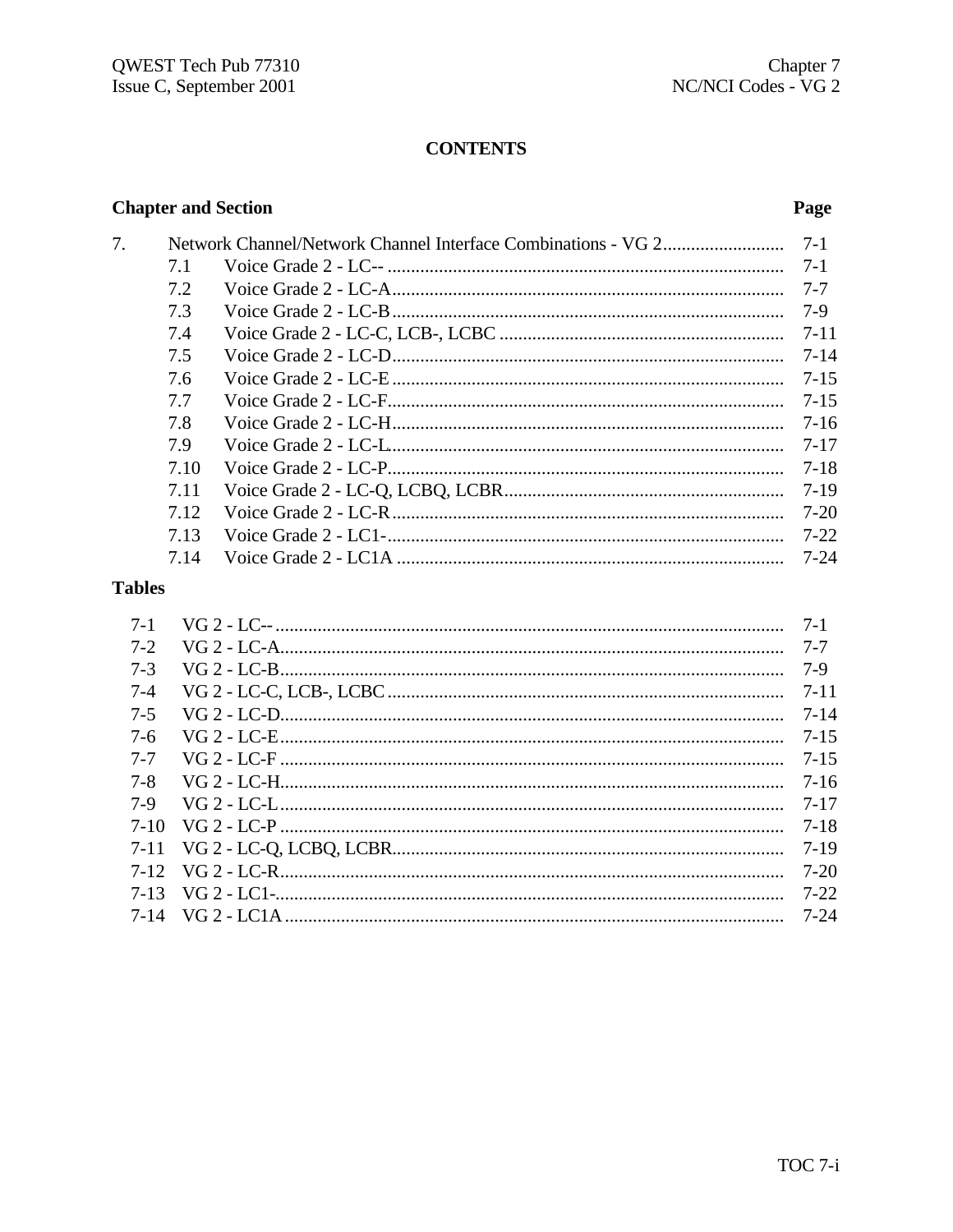# CONTENTS

| Chapter and Section | | Page |
|---|---|---|
| 7. | Network Channel/Network Channel Interface Combinations - VG 2 | 7-1 |
| 7.1 | Voice Grade 2 - LC-- | 7-1 |
| 7.2 | Voice Grade 2 - LC-A | 7-7 |
| 7.3 | Voice Grade 2 - LC-B | 7-9 |
| 7.4 | Voice Grade 2 - LC-C, LCB-, LCBC | 7-11 |
| 7.5 | Voice Grade 2 - LC-D | 7-14 |
| 7.6 | Voice Grade 2 - LC-E | 7-15 |
| 7.7 | Voice Grade 2 - LC-F | 7-15 |
| 7.8 | Voice Grade 2 - LC-H | 7-16 |
| 7.9 | Voice Grade 2 - LC-L | 7-17 |
| 7.10 | Voice Grade 2 - LC-P | 7-18 |
| 7.11 | Voice Grade 2 - LC-Q, LCBQ, LCBR | 7-19 |
| 7.12 | Voice Grade 2 - LC-R | 7-20 |
| 7.13 | Voice Grade 2 - LC1- | 7-22 |
| 7.14 | Voice Grade 2 - LC1A | 7-24 |

## Tables

| | | |
|---|---|---|
| 7-1 | VG 2 - LC-- | 7-1 |
| 7-2 | VG 2 - LC-A | 7-7 |
| 7-3 | VG 2 - LC-B | 7-9 |
| 7-4 | VG 2 - LC-C, LCB-, LCBC | 7-11 |
| 7-5 | VG 2 - LC-D | 7-14 |
| 7-6 | VG 2 - LC-E | 7-15 |
| 7-7 | VG 2 - LC-F | 7-15 |
| 7-8 | VG 2 - LC-H | 7-16 |
| 7-9 | VG 2 - LC-L | 7-17 |
| 7-10 | VG 2 - LC-P | 7-18 |
| 7-11 | VG 2 - LC-Q, LCBQ, LCBR | 7-19 |
| 7-12 | VG 2 - LC-R | 7-20 |
| 7-13 | VG 2 - LC1- | 7-22 |
| 7-14 | VG 2 - LC1A | 7-24 |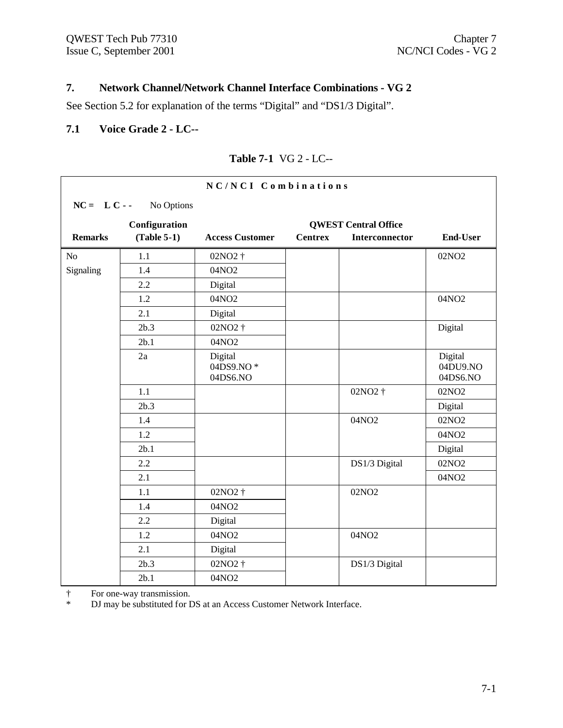## 7. Network Channel/Network Channel Interface Combinations - VG 2

See Section 5.2 for explanation of the terms "Digital" and "DS1/3 Digital".

### 7.1 Voice Grade 2 - LC--

**Table 7-1** VG 2 - LC--

**N C / N C I Combinations**

**NC = L C - -** No Options

| Remarks | Configuration (Table 5-1) | Access Customer | QWEST Central Office Centrex | QWEST Central Office Interconnector | End-User |
|---|---|---|---|---|---|
| No Signaling | 1.1 | 02NO2 † | | | 02NO2 |
| | 1.4 | 04NO2 | | | |
| | 2.2 | Digital | | | |
| | 1.2 | 04NO2 | | | 04NO2 |
| | 2.1 | Digital | | | |
| | 2b.3 | 02NO2 † | | | Digital |
| | 2b.1 | 04NO2 | | | |
| | 2a | Digital<br>04DS9.NO *<br>04DS6.NO | | | Digital<br>04DU9.NO<br>04DS6.NO |
| | 1.1 | | | 02NO2 † | 02NO2 |
| | 2b.3 | | | | Digital |
| | 1.4 | | | 04NO2 | 02NO2 |
| | 1.2 | | | | 04NO2 |
| | 2b.1 | | | | Digital |
| | 2.2 | | | DS1/3 Digital | 02NO2 |
| | 2.1 | | | | 04NO2 |
| | 1.1 | 02NO2 † | | 02NO2 | |
| | 1.4 | 04NO2 | | | |
| | 2.2 | Digital | | | |
| | 1.2 | 04NO2 | | 04NO2 | |
| | 2.1 | Digital | | | |
| | 2b.3 | 02NO2 † | | DS1/3 Digital | |
| | 2b.1 | 04NO2 | | | |

† For one-way transmission.

\* DJ may be substituted for DS at an Access Customer Network Interface.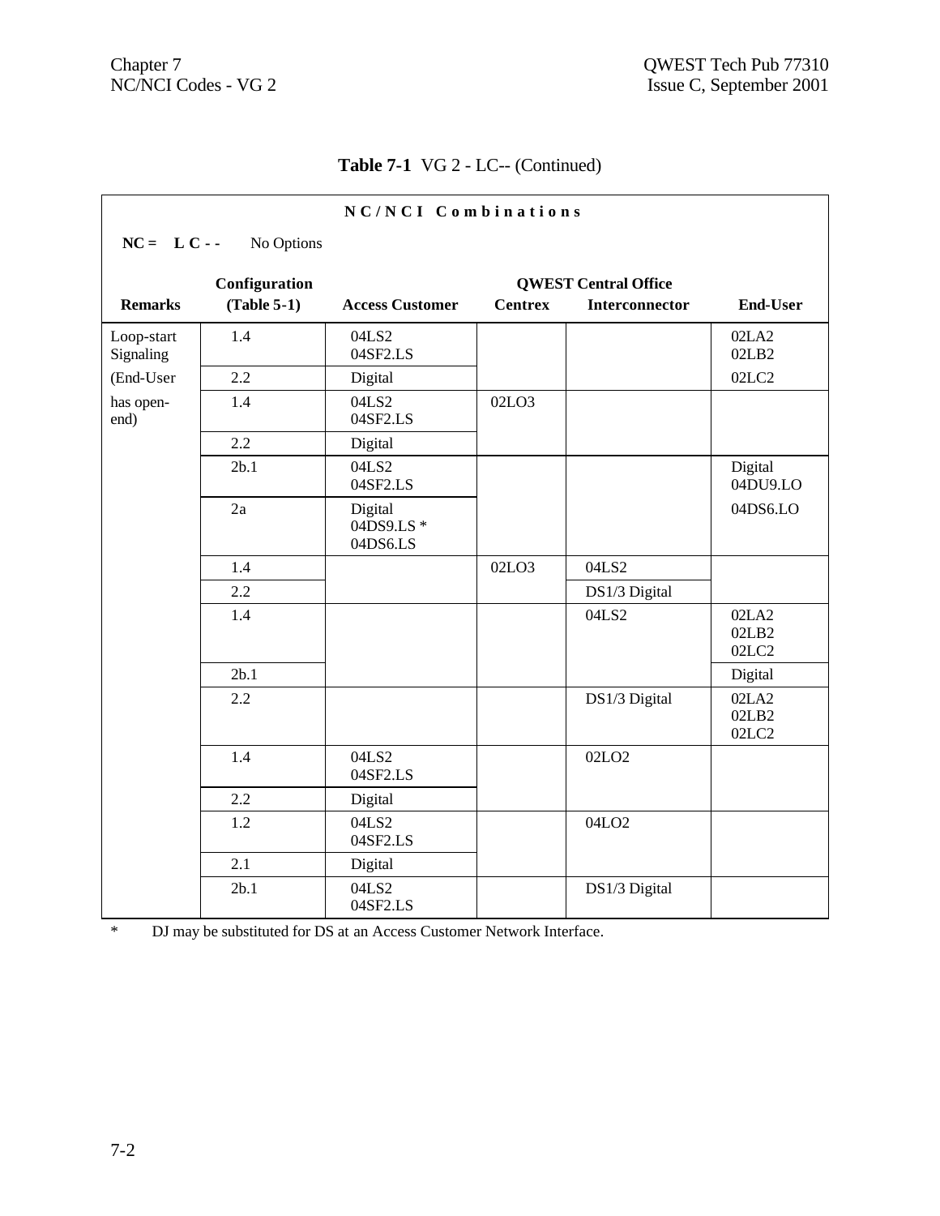**Table 7-1** VG 2 - LC-- (Continued)

**N C / N C I  C o m b i n a t i o n s**

**NC = L C - -** No Options

| Remarks | Configuration (Table 5-1) | Access Customer | QWEST Central Office Centrex | QWEST Central Office Interconnector | End-User |
|---|---|---|---|---|---|
| Loop-start Signaling | 1.4 | 04LS2 04SF2.LS | | | 02LA2 02LB2 |
| (End-User | 2.2 | Digital | | | 02LC2 |
| has open-end) | 1.4 | 04LS2 04SF2.LS | 02LO3 | | |
| | 2.2 | Digital | | | |
| | 2b.1 | 04LS2 04SF2.LS | | | Digital 04DU9.LO |
| | 2a | Digital 04DS9.LS * 04DS6.LS | | | 04DS6.LO |
| | 1.4 | | 02LO3 | 04LS2 | |
| | 2.2 | | | DS1/3 Digital | |
| | 1.4 | | | 04LS2 | 02LA2 02LB2 02LC2 |
| | 2b.1 | | | | Digital |
| | 2.2 | | | DS1/3 Digital | 02LA2 02LB2 02LC2 |
| | 1.4 | 04LS2 04SF2.LS | | 02LO2 | |
| | 2.2 | Digital | | | |
| | 1.2 | 04LS2 04SF2.LS | | 04LO2 | |
| | 2.1 | Digital | | | |
| | 2b.1 | 04LS2 04SF2.LS | | DS1/3 Digital | |

\* DJ may be substituted for DS at an Access Customer Network Interface.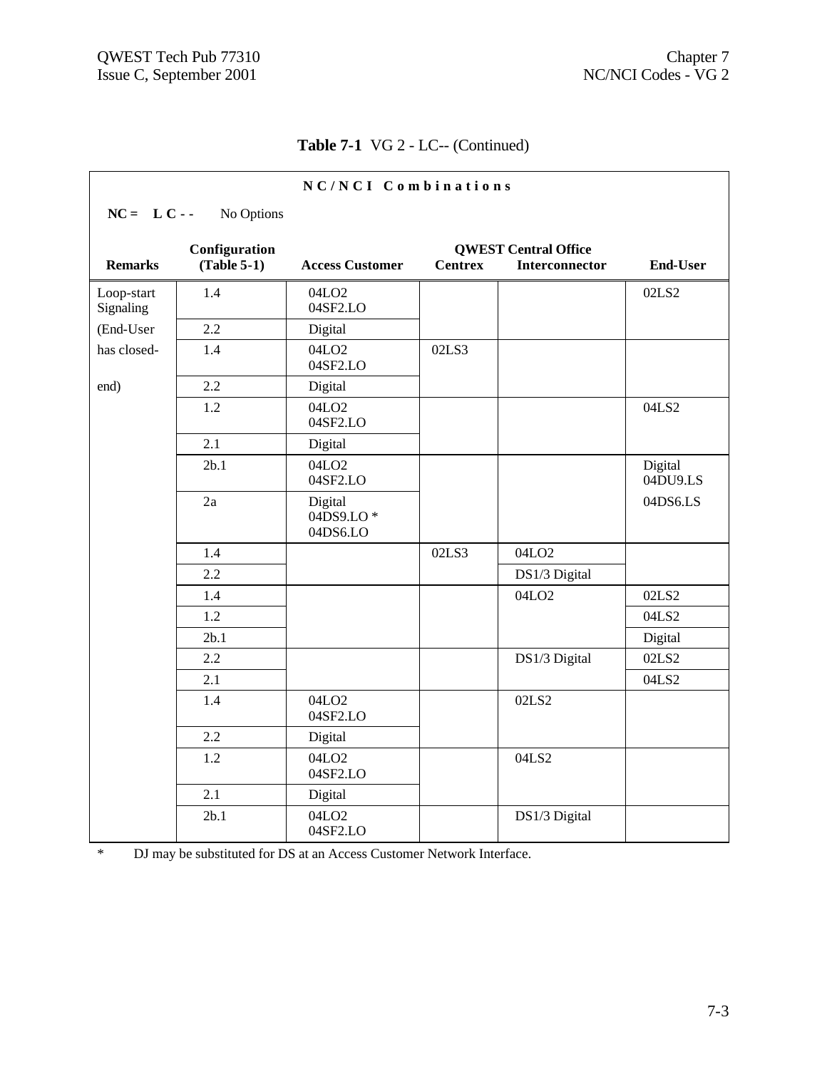**Table 7-1** VG 2 - LC-- (Continued)

| NC/NCI Combinations | | | | | |
|---|---|---|---|---|---|
| **NC = L C - -** No Options | | | | | |
| | | | **QWEST Central Office** | | |
| **Remarks** | **Configuration (Table 5-1)** | **Access Customer** | **Centrex** | **Interconnector** | **End-User** |
| Loop-start Signaling | 1.4 | 04LO2 04SF2.LO | | | 02LS2 |
| (End-User | 2.2 | Digital | | | |
| has closed- | 1.4 | 04LO2 04SF2.LO | 02LS3 | | |
| end) | 2.2 | Digital | | | |
| | 1.2 | 04LO2 04SF2.LO | | | 04LS2 |
| | 2.1 | Digital | | | |
| | 2b.1 | 04LO2 04SF2.LO | | | Digital 04DU9.LS |
| | 2a | Digital 04DS9.LO * 04DS6.LO | | | 04DS6.LS |
| | 1.4 | | 02LS3 | 04LO2 | |
| | 2.2 | | | DS1/3 Digital | |
| | 1.4 | | | 04LO2 | 02LS2 |
| | 1.2 | | | | 04LS2 |
| | 2b.1 | | | | Digital |
| | 2.2 | | | DS1/3 Digital | 02LS2 |
| | 2.1 | | | | 04LS2 |
| | 1.4 | 04LO2 04SF2.LO | | 02LS2 | |
| | 2.2 | Digital | | | |
| | 1.2 | 04LO2 04SF2.LO | | 04LS2 | |
| | 2.1 | Digital | | | |
| | 2b.1 | 04LO2 04SF2.LO | | DS1/3 Digital | |

\* DJ may be substituted for DS at an Access Customer Network Interface.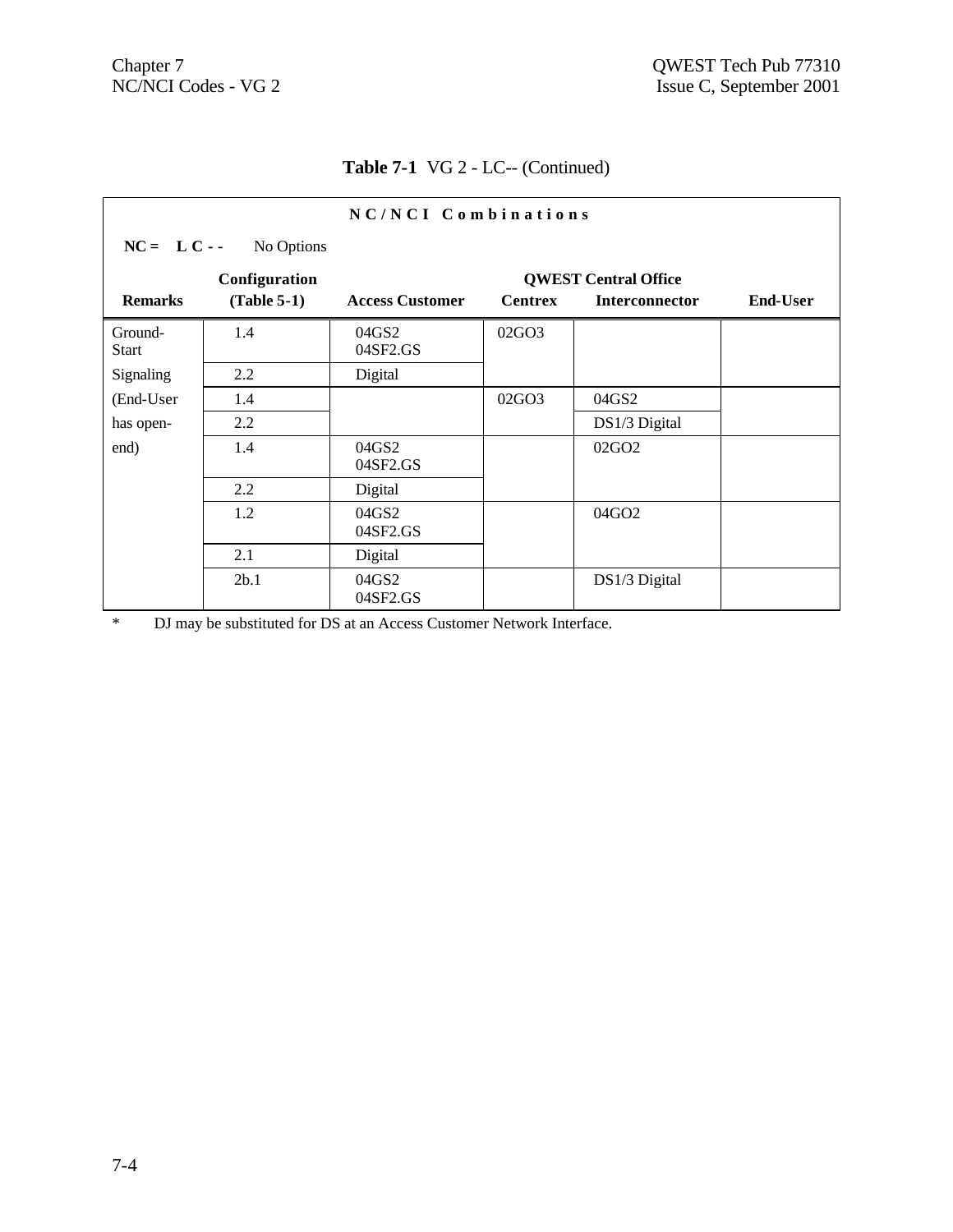**Table 7-1** VG 2 - LC-- (Continued)

**NC/NCI Combinations**

**NC = L C - -** No Options

| Remarks | Configuration (Table 5-1) | Access Customer | QWEST Central Office Centrex | QWEST Central Office Interconnector | End-User |
|---|---|---|---|---|---|
| Ground-Start | 1.4 | 04GS2<br>04SF2.GS | 02GO3 | | |
| Signaling | 2.2 | Digital | | | |
| (End-User | 1.4 | | 02GO3 | 04GS2 | |
| has open- | 2.2 | | | DS1/3 Digital | |
| end) | 1.4 | 04GS2<br>04SF2.GS | | 02GO2 | |
| | 2.2 | Digital | | | |
| | 1.2 | 04GS2<br>04SF2.GS | | 04GO2 | |
| | 2.1 | Digital | | | |
| | 2b.1 | 04GS2<br>04SF2.GS | | DS1/3 Digital | |

\* DJ may be substituted for DS at an Access Customer Network Interface.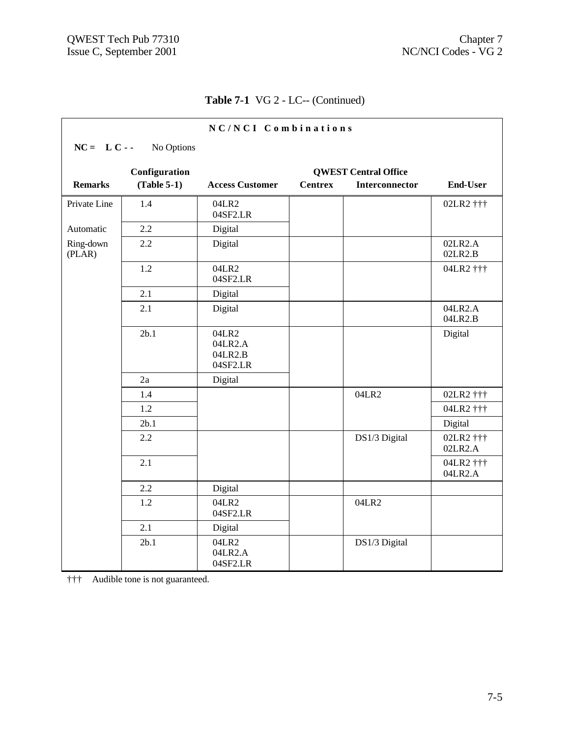**Table 7-1** VG 2 - LC-- (Continued)

**N C / N C I Combinations**

**NC = L C - -** No Options

| Remarks | Configuration (Table 5-1) | Access Customer | QWEST Central Office Centrex | QWEST Central Office Interconnector | End-User |
|---|---|---|---|---|---|
| Private Line | 1.4 | 04LR2<br>04SF2.LR | | | 02LR2 ††† |
| Automatic | 2.2 | Digital | | | |
| Ring-down (PLAR) | 2.2 | Digital | | | 02LR2.A<br>02LR2.B |
| | 1.2 | 04LR2<br>04SF2.LR | | | 04LR2 ††† |
| | 2.1 | Digital | | | |
| | 2.1 | Digital | | | 04LR2.A<br>04LR2.B |
| | 2b.1 | 04LR2<br>04LR2.A<br>04LR2.B<br>04SF2.LR | | | Digital |
| | 2a | Digital | | | |
| | 1.4 | | | 04LR2 | 02LR2 ††† |
| | 1.2 | | | | 04LR2 ††† |
| | 2b.1 | | | | Digital |
| | 2.2 | | | DS1/3 Digital | 02LR2 †††<br>02LR2.A |
| | 2.1 | | | | 04LR2 †††<br>04LR2.A |
| | 2.2 | Digital | | | |
| | 1.2 | 04LR2<br>04SF2.LR | | 04LR2 | |
| | 2.1 | Digital | | | |
| | 2b.1 | 04LR2<br>04LR2.A<br>04SF2.LR | | DS1/3 Digital | |

††† Audible tone is not guaranteed.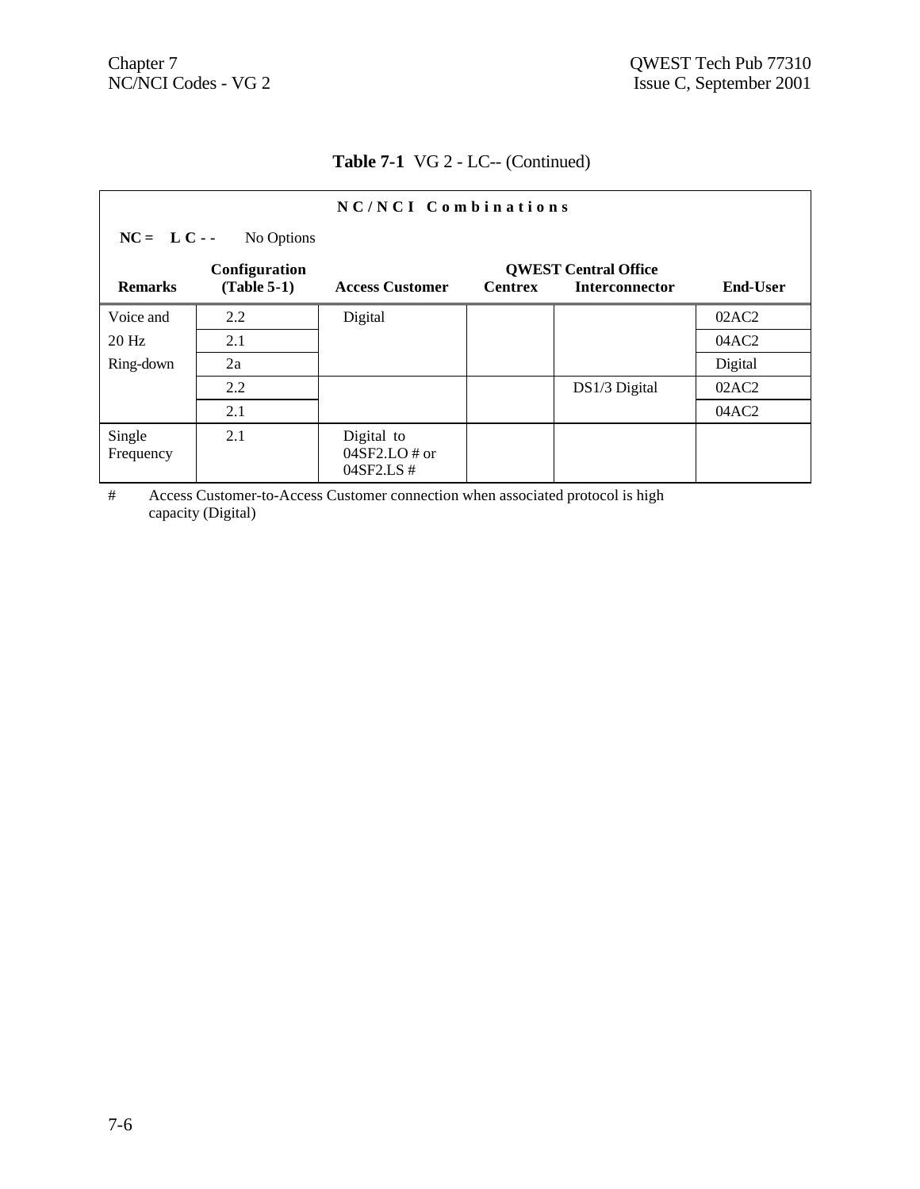**Table 7-1** VG 2 - LC-- (Continued)

| NC/NCI Combinations | | | | | |
|---|---|---|---|---|---|
| **NC = L C - -** No Options | | | | | |
| | **Configuration** | | **QWEST Central Office** | | |
| **Remarks** | **(Table 5-1)** | **Access Customer** | **Centrex** | **Interconnector** | **End-User** |
| Voice and | 2.2 | Digital | | | 02AC2 |
| 20 Hz | 2.1 | | | | 04AC2 |
| Ring-down | 2a | | | | Digital |
| | 2.2 | | | DS1/3 Digital | 02AC2 |
| | 2.1 | | | | 04AC2 |
| Single Frequency | 2.1 | Digital to 04SF2.LO # or 04SF2.LS # | | | |

\# Access Customer-to-Access Customer connection when associated protocol is high capacity (Digital)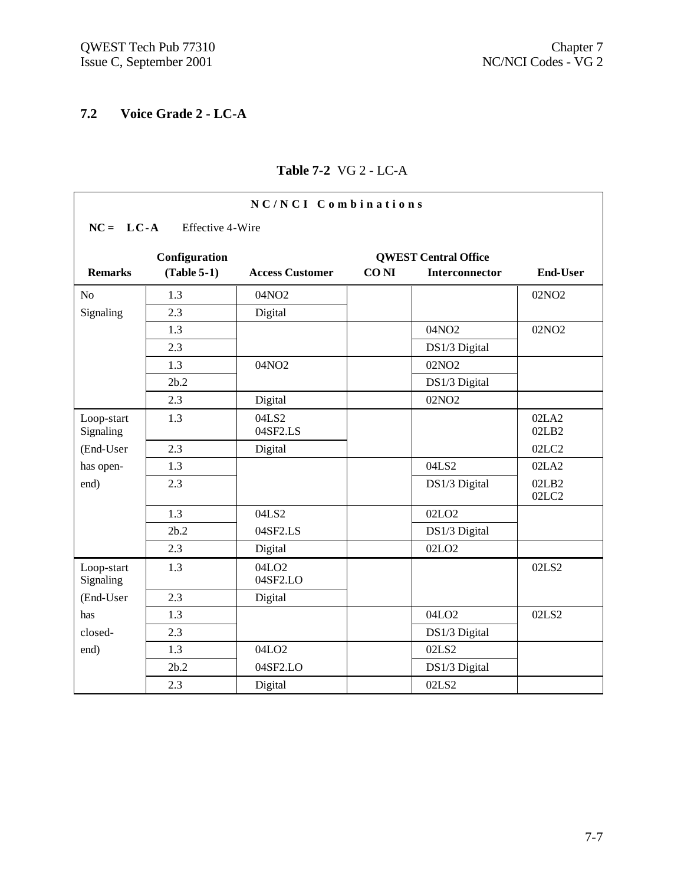## 7.2 Voice Grade 2 - LC-A

**Table 7-2** VG 2 - LC-A

| NC/NCI Combinations | | | | | |
|---|---|---|---|---|---|
| **NC = LC-A** Effective 4-Wire | | | | | |
| **Remarks** | **Configuration (Table 5-1)** | **Access Customer** | **QWEST Central Office CO NI** | **QWEST Central Office Interconnector** | **End-User** |
| No Signaling | 1.3 | 04NO2 | | | 02NO2 |
| | 2.3 | Digital | | | |
| | 1.3 | | | 04NO2 | 02NO2 |
| | 2.3 | | | DS1/3 Digital | |
| | 1.3 | 04NO2 | | 02NO2 | |
| | 2b.2 | | | DS1/3 Digital | |
| | 2.3 | Digital | | 02NO2 | |
| Loop-start Signaling (End-User has open-end) | 1.3 | 04LS2 04SF2.LS | | | 02LA2 02LB2 |
| | 2.3 | Digital | | | 02LC2 |
| | 1.3 | | | 04LS2 | 02LA2 |
| | 2.3 | | | DS1/3 Digital | 02LB2 02LC2 |
| | 1.3 | 04LS2 | | 02LO2 | |
| | 2b.2 | 04SF2.LS | | DS1/3 Digital | |
| | 2.3 | Digital | | 02LO2 | |
| Loop-start Signaling (End-User has closed-end) | 1.3 | 04LO2 04SF2.LO | | | 02LS2 |
| | 2.3 | Digital | | | |
| | 1.3 | | | 04LO2 | 02LS2 |
| | 2.3 | | | DS1/3 Digital | |
| | 1.3 | 04LO2 | | 02LS2 | |
| | 2b.2 | 04SF2.LO | | DS1/3 Digital | |
| | 2.3 | Digital | | 02LS2 | |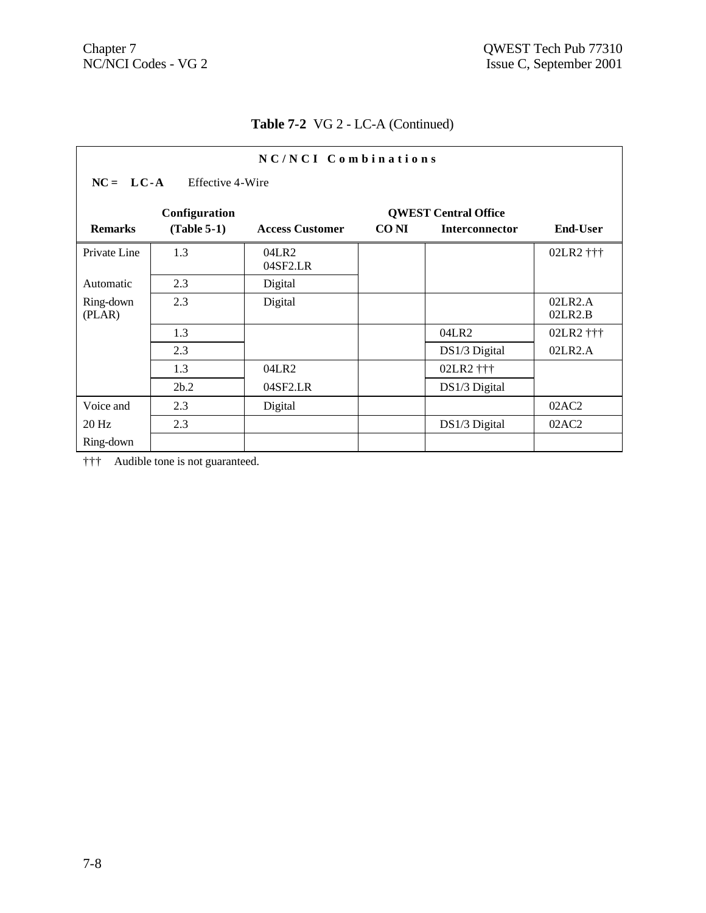**Table 7-2** VG 2 - LC-A (Continued)

| NC/NCI Combinations | | | | | |
|---|---|---|---|---|---|
| **NC = LC-A** Effective 4-Wire | | | | | |
| | **Configuration** | | **QWEST Central Office** | | |
| **Remarks** | **(Table 5-1)** | **Access Customer** | **CO NI** | **Interconnector** | **End-User** |
| Private Line | 1.3 | 04LR2<br>04SF2.LR | | | 02LR2 ††† |
| Automatic | 2.3 | Digital | | | |
| Ring-down (PLAR) | 2.3 | Digital | | | 02LR2.A<br>02LR2.B |
| | 1.3 | | | 04LR2 | 02LR2 ††† |
| | 2.3 | | | DS1/3 Digital | 02LR2.A |
| | 1.3 | 04LR2 | | 02LR2 ††† | |
| | 2b.2 | 04SF2.LR | | DS1/3 Digital | |
| Voice and | 2.3 | Digital | | | 02AC2 |
| 20 Hz | 2.3 | | | DS1/3 Digital | 02AC2 |
| Ring-down | | | | | |

††† Audible tone is not guaranteed.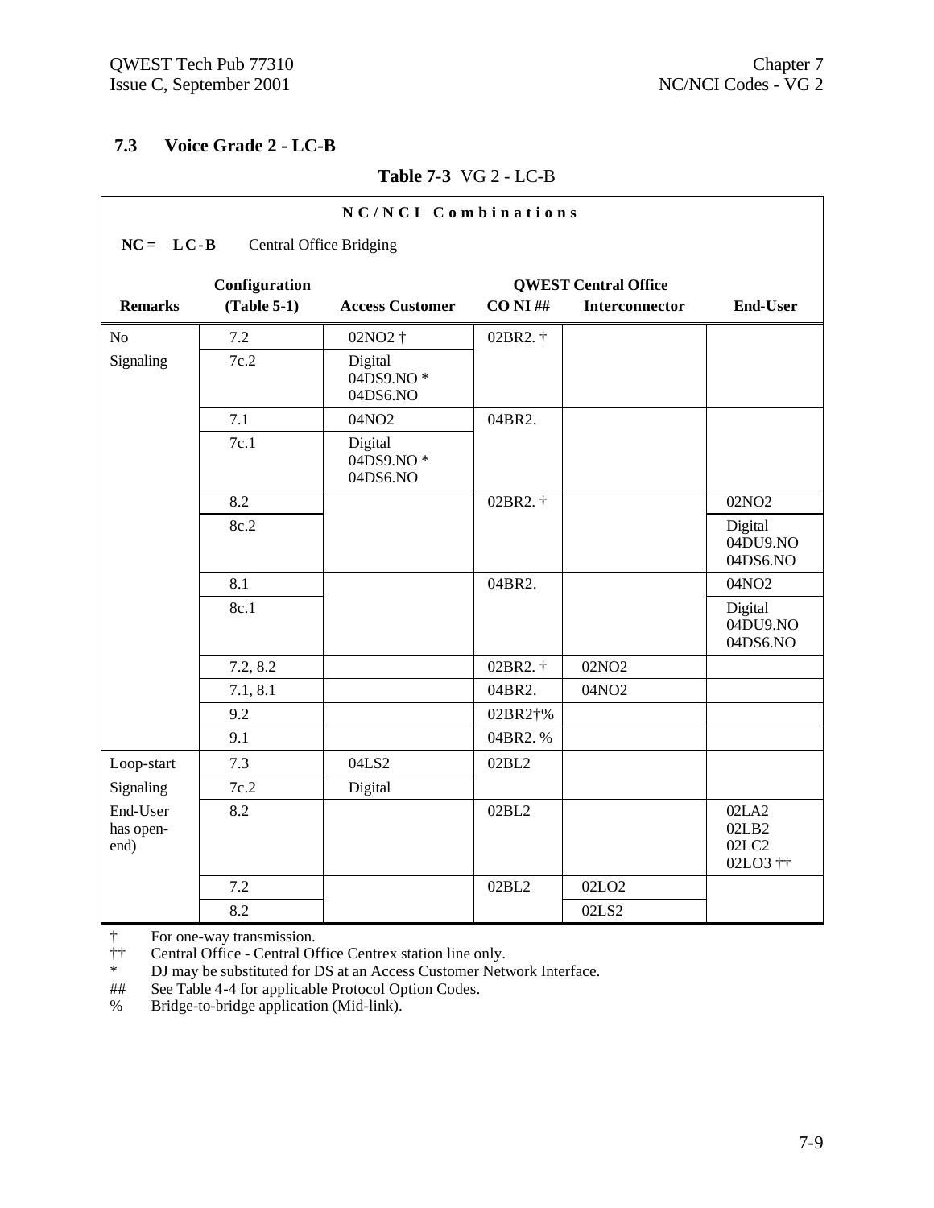## 7.3 Voice Grade 2 - LC-B

**Table 7-3** VG 2 - LC-B

**N C / N C I Combinations**

**NC = LC-B** Central Office Bridging

| Remarks | Configuration (Table 5-1) | Access Customer | QWEST Central Office CO NI ## | QWEST Central Office Interconnector | End-User |
|---|---|---|---|---|---|
| No Signaling | 7.2 | 02NO2 † | 02BR2. † | | |
| | 7c.2 | Digital 04DS9.NO * 04DS6.NO | | | |
| | 7.1 | 04NO2 | 04BR2. | | |
| | 7c.1 | Digital 04DS9.NO * 04DS6.NO | | | |
| | 8.2 | | 02BR2. † | | 02NO2 |
| | 8c.2 | | | | Digital 04DU9.NO 04DS6.NO |
| | 8.1 | | 04BR2. | | 04NO2 |
| | 8c.1 | | | | Digital 04DU9.NO 04DS6.NO |
| | 7.2, 8.2 | | 02BR2. † | 02NO2 | |
| | 7.1, 8.1 | | 04BR2. | 04NO2 | |
| | 9.2 | | 02BR2†% | | |
| | 9.1 | | 04BR2. % | | |
| Loop-start Signaling | 7.3 | 04LS2 | 02BL2 | | |
| | 7c.2 | Digital | | | |
| End-User has open-end) | 8.2 | | 02BL2 | | 02LA2 02LB2 02LC2 02LO3 †† |
| | 7.2 | | 02BL2 | 02LO2 | |
| | 8.2 | | | 02LS2 | |

† For one-way transmission.
†† Central Office - Central Office Centrex station line only.
* DJ may be substituted for DS at an Access Customer Network Interface.
## See Table 4-4 for applicable Protocol Option Codes.
% Bridge-to-bridge application (Mid-link).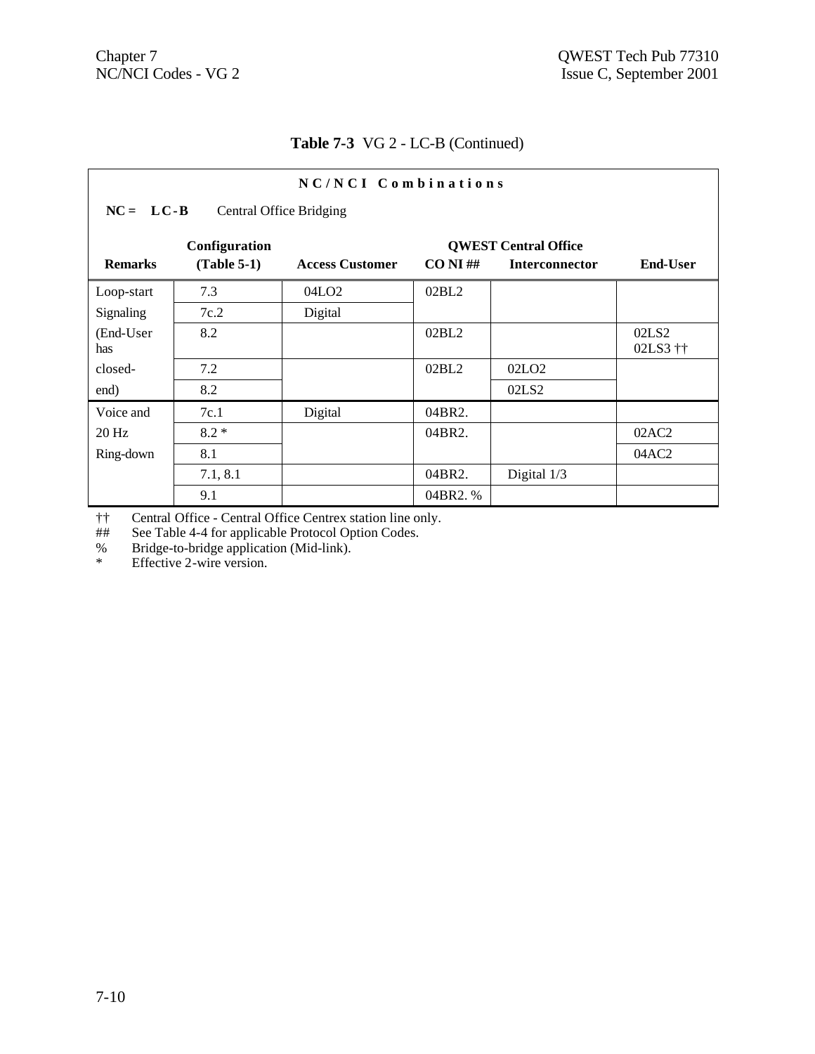**Table 7-3** VG 2 - LC-B (Continued)

**N C / N C I   C o m b i n a t i o n s**

**NC = LC-B** Central Office Bridging

| Remarks | Configuration (Table 5-1) | Access Customer | QWEST Central Office CO NI ## | Interconnector | End-User |
|---|---|---|---|---|---|
| Loop-start | 7.3 | 04LO2 | 02BL2 | | |
| Signaling | 7c.2 | Digital | | | |
| (End-User has | 8.2 | | 02BL2 | | 02LS2 02LS3 †† |
| closed- | 7.2 | | 02BL2 | 02LO2 | |
| end) | 8.2 | | | 02LS2 | |
| Voice and | 7c.1 | Digital | 04BR2. | | |
| 20 Hz | 8.2 * | | 04BR2. | | 02AC2 |
| Ring-down | 8.1 | | | | 04AC2 |
| | 7.1, 8.1 | | 04BR2. | Digital 1/3 | |
| | 9.1 | | 04BR2. % | | |

†† Central Office - Central Office Centrex station line only.
## See Table 4-4 for applicable Protocol Option Codes.
% Bridge-to-bridge application (Mid-link).
* Effective 2-wire version.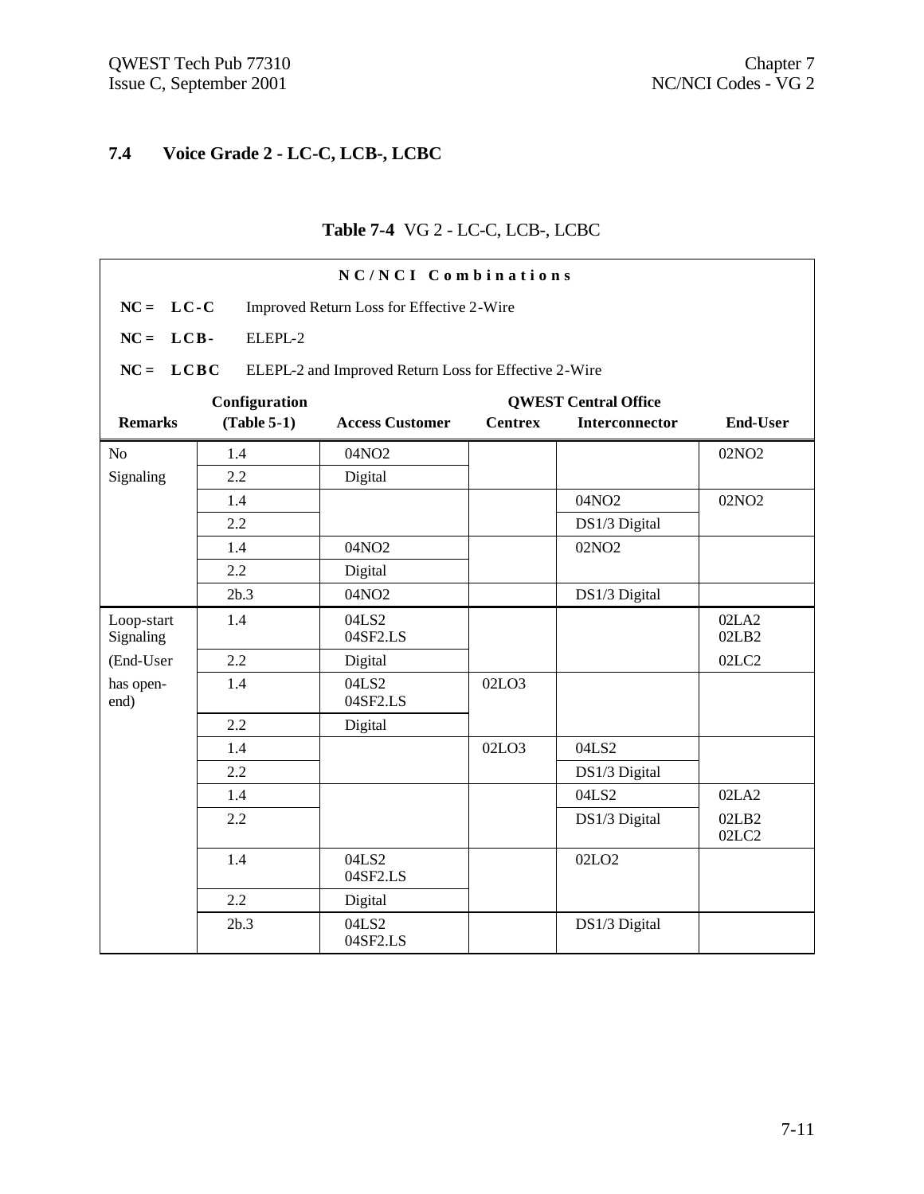## 7.4 Voice Grade 2 - LC-C, LCB-, LCBC

**Table 7-4** VG 2 - LC-C, LCB-, LCBC

**NC/NCI Combinations**

**NC = LC-C** Improved Return Loss for Effective 2-Wire

**NC = LCB-** ELEPL-2

**NC = LCBC** ELEPL-2 and Improved Return Loss for Effective 2-Wire

| Remarks | Configuration (Table 5-1) | Access Customer | QWEST Central Office Centrex | QWEST Central Office Interconnector | End-User |
|---|---|---|---|---|---|
| No Signaling | 1.4 | 04NO2 | | | 02NO2 |
| | 2.2 | Digital | | | |
| | 1.4 | | | 04NO2 | 02NO2 |
| | 2.2 | | | DS1/3 Digital | |
| | 1.4 | 04NO2 | | 02NO2 | |
| | 2.2 | Digital | | | |
| | 2b.3 | 04NO2 | | DS1/3 Digital | |
| Loop-start Signaling (End-User has open-end) | 1.4 | 04LS2 04SF2.LS | | | 02LA2 02LB2 |
| | 2.2 | Digital | | | 02LC2 |
| | 1.4 | 04LS2 04SF2.LS | 02LO3 | | |
| | 2.2 | Digital | | | |
| | 1.4 | | 02LO3 | 04LS2 | |
| | 2.2 | | | DS1/3 Digital | |
| | 1.4 | | | 04LS2 | 02LA2 |
| | 2.2 | | | DS1/3 Digital | 02LB2 02LC2 |
| | 1.4 | 04LS2 04SF2.LS | | 02LO2 | |
| | 2.2 | Digital | | | |
| | 2b.3 | 04LS2 04SF2.LS | | DS1/3 Digital | |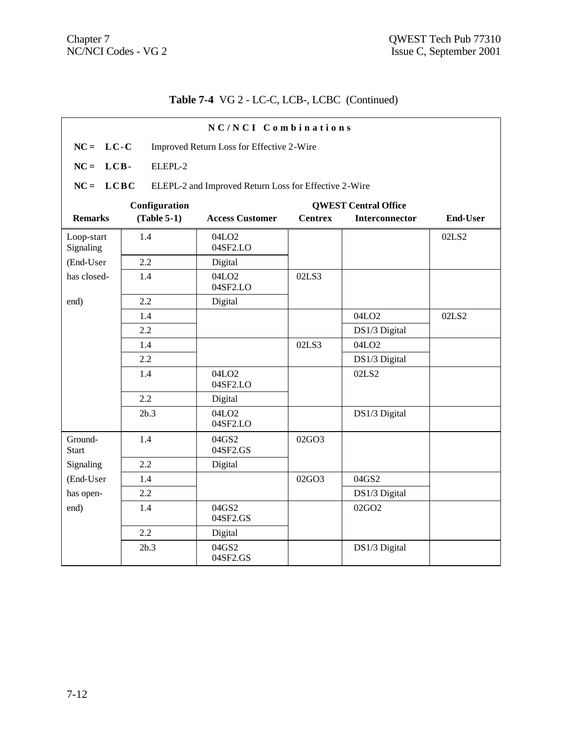**Table 7-4** VG 2 - LC-C, LCB-, LCBC (Continued)

**NC/NCI Combinations**

**NC = LC-C** Improved Return Loss for Effective 2-Wire

**NC = LCB-** ELEPL-2

**NC = LCBC** ELEPL-2 and Improved Return Loss for Effective 2-Wire

| Remarks | Configuration (Table 5-1) | Access Customer | QWEST Central Office Centrex | QWEST Central Office Interconnector | End-User |
|---|---|---|---|---|---|
| Loop-start Signaling | 1.4 | 04LO2 04SF2.LO | | | 02LS2 |
| (End-User | 2.2 | Digital | | | |
| has closed- | 1.4 | 04LO2 04SF2.LO | 02LS3 | | |
| end) | 2.2 | Digital | | | |
| | 1.4 | | | 04LO2 | 02LS2 |
| | 2.2 | | | DS1/3 Digital | |
| | 1.4 | | 02LS3 | 04LO2 | |
| | 2.2 | | | DS1/3 Digital | |
| | 1.4 | 04LO2 04SF2.LO | | 02LS2 | |
| | 2.2 | Digital | | | |
| | 2b.3 | 04LO2 04SF2.LO | | DS1/3 Digital | |
| Ground-Start | 1.4 | 04GS2 04SF2.GS | 02GO3 | | |
| Signaling | 2.2 | Digital | | | |
| (End-User | 1.4 | | 02GO3 | 04GS2 | |
| has open- | 2.2 | | | DS1/3 Digital | |
| end) | 1.4 | 04GS2 04SF2.GS | | 02GO2 | |
| | 2.2 | Digital | | | |
| | 2b.3 | 04GS2 04SF2.GS | | DS1/3 Digital | |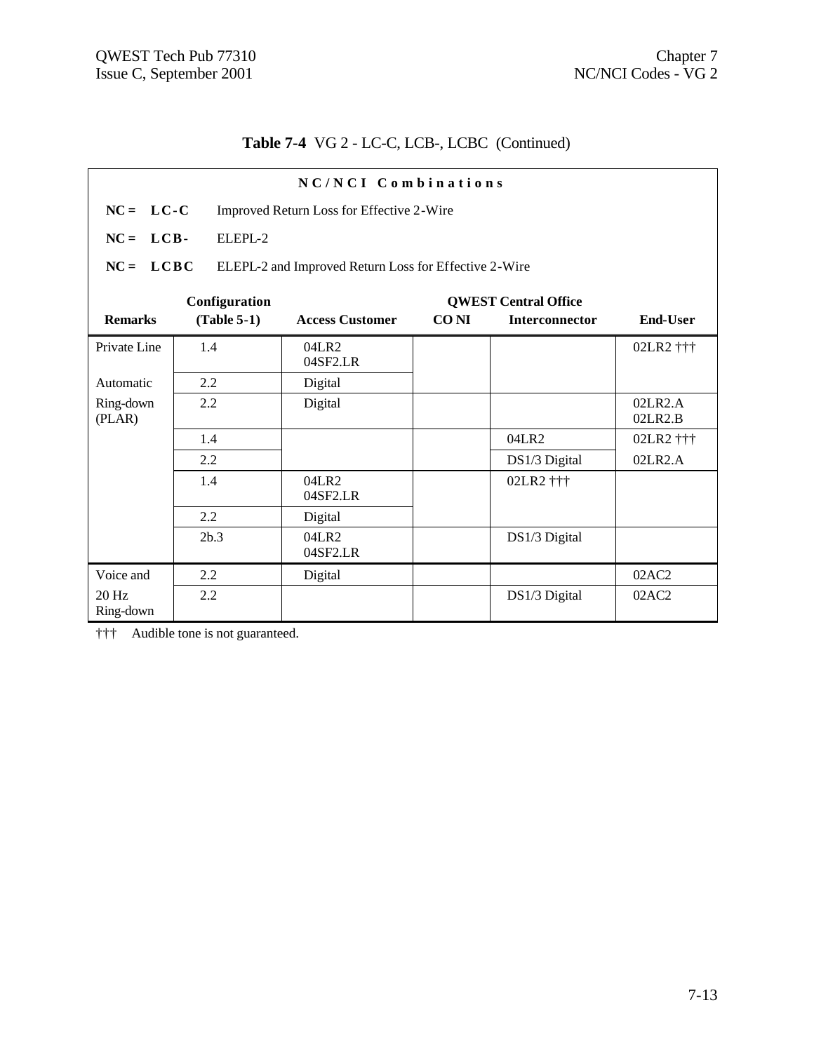**Table 7-4** VG 2 - LC-C, LCB-, LCBC (Continued)

**N C / N C I   C o m b i n a t i o n s**

**NC = LC-C** Improved Return Loss for Effective 2-Wire

**NC = LCB-** ELEPL-2

**NC = LCBC** ELEPL-2 and Improved Return Loss for Effective 2-Wire

| Remarks | Configuration (Table 5-1) | Access Customer | QWEST Central Office CO NI | QWEST Central Office Interconnector | End-User |
|---|---|---|---|---|---|
| Private Line | 1.4 | 04LR2<br>04SF2.LR | | | 02LR2 ††† |
| Automatic | 2.2 | Digital | | | |
| Ring-down (PLAR) | 2.2 | Digital | | | 02LR2.A<br>02LR2.B |
| | 1.4 | | | 04LR2 | 02LR2 ††† |
| | 2.2 | | | DS1/3 Digital | 02LR2.A |
| | 1.4 | 04LR2<br>04SF2.LR | | 02LR2 ††† | |
| | 2.2 | Digital | | | |
| | 2b.3 | 04LR2<br>04SF2.LR | | DS1/3 Digital | |
| Voice and | 2.2 | Digital | | | 02AC2 |
| 20 Hz Ring-down | 2.2 | | | DS1/3 Digital | 02AC2 |

††† Audible tone is not guaranteed.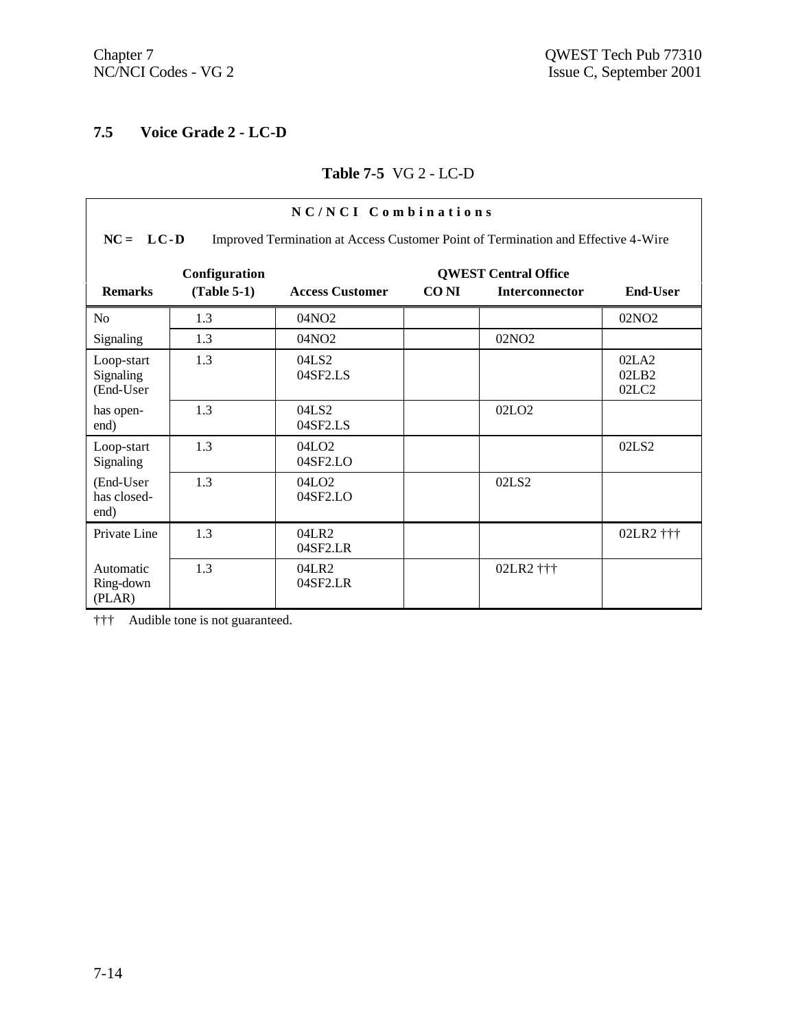## 7.5 Voice Grade 2 - LC-D

**Table 7-5** VG 2 - LC-D

| **N C / N C I Combinations** | | | | | |
|---|---|---|---|---|---|
| **NC = L C - D** Improved Termination at Access Customer Point of Termination and Effective 4-Wire | | | | | |
| | **Configuration** | | **QWEST Central Office** | | |
| **Remarks** | **(Table 5-1)** | **Access Customer** | **CO NI** | **Interconnector** | **End-User** |
| No | 1.3 | 04NO2 | | | 02NO2 |
| Signaling | 1.3 | 04NO2 | | 02NO2 | |
| Loop-start Signaling (End-User | 1.3 | 04LS2<br>04SF2.LS | | | 02LA2<br>02LB2<br>02LC2 |
| has open-end) | 1.3 | 04LS2<br>04SF2.LS | | 02LO2 | |
| Loop-start Signaling | 1.3 | 04LO2<br>04SF2.LO | | | 02LS2 |
| (End-User has closed-end) | 1.3 | 04LO2<br>04SF2.LO | | 02LS2 | |
| Private Line | 1.3 | 04LR2<br>04SF2.LR | | | 02LR2 ††† |
| Automatic Ring-down (PLAR) | 1.3 | 04LR2<br>04SF2.LR | | 02LR2 ††† | |

††† Audible tone is not guaranteed.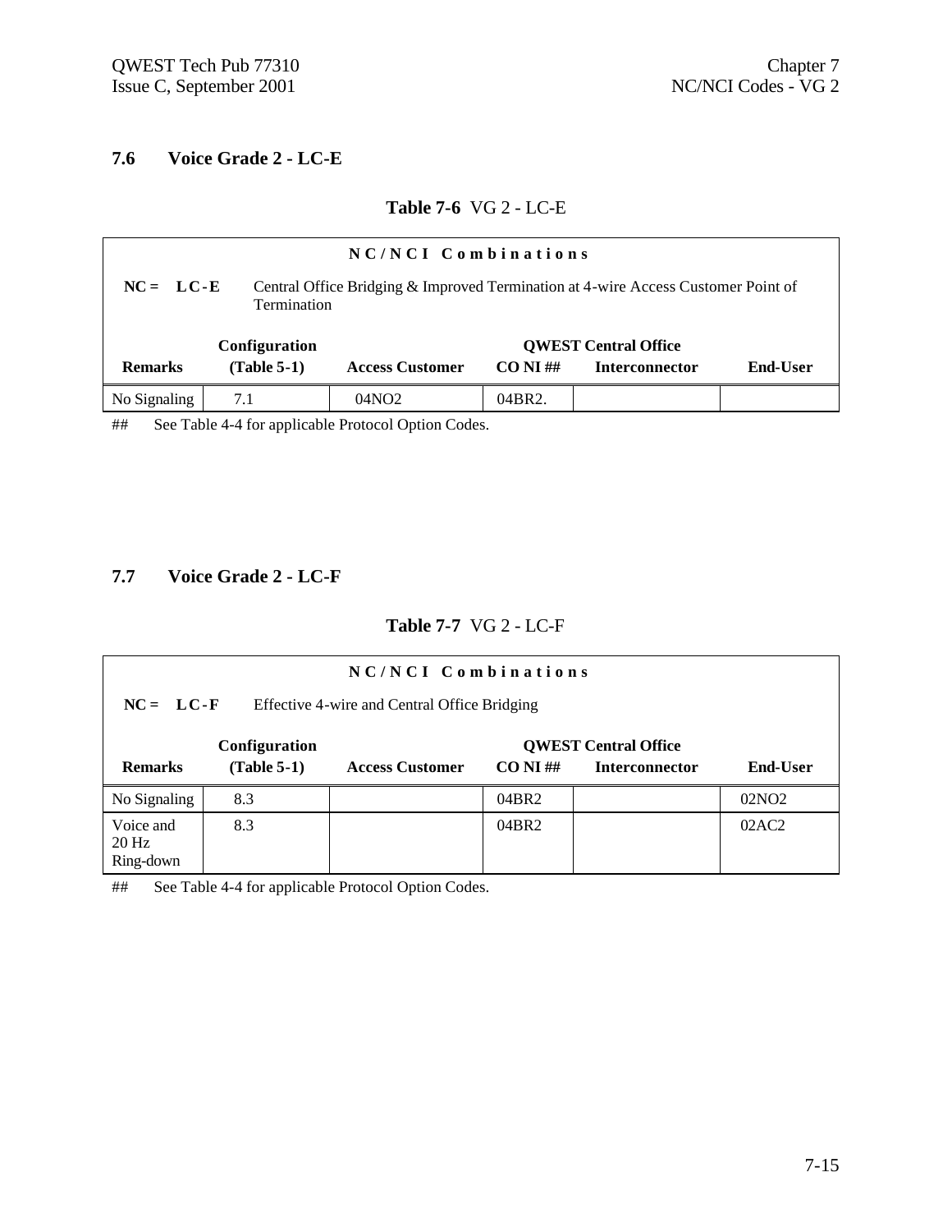## 7.6 Voice Grade 2 - LC-E

**Table 7-6** VG 2 - LC-E

**N C / N C I Combinations**

**NC = LC-E** Central Office Bridging & Improved Termination at 4-wire Access Customer Point of Termination

| Remarks | Configuration (Table 5-1) | Access Customer | QWEST Central Office CO NI ## | QWEST Central Office Interconnector | End-User |
|---|---|---|---|---|---|
| No Signaling | 7.1 | 04NO2 | 04BR2. | | |

## See Table 4-4 for applicable Protocol Option Codes.

## 7.7 Voice Grade 2 - LC-F

**Table 7-7** VG 2 - LC-F

**N C / N C I Combinations**

**NC = LC-F** Effective 4-wire and Central Office Bridging

| Remarks | Configuration (Table 5-1) | Access Customer | QWEST Central Office CO NI ## | QWEST Central Office Interconnector | End-User |
|---|---|---|---|---|---|
| No Signaling | 8.3 | | 04BR2 | | 02NO2 |
| Voice and 20 Hz Ring-down | 8.3 | | 04BR2 | | 02AC2 |

## See Table 4-4 for applicable Protocol Option Codes.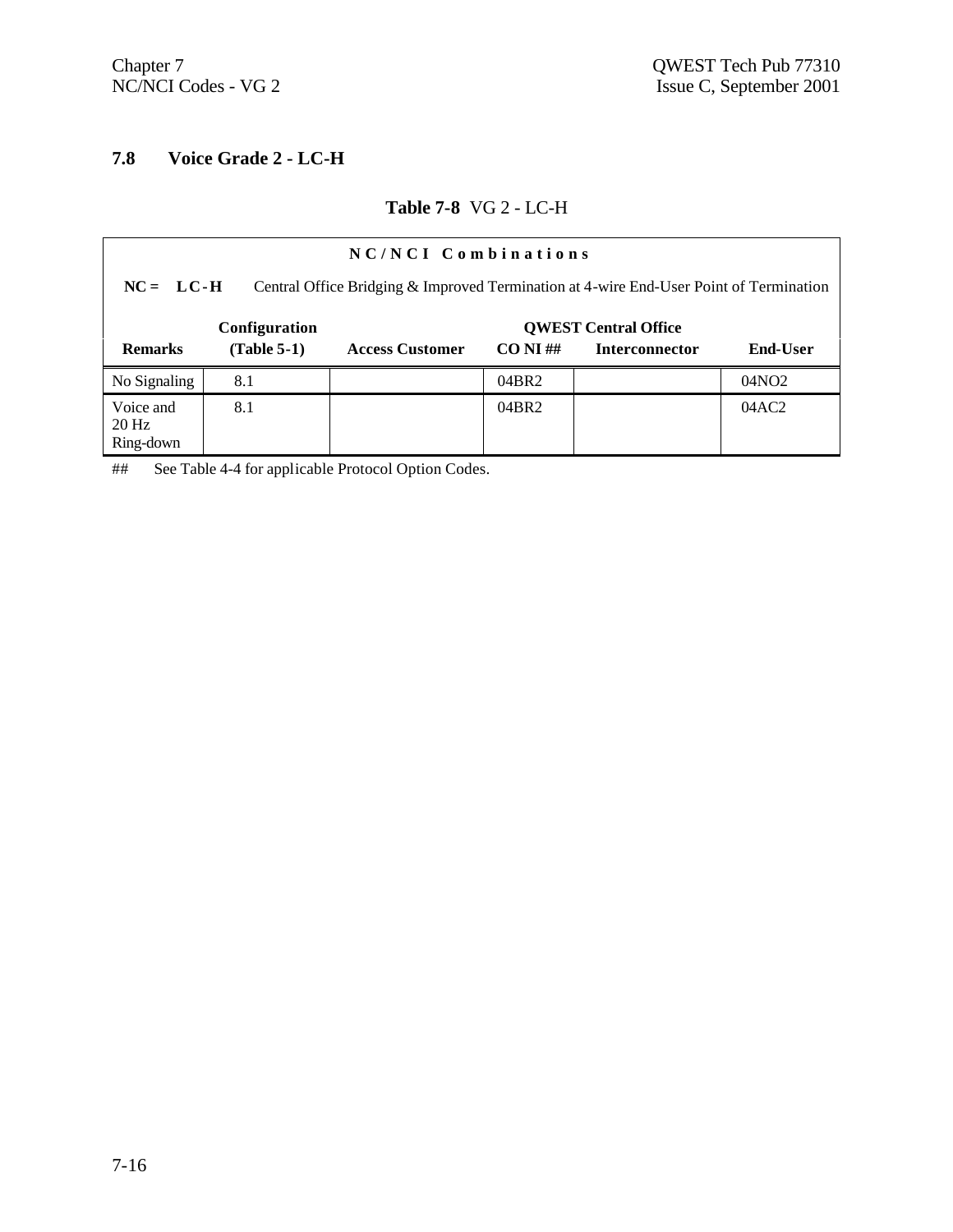## 7.8 Voice Grade 2 - LC-H

**Table 7-8** VG 2 - LC-H

**N C / N C I Combinations**

**NC = LC-H** Central Office Bridging & Improved Termination at 4-wire End-User Point of Termination

| Remarks | Configuration (Table 5-1) | Access Customer | QWEST Central Office CO NI ## | QWEST Central Office Interconnector | End-User |
|---|---|---|---|---|---|
| No Signaling | 8.1 | | 04BR2 | | 04NO2 |
| Voice and 20 Hz Ring-down | 8.1 | | 04BR2 | | 04AC2 |

## See Table 4-4 for applicable Protocol Option Codes.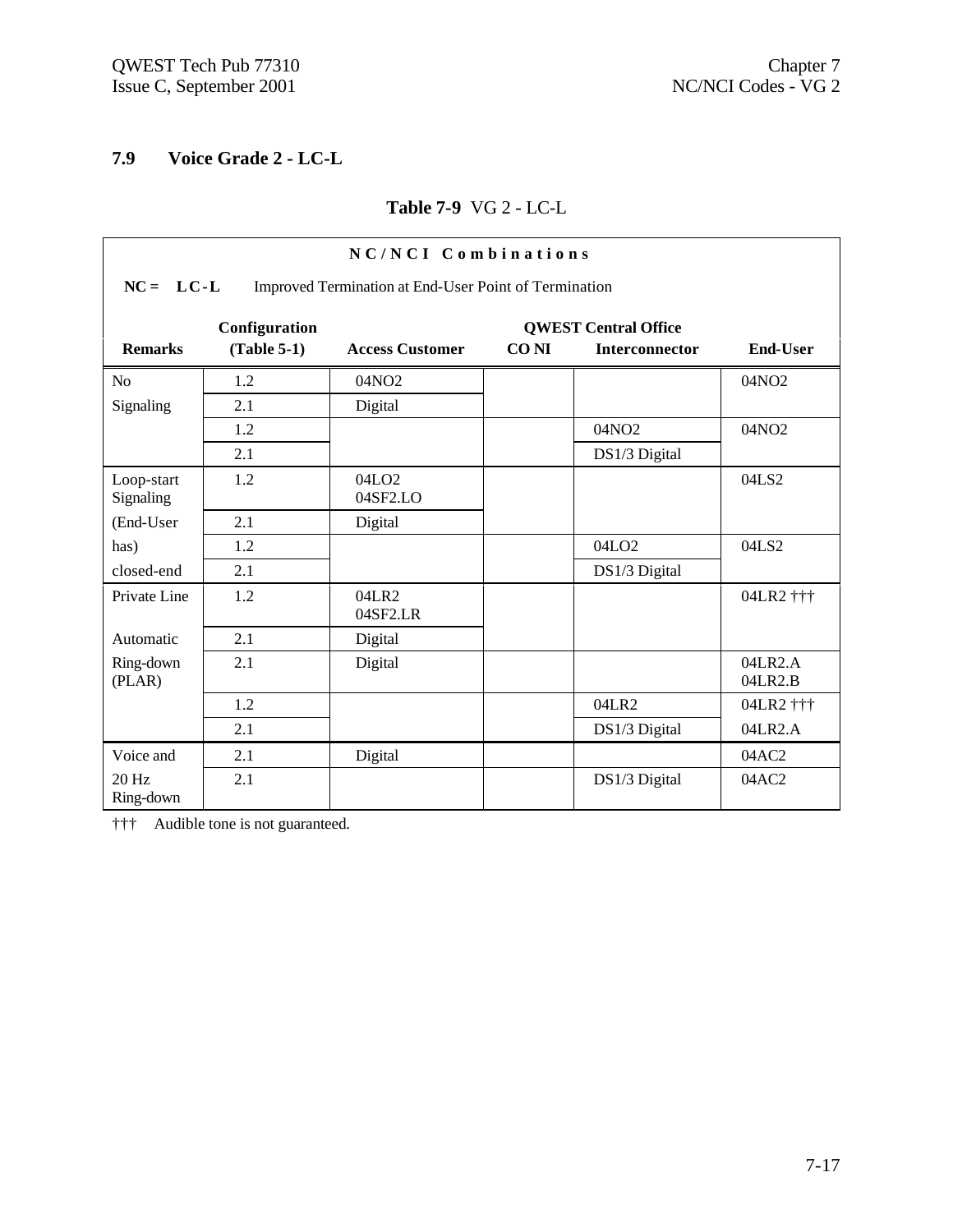## 7.9 Voice Grade 2 - LC-L

**Table 7-9** VG 2 - LC-L

| NC/NCI Combinations | | | | | |
|---|---|---|---|---|---|
| **NC = LC-L** Improved Termination at End-User Point of Termination | | | | | |
| **Remarks** | **Configuration (Table 5-1)** | **Access Customer** | **QWEST Central Office CO NI** | **QWEST Central Office Interconnector** | **End-User** |
| No | 1.2 | 04NO2 | | | 04NO2 |
| Signaling | 2.1 | Digital | | | |
| | 1.2 | | | 04NO2 | 04NO2 |
| | 2.1 | | | DS1/3 Digital | |
| Loop-start Signaling | 1.2 | 04LO2 04SF2.LO | | | 04LS2 |
| (End-User | 2.1 | Digital | | | |
| has) | 1.2 | | | 04LO2 | 04LS2 |
| closed-end | 2.1 | | | DS1/3 Digital | |
| Private Line | 1.2 | 04LR2 04SF2.LR | | | 04LR2 ††† |
| Automatic | 2.1 | Digital | | | |
| Ring-down (PLAR) | 2.1 | Digital | | | 04LR2.A 04LR2.B |
| | 1.2 | | | 04LR2 | 04LR2 ††† |
| | 2.1 | | | DS1/3 Digital | 04LR2.A |
| Voice and | 2.1 | Digital | | | 04AC2 |
| 20 Hz Ring-down | 2.1 | | | DS1/3 Digital | 04AC2 |

††† Audible tone is not guaranteed.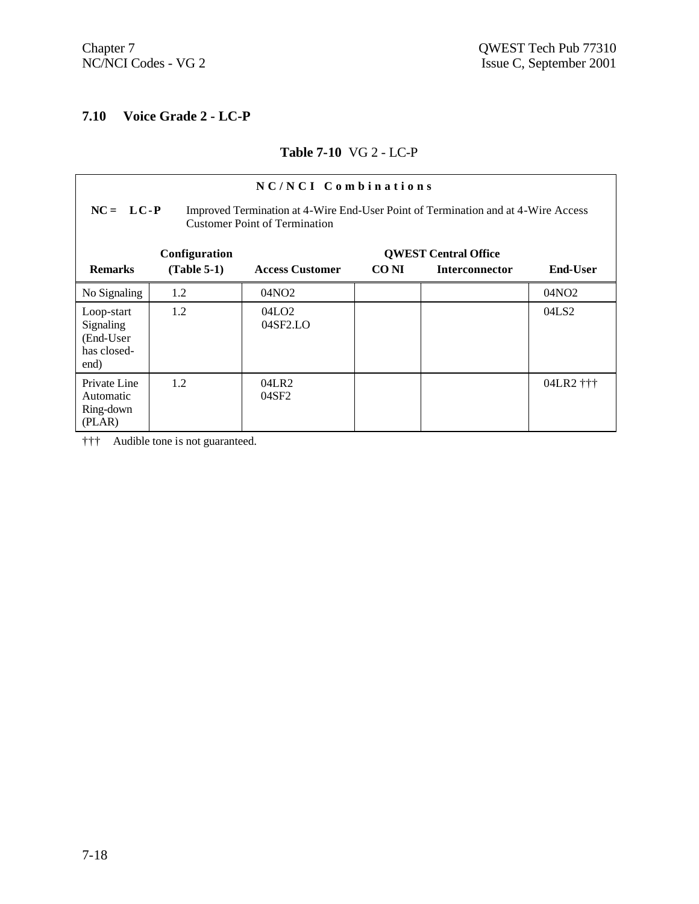## 7.10 Voice Grade 2 - LC-P

**Table 7-10** VG 2 - LC-P

**N C / N C I  C o m b i n a t i o n s**

**NC = L C - P** Improved Termination at 4-Wire End-User Point of Termination and at 4-Wire Access Customer Point of Termination

| Remarks | Configuration (Table 5-1) | Access Customer | QWEST Central Office CO NI | QWEST Central Office Interconnector | End-User |
|---|---|---|---|---|---|
| No Signaling | 1.2 | 04NO2 | | | 04NO2 |
| Loop-start Signaling (End-User has closed-end) | 1.2 | 04LO2<br>04SF2.LO | | | 04LS2 |
| Private Line Automatic Ring-down (PLAR) | 1.2 | 04LR2<br>04SF2 | | | 04LR2 ††† |

††† Audible tone is not guaranteed.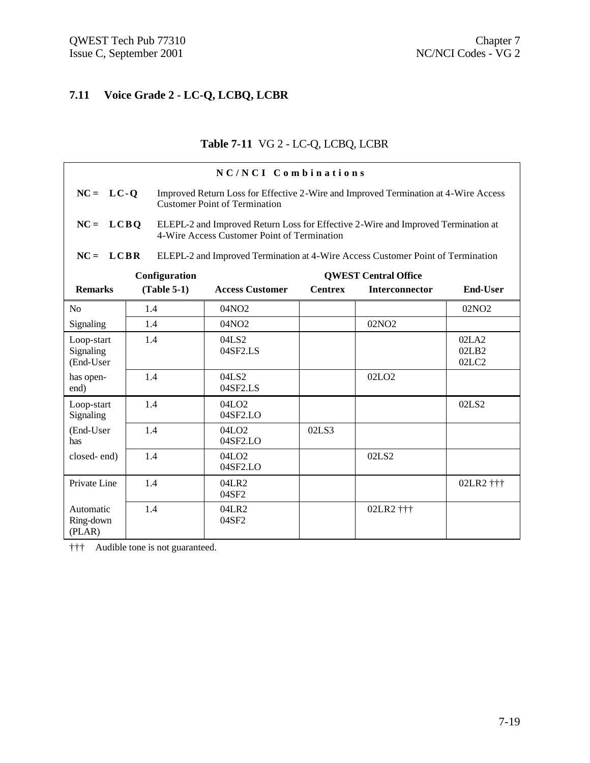## 7.11 Voice Grade 2 - LC-Q, LCBQ, LCBR

**Table 7-11** VG 2 - LC-Q, LCBQ, LCBR

**NC/NCI Combinations**

**NC = LC-Q** Improved Return Loss for Effective 2-Wire and Improved Termination at 4-Wire Access Customer Point of Termination

**NC = LCBQ** ELEPL-2 and Improved Return Loss for Effective 2-Wire and Improved Termination at 4-Wire Access Customer Point of Termination

**NC = LCBR** ELEPL-2 and Improved Termination at 4-Wire Access Customer Point of Termination

| Remarks | Configuration (Table 5-1) | Access Customer | QWEST Central Office Centrex | Interconnector | End-User |
|---|---|---|---|---|---|
| No | 1.4 | 04NO2 | | | 02NO2 |
| Signaling | 1.4 | 04NO2 | | 02NO2 | |
| Loop-start Signaling (End-User | 1.4 | 04LS2<br>04SF2.LS | | | 02LA2<br>02LB2<br>02LC2 |
| has open-end) | 1.4 | 04LS2<br>04SF2.LS | | 02LO2 | |
| Loop-start Signaling | 1.4 | 04LO2<br>04SF2.LO | | | 02LS2 |
| (End-User has | 1.4 | 04LO2<br>04SF2.LO | 02LS3 | | |
| closed- end) | 1.4 | 04LO2<br>04SF2.LO | | 02LS2 | |
| Private Line | 1.4 | 04LR2<br>04SF2 | | | 02LR2 ††† |
| Automatic Ring-down (PLAR) | 1.4 | 04LR2<br>04SF2 | | 02LR2 ††† | |

††† Audible tone is not guaranteed.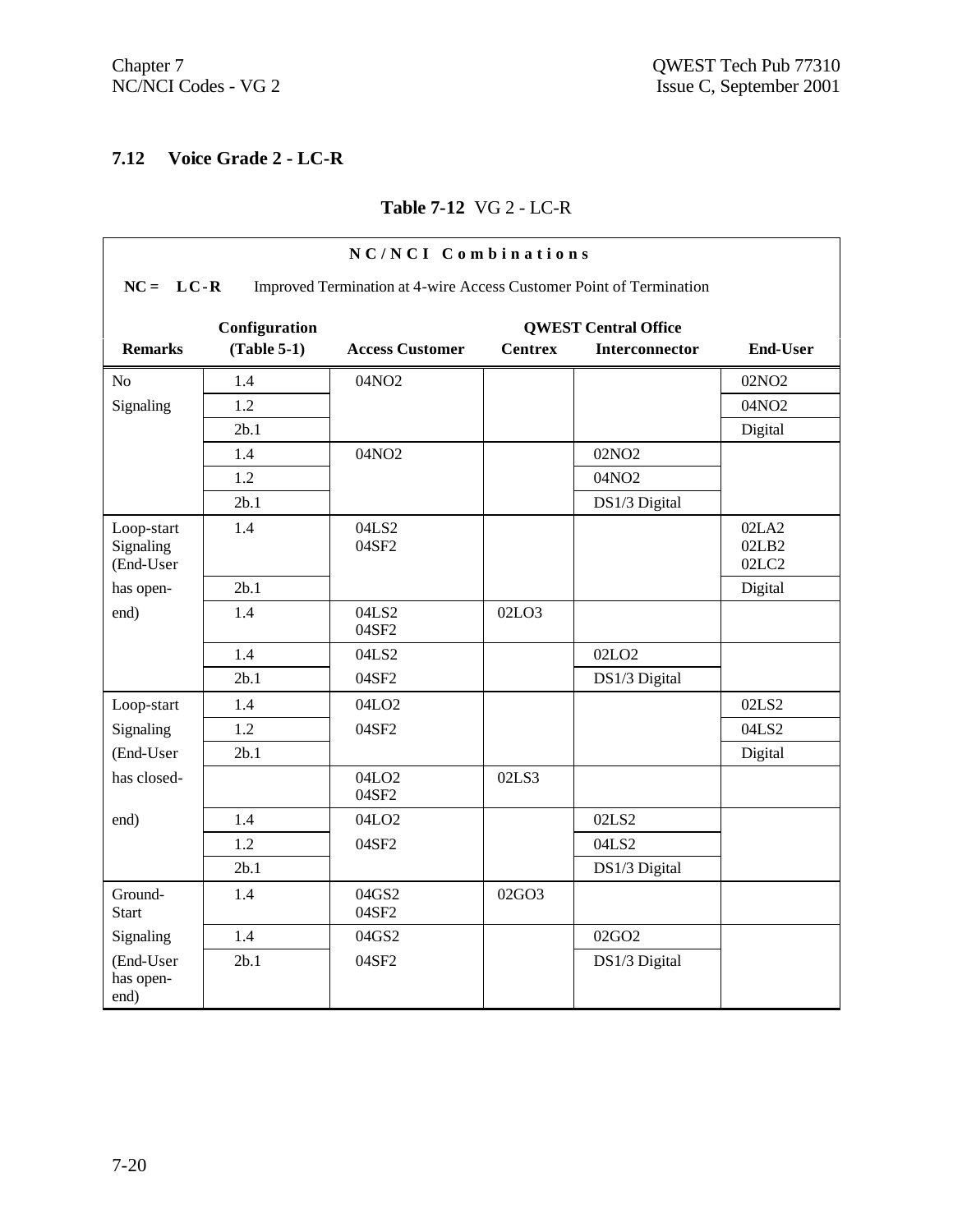## 7.12 Voice Grade 2 - LC-R

**Table 7-12** VG 2 - LC-R

| **N C / N C I Combinations** | | | | | |
|---|---|---|---|---|---|
| **NC = LC-R** Improved Termination at 4-wire Access Customer Point of Termination | | | | | |
| **Remarks** | **Configuration (Table 5-1)** | **Access Customer** | **QWEST Central Office Centrex** | **QWEST Central Office Interconnector** | **End-User** |
| No | 1.4 | 04NO2 | | | 02NO2 |
| Signaling | 1.2 | | | | 04NO2 |
| | 2b.1 | | | | Digital |
| | 1.4 | 04NO2 | | 02NO2 | |
| | 1.2 | | | 04NO2 | |
| | 2b.1 | | | DS1/3 Digital | |
| Loop-start Signaling (End-User | 1.4 | 04LS2 04SF2 | | | 02LA2 02LB2 02LC2 |
| has open- | 2b.1 | | | | Digital |
| end) | 1.4 | 04LS2 04SF2 | 02LO3 | | |
| | 1.4 | 04LS2 | | 02LO2 | |
| | 2b.1 | 04SF2 | | DS1/3 Digital | |
| Loop-start | 1.4 | 04LO2 | | | 02LS2 |
| Signaling | 1.2 | 04SF2 | | | 04LS2 |
| (End-User | 2b.1 | | | | Digital |
| has closed- | | 04LO2 04SF2 | 02LS3 | | |
| end) | 1.4 | 04LO2 | | 02LS2 | |
| | 1.2 | 04SF2 | | 04LS2 | |
| | 2b.1 | | | DS1/3 Digital | |
| Ground-Start | 1.4 | 04GS2 04SF2 | 02GO3 | | |
| Signaling | 1.4 | 04GS2 | | 02GO2 | |
| (End-User has open-end) | 2b.1 | 04SF2 | | DS1/3 Digital | |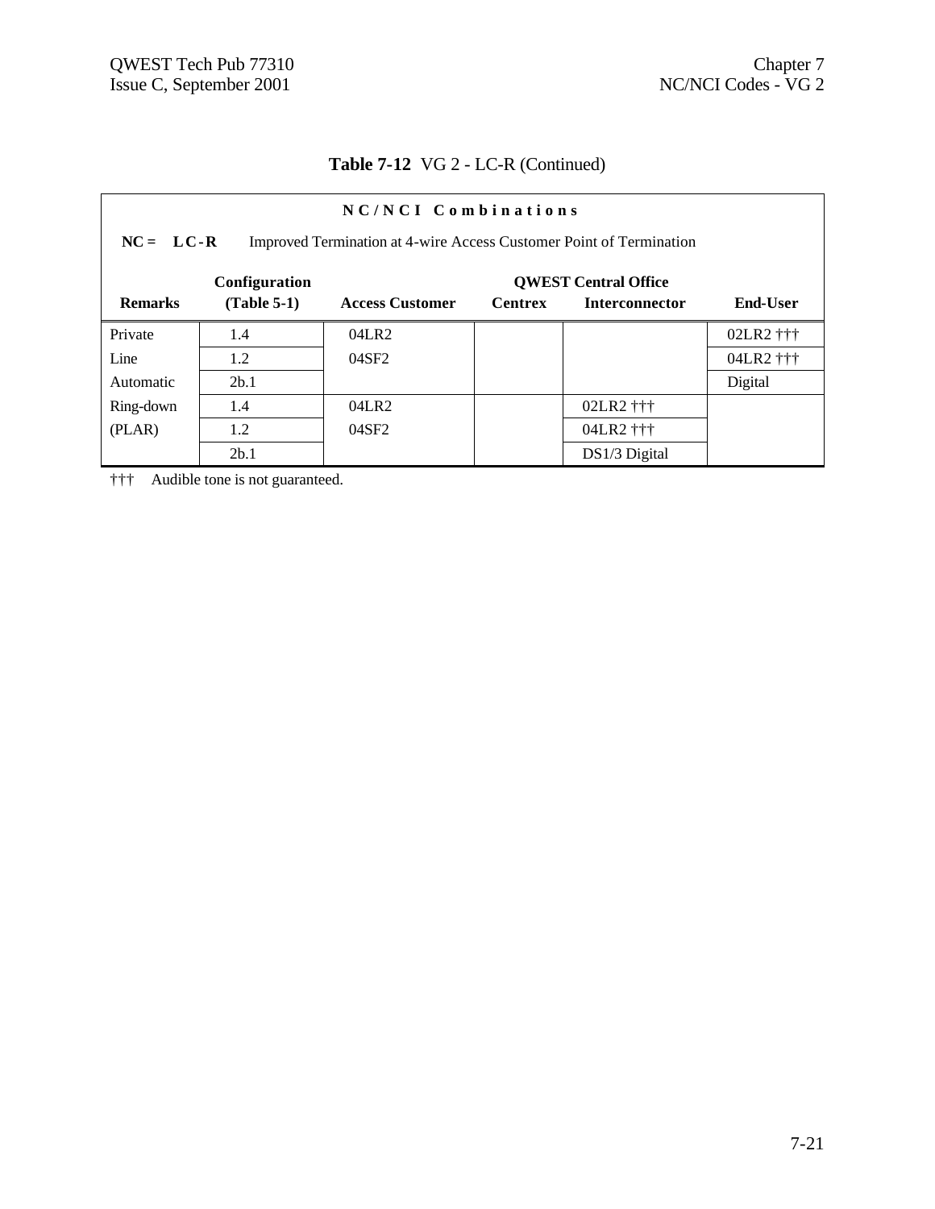**Table 7-12** VG 2 - LC-R (Continued)

**N C / N C I  C o m b i n a t i o n s**

**NC = L C - R** Improved Termination at 4-wire Access Customer Point of Termination

| Remarks | Configuration (Table 5-1) | Access Customer | QWEST Central Office Centrex | QWEST Central Office Interconnector | End-User |
|---|---|---|---|---|---|
| Private | 1.4 | 04LR2 | | | 02LR2 ††† |
| Line | 1.2 | 04SF2 | | | 04LR2 ††† |
| Automatic | 2b.1 | | | | Digital |
| Ring-down | 1.4 | 04LR2 | | 02LR2 ††† | |
| (PLAR) | 1.2 | 04SF2 | | 04LR2 ††† | |
| | 2b.1 | | | DS1/3 Digital | |

††† Audible tone is not guaranteed.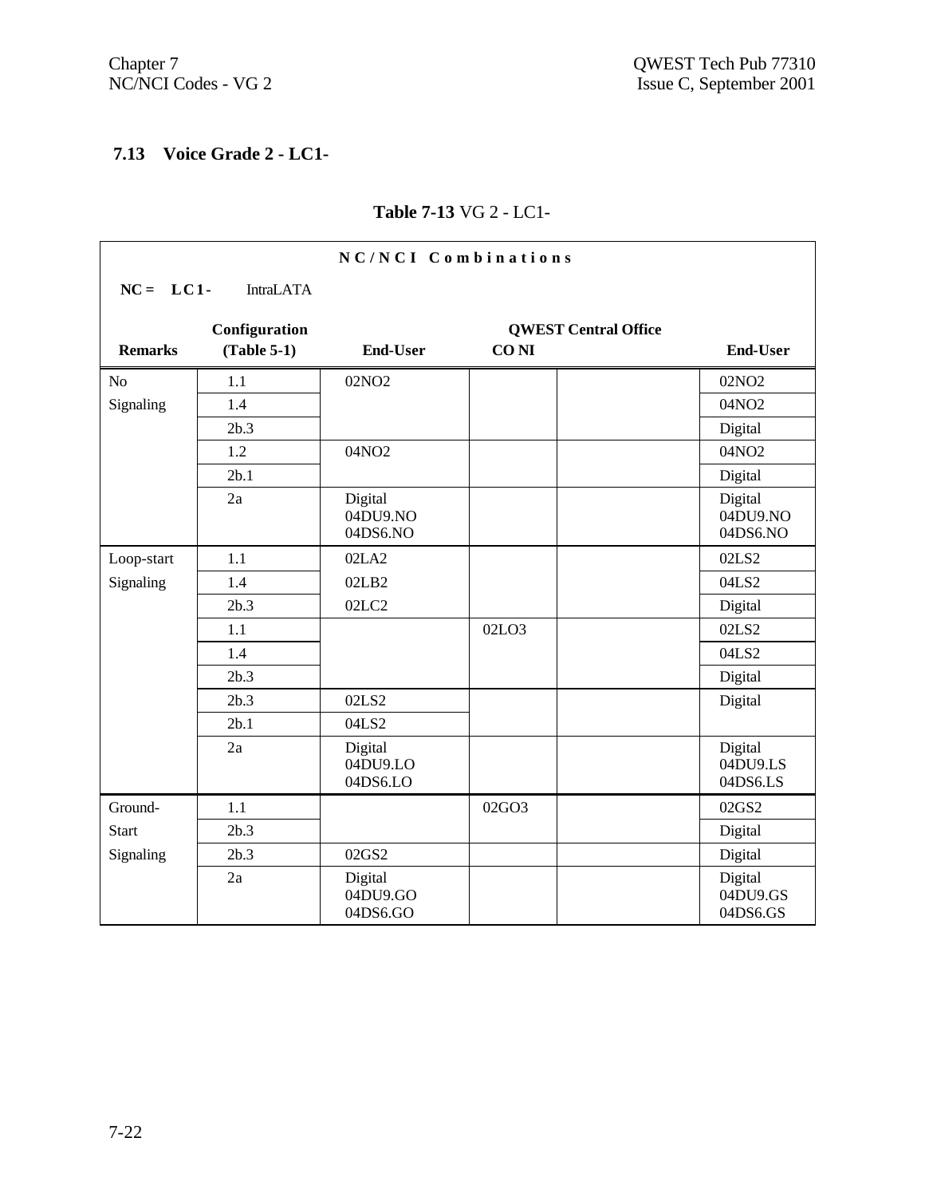## 7.13 Voice Grade 2 - LC1-

**Table 7-13** VG 2 - LC1-

**NC/NCI Combinations**

**NC = LC1-** IntraLATA

| Remarks | Configuration (Table 5-1) | End-User | QWEST Central Office CO NI | | End-User |
|---|---|---|---|---|---|
| No Signaling | 1.1 | 02NO2 | | | 02NO2 |
| | 1.4 | | | | 04NO2 |
| | 2b.3 | | | | Digital |
| | 1.2 | 04NO2 | | | 04NO2 |
| | 2b.1 | | | | Digital |
| | 2a | Digital 04DU9.NO 04DS6.NO | | | Digital 04DU9.NO 04DS6.NO |
| Loop-start Signaling | 1.1 | 02LA2 | | | 02LS2 |
| | 1.4 | 02LB2 | | | 04LS2 |
| | 2b.3 | 02LC2 | | | Digital |
| | 1.1 | | 02LO3 | | 02LS2 |
| | 1.4 | | | | 04LS2 |
| | 2b.3 | | | | Digital |
| | 2b.3 | 02LS2 | | | Digital |
| | 2b.1 | 04LS2 | | | |
| | 2a | Digital 04DU9.LO 04DS6.LO | | | Digital 04DU9.LS 04DS6.LS |
| Ground-Start Signaling | 1.1 | | 02GO3 | | 02GS2 |
| | 2b.3 | | | | Digital |
| | 2b.3 | 02GS2 | | | Digital |
| | 2a | Digital 04DU9.GO 04DS6.GO | | | Digital 04DU9.GS 04DS6.GS |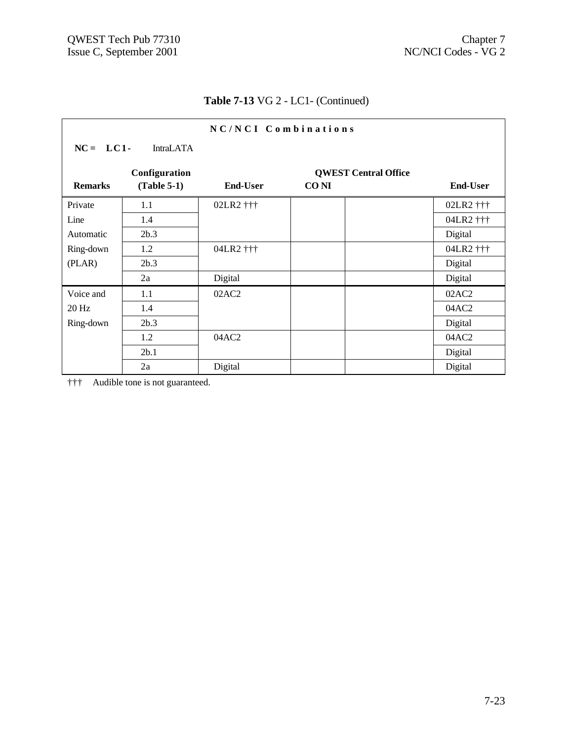**Table 7-13** VG 2 - LC1- (Continued)

| N C / N C I   C o m b i n a t i o n s | | | | | |
|---|---|---|---|---|---|
| **NC = LC1-** IntraLATA | | | | | |
| | **Configuration** | | **QWEST Central Office** | | |
| **Remarks** | **(Table 5-1)** | **End-User** | **CO NI** | | **End-User** |
| Private | 1.1 | 02LR2 ††† | | | 02LR2 ††† |
| Line | 1.4 | | | | 04LR2 ††† |
| Automatic | 2b.3 | | | | Digital |
| Ring-down | 1.2 | 04LR2 ††† | | | 04LR2 ††† |
| (PLAR) | 2b.3 | | | | Digital |
| | 2a | Digital | | | Digital |
| Voice and | 1.1 | 02AC2 | | | 02AC2 |
| 20 Hz | 1.4 | | | | 04AC2 |
| Ring-down | 2b.3 | | | | Digital |
| | 1.2 | 04AC2 | | | 04AC2 |
| | 2b.1 | | | | Digital |
| | 2a | Digital | | | Digital |

††† Audible tone is not guaranteed.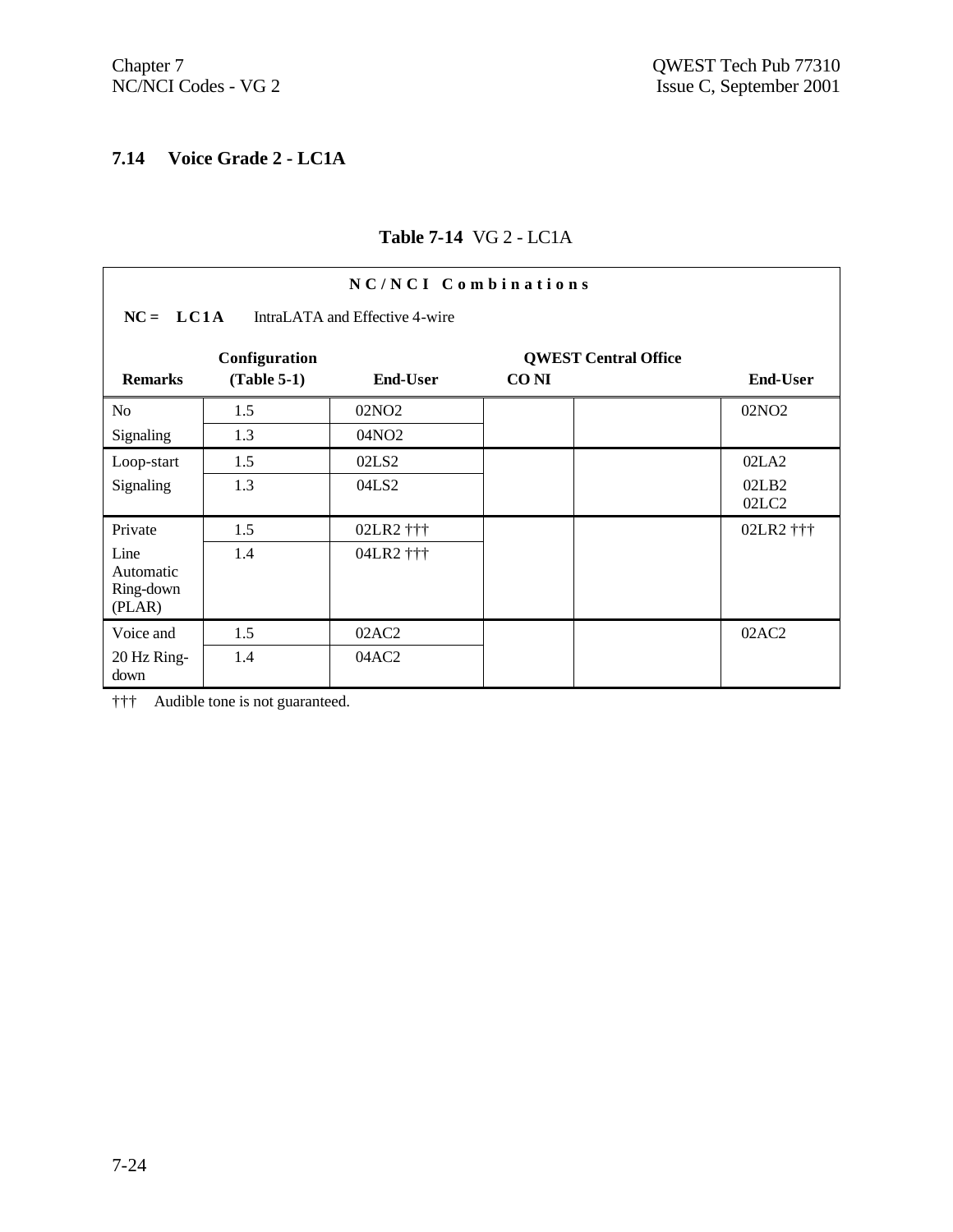## 7.14 Voice Grade 2 - LC1A

**Table 7-14** VG 2 - LC1A

| NC/NCI Combinations | | | | | |
|---|---|---|---|---|---|
| **NC = LC1A** IntraLATA and Effective 4-wire | | | | | |
| **Remarks** | **Configuration (Table 5-1)** | **End-User** | **QWEST Central Office CO NI** | | **End-User** |
| No Signaling | 1.5 | 02NO2 | | | 02NO2 |
| | 1.3 | 04NO2 | | | |
| Loop-start Signaling | 1.5 | 02LS2 | | | 02LA2 |
| | 1.3 | 04LS2 | | | 02LB2<br>02LC2 |
| Private Line Automatic Ring-down (PLAR) | 1.5 | 02LR2 ††† | | | 02LR2 ††† |
| | 1.4 | 04LR2 ††† | | | |
| Voice and 20 Hz Ring-down | 1.5 | 02AC2 | | | 02AC2 |
| | 1.4 | 04AC2 | | | |

††† Audible tone is not guaranteed.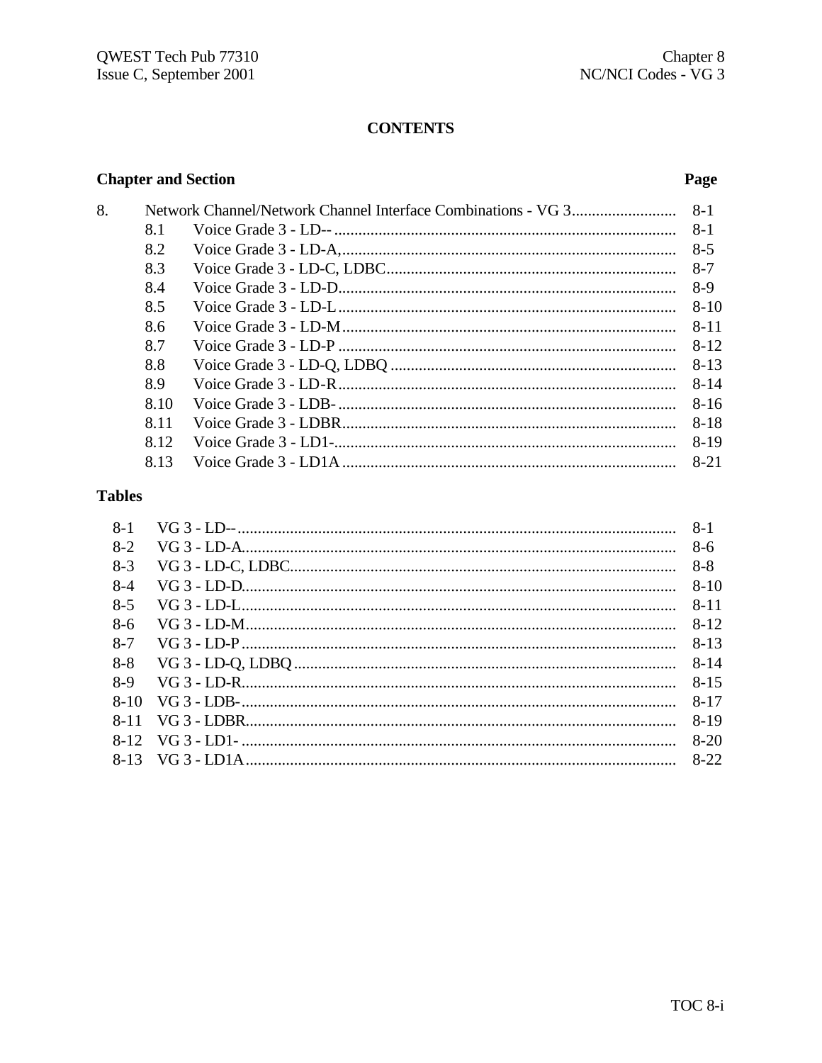# CONTENTS

| Chapter and Section | | | Page |
|---|---|---|---|
| 8. | Network Channel/Network Channel Interface Combinations - VG 3 | | 8-1 |
| | 8.1 | Voice Grade 3 - LD-- | 8-1 |
| | 8.2 | Voice Grade 3 - LD-A, | 8-5 |
| | 8.3 | Voice Grade 3 - LD-C, LDBC | 8-7 |
| | 8.4 | Voice Grade 3 - LD-D | 8-9 |
| | 8.5 | Voice Grade 3 - LD-L | 8-10 |
| | 8.6 | Voice Grade 3 - LD-M | 8-11 |
| | 8.7 | Voice Grade 3 - LD-P | 8-12 |
| | 8.8 | Voice Grade 3 - LD-Q, LDBQ | 8-13 |
| | 8.9 | Voice Grade 3 - LD-R | 8-14 |
| | 8.10 | Voice Grade 3 - LDB- | 8-16 |
| | 8.11 | Voice Grade 3 - LDBR | 8-18 |
| | 8.12 | Voice Grade 3 - LD1- | 8-19 |
| | 8.13 | Voice Grade 3 - LD1A | 8-21 |

## Tables

| | | |
|---|---|---|
| 8-1 | VG 3 - LD-- | 8-1 |
| 8-2 | VG 3 - LD-A | 8-6 |
| 8-3 | VG 3 - LD-C, LDBC | 8-8 |
| 8-4 | VG 3 - LD-D | 8-10 |
| 8-5 | VG 3 - LD-L | 8-11 |
| 8-6 | VG 3 - LD-M | 8-12 |
| 8-7 | VG 3 - LD-P | 8-13 |
| 8-8 | VG 3 - LD-Q, LDBQ | 8-14 |
| 8-9 | VG 3 - LD-R | 8-15 |
| 8-10 | VG 3 - LDB- | 8-17 |
| 8-11 | VG 3 - LDBR | 8-19 |
| 8-12 | VG 3 - LD1- | 8-20 |
| 8-13 | VG 3 - LD1A | 8-22 |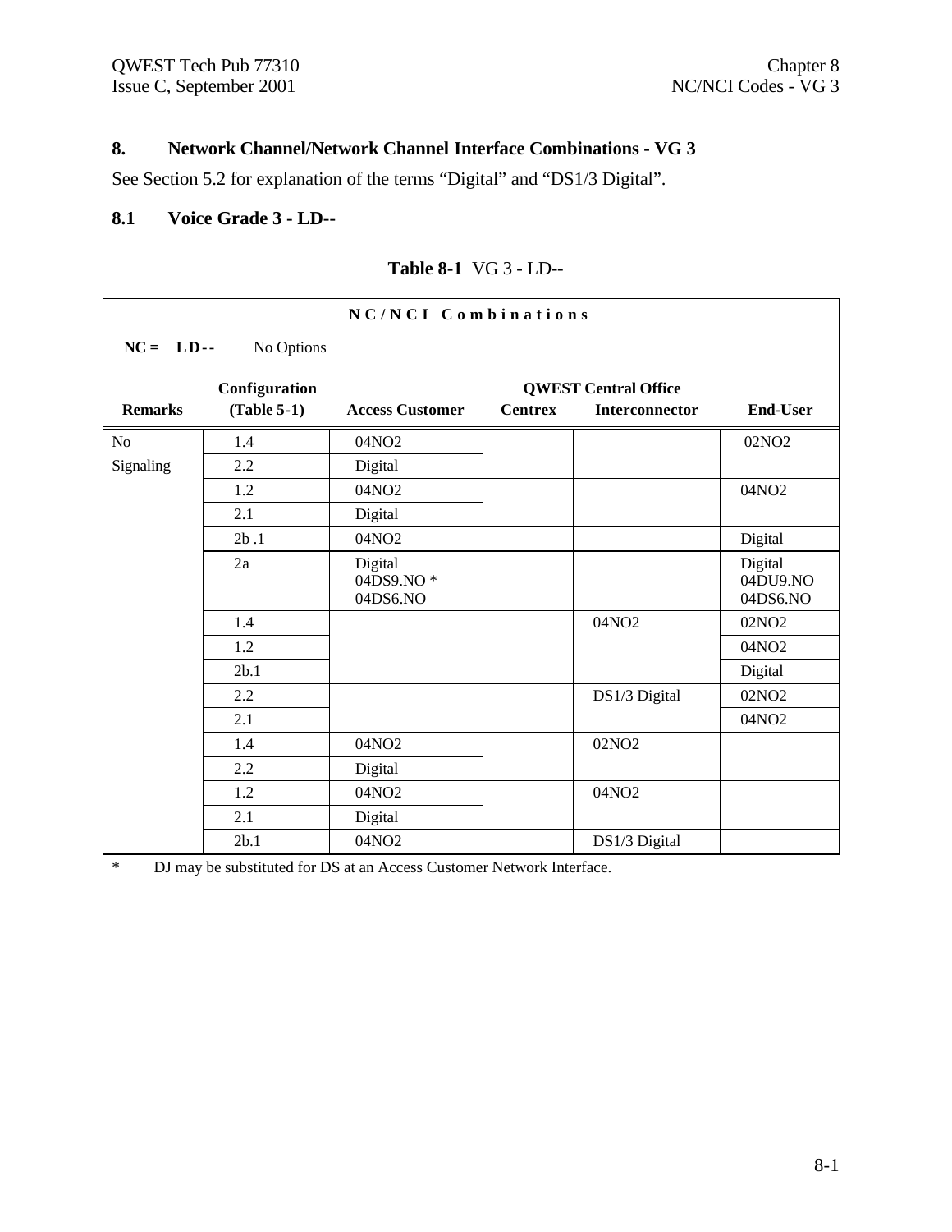## 8. Network Channel/Network Channel Interface Combinations - VG 3

See Section 5.2 for explanation of the terms “Digital” and “DS1/3 Digital”.

### 8.1 Voice Grade 3 - LD--

**Table 8-1** VG 3 - LD--

**NC/NCI Combinations**

**NC = LD--** No Options

| Remarks | Configuration (Table 5-1) | Access Customer | QWEST Central Office Centrex | QWEST Central Office Interconnector | End-User |
|---|---|---|---|---|---|
| No Signaling | 1.4 | 04NO2 | | | 02NO2 |
| | 2.2 | Digital | | | |
| | 1.2 | 04NO2 | | | 04NO2 |
| | 2.1 | Digital | | | |
| | 2b .1 | 04NO2 | | | Digital |
| | 2a | Digital 04DS9.NO * 04DS6.NO | | | Digital 04DU9.NO 04DS6.NO |
| | 1.4 | | | 04NO2 | 02NO2 |
| | 1.2 | | | | 04NO2 |
| | 2b.1 | | | | Digital |
| | 2.2 | | | DS1/3 Digital | 02NO2 |
| | 2.1 | | | | 04NO2 |
| | 1.4 | 04NO2 | | 02NO2 | |
| | 2.2 | Digital | | | |
| | 1.2 | 04NO2 | | 04NO2 | |
| | 2.1 | Digital | | | |
| | 2b.1 | 04NO2 | | DS1/3 Digital | |

\* DJ may be substituted for DS at an Access Customer Network Interface.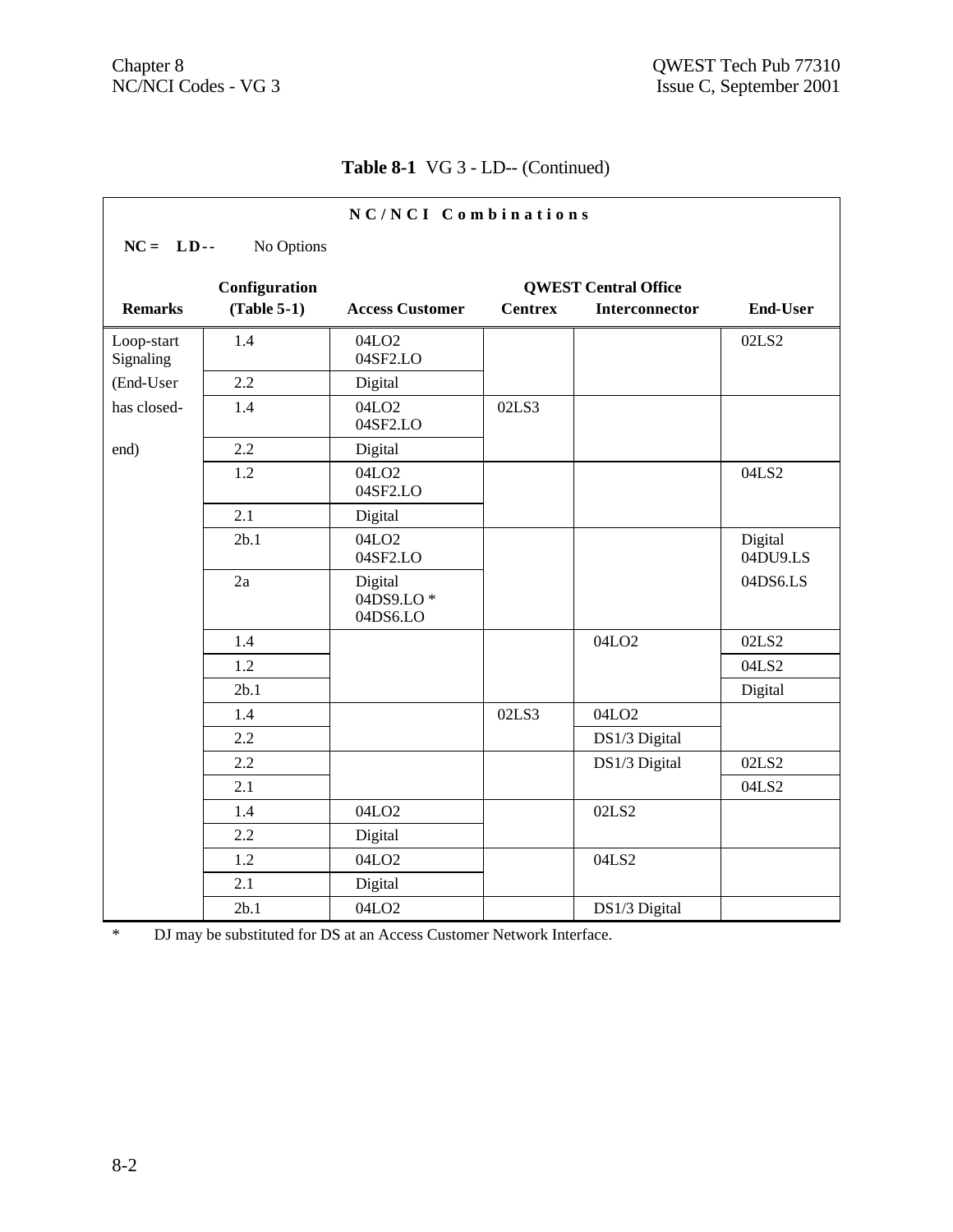**Table 8-1** VG 3 - LD-- (Continued)

**N C / N C I  C o m b i n a t i o n s**

**NC = LD--** No Options

| Remarks | Configuration (Table 5-1) | Access Customer | QWEST Central Office Centrex | QWEST Central Office Interconnector | End-User |
|---|---|---|---|---|---|
| Loop-start Signaling | 1.4 | 04LO2 04SF2.LO | | | 02LS2 |
| (End-User | 2.2 | Digital | | | |
| has closed- | 1.4 | 04LO2 04SF2.LO | 02LS3 | | |
| end) | 2.2 | Digital | | | |
| | 1.2 | 04LO2 04SF2.LO | | | 04LS2 |
| | 2.1 | Digital | | | |
| | 2b.1 | 04LO2 04SF2.LO | | | Digital 04DU9.LS |
| | 2a | Digital 04DS9.LO * 04DS6.LO | | | 04DS6.LS |
| | 1.4 | | | 04LO2 | 02LS2 |
| | 1.2 | | | | 04LS2 |
| | 2b.1 | | | | Digital |
| | 1.4 | | 02LS3 | 04LO2 | |
| | 2.2 | | | DS1/3 Digital | |
| | 2.2 | | | DS1/3 Digital | 02LS2 |
| | 2.1 | | | | 04LS2 |
| | 1.4 | 04LO2 | | 02LS2 | |
| | 2.2 | Digital | | | |
| | 1.2 | 04LO2 | | 04LS2 | |
| | 2.1 | Digital | | | |
| | 2b.1 | 04LO2 | | DS1/3 Digital | |

* DJ may be substituted for DS at an Access Customer Network Interface.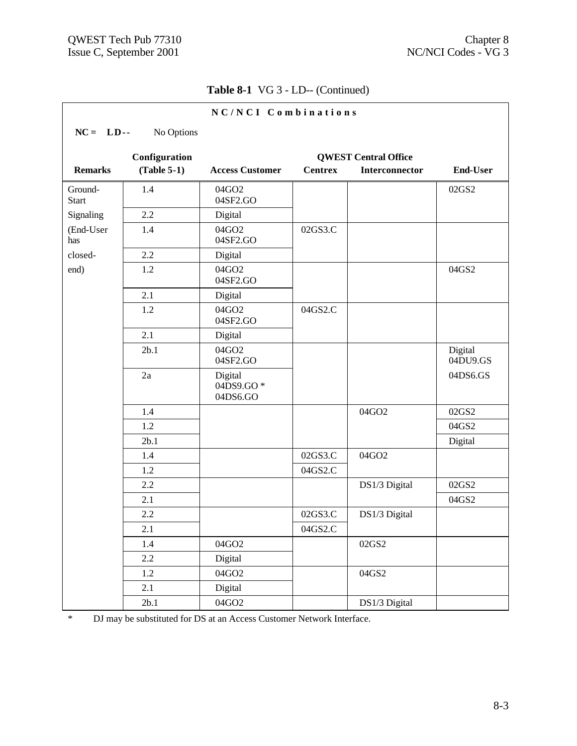**Table 8-1** VG 3 - LD-- (Continued)

**N C / N C I  C o m b i n a t i o n s**

**NC = LD--** No Options

| Remarks | Configuration (Table 5-1) | Access Customer | QWEST Central Office Centrex | QWEST Central Office Interconnector | End-User |
|---|---|---|---|---|---|
| Ground-Start | 1.4 | 04GO2 04SF2.GO | | | 02GS2 |
| Signaling | 2.2 | Digital | | | |
| (End-User has | 1.4 | 04GO2 04SF2.GO | 02GS3.C | | |
| closed- | 2.2 | Digital | | | |
| end) | 1.2 | 04GO2 04SF2.GO | | | 04GS2 |
| | 2.1 | Digital | | | |
| | 1.2 | 04GO2 04SF2.GO | 04GS2.C | | |
| | 2.1 | Digital | | | |
| | 2b.1 | 04GO2 04SF2.GO | | | Digital 04DU9.GS |
| | 2a | Digital 04DS9.GO * 04DS6.GO | | | 04DS6.GS |
| | 1.4 | | | 04GO2 | 02GS2 |
| | 1.2 | | | | 04GS2 |
| | 2b.1 | | | | Digital |
| | 1.4 | | 02GS3.C | 04GO2 | |
| | 1.2 | | 04GS2.C | | |
| | 2.2 | | | DS1/3 Digital | 02GS2 |
| | 2.1 | | | | 04GS2 |
| | 2.2 | | 02GS3.C | DS1/3 Digital | |
| | 2.1 | | 04GS2.C | | |
| | 1.4 | 04GO2 | | 02GS2 | |
| | 2.2 | Digital | | | |
| | 1.2 | 04GO2 | | 04GS2 | |
| | 2.1 | Digital | | | |
| | 2b.1 | 04GO2 | | DS1/3 Digital | |

* DJ may be substituted for DS at an Access Customer Network Interface.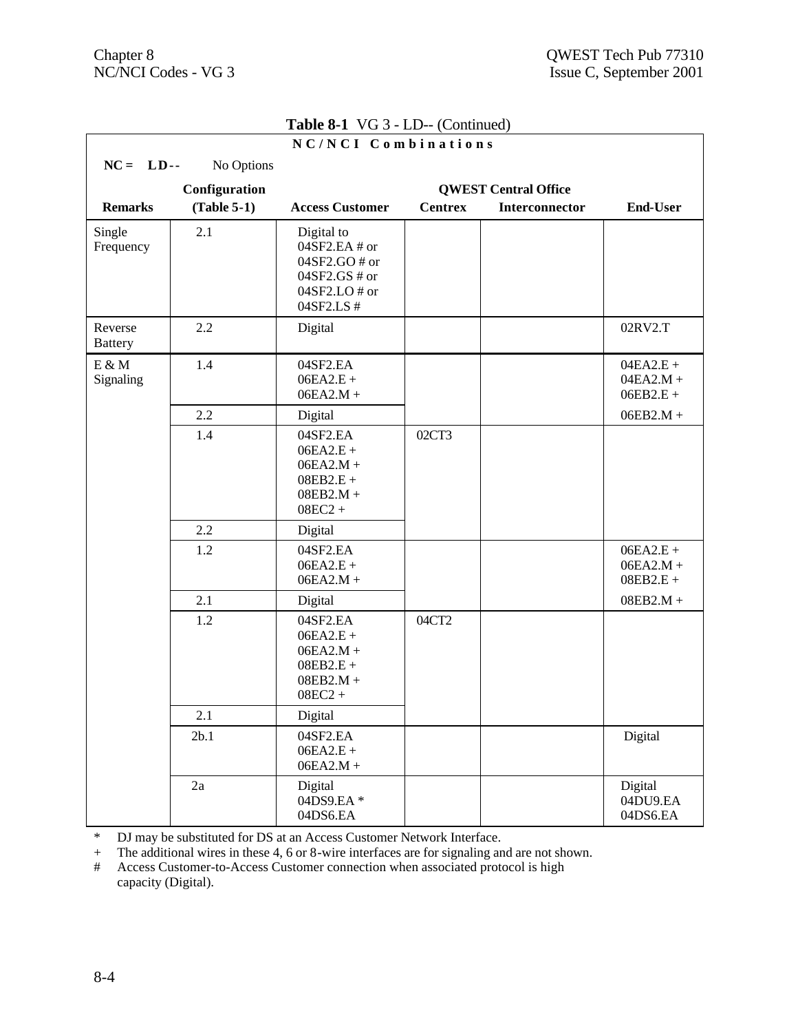**Table 8-1** VG 3 - LD-- (Continued)

| NC/NCI Combinations | | | | | |
|---|---|---|---|---|---|
| **NC = LD--** No Options | | | | | |
| | **Configuration** | | **QWEST Central Office** | | |
| **Remarks** | **(Table 5-1)** | **Access Customer** | **Centrex** | **Interconnector** | **End-User** |
| Single Frequency | 2.1 | Digital to 04SF2.EA # or 04SF2.GO # or 04SF2.GS # or 04SF2.LO # or 04SF2.LS # | | | |
| Reverse Battery | 2.2 | Digital | | | 02RV2.T |
| E & M Signaling | 1.4 | 04SF2.EA 06EA2.E + 06EA2.M + | | | 04EA2.E + 04EA2.M + 06EB2.E + 06EB2.M + |
| | 2.2 | Digital | | | |
| | 1.4 | 04SF2.EA 06EA2.E + 06EA2.M + 08EB2.E + 08EB2.M + 08EC2 + | 02CT3 | | |
| | 2.2 | Digital | | | |
| | 1.2 | 04SF2.EA 06EA2.E + 06EA2.M + | | | 06EA2.E + 06EA2.M + 08EB2.E + 08EB2.M + |
| | 2.1 | Digital | | | |
| | 1.2 | 04SF2.EA 06EA2.E + 06EA2.M + 08EB2.E + 08EB2.M + 08EC2 + | 04CT2 | | |
| | 2.1 | Digital | | | |
| | 2b.1 | 04SF2.EA 06EA2.E + 06EA2.M + | | | Digital |
| | 2a | Digital 04DS9.EA * 04DS6.EA | | | Digital 04DU9.EA 04DS6.EA |

\* DJ may be substituted for DS at an Access Customer Network Interface.

\+ The additional wires in these 4, 6 or 8-wire interfaces are for signaling and are not shown.

\# Access Customer-to-Access Customer connection when associated protocol is high capacity (Digital).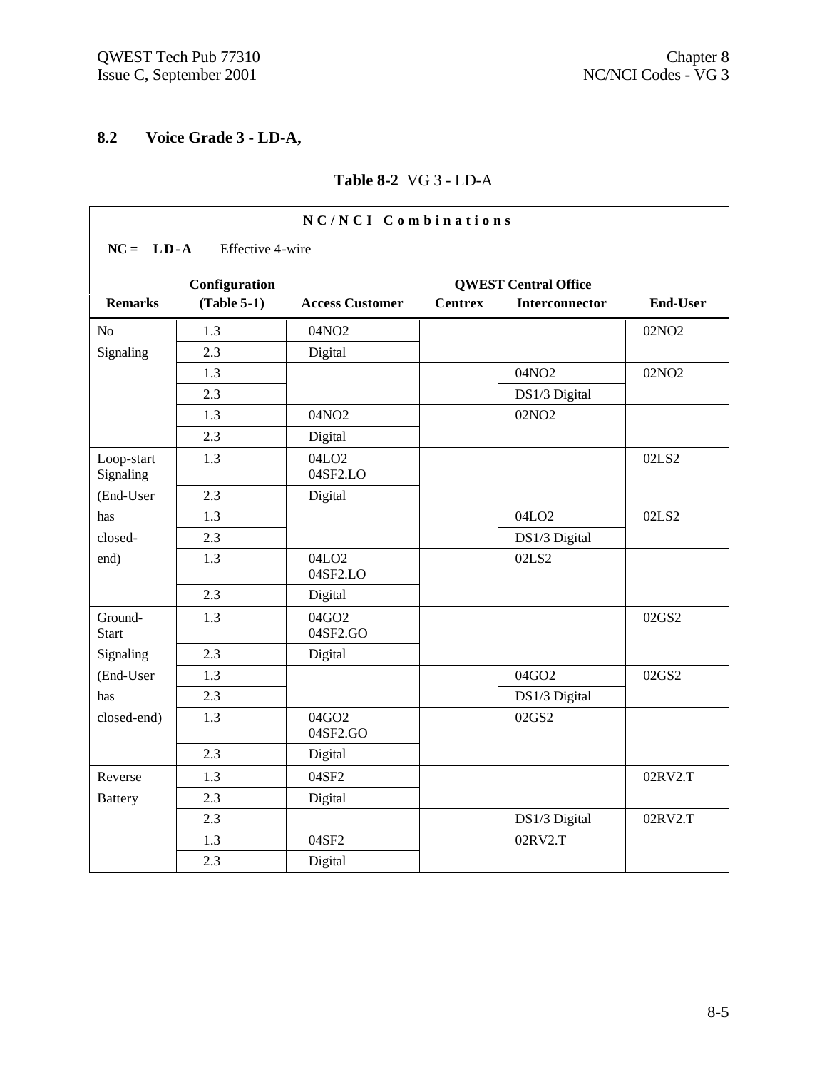## 8.2 Voice Grade 3 - LD-A,

**Table 8-2** VG 3 - LD-A

**N C / N C I Combinations**

**NC = LD-A** Effective 4-wire

| Remarks | Configuration (Table 5-1) | Access Customer | QWEST Central Office Centrex | QWEST Central Office Interconnector | End-User |
|---|---|---|---|---|---|
| No Signaling | 1.3 | 04NO2 | | | 02NO2 |
| | 2.3 | Digital | | | |
| | 1.3 | | | 04NO2 | 02NO2 |
| | 2.3 | | | DS1/3 Digital | |
| | 1.3 | 04NO2 | | 02NO2 | |
| | 2.3 | Digital | | | |
| Loop-start Signaling (End-User has closed-end) | 1.3 | 04LO2 04SF2.LO | | | 02LS2 |
| | 2.3 | Digital | | | |
| | 1.3 | | | 04LO2 | 02LS2 |
| | 2.3 | | | DS1/3 Digital | |
| | 1.3 | 04LO2 04SF2.LO | | 02LS2 | |
| | 2.3 | Digital | | | |
| Ground-Start Signaling (End-User has closed-end) | 1.3 | 04GO2 04SF2.GO | | | 02GS2 |
| | 2.3 | Digital | | | |
| | 1.3 | | | 04GO2 | 02GS2 |
| | 2.3 | | | DS1/3 Digital | |
| | 1.3 | 04GO2 04SF2.GO | | 02GS2 | |
| | 2.3 | Digital | | | |
| Reverse Battery | 1.3 | 04SF2 | | | 02RV2.T |
| | 2.3 | Digital | | | |
| | 2.3 | | | DS1/3 Digital | 02RV2.T |
| | 1.3 | 04SF2 | | 02RV2.T | |
| | 2.3 | Digital | | | |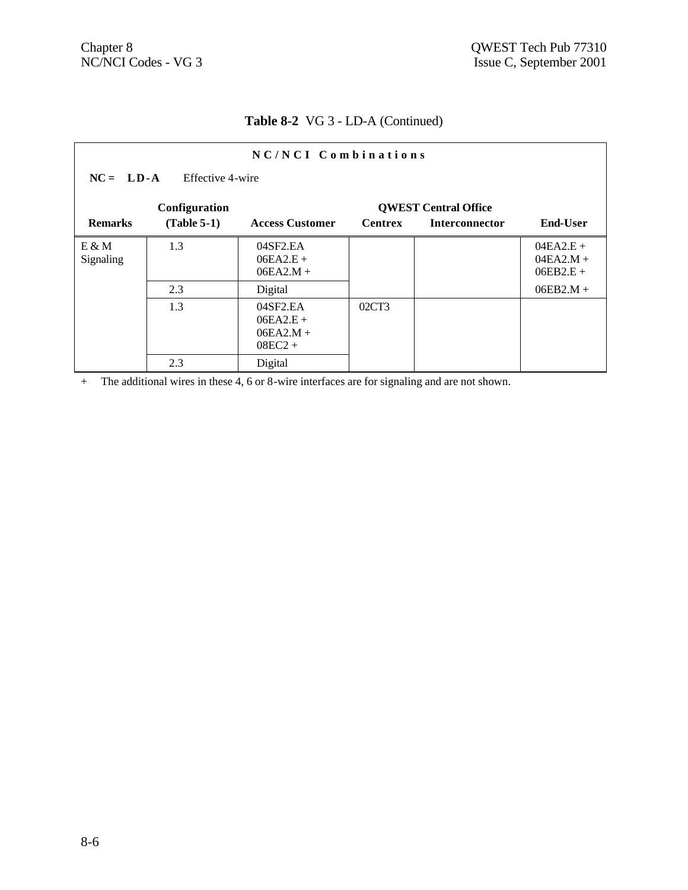**Table 8-2** VG 3 - LD-A (Continued)

**N C / N C I   C o m b i n a t i o n s**

**NC = LD-A** Effective 4-wire

| Remarks | Configuration (Table 5-1) | Access Customer | QWEST Central Office Centrex | QWEST Central Office Interconnector | End-User |
|---|---|---|---|---|---|
| E & M Signaling | 1.3 | 04SF2.EA<br>06EA2.E +<br>06EA2.M + | | | 04EA2.E +<br>04EA2.M +<br>06EB2.E +<br>06EB2.M + |
| | 2.3 | Digital | | | |
| | 1.3 | 04SF2.EA<br>06EA2.E +<br>06EA2.M +<br>08EC2 + | 02CT3 | | |
| | 2.3 | Digital | | | |

+ The additional wires in these 4, 6 or 8-wire interfaces are for signaling and are not shown.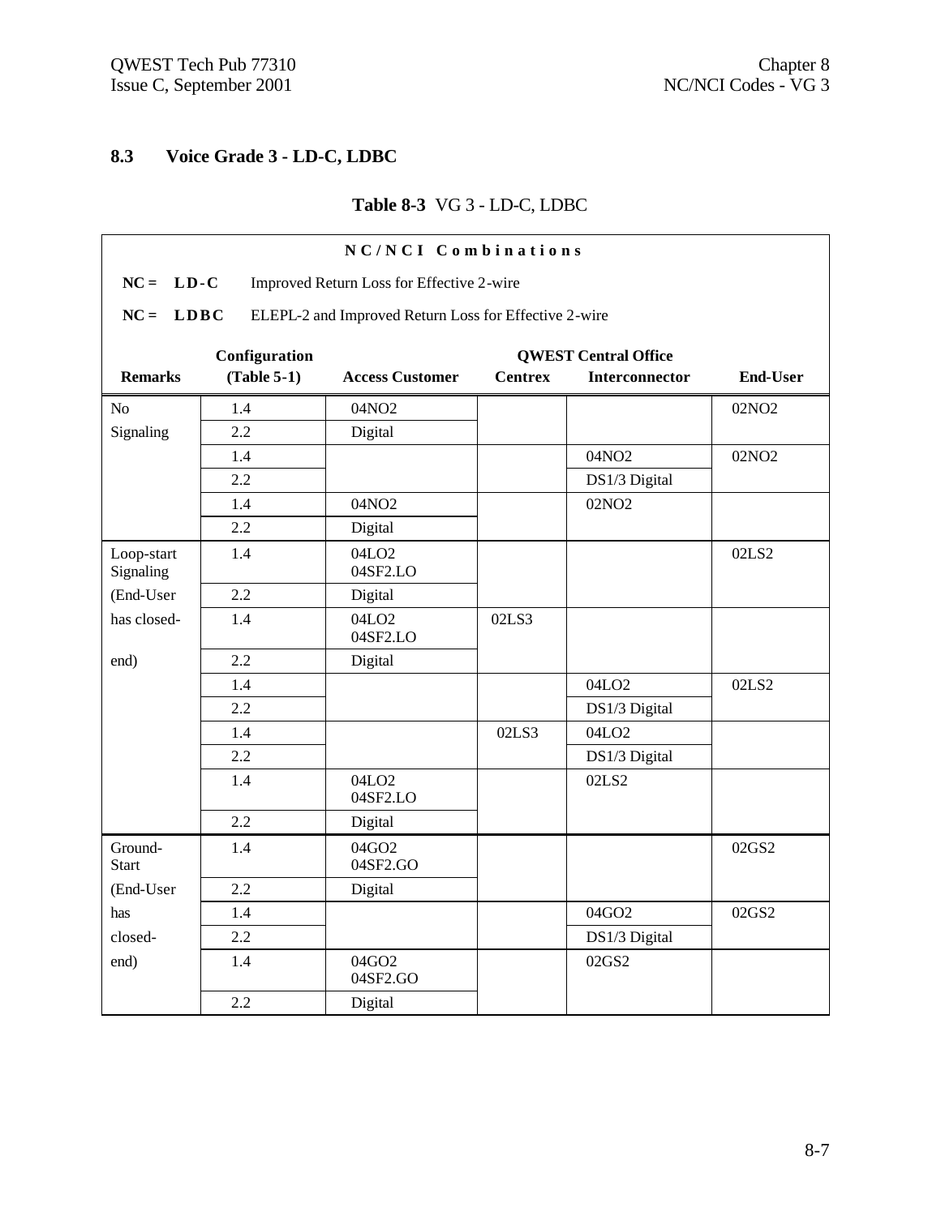## 8.3 Voice Grade 3 - LD-C, LDBC

**Table 8-3** VG 3 - LD-C, LDBC

**NC/NCI Combinations**

**NC = LD-C** Improved Return Loss for Effective 2-wire

**NC = LDBC** ELEPL-2 and Improved Return Loss for Effective 2-wire

| Remarks | Configuration (Table 5-1) | Access Customer | QWEST Central Office Centrex | QWEST Central Office Interconnector | End-User |
|---|---|---|---|---|---|
| No Signaling | 1.4 | 04NO2 | | | 02NO2 |
| | 2.2 | Digital | | | |
| | 1.4 | | | 04NO2 | 02NO2 |
| | 2.2 | | | DS1/3 Digital | |
| | 1.4 | 04NO2 | | 02NO2 | |
| | 2.2 | Digital | | | |
| Loop-start Signaling (End-User has closed-end) | 1.4 | 04LO2 04SF2.LO | | | 02LS2 |
| | 2.2 | Digital | | | |
| | 1.4 | 04LO2 04SF2.LO | 02LS3 | | |
| | 2.2 | Digital | | | |
| | 1.4 | | | 04LO2 | 02LS2 |
| | 2.2 | | | DS1/3 Digital | |
| | 1.4 | | 02LS3 | 04LO2 | |
| | 2.2 | | | DS1/3 Digital | |
| | 1.4 | 04LO2 04SF2.LO | | 02LS2 | |
| | 2.2 | Digital | | | |
| Ground-Start (End-User has closed-end) | 1.4 | 04GO2 04SF2.GO | | | 02GS2 |
| | 2.2 | Digital | | | |
| | 1.4 | | | 04GO2 | 02GS2 |
| | 2.2 | | | DS1/3 Digital | |
| | 1.4 | 04GO2 04SF2.GO | | 02GS2 | |
| | 2.2 | Digital | | | |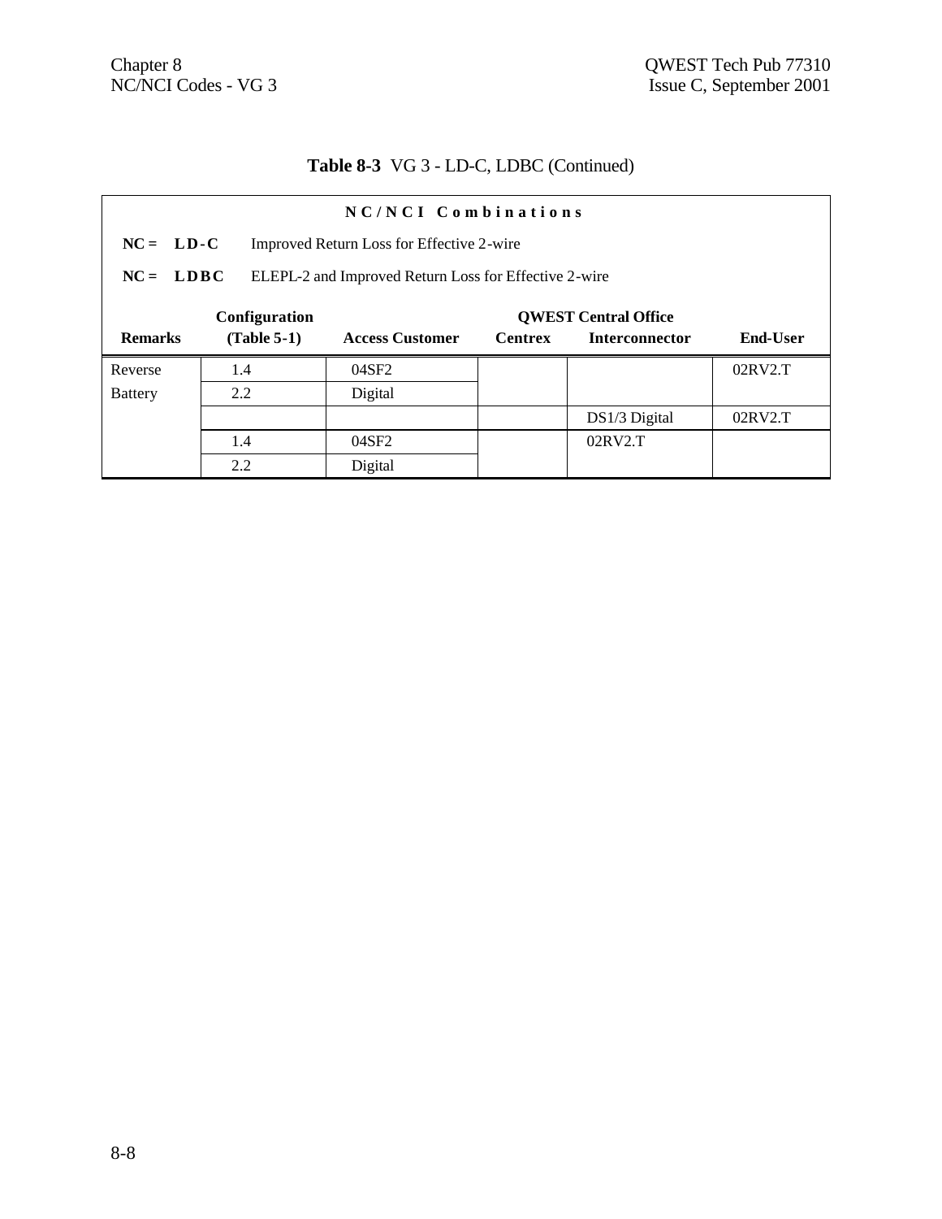**Table 8-3** VG 3 - LD-C, LDBC (Continued)

**N C / N C I  C o m b i n a t i o n s**

**NC = LD-C** Improved Return Loss for Effective 2-wire

**NC = LDBC** ELEPL-2 and Improved Return Loss for Effective 2-wire

| Remarks | Configuration (Table 5-1) | Access Customer | QWEST Central Office Centrex | QWEST Central Office Interconnector | End-User |
|---|---|---|---|---|---|
| Reverse | 1.4 | 04SF2 | | | 02RV2.T |
| Battery | 2.2 | Digital | | | |
| | | | | DS1/3 Digital | 02RV2.T |
| | 1.4 | 04SF2 | | 02RV2.T | |
| | 2.2 | Digital | | | |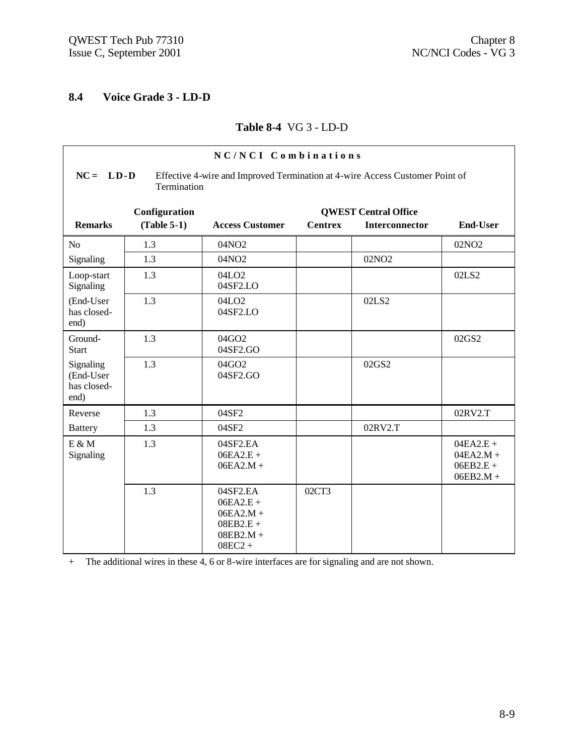## 8.4 Voice Grade 3 - LD-D

**Table 8-4** VG 3 - LD-D

**NC/NCI Combinations**

**NC = LD-D** Effective 4-wire and Improved Termination at 4-wire Access Customer Point of Termination

| **Remarks** | **Configuration (Table 5-1)** | **Access Customer** | **QWEST Central Office** | | **End-User** |
|---|---|---|---|---|---|
| | | | **Centrex** | **Interconnector** | |
| No | 1.3 | 04NO2 | | | 02NO2 |
| Signaling | 1.3 | 04NO2 | | 02NO2 | |
| Loop-start Signaling | 1.3 | 04LO2<br>04SF2.LO | | | 02LS2 |
| (End-User has closed-end) | 1.3 | 04LO2<br>04SF2.LO | | 02LS2 | |
| Ground-Start | 1.3 | 04GO2<br>04SF2.GO | | | 02GS2 |
| Signaling (End-User has closed-end) | 1.3 | 04GO2<br>04SF2.GO | | 02GS2 | |
| Reverse | 1.3 | 04SF2 | | | 02RV2.T |
| Battery | 1.3 | 04SF2 | | 02RV2.T | |
| E & M Signaling | 1.3 | 04SF2.EA<br>06EA2.E +<br>06EA2.M + | | | 04EA2.E +<br>04EA2.M +<br>06EB2.E +<br>06EB2.M + |
| | 1.3 | 04SF2.EA<br>06EA2.E +<br>06EA2.M +<br>08EB2.E +<br>08EB2.M +<br>08EC2 + | 02CT3 | | |

\+ The additional wires in these 4, 6 or 8-wire interfaces are for signaling and are not shown.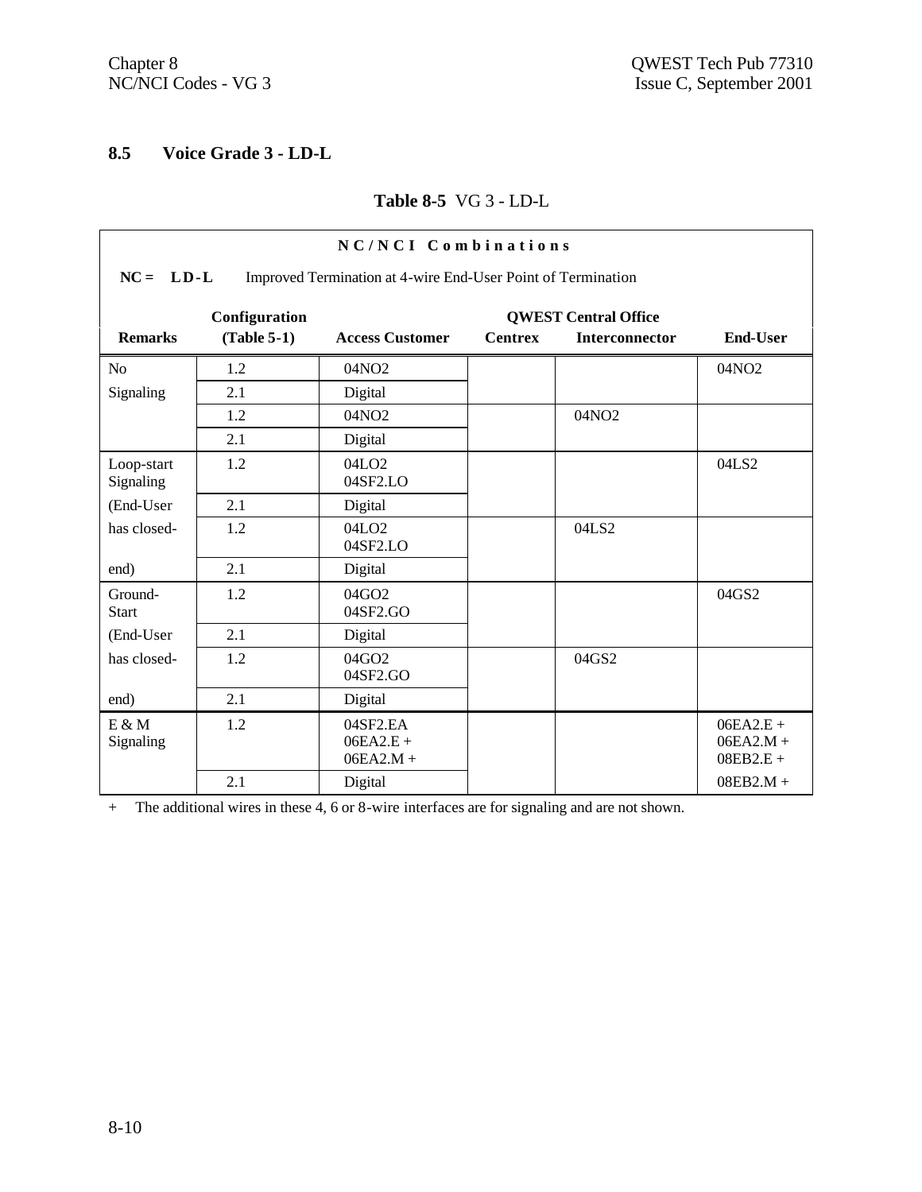## 8.5 Voice Grade 3 - LD-L

**Table 8-5** VG 3 - LD-L

**N C / N C I Combinations**

**NC = LD-L** Improved Termination at 4-wire End-User Point of Termination

| Remarks | Configuration (Table 5-1) | Access Customer | QWEST Central Office Centrex | Interconnector | End-User |
|---|---|---|---|---|---|
| No Signaling | 1.2 | 04NO2 | | | 04NO2 |
| | 2.1 | Digital | | | |
| | 1.2 | 04NO2 | | 04NO2 | |
| | 2.1 | Digital | | | |
| Loop-start Signaling (End-User has closed-end) | 1.2 | 04LO2 04SF2.LO | | | 04LS2 |
| | 2.1 | Digital | | | |
| | 1.2 | 04LO2 04SF2.LO | | 04LS2 | |
| | 2.1 | Digital | | | |
| Ground-Start (End-User has closed-end) | 1.2 | 04GO2 04SF2.GO | | | 04GS2 |
| | 2.1 | Digital | | | |
| | 1.2 | 04GO2 04SF2.GO | | 04GS2 | |
| | 2.1 | Digital | | | |
| E & M Signaling | 1.2 | 04SF2.EA 06EA2.E + 06EA2.M + | | | 06EA2.E + 06EA2.M + 08EB2.E + 08EB2.M + |
| | 2.1 | Digital | | | |

\+ The additional wires in these 4, 6 or 8-wire interfaces are for signaling and are not shown.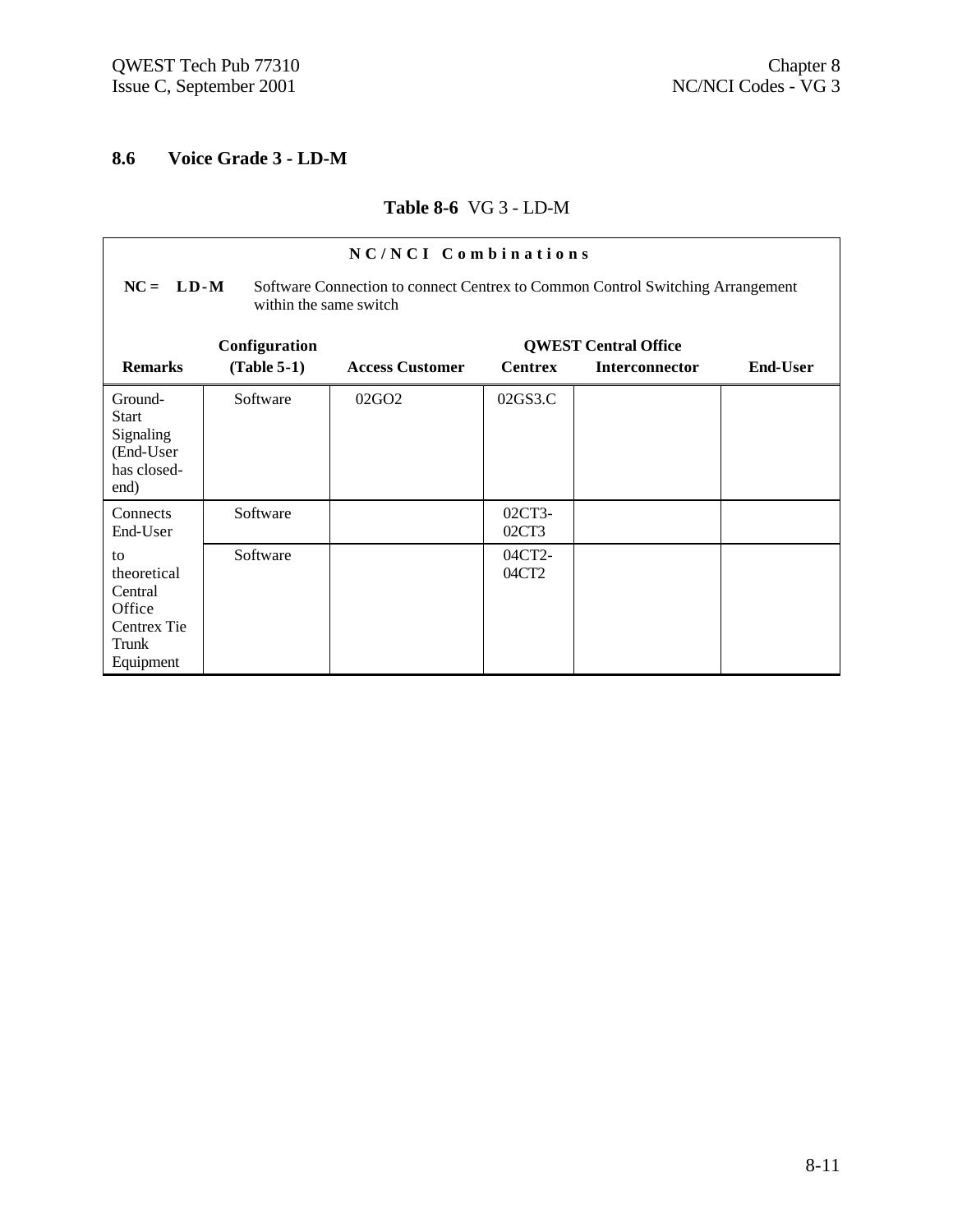## 8.6 Voice Grade 3 - LD-M

**Table 8-6** VG 3 - LD-M

**NC/NCI Combinations**

**NC = LD-M** Software Connection to connect Centrex to Common Control Switching Arrangement within the same switch

| Remarks | Configuration (Table 5-1) | Access Customer | QWEST Central Office Centrex | Interconnector | End-User |
|---|---|---|---|---|---|
| Ground-Start Signaling (End-User has closed-end) | Software | 02GO2 | 02GS3.C | | |
| Connects End-User | Software | | 02CT3-02CT3 | | |
| to theoretical Central Office Centrex Tie Trunk Equipment | Software | | 04CT2-04CT2 | | |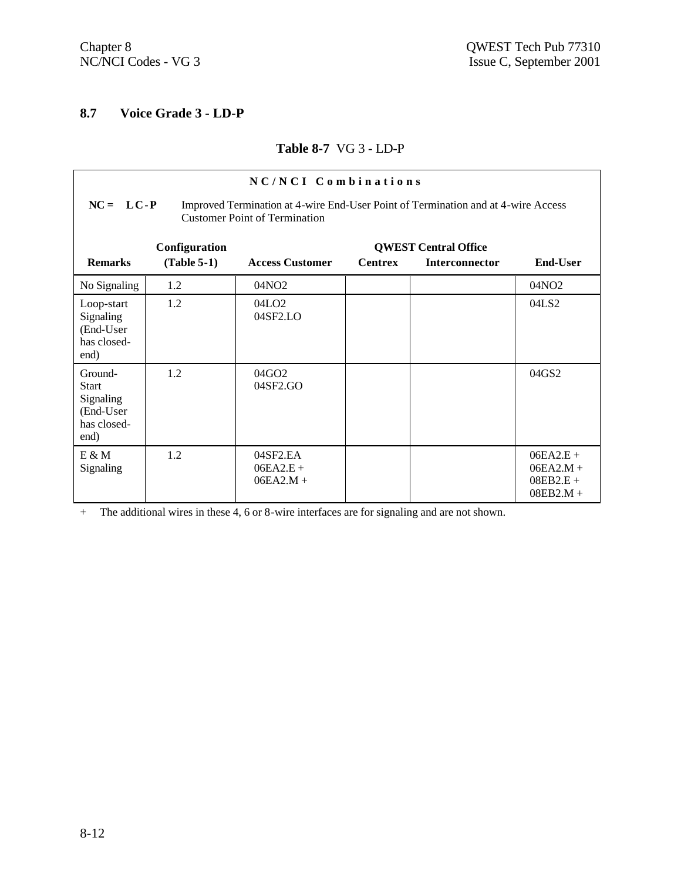## 8.7 Voice Grade 3 - LD-P

**Table 8-7** VG 3 - LD-P

**NC/NCI Combinations**

**NC = LC-P** Improved Termination at 4-wire End-User Point of Termination and at 4-wire Access Customer Point of Termination

| Remarks | Configuration (Table 5-1) | Access Customer | QWEST Central Office Centrex | QWEST Central Office Interconnector | End-User |
|---|---|---|---|---|---|
| No Signaling | 1.2 | 04NO2 | | | 04NO2 |
| Loop-start Signaling (End-User has closed-end) | 1.2 | 04LO2<br>04SF2.LO | | | 04LS2 |
| Ground-Start Signaling (End-User has closed-end) | 1.2 | 04GO2<br>04SF2.GO | | | 04GS2 |
| E & M Signaling | 1.2 | 04SF2.EA<br>06EA2.E +<br>06EA2.M + | | | 06EA2.E +<br>06EA2.M +<br>08EB2.E +<br>08EB2.M + |

+ The additional wires in these 4, 6 or 8-wire interfaces are for signaling and are not shown.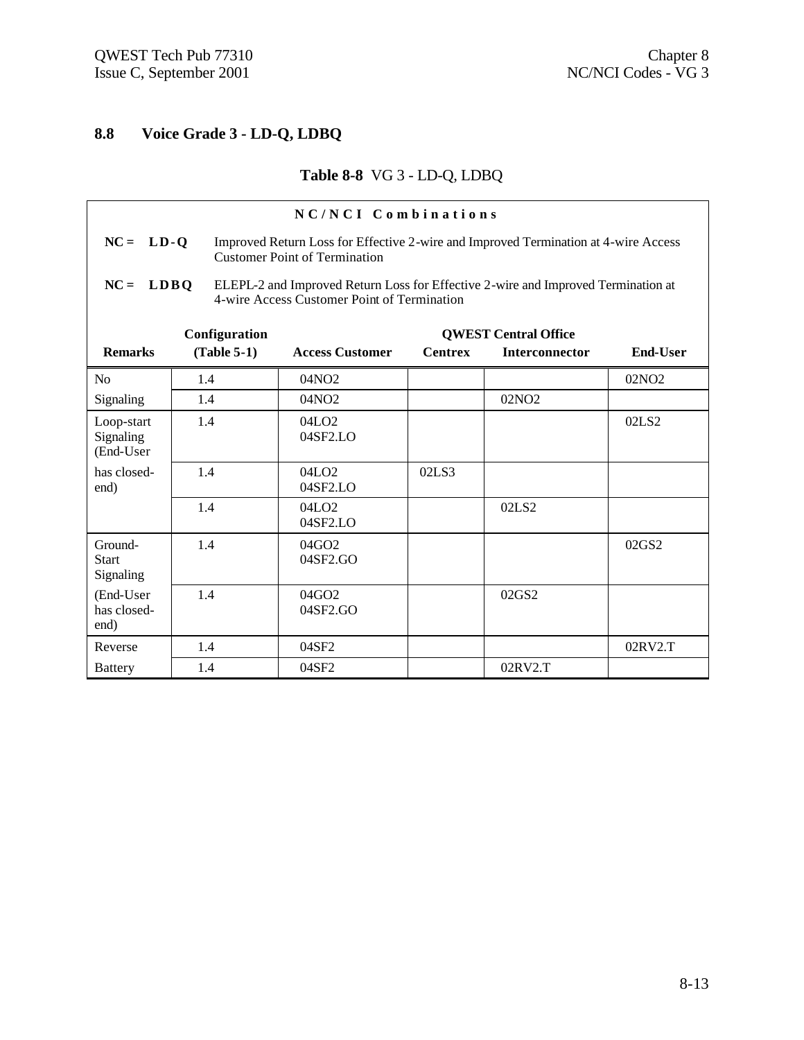## 8.8 Voice Grade 3 - LD-Q, LDBQ

**Table 8-8** VG 3 - LD-Q, LDBQ

**NC/NCI Combinations**

**NC = LD-Q** Improved Return Loss for Effective 2-wire and Improved Termination at 4-wire Access Customer Point of Termination

**NC = LDBQ** ELEPL-2 and Improved Return Loss for Effective 2-wire and Improved Termination at 4-wire Access Customer Point of Termination

| Remarks | Configuration (Table 5-1) | Access Customer | QWEST Central Office Centrex | Interconnector | End-User |
|---|---|---|---|---|---|
| No | 1.4 | 04NO2 | | | 02NO2 |
| Signaling | 1.4 | 04NO2 | | 02NO2 | |
| Loop-start Signaling (End-User | 1.4 | 04LO2<br>04SF2.LO | | | 02LS2 |
| has closed-end) | 1.4 | 04LO2<br>04SF2.LO | 02LS3 | | |
| | 1.4 | 04LO2<br>04SF2.LO | | 02LS2 | |
| Ground-Start Signaling | 1.4 | 04GO2<br>04SF2.GO | | | 02GS2 |
| (End-User has closed-end) | 1.4 | 04GO2<br>04SF2.GO | | 02GS2 | |
| Reverse | 1.4 | 04SF2 | | | 02RV2.T |
| Battery | 1.4 | 04SF2 | | 02RV2.T | |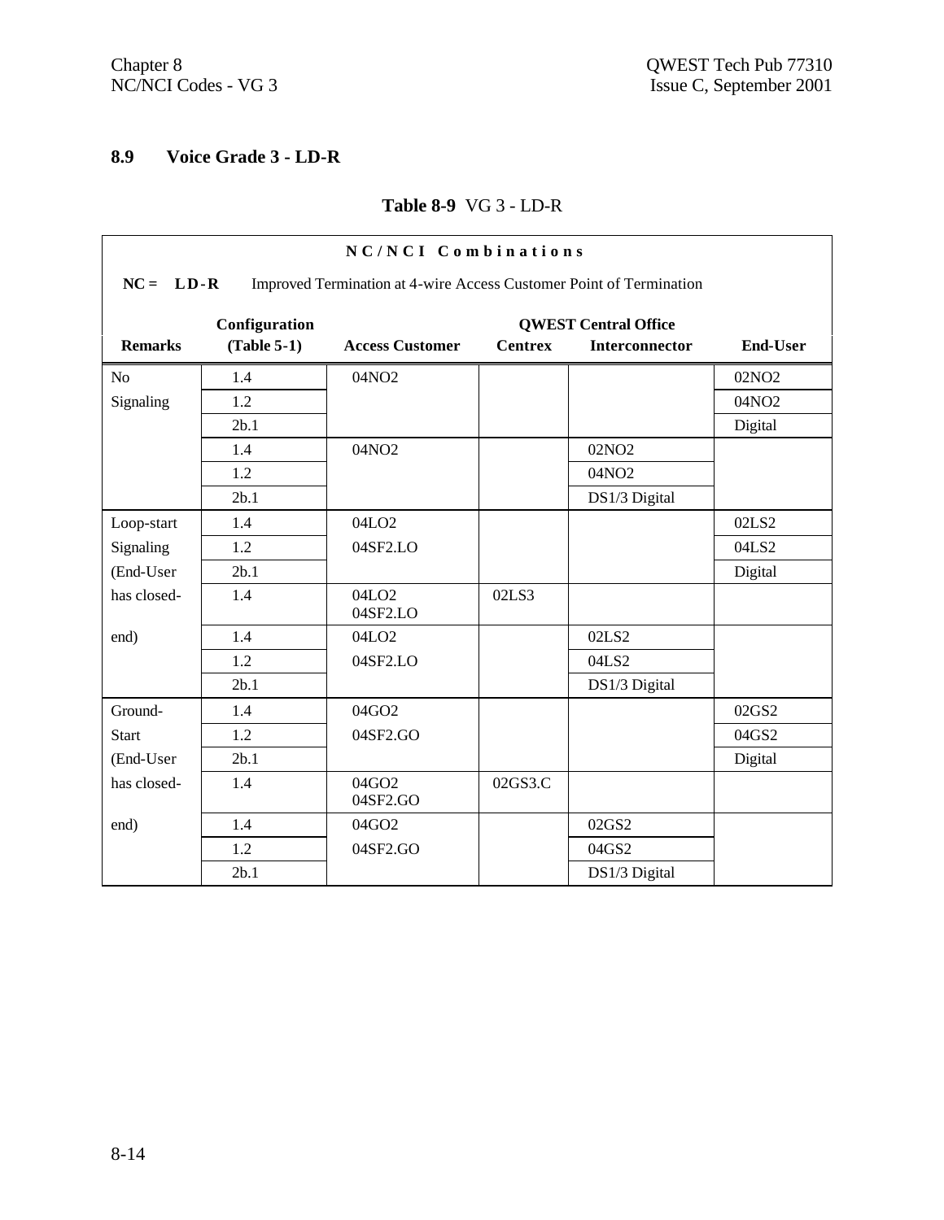## 8.9 Voice Grade 3 - LD-R

**Table 8-9** VG 3 - LD-R

| NC/NCI Combinations | | | | | |
|---|---|---|---|---|---|
| **NC = LD-R** Improved Termination at 4-wire Access Customer Point of Termination | | | | | |
| | **Configuration** | | **QWEST Central Office** | | |
| **Remarks** | **(Table 5-1)** | **Access Customer** | **Centrex** | **Interconnector** | **End-User** |
| No | 1.4 | 04NO2 | | | 02NO2 |
| Signaling | 1.2 | | | | 04NO2 |
| | 2b.1 | | | | Digital |
| | 1.4 | 04NO2 | | 02NO2 | |
| | 1.2 | | | 04NO2 | |
| | 2b.1 | | | DS1/3 Digital | |
| Loop-start | 1.4 | 04LO2 | | | 02LS2 |
| Signaling | 1.2 | 04SF2.LO | | | 04LS2 |
| (End-User | 2b.1 | | | | Digital |
| has closed- | 1.4 | 04LO2 04SF2.LO | 02LS3 | | |
| end) | 1.4 | 04LO2 | | 02LS2 | |
| | 1.2 | 04SF2.LO | | 04LS2 | |
| | 2b.1 | | | DS1/3 Digital | |
| Ground- | 1.4 | 04GO2 | | | 02GS2 |
| Start | 1.2 | 04SF2.GO | | | 04GS2 |
| (End-User | 2b.1 | | | | Digital |
| has closed- | 1.4 | 04GO2 04SF2.GO | 02GS3.C | | |
| end) | 1.4 | 04GO2 | | 02GS2 | |
| | 1.2 | 04SF2.GO | | 04GS2 | |
| | 2b.1 | | | DS1/3 Digital | |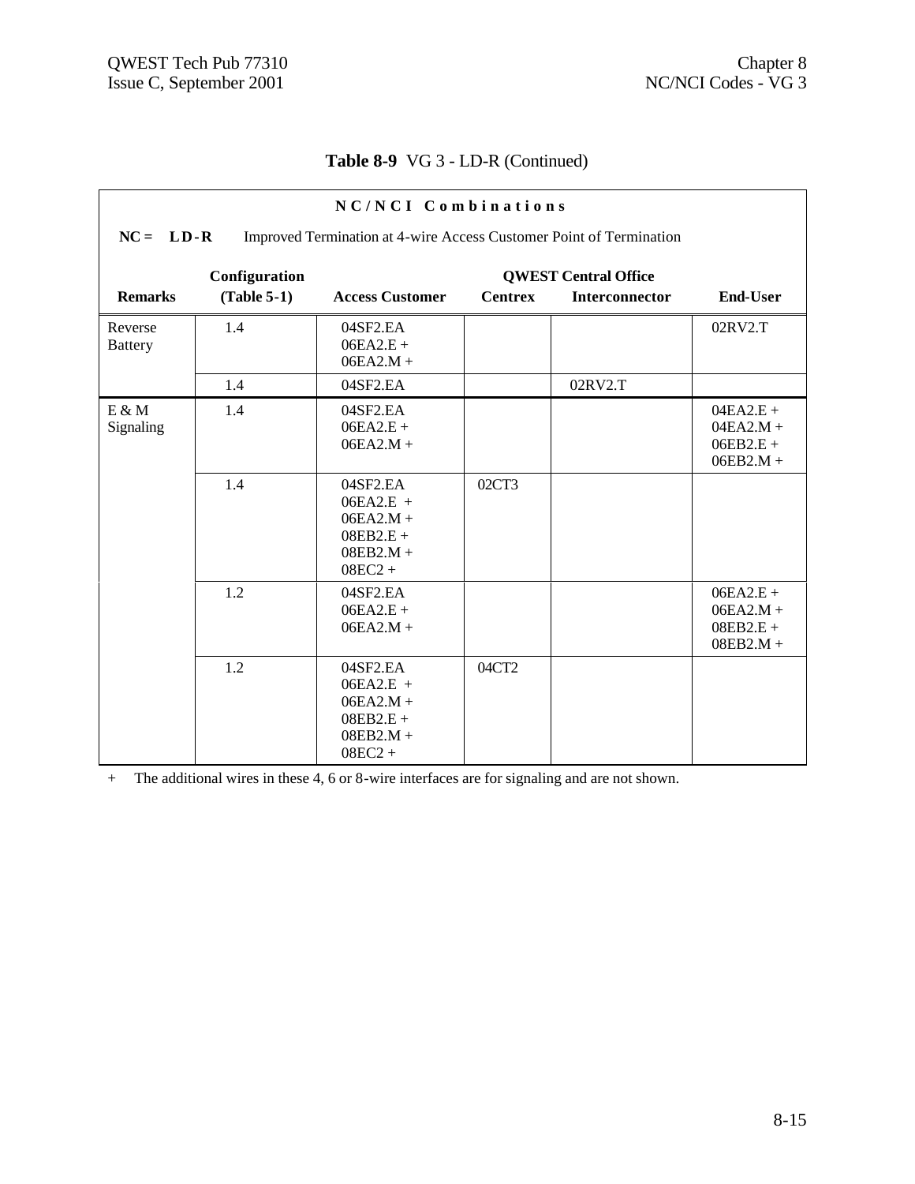**Table 8-9** VG 3 - LD-R (Continued)

| NC/NCI Combinations | | | | | |
|---|---|---|---|---|---|
| **NC = LD-R** Improved Termination at 4-wire Access Customer Point of Termination | | | | | |
| | **Configuration** | | **QWEST Central Office** | | |
| **Remarks** | **(Table 5-1)** | **Access Customer** | **Centrex** | **Interconnector** | **End-User** |
| Reverse Battery | 1.4 | 04SF2.EA<br>06EA2.E +<br>06EA2.M + | | | 02RV2.T |
| | 1.4 | 04SF2.EA | | 02RV2.T | |
| E & M Signaling | 1.4 | 04SF2.EA<br>06EA2.E +<br>06EA2.M + | | | 04EA2.E +<br>04EA2.M +<br>06EB2.E +<br>06EB2.M + |
| | 1.4 | 04SF2.EA<br>06EA2.E +<br>06EA2.M +<br>08EB2.E +<br>08EB2.M +<br>08EC2 + | 02CT3 | | |
| | 1.2 | 04SF2.EA<br>06EA2.E +<br>06EA2.M + | | | 06EA2.E +<br>06EA2.M +<br>08EB2.E +<br>08EB2.M + |
| | 1.2 | 04SF2.EA<br>06EA2.E +<br>06EA2.M +<br>08EB2.E +<br>08EB2.M +<br>08EC2 + | 04CT2 | | |

\+ The additional wires in these 4, 6 or 8-wire interfaces are for signaling and are not shown.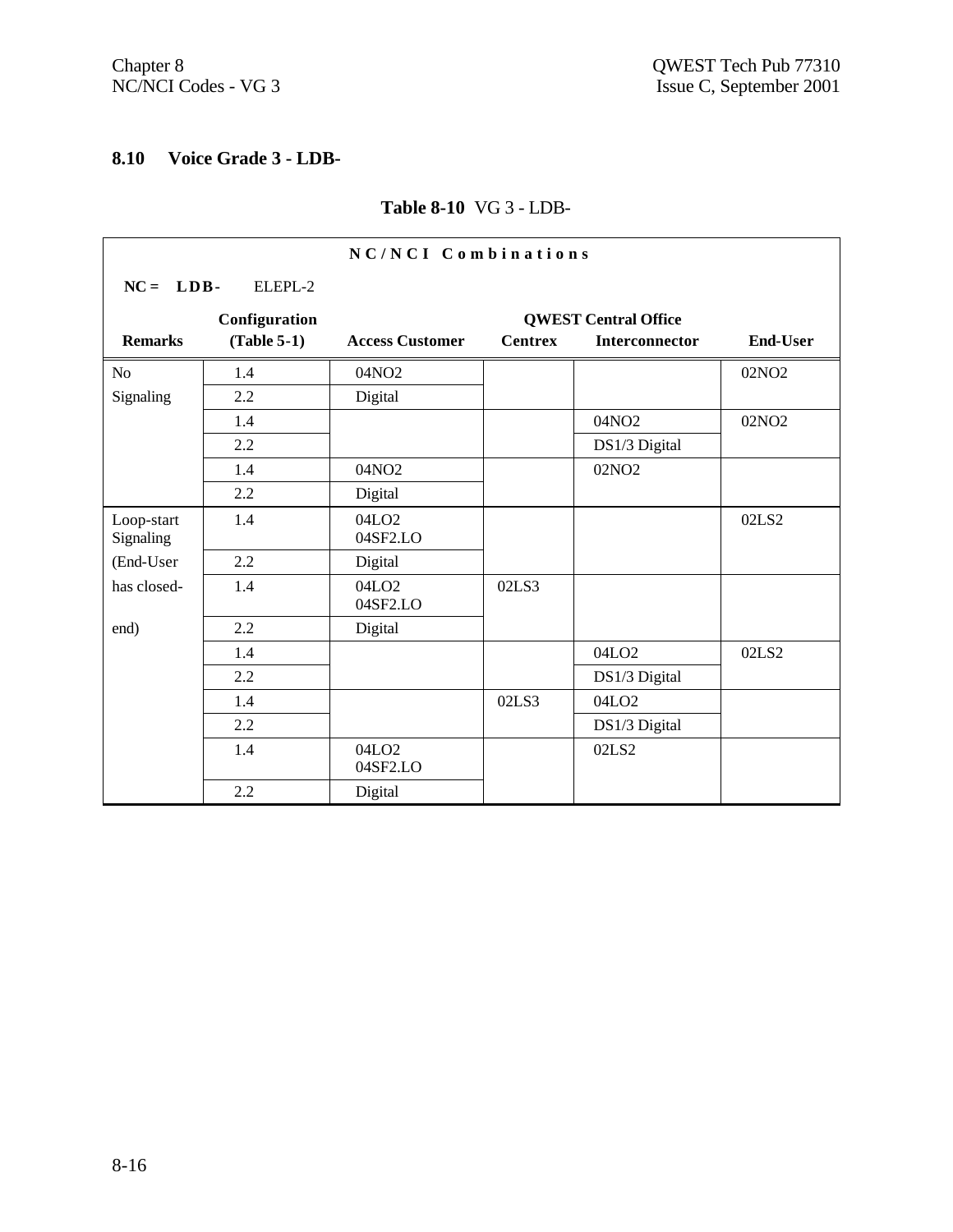## 8.10 Voice Grade 3 - LDB-

**Table 8-10** VG 3 - LDB-

**NC/NCI Combinations**

**NC = LDB-** ELEPL-2

| Remarks | Configuration (Table 5-1) | Access Customer | QWEST Central Office Centrex | QWEST Central Office Interconnector | End-User |
|---|---|---|---|---|---|
| No Signaling | 1.4 | 04NO2 | | | 02NO2 |
| | 2.2 | Digital | | | |
| | 1.4 | | | 04NO2 | 02NO2 |
| | 2.2 | | | DS1/3 Digital | |
| | 1.4 | 04NO2 | | 02NO2 | |
| | 2.2 | Digital | | | |
| Loop-start Signaling | 1.4 | 04LO2 04SF2.LO | | | 02LS2 |
| (End-User | 2.2 | Digital | | | |
| has closed- | 1.4 | 04LO2 04SF2.LO | 02LS3 | | |
| end) | 2.2 | Digital | | | |
| | 1.4 | | | 04LO2 | 02LS2 |
| | 2.2 | | | DS1/3 Digital | |
| | 1.4 | | 02LS3 | 04LO2 | |
| | 2.2 | | | DS1/3 Digital | |
| | 1.4 | 04LO2 04SF2.LO | | 02LS2 | |
| | 2.2 | Digital | | | |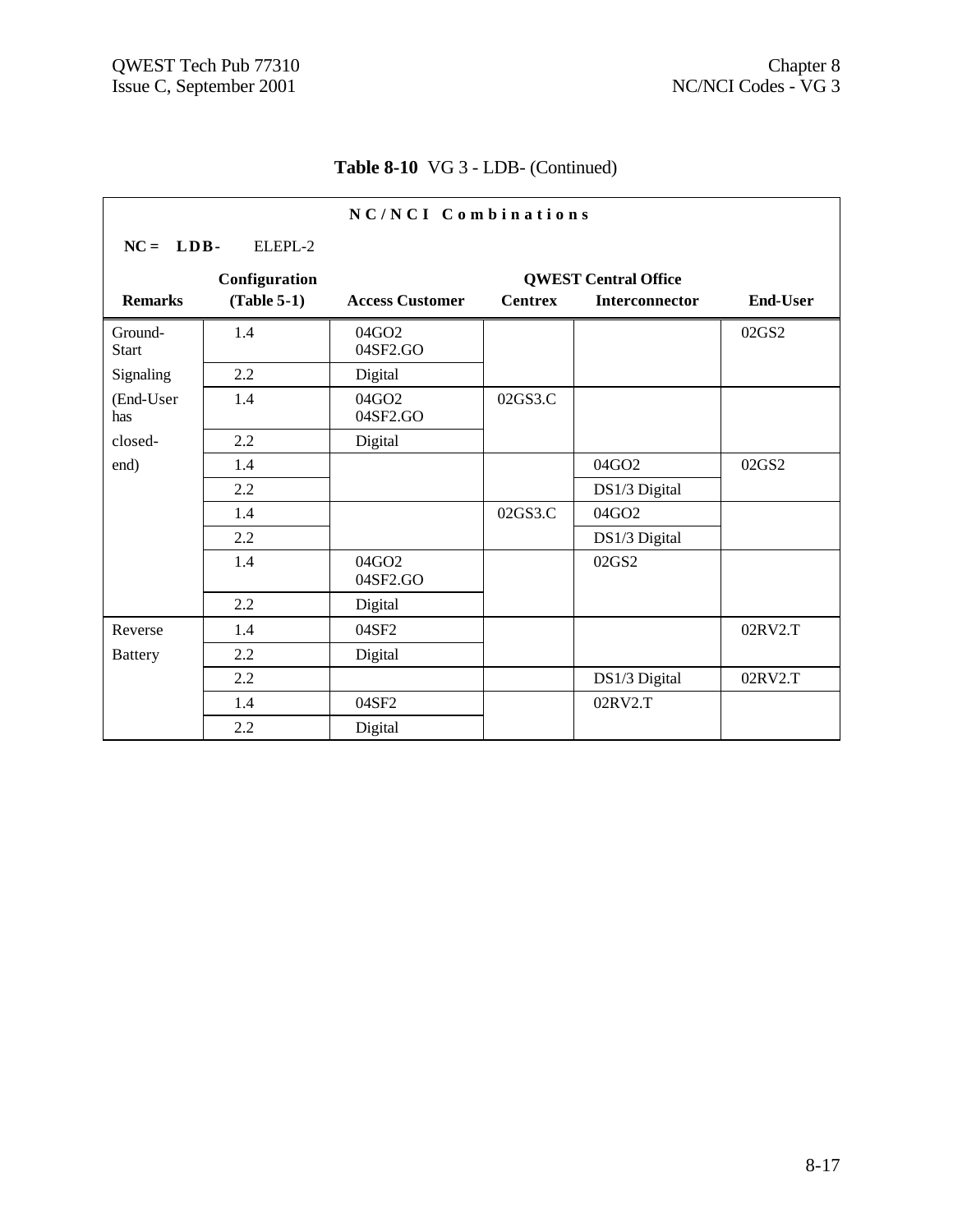**Table 8-10** VG 3 - LDB- (Continued)

**N C / N C I   C o m b i n a t i o n s**

**NC = LDB-** ELEPL-2

| Remarks | Configuration (Table 5-1) | Access Customer | QWEST Central Office Centrex | QWEST Central Office Interconnector | End-User |
|---|---|---|---|---|---|
| Ground-Start | 1.4 | 04GO2 04SF2.GO | | | 02GS2 |
| Signaling | 2.2 | Digital | | | |
| (End-User has | 1.4 | 04GO2 04SF2.GO | 02GS3.C | | |
| closed- | 2.2 | Digital | | | |
| end) | 1.4 | | | 04GO2 | 02GS2 |
| | 2.2 | | | DS1/3 Digital | |
| | 1.4 | | 02GS3.C | 04GO2 | |
| | 2.2 | | | DS1/3 Digital | |
| | 1.4 | 04GO2 04SF2.GO | | 02GS2 | |
| | 2.2 | Digital | | | |
| Reverse | 1.4 | 04SF2 | | | 02RV2.T |
| Battery | 2.2 | Digital | | | |
| | 2.2 | | | DS1/3 Digital | 02RV2.T |
| | 1.4 | 04SF2 | | 02RV2.T | |
| | 2.2 | Digital | | | |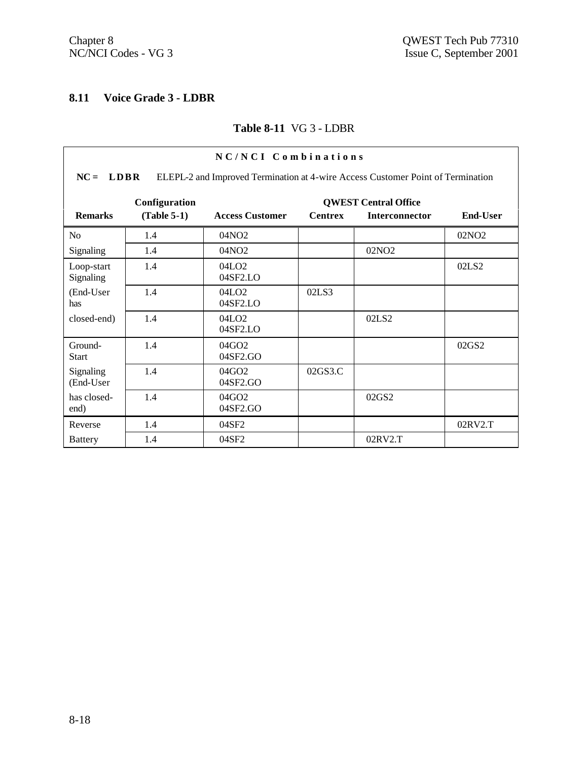## 8.11 Voice Grade 3 - LDBR

**Table 8-11** VG 3 - LDBR

**N C / N C I  C o m b i n a t i o n s**

**NC = LDBR** ELEPL-2 and Improved Termination at 4-wire Access Customer Point of Termination

| Remarks | Configuration (Table 5-1) | Access Customer | QWEST Central Office Centrex | QWEST Central Office Interconnector | End-User |
|---|---|---|---|---|---|
| No | 1.4 | 04NO2 | | | 02NO2 |
| Signaling | 1.4 | 04NO2 | | 02NO2 | |
| Loop-start Signaling | 1.4 | 04LO2 04SF2.LO | | | 02LS2 |
| (End-User has | 1.4 | 04LO2 04SF2.LO | 02LS3 | | |
| closed-end) | 1.4 | 04LO2 04SF2.LO | | 02LS2 | |
| Ground-Start | 1.4 | 04GO2 04SF2.GO | | | 02GS2 |
| Signaling (End-User | 1.4 | 04GO2 04SF2.GO | 02GS3.C | | |
| has closed-end) | 1.4 | 04GO2 04SF2.GO | | 02GS2 | |
| Reverse | 1.4 | 04SF2 | | | 02RV2.T |
| Battery | 1.4 | 04SF2 | | 02RV2.T | |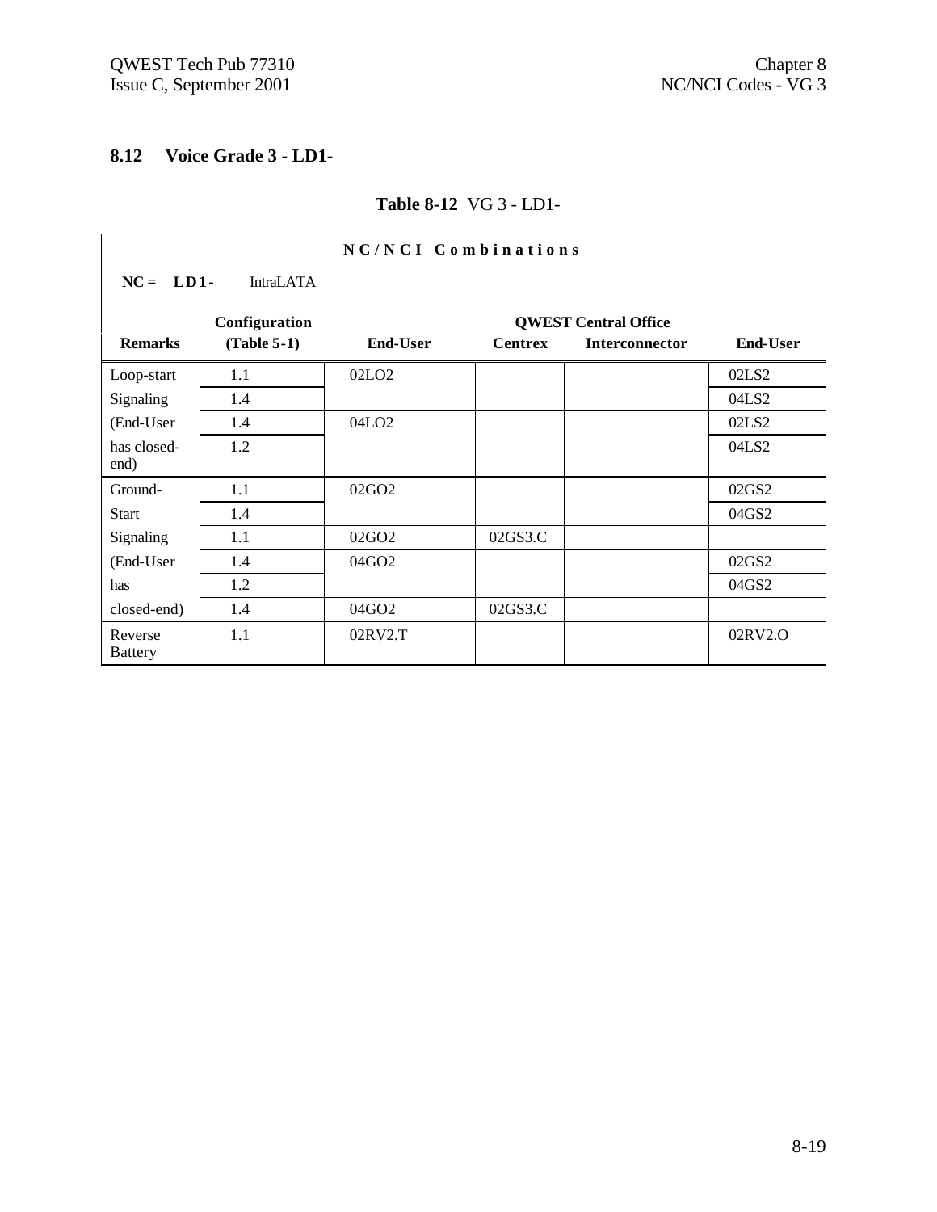## 8.12 Voice Grade 3 - LD1-

**Table 8-12** VG 3 - LD1-

| **N C / N C I   C o m b i n a t i o n s** | | | | | |
|---|---|---|---|---|---|
| **NC = LD1-** IntraLATA | | | | | |
| | **Configuration** | | **QWEST Central Office** | | |
| **Remarks** | **(Table 5-1)** | **End-User** | **Centrex** | **Interconnector** | **End-User** |
| Loop-start | 1.1 | 02LO2 | | | 02LS2 |
| Signaling | 1.4 | | | | 04LS2 |
| (End-User | 1.4 | 04LO2 | | | 02LS2 |
| has closed-end) | 1.2 | | | | 04LS2 |
| Ground- | 1.1 | 02GO2 | | | 02GS2 |
| Start | 1.4 | | | | 04GS2 |
| Signaling | 1.1 | 02GO2 | 02GS3.C | | |
| (End-User | 1.4 | 04GO2 | | | 02GS2 |
| has | 1.2 | | | | 04GS2 |
| closed-end) | 1.4 | 04GO2 | 02GS3.C | | |
| Reverse Battery | 1.1 | 02RV2.T | | | 02RV2.O |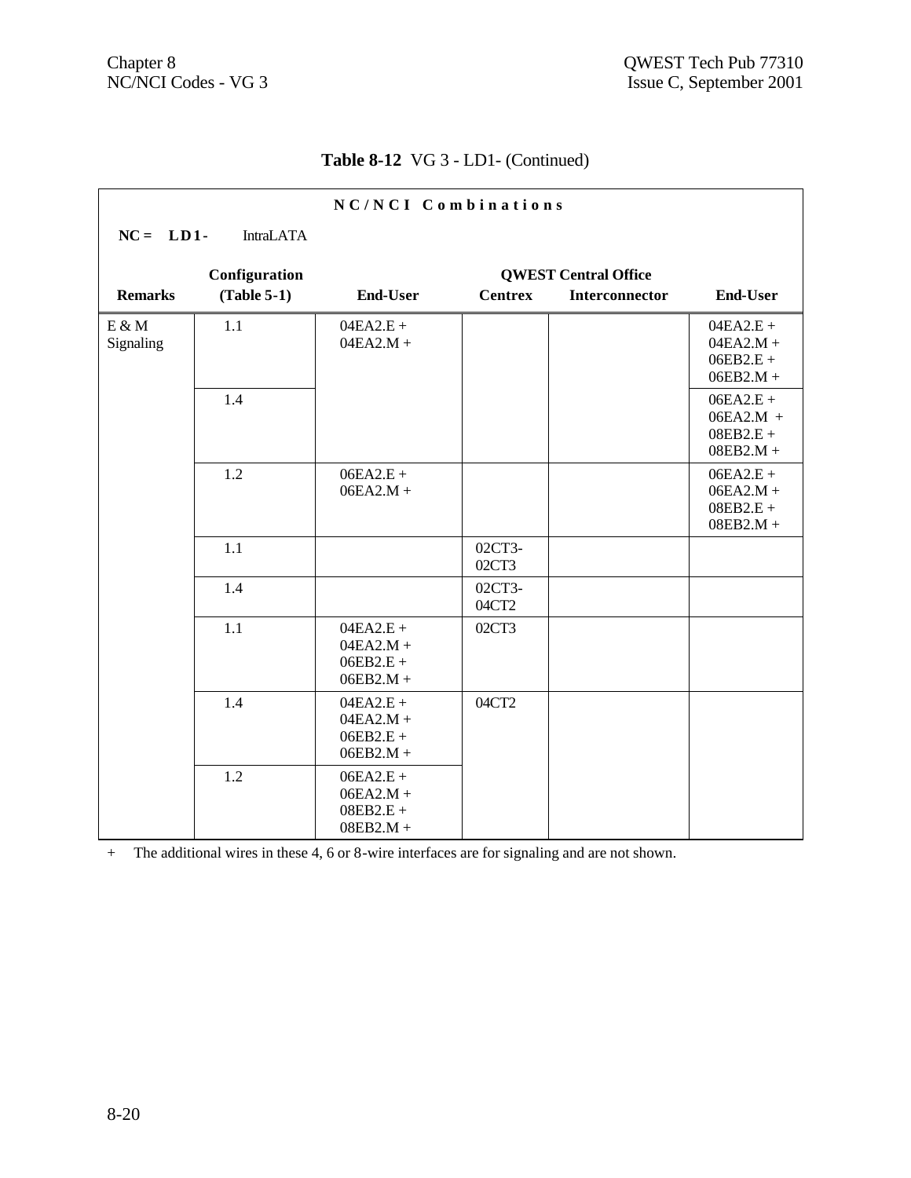**Table 8-12** VG 3 - LD1- (Continued)

| N C / N C I Combinations | | | | | |
|---|---|---|---|---|---|
| **NC = LD1-** IntraLATA | | | | | |
| | **Configuration** | | **QWEST Central Office** | | |
| **Remarks** | **(Table 5-1)** | **End-User** | **Centrex** | **Interconnector** | **End-User** |
| E & M Signaling | 1.1 | 04EA2.E + 04EA2.M + | | | 04EA2.E + 04EA2.M + 06EB2.E + 06EB2.M + |
| | 1.4 | | | | 06EA2.E + 06EA2.M + 08EB2.E + 08EB2.M + |
| | 1.2 | 06EA2.E + 06EA2.M + | | | 06EA2.E + 06EA2.M + 08EB2.E + 08EB2.M + |
| | 1.1 | | 02CT3-02CT3 | | |
| | 1.4 | | 02CT3-04CT2 | | |
| | 1.1 | 04EA2.E + 04EA2.M + 06EB2.E + 06EB2.M + | 02CT3 | | |
| | 1.4 | 04EA2.E + 04EA2.M + 06EB2.E + 06EB2.M + | 04CT2 | | |
| | 1.2 | 06EA2.E + 06EA2.M + 08EB2.E + 08EB2.M + | | | |

\+ The additional wires in these 4, 6 or 8-wire interfaces are for signaling and are not shown.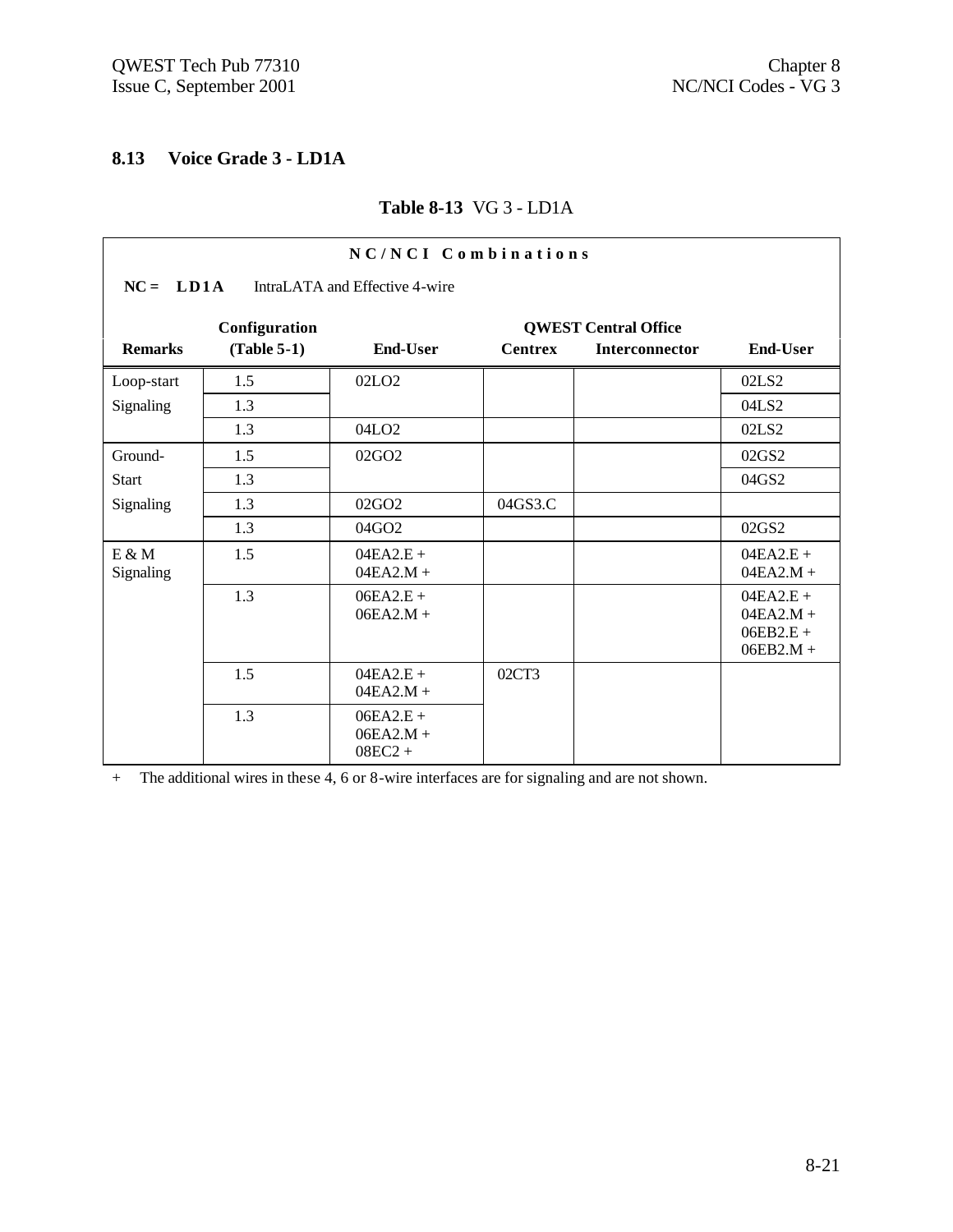## 8.13 Voice Grade 3 - LD1A

**Table 8-13** VG 3 - LD1A

**NC/NCI Combinations**

**NC = LD1A** IntraLATA and Effective 4-wire

| Remarks | Configuration (Table 5-1) | End-User | QWEST Central Office Centrex | QWEST Central Office Interconnector | End-User |
|---|---|---|---|---|---|
| Loop-start Signaling | 1.5 | 02LO2 | | | 02LS2 |
| | 1.3 | | | | 04LS2 |
| | 1.3 | 04LO2 | | | 02LS2 |
| Ground-Start Signaling | 1.5 | 02GO2 | | | 02GS2 |
| | 1.3 | | | | 04GS2 |
| | 1.3 | 02GO2 | 04GS3.C | | |
| | 1.3 | 04GO2 | | | 02GS2 |
| E & M Signaling | 1.5 | 04EA2.E + 04EA2.M + | | | 04EA2.E + 04EA2.M + |
| | 1.3 | 06EA2.E + 06EA2.M + | | | 04EA2.E + 04EA2.M + 06EB2.E + 06EB2.M + |
| | 1.5 | 04EA2.E + 04EA2.M + | 02CT3 | | |
| | 1.3 | 06EA2.E + 06EA2.M + 08EC2 + | | | |

\+ The additional wires in these 4, 6 or 8-wire interfaces are for signaling and are not shown.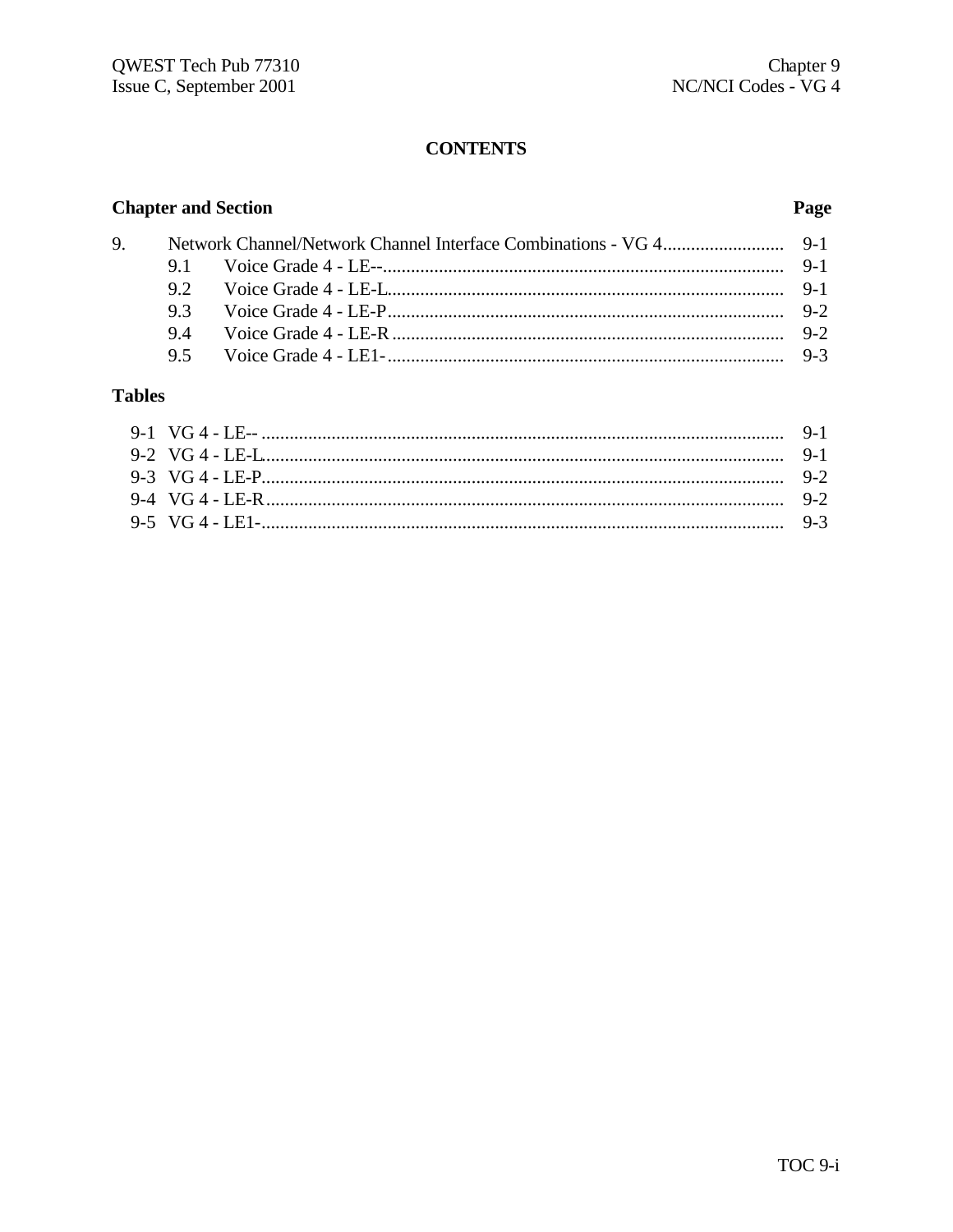# CONTENTS

| Chapter and Section | | Page |
|---|---|---|
| 9. | Network Channel/Network Channel Interface Combinations - VG 4 | 9-1 |
| 9.1 | Voice Grade 4 - LE-- | 9-1 |
| 9.2 | Voice Grade 4 - LE-L | 9-1 |
| 9.3 | Voice Grade 4 - LE-P | 9-2 |
| 9.4 | Voice Grade 4 - LE-R | 9-2 |
| 9.5 | Voice Grade 4 - LE1- | 9-3 |

## Tables

| | | |
|---|---|---|
| 9-1 | VG 4 - LE-- | 9-1 |
| 9-2 | VG 4 - LE-L | 9-1 |
| 9-3 | VG 4 - LE-P | 9-2 |
| 9-4 | VG 4 - LE-R | 9-2 |
| 9-5 | VG 4 - LE1- | 9-3 |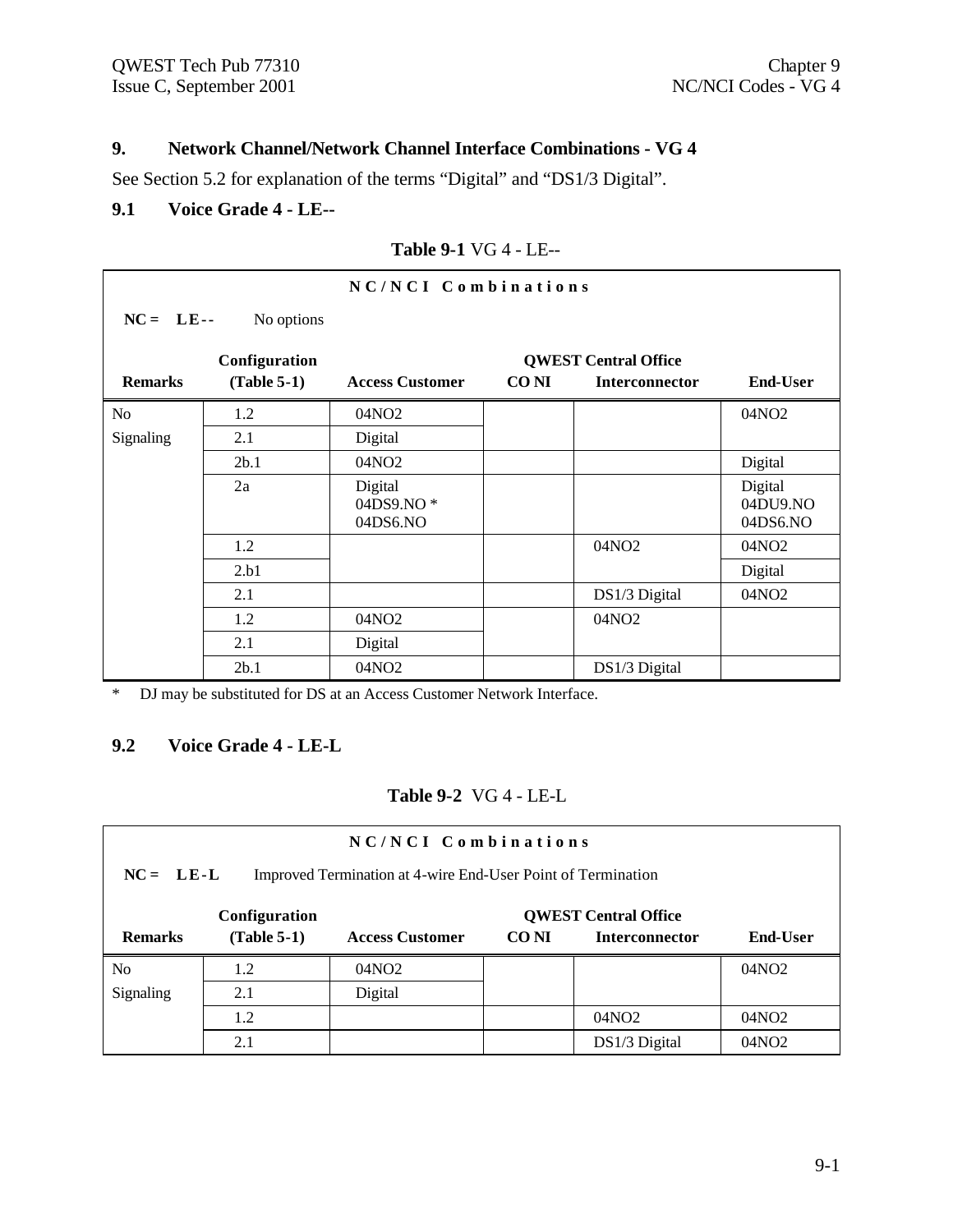## 9. Network Channel/Network Channel Interface Combinations - VG 4

See Section 5.2 for explanation of the terms "Digital" and "DS1/3 Digital".

### 9.1 Voice Grade 4 - LE--

**Table 9-1** VG 4 - LE--

**N C / N C I  C o m b i n a t i o n s**

**NC = LE--** No options

| Remarks | Configuration (Table 5-1) | Access Customer | QWEST Central Office CO NI | QWEST Central Office Interconnector | End-User |
|---|---|---|---|---|---|
| No Signaling | 1.2 | 04NO2 | | | 04NO2 |
| | 2.1 | Digital | | | |
| | 2b.1 | 04NO2 | | | Digital |
| | 2a | Digital 04DS9.NO * 04DS6.NO | | | Digital 04DU9.NO 04DS6.NO |
| | 1.2 | | | 04NO2 | 04NO2 |
| | 2.b1 | | | | Digital |
| | 2.1 | | | DS1/3 Digital | 04NO2 |
| | 1.2 | 04NO2 | | 04NO2 | |
| | 2.1 | Digital | | | |
| | 2b.1 | 04NO2 | | DS1/3 Digital | |

\* DJ may be substituted for DS at an Access Customer Network Interface.

### 9.2 Voice Grade 4 - LE-L

**Table 9-2** VG 4 - LE-L

**N C / N C I  C o m b i n a t i o n s**

**NC = LE-L** Improved Termination at 4-wire End-User Point of Termination

| Remarks | Configuration (Table 5-1) | Access Customer | QWEST Central Office CO NI | QWEST Central Office Interconnector | End-User |
|---|---|---|---|---|---|
| No Signaling | 1.2 | 04NO2 | | | 04NO2 |
| | 2.1 | Digital | | | |
| | 1.2 | | | 04NO2 | 04NO2 |
| | 2.1 | | | DS1/3 Digital | 04NO2 |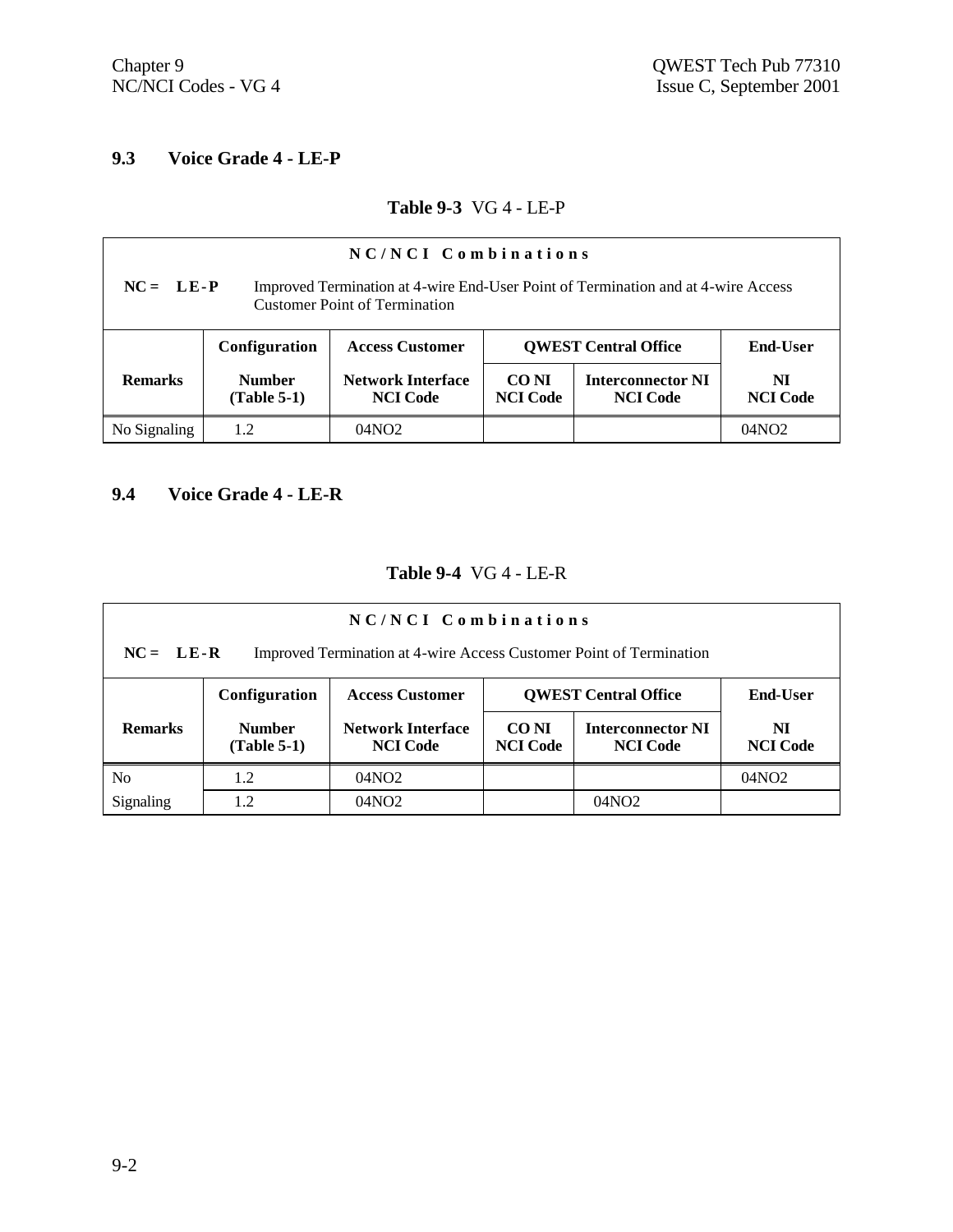## 9.3 Voice Grade 4 - LE-P

**Table 9-3** VG 4 - LE-P

| **N C / N C I  C o m b i n a t i o n s** | | | | | |
|---|---|---|---|---|---|
| **NC = LE-P** | Improved Termination at 4-wire End-User Point of Termination and at 4-wire Access Customer Point of Termination | | | | |
| | **Configuration** | **Access Customer** | **QWEST Central Office** | | **End-User** |
| **Remarks** | **Number (Table 5-1)** | **Network Interface NCI Code** | **CO NI NCI Code** | **Interconnector NI NCI Code** | **NI NCI Code** |
| No Signaling | 1.2 | 04NO2 | | | 04NO2 |

## 9.4 Voice Grade 4 - LE-R

**Table 9-4** VG 4 - LE-R

| **N C / N C I  C o m b i n a t i o n s** | | | | | |
|---|---|---|---|---|---|
| **NC = LE-R** | Improved Termination at 4-wire Access Customer Point of Termination | | | | |
| | **Configuration** | **Access Customer** | **QWEST Central Office** | | **End-User** |
| **Remarks** | **Number (Table 5-1)** | **Network Interface NCI Code** | **CO NI NCI Code** | **Interconnector NI NCI Code** | **NI NCI Code** |
| No | 1.2 | 04NO2 | | | 04NO2 |
| Signaling | 1.2 | 04NO2 | | 04NO2 | |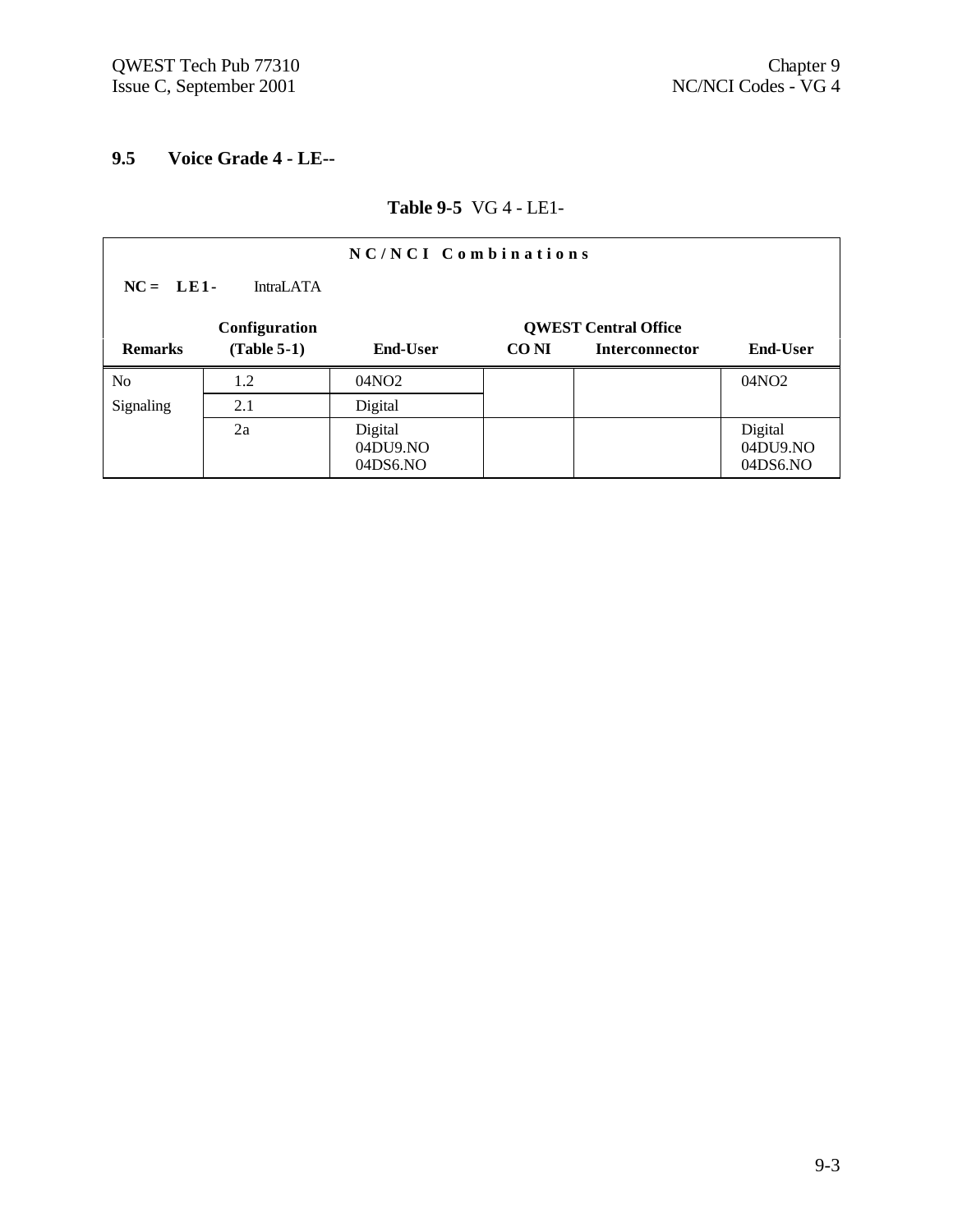## 9.5 Voice Grade 4 - LE--

**Table 9-5** VG 4 - LE1-

| NC/NCI Combinations | | | | | |
|---|---|---|---|---|---|
| **NC = LE1-** IntraLATA | | | | | |
| | **Configuration** | | **QWEST Central Office** | | |
| **Remarks** | **(Table 5-1)** | **End-User** | **CO NI** | **Interconnector** | **End-User** |
| No Signaling | 1.2 | 04NO2 | | | 04NO2 |
| | 2.1 | Digital | | | |
| | 2a | Digital 04DU9.NO 04DS6.NO | | | Digital 04DU9.NO 04DS6.NO |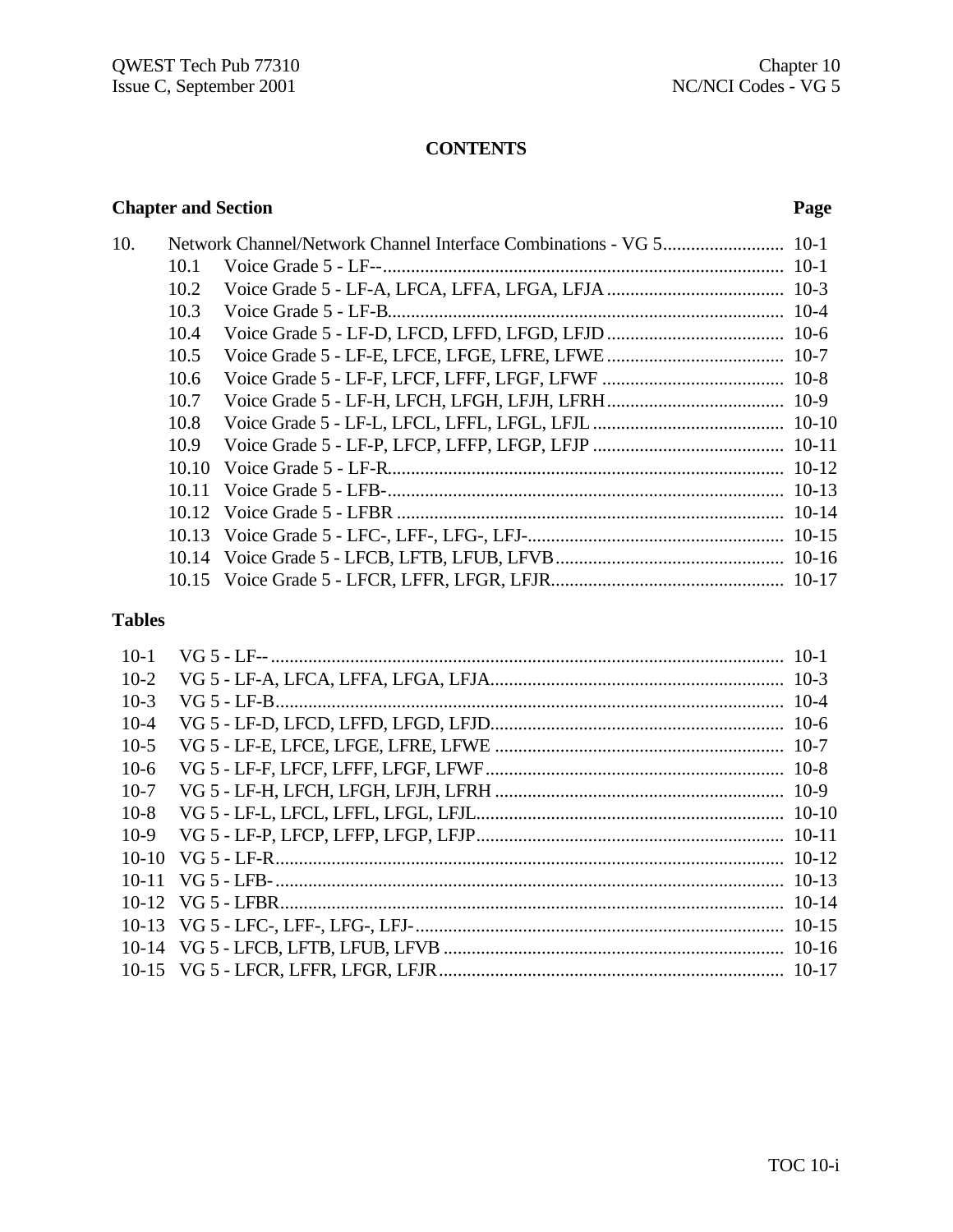# CONTENTS

| Chapter and Section | | Page |
|---|---|---|
| 10. | Network Channel/Network Channel Interface Combinations - VG 5 | 10-1 |
| 10.1 | Voice Grade 5 - LF-- | 10-1 |
| 10.2 | Voice Grade 5 - LF-A, LFCA, LFFA, LFGA, LFJA | 10-3 |
| 10.3 | Voice Grade 5 - LF-B | 10-4 |
| 10.4 | Voice Grade 5 - LF-D, LFCD, LFFD, LFGD, LFJD | 10-6 |
| 10.5 | Voice Grade 5 - LF-E, LFCE, LFGE, LFRE, LFWE | 10-7 |
| 10.6 | Voice Grade 5 - LF-F, LFCF, LFFF, LFGF, LFWF | 10-8 |
| 10.7 | Voice Grade 5 - LF-H, LFCH, LFGH, LFJH, LFRH | 10-9 |
| 10.8 | Voice Grade 5 - LF-L, LFCL, LFFL, LFGL, LFJL | 10-10 |
| 10.9 | Voice Grade 5 - LF-P, LFCP, LFFP, LFGP, LFJP | 10-11 |
| 10.10 | Voice Grade 5 - LF-R | 10-12 |
| 10.11 | Voice Grade 5 - LFB- | 10-13 |
| 10.12 | Voice Grade 5 - LFBR | 10-14 |
| 10.13 | Voice Grade 5 - LFC-, LFF-, LFG-, LFJ- | 10-15 |
| 10.14 | Voice Grade 5 - LFCB, LFTB, LFUB, LFVB | 10-16 |
| 10.15 | Voice Grade 5 - LFCR, LFFR, LFGR, LFJR | 10-17 |

## Tables

| | | |
|---|---|---|
| 10-1 | VG 5 - LF-- | 10-1 |
| 10-2 | VG 5 - LF-A, LFCA, LFFA, LFGA, LFJA | 10-3 |
| 10-3 | VG 5 - LF-B | 10-4 |
| 10-4 | VG 5 - LF-D, LFCD, LFFD, LFGD, LFJD | 10-6 |
| 10-5 | VG 5 - LF-E, LFCE, LFGE, LFRE, LFWE | 10-7 |
| 10-6 | VG 5 - LF-F, LFCF, LFFF, LFGF, LFWF | 10-8 |
| 10-7 | VG 5 - LF-H, LFCH, LFGH, LFJH, LFRH | 10-9 |
| 10-8 | VG 5 - LF-L, LFCL, LFFL, LFGL, LFJL | 10-10 |
| 10-9 | VG 5 - LF-P, LFCP, LFFP, LFGP, LFJP | 10-11 |
| 10-10 | VG 5 - LF-R | 10-12 |
| 10-11 | VG 5 - LFB- | 10-13 |
| 10-12 | VG 5 - LFBR | 10-14 |
| 10-13 | VG 5 - LFC-, LFF-, LFG-, LFJ- | 10-15 |
| 10-14 | VG 5 - LFCB, LFTB, LFUB, LFVB | 10-16 |
| 10-15 | VG 5 - LFCR, LFFR, LFGR, LFJR | 10-17 |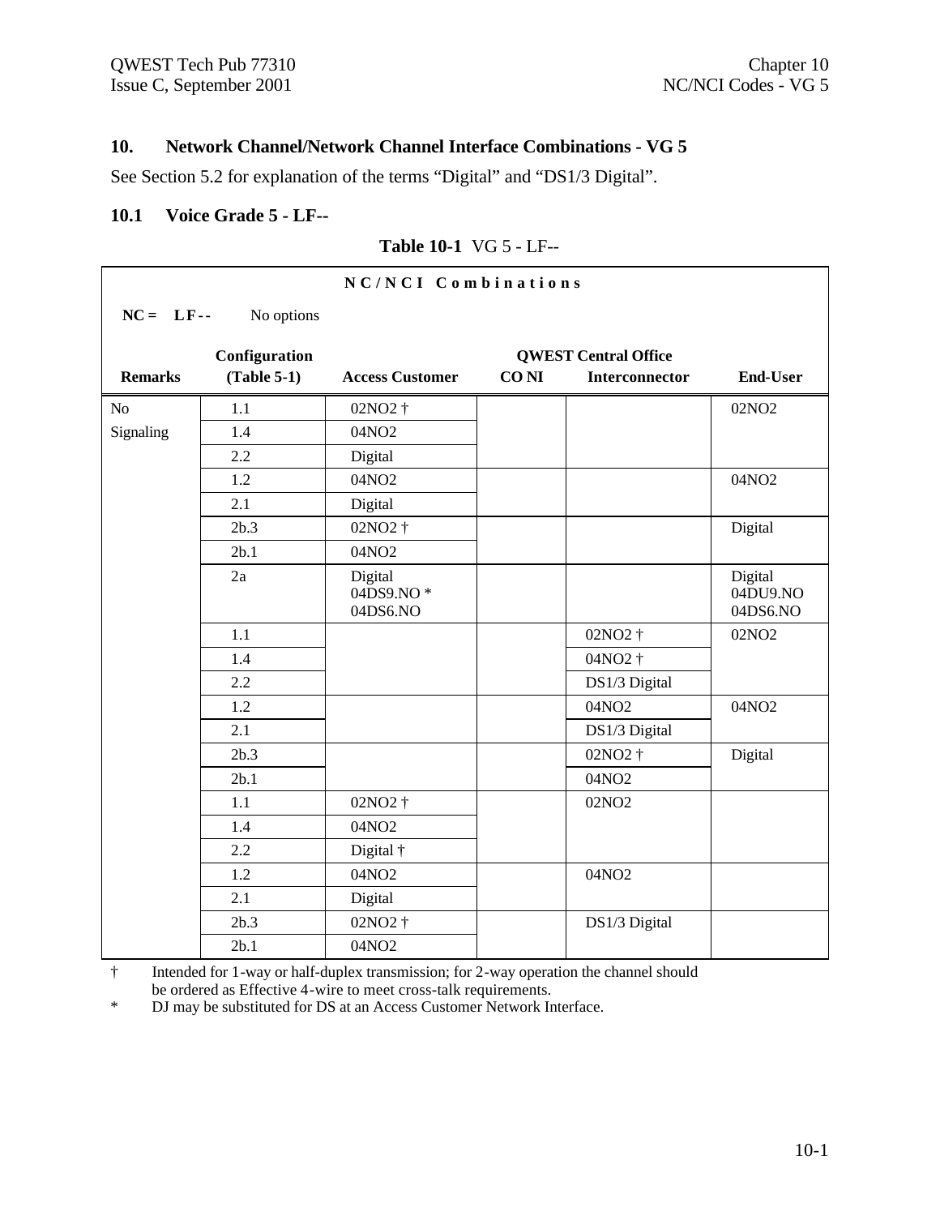## 10. Network Channel/Network Channel Interface Combinations - VG 5

See Section 5.2 for explanation of the terms "Digital" and "DS1/3 Digital".

### 10.1 Voice Grade 5 - LF--

**Table 10-1** VG 5 - LF--

**N C / N C I Combinations**

**NC = LF--** No options

| Remarks | Configuration (Table 5-1) | Access Customer | QWEST Central Office CO NI | QWEST Central Office Interconnector | End-User |
|---|---|---|---|---|---|
| No Signaling | 1.1 | 02NO2 † | | | 02NO2 |
| | 1.4 | 04NO2 | | | |
| | 2.2 | Digital | | | |
| | 1.2 | 04NO2 | | | 04NO2 |
| | 2.1 | Digital | | | |
| | 2b.3 | 02NO2 † | | | Digital |
| | 2b.1 | 04NO2 | | | |
| | 2a | Digital<br>04DS9.NO *<br>04DS6.NO | | | Digital<br>04DU9.NO<br>04DS6.NO |
| | 1.1 | | | 02NO2 † | 02NO2 |
| | 1.4 | | | 04NO2 † | |
| | 2.2 | | | DS1/3 Digital | |
| | 1.2 | | | 04NO2 | 04NO2 |
| | 2.1 | | | DS1/3 Digital | |
| | 2b.3 | | | 02NO2 † | Digital |
| | 2b.1 | | | 04NO2 | |
| | 1.1 | 02NO2 † | | 02NO2 | |
| | 1.4 | 04NO2 | | | |
| | 2.2 | Digital † | | | |
| | 1.2 | 04NO2 | | 04NO2 | |
| | 2.1 | Digital | | | |
| | 2b.3 | 02NO2 † | | DS1/3 Digital | |
| | 2b.1 | 04NO2 | | | |

† Intended for 1-way or half-duplex transmission; for 2-way operation the channel should be ordered as Effective 4-wire to meet cross-talk requirements.

* DJ may be substituted for DS at an Access Customer Network Interface.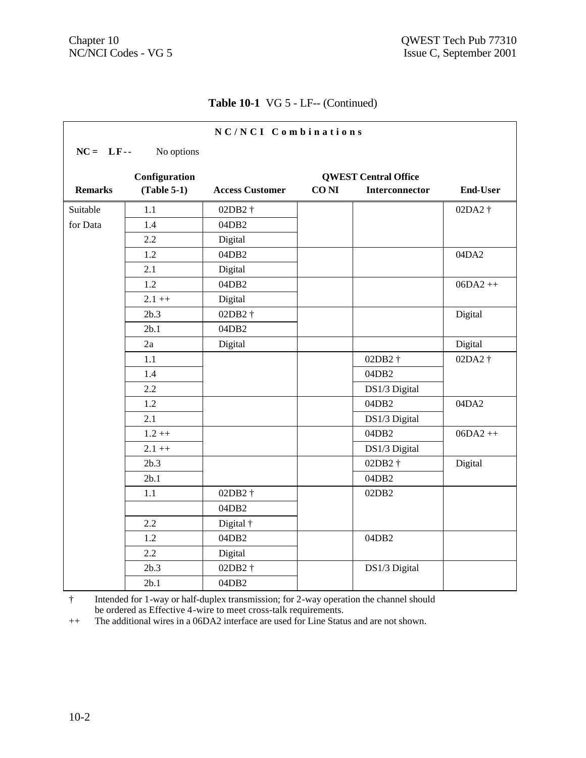**Table 10-1** VG 5 - LF-- (Continued)

**N C / N C I C o m b i n a t i o n s**

**NC = LF- -** No options

| Remarks | Configuration (Table 5-1) | Access Customer | CO NI | QWEST Central Office Interconnector | End-User |
|---|---|---|---|---|---|
| Suitable for Data | 1.1 | 02DB2 † | | | 02DA2 † |
| | 1.4 | 04DB2 | | | |
| | 2.2 | Digital | | | |
| | 1.2 | 04DB2 | | | 04DA2 |
| | 2.1 | Digital | | | |
| | 1.2 | 04DB2 | | | 06DA2 ++ |
| | 2.1 ++ | Digital | | | |
| | 2b.3 | 02DB2 † | | | Digital |
| | 2b.1 | 04DB2 | | | |
| | 2a | Digital | | | Digital |
| | 1.1 | | | 02DB2 † | 02DA2 † |
| | 1.4 | | | 04DB2 | |
| | 2.2 | | | DS1/3 Digital | |
| | 1.2 | | | 04DB2 | 04DA2 |
| | 2.1 | | | DS1/3 Digital | |
| | 1.2 ++ | | | 04DB2 | 06DA2 ++ |
| | 2.1 ++ | | | DS1/3 Digital | |
| | 2b.3 | | | 02DB2 † | Digital |
| | 2b.1 | | | 04DB2 | |
| | 1.1 | 02DB2 † | | 02DB2 | |
| | | 04DB2 | | | |
| | 2.2 | Digital † | | | |
| | 1.2 | 04DB2 | | 04DB2 | |
| | 2.2 | Digital | | | |
| | 2b.3 | 02DB2 † | | DS1/3 Digital | |
| | 2b.1 | 04DB2 | | | |

† Intended for 1-way or half-duplex transmission; for 2-way operation the channel should be ordered as Effective 4-wire to meet cross-talk requirements.

++ The additional wires in a 06DA2 interface are used for Line Status and are not shown.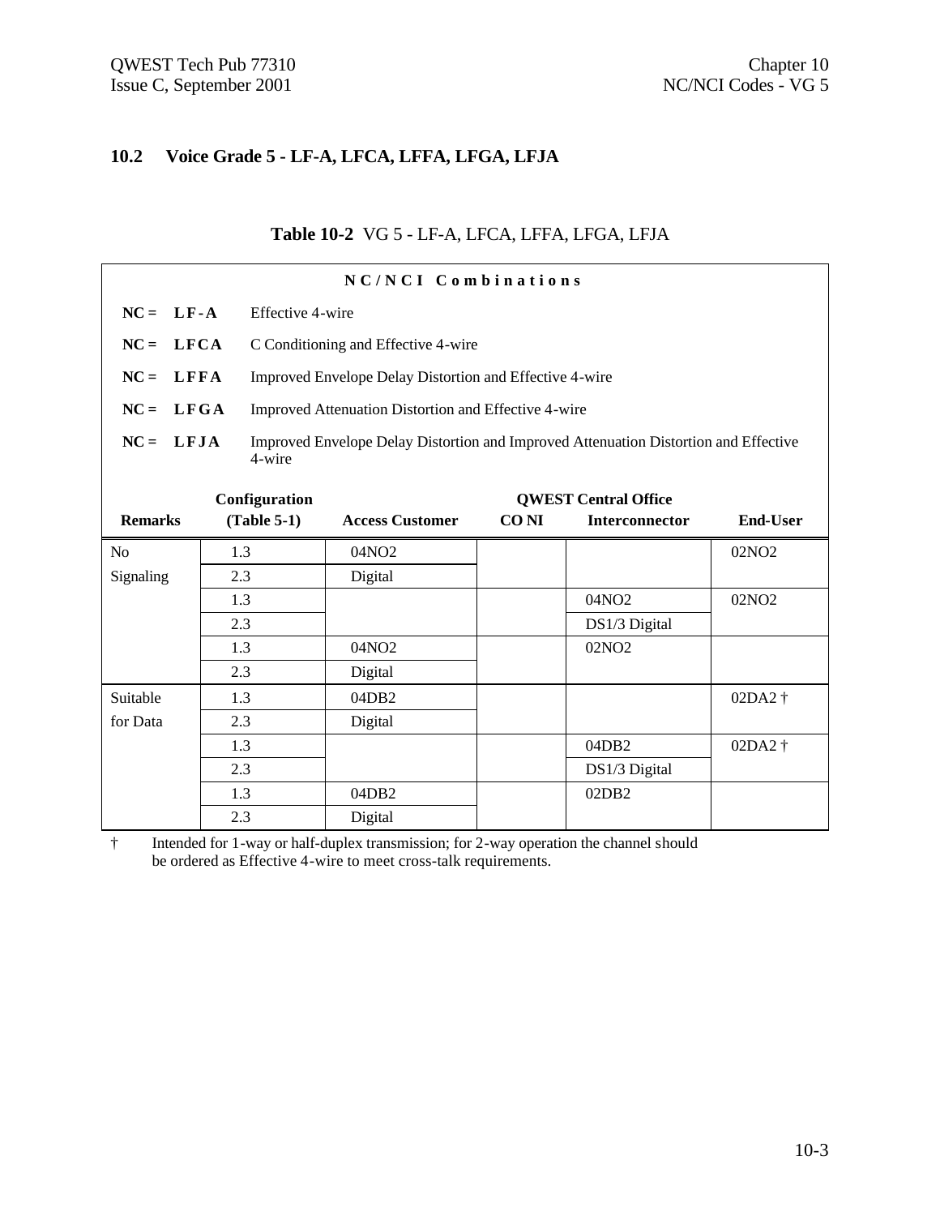## 10.2 Voice Grade 5 - LF-A, LFCA, LFFA, LFGA, LFJA

**Table 10-2** VG 5 - LF-A, LFCA, LFFA, LFGA, LFJA

**NC/NCI Combinations**

- **NC = LF-A** Effective 4-wire
- **NC = LFCA** C Conditioning and Effective 4-wire
- **NC = LFFA** Improved Envelope Delay Distortion and Effective 4-wire
- **NC = LFGA** Improved Attenuation Distortion and Effective 4-wire
- **NC = LFJA** Improved Envelope Delay Distortion and Improved Attenuation Distortion and Effective 4-wire

| Remarks | Configuration (Table 5-1) | Access Customer | QWEST Central Office CO NI | QWEST Central Office Interconnector | End-User |
|---|---|---|---|---|---|
| No Signaling | 1.3 | 04NO2 | | | 02NO2 |
| | 2.3 | Digital | | | |
| | 1.3 | | | 04NO2 | 02NO2 |
| | 2.3 | | | DS1/3 Digital | |
| | 1.3 | 04NO2 | | 02NO2 | |
| | 2.3 | Digital | | | |
| Suitable for Data | 1.3 | 04DB2 | | | 02DA2 † |
| | 2.3 | Digital | | | |
| | 1.3 | | | 04DB2 | 02DA2 † |
| | 2.3 | | | DS1/3 Digital | |
| | 1.3 | 04DB2 | | 02DB2 | |
| | 2.3 | Digital | | | |

† Intended for 1-way or half-duplex transmission; for 2-way operation the channel should be ordered as Effective 4-wire to meet cross-talk requirements.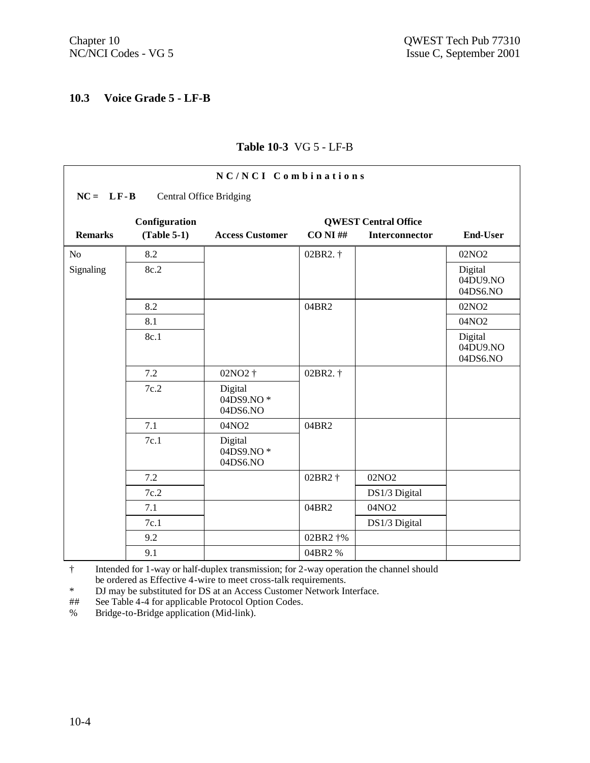## 10.3 Voice Grade 5 - LF-B

**Table 10-3** VG 5 - LF-B

| NC/NCI Combinations | | | | | |
|---|---|---|---|---|---|
| **NC = LF-B** Central Office Bridging | | | | | |
| | **Configuration** | | **QWEST Central Office** | | |
| **Remarks** | **(Table 5-1)** | **Access Customer** | **CO NI ##** | **Interconnector** | **End-User** |
| No | 8.2 | | 02BR2. † | | 02NO2 |
| Signaling | 8c.2 | | | | Digital 04DU9.NO 04DS6.NO |
| | 8.2 | | 04BR2 | | 02NO2 |
| | 8.1 | | | | 04NO2 |
| | 8c.1 | | | | Digital 04DU9.NO 04DS6.NO |
| | 7.2 | 02NO2 † | 02BR2. † | | |
| | 7c.2 | Digital 04DS9.NO * 04DS6.NO | | | |
| | 7.1 | 04NO2 | 04BR2 | | |
| | 7c.1 | Digital 04DS9.NO * 04DS6.NO | | | |
| | 7.2 | | 02BR2 † | 02NO2 | |
| | 7c.2 | | | DS1/3 Digital | |
| | 7.1 | | 04BR2 | 04NO2 | |
| | 7c.1 | | | DS1/3 Digital | |
| | 9.2 | | 02BR2 †% | | |
| | 9.1 | | 04BR2 % | | |

† Intended for 1-way or half-duplex transmission; for 2-way operation the channel should be ordered as Effective 4-wire to meet cross-talk requirements.

* DJ may be substituted for DS at an Access Customer Network Interface.

## See Table 4-4 for applicable Protocol Option Codes.

% Bridge-to-Bridge application (Mid-link).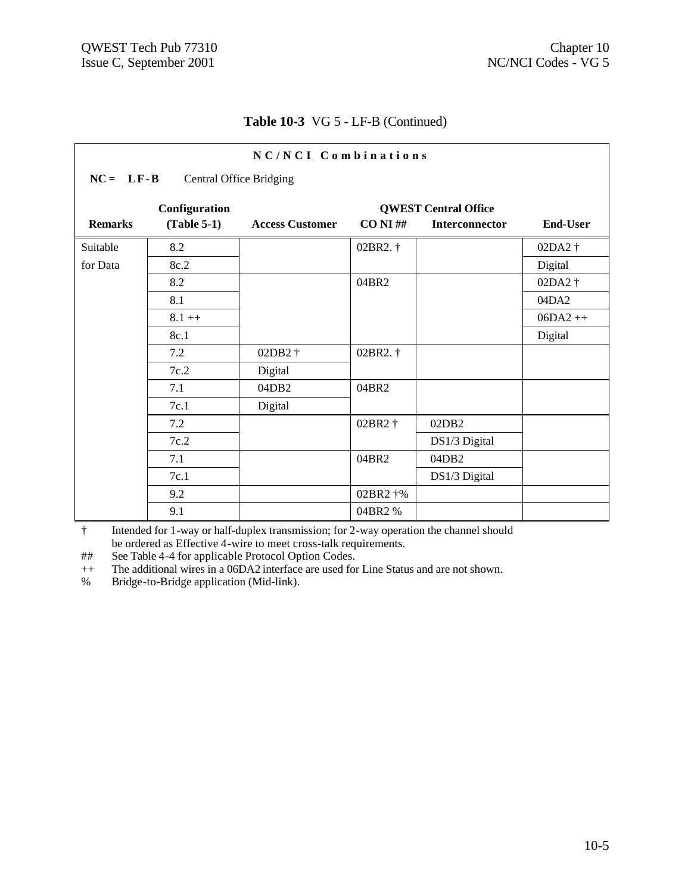**Table 10-3** VG 5 - LF-B (Continued)

| **N C / N C I   C o m b i n a t i o n s** | | | | | |
|---|---|---|---|---|---|
| **NC = L F - B**   Central Office Bridging | | | | | |
| | **Configuration** | | **QWEST Central Office** | | |
| **Remarks** | **(Table 5-1)** | **Access Customer** | **CO NI ##** | **Interconnector** | **End-User** |
| Suitable | 8.2 | | 02BR2. † | | 02DA2 † |
| for Data | 8c.2 | | | | Digital |
| | 8.2 | | 04BR2 | | 02DA2 † |
| | 8.1 | | | | 04DA2 |
| | 8.1 ++ | | | | 06DA2 ++ |
| | 8c.1 | | | | Digital |
| | 7.2 | 02DB2 † | 02BR2. † | | |
| | 7c.2 | Digital | | | |
| | 7.1 | 04DB2 | 04BR2 | | |
| | 7c.1 | Digital | | | |
| | 7.2 | | 02BR2 † | 02DB2 | |
| | 7c.2 | | | DS1/3 Digital | |
| | 7.1 | | 04BR2 | 04DB2 | |
| | 7c.1 | | | DS1/3 Digital | |
| | 9.2 | | 02BR2 †% | | |
| | 9.1 | | 04BR2 % | | |

† Intended for 1-way or half-duplex transmission; for 2-way operation the channel should be ordered as Effective 4-wire to meet cross-talk requirements.
## See Table 4-4 for applicable Protocol Option Codes.
++ The additional wires in a 06DA2 interface are used for Line Status and are not shown.
% Bridge-to-Bridge application (Mid-link).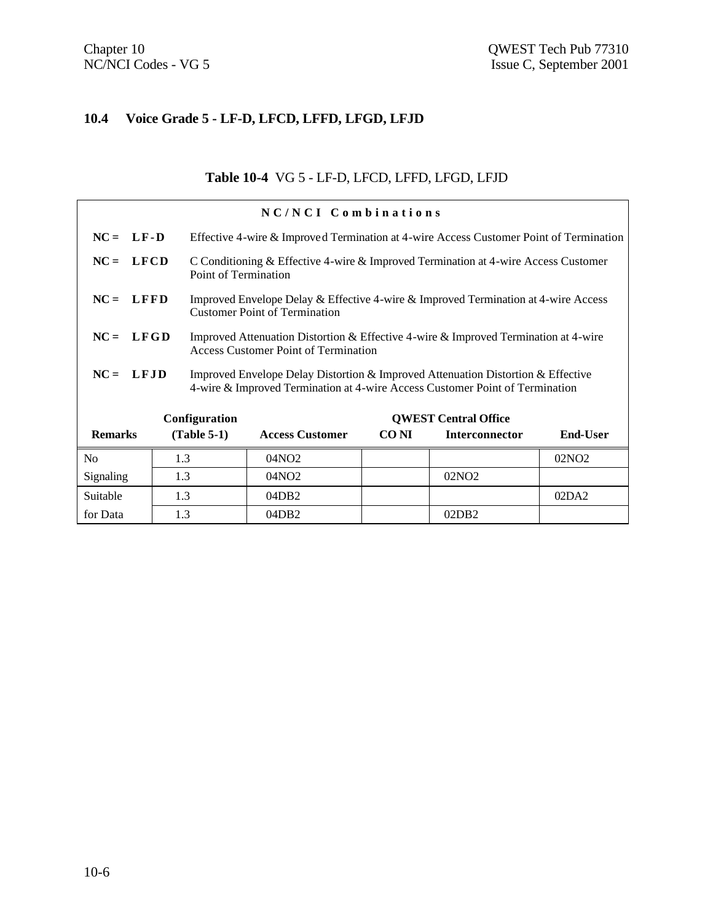## 10.4 Voice Grade 5 - LF-D, LFCD, LFFD, LFGD, LFJD

**Table 10-4** VG 5 - LF-D, LFCD, LFFD, LFGD, LFJD

**NC/NCI Combinations**

**NC = LF-D** Effective 4-wire & Improved Termination at 4-wire Access Customer Point of Termination

**NC = LFCD** C Conditioning & Effective 4-wire & Improved Termination at 4-wire Access Customer Point of Termination

**NC = LFFD** Improved Envelope Delay & Effective 4-wire & Improved Termination at 4-wire Access Customer Point of Termination

**NC = LFGD** Improved Attenuation Distortion & Effective 4-wire & Improved Termination at 4-wire Access Customer Point of Termination

**NC = LFJD** Improved Envelope Delay Distortion & Improved Attenuation Distortion & Effective 4-wire & Improved Termination at 4-wire Access Customer Point of Termination

| Remarks | Configuration (Table 5-1) | Access Customer | QWEST Central Office CO NI | QWEST Central Office Interconnector | End-User |
|---|---|---|---|---|---|
| No | 1.3 | 04NO2 | | | 02NO2 |
| Signaling | 1.3 | 04NO2 | | 02NO2 | |
| Suitable | 1.3 | 04DB2 | | | 02DA2 |
| for Data | 1.3 | 04DB2 | | 02DB2 | |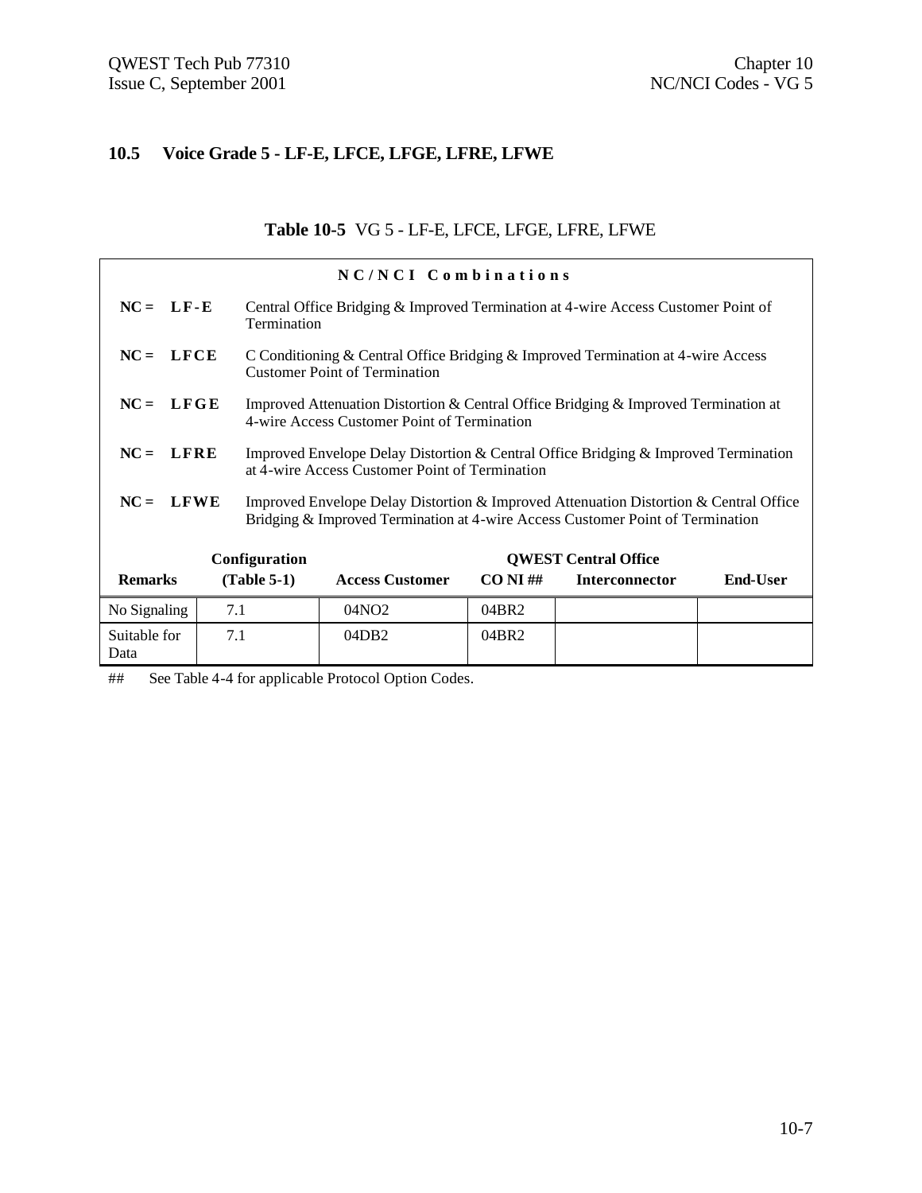## 10.5 Voice Grade 5 - LF-E, LFCE, LFGE, LFRE, LFWE

**Table 10-5** VG 5 - LF-E, LFCE, LFGE, LFRE, LFWE

**NC/NCI Combinations**

| | |
|---|---|
| **NC = LF-E** | Central Office Bridging & Improved Termination at 4-wire Access Customer Point of Termination |
| **NC = LFCE** | C Conditioning & Central Office Bridging & Improved Termination at 4-wire Access Customer Point of Termination |
| **NC = LFGE** | Improved Attenuation Distortion & Central Office Bridging & Improved Termination at 4-wire Access Customer Point of Termination |
| **NC = LFRE** | Improved Envelope Delay Distortion & Central Office Bridging & Improved Termination at 4-wire Access Customer Point of Termination |
| **NC = LFWE** | Improved Envelope Delay Distortion & Improved Attenuation Distortion & Central Office Bridging & Improved Termination at 4-wire Access Customer Point of Termination |

| **Remarks** | **Configuration (Table 5-1)** | **Access Customer** | **QWEST Central Office CO NI ##** | **QWEST Central Office Interconnector** | **End-User** |
|---|---|---|---|---|---|
| No Signaling | 7.1 | 04NO2 | 04BR2 | | |
| Suitable for Data | 7.1 | 04DB2 | 04BR2 | | |

## See Table 4-4 for applicable Protocol Option Codes.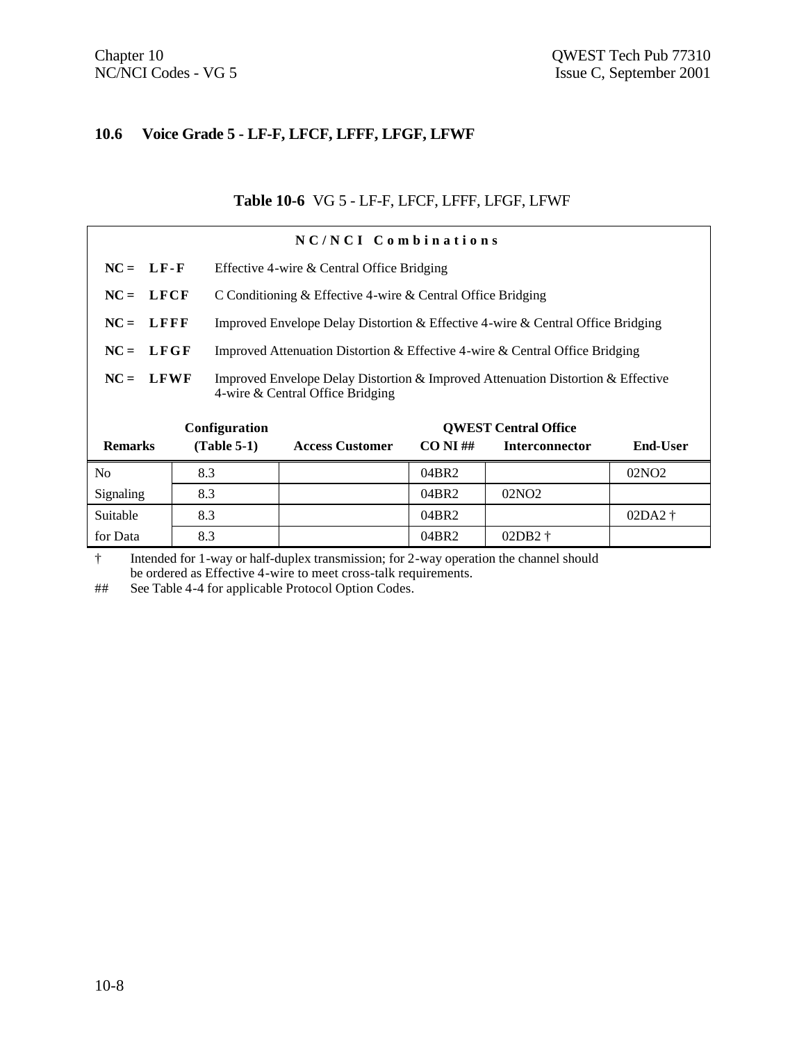## 10.6 Voice Grade 5 - LF-F, LFCF, LFFF, LFGF, LFWF

**Table 10-6** VG 5 - LF-F, LFCF, LFFF, LFGF, LFWF

**NC/NCI Combinations**

**NC = LF-F** Effective 4-wire & Central Office Bridging

**NC = LFCF** C Conditioning & Effective 4-wire & Central Office Bridging

**NC = LFFF** Improved Envelope Delay Distortion & Effective 4-wire & Central Office Bridging

**NC = LFGF** Improved Attenuation Distortion & Effective 4-wire & Central Office Bridging

**NC = LFWF** Improved Envelope Delay Distortion & Improved Attenuation Distortion & Effective 4-wire & Central Office Bridging

| Remarks | Configuration (Table 5-1) | Access Customer | QWEST Central Office CO NI ## | Interconnector | End-User |
|---|---|---|---|---|---|
| No | 8.3 | | 04BR2 | | 02NO2 |
| Signaling | 8.3 | | 04BR2 | 02NO2 | |
| Suitable | 8.3 | | 04BR2 | | 02DA2 † |
| for Data | 8.3 | | 04BR2 | 02DB2 † | |

† Intended for 1-way or half-duplex transmission; for 2-way operation the channel should be ordered as Effective 4-wire to meet cross-talk requirements.

## See Table 4-4 for applicable Protocol Option Codes.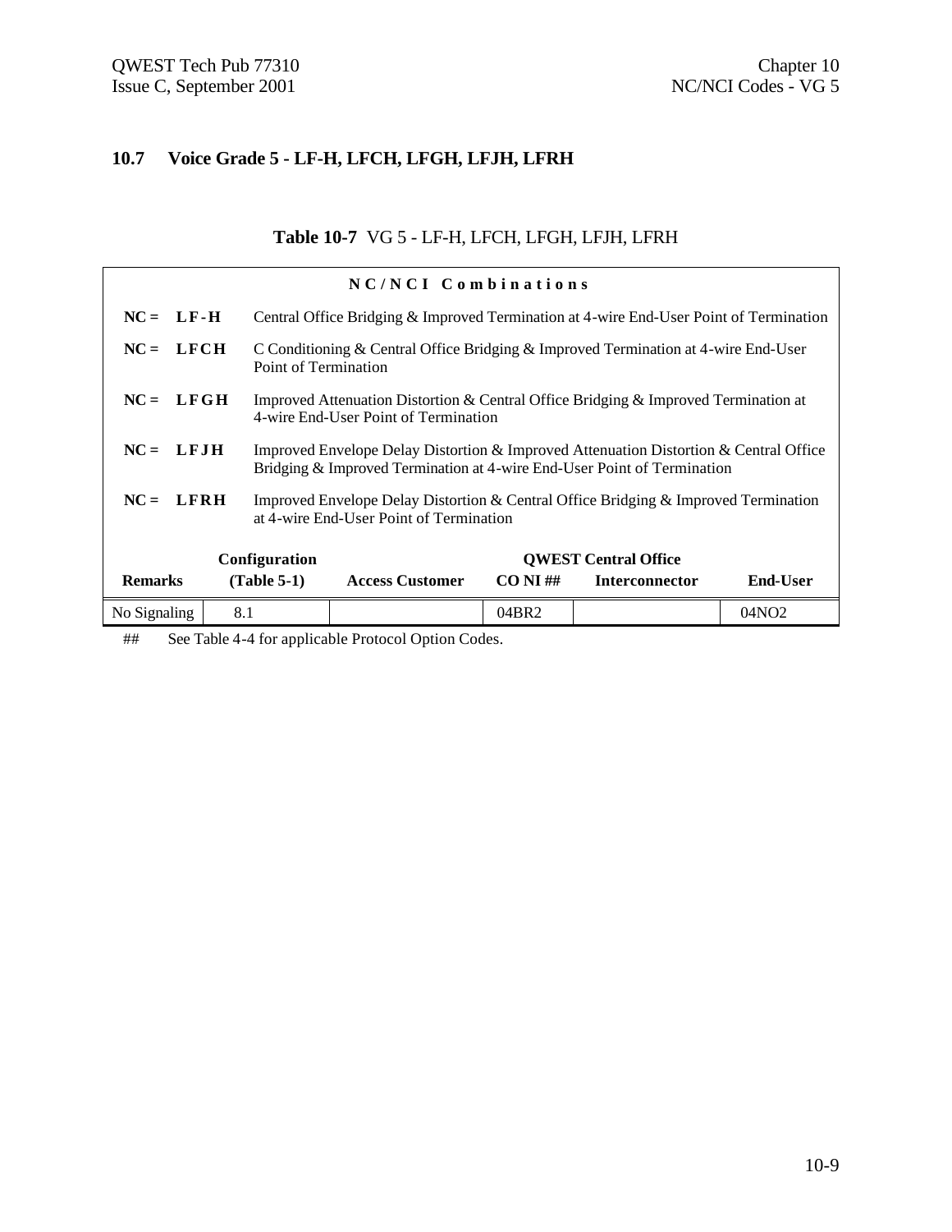## 10.7 Voice Grade 5 - LF-H, LFCH, LFGH, LFJH, LFRH

**Table 10-7** VG 5 - LF-H, LFCH, LFGH, LFJH, LFRH

**NC/NCI Combinations**

| | |
|---|---|
| **NC = LF-H** | Central Office Bridging & Improved Termination at 4-wire End-User Point of Termination |
| **NC = LFCH** | C Conditioning & Central Office Bridging & Improved Termination at 4-wire End-User Point of Termination |
| **NC = LFGH** | Improved Attenuation Distortion & Central Office Bridging & Improved Termination at 4-wire End-User Point of Termination |
| **NC = LFJH** | Improved Envelope Delay Distortion & Improved Attenuation Distortion & Central Office Bridging & Improved Termination at 4-wire End-User Point of Termination |
| **NC = LFRH** | Improved Envelope Delay Distortion & Central Office Bridging & Improved Termination at 4-wire End-User Point of Termination |

| | Configuration | | QWEST Central Office | | |
|---|---|---|---|---|---|
| **Remarks** | **(Table 5-1)** | **Access Customer** | **CO NI ##** | **Interconnector** | **End-User** |
| No Signaling | 8.1 | | 04BR2 | | 04NO2 |

## See Table 4-4 for applicable Protocol Option Codes.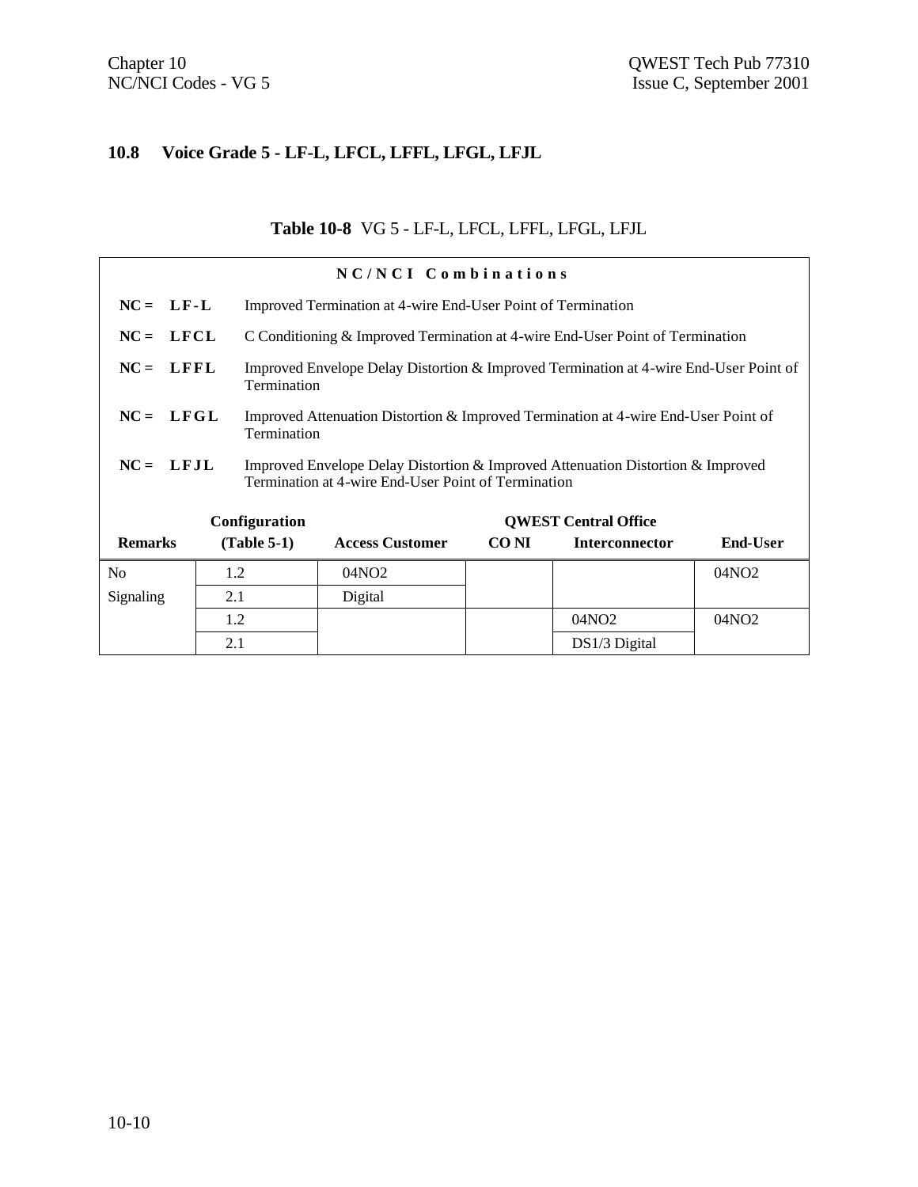## 10.8 Voice Grade 5 - LF-L, LFCL, LFFL, LFGL, LFJL

**Table 10-8** VG 5 - LF-L, LFCL, LFFL, LFGL, LFJL

**NC/NCI Combinations**

**NC = LF-L** Improved Termination at 4-wire End-User Point of Termination

**NC = LFCL** C Conditioning & Improved Termination at 4-wire End-User Point of Termination

**NC = LFFL** Improved Envelope Delay Distortion & Improved Termination at 4-wire End-User Point of Termination

**NC = LFGL** Improved Attenuation Distortion & Improved Termination at 4-wire End-User Point of Termination

**NC = LFJL** Improved Envelope Delay Distortion & Improved Attenuation Distortion & Improved Termination at 4-wire End-User Point of Termination

| Remarks | Configuration (Table 5-1) | Access Customer | QWEST Central Office CO NI | QWEST Central Office Interconnector | End-User |
|---|---|---|---|---|---|
| No Signaling | 1.2 | 04NO2 | | | 04NO2 |
| | 2.1 | Digital | | | |
| | 1.2 | | | 04NO2 | 04NO2 |
| | 2.1 | | | DS1/3 Digital | |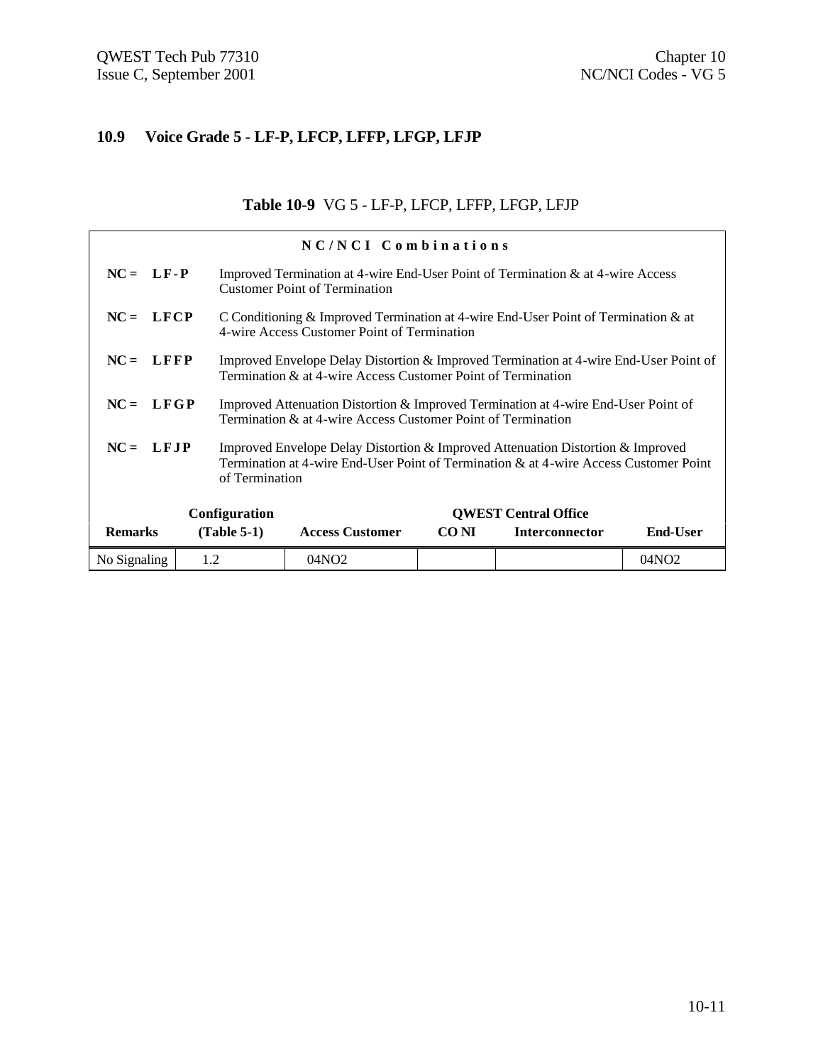## 10.9 Voice Grade 5 - LF-P, LFCP, LFFP, LFGP, LFJP

**Table 10-9** VG 5 - LF-P, LFCP, LFFP, LFGP, LFJP

**NC/NCI Combinations**

**NC = LF-P** Improved Termination at 4-wire End-User Point of Termination & at 4-wire Access Customer Point of Termination

**NC = LFCP** C Conditioning & Improved Termination at 4-wire End-User Point of Termination & at 4-wire Access Customer Point of Termination

**NC = LFFP** Improved Envelope Delay Distortion & Improved Termination at 4-wire End-User Point of Termination & at 4-wire Access Customer Point of Termination

**NC = LFGP** Improved Attenuation Distortion & Improved Termination at 4-wire End-User Point of Termination & at 4-wire Access Customer Point of Termination

**NC = LFJP** Improved Envelope Delay Distortion & Improved Attenuation Distortion & Improved Termination at 4-wire End-User Point of Termination & at 4-wire Access Customer Point of Termination

| Remarks | Configuration (Table 5-1) | Access Customer | QWEST Central Office CO NI | QWEST Central Office Interconnector | End-User |
|---|---|---|---|---|---|
| No Signaling | 1.2 | 04NO2 | | | 04NO2 |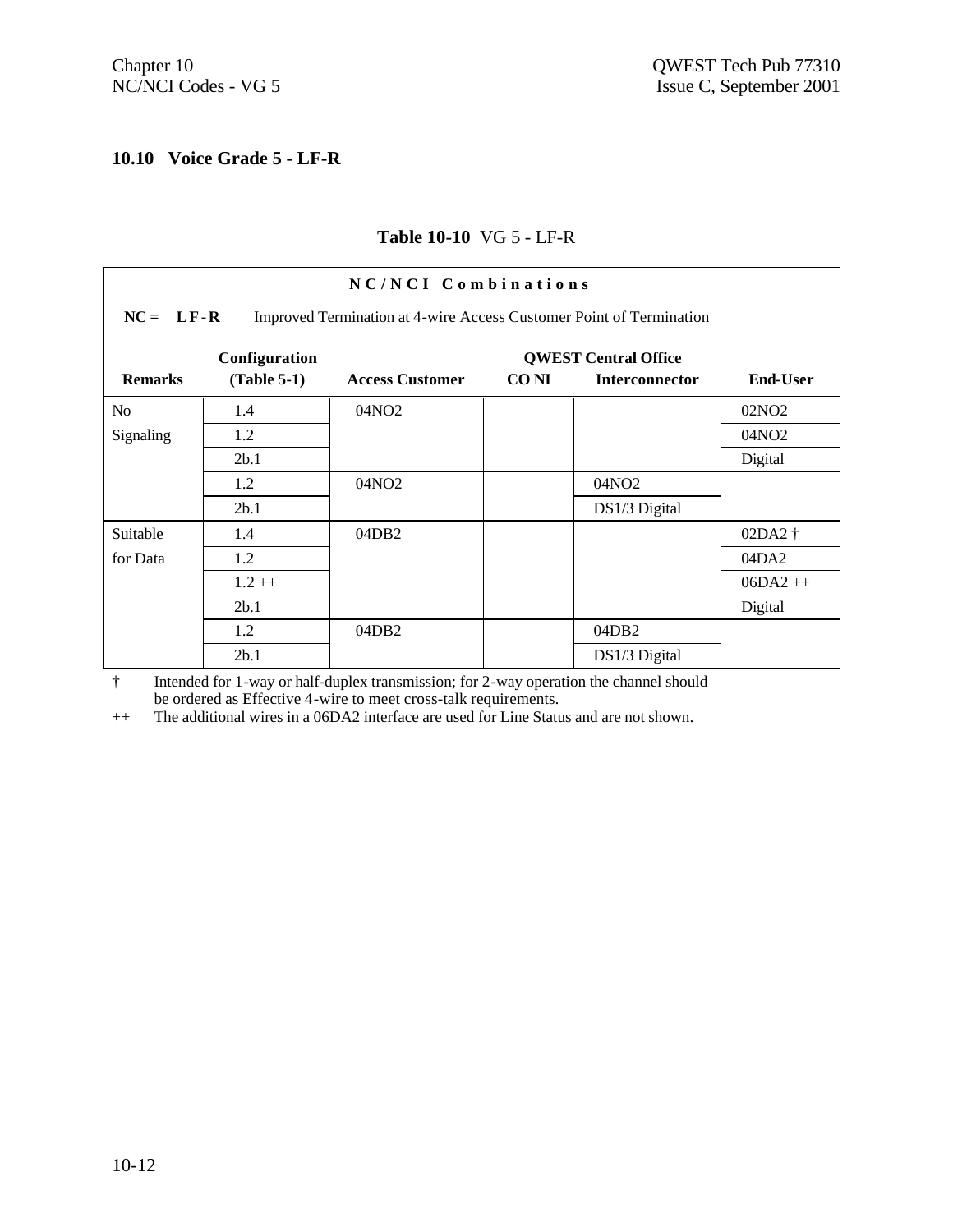## 10.10 Voice Grade 5 - LF-R

**Table 10-10** VG 5 - LF-R

| **NC/NCI Combinations** | | | | | |
|---|---|---|---|---|---|
| **NC = LF-R** Improved Termination at 4-wire Access Customer Point of Termination | | | | | |
| | **Configuration** | | **QWEST Central Office** | | |
| **Remarks** | **(Table 5-1)** | **Access Customer** | **CO NI** | **Interconnector** | **End-User** |
| No Signaling | 1.4 | 04NO2 | | | 02NO2 |
| | 1.2 | | | | 04NO2 |
| | 2b.1 | | | | Digital |
| | 1.2 | 04NO2 | | 04NO2 | |
| | 2b.1 | | | DS1/3 Digital | |
| Suitable for Data | 1.4 | 04DB2 | | | 02DA2 † |
| | 1.2 | | | | 04DA2 |
| | 1.2 ++ | | | | 06DA2 ++ |
| | 2b.1 | | | | Digital |
| | 1.2 | 04DB2 | | 04DB2 | |
| | 2b.1 | | | DS1/3 Digital | |

† Intended for 1-way or half-duplex transmission; for 2-way operation the channel should be ordered as Effective 4-wire to meet cross-talk requirements.

++ The additional wires in a 06DA2 interface are used for Line Status and are not shown.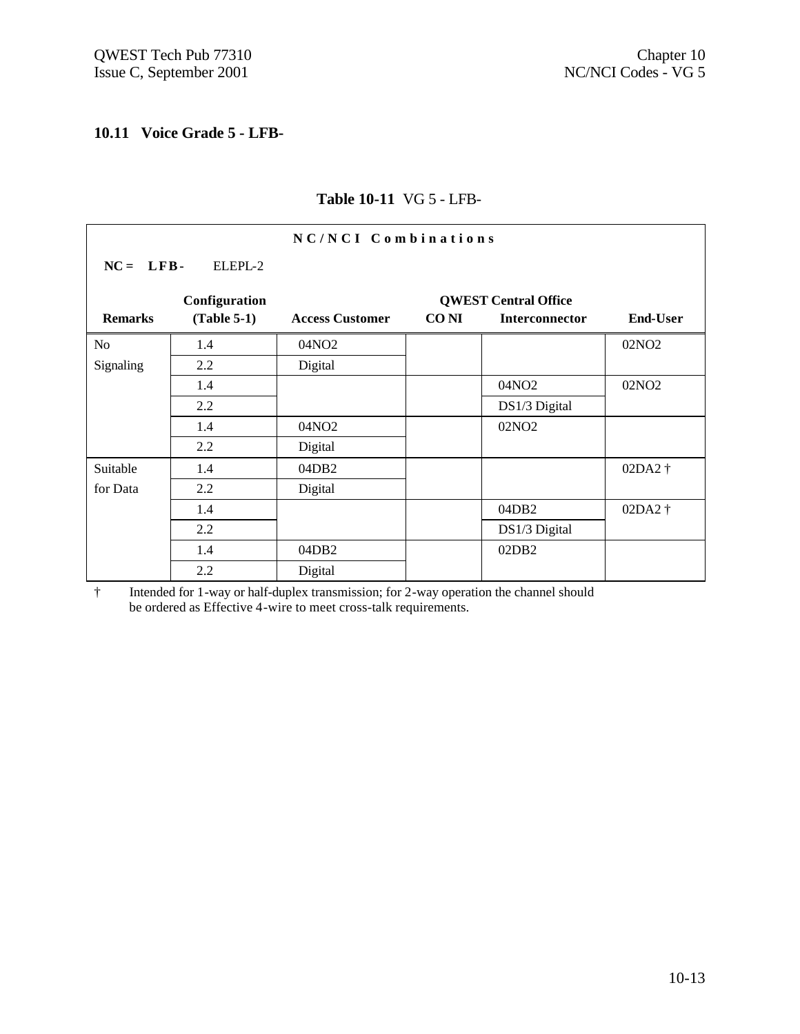## 10.11 Voice Grade 5 - LFB-

**Table 10-11** VG 5 - LFB-

| NC/NCI Combinations | | | | | |
|---|---|---|---|---|---|
| **NC = LFB-** ELEPL-2 | | | | | |
| | **Configuration** | | **QWEST Central Office** | | |
| **Remarks** | **(Table 5-1)** | **Access Customer** | **CO NI** | **Interconnector** | **End-User** |
| No Signaling | 1.4 | 04NO2 | | | 02NO2 |
| | 2.2 | Digital | | | |
| | 1.4 | | | 04NO2 | 02NO2 |
| | 2.2 | | | DS1/3 Digital | |
| | 1.4 | 04NO2 | | 02NO2 | |
| | 2.2 | Digital | | | |
| Suitable for Data | 1.4 | 04DB2 | | | 02DA2 † |
| | 2.2 | Digital | | | |
| | 1.4 | | | 04DB2 | 02DA2 † |
| | 2.2 | | | DS1/3 Digital | |
| | 1.4 | 04DB2 | | 02DB2 | |
| | 2.2 | Digital | | | |

† Intended for 1-way or half-duplex transmission; for 2-way operation the channel should be ordered as Effective 4-wire to meet cross-talk requirements.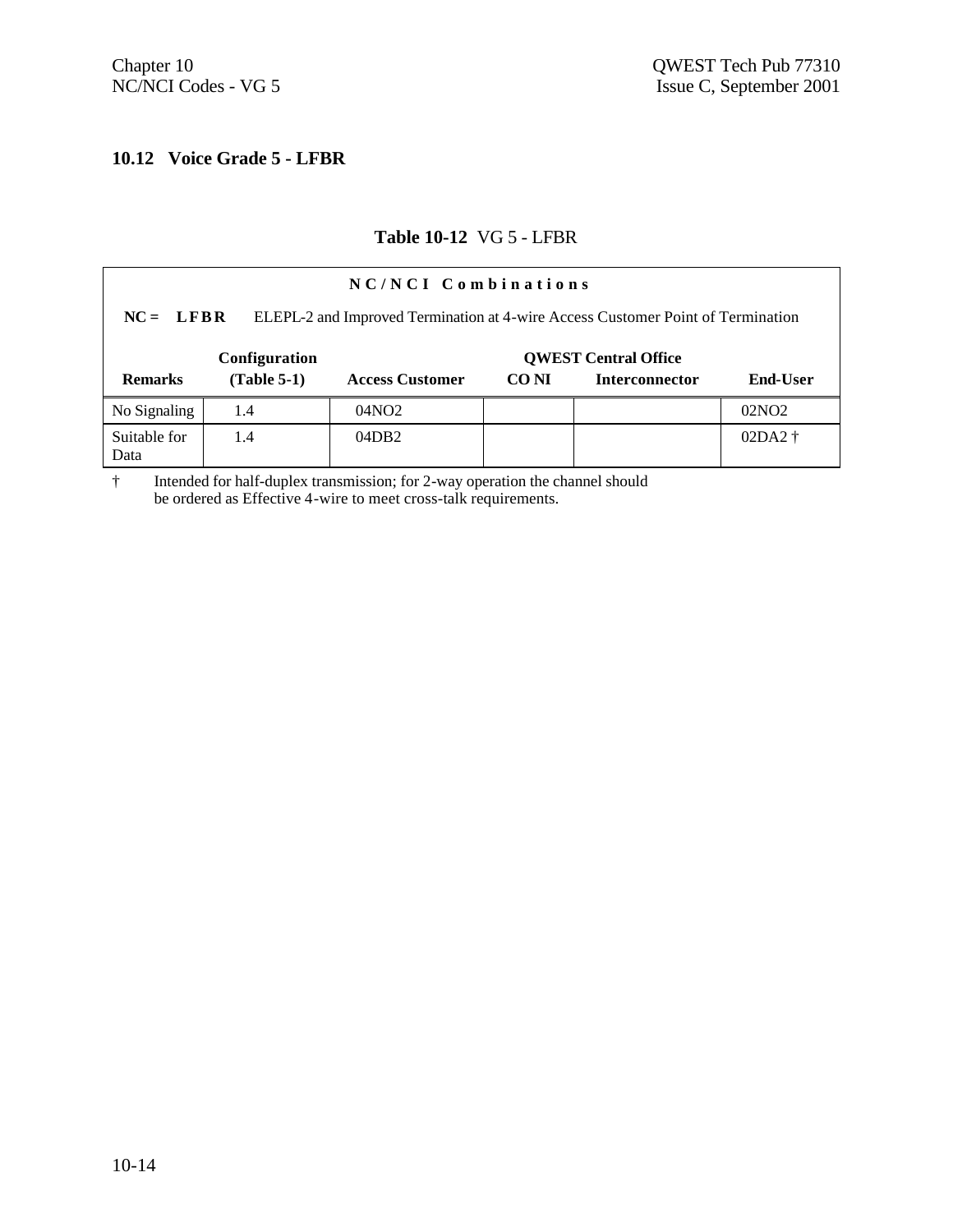## 10.12 Voice Grade 5 - LFBR

**Table 10-12** VG 5 - LFBR

| **NC/NCI Combinations** | | | | | |
|---|---|---|---|---|---|
| **NC = LFBR** ELEPL-2 and Improved Termination at 4-wire Access Customer Point of Termination | | | | | |
| | **Configuration** | | **QWEST Central Office** | | |
| **Remarks** | **(Table 5-1)** | **Access Customer** | **CO NI** | **Interconnector** | **End-User** |
| No Signaling | 1.4 | 04NO2 | | | 02NO2 |
| Suitable for Data | 1.4 | 04DB2 | | | 02DA2 † |

† Intended for half-duplex transmission; for 2-way operation the channel should be ordered as Effective 4-wire to meet cross-talk requirements.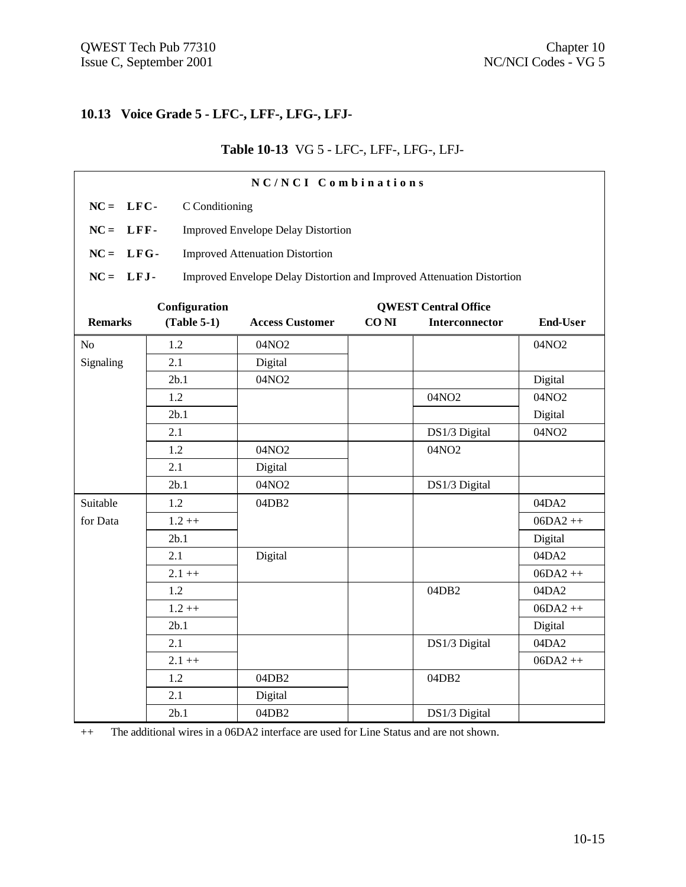## 10.13 Voice Grade 5 - LFC-, LFF-, LFG-, LFJ-

**Table 10-13** VG 5 - LFC-, LFF-, LFG-, LFJ-

**N C / N C I   C o m b i n a t i o n s**

**NC = LFC-** C Conditioning

**NC = LFF-** Improved Envelope Delay Distortion

**NC = LFG-** Improved Attenuation Distortion

**NC = LFJ-** Improved Envelope Delay Distortion and Improved Attenuation Distortion

| Remarks | Configuration (Table 5-1) | Access Customer | QWEST Central Office CO NI | QWEST Central Office Interconnector | End-User |
|---|---|---|---|---|---|
| No Signaling | 1.2 | 04NO2 | | | 04NO2 |
| | 2.1 | Digital | | | |
| | 2b.1 | 04NO2 | | | Digital |
| | 1.2 | | | 04NO2 | 04NO2 |
| | 2b.1 | | | | Digital |
| | 2.1 | | | DS1/3 Digital | 04NO2 |
| | 1.2 | 04NO2 | | 04NO2 | |
| | 2.1 | Digital | | | |
| | 2b.1 | 04NO2 | | DS1/3 Digital | |
| Suitable for Data | 1.2 | 04DB2 | | | 04DA2 |
| | 1.2 ++ | | | | 06DA2 ++ |
| | 2b.1 | | | | Digital |
| | 2.1 | Digital | | | 04DA2 |
| | 2.1 ++ | | | | 06DA2 ++ |
| | 1.2 | | | 04DB2 | 04DA2 |
| | 1.2 ++ | | | | 06DA2 ++ |
| | 2b.1 | | | | Digital |
| | 2.1 | | | DS1/3 Digital | 04DA2 |
| | 2.1 ++ | | | | 06DA2 ++ |
| | 1.2 | 04DB2 | | 04DB2 | |
| | 2.1 | Digital | | | |
| | 2b.1 | 04DB2 | | DS1/3 Digital | |

++ The additional wires in a 06DA2 interface are used for Line Status and are not shown.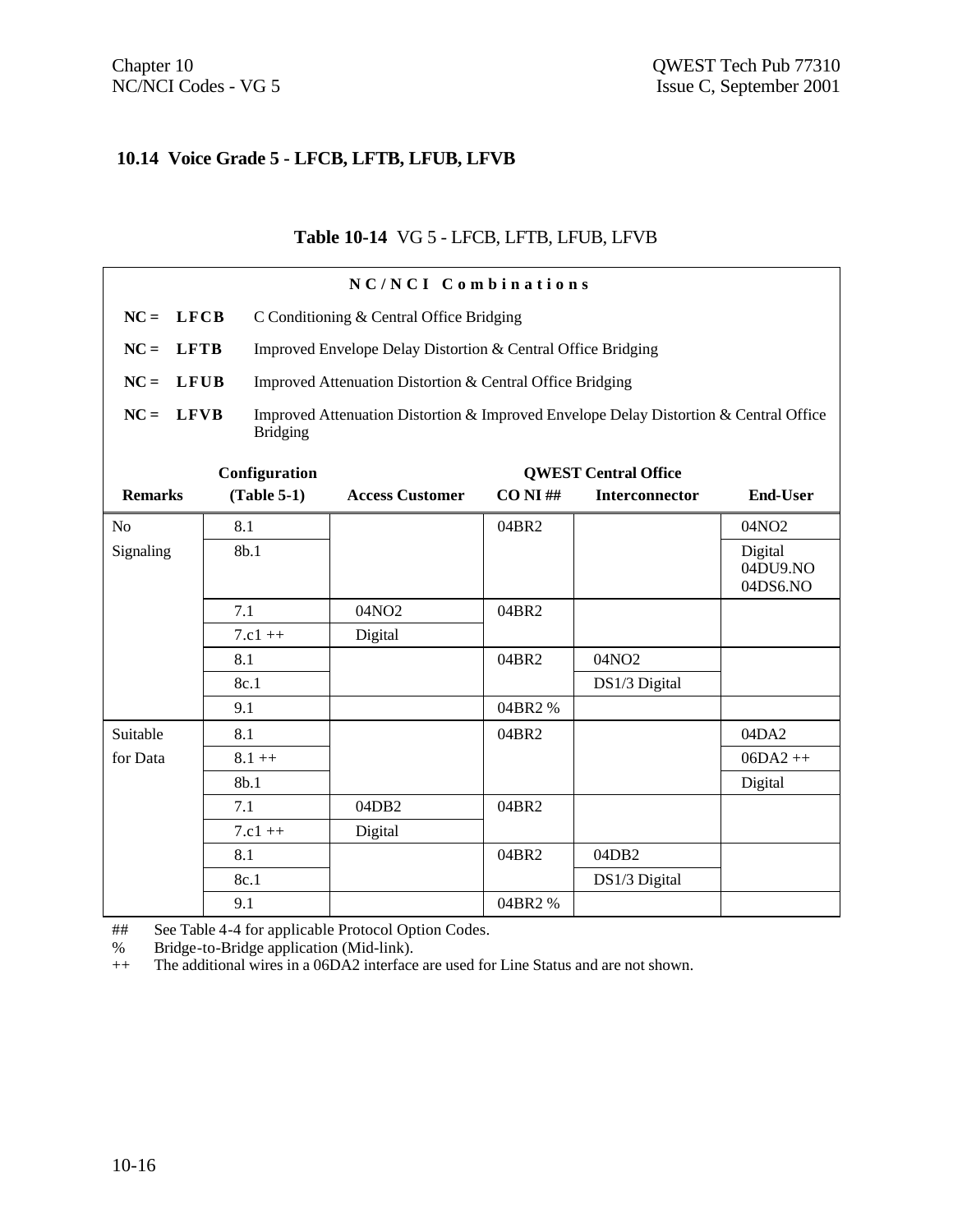## 10.14 Voice Grade 5 - LFCB, LFTB, LFUB, LFVB

**Table 10-14** VG 5 - LFCB, LFTB, LFUB, LFVB

**NC/NCI Combinations**

**NC = LFCB** C Conditioning & Central Office Bridging

**NC = LFTB** Improved Envelope Delay Distortion & Central Office Bridging

**NC = LFUB** Improved Attenuation Distortion & Central Office Bridging

**NC = LFVB** Improved Attenuation Distortion & Improved Envelope Delay Distortion & Central Office Bridging

| Remarks | Configuration (Table 5-1) | Access Customer | QWEST Central Office CO NI ## | Interconnector | End-User |
|---|---|---|---|---|---|
| No Signaling | 8.1 | | 04BR2 | | 04NO2 |
| | 8b.1 | | | | Digital 04DU9.NO 04DS6.NO |
| | 7.1 | 04NO2 | 04BR2 | | |
| | 7.c1 ++ | Digital | | | |
| | 8.1 | | 04BR2 | 04NO2 | |
| | 8c.1 | | | DS1/3 Digital | |
| | 9.1 | | 04BR2 % | | |
| Suitable for Data | 8.1 | | 04BR2 | | 04DA2 |
| | 8.1 ++ | | | | 06DA2 ++ |
| | 8b.1 | | | | Digital |
| | 7.1 | 04DB2 | 04BR2 | | |
| | 7.c1 ++ | Digital | | | |
| | 8.1 | | 04BR2 | 04DB2 | |
| | 8c.1 | | | DS1/3 Digital | |
| | 9.1 | | 04BR2 % | | |

## See Table 4-4 for applicable Protocol Option Codes.

% Bridge-to-Bridge application (Mid-link).

++ The additional wires in a 06DA2 interface are used for Line Status and are not shown.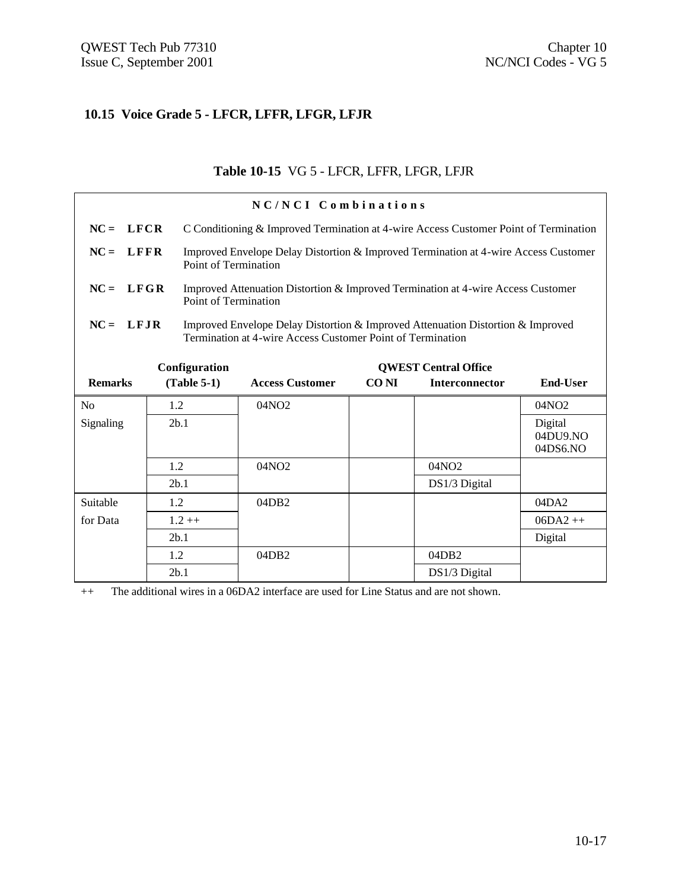## 10.15 Voice Grade 5 - LFCR, LFFR, LFGR, LFJR

**Table 10-15** VG 5 - LFCR, LFFR, LFGR, LFJR

**NC/NCI Combinations**

**NC = LFCR** C Conditioning & Improved Termination at 4-wire Access Customer Point of Termination

**NC = LFFR** Improved Envelope Delay Distortion & Improved Termination at 4-wire Access Customer Point of Termination

**NC = LFGR** Improved Attenuation Distortion & Improved Termination at 4-wire Access Customer Point of Termination

**NC = LFJR** Improved Envelope Delay Distortion & Improved Attenuation Distortion & Improved Termination at 4-wire Access Customer Point of Termination

| Remarks | Configuration (Table 5-1) | Access Customer | QWEST Central Office CO NI | QWEST Central Office Interconnector | End-User |
|---|---|---|---|---|---|
| No Signaling | 1.2 | 04NO2 | | | 04NO2 |
| | 2b.1 | | | | Digital 04DU9.NO 04DS6.NO |
| | 1.2 | 04NO2 | | 04NO2 | |
| | 2b.1 | | | DS1/3 Digital | |
| Suitable for Data | 1.2 | 04DB2 | | | 04DA2 |
| | 1.2 ++ | | | | 06DA2 ++ |
| | 2b.1 | | | | Digital |
| | 1.2 | 04DB2 | | 04DB2 | |
| | 2b.1 | | | DS1/3 Digital | |

++ The additional wires in a 06DA2 interface are used for Line Status and are not shown.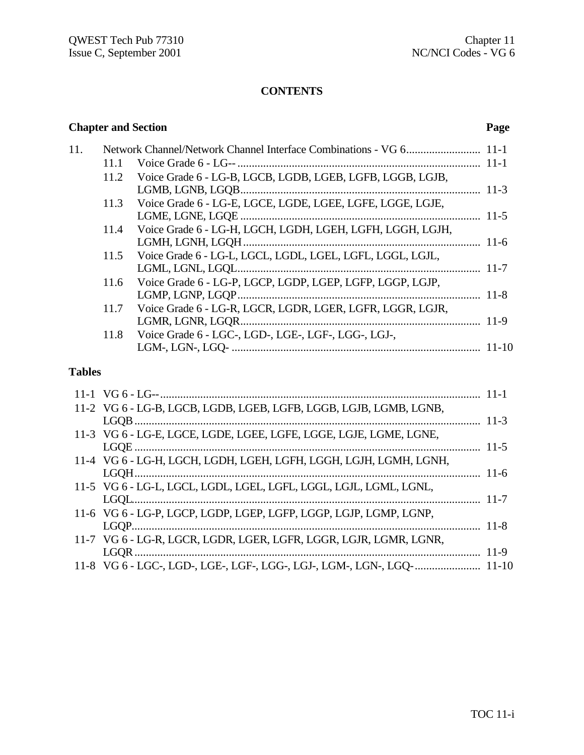# CONTENTS

| Chapter and Section | | | Page |
|---|---|---|---|
| 11. | Network Channel/Network Channel Interface Combinations - VG 6 | | 11-1 |
| | 11.1 | Voice Grade 6 - LG-- | 11-1 |
| | 11.2 | Voice Grade 6 - LG-B, LGCB, LGDB, LGEB, LGFB, LGGB, LGJB, LGMB, LGNB, LGQB | 11-3 |
| | 11.3 | Voice Grade 6 - LG-E, LGCE, LGDE, LGEE, LGFE, LGGE, LGJE, LGME, LGNE, LGQE | 11-5 |
| | 11.4 | Voice Grade 6 - LG-H, LGCH, LGDH, LGEH, LGFH, LGGH, LGJH, LGMH, LGNH, LGQH | 11-6 |
| | 11.5 | Voice Grade 6 - LG-L, LGCL, LGDL, LGEL, LGFL, LGGL, LGJL, LGML, LGNL, LGQL | 11-7 |
| | 11.6 | Voice Grade 6 - LG-P, LGCP, LGDP, LGEP, LGFP, LGGP, LGJP, LGMP, LGNP, LGQP | 11-8 |
| | 11.7 | Voice Grade 6 - LG-R, LGCR, LGDR, LGER, LGFR, LGGR, LGJR, LGMR, LGNR, LGQR | 11-9 |
| | 11.8 | Voice Grade 6 - LGC-, LGD-, LGE-, LGF-, LGG-, LGJ-, LGM-, LGN-, LGQ- | 11-10 |

## Tables

| | | |
|---|---|---|
| 11-1 | VG 6 - LG-- | 11-1 |
| 11-2 | VG 6 - LG-B, LGCB, LGDB, LGEB, LGFB, LGGB, LGJB, LGMB, LGNB, LGQB | 11-3 |
| 11-3 | VG 6 - LG-E, LGCE, LGDE, LGEE, LGFE, LGGE, LGJE, LGME, LGNE, LGQE | 11-5 |
| 11-4 | VG 6 - LG-H, LGCH, LGDH, LGEH, LGFH, LGGH, LGJH, LGMH, LGNH, LGQH | 11-6 |
| 11-5 | VG 6 - LG-L, LGCL, LGDL, LGEL, LGFL, LGGL, LGJL, LGML, LGNL, LGQL | 11-7 |
| 11-6 | VG 6 - LG-P, LGCP, LGDP, LGEP, LGFP, LGGP, LGJP, LGMP, LGNP, LGQP | 11-8 |
| 11-7 | VG 6 - LG-R, LGCR, LGDR, LGER, LGFR, LGGR, LGJR, LGMR, LGNR, LGQR | 11-9 |
| 11-8 | VG 6 - LGC-, LGD-, LGE-, LGF-, LGG-, LGJ-, LGM-, LGN-, LGQ- | 11-10 |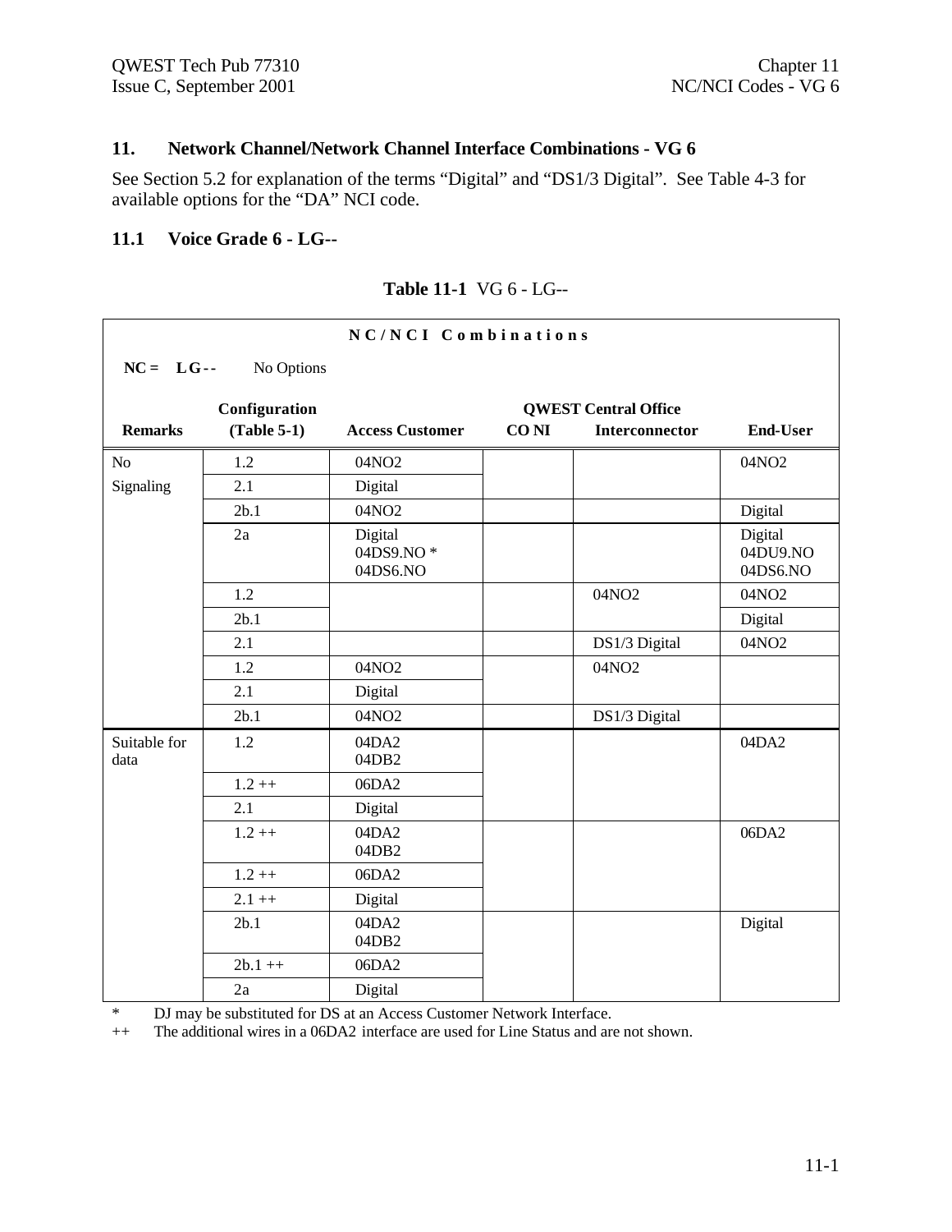## 11. Network Channel/Network Channel Interface Combinations - VG 6

See Section 5.2 for explanation of the terms “Digital” and “DS1/3 Digital”. See Table 4-3 for available options for the “DA” NCI code.

### 11.1 Voice Grade 6 - LG--

**Table 11-1** VG 6 - LG--

**N C / N C I Combinations**

**NC = LG--** No Options

| Remarks | Configuration (Table 5-1) | Access Customer | QWEST Central Office CO NI | QWEST Central Office Interconnector | End-User |
|---|---|---|---|---|---|
| No Signaling | 1.2 | 04NO2 | | | 04NO2 |
| | 2.1 | Digital | | | |
| | 2b.1 | 04NO2 | | | Digital |
| | 2a | Digital 04DS9.NO * 04DS6.NO | | | Digital 04DU9.NO 04DS6.NO |
| | 1.2 | | | 04NO2 | 04NO2 |
| | 2b.1 | | | | Digital |
| | 2.1 | | | DS1/3 Digital | 04NO2 |
| | 1.2 | 04NO2 | | 04NO2 | |
| | 2.1 | Digital | | | |
| | 2b.1 | 04NO2 | | DS1/3 Digital | |
| Suitable for data | 1.2 | 04DA2 04DB2 | | | 04DA2 |
| | 1.2 ++ | 06DA2 | | | |
| | 2.1 | Digital | | | |
| | 1.2 ++ | 04DA2 04DB2 | | | 06DA2 |
| | 1.2 ++ | 06DA2 | | | |
| | 2.1 ++ | Digital | | | |
| | 2b.1 | 04DA2 04DB2 | | | Digital |
| | 2b.1 ++ | 06DA2 | | | |
| | 2a | Digital | | | |

\* DJ may be substituted for DS at an Access Customer Network Interface.

++ The additional wires in a 06DA2 interface are used for Line Status and are not shown.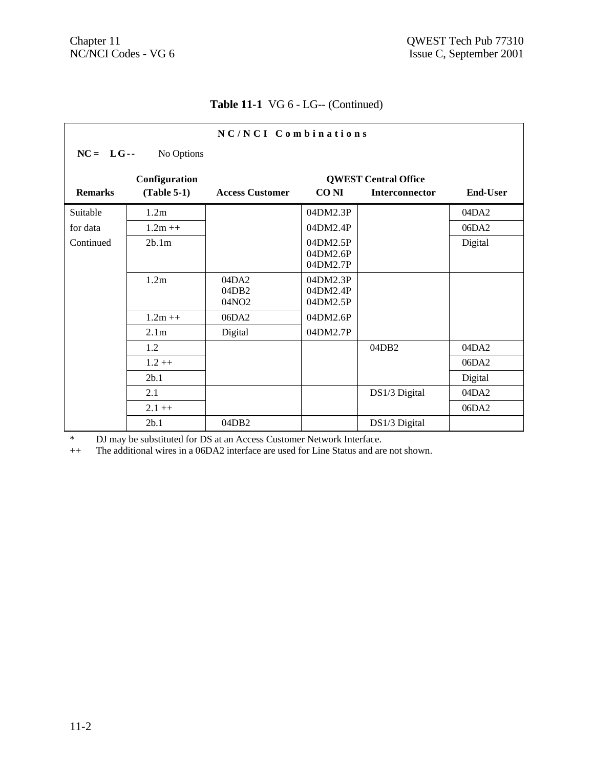**Table 11-1** VG 6 - LG-- (Continued)

**N C / N C I C o m b i n a t i o n s**

**NC = L G - -** No Options

| Remarks | Configuration (Table 5-1) | Access Customer | QWEST Central Office CO NI | QWEST Central Office Interconnector | End-User |
|---|---|---|---|---|---|
| Suitable | 1.2m | | 04DM2.3P | | 04DA2 |
| for data | 1.2m ++ | | 04DM2.4P | | 06DA2 |
| Continued | 2b.1m | | 04DM2.5P 04DM2.6P 04DM2.7P | | Digital |
| | 1.2m | 04DA2 04DB2 04NO2 | 04DM2.3P 04DM2.4P 04DM2.5P | | |
| | 1.2m ++ | 06DA2 | 04DM2.6P | | |
| | 2.1m | Digital | 04DM2.7P | | |
| | 1.2 | | | 04DB2 | 04DA2 |
| | 1.2 ++ | | | | 06DA2 |
| | 2b.1 | | | | Digital |
| | 2.1 | | | DS1/3 Digital | 04DA2 |
| | 2.1 ++ | | | | 06DA2 |
| | 2b.1 | 04DB2 | | DS1/3 Digital | |

\* DJ may be substituted for DS at an Access Customer Network Interface.

++ The additional wires in a 06DA2 interface are used for Line Status and are not shown.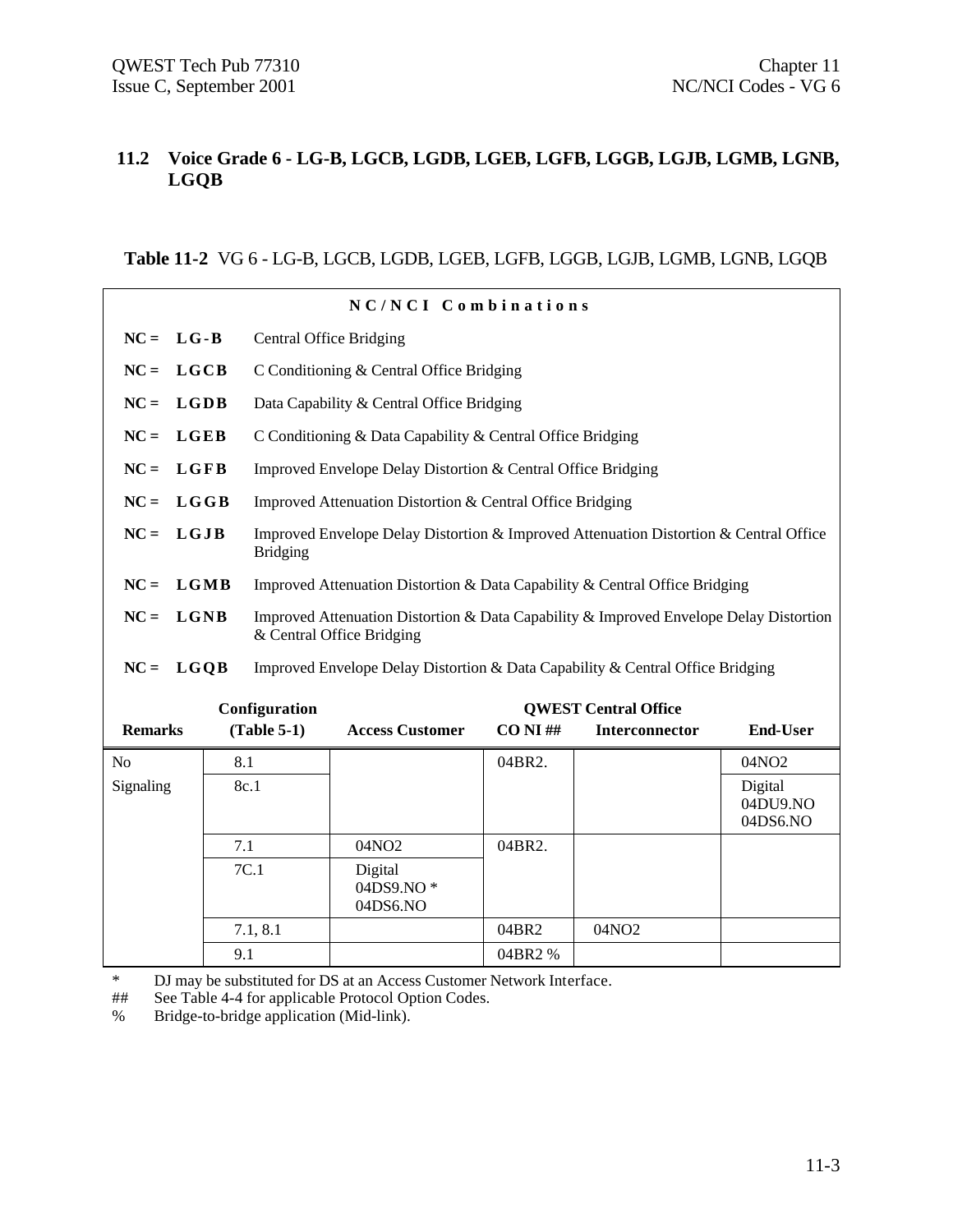## 11.2 Voice Grade 6 - LG-B, LGCB, LGDB, LGEB, LGFB, LGGB, LGJB, LGMB, LGNB, LGQB

**Table 11-2** VG 6 - LG-B, LGCB, LGDB, LGEB, LGFB, LGGB, LGJB, LGMB, LGNB, LGQB

**NC/NCI Combinations**

| | | |
|---|---|---|
| NC = | **LG-B** | Central Office Bridging |
| NC = | **LGCB** | C Conditioning & Central Office Bridging |
| NC = | **LGDB** | Data Capability & Central Office Bridging |
| NC = | **LGEB** | C Conditioning & Data Capability & Central Office Bridging |
| NC = | **LGFB** | Improved Envelope Delay Distortion & Central Office Bridging |
| NC = | **LGGB** | Improved Attenuation Distortion & Central Office Bridging |
| NC = | **LGJB** | Improved Envelope Delay Distortion & Improved Attenuation Distortion & Central Office Bridging |
| NC = | **LGMB** | Improved Attenuation Distortion & Data Capability & Central Office Bridging |
| NC = | **LGNB** | Improved Attenuation Distortion & Data Capability & Improved Envelope Delay Distortion & Central Office Bridging |
| NC = | **LGQB** | Improved Envelope Delay Distortion & Data Capability & Central Office Bridging |

| Remarks | Configuration (Table 5-1) | Access Customer | QWEST Central Office CO NI ## | QWEST Central Office Interconnector | End-User |
|---|---|---|---|---|---|
| No Signaling | 8.1 | | 04BR2. | | 04NO2 |
| | 8c.1 | | | | Digital 04DU9.NO 04DS6.NO |
| | 7.1 | 04NO2 | 04BR2. | | |
| | 7C.1 | Digital 04DS9.NO * 04DS6.NO | | | |
| | 7.1, 8.1 | | 04BR2 | 04NO2 | |
| | 9.1 | | 04BR2 % | | |

\* DJ may be substituted for DS at an Access Customer Network Interface.

## See Table 4-4 for applicable Protocol Option Codes.

% Bridge-to-bridge application (Mid-link).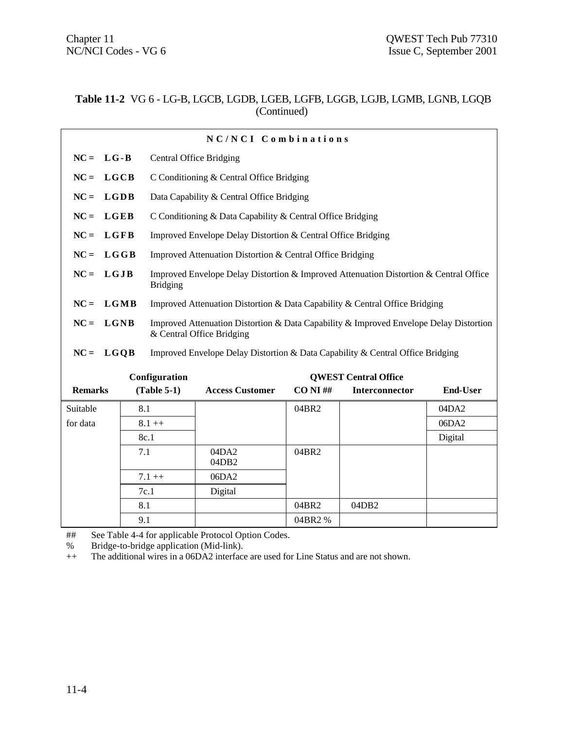**Table 11-2** VG 6 - LG-B, LGCB, LGDB, LGEB, LGFB, LGGB, LGJB, LGMB, LGNB, LGQB (Continued)

**N C / N C I  C o m b i n a t i o n s**

| | |
|---|---|
| **NC = LG-B** | Central Office Bridging |
| **NC = LGCB** | C Conditioning & Central Office Bridging |
| **NC = LGDB** | Data Capability & Central Office Bridging |
| **NC = LGEB** | C Conditioning & Data Capability & Central Office Bridging |
| **NC = LGFB** | Improved Envelope Delay Distortion & Central Office Bridging |
| **NC = LGGB** | Improved Attenuation Distortion & Central Office Bridging |
| **NC = LGJB** | Improved Envelope Delay Distortion & Improved Attenuation Distortion & Central Office Bridging |
| **NC = LGMB** | Improved Attenuation Distortion & Data Capability & Central Office Bridging |
| **NC = LGNB** | Improved Attenuation Distortion & Data Capability & Improved Envelope Delay Distortion & Central Office Bridging |
| **NC = LGQB** | Improved Envelope Delay Distortion & Data Capability & Central Office Bridging |

| **Remarks** | **Configuration (Table 5-1)** | **Access Customer** | **QWEST Central Office CO NI ##** | **Interconnector** | **End-User** |
|---|---|---|---|---|---|
| Suitable for data | 8.1 | | 04BR2 | | 04DA2 |
| | 8.1 ++ | | | | 06DA2 |
| | 8c.1 | | | | Digital |
| | 7.1 | 04DA2<br>04DB2 | 04BR2 | | |
| | 7.1 ++ | 06DA2 | | | |
| | 7c.1 | Digital | | | |
| | 8.1 | | 04BR2 | 04DB2 | |
| | 9.1 | | 04BR2 % | | |

## See Table 4-4 for applicable Protocol Option Codes.
% Bridge-to-bridge application (Mid-link).
++ The additional wires in a 06DA2 interface are used for Line Status and are not shown.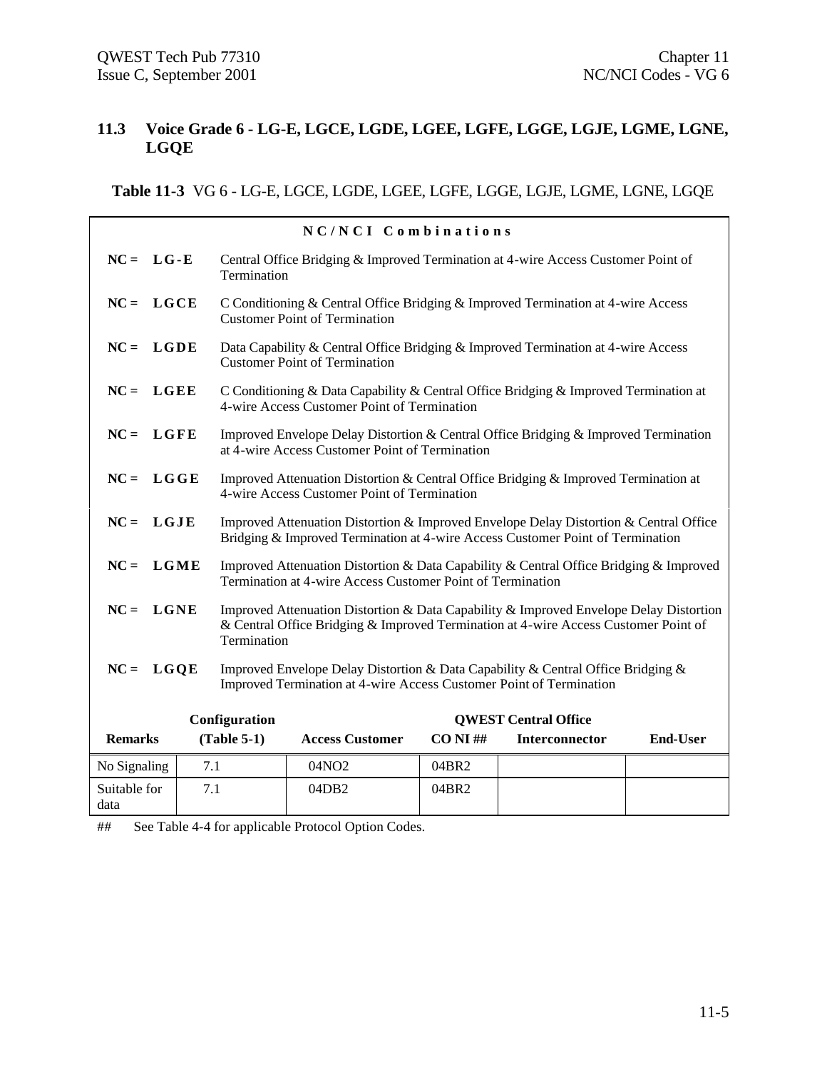## 11.3 Voice Grade 6 - LG-E, LGCE, LGDE, LGEE, LGFE, LGGE, LGJE, LGME, LGNE, LGQE

**Table 11-3** VG 6 - LG-E, LGCE, LGDE, LGEE, LGFE, LGGE, LGJE, LGME, LGNE, LGQE

**NC/NCI Combinations**

- **NC = LG-E** Central Office Bridging & Improved Termination at 4-wire Access Customer Point of Termination
- **NC = LGCE** C Conditioning & Central Office Bridging & Improved Termination at 4-wire Access Customer Point of Termination
- **NC = LGDE** Data Capability & Central Office Bridging & Improved Termination at 4-wire Access Customer Point of Termination
- **NC = LGEE** C Conditioning & Data Capability & Central Office Bridging & Improved Termination at 4-wire Access Customer Point of Termination
- **NC = LGFE** Improved Envelope Delay Distortion & Central Office Bridging & Improved Termination at 4-wire Access Customer Point of Termination
- **NC = LGGE** Improved Attenuation Distortion & Central Office Bridging & Improved Termination at 4-wire Access Customer Point of Termination
- **NC = LGJE** Improved Attenuation Distortion & Improved Envelope Delay Distortion & Central Office Bridging & Improved Termination at 4-wire Access Customer Point of Termination
- **NC = LGME** Improved Attenuation Distortion & Data Capability & Central Office Bridging & Improved Termination at 4-wire Access Customer Point of Termination
- **NC = LGNE** Improved Attenuation Distortion & Data Capability & Improved Envelope Delay Distortion & Central Office Bridging & Improved Termination at 4-wire Access Customer Point of Termination
- **NC = LGQE** Improved Envelope Delay Distortion & Data Capability & Central Office Bridging & Improved Termination at 4-wire Access Customer Point of Termination

| Remarks | Configuration (Table 5-1) | Access Customer | QWEST Central Office CO NI ## | Interconnector | End-User |
|---|---|---|---|---|---|
| No Signaling | 7.1 | 04NO2 | 04BR2 | | |
| Suitable for data | 7.1 | 04DB2 | 04BR2 | | |

## See Table 4-4 for applicable Protocol Option Codes.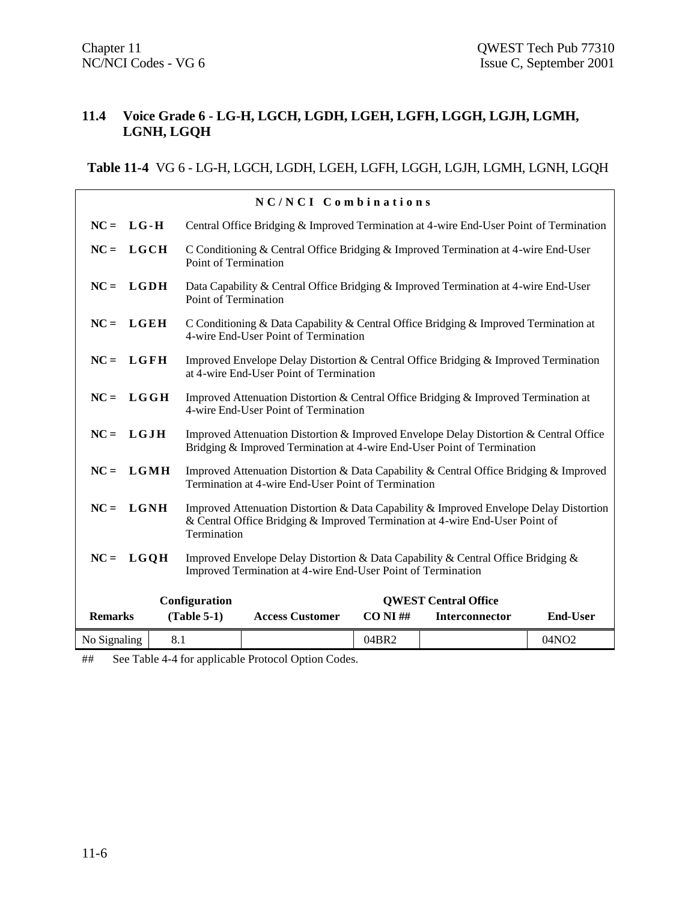## 11.4 Voice Grade 6 - LG-H, LGCH, LGDH, LGEH, LGFH, LGGH, LGJH, LGMH, LGNH, LGQH

**Table 11-4** VG 6 - LG-H, LGCH, LGDH, LGEH, LGFH, LGGH, LGJH, LGMH, LGNH, LGQH

**NC/NCI Combinations**

**NC = LG-H** Central Office Bridging & Improved Termination at 4-wire End-User Point of Termination

**NC = LGCH** C Conditioning & Central Office Bridging & Improved Termination at 4-wire End-User Point of Termination

**NC = LGDH** Data Capability & Central Office Bridging & Improved Termination at 4-wire End-User Point of Termination

**NC = LGEH** C Conditioning & Data Capability & Central Office Bridging & Improved Termination at 4-wire End-User Point of Termination

**NC = LGFH** Improved Envelope Delay Distortion & Central Office Bridging & Improved Termination at 4-wire End-User Point of Termination

**NC = LGGH** Improved Attenuation Distortion & Central Office Bridging & Improved Termination at 4-wire End-User Point of Termination

**NC = LGJH** Improved Attenuation Distortion & Improved Envelope Delay Distortion & Central Office Bridging & Improved Termination at 4-wire End-User Point of Termination

**NC = LGMH** Improved Attenuation Distortion & Data Capability & Central Office Bridging & Improved Termination at 4-wire End-User Point of Termination

**NC = LGNH** Improved Attenuation Distortion & Data Capability & Improved Envelope Delay Distortion & Central Office Bridging & Improved Termination at 4-wire End-User Point of Termination

**NC = LGQH** Improved Envelope Delay Distortion & Data Capability & Central Office Bridging & Improved Termination at 4-wire End-User Point of Termination

| Remarks | Configuration (Table 5-1) | Access Customer | QWEST Central Office CO NI ## | QWEST Central Office Interconnector | End-User |
|---|---|---|---|---|---|
| No Signaling | 8.1 | | 04BR2 | | 04NO2 |

## See Table 4-4 for applicable Protocol Option Codes.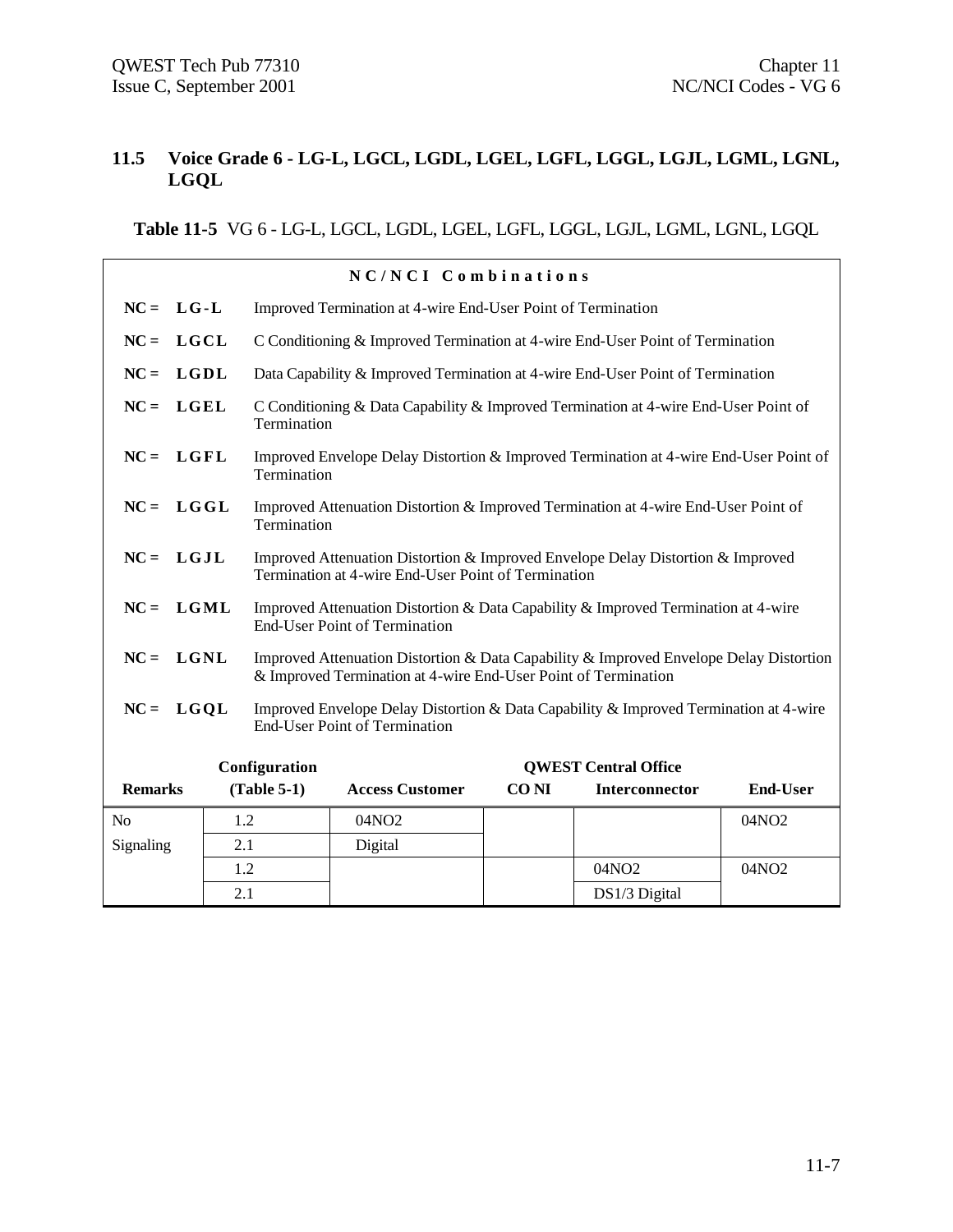## 11.5 Voice Grade 6 - LG-L, LGCL, LGDL, LGEL, LGFL, LGGL, LGJL, LGML, LGNL, LGQL

**Table 11-5** VG 6 - LG-L, LGCL, LGDL, LGEL, LGFL, LGGL, LGJL, LGML, LGNL, LGQL

**NC/NCI Combinations**

| | |
|---|---|
| **NC = LG-L** | Improved Termination at 4-wire End-User Point of Termination |
| **NC = LGCL** | C Conditioning & Improved Termination at 4-wire End-User Point of Termination |
| **NC = LGDL** | Data Capability & Improved Termination at 4-wire End-User Point of Termination |
| **NC = LGEL** | C Conditioning & Data Capability & Improved Termination at 4-wire End-User Point of Termination |
| **NC = LGFL** | Improved Envelope Delay Distortion & Improved Termination at 4-wire End-User Point of Termination |
| **NC = LGGL** | Improved Attenuation Distortion & Improved Termination at 4-wire End-User Point of Termination |
| **NC = LGJL** | Improved Attenuation Distortion & Improved Envelope Delay Distortion & Improved Termination at 4-wire End-User Point of Termination |
| **NC = LGML** | Improved Attenuation Distortion & Data Capability & Improved Termination at 4-wire End-User Point of Termination |
| **NC = LGNL** | Improved Attenuation Distortion & Data Capability & Improved Envelope Delay Distortion & Improved Termination at 4-wire End-User Point of Termination |
| **NC = LGQL** | Improved Envelope Delay Distortion & Data Capability & Improved Termination at 4-wire End-User Point of Termination |

| Remarks | Configuration (Table 5-1) | Access Customer | QWEST Central Office CO NI | QWEST Central Office Interconnector | End-User |
|---|---|---|---|---|---|
| No Signaling | 1.2 | 04NO2 | | | 04NO2 |
| | 2.1 | Digital | | | |
| | 1.2 | | | 04NO2 | 04NO2 |
| | 2.1 | | | DS1/3 Digital | |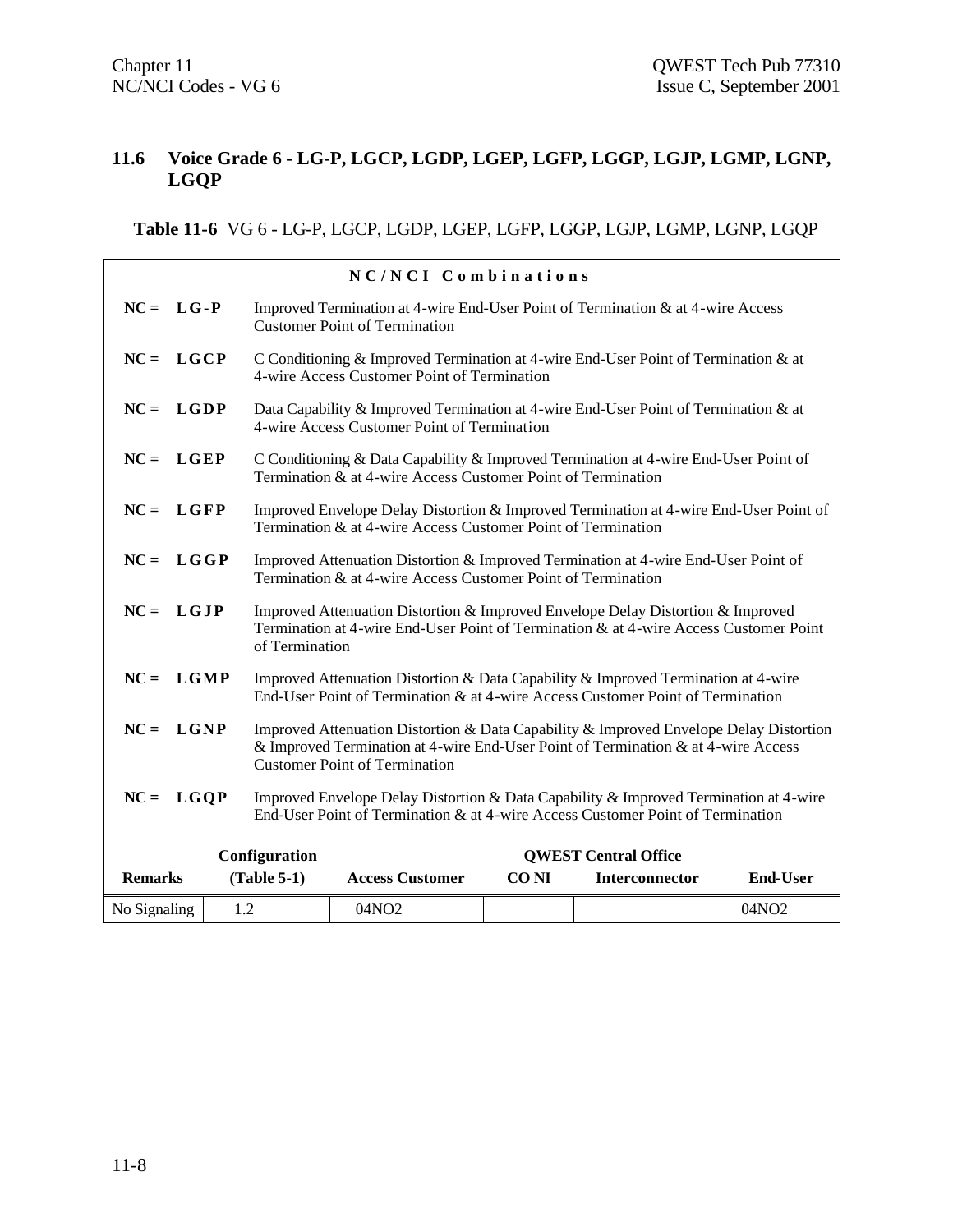## 11.6 Voice Grade 6 - LG-P, LGCP, LGDP, LGEP, LGFP, LGGP, LGJP, LGMP, LGNP, LGQP

**Table 11-6** VG 6 - LG-P, LGCP, LGDP, LGEP, LGFP, LGGP, LGJP, LGMP, LGNP, LGQP

**NC/NCI Combinations**

| | |
|---|---|
| **NC = LG-P** | Improved Termination at 4-wire End-User Point of Termination & at 4-wire Access Customer Point of Termination |
| **NC = LGCP** | C Conditioning & Improved Termination at 4-wire End-User Point of Termination & at 4-wire Access Customer Point of Termination |
| **NC = LGDP** | Data Capability & Improved Termination at 4-wire End-User Point of Termination & at 4-wire Access Customer Point of Termination |
| **NC = LGEP** | C Conditioning & Data Capability & Improved Termination at 4-wire End-User Point of Termination & at 4-wire Access Customer Point of Termination |
| **NC = LGFP** | Improved Envelope Delay Distortion & Improved Termination at 4-wire End-User Point of Termination & at 4-wire Access Customer Point of Termination |
| **NC = LGGP** | Improved Attenuation Distortion & Improved Termination at 4-wire End-User Point of Termination & at 4-wire Access Customer Point of Termination |
| **NC = LGJP** | Improved Attenuation Distortion & Improved Envelope Delay Distortion & Improved Termination at 4-wire End-User Point of Termination & at 4-wire Access Customer Point of Termination |
| **NC = LGMP** | Improved Attenuation Distortion & Data Capability & Improved Termination at 4-wire End-User Point of Termination & at 4-wire Access Customer Point of Termination |
| **NC = LGNP** | Improved Attenuation Distortion & Data Capability & Improved Envelope Delay Distortion & Improved Termination at 4-wire End-User Point of Termination & at 4-wire Access Customer Point of Termination |
| **NC = LGQP** | Improved Envelope Delay Distortion & Data Capability & Improved Termination at 4-wire End-User Point of Termination & at 4-wire Access Customer Point of Termination |

| Remarks | Configuration (Table 5-1) | Access Customer | QWEST Central Office CO NI | QWEST Central Office Interconnector | End-User |
|---|---|---|---|---|---|
| No Signaling | 1.2 | 04NO2 | | | 04NO2 |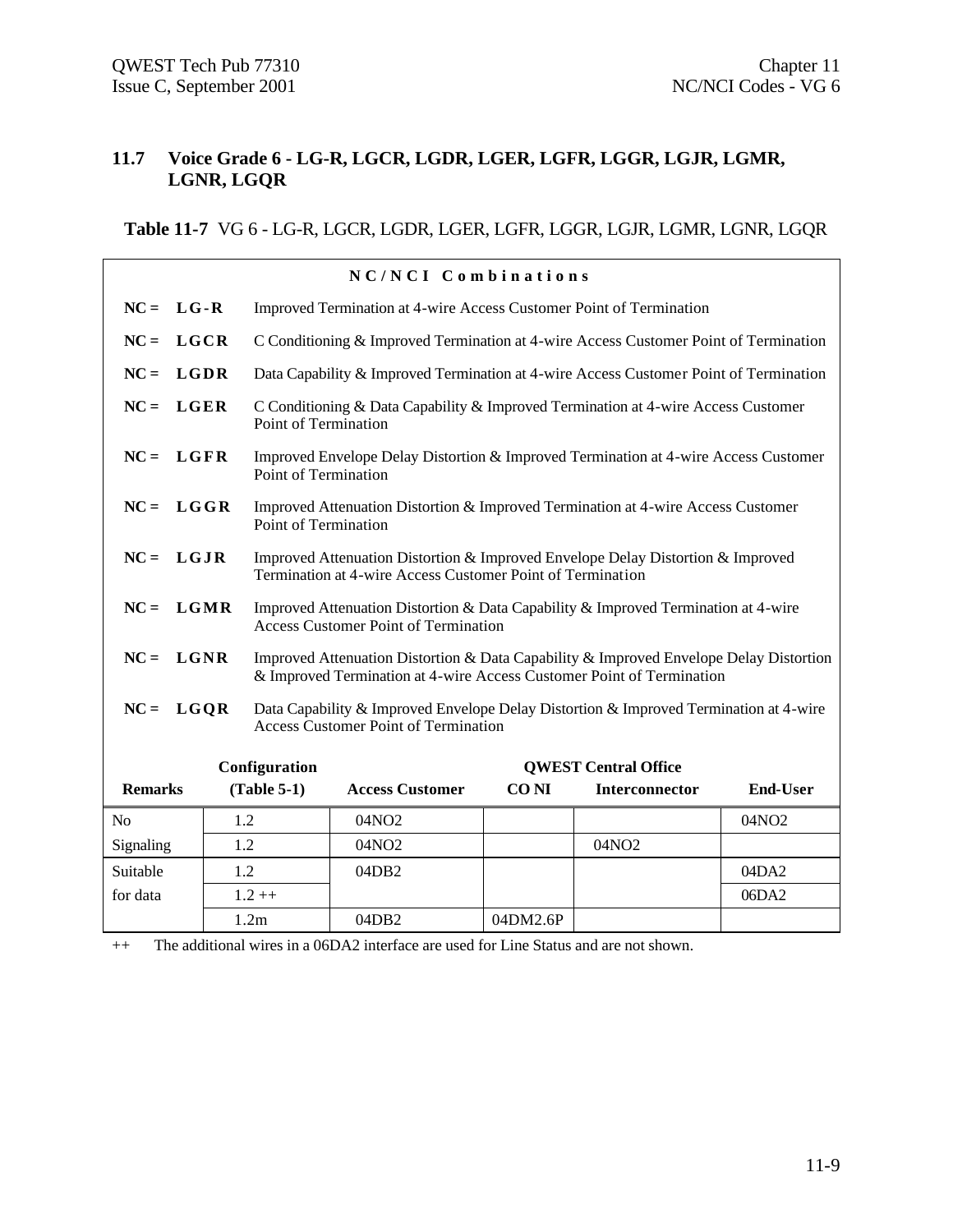## 11.7 Voice Grade 6 - LG-R, LGCR, LGDR, LGER, LGFR, LGGR, LGJR, LGMR, LGNR, LGQR

**Table 11-7** VG 6 - LG-R, LGCR, LGDR, LGER, LGFR, LGGR, LGJR, LGMR, LGNR, LGQR

**NC/NCI Combinations**

| | |
|---|---|
| **NC = LG-R** | Improved Termination at 4-wire Access Customer Point of Termination |
| **NC = LGCR** | C Conditioning & Improved Termination at 4-wire Access Customer Point of Termination |
| **NC = LGDR** | Data Capability & Improved Termination at 4-wire Access Customer Point of Termination |
| **NC = LGER** | C Conditioning & Data Capability & Improved Termination at 4-wire Access Customer Point of Termination |
| **NC = LGFR** | Improved Envelope Delay Distortion & Improved Termination at 4-wire Access Customer Point of Termination |
| **NC = LGGR** | Improved Attenuation Distortion & Improved Termination at 4-wire Access Customer Point of Termination |
| **NC = LGJR** | Improved Attenuation Distortion & Improved Envelope Delay Distortion & Improved Termination at 4-wire Access Customer Point of Termination |
| **NC = LGMR** | Improved Attenuation Distortion & Data Capability & Improved Termination at 4-wire Access Customer Point of Termination |
| **NC = LGNR** | Improved Attenuation Distortion & Data Capability & Improved Envelope Delay Distortion & Improved Termination at 4-wire Access Customer Point of Termination |
| **NC = LGQR** | Data Capability & Improved Envelope Delay Distortion & Improved Termination at 4-wire Access Customer Point of Termination |

| Remarks | Configuration (Table 5-1) | Access Customer | QWEST Central Office CO NI | QWEST Central Office Interconnector | End-User |
|---|---|---|---|---|---|
| No | 1.2 | 04NO2 | | | 04NO2 |
| Signaling | 1.2 | 04NO2 | | 04NO2 | |
| Suitable | 1.2 | 04DB2 | | | 04DA2 |
| for data | 1.2 ++ | | | | 06DA2 |
| | 1.2m | 04DB2 | 04DM2.6P | | |

++ The additional wires in a 06DA2 interface are used for Line Status and are not shown.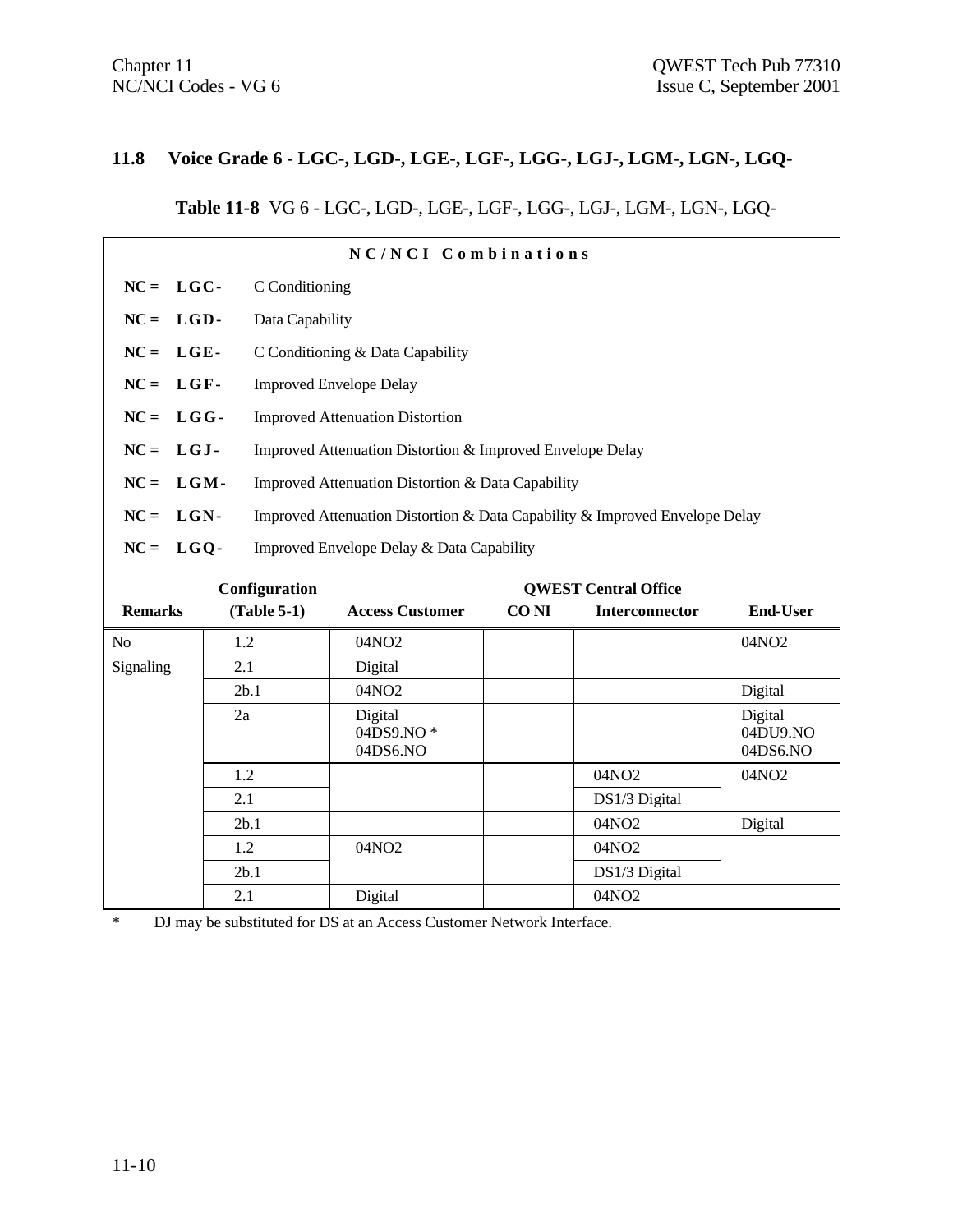## 11.8 Voice Grade 6 - LGC-, LGD-, LGE-, LGF-, LGG-, LGJ-, LGM-, LGN-, LGQ-

**Table 11-8** VG 6 - LGC-, LGD-, LGE-, LGF-, LGG-, LGJ-, LGM-, LGN-, LGQ-

**NC/NCI Combinations**

- **NC = LGC-** C Conditioning
- **NC = LGD-** Data Capability
- **NC = LGE-** C Conditioning & Data Capability
- **NC = LGF-** Improved Envelope Delay
- **NC = LGG-** Improved Attenuation Distortion
- **NC = LGJ-** Improved Attenuation Distortion & Improved Envelope Delay
- **NC = LGM-** Improved Attenuation Distortion & Data Capability
- **NC = LGN-** Improved Attenuation Distortion & Data Capability & Improved Envelope Delay
- **NC = LGQ-** Improved Envelope Delay & Data Capability

| Remarks | Configuration (Table 5-1) | Access Customer | QWEST Central Office CO NI | QWEST Central Office Interconnector | End-User |
|---|---|---|---|---|---|
| No Signaling | 1.2 | 04NO2 | | | 04NO2 |
| | 2.1 | Digital | | | |
| | 2b.1 | 04NO2 | | | Digital |
| | 2a | Digital 04DS9.NO * 04DS6.NO | | | Digital 04DU9.NO 04DS6.NO |
| | 1.2 | | | 04NO2 | 04NO2 |
| | 2.1 | | | DS1/3 Digital | |
| | 2b.1 | | | 04NO2 | Digital |
| | 1.2 | 04NO2 | | 04NO2 | |
| | 2b.1 | | | DS1/3 Digital | |
| | 2.1 | Digital | | 04NO2 | |

\* DJ may be substituted for DS at an Access Customer Network Interface.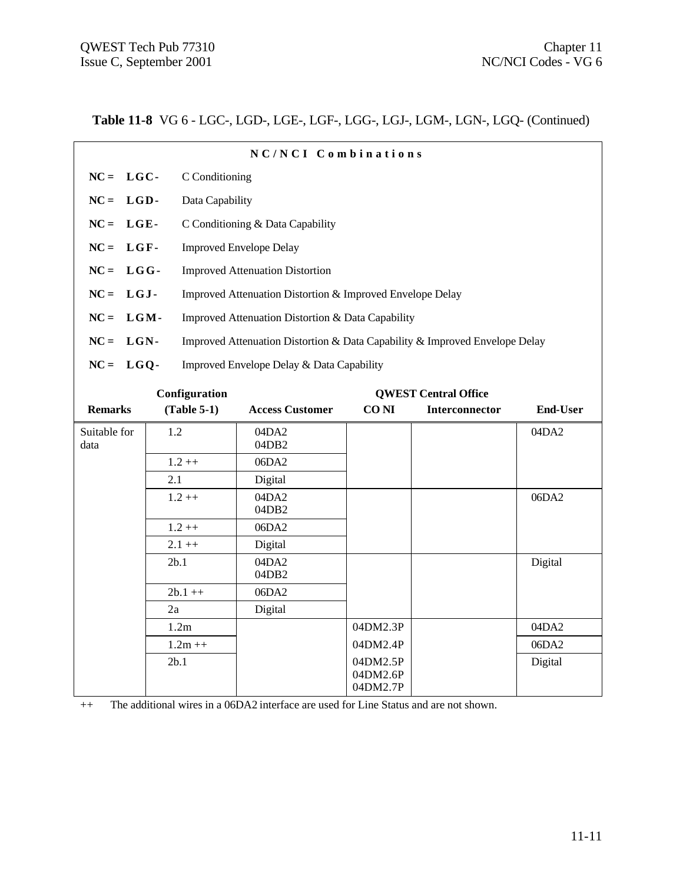**Table 11-8** VG 6 - LGC-, LGD-, LGE-, LGF-, LGG-, LGJ-, LGM-, LGN-, LGQ- (Continued)

**N C / N C I Combinations**

**NC = LGC-** C Conditioning

**NC = LGD-** Data Capability

**NC = LGE-** C Conditioning & Data Capability

**NC = LGF-** Improved Envelope Delay

**NC = LGG-** Improved Attenuation Distortion

**NC = LGJ-** Improved Attenuation Distortion & Improved Envelope Delay

**NC = LGM-** Improved Attenuation Distortion & Data Capability

**NC = LGN-** Improved Attenuation Distortion & Data Capability & Improved Envelope Delay

**NC = LGQ-** Improved Envelope Delay & Data Capability

| Remarks | Configuration (Table 5-1) | Access Customer | QWEST Central Office CO NI | QWEST Central Office Interconnector | End-User |
|---|---|---|---|---|---|
| Suitable for data | 1.2 | 04DA2<br>04DB2 | | | 04DA2 |
| | 1.2 ++ | 06DA2 | | | |
| | 2.1 | Digital | | | |
| | 1.2 ++ | 04DA2<br>04DB2 | | | 06DA2 |
| | 1.2 ++ | 06DA2 | | | |
| | 2.1 ++ | Digital | | | |
| | 2b.1 | 04DA2<br>04DB2 | | | Digital |
| | 2b.1 ++ | 06DA2 | | | |
| | 2a | Digital | | | |
| | 1.2m | | 04DM2.3P | | 04DA2 |
| | 1.2m ++ | | 04DM2.4P | | 06DA2 |
| | 2b.1 | | 04DM2.5P<br>04DM2.6P<br>04DM2.7P | | Digital |

++ The additional wires in a 06DA2 interface are used for Line Status and are not shown.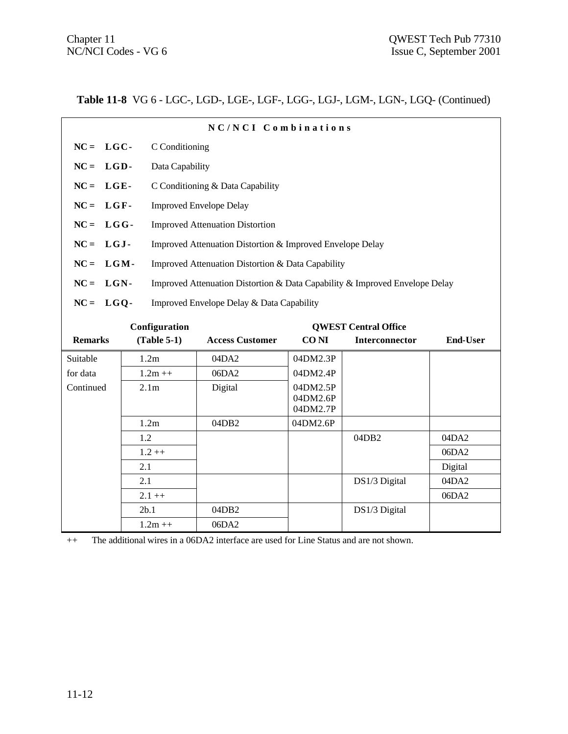**Table 11-8** VG 6 - LGC-, LGD-, LGE-, LGF-, LGG-, LGJ-, LGM-, LGN-, LGQ- (Continued)

**N C / N C I   C o m b i n a t i o n s**

**NC = LGC-** C Conditioning

**NC = LGD-** Data Capability

**NC = LGE-** C Conditioning & Data Capability

**NC = LGF-** Improved Envelope Delay

**NC = LGG-** Improved Attenuation Distortion

**NC = LGJ-** Improved Attenuation Distortion & Improved Envelope Delay

**NC = LGM-** Improved Attenuation Distortion & Data Capability

**NC = LGN-** Improved Attenuation Distortion & Data Capability & Improved Envelope Delay

**NC = LGQ-** Improved Envelope Delay & Data Capability

| Remarks | Configuration (Table 5-1) | Access Customer | QWEST Central Office CO NI | QWEST Central Office Interconnector | End-User |
|---|---|---|---|---|---|
| Suitable | 1.2m | 04DA2 | 04DM2.3P | | |
| for data | 1.2m ++ | 06DA2 | 04DM2.4P | | |
| Continued | 2.1m | Digital | 04DM2.5P<br>04DM2.6P<br>04DM2.7P | | |
| | 1.2m | 04DB2 | 04DM2.6P | | |
| | 1.2 | | | 04DB2 | 04DA2 |
| | 1.2 ++ | | | | 06DA2 |
| | 2.1 | | | | Digital |
| | 2.1 | | | DS1/3 Digital | 04DA2 |
| | 2.1 ++ | | | | 06DA2 |
| | 2b.1 | 04DB2 | | DS1/3 Digital | |
| | 1.2m ++ | 06DA2 | | | |

++ The additional wires in a 06DA2 interface are used for Line Status and are not shown.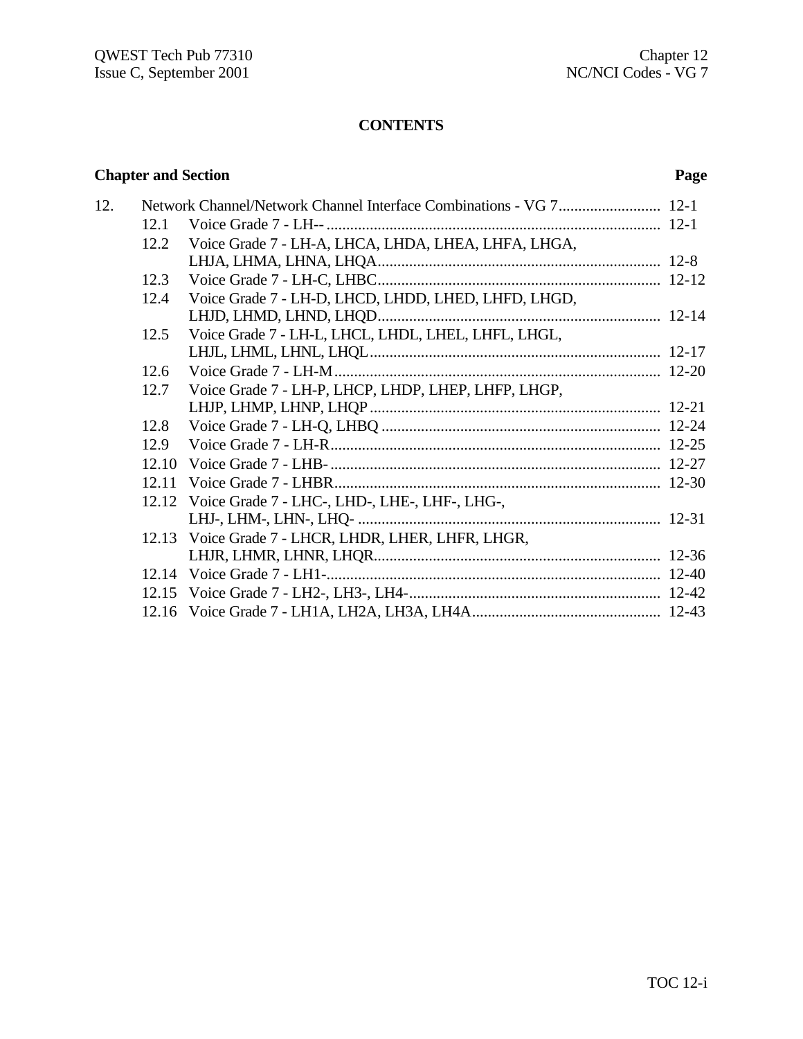# CONTENTS

| Chapter and Section | | | Page |
|---|---|---|---|
| 12. | Network Channel/Network Channel Interface Combinations - VG 7 | | 12-1 |
| | 12.1 | Voice Grade 7 - LH-- | 12-1 |
| | 12.2 | Voice Grade 7 - LH-A, LHCA, LHDA, LHEA, LHFA, LHGA, LHJA, LHMA, LHNA, LHQA | 12-8 |
| | 12.3 | Voice Grade 7 - LH-C, LHBC | 12-12 |
| | 12.4 | Voice Grade 7 - LH-D, LHCD, LHDD, LHED, LHFD, LHGD, LHJD, LHMD, LHND, LHQD | 12-14 |
| | 12.5 | Voice Grade 7 - LH-L, LHCL, LHDL, LHEL, LHFL, LHGL, LHJL, LHML, LHNL, LHQL | 12-17 |
| | 12.6 | Voice Grade 7 - LH-M | 12-20 |
| | 12.7 | Voice Grade 7 - LH-P, LHCP, LHDP, LHEP, LHFP, LHGP, LHJP, LHMP, LHNP, LHQP | 12-21 |
| | 12.8 | Voice Grade 7 - LH-Q, LHBQ | 12-24 |
| | 12.9 | Voice Grade 7 - LH-R | 12-25 |
| | 12.10 | Voice Grade 7 - LHB- | 12-27 |
| | 12.11 | Voice Grade 7 - LHBR | 12-30 |
| | 12.12 | Voice Grade 7 - LHC-, LHD-, LHE-, LHF-, LHG-, LHJ-, LHM-, LHN-, LHQ- | 12-31 |
| | 12.13 | Voice Grade 7 - LHCR, LHDR, LHER, LHFR, LHGR, LHJR, LHMR, LHNR, LHQR | 12-36 |
| | 12.14 | Voice Grade 7 - LH1- | 12-40 |
| | 12.15 | Voice Grade 7 - LH2-, LH3-, LH4- | 12-42 |
| | 12.16 | Voice Grade 7 - LH1A, LH2A, LH3A, LH4A | 12-43 |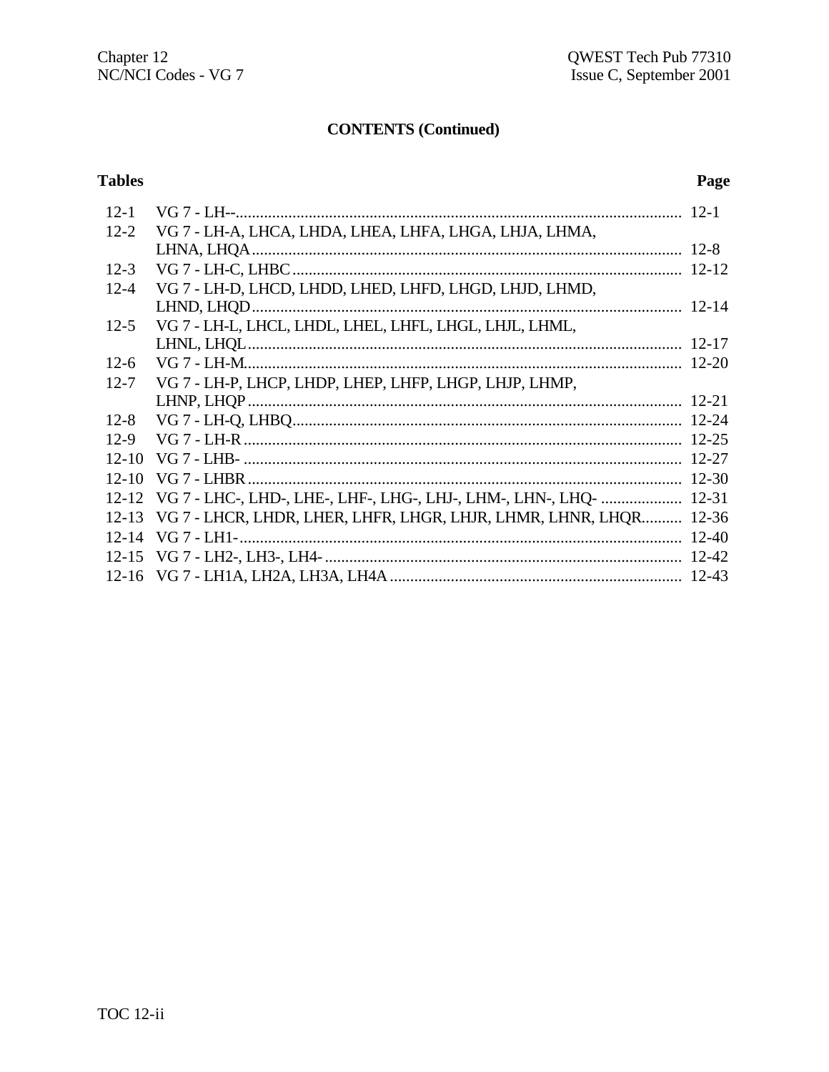## CONTENTS (Continued)

| Tables | | Page |
|---|---|---|
| 12-1 | VG 7 - LH-- | 12-1 |
| 12-2 | VG 7 - LH-A, LHCA, LHDA, LHEA, LHFA, LHGA, LHJA, LHMA, LHNA, LHQA | 12-8 |
| 12-3 | VG 7 - LH-C, LHBC | 12-12 |
| 12-4 | VG 7 - LH-D, LHCD, LHDD, LHED, LHFD, LHGD, LHJD, LHMD, LHND, LHQD | 12-14 |
| 12-5 | VG 7 - LH-L, LHCL, LHDL, LHEL, LHFL, LHGL, LHJL, LHML, LHNL, LHQL | 12-17 |
| 12-6 | VG 7 - LH-M | 12-20 |
| 12-7 | VG 7 - LH-P, LHCP, LHDP, LHEP, LHFP, LHGP, LHJP, LHMP, LHNP, LHQP | 12-21 |
| 12-8 | VG 7 - LH-Q, LHBQ | 12-24 |
| 12-9 | VG 7 - LH-R | 12-25 |
| 12-10 | VG 7 - LHB- | 12-27 |
| 12-10 | VG 7 - LHBR | 12-30 |
| 12-12 | VG 7 - LHC-, LHD-, LHE-, LHF-, LHG-, LHJ-, LHM-, LHN-, LHQ- | 12-31 |
| 12-13 | VG 7 - LHCR, LHDR, LHER, LHFR, LHGR, LHJR, LHMR, LHNR, LHQR | 12-36 |
| 12-14 | VG 7 - LH1- | 12-40 |
| 12-15 | VG 7 - LH2-, LH3-, LH4- | 12-42 |
| 12-16 | VG 7 - LH1A, LH2A, LH3A, LH4A | 12-43 |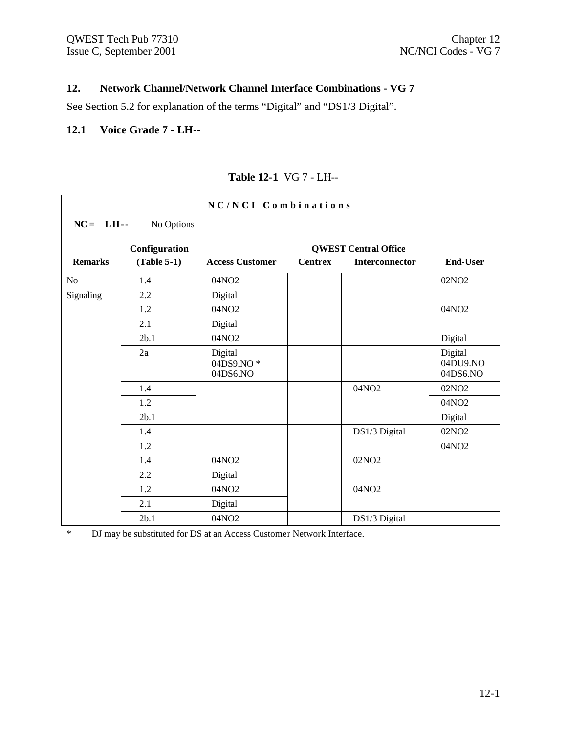## 12. Network Channel/Network Channel Interface Combinations - VG 7

See Section 5.2 for explanation of the terms "Digital" and "DS1/3 Digital".

### 12.1 Voice Grade 7 - LH--

**Table 12-1** VG 7 - LH--

**NC/NCI Combinations**

**NC = LH--** No Options

| Remarks | Configuration (Table 5-1) | Access Customer | QWEST Central Office Centrex | QWEST Central Office Interconnector | End-User |
|---|---|---|---|---|---|
| No Signaling | 1.4 | 04NO2 | | | 02NO2 |
| | 2.2 | Digital | | | |
| | 1.2 | 04NO2 | | | 04NO2 |
| | 2.1 | Digital | | | |
| | 2b.1 | 04NO2 | | | Digital |
| | 2a | Digital<br>04DS9.NO *<br>04DS6.NO | | | Digital<br>04DU9.NO<br>04DS6.NO |
| | 1.4 | | | 04NO2 | 02NO2 |
| | 1.2 | | | | 04NO2 |
| | 2b.1 | | | | Digital |
| | 1.4 | | | DS1/3 Digital | 02NO2 |
| | 1.2 | | | | 04NO2 |
| | 1.4 | 04NO2 | | 02NO2 | |
| | 2.2 | Digital | | | |
| | 1.2 | 04NO2 | | 04NO2 | |
| | 2.1 | Digital | | | |
| | 2b.1 | 04NO2 | | DS1/3 Digital | |

\* DJ may be substituted for DS at an Access Customer Network Interface.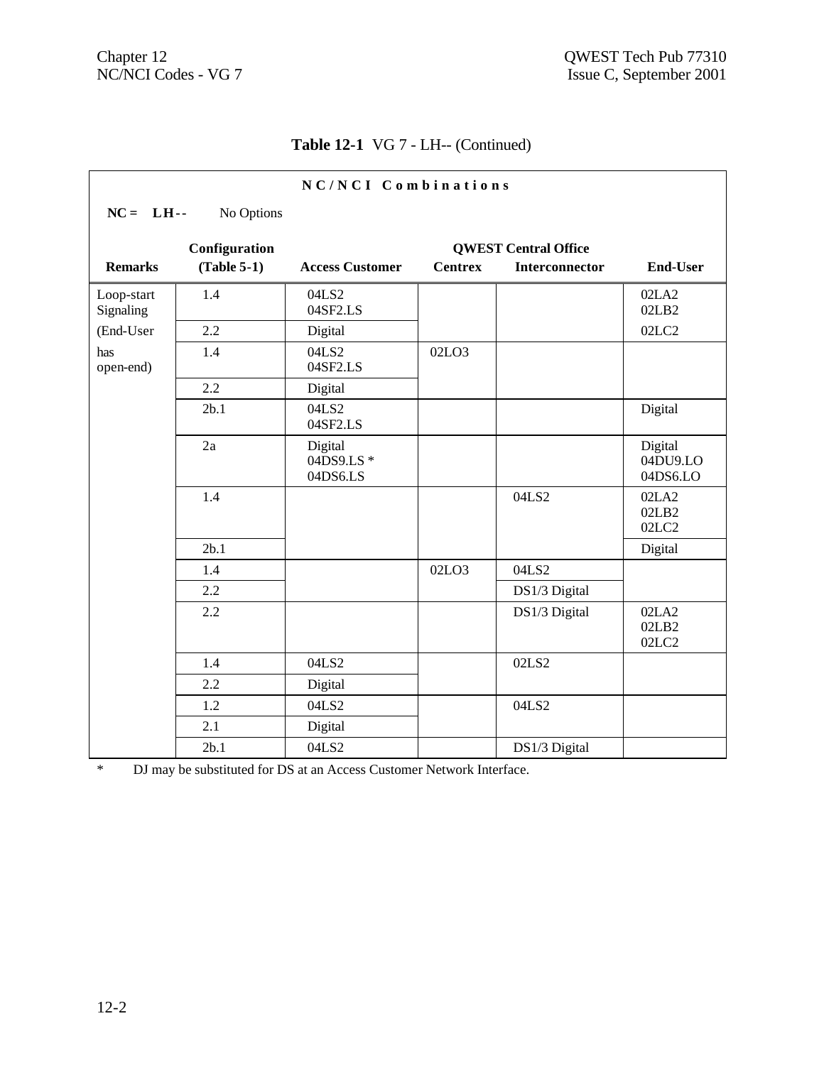**Table 12-1** VG 7 - LH-- (Continued)

**N C / N C I   C o m b i n a t i o n s**

**NC = LH--** No Options

| Remarks | Configuration (Table 5-1) | Access Customer | QWEST Central Office Centrex | QWEST Central Office Interconnector | End-User |
|---|---|---|---|---|---|
| Loop-start Signaling | 1.4 | 04LS2 04SF2.LS | | | 02LA2 02LB2 |
| (End-User | 2.2 | Digital | | | 02LC2 |
| has open-end) | 1.4 | 04LS2 04SF2.LS | 02LO3 | | |
| | 2.2 | Digital | | | |
| | 2b.1 | 04LS2 04SF2.LS | | | Digital |
| | 2a | Digital 04DS9.LS * 04DS6.LS | | | Digital 04DU9.LO 04DS6.LO |
| | 1.4 | | | 04LS2 | 02LA2 02LB2 02LC2 |
| | 2b.1 | | | | Digital |
| | 1.4 | | 02LO3 | 04LS2 | |
| | 2.2 | | | DS1/3 Digital | |
| | 2.2 | | | DS1/3 Digital | 02LA2 02LB2 02LC2 |
| | 1.4 | 04LS2 | | 02LS2 | |
| | 2.2 | Digital | | | |
| | 1.2 | 04LS2 | | 04LS2 | |
| | 2.1 | Digital | | | |
| | 2b.1 | 04LS2 | | DS1/3 Digital | |

\* DJ may be substituted for DS at an Access Customer Network Interface.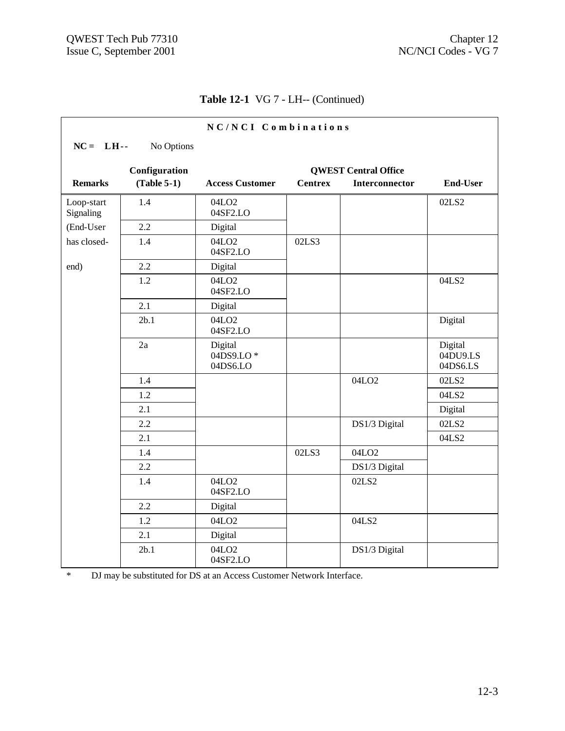**Table 12-1** VG 7 - LH-- (Continued)

| NC/NCI Combinations | | | | | |
|---|---|---|---|---|---|
| **NC = LH--** No Options | | | | | |
| | **Configuration** | | **QWEST Central Office** | | |
| **Remarks** | **(Table 5-1)** | **Access Customer** | **Centrex** | **Interconnector** | **End-User** |
| Loop-start Signaling | 1.4 | 04LO2 04SF2.LO | | | 02LS2 |
| (End-User | 2.2 | Digital | | | |
| has closed- | 1.4 | 04LO2 04SF2.LO | 02LS3 | | |
| end) | 2.2 | Digital | | | |
| | 1.2 | 04LO2 04SF2.LO | | | 04LS2 |
| | 2.1 | Digital | | | |
| | 2b.1 | 04LO2 04SF2.LO | | | Digital |
| | 2a | Digital 04DS9.LO * 04DS6.LO | | | Digital 04DU9.LS 04DS6.LS |
| | 1.4 | | | 04LO2 | 02LS2 |
| | 1.2 | | | | 04LS2 |
| | 2.1 | | | | Digital |
| | 2.2 | | | DS1/3 Digital | 02LS2 |
| | 2.1 | | | | 04LS2 |
| | 1.4 | | 02LS3 | 04LO2 | |
| | 2.2 | | | DS1/3 Digital | |
| | 1.4 | 04LO2 04SF2.LO | | 02LS2 | |
| | 2.2 | Digital | | | |
| | 1.2 | 04LO2 | | 04LS2 | |
| | 2.1 | Digital | | | |
| | 2b.1 | 04LO2 04SF2.LO | | DS1/3 Digital | |

* DJ may be substituted for DS at an Access Customer Network Interface.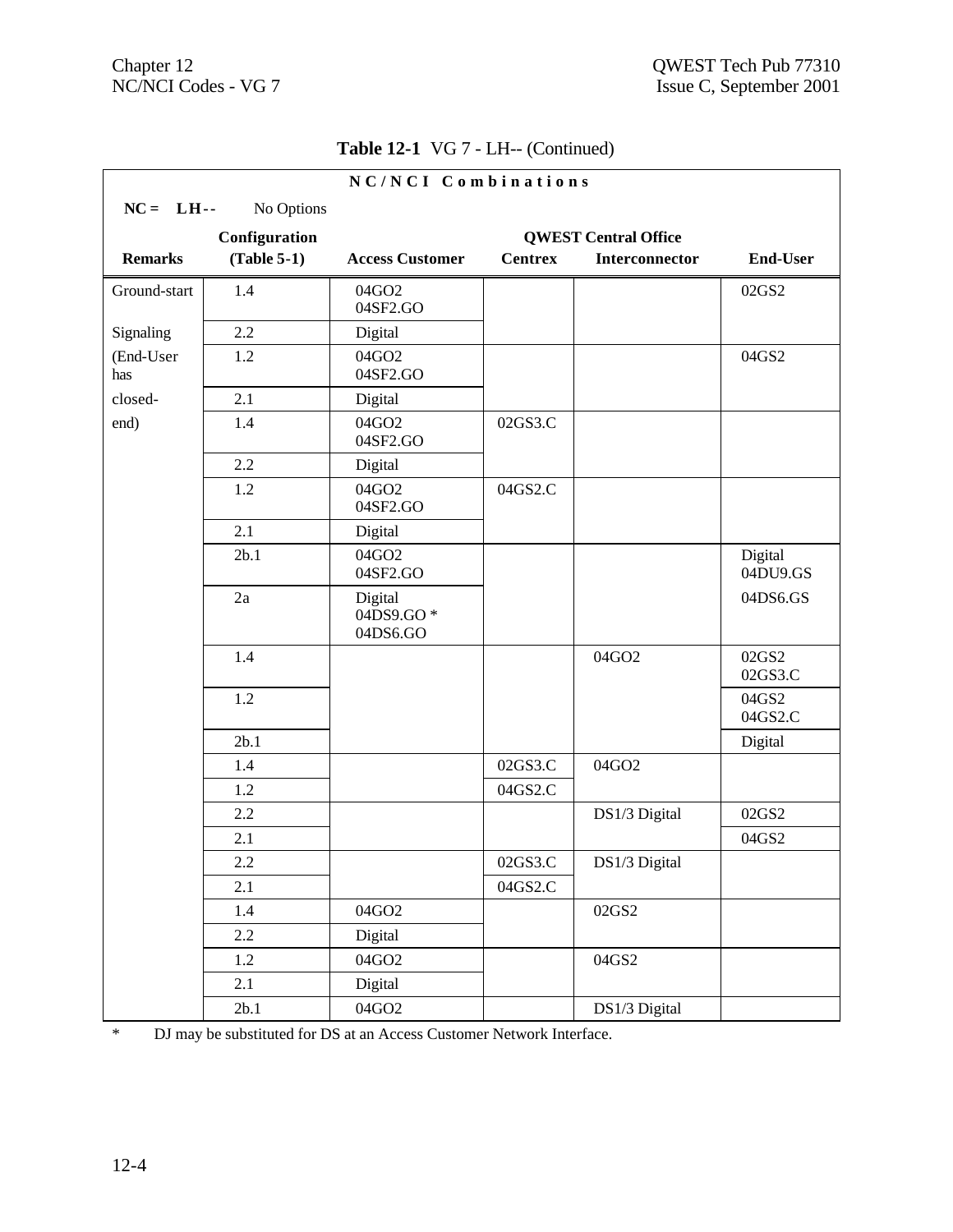**Table 12-1** VG 7 - LH-- (Continued)

| NC/NCI Combinations | | | | | |
|---|---|---|---|---|---|
| **NC = LH--** No Options | | | | | |
| | **Configuration** | | **QWEST Central Office** | | |
| **Remarks** | **(Table 5-1)** | **Access Customer** | **Centrex** | **Interconnector** | **End-User** |
| Ground-start | 1.4 | 04GO2 04SF2.GO | | | 02GS2 |
| Signaling | 2.2 | Digital | | | |
| (End-User has | 1.2 | 04GO2 04SF2.GO | | | 04GS2 |
| closed- | 2.1 | Digital | | | |
| end) | 1.4 | 04GO2 04SF2.GO | 02GS3.C | | |
| | 2.2 | Digital | | | |
| | 1.2 | 04GO2 04SF2.GO | 04GS2.C | | |
| | 2.1 | Digital | | | |
| | 2b.1 | 04GO2 04SF2.GO | | | Digital 04DU9.GS |
| | 2a | Digital 04DS9.GO * 04DS6.GO | | | 04DS6.GS |
| | 1.4 | | | 04GO2 | 02GS2 02GS3.C |
| | 1.2 | | | | 04GS2 04GS2.C |
| | 2b.1 | | | | Digital |
| | 1.4 | | 02GS3.C | 04GO2 | |
| | 1.2 | | 04GS2.C | | |
| | 2.2 | | | DS1/3 Digital | 02GS2 |
| | 2.1 | | | | 04GS2 |
| | 2.2 | | 02GS3.C | DS1/3 Digital | |
| | 2.1 | | 04GS2.C | | |
| | 1.4 | 04GO2 | | 02GS2 | |
| | 2.2 | Digital | | | |
| | 1.2 | 04GO2 | | 04GS2 | |
| | 2.1 | Digital | | | |
| | 2b.1 | 04GO2 | | DS1/3 Digital | |

* DJ may be substituted for DS at an Access Customer Network Interface.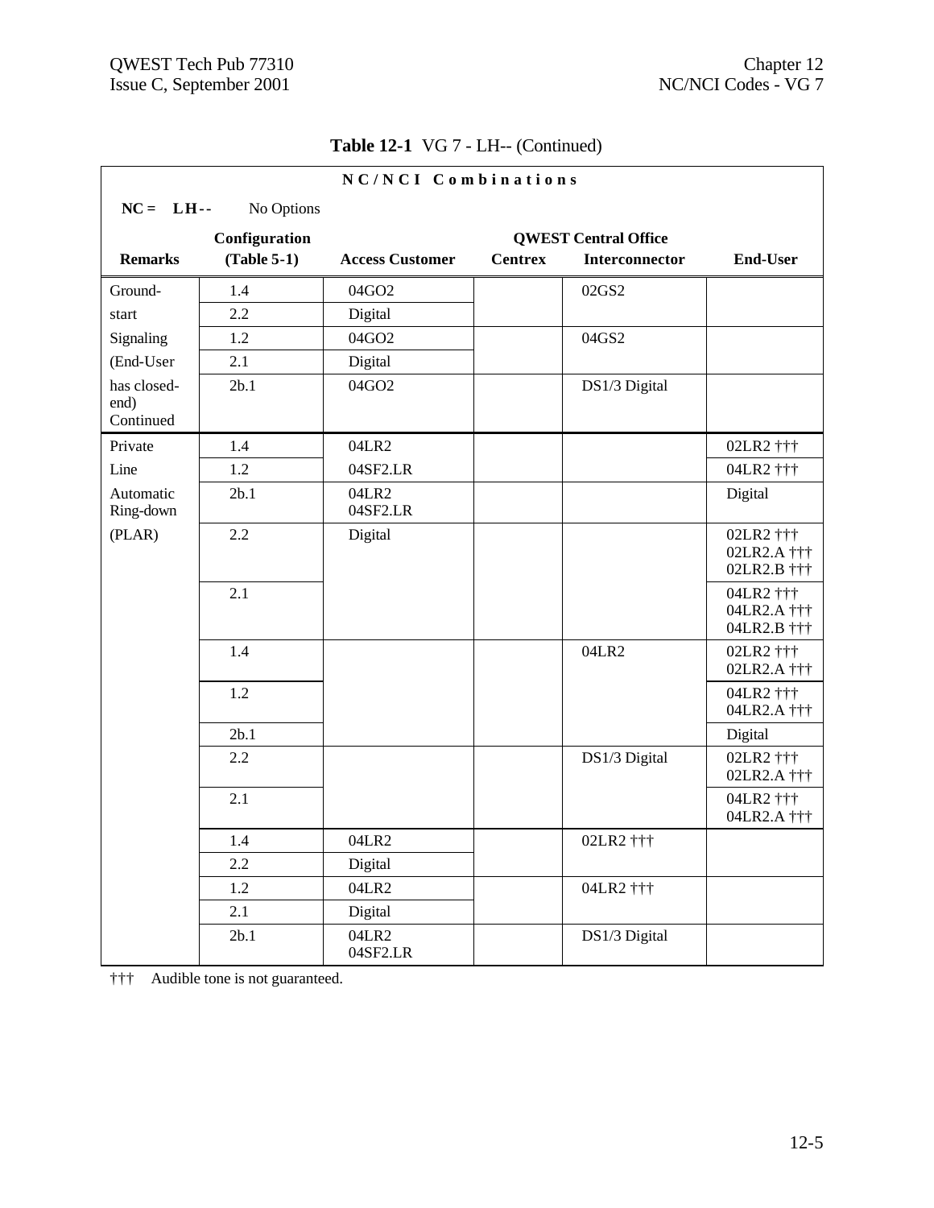**Table 12-1** VG 7 - LH-- (Continued)

| NC/NCI Combinations | | | | | |
|---|---|---|---|---|---|
| **NC = LH--** No Options | | | | | |
| | **Configuration** | | | **QWEST Central Office** | |
| **Remarks** | **(Table 5-1)** | **Access Customer** | **Centrex** | **Interconnector** | **End-User** |
| Ground-start Signaling (End-User has closed-end) Continued | 1.4 | 04GO2 | | 02GS2 | |
| | 2.2 | Digital | | | |
| | 1.2 | 04GO2 | | 04GS2 | |
| | 2.1 | Digital | | | |
| | 2b.1 | 04GO2 | | DS1/3 Digital | |
| Private Line Automatic Ring-down (PLAR) | 1.4 | 04LR2 | | | 02LR2 ††† |
| | 1.2 | 04SF2.LR | | | 04LR2 ††† |
| | 2b.1 | 04LR2 04SF2.LR | | | Digital |
| | 2.2 | Digital | | | 02LR2 ††† 02LR2.A ††† 02LR2.B ††† |
| | 2.1 | | | | 04LR2 ††† 04LR2.A ††† 04LR2.B ††† |
| | 1.4 | | | 04LR2 | 02LR2 ††† 02LR2.A ††† |
| | 1.2 | | | | 04LR2 ††† 04LR2.A ††† |
| | 2b.1 | | | | Digital |
| | 2.2 | | | DS1/3 Digital | 02LR2 ††† 02LR2.A ††† |
| | 2.1 | | | | 04LR2 ††† 04LR2.A ††† |
| | 1.4 | 04LR2 | | 02LR2 ††† | |
| | 2.2 | Digital | | | |
| | 1.2 | 04LR2 | | 04LR2 ††† | |
| | 2.1 | Digital | | | |
| | 2b.1 | 04LR2 04SF2.LR | | DS1/3 Digital | |

††† Audible tone is not guaranteed.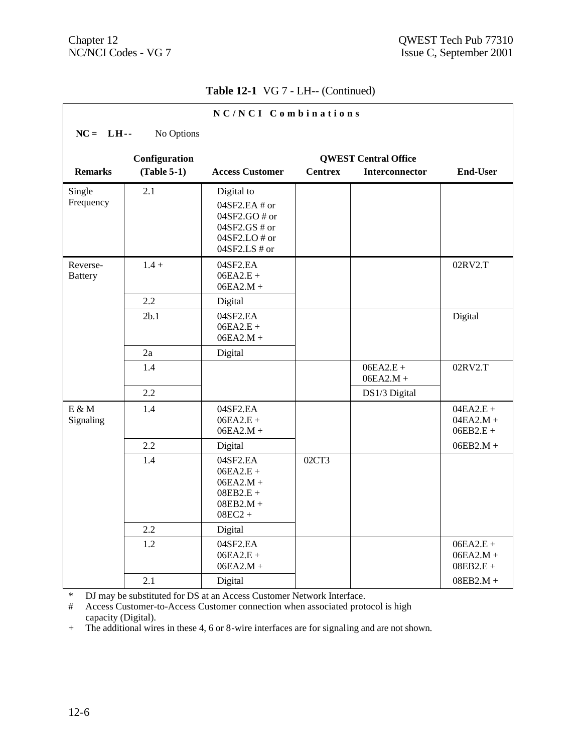**Table 12-1** VG 7 - LH-- (Continued)

**N C / N C I  C o m b i n a t i o n s**

**NC = LH--** No Options

| Remarks | Configuration (Table 5-1) | Access Customer | QWEST Central Office Centrex | QWEST Central Office Interconnector | End-User |
|---|---|---|---|---|---|
| Single Frequency | 2.1 | Digital to 04SF2.EA # or 04SF2.GO # or 04SF2.GS # or 04SF2.LO # or 04SF2.LS # or | | | |
| Reverse-Battery | 1.4 + | 04SF2.EA 06EA2.E + 06EA2.M + | | | 02RV2.T |
| | 2.2 | Digital | | | |
| | 2b.1 | 04SF2.EA 06EA2.E + 06EA2.M + | | | Digital |
| | 2a | Digital | | | |
| | 1.4 | | | 06EA2.E + 06EA2.M + | 02RV2.T |
| | 2.2 | | | DS1/3 Digital | |
| E & M Signaling | 1.4 | 04SF2.EA 06EA2.E + 06EA2.M + | | | 04EA2.E + 04EA2.M + 06EB2.E + |
| | 2.2 | Digital | | | 06EB2.M + |
| | 1.4 | 04SF2.EA 06EA2.E + 06EA2.M + 08EB2.E + 08EB2.M + 08EC2 + | 02CT3 | | |
| | 2.2 | Digital | | | |
| | 1.2 | 04SF2.EA 06EA2.E + 06EA2.M + | | | 06EA2.E + 06EA2.M + 08EB2.E + |
| | 2.1 | Digital | | | 08EB2.M + |

\* DJ may be substituted for DS at an Access Customer Network Interface.

\# Access Customer-to-Access Customer connection when associated protocol is high capacity (Digital).

\+ The additional wires in these 4, 6 or 8-wire interfaces are for signaling and are not shown.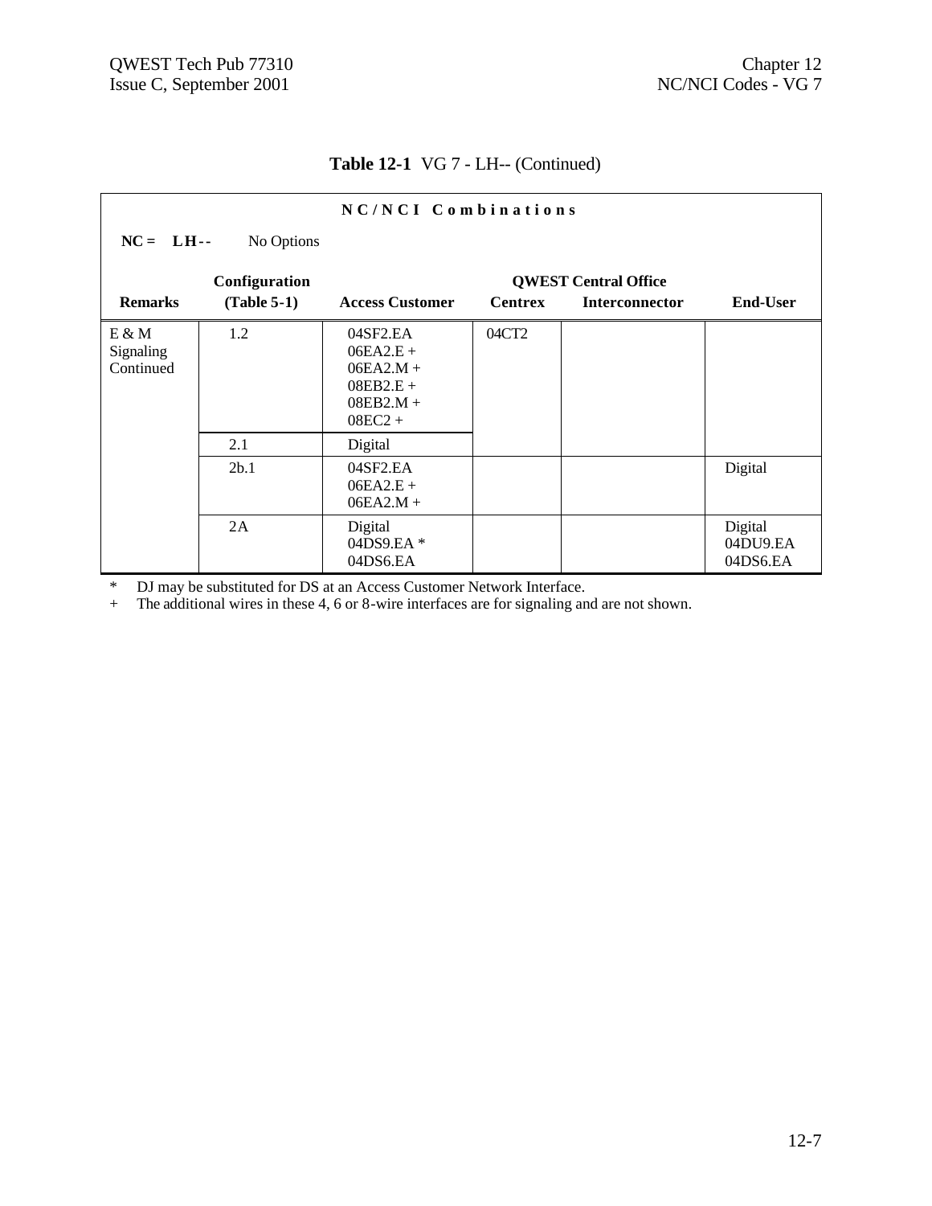**Table 12-1** VG 7 - LH-- (Continued)

**N C / N C I   C o m b i n a t i o n s**

**NC = LH--** No Options

| Remarks | Configuration (Table 5-1) | Access Customer | QWEST Central Office Centrex | QWEST Central Office Interconnector | End-User |
|---|---|---|---|---|---|
| E & M Signaling Continued | 1.2 | 04SF2.EA<br>06EA2.E +<br>06EA2.M +<br>08EB2.E +<br>08EB2.M +<br>08EC2 + | 04CT2 | | |
| | 2.1 | Digital | | | |
| | 2b.1 | 04SF2.EA<br>06EA2.E +<br>06EA2.M + | | | Digital |
| | 2A | Digital<br>04DS9.EA *<br>04DS6.EA | | | Digital<br>04DU9.EA<br>04DS6.EA |

\* DJ may be substituted for DS at an Access Customer Network Interface.

\+ The additional wires in these 4, 6 or 8-wire interfaces are for signaling and are not shown.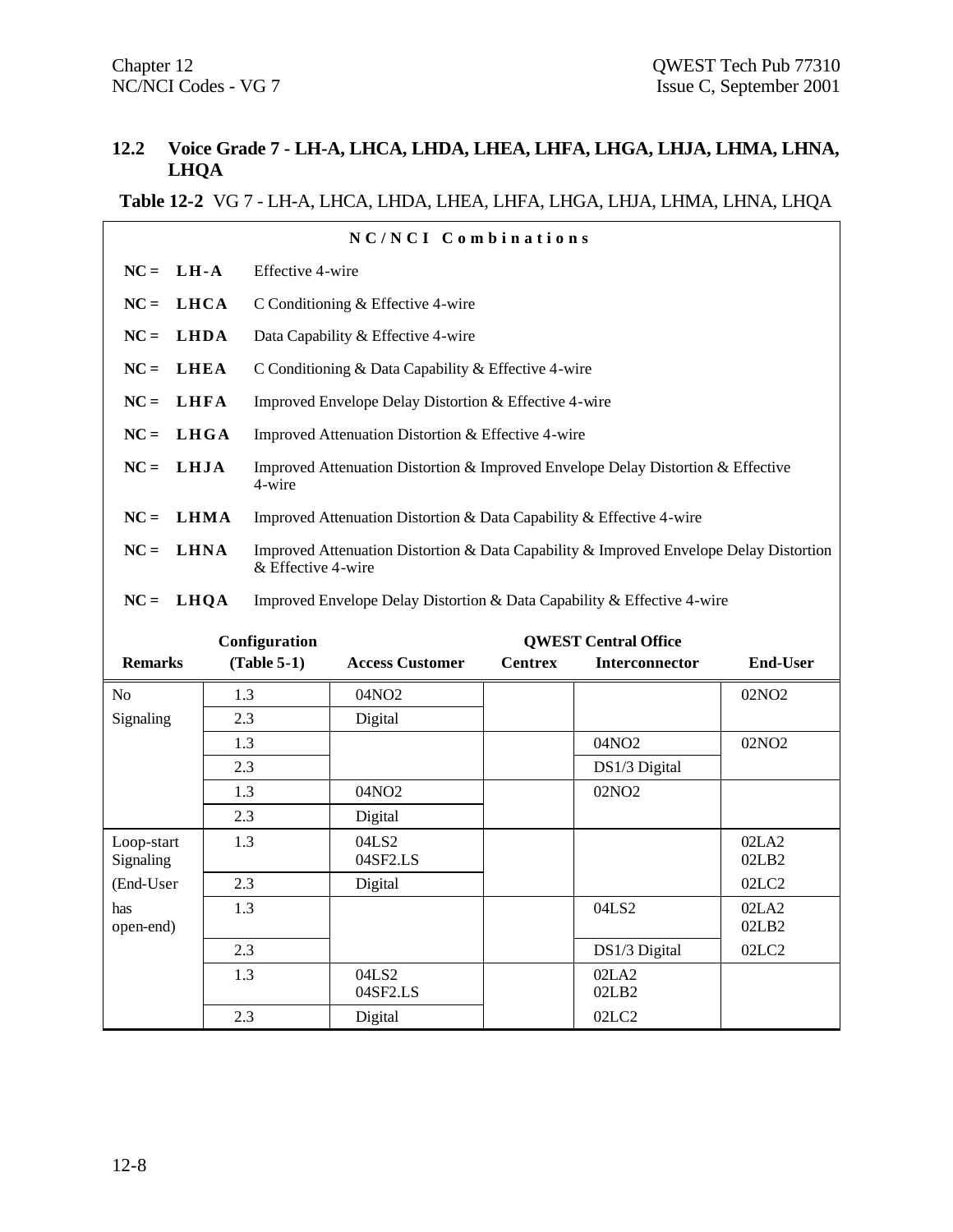## 12.2 Voice Grade 7 - LH-A, LHCA, LHDA, LHEA, LHFA, LHGA, LHJA, LHMA, LHNA, LHQA

**Table 12-2** VG 7 - LH-A, LHCA, LHDA, LHEA, LHFA, LHGA, LHJA, LHMA, LHNA, LHQA

**NC/NCI Combinations**

- **NC = LH-A** Effective 4-wire
- **NC = LHCA** C Conditioning & Effective 4-wire
- **NC = LHDA** Data Capability & Effective 4-wire
- **NC = LHEA** C Conditioning & Data Capability & Effective 4-wire
- **NC = LHFA** Improved Envelope Delay Distortion & Effective 4-wire
- **NC = LHGA** Improved Attenuation Distortion & Effective 4-wire
- **NC = LHJA** Improved Attenuation Distortion & Improved Envelope Delay Distortion & Effective 4-wire
- **NC = LHMA** Improved Attenuation Distortion & Data Capability & Effective 4-wire
- **NC = LHNA** Improved Attenuation Distortion & Data Capability & Improved Envelope Delay Distortion & Effective 4-wire
- **NC = LHQA** Improved Envelope Delay Distortion & Data Capability & Effective 4-wire

| Remarks | Configuration (Table 5-1) | Access Customer | QWEST Central Office Centrex | QWEST Central Office Interconnector | End-User |
|---|---|---|---|---|---|
| No Signaling | 1.3 | 04NO2 | | | 02NO2 |
| | 2.3 | Digital | | | |
| | 1.3 | | | 04NO2 | 02NO2 |
| | 2.3 | | | DS1/3 Digital | |
| | 1.3 | 04NO2 | | 02NO2 | |
| | 2.3 | Digital | | | |
| Loop-start Signaling (End-User has open-end) | 1.3 | 04LS2<br>04SF2.LS | | | 02LA2<br>02LB2 |
| | 2.3 | Digital | | | 02LC2 |
| | 1.3 | | | 04LS2 | 02LA2<br>02LB2 |
| | 2.3 | | | DS1/3 Digital | 02LC2 |
| | 1.3 | 04LS2<br>04SF2.LS | | 02LA2<br>02LB2 | |
| | 2.3 | Digital | | 02LC2 | |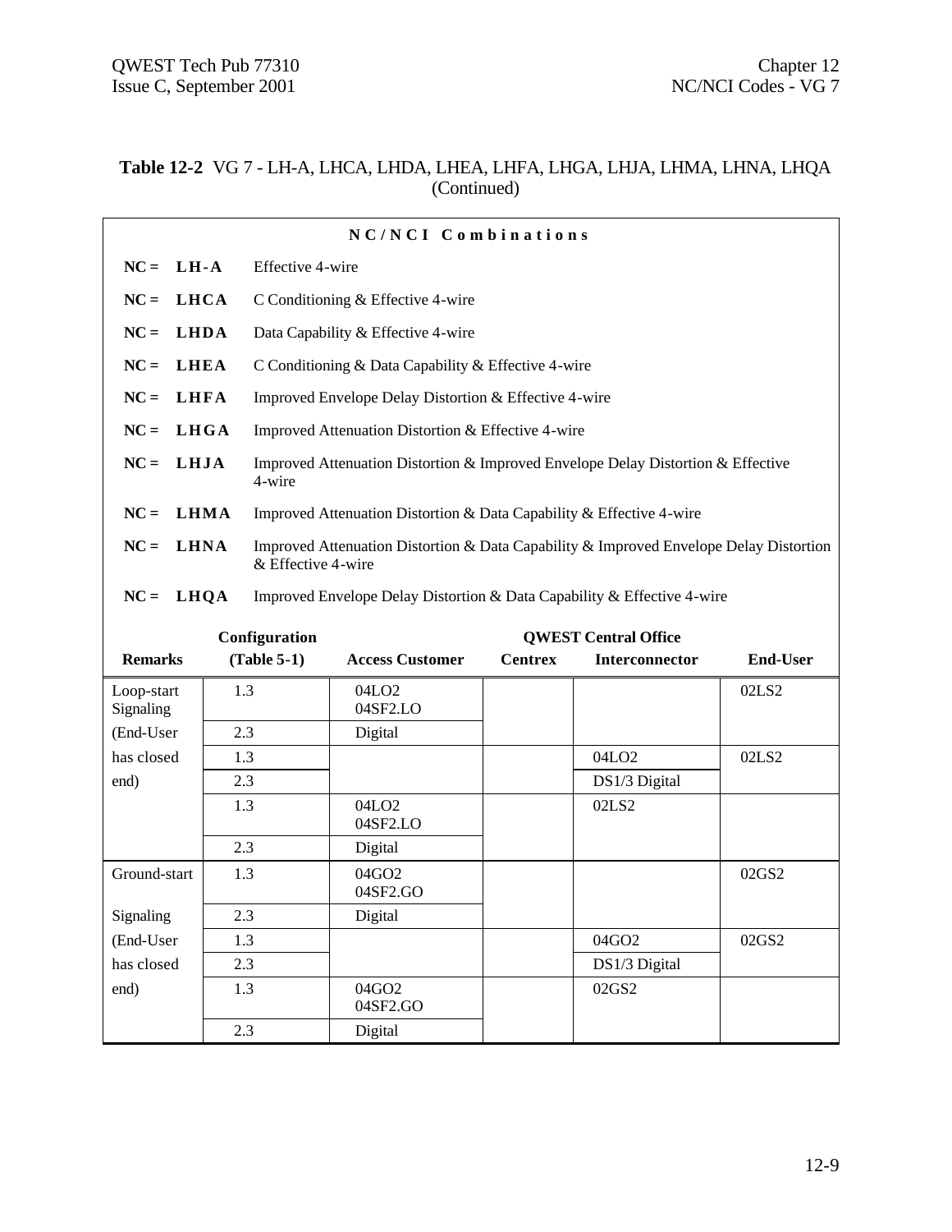**Table 12-2** VG 7 - LH-A, LHCA, LHDA, LHEA, LHFA, LHGA, LHJA, LHMA, LHNA, LHQA (Continued)

**N C / N C I  C o m b i n a t i o n s**

**NC = LH-A** Effective 4-wire

**NC = LHCA** C Conditioning & Effective 4-wire

**NC = LHDA** Data Capability & Effective 4-wire

**NC = LHEA** C Conditioning & Data Capability & Effective 4-wire

**NC = LHFA** Improved Envelope Delay Distortion & Effective 4-wire

**NC = LHGA** Improved Attenuation Distortion & Effective 4-wire

**NC = LHJA** Improved Attenuation Distortion & Improved Envelope Delay Distortion & Effective 4-wire

**NC = LHMA** Improved Attenuation Distortion & Data Capability & Effective 4-wire

**NC = LHNA** Improved Attenuation Distortion & Data Capability & Improved Envelope Delay Distortion & Effective 4-wire

**NC = LHQA** Improved Envelope Delay Distortion & Data Capability & Effective 4-wire

| Remarks | Configuration (Table 5-1) | Access Customer | QWEST Central Office Centrex | Interconnector | End-User |
|---|---|---|---|---|---|
| Loop-start Signaling | 1.3 | 04LO2 04SF2.LO | | | 02LS2 |
| (End-User | 2.3 | Digital | | | |
| has closed | 1.3 | | | 04LO2 | 02LS2 |
| end) | 2.3 | | | DS1/3 Digital | |
| | 1.3 | 04LO2 04SF2.LO | | 02LS2 | |
| | 2.3 | Digital | | | |
| Ground-start | 1.3 | 04GO2 04SF2.GO | | | 02GS2 |
| Signaling | 2.3 | Digital | | | |
| (End-User | 1.3 | | | 04GO2 | 02GS2 |
| has closed | 2.3 | | | DS1/3 Digital | |
| end) | 1.3 | 04GO2 04SF2.GO | | 02GS2 | |
| | 2.3 | Digital | | | |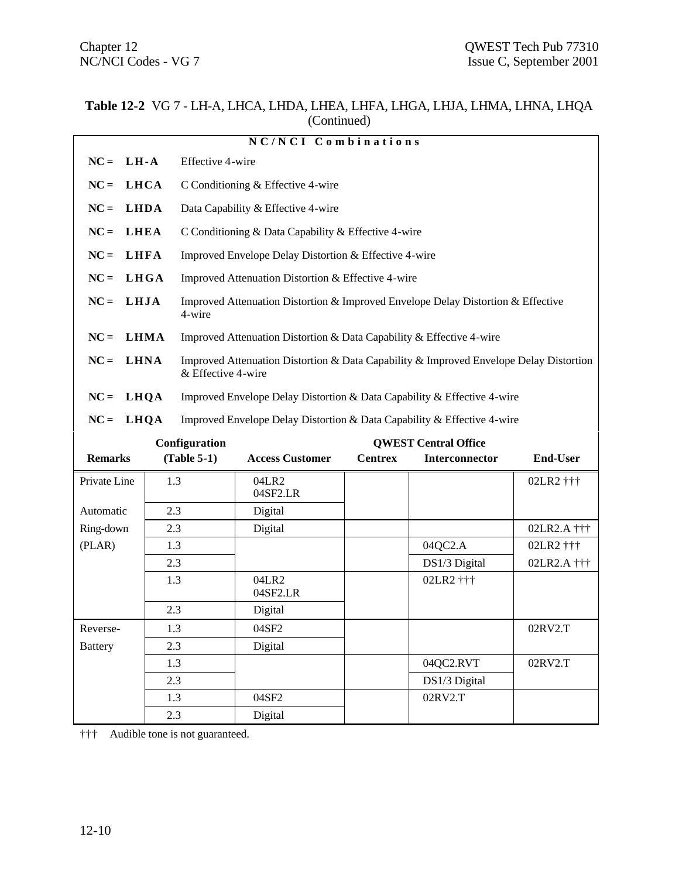**Table 12-2** VG 7 - LH-A, LHCA, LHDA, LHEA, LHFA, LHGA, LHJA, LHMA, LHNA, LHQA (Continued)

**NC/NCI Combinations**

| | |
|---|---|
| **NC = LH-A** | Effective 4-wire |
| **NC = LHCA** | C Conditioning & Effective 4-wire |
| **NC = LHDA** | Data Capability & Effective 4-wire |
| **NC = LHEA** | C Conditioning & Data Capability & Effective 4-wire |
| **NC = LHFA** | Improved Envelope Delay Distortion & Effective 4-wire |
| **NC = LHGA** | Improved Attenuation Distortion & Effective 4-wire |
| **NC = LHJA** | Improved Attenuation Distortion & Improved Envelope Delay Distortion & Effective 4-wire |
| **NC = LHMA** | Improved Attenuation Distortion & Data Capability & Effective 4-wire |
| **NC = LHNA** | Improved Attenuation Distortion & Data Capability & Improved Envelope Delay Distortion & Effective 4-wire |
| **NC = LHQA** | Improved Envelope Delay Distortion & Data Capability & Effective 4-wire |
| **NC = LHQA** | Improved Envelope Delay Distortion & Data Capability & Effective 4-wire |

| **Remarks** | **Configuration (Table 5-1)** | **Access Customer** | **QWEST Central Office Centrex** | **Interconnector** | **End-User** |
|---|---|---|---|---|---|
| Private Line | 1.3 | 04LR2 04SF2.LR | | | 02LR2 ††† |
| Automatic | 2.3 | Digital | | | |
| Ring-down | 2.3 | Digital | | | 02LR2.A ††† |
| (PLAR) | 1.3 | | | 04QC2.A | 02LR2 ††† |
| | 2.3 | | | DS1/3 Digital | 02LR2.A ††† |
| | 1.3 | 04LR2 04SF2.LR | | 02LR2 ††† | |
| | 2.3 | Digital | | | |
| Reverse- | 1.3 | 04SF2 | | | 02RV2.T |
| Battery | 2.3 | Digital | | | |
| | 1.3 | | | 04QC2.RVT | 02RV2.T |
| | 2.3 | | | DS1/3 Digital | |
| | 1.3 | 04SF2 | | 02RV2.T | |
| | 2.3 | Digital | | | |

††† Audible tone is not guaranteed.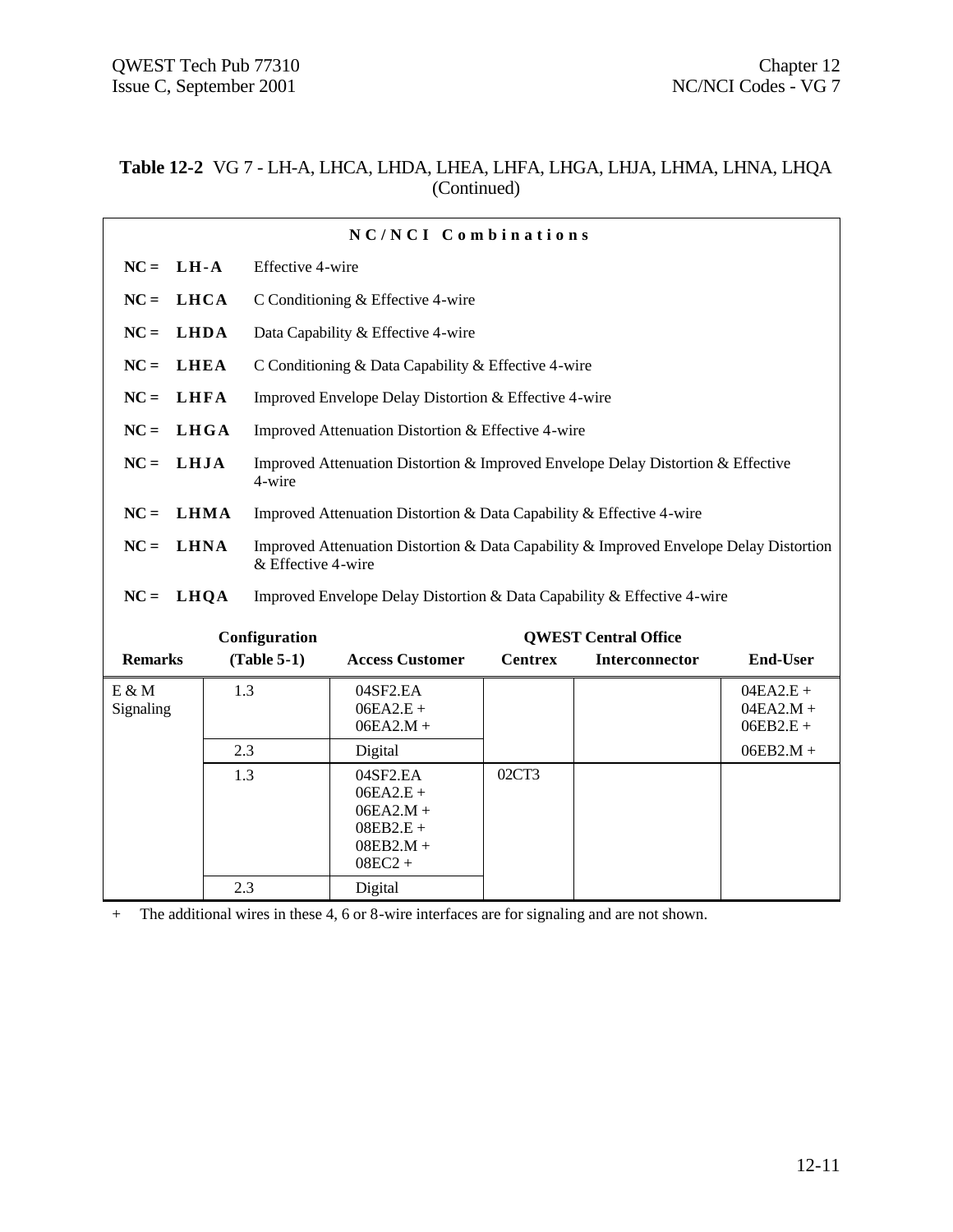**Table 12-2** VG 7 - LH-A, LHCA, LHDA, LHEA, LHFA, LHGA, LHJA, LHMA, LHNA, LHQA (Continued)

**N C / N C I   C o m b i n a t i o n s**

| | | |
|---|---|---|
| NC = | **LH-A** | Effective 4-wire |
| NC = | **LHCA** | C Conditioning & Effective 4-wire |
| NC = | **LHDA** | Data Capability & Effective 4-wire |
| NC = | **LHEA** | C Conditioning & Data Capability & Effective 4-wire |
| NC = | **LHFA** | Improved Envelope Delay Distortion & Effective 4-wire |
| NC = | **LHGA** | Improved Attenuation Distortion & Effective 4-wire |
| NC = | **LHJA** | Improved Attenuation Distortion & Improved Envelope Delay Distortion & Effective 4-wire |
| NC = | **LHMA** | Improved Attenuation Distortion & Data Capability & Effective 4-wire |
| NC = | **LHNA** | Improved Attenuation Distortion & Data Capability & Improved Envelope Delay Distortion & Effective 4-wire |
| NC = | **LHQA** | Improved Envelope Delay Distortion & Data Capability & Effective 4-wire |

| Remarks | Configuration (Table 5-1) | Access Customer | QWEST Central Office Centrex | QWEST Central Office Interconnector | QWEST Central Office End-User |
|---|---|---|---|---|---|
| E & M Signaling | 1.3 | 04SF2.EA<br>06EA2.E +<br>06EA2.M + | | | 04EA2.E +<br>04EA2.M +<br>06EB2.E + |
| | 2.3 | Digital | | | 06EB2.M + |
| | 1.3 | 04SF2.EA<br>06EA2.E +<br>06EA2.M +<br>08EB2.E +<br>08EB2.M +<br>08EC2 + | 02CT3 | | |
| | 2.3 | Digital | | | |

\+ The additional wires in these 4, 6 or 8-wire interfaces are for signaling and are not shown.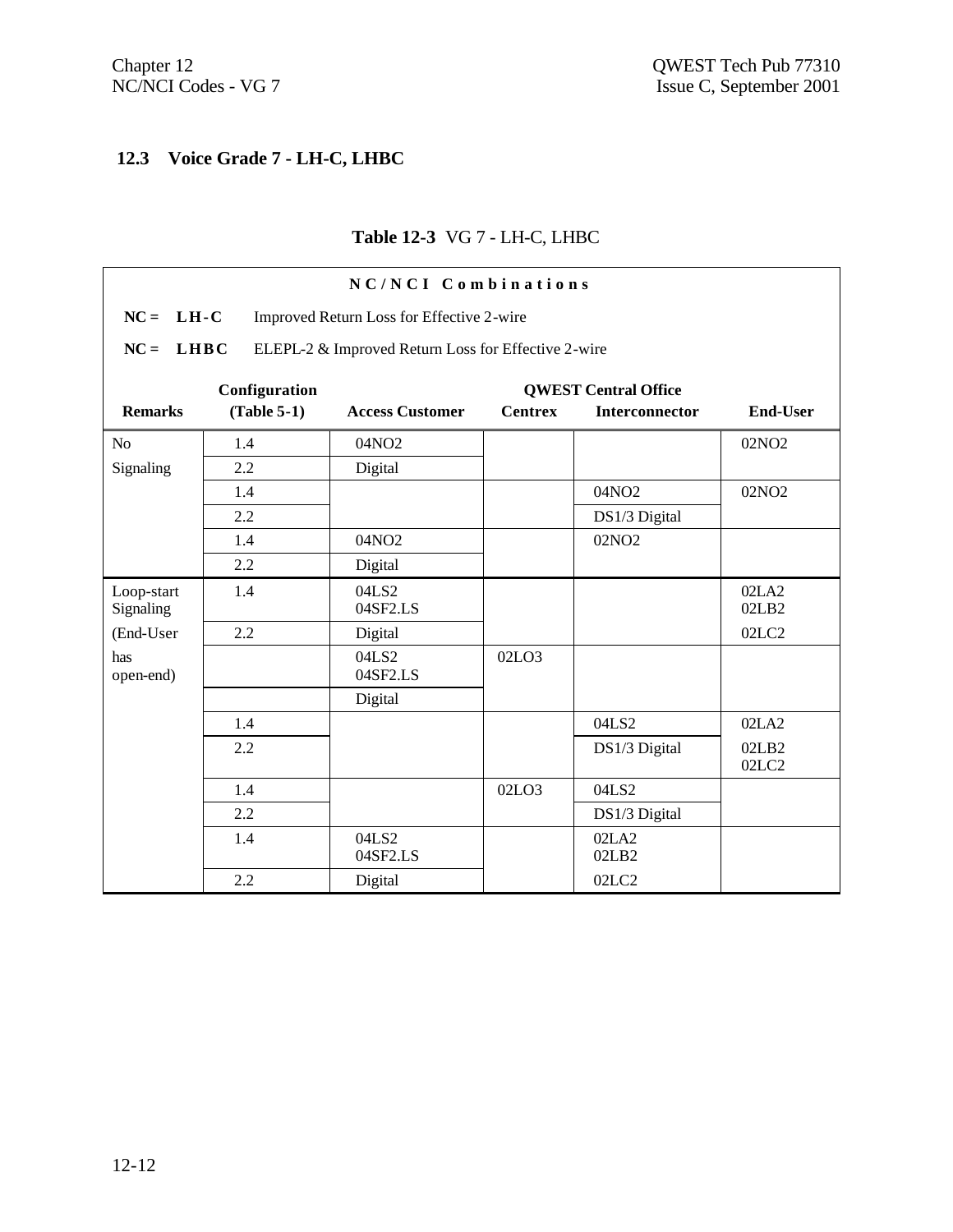## 12.3 Voice Grade 7 - LH-C, LHBC

**Table 12-3** VG 7 - LH-C, LHBC

**NC/NCI Combinations**

**NC = LH-C** Improved Return Loss for Effective 2-wire

**NC = LHBC** ELEPL-2 & Improved Return Loss for Effective 2-wire

| Remarks | Configuration (Table 5-1) | Access Customer | QWEST Central Office Centrex | QWEST Central Office Interconnector | End-User |
|---|---|---|---|---|---|
| No Signaling | 1.4 | 04NO2 | | | 02NO2 |
| | 2.2 | Digital | | | |
| | 1.4 | | | 04NO2 | 02NO2 |
| | 2.2 | | | DS1/3 Digital | |
| | 1.4 | 04NO2 | | 02NO2 | |
| | 2.2 | Digital | | | |
| Loop-start Signaling (End-User has open-end) | 1.4 | 04LS2<br>04SF2.LS | | | 02LA2<br>02LB2 |
| | 2.2 | Digital | | | 02LC2 |
| | | 04LS2<br>04SF2.LS | 02LO3 | | |
| | | Digital | | | |
| | 1.4 | | | 04LS2 | 02LA2 |
| | 2.2 | | | DS1/3 Digital | 02LB2<br>02LC2 |
| | 1.4 | | 02LO3 | 04LS2 | |
| | 2.2 | | | DS1/3 Digital | |
| | 1.4 | 04LS2<br>04SF2.LS | | 02LA2<br>02LB2 | |
| | 2.2 | Digital | | 02LC2 | |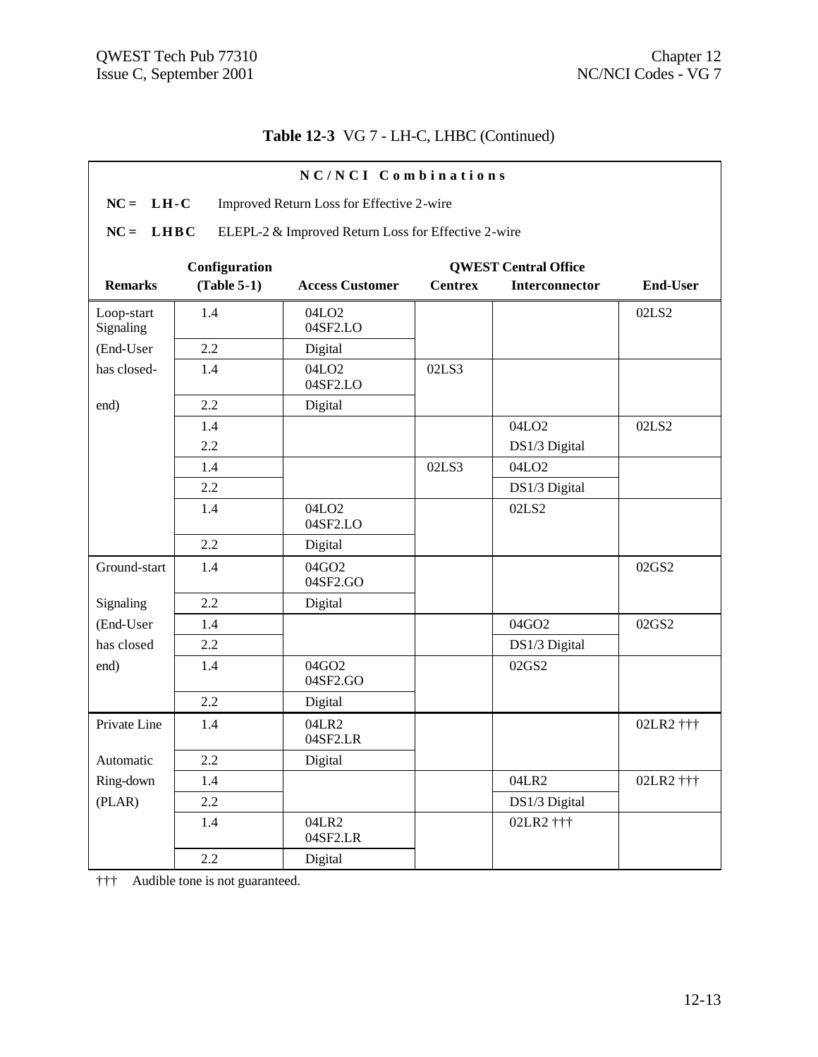**Table 12-3** VG 7 - LH-C, LHBC (Continued)

**NC/NCI Combinations**

**NC = LH-C** Improved Return Loss for Effective 2-wire

**NC = LHBC** ELEPL-2 & Improved Return Loss for Effective 2-wire

| Remarks | Configuration (Table 5-1) | Access Customer | QWEST Central Office Centrex | QWEST Central Office Interconnector | End-User |
|---|---|---|---|---|---|
| Loop-start Signaling | 1.4 | 04LO2 04SF2.LO | | | 02LS2 |
| (End-User | 2.2 | Digital | | | |
| has closed- | 1.4 | 04LO2 04SF2.LO | 02LS3 | | |
| end) | 2.2 | Digital | | | |
| | 1.4 | | | 04LO2 | 02LS2 |
| | 2.2 | | | DS1/3 Digital | |
| | 1.4 | | 02LS3 | 04LO2 | |
| | 2.2 | | | DS1/3 Digital | |
| | 1.4 | 04LO2 04SF2.LO | | 02LS2 | |
| | 2.2 | Digital | | | |
| Ground-start | 1.4 | 04GO2 04SF2.GO | | | 02GS2 |
| Signaling | 2.2 | Digital | | | |
| (End-User | 1.4 | | | 04GO2 | 02GS2 |
| has closed | 2.2 | | | DS1/3 Digital | |
| end) | 1.4 | 04GO2 04SF2.GO | | 02GS2 | |
| | 2.2 | Digital | | | |
| Private Line | 1.4 | 04LR2 04SF2.LR | | | 02LR2 ††† |
| Automatic | 2.2 | Digital | | | |
| Ring-down | 1.4 | | | 04LR2 | 02LR2 ††† |
| (PLAR) | 2.2 | | | DS1/3 Digital | |
| | 1.4 | 04LR2 04SF2.LR | | 02LR2 ††† | |
| | 2.2 | Digital | | | |

††† Audible tone is not guaranteed.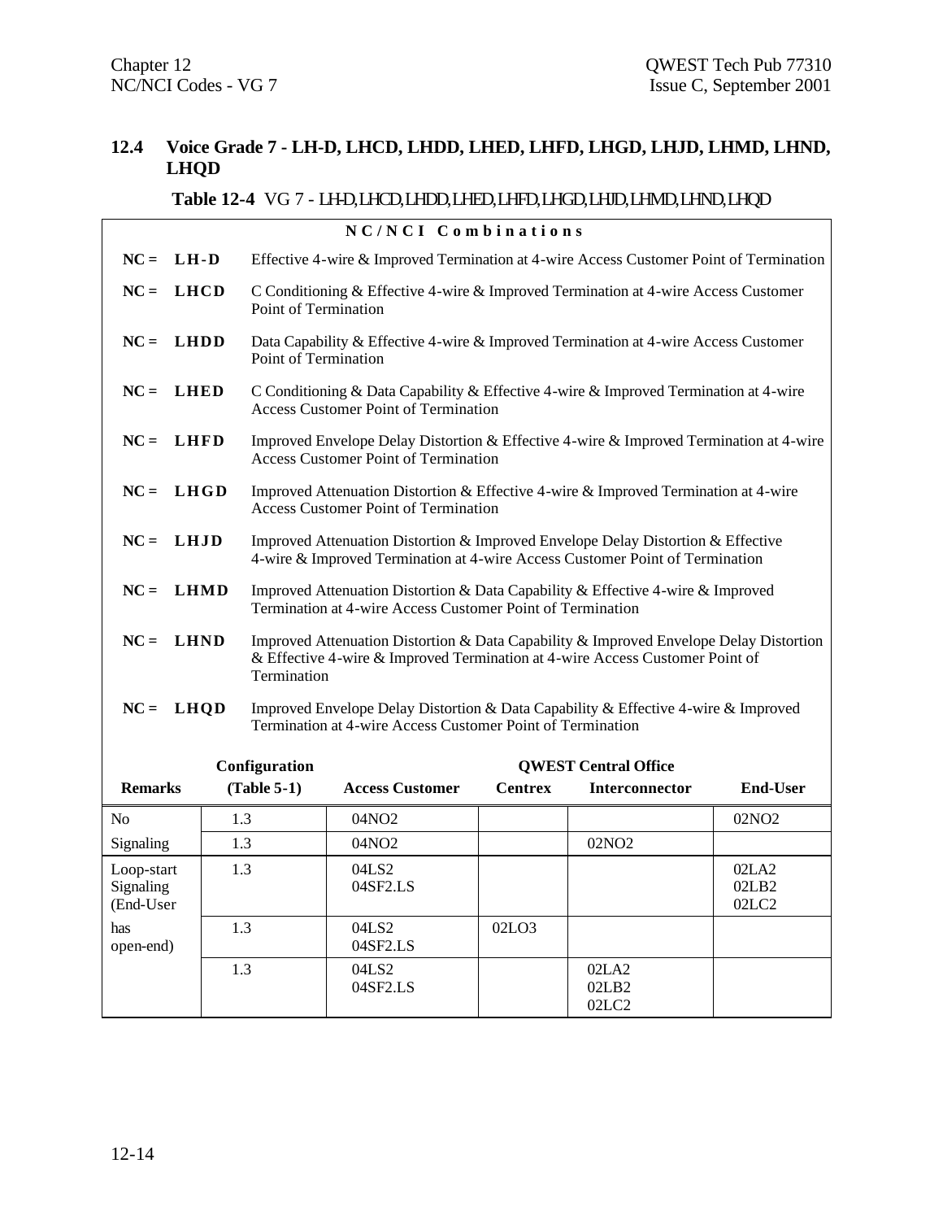## 12.4 Voice Grade 7 - LH-D, LHCD, LHDD, LHED, LHFD, LHGD, LHJD, LHMD, LHND, LHQD

**Table 12-4** VG 7 - LH-D, LHCD, LHDD, LHED, LHFD, LHGD, LHJD, LHMD, LHND, LHQD

**NC/NCI Combinations**

| | |
|---|---|
| **NC = LH-D** | Effective 4-wire & Improved Termination at 4-wire Access Customer Point of Termination |
| **NC = LHCD** | C Conditioning & Effective 4-wire & Improved Termination at 4-wire Access Customer Point of Termination |
| **NC = LHDD** | Data Capability & Effective 4-wire & Improved Termination at 4-wire Access Customer Point of Termination |
| **NC = LHED** | C Conditioning & Data Capability & Effective 4-wire & Improved Termination at 4-wire Access Customer Point of Termination |
| **NC = LHFD** | Improved Envelope Delay Distortion & Effective 4-wire & Improved Termination at 4-wire Access Customer Point of Termination |
| **NC = LHGD** | Improved Attenuation Distortion & Effective 4-wire & Improved Termination at 4-wire Access Customer Point of Termination |
| **NC = LHJD** | Improved Attenuation Distortion & Improved Envelope Delay Distortion & Effective 4-wire & Improved Termination at 4-wire Access Customer Point of Termination |
| **NC = LHMD** | Improved Attenuation Distortion & Data Capability & Effective 4-wire & Improved Termination at 4-wire Access Customer Point of Termination |
| **NC = LHND** | Improved Attenuation Distortion & Data Capability & Improved Envelope Delay Distortion & Effective 4-wire & Improved Termination at 4-wire Access Customer Point of Termination |
| **NC = LHQD** | Improved Envelope Delay Distortion & Data Capability & Effective 4-wire & Improved Termination at 4-wire Access Customer Point of Termination |

| Remarks | Configuration (Table 5-1) | Access Customer | QWEST Central Office Centrex | QWEST Central Office Interconnector | End-User |
|---|---|---|---|---|---|
| No | 1.3 | 04NO2 | | | 02NO2 |
| Signaling | 1.3 | 04NO2 | | 02NO2 | |
| Loop-start Signaling (End-User | 1.3 | 04LS2<br>04SF2.LS | | | 02LA2<br>02LB2<br>02LC2 |
| has open-end) | 1.3 | 04LS2<br>04SF2.LS | 02LO3 | | |
| | 1.3 | 04LS2<br>04SF2.LS | | 02LA2<br>02LB2<br>02LC2 | |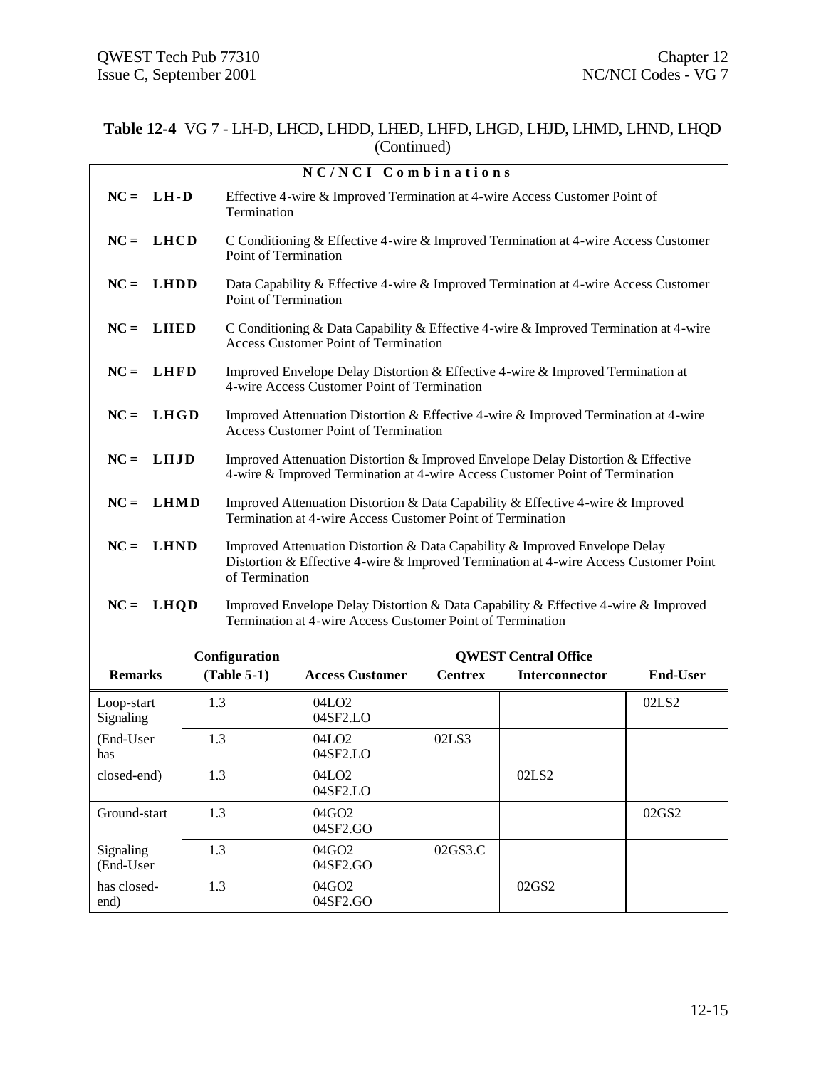**Table 12-4** VG 7 - LH-D, LHCD, LHDD, LHED, LHFD, LHGD, LHJD, LHMD, LHND, LHQD (Continued)

**NC/NCI Combinations**

| | |
|---|---|
| **NC = LH-D** | Effective 4-wire & Improved Termination at 4-wire Access Customer Point of Termination |
| **NC = LHCD** | C Conditioning & Effective 4-wire & Improved Termination at 4-wire Access Customer Point of Termination |
| **NC = LHDD** | Data Capability & Effective 4-wire & Improved Termination at 4-wire Access Customer Point of Termination |
| **NC = LHED** | C Conditioning & Data Capability & Effective 4-wire & Improved Termination at 4-wire Access Customer Point of Termination |
| **NC = LHFD** | Improved Envelope Delay Distortion & Effective 4-wire & Improved Termination at 4-wire Access Customer Point of Termination |
| **NC = LHGD** | Improved Attenuation Distortion & Effective 4-wire & Improved Termination at 4-wire Access Customer Point of Termination |
| **NC = LHJD** | Improved Attenuation Distortion & Improved Envelope Delay Distortion & Effective 4-wire & Improved Termination at 4-wire Access Customer Point of Termination |
| **NC = LHMD** | Improved Attenuation Distortion & Data Capability & Effective 4-wire & Improved Termination at 4-wire Access Customer Point of Termination |
| **NC = LHND** | Improved Attenuation Distortion & Data Capability & Improved Envelope Delay Distortion & Effective 4-wire & Improved Termination at 4-wire Access Customer Point of Termination |
| **NC = LHQD** | Improved Envelope Delay Distortion & Data Capability & Effective 4-wire & Improved Termination at 4-wire Access Customer Point of Termination |

| **Remarks** | **Configuration (Table 5-1)** | **Access Customer** | **QWEST Central Office Centrex** | **QWEST Central Office Interconnector** | **End-User** |
|---|---|---|---|---|---|
| Loop-start Signaling | 1.3 | 04LO2 04SF2.LO | | | 02LS2 |
| (End-User has | 1.3 | 04LO2 04SF2.LO | 02LS3 | | |
| closed-end) | 1.3 | 04LO2 04SF2.LO | | 02LS2 | |
| Ground-start | 1.3 | 04GO2 04SF2.GO | | | 02GS2 |
| Signaling (End-User | 1.3 | 04GO2 04SF2.GO | 02GS3.C | | |
| has closed-end) | 1.3 | 04GO2 04SF2.GO | | 02GS2 | |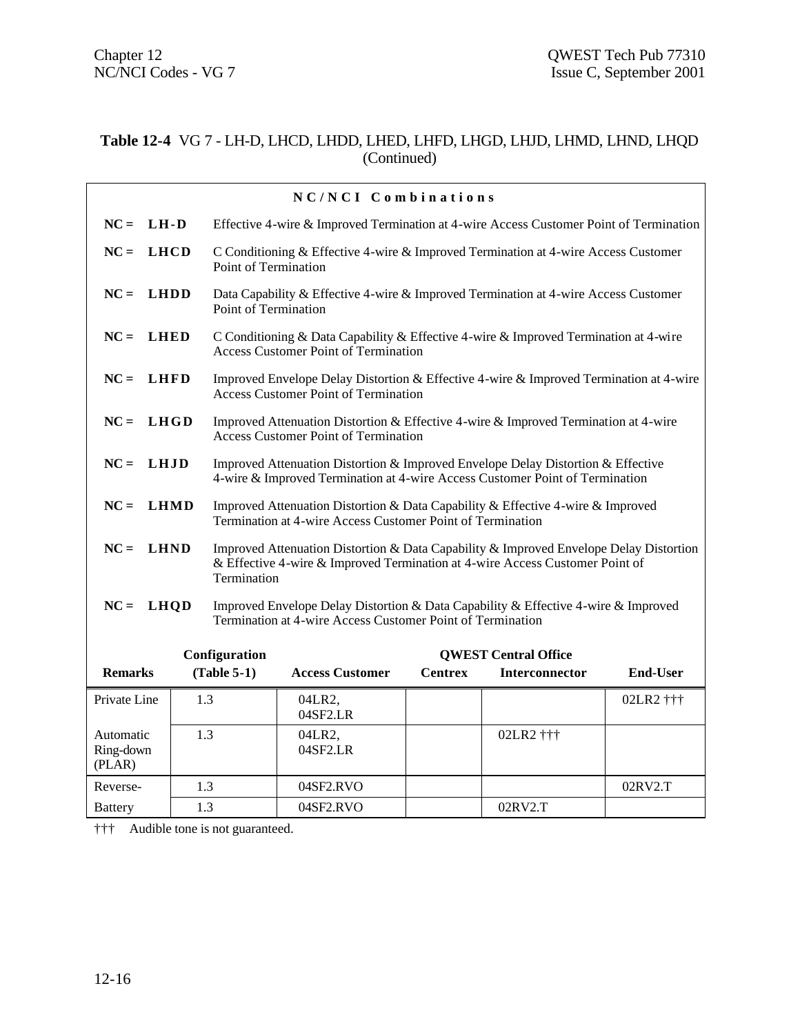**Table 12-4** VG 7 - LH-D, LHCD, LHDD, LHED, LHFD, LHGD, LHJD, LHMD, LHND, LHQD (Continued)

**NC/NCI Combinations**

| | |
|---|---|
| NC = **LH-D** | Effective 4-wire & Improved Termination at 4-wire Access Customer Point of Termination |
| NC = **LHCD** | C Conditioning & Effective 4-wire & Improved Termination at 4-wire Access Customer Point of Termination |
| NC = **LHDD** | Data Capability & Effective 4-wire & Improved Termination at 4-wire Access Customer Point of Termination |
| NC = **LHED** | C Conditioning & Data Capability & Effective 4-wire & Improved Termination at 4-wire Access Customer Point of Termination |
| NC = **LHFD** | Improved Envelope Delay Distortion & Effective 4-wire & Improved Termination at 4-wire Access Customer Point of Termination |
| NC = **LHGD** | Improved Attenuation Distortion & Effective 4-wire & Improved Termination at 4-wire Access Customer Point of Termination |
| NC = **LHJD** | Improved Attenuation Distortion & Improved Envelope Delay Distortion & Effective 4-wire & Improved Termination at 4-wire Access Customer Point of Termination |
| NC = **LHMD** | Improved Attenuation Distortion & Data Capability & Effective 4-wire & Improved Termination at 4-wire Access Customer Point of Termination |
| NC = **LHND** | Improved Attenuation Distortion & Data Capability & Improved Envelope Delay Distortion & Effective 4-wire & Improved Termination at 4-wire Access Customer Point of Termination |
| NC = **LHQD** | Improved Envelope Delay Distortion & Data Capability & Effective 4-wire & Improved Termination at 4-wire Access Customer Point of Termination |

| | Configuration | | QWEST Central Office | | |
|---|---|---|---|---|---|
| **Remarks** | **(Table 5-1)** | **Access Customer** | **Centrex** | **Interconnector** | **End-User** |
| Private Line | 1.3 | 04LR2, 04SF2.LR | | | 02LR2 ††† |
| Automatic Ring-down (PLAR) | 1.3 | 04LR2, 04SF2.LR | | 02LR2 ††† | |
| Reverse- | 1.3 | 04SF2.RVO | | | 02RV2.T |
| Battery | 1.3 | 04SF2.RVO | | 02RV2.T | |

††† Audible tone is not guaranteed.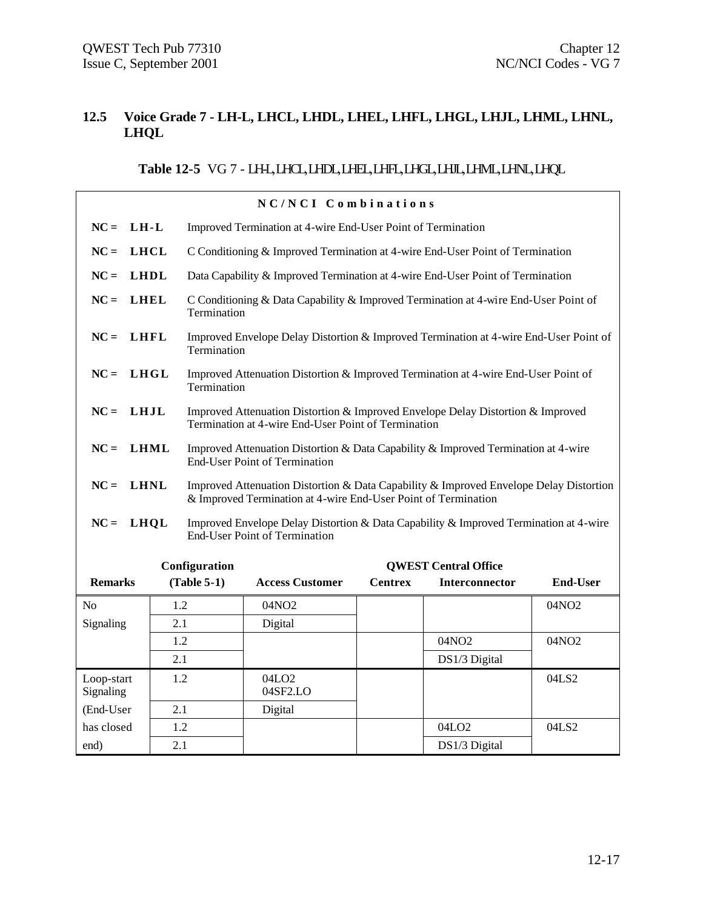## 12.5 Voice Grade 7 - LH-L, LHCL, LHDL, LHEL, LHFL, LHGL, LHJL, LHML, LHNL, LHQL

**Table 12-5** VG 7 - LH-L, LHCL, LHDL, LHEL, LHFL, LHGL, LHJL, LHML, LHNL, LHQL

**NC/NCI Combinations**

- **NC = LH-L** Improved Termination at 4-wire End-User Point of Termination
- **NC = LHCL** C Conditioning & Improved Termination at 4-wire End-User Point of Termination
- **NC = LHDL** Data Capability & Improved Termination at 4-wire End-User Point of Termination
- **NC = LHEL** C Conditioning & Data Capability & Improved Termination at 4-wire End-User Point of Termination
- **NC = LHFL** Improved Envelope Delay Distortion & Improved Termination at 4-wire End-User Point of Termination
- **NC = LHGL** Improved Attenuation Distortion & Improved Termination at 4-wire End-User Point of Termination
- **NC = LHJL** Improved Attenuation Distortion & Improved Envelope Delay Distortion & Improved Termination at 4-wire End-User Point of Termination
- **NC = LHML** Improved Attenuation Distortion & Data Capability & Improved Termination at 4-wire End-User Point of Termination
- **NC = LHNL** Improved Attenuation Distortion & Data Capability & Improved Envelope Delay Distortion & Improved Termination at 4-wire End-User Point of Termination
- **NC = LHQL** Improved Envelope Delay Distortion & Data Capability & Improved Termination at 4-wire End-User Point of Termination

| Remarks | Configuration (Table 5-1) | Access Customer | QWEST Central Office Centrex | QWEST Central Office Interconnector | End-User |
|---|---|---|---|---|---|
| No | 1.2 | 04NO2 | | | 04NO2 |
| Signaling | 2.1 | Digital | | | |
| | 1.2 | | | 04NO2 | 04NO2 |
| | 2.1 | | | DS1/3 Digital | |
| Loop-start Signaling | 1.2 | 04LO2 04SF2.LO | | | 04LS2 |
| (End-User | 2.1 | Digital | | | |
| has closed | 1.2 | | | 04LO2 | 04LS2 |
| end) | 2.1 | | | DS1/3 Digital | |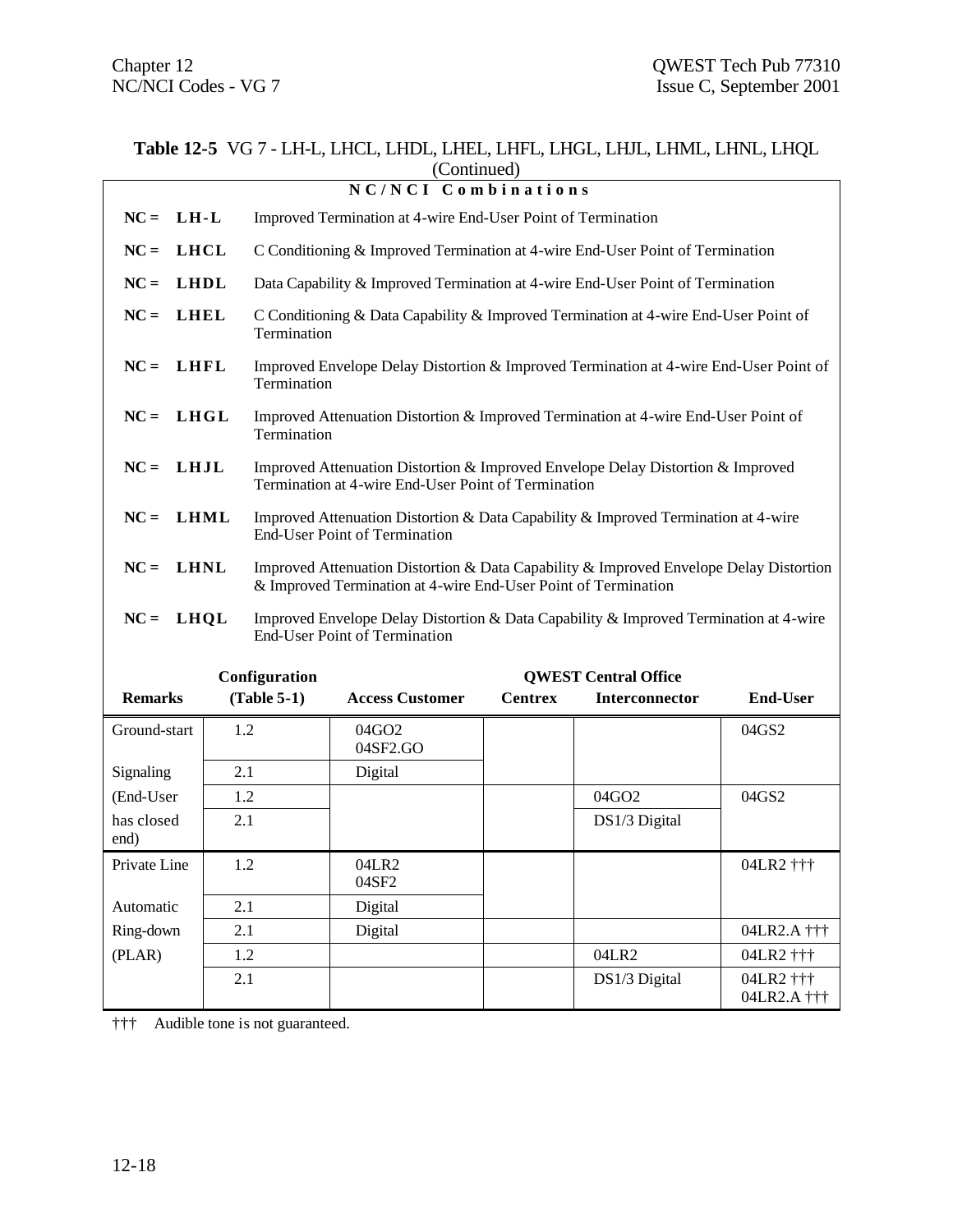**Table 12-5** VG 7 - LH-L, LHCL, LHDL, LHEL, LHFL, LHGL, LHJL, LHML, LHNL, LHQL (Continued)

**NC/NCI Combinations**

| | |
|---|---|
| **NC = LH-L** | Improved Termination at 4-wire End-User Point of Termination |
| **NC = LHCL** | C Conditioning & Improved Termination at 4-wire End-User Point of Termination |
| **NC = LHDL** | Data Capability & Improved Termination at 4-wire End-User Point of Termination |
| **NC = LHEL** | C Conditioning & Data Capability & Improved Termination at 4-wire End-User Point of Termination |
| **NC = LHFL** | Improved Envelope Delay Distortion & Improved Termination at 4-wire End-User Point of Termination |
| **NC = LHGL** | Improved Attenuation Distortion & Improved Termination at 4-wire End-User Point of Termination |
| **NC = LHJL** | Improved Attenuation Distortion & Improved Envelope Delay Distortion & Improved Termination at 4-wire End-User Point of Termination |
| **NC = LHML** | Improved Attenuation Distortion & Data Capability & Improved Termination at 4-wire End-User Point of Termination |
| **NC = LHNL** | Improved Attenuation Distortion & Data Capability & Improved Envelope Delay Distortion & Improved Termination at 4-wire End-User Point of Termination |
| **NC = LHQL** | Improved Envelope Delay Distortion & Data Capability & Improved Termination at 4-wire End-User Point of Termination |

| **Remarks** | **Configuration (Table 5-1)** | **Access Customer** | **QWEST Central Office** **Centrex** | **Interconnector** | **End-User** |
|---|---|---|---|---|---|
| Ground-start | 1.2 | 04GO2 04SF2.GO | | | 04GS2 |
| Signaling | 2.1 | Digital | | | |
| (End-User | 1.2 | | | 04GO2 | 04GS2 |
| has closed end) | 2.1 | | | DS1/3 Digital | |
| Private Line | 1.2 | 04LR2 04SF2 | | | 04LR2 ††† |
| Automatic | 2.1 | Digital | | | |
| Ring-down | 2.1 | Digital | | | 04LR2.A ††† |
| (PLAR) | 1.2 | | | 04LR2 | 04LR2 ††† |
| | 2.1 | | | DS1/3 Digital | 04LR2 ††† 04LR2.A ††† |

††† Audible tone is not guaranteed.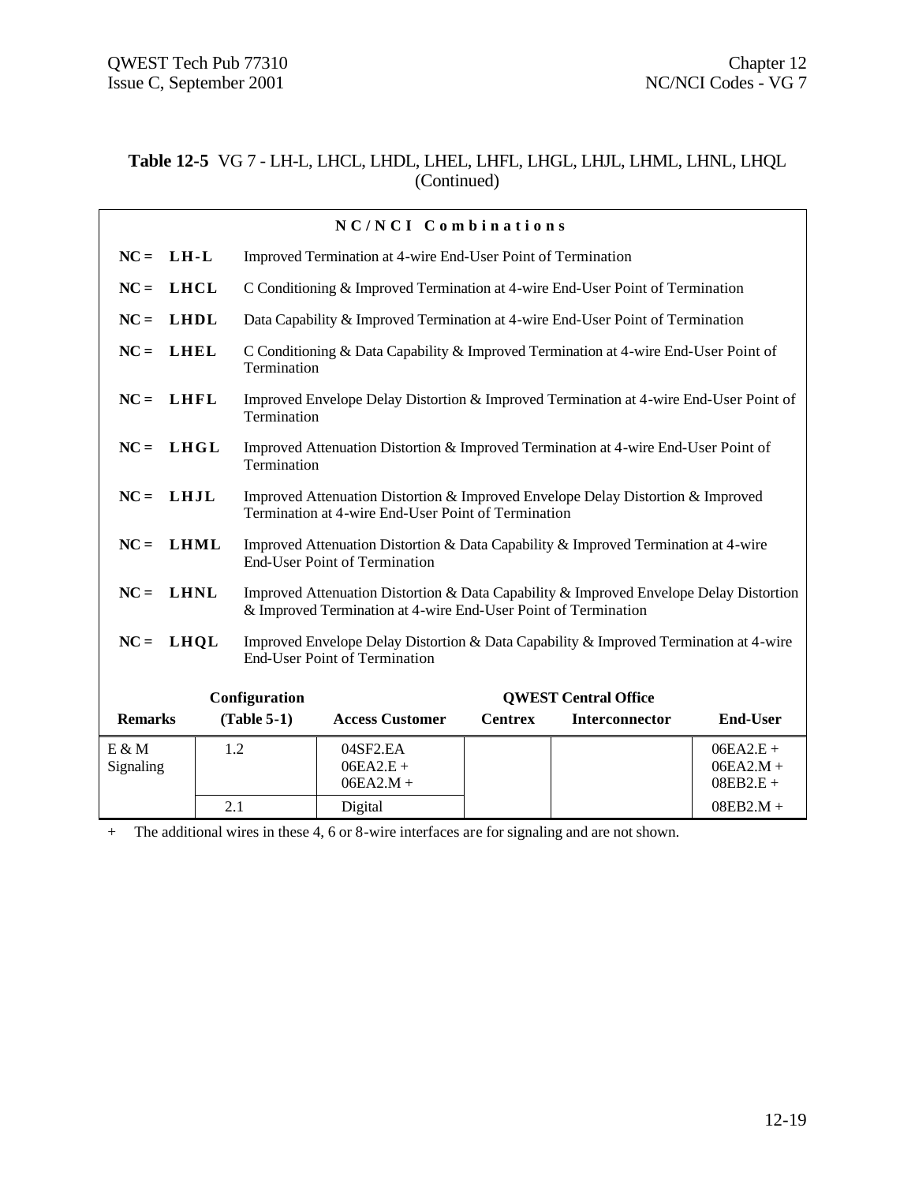**Table 12-5** VG 7 - LH-L, LHCL, LHDL, LHEL, LHFL, LHGL, LHJL, LHML, LHNL, LHQL (Continued)

| **N C / N C I  C o m b i n a t i o n s** | |
|---|---|
| **NC = LH-L** | Improved Termination at 4-wire End-User Point of Termination |
| **NC = LHCL** | C Conditioning & Improved Termination at 4-wire End-User Point of Termination |
| **NC = LHDL** | Data Capability & Improved Termination at 4-wire End-User Point of Termination |
| **NC = LHEL** | C Conditioning & Data Capability & Improved Termination at 4-wire End-User Point of Termination |
| **NC = LHFL** | Improved Envelope Delay Distortion & Improved Termination at 4-wire End-User Point of Termination |
| **NC = LHGL** | Improved Attenuation Distortion & Improved Termination at 4-wire End-User Point of Termination |
| **NC = LHJL** | Improved Attenuation Distortion & Improved Envelope Delay Distortion & Improved Termination at 4-wire End-User Point of Termination |
| **NC = LHML** | Improved Attenuation Distortion & Data Capability & Improved Termination at 4-wire End-User Point of Termination |
| **NC = LHNL** | Improved Attenuation Distortion & Data Capability & Improved Envelope Delay Distortion & Improved Termination at 4-wire End-User Point of Termination |
| **NC = LHQL** | Improved Envelope Delay Distortion & Data Capability & Improved Termination at 4-wire End-User Point of Termination |

| **Remarks** | **Configuration (Table 5-1)** | **Access Customer** | **QWEST Central Office Centrex** | **QWEST Central Office Interconnector** | **End-User** |
|---|---|---|---|---|---|
| E & M Signaling | 1.2 | 04SF2.EA<br>06EA2.E +<br>06EA2.M + | | | 06EA2.E +<br>06EA2.M +<br>08EB2.E + |
| | 2.1 | Digital | | | 08EB2.M + |

\+ The additional wires in these 4, 6 or 8-wire interfaces are for signaling and are not shown.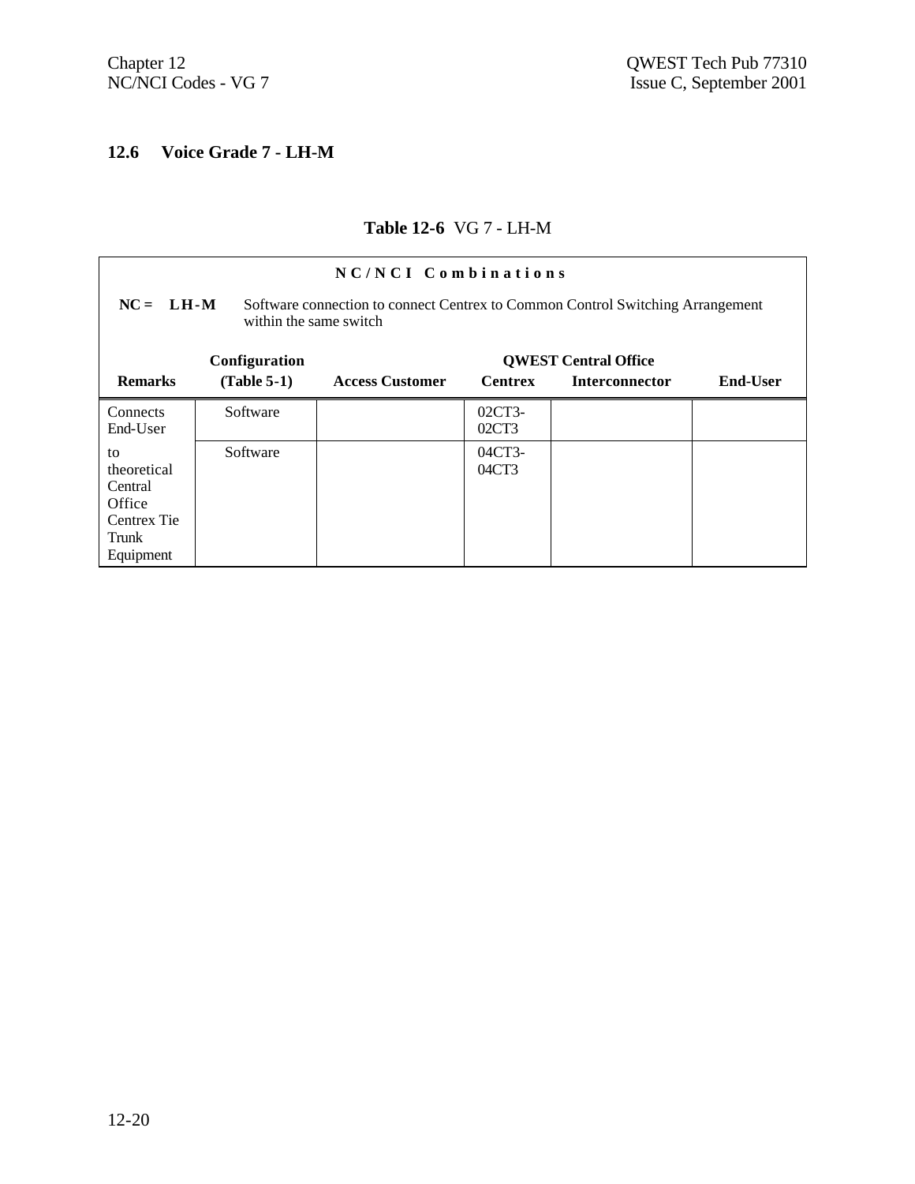## 12.6 Voice Grade 7 - LH-M

**Table 12-6** VG 7 - LH-M

| **NC/NCI Combinations** | | | | | |
|---|---|---|---|---|---|
| **NC = LH-M** Software connection to connect Centrex to Common Control Switching Arrangement within the same switch | | | | | |
| | **Configuration** | | **QWEST Central Office** | | |
| **Remarks** | **(Table 5-1)** | **Access Customer** | **Centrex** | **Interconnector** | **End-User** |
| Connects End-User | Software | | 02CT3-02CT3 | | |
| to theoretical Central Office Centrex Tie Trunk Equipment | Software | | 04CT3-04CT3 | | |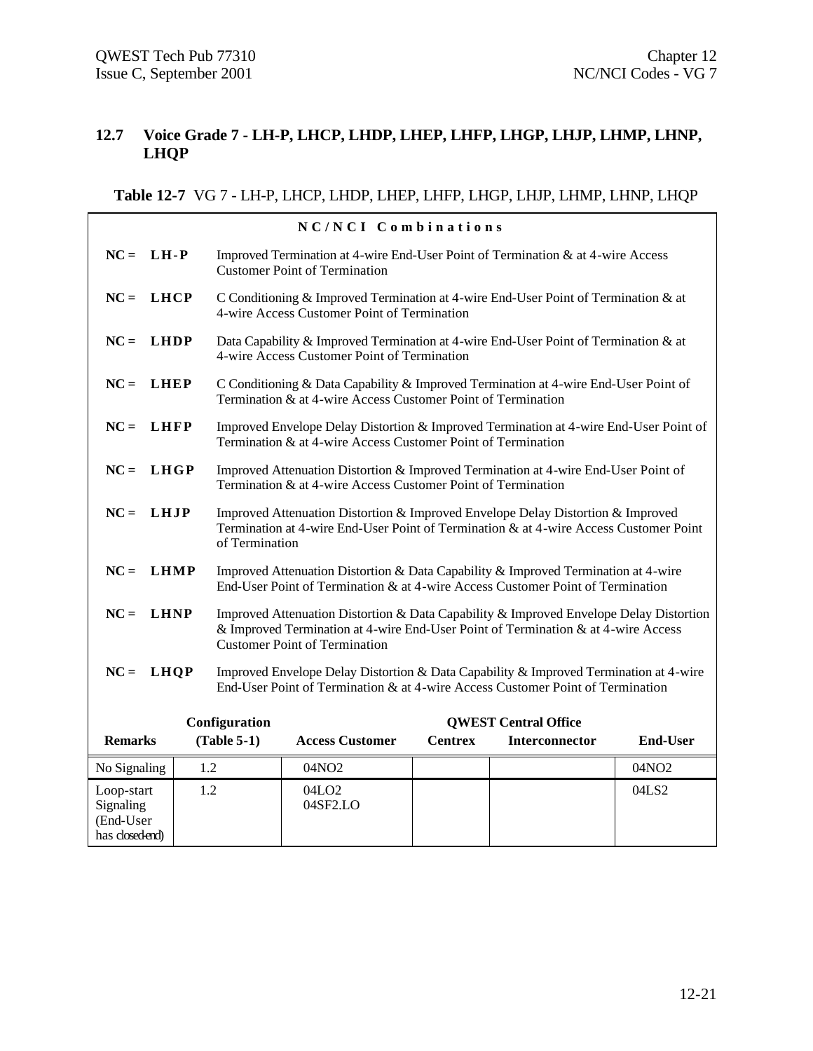## 12.7 Voice Grade 7 - LH-P, LHCP, LHDP, LHEP, LHFP, LHGP, LHJP, LHMP, LHNP, LHQP

**Table 12-7** VG 7 - LH-P, LHCP, LHDP, LHEP, LHFP, LHGP, LHJP, LHMP, LHNP, LHQP

**NC/NCI Combinations**

**NC = LH-P** Improved Termination at 4-wire End-User Point of Termination & at 4-wire Access Customer Point of Termination

**NC = LHCP** C Conditioning & Improved Termination at 4-wire End-User Point of Termination & at 4-wire Access Customer Point of Termination

**NC = LHDP** Data Capability & Improved Termination at 4-wire End-User Point of Termination & at 4-wire Access Customer Point of Termination

**NC = LHEP** C Conditioning & Data Capability & Improved Termination at 4-wire End-User Point of Termination & at 4-wire Access Customer Point of Termination

**NC = LHFP** Improved Envelope Delay Distortion & Improved Termination at 4-wire End-User Point of Termination & at 4-wire Access Customer Point of Termination

**NC = LHGP** Improved Attenuation Distortion & Improved Termination at 4-wire End-User Point of Termination & at 4-wire Access Customer Point of Termination

**NC = LHJP** Improved Attenuation Distortion & Improved Envelope Delay Distortion & Improved Termination at 4-wire End-User Point of Termination & at 4-wire Access Customer Point of Termination

**NC = LHMP** Improved Attenuation Distortion & Data Capability & Improved Termination at 4-wire End-User Point of Termination & at 4-wire Access Customer Point of Termination

**NC = LHNP** Improved Attenuation Distortion & Data Capability & Improved Envelope Delay Distortion & Improved Termination at 4-wire End-User Point of Termination & at 4-wire Access Customer Point of Termination

**NC = LHQP** Improved Envelope Delay Distortion & Data Capability & Improved Termination at 4-wire End-User Point of Termination & at 4-wire Access Customer Point of Termination

| Remarks | Configuration (Table 5-1) | Access Customer | QWEST Central Office Centrex | QWEST Central Office Interconnector | End-User |
|---|---|---|---|---|---|
| No Signaling | 1.2 | 04NO2 | | | 04NO2 |
| Loop-start Signaling (End-User has closed-end) | 1.2 | 04LO2<br>04SF2.LO | | | 04LS2 |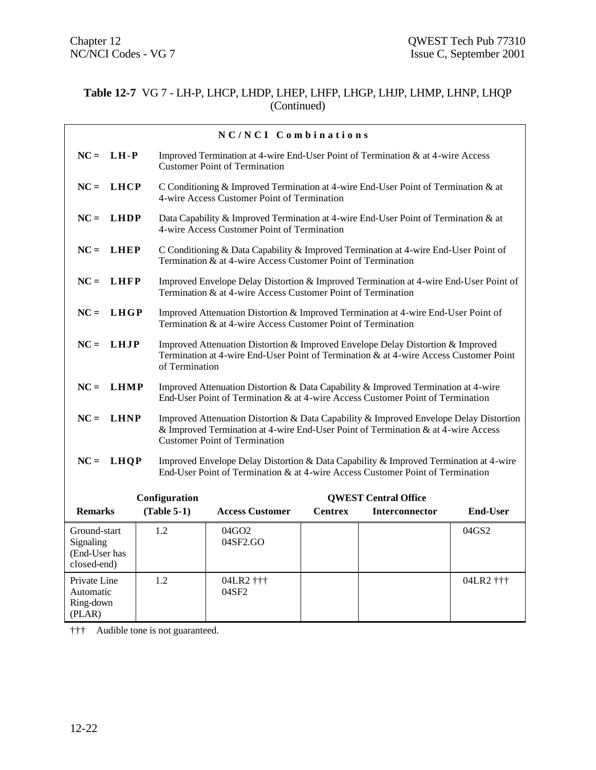**Table 12-7** VG 7 - LH-P, LHCP, LHDP, LHEP, LHFP, LHGP, LHJP, LHMP, LHNP, LHQP (Continued)

**NC/NCI Combinations**

**NC = LH-P** Improved Termination at 4-wire End-User Point of Termination & at 4-wire Access Customer Point of Termination

**NC = LHCP** C Conditioning & Improved Termination at 4-wire End-User Point of Termination & at 4-wire Access Customer Point of Termination

**NC = LHDP** Data Capability & Improved Termination at 4-wire End-User Point of Termination & at 4-wire Access Customer Point of Termination

**NC = LHEP** C Conditioning & Data Capability & Improved Termination at 4-wire End-User Point of Termination & at 4-wire Access Customer Point of Termination

**NC = LHFP** Improved Envelope Delay Distortion & Improved Termination at 4-wire End-User Point of Termination & at 4-wire Access Customer Point of Termination

**NC = LHGP** Improved Attenuation Distortion & Improved Termination at 4-wire End-User Point of Termination & at 4-wire Access Customer Point of Termination

**NC = LHJP** Improved Attenuation Distortion & Improved Envelope Delay Distortion & Improved Termination at 4-wire End-User Point of Termination & at 4-wire Access Customer Point of Termination

**NC = LHMP** Improved Attenuation Distortion & Data Capability & Improved Termination at 4-wire End-User Point of Termination & at 4-wire Access Customer Point of Termination

**NC = LHNP** Improved Attenuation Distortion & Data Capability & Improved Envelope Delay Distortion & Improved Termination at 4-wire End-User Point of Termination & at 4-wire Access Customer Point of Termination

**NC = LHQP** Improved Envelope Delay Distortion & Data Capability & Improved Termination at 4-wire End-User Point of Termination & at 4-wire Access Customer Point of Termination

| Remarks | Configuration (Table 5-1) | Access Customer | QWEST Central Office Centrex | QWEST Central Office Interconnector | End-User |
|---|---|---|---|---|---|
| Ground-start Signaling (End-User has closed-end) | 1.2 | 04GO2<br>04SF2.GO | | | 04GS2 |
| Private Line Automatic Ring-down (PLAR) | 1.2 | 04LR2 †††<br>04SF2 | | | 04LR2 ††† |

††† Audible tone is not guaranteed.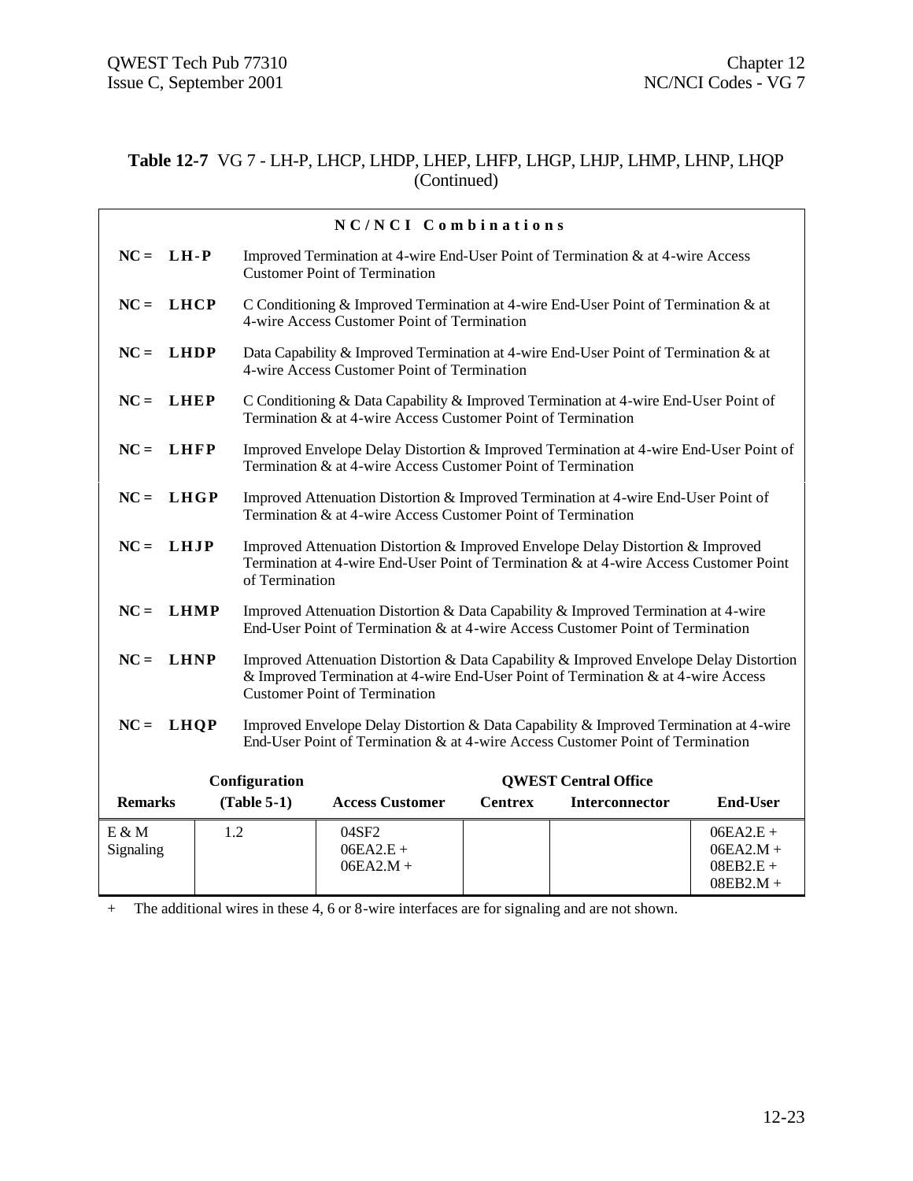**Table 12-7** VG 7 - LH-P, LHCP, LHDP, LHEP, LHFP, LHGP, LHJP, LHMP, LHNP, LHQP (Continued)

**N C / N C I Combinations**

**NC = LH-P** Improved Termination at 4-wire End-User Point of Termination & at 4-wire Access Customer Point of Termination

**NC = LHCP** C Conditioning & Improved Termination at 4-wire End-User Point of Termination & at 4-wire Access Customer Point of Termination

**NC = LHDP** Data Capability & Improved Termination at 4-wire End-User Point of Termination & at 4-wire Access Customer Point of Termination

**NC = LHEP** C Conditioning & Data Capability & Improved Termination at 4-wire End-User Point of Termination & at 4-wire Access Customer Point of Termination

**NC = LHFP** Improved Envelope Delay Distortion & Improved Termination at 4-wire End-User Point of Termination & at 4-wire Access Customer Point of Termination

**NC = LHGP** Improved Attenuation Distortion & Improved Termination at 4-wire End-User Point of Termination & at 4-wire Access Customer Point of Termination

**NC = LHJP** Improved Attenuation Distortion & Improved Envelope Delay Distortion & Improved Termination at 4-wire End-User Point of Termination & at 4-wire Access Customer Point of Termination

**NC = LHMP** Improved Attenuation Distortion & Data Capability & Improved Termination at 4-wire End-User Point of Termination & at 4-wire Access Customer Point of Termination

**NC = LHNP** Improved Attenuation Distortion & Data Capability & Improved Envelope Delay Distortion & Improved Termination at 4-wire End-User Point of Termination & at 4-wire Access Customer Point of Termination

**NC = LHQP** Improved Envelope Delay Distortion & Data Capability & Improved Termination at 4-wire End-User Point of Termination & at 4-wire Access Customer Point of Termination

| | Configuration | | QWEST Central Office | | |
|---|---|---|---|---|---|
| **Remarks** | **(Table 5-1)** | **Access Customer** | **Centrex** | **Interconnector** | **End-User** |
| E & M Signaling | 1.2 | 04SF2<br>06EA2.E +<br>06EA2.M + | | | 06EA2.E +<br>06EA2.M +<br>08EB2.E +<br>08EB2.M + |

\+ The additional wires in these 4, 6 or 8-wire interfaces are for signaling and are not shown.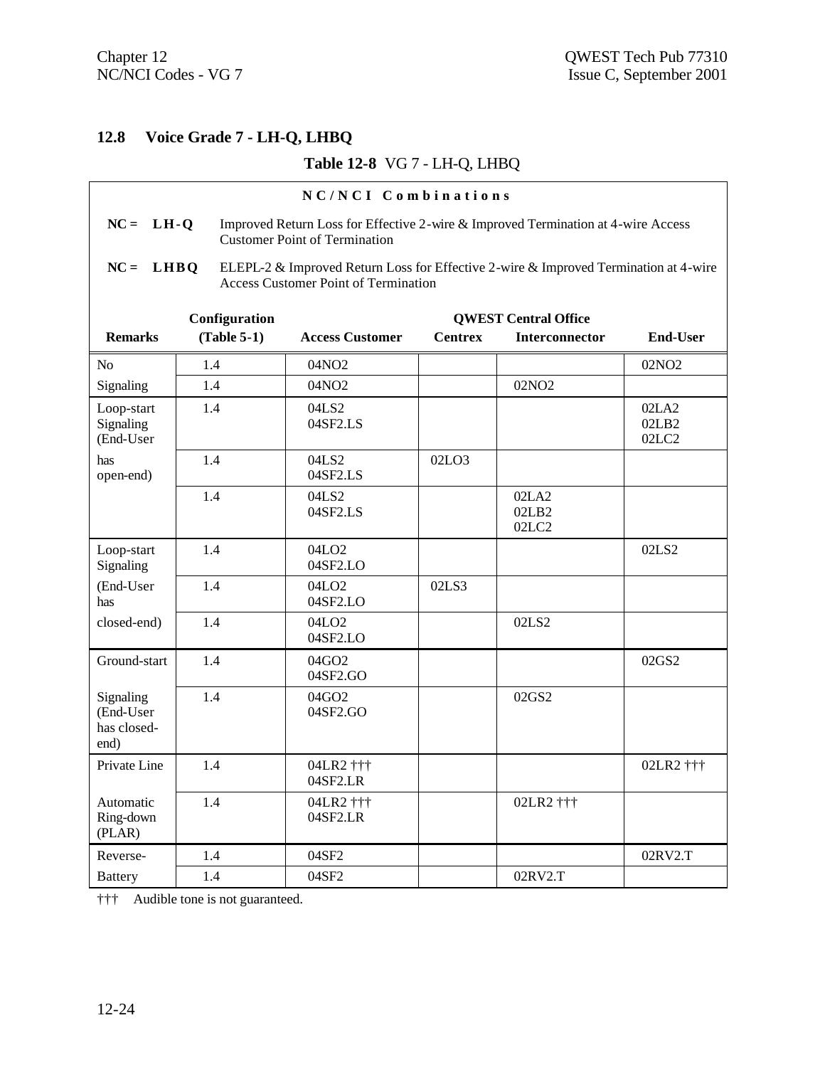## 12.8 Voice Grade 7 - LH-Q, LHBQ

**Table 12-8** VG 7 - LH-Q, LHBQ

**NC/NCI Combinations**

**NC = LH-Q** Improved Return Loss for Effective 2-wire & Improved Termination at 4-wire Access Customer Point of Termination

**NC = LHBQ** ELEPL-2 & Improved Return Loss for Effective 2-wire & Improved Termination at 4-wire Access Customer Point of Termination

| Remarks | Configuration (Table 5-1) | Access Customer | QWEST Central Office Centrex | QWEST Central Office Interconnector | End-User |
|---|---|---|---|---|---|
| No | 1.4 | 04NO2 | | | 02NO2 |
| Signaling | 1.4 | 04NO2 | | 02NO2 | |
| Loop-start Signaling (End-User | 1.4 | 04LS2<br>04SF2.LS | | | 02LA2<br>02LB2<br>02LC2 |
| has open-end) | 1.4 | 04LS2<br>04SF2.LS | 02LO3 | | |
| | 1.4 | 04LS2<br>04SF2.LS | | 02LA2<br>02LB2<br>02LC2 | |
| Loop-start Signaling | 1.4 | 04LO2<br>04SF2.LO | | | 02LS2 |
| (End-User has | 1.4 | 04LO2<br>04SF2.LO | 02LS3 | | |
| closed-end) | 1.4 | 04LO2<br>04SF2.LO | | 02LS2 | |
| Ground-start | 1.4 | 04GO2<br>04SF2.GO | | | 02GS2 |
| Signaling (End-User has closed-end) | 1.4 | 04GO2<br>04SF2.GO | | 02GS2 | |
| Private Line | 1.4 | 04LR2 †††<br>04SF2.LR | | | 02LR2 ††† |
| Automatic Ring-down (PLAR) | 1.4 | 04LR2 †††<br>04SF2.LR | | 02LR2 ††† | |
| Reverse- | 1.4 | 04SF2 | | | 02RV2.T |
| Battery | 1.4 | 04SF2 | | 02RV2.T | |

††† Audible tone is not guaranteed.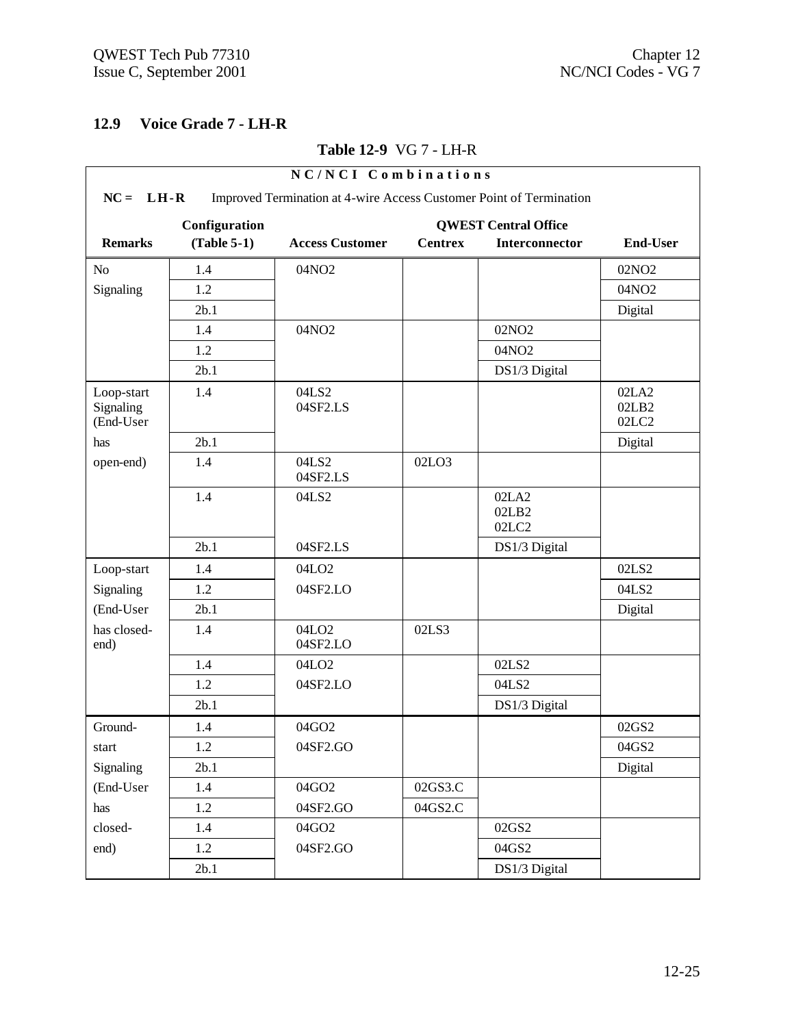## 12.9 Voice Grade 7 - LH-R

**Table 12-9** VG 7 - LH-R

| NC/NCI Combinations | | | | | |
|---|---|---|---|---|---|
| **NC = LH-R** Improved Termination at 4-wire Access Customer Point of Termination | | | | | |
| | **Configuration** | | **QWEST Central Office** | | |
| **Remarks** | **(Table 5-1)** | **Access Customer** | **Centrex** | **Interconnector** | **End-User** |
| No Signaling | 1.4 | 04NO2 | | | 02NO2 |
| | 1.2 | | | | 04NO2 |
| | 2b.1 | | | | Digital |
| | 1.4 | 04NO2 | | 02NO2 | |
| | 1.2 | | | 04NO2 | |
| | 2b.1 | | | DS1/3 Digital | |
| Loop-start Signaling (End-User has open-end) | 1.4 | 04LS2 04SF2.LS | | | 02LA2 02LB2 02LC2 |
| | 2b.1 | | | | Digital |
| | 1.4 | 04LS2 04SF2.LS | 02LO3 | | |
| | 1.4 | 04LS2 | | 02LA2 02LB2 02LC2 | |
| | 2b.1 | 04SF2.LS | | DS1/3 Digital | |
| Loop-start Signaling (End-User has closed-end) | 1.4 | 04LO2 | | | 02LS2 |
| | 1.2 | 04SF2.LO | | | 04LS2 |
| | 2b.1 | | | | Digital |
| | 1.4 | 04LO2 04SF2.LO | 02LS3 | | |
| | 1.4 | 04LO2 | | 02LS2 | |
| | 1.2 | 04SF2.LO | | 04LS2 | |
| | 2b.1 | | | DS1/3 Digital | |
| Ground-start Signaling (End-User has closed-end) | 1.4 | 04GO2 | | | 02GS2 |
| | 1.2 | 04SF2.GO | | | 04GS2 |
| | 2b.1 | | | | Digital |
| | 1.4 | 04GO2 | 02GS3.C | | |
| | 1.2 | 04SF2.GO | 04GS2.C | | |
| | 1.4 | 04GO2 | | 02GS2 | |
| | 1.2 | 04SF2.GO | | 04GS2 | |
| | 2b.1 | | | DS1/3 Digital | |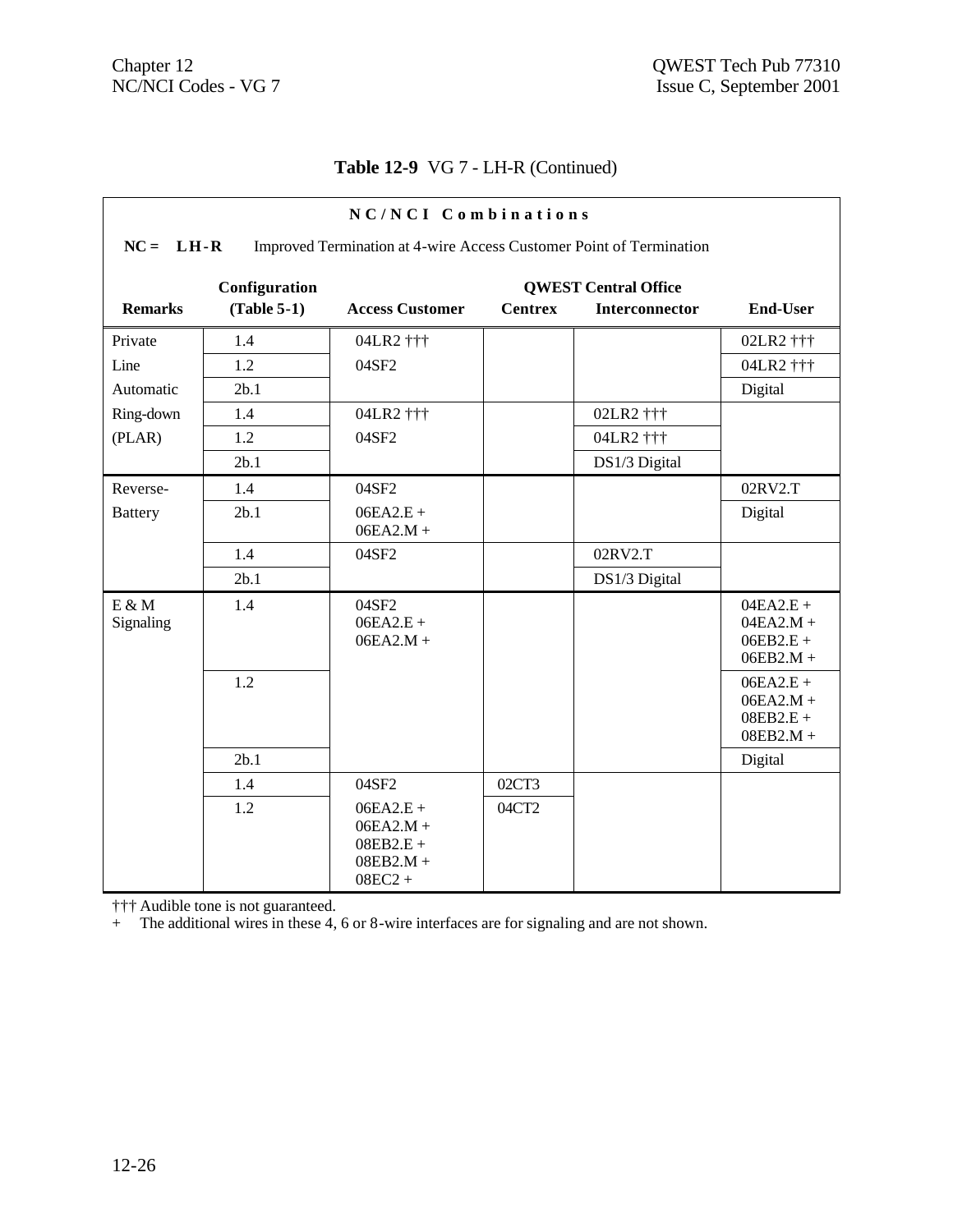**Table 12-9** VG 7 - LH-R (Continued)

| NC/NCI Combinations | | | | | |
|---|---|---|---|---|---|
| **NC = LH-R** Improved Termination at 4-wire Access Customer Point of Termination | | | | | |
| | **Configuration** | | **QWEST Central Office** | | |
| **Remarks** | **(Table 5-1)** | **Access Customer** | **Centrex** | **Interconnector** | **End-User** |
| Private Line Automatic Ring-down (PLAR) | 1.4 | 04LR2 ††† | | | 02LR2 ††† |
| | 1.2 | 04SF2 | | | 04LR2 ††† |
| | 2b.1 | | | | Digital |
| | 1.4 | 04LR2 ††† | | 02LR2 ††† | |
| | 1.2 | 04SF2 | | 04LR2 ††† | |
| | 2b.1 | | | DS1/3 Digital | |
| Reverse-Battery | 1.4 | 04SF2 | | | 02RV2.T |
| | 2b.1 | 06EA2.E + 06EA2.M + | | | Digital |
| | 1.4 | 04SF2 | | 02RV2.T | |
| | 2b.1 | | | DS1/3 Digital | |
| E & M Signaling | 1.4 | 04SF2 06EA2.E + 06EA2.M + | | | 04EA2.E + 04EA2.M + 06EB2.E + 06EB2.M + |
| | 1.2 | | | | 06EA2.E + 06EA2.M + 08EB2.E + 08EB2.M + |
| | 2b.1 | | | | Digital |
| | 1.4 | 04SF2 | 02CT3 | | |
| | 1.2 | 06EA2.E + 06EA2.M + 08EB2.E + 08EB2.M + 08EC2 + | 04CT2 | | |

††† Audible tone is not guaranteed.
+ The additional wires in these 4, 6 or 8-wire interfaces are for signaling and are not shown.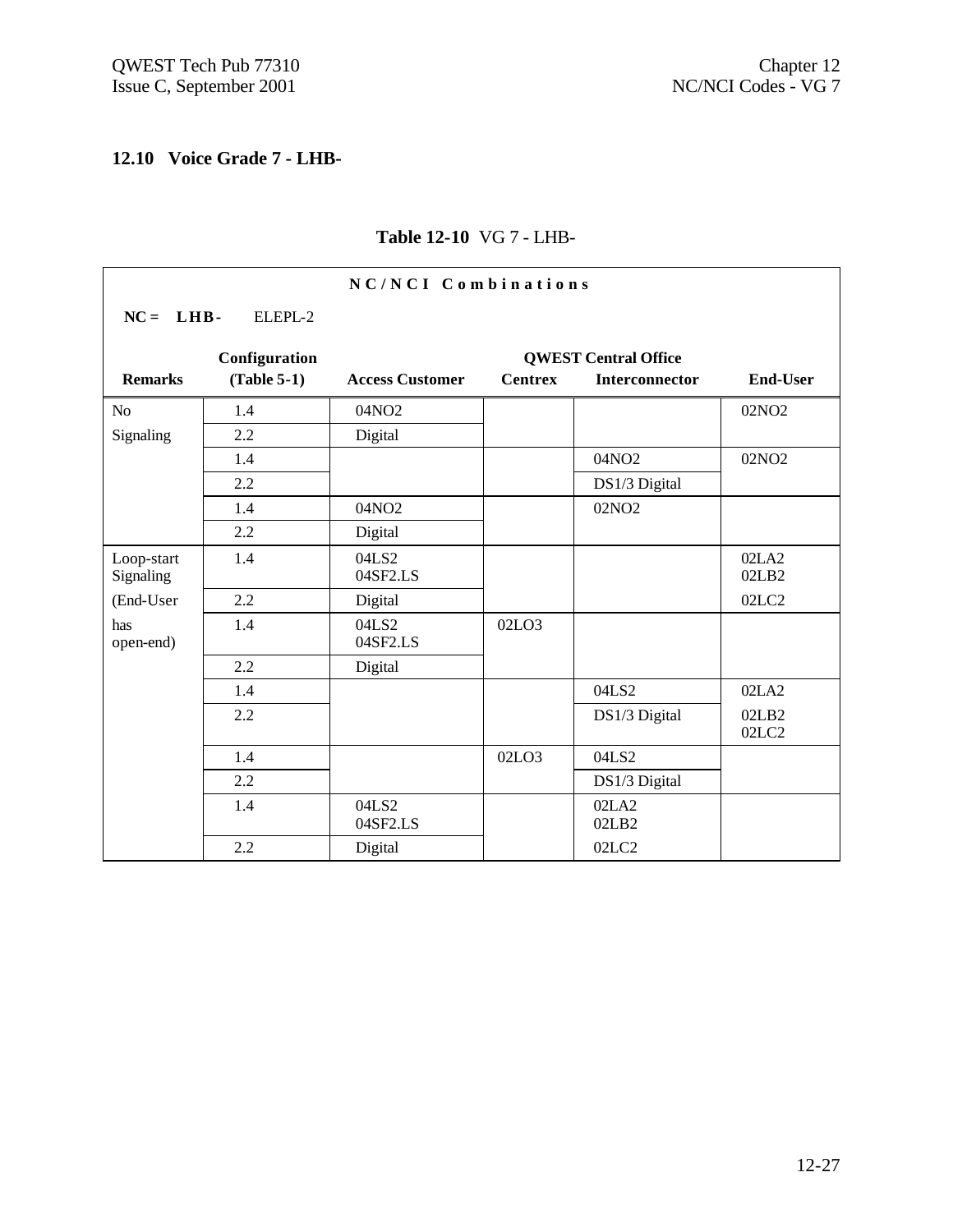## 12.10 Voice Grade 7 - LHB-

**Table 12-10** VG 7 - LHB-

| NC/NCI Combinations | | | | | |
|---|---|---|---|---|---|
| **NC = LHB-** ELEPL-2 | | | | | |
| | **Configuration** | | **QWEST Central Office** | | |
| **Remarks** | **(Table 5-1)** | **Access Customer** | **Centrex** | **Interconnector** | **End-User** |
| No | 1.4 | 04NO2 | | | 02NO2 |
| Signaling | 2.2 | Digital | | | |
| | 1.4 | | | 04NO2 | 02NO2 |
| | 2.2 | | | DS1/3 Digital | |
| | 1.4 | 04NO2 | | 02NO2 | |
| | 2.2 | Digital | | | |
| Loop-start Signaling | 1.4 | 04LS2 04SF2.LS | | | 02LA2 02LB2 |
| (End-User | 2.2 | Digital | | | 02LC2 |
| has open-end) | 1.4 | 04LS2 04SF2.LS | 02LO3 | | |
| | 2.2 | Digital | | | |
| | 1.4 | | | 04LS2 | 02LA2 |
| | 2.2 | | | DS1/3 Digital | 02LB2 02LC2 |
| | 1.4 | | 02LO3 | 04LS2 | |
| | 2.2 | | | DS1/3 Digital | |
| | 1.4 | 04LS2 04SF2.LS | | 02LA2 02LB2 | |
| | 2.2 | Digital | | 02LC2 | |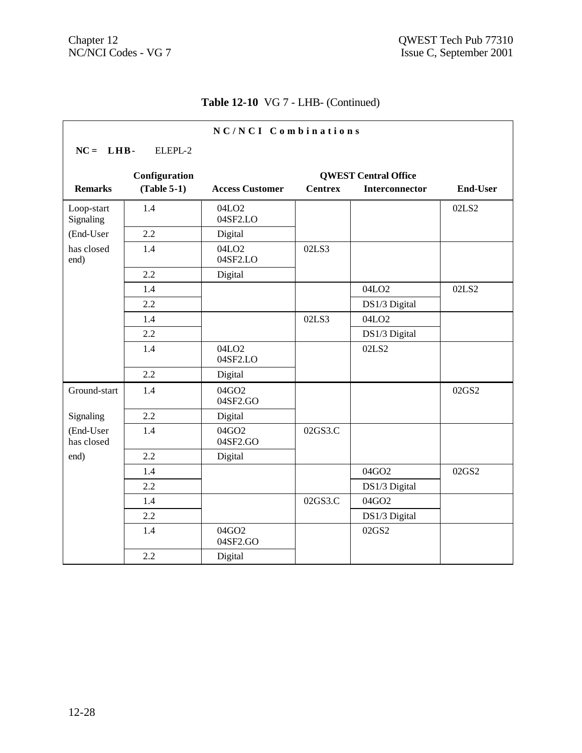**Table 12-10** VG 7 - LHB- (Continued)

**N C / N C I   C o m b i n a t i o n s**

**NC = LHB-** ELEPL-2

| Remarks | Configuration (Table 5-1) | Access Customer | QWEST Central Office Centrex | QWEST Central Office Interconnector | End-User |
|---|---|---|---|---|---|
| Loop-start Signaling | 1.4 | 04LO2 04SF2.LO | | | 02LS2 |
| (End-User | 2.2 | Digital | | | |
| has closed end) | 1.4 | 04LO2 04SF2.LO | 02LS3 | | |
| | 2.2 | Digital | | | |
| | 1.4 | | | 04LO2 | 02LS2 |
| | 2.2 | | | DS1/3 Digital | |
| | 1.4 | | 02LS3 | 04LO2 | |
| | 2.2 | | | DS1/3 Digital | |
| | 1.4 | 04LO2 04SF2.LO | | 02LS2 | |
| | 2.2 | Digital | | | |
| Ground-start | 1.4 | 04GO2 04SF2.GO | | | 02GS2 |
| Signaling | 2.2 | Digital | | | |
| (End-User has closed | 1.4 | 04GO2 04SF2.GO | 02GS3.C | | |
| end) | 2.2 | Digital | | | |
| | 1.4 | | | 04GO2 | 02GS2 |
| | 2.2 | | | DS1/3 Digital | |
| | 1.4 | | 02GS3.C | 04GO2 | |
| | 2.2 | | | DS1/3 Digital | |
| | 1.4 | 04GO2 04SF2.GO | | 02GS2 | |
| | 2.2 | Digital | | | |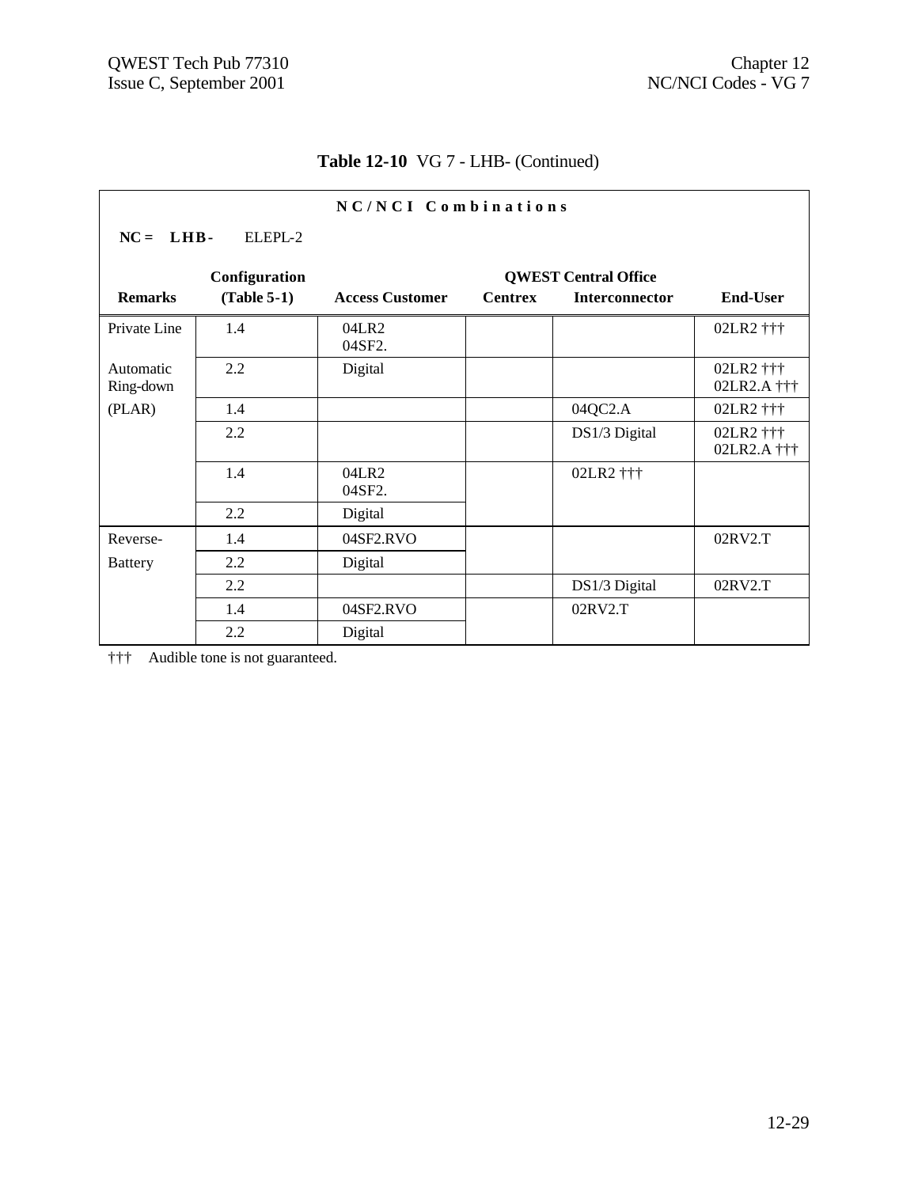**Table 12-10** VG 7 - LHB- (Continued)

**N C / N C I Combinations**

**NC = LHB-** ELEPL-2

| Remarks | Configuration (Table 5-1) | Access Customer | QWEST Central Office Centrex | QWEST Central Office Interconnector | End-User |
|---|---|---|---|---|---|
| Private Line | 1.4 | 04LR2<br>04SF2. | | | 02LR2 ††† |
| Automatic Ring-down | 2.2 | Digital | | | 02LR2 †††<br>02LR2.A ††† |
| (PLAR) | 1.4 | | | 04QC2.A | 02LR2 ††† |
| | 2.2 | | | DS1/3 Digital | 02LR2 †††<br>02LR2.A ††† |
| | 1.4 | 04LR2<br>04SF2. | | 02LR2 ††† | |
| | 2.2 | Digital | | | |
| Reverse- | 1.4 | 04SF2.RVO | | | 02RV2.T |
| Battery | 2.2 | Digital | | | |
| | 2.2 | | | DS1/3 Digital | 02RV2.T |
| | 1.4 | 04SF2.RVO | | 02RV2.T | |
| | 2.2 | Digital | | | |

††† Audible tone is not guaranteed.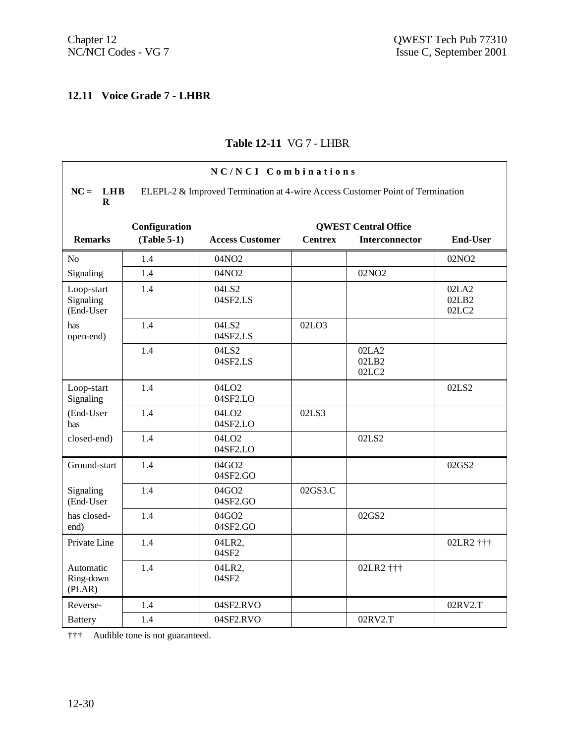## 12.11 Voice Grade 7 - LHBR

**Table 12-11** VG 7 - LHBR

**NC/NCI Combinations**

**NC = LHBR** ELEPL-2 & Improved Termination at 4-wire Access Customer Point of Termination

| Remarks | Configuration (Table 5-1) | Access Customer | QWEST Central Office Centrex | Interconnector | End-User |
|---|---|---|---|---|---|
| No | 1.4 | 04NO2 | | | 02NO2 |
| Signaling | 1.4 | 04NO2 | | 02NO2 | |
| Loop-start Signaling (End-User | 1.4 | 04LS2<br>04SF2.LS | | | 02LA2<br>02LB2<br>02LC2 |
| has open-end) | 1.4 | 04LS2<br>04SF2.LS | 02LO3 | | |
| | 1.4 | 04LS2<br>04SF2.LS | | 02LA2<br>02LB2<br>02LC2 | |
| Loop-start Signaling | 1.4 | 04LO2<br>04SF2.LO | | | 02LS2 |
| (End-User has | 1.4 | 04LO2<br>04SF2.LO | 02LS3 | | |
| closed-end) | 1.4 | 04LO2<br>04SF2.LO | | 02LS2 | |
| Ground-start | 1.4 | 04GO2<br>04SF2.GO | | | 02GS2 |
| Signaling (End-User | 1.4 | 04GO2<br>04SF2.GO | 02GS3.C | | |
| has closed-end) | 1.4 | 04GO2<br>04SF2.GO | | 02GS2 | |
| Private Line | 1.4 | 04LR2,<br>04SF2 | | | 02LR2 ††† |
| Automatic Ring-down (PLAR) | 1.4 | 04LR2,<br>04SF2 | | 02LR2 ††† | |
| Reverse- | 1.4 | 04SF2.RVO | | | 02RV2.T |
| Battery | 1.4 | 04SF2.RVO | | 02RV2.T | |

††† Audible tone is not guaranteed.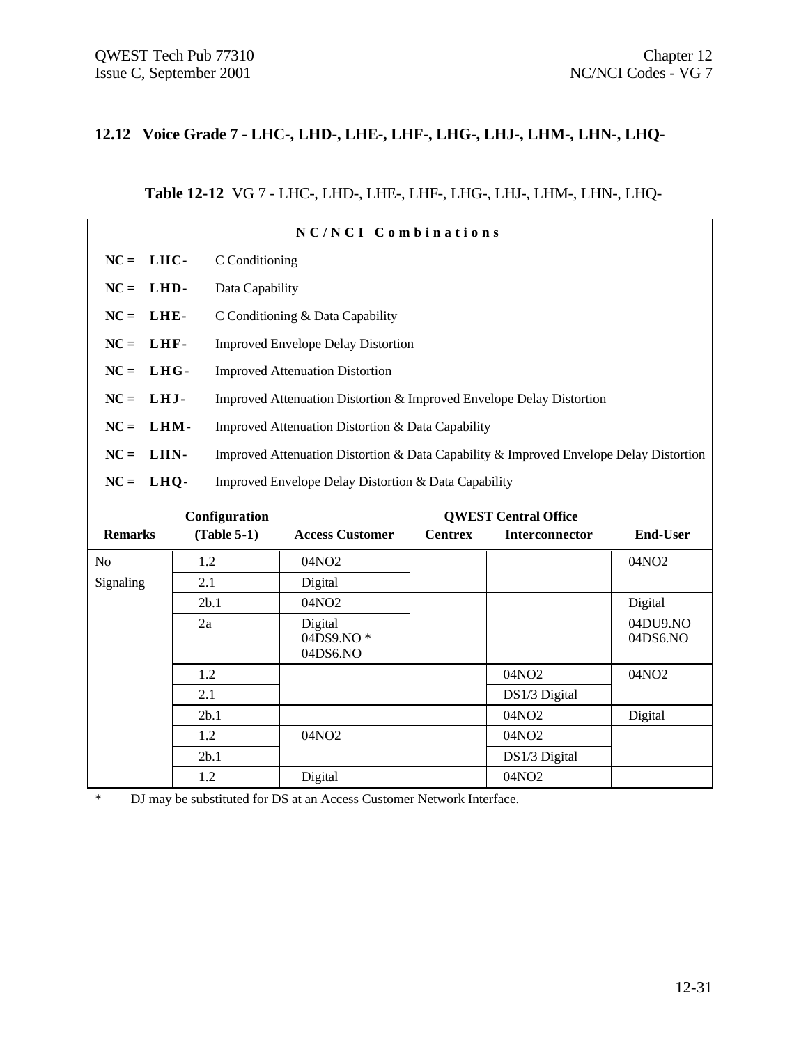## 12.12 Voice Grade 7 - LHC-, LHD-, LHE-, LHF-, LHG-, LHJ-, LHM-, LHN-, LHQ-

**Table 12-12** VG 7 - LHC-, LHD-, LHE-, LHF-, LHG-, LHJ-, LHM-, LHN-, LHQ-

**NC/NCI Combinations**

- **NC = LHC-** C Conditioning
- **NC = LHD-** Data Capability
- **NC = LHE-** C Conditioning & Data Capability
- **NC = LHF-** Improved Envelope Delay Distortion
- **NC = LHG-** Improved Attenuation Distortion
- **NC = LHJ-** Improved Attenuation Distortion & Improved Envelope Delay Distortion
- **NC = LHM-** Improved Attenuation Distortion & Data Capability
- **NC = LHN-** Improved Attenuation Distortion & Data Capability & Improved Envelope Delay Distortion
- **NC = LHQ-** Improved Envelope Delay Distortion & Data Capability

| Remarks | Configuration (Table 5-1) | Access Customer | QWEST Central Office Centrex | QWEST Central Office Interconnector | End-User |
|---|---|---|---|---|---|
| No Signaling | 1.2 | 04NO2 | | | 04NO2 |
| | 2.1 | Digital | | | |
| | 2b.1 | 04NO2 | | | Digital |
| | 2a | Digital 04DS9.NO * 04DS6.NO | | | 04DU9.NO 04DS6.NO |
| | 1.2 | | | 04NO2 | 04NO2 |
| | 2.1 | | | DS1/3 Digital | |
| | 2b.1 | | | 04NO2 | Digital |
| | 1.2 | 04NO2 | | 04NO2 | |
| | 2b.1 | | | DS1/3 Digital | |
| | 1.2 | Digital | | 04NO2 | |

\* DJ may be substituted for DS at an Access Customer Network Interface.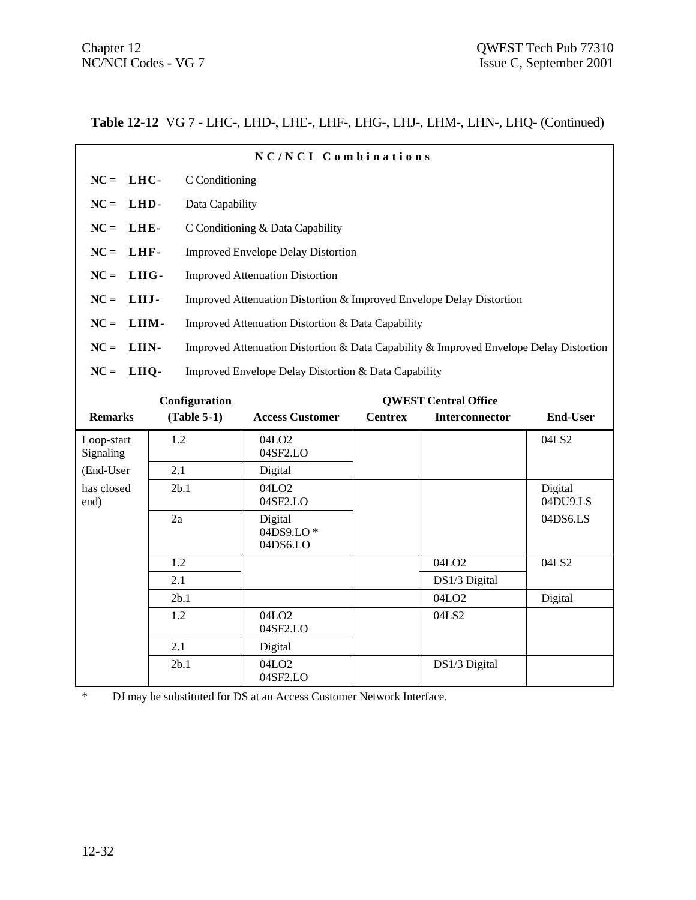**Table 12-12** VG 7 - LHC-, LHD-, LHE-, LHF-, LHG-, LHJ-, LHM-, LHN-, LHQ- (Continued)

**N C / N C I  C o m b i n a t i o n s**

**NC = LHC-** C Conditioning

**NC = LHD-** Data Capability

**NC = LHE-** C Conditioning & Data Capability

**NC = LHF-** Improved Envelope Delay Distortion

**NC = LHG-** Improved Attenuation Distortion

**NC = LHJ-** Improved Attenuation Distortion & Improved Envelope Delay Distortion

**NC = LHM-** Improved Attenuation Distortion & Data Capability

**NC = LHN-** Improved Attenuation Distortion & Data Capability & Improved Envelope Delay Distortion

**NC = LHQ-** Improved Envelope Delay Distortion & Data Capability

| Remarks | Configuration (Table 5-1) | Access Customer | QWEST Central Office Centrex | Interconnector | End-User |
|---|---|---|---|---|---|
| Loop-start Signaling | 1.2 | 04LO2 04SF2.LO | | | 04LS2 |
| (End-User | 2.1 | Digital | | | |
| has closed end) | 2b.1 | 04LO2 04SF2.LO | | | Digital 04DU9.LS |
| | 2a | Digital 04DS9.LO * 04DS6.LO | | | 04DS6.LS |
| | 1.2 | | | 04LO2 | 04LS2 |
| | 2.1 | | | DS1/3 Digital | |
| | 2b.1 | | | 04LO2 | Digital |
| | 1.2 | 04LO2 04SF2.LO | | 04LS2 | |
| | 2.1 | Digital | | | |
| | 2b.1 | 04LO2 04SF2.LO | | DS1/3 Digital | |

\* DJ may be substituted for DS at an Access Customer Network Interface.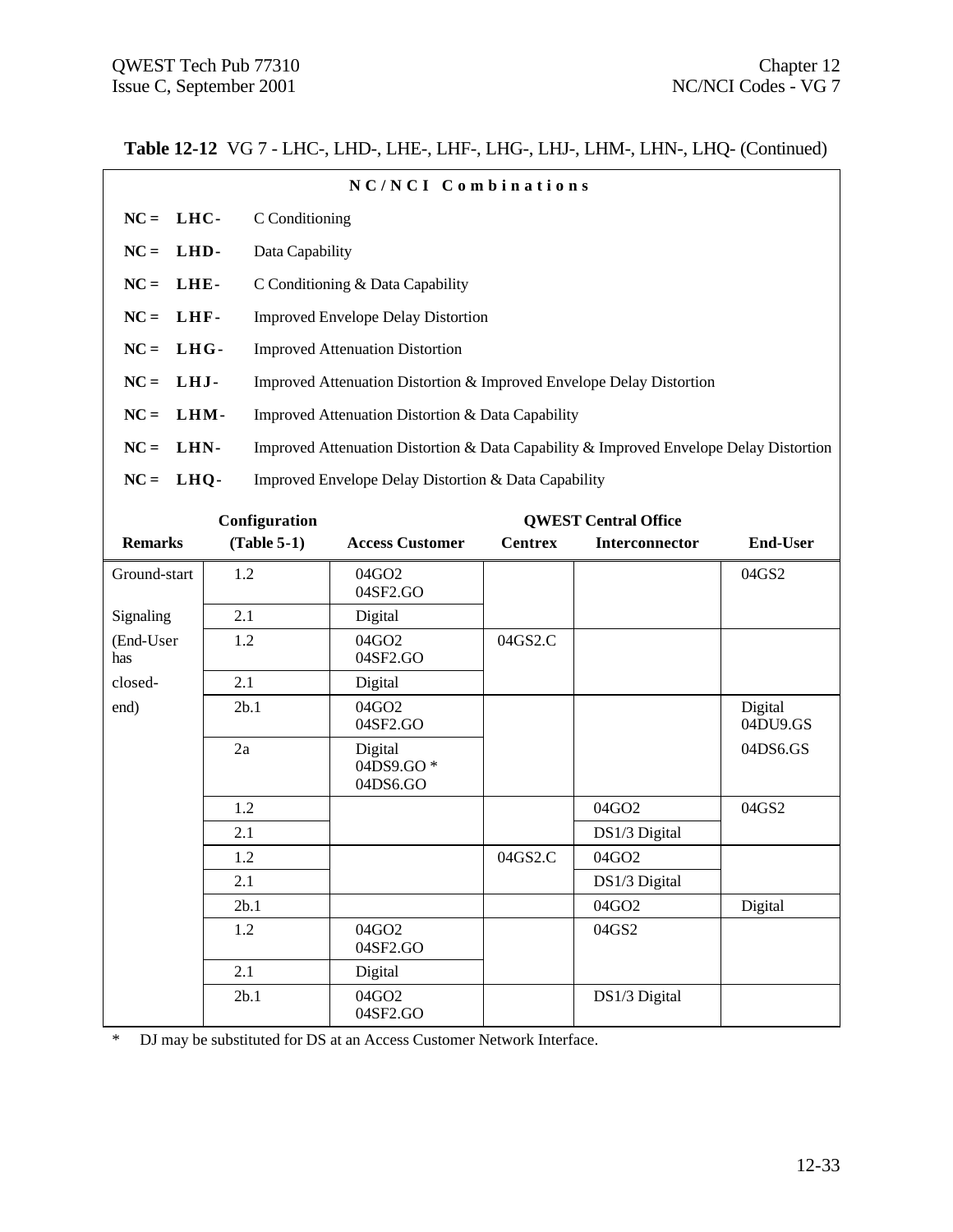**Table 12-12** VG 7 - LHC-, LHD-, LHE-, LHF-, LHG-, LHJ-, LHM-, LHN-, LHQ- (Continued)

**NC/NCI Combinations**

**NC = LHC-** C Conditioning

**NC = LHD-** Data Capability

**NC = LHE-** C Conditioning & Data Capability

**NC = LHF-** Improved Envelope Delay Distortion

**NC = LHG-** Improved Attenuation Distortion

**NC = LHJ-** Improved Attenuation Distortion & Improved Envelope Delay Distortion

**NC = LHM-** Improved Attenuation Distortion & Data Capability

**NC = LHN-** Improved Attenuation Distortion & Data Capability & Improved Envelope Delay Distortion

**NC = LHQ-** Improved Envelope Delay Distortion & Data Capability

| Remarks | Configuration (Table 5-1) | Access Customer | QWEST Central Office Centrex | QWEST Central Office Interconnector | End-User |
|---|---|---|---|---|---|
| Ground-start | 1.2 | 04GO2 04SF2.GO | | | 04GS2 |
| Signaling | 2.1 | Digital | | | |
| (End-User has | 1.2 | 04GO2 04SF2.GO | 04GS2.C | | |
| closed- | 2.1 | Digital | | | |
| end) | 2b.1 | 04GO2 04SF2.GO | | | Digital 04DU9.GS |
| | 2a | Digital 04DS9.GO * 04DS6.GO | | | 04DS6.GS |
| | 1.2 | | | 04GO2 | 04GS2 |
| | 2.1 | | | DS1/3 Digital | |
| | 1.2 | | 04GS2.C | 04GO2 | |
| | 2.1 | | | DS1/3 Digital | |
| | 2b.1 | | | 04GO2 | Digital |
| | 1.2 | 04GO2 04SF2.GO | | 04GS2 | |
| | 2.1 | Digital | | | |
| | 2b.1 | 04GO2 04SF2.GO | | DS1/3 Digital | |

* DJ may be substituted for DS at an Access Customer Network Interface.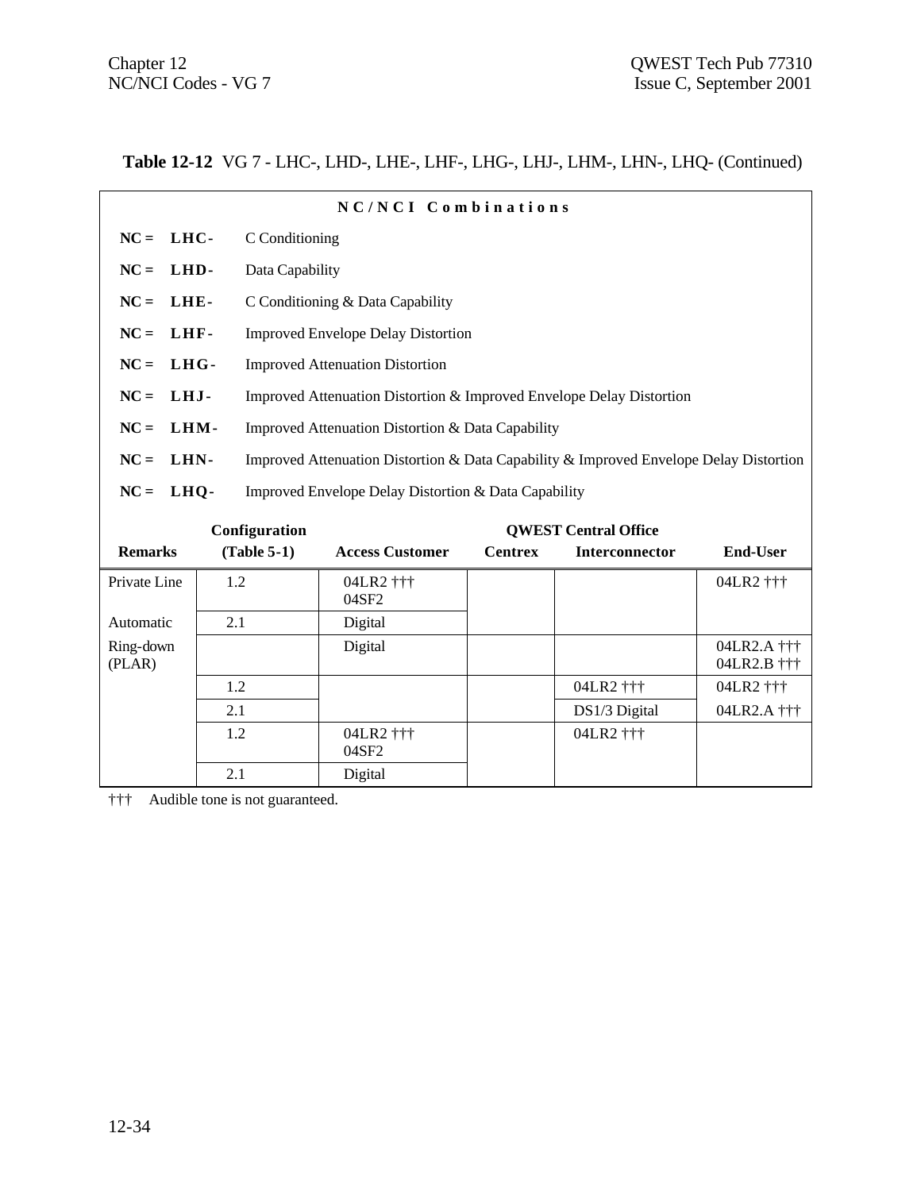**Table 12-12** VG 7 - LHC-, LHD-, LHE-, LHF-, LHG-, LHJ-, LHM-, LHN-, LHQ- (Continued)

**N C / N C I Combinations**

**NC = LHC-** C Conditioning

**NC = LHD-** Data Capability

**NC = LHE-** C Conditioning & Data Capability

**NC = LHF-** Improved Envelope Delay Distortion

**NC = LHG-** Improved Attenuation Distortion

**NC = LHJ-** Improved Attenuation Distortion & Improved Envelope Delay Distortion

**NC = LHM-** Improved Attenuation Distortion & Data Capability

**NC = LHN-** Improved Attenuation Distortion & Data Capability & Improved Envelope Delay Distortion

**NC = LHQ-** Improved Envelope Delay Distortion & Data Capability

| Remarks | Configuration (Table 5-1) | Access Customer | QWEST Central Office Centrex | Interconnector | End-User |
|---|---|---|---|---|---|
| Private Line | 1.2 | 04LR2 ††† 04SF2 | | | 04LR2 ††† |
| Automatic | 2.1 | Digital | | | |
| Ring-down (PLAR) | | Digital | | | 04LR2.A ††† 04LR2.B ††† |
| | 1.2 | | | 04LR2 ††† | 04LR2 ††† |
| | 2.1 | | | DS1/3 Digital | 04LR2.A ††† |
| | 1.2 | 04LR2 ††† 04SF2 | | 04LR2 ††† | |
| | 2.1 | Digital | | | |

††† Audible tone is not guaranteed.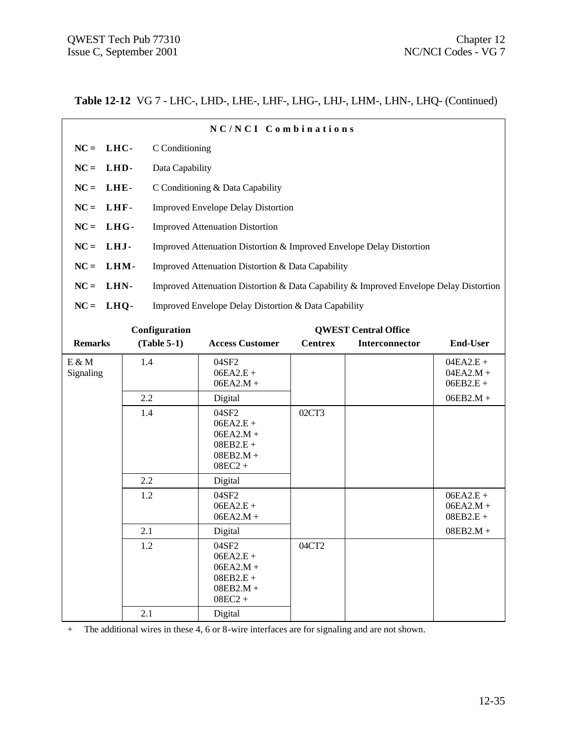**Table 12-12** VG 7 - LHC-, LHD-, LHE-, LHF-, LHG-, LHJ-, LHM-, LHN-, LHQ- (Continued)

**N C / N C I C o m b i n a t i o n s**

**NC = LHC-** C Conditioning

**NC = LHD-** Data Capability

**NC = LHE-** C Conditioning & Data Capability

**NC = LHF-** Improved Envelope Delay Distortion

**NC = LHG-** Improved Attenuation Distortion

**NC = LHJ-** Improved Attenuation Distortion & Improved Envelope Delay Distortion

**NC = LHM-** Improved Attenuation Distortion & Data Capability

**NC = LHN-** Improved Attenuation Distortion & Data Capability & Improved Envelope Delay Distortion

**NC = LHQ-** Improved Envelope Delay Distortion & Data Capability

| Remarks | Configuration (Table 5-1) | Access Customer | QWEST Central Office Centrex | Interconnector | End-User |
|---|---|---|---|---|---|
| E & M Signaling | 1.4 | 04SF2<br>06EA2.E +<br>06EA2.M + | | | 04EA2.E +<br>04EA2.M +<br>06EB2.E +<br>06EB2.M + |
| | 2.2 | Digital | | | |
| | 1.4 | 04SF2<br>06EA2.E +<br>06EA2.M +<br>08EB2.E +<br>08EB2.M +<br>08EC2 + | 02CT3 | | |
| | 2.2 | Digital | | | |
| | 1.2 | 04SF2<br>06EA2.E +<br>06EA2.M + | | | 06EA2.E +<br>06EA2.M +<br>08EB2.E +<br>08EB2.M + |
| | 2.1 | Digital | | | |
| | 1.2 | 04SF2<br>06EA2.E +<br>06EA2.M +<br>08EB2.E +<br>08EB2.M +<br>08EC2 + | 04CT2 | | |
| | 2.1 | Digital | | | |

\+ The additional wires in these 4, 6 or 8-wire interfaces are for signaling and are not shown.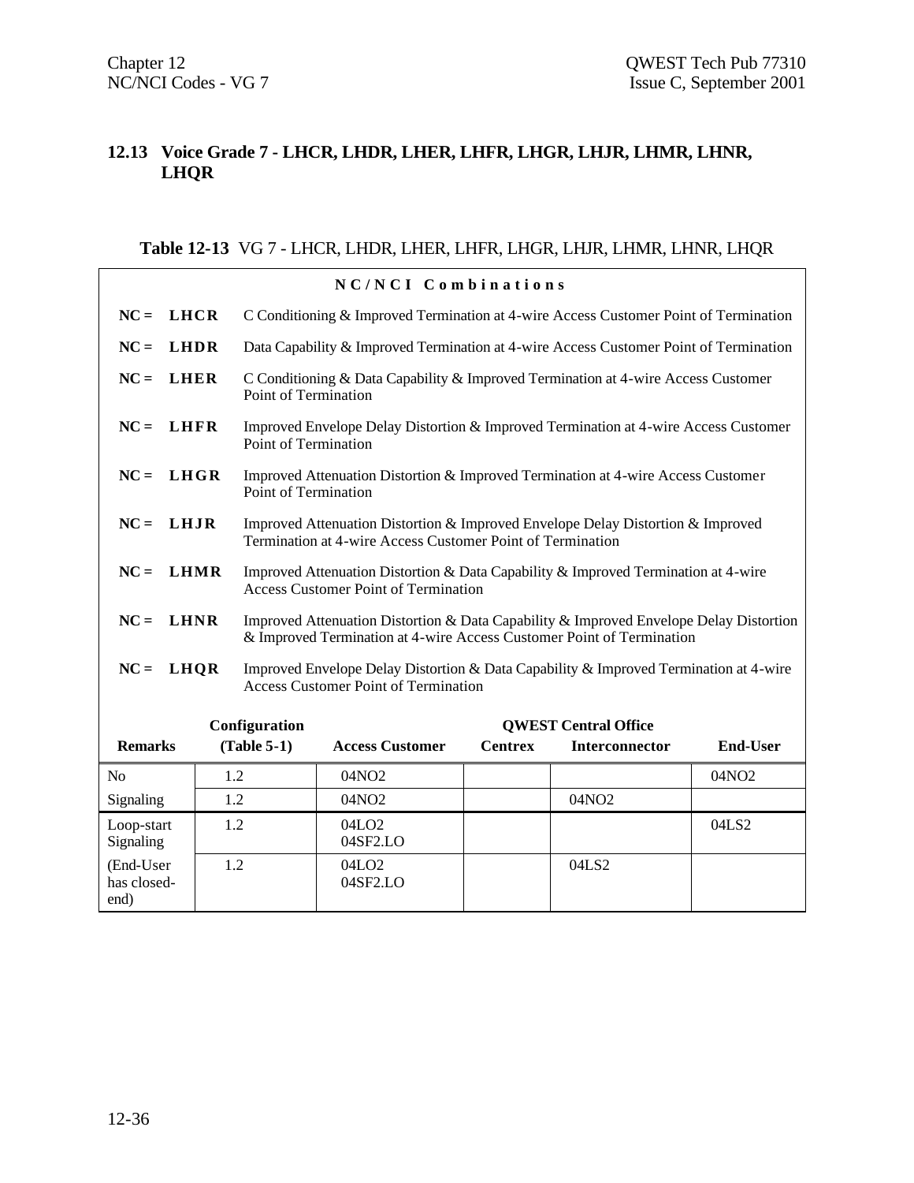## 12.13 Voice Grade 7 - LHCR, LHDR, LHER, LHFR, LHGR, LHJR, LHMR, LHNR, LHQR

**Table 12-13** VG 7 - LHCR, LHDR, LHER, LHFR, LHGR, LHJR, LHMR, LHNR, LHQR

**N C / N C I Combinations**

| | |
|---|---|
| **NC = LHCR** | C Conditioning & Improved Termination at 4-wire Access Customer Point of Termination |
| **NC = LHDR** | Data Capability & Improved Termination at 4-wire Access Customer Point of Termination |
| **NC = LHER** | C Conditioning & Data Capability & Improved Termination at 4-wire Access Customer Point of Termination |
| **NC = LHFR** | Improved Envelope Delay Distortion & Improved Termination at 4-wire Access Customer Point of Termination |
| **NC = LHGR** | Improved Attenuation Distortion & Improved Termination at 4-wire Access Customer Point of Termination |
| **NC = LHJR** | Improved Attenuation Distortion & Improved Envelope Delay Distortion & Improved Termination at 4-wire Access Customer Point of Termination |
| **NC = LHMR** | Improved Attenuation Distortion & Data Capability & Improved Termination at 4-wire Access Customer Point of Termination |
| **NC = LHNR** | Improved Attenuation Distortion & Data Capability & Improved Envelope Delay Distortion & Improved Termination at 4-wire Access Customer Point of Termination |
| **NC = LHQR** | Improved Envelope Delay Distortion & Data Capability & Improved Termination at 4-wire Access Customer Point of Termination |

| Remarks | Configuration (Table 5-1) | Access Customer | QWEST Central Office Centrex | Interconnector | End-User |
|---|---|---|---|---|---|
| No | 1.2 | 04NO2 | | | 04NO2 |
| Signaling | 1.2 | 04NO2 | | 04NO2 | |
| Loop-start Signaling | 1.2 | 04LO2<br>04SF2.LO | | | 04LS2 |
| (End-User has closed-end) | 1.2 | 04LO2<br>04SF2.LO | | 04LS2 | |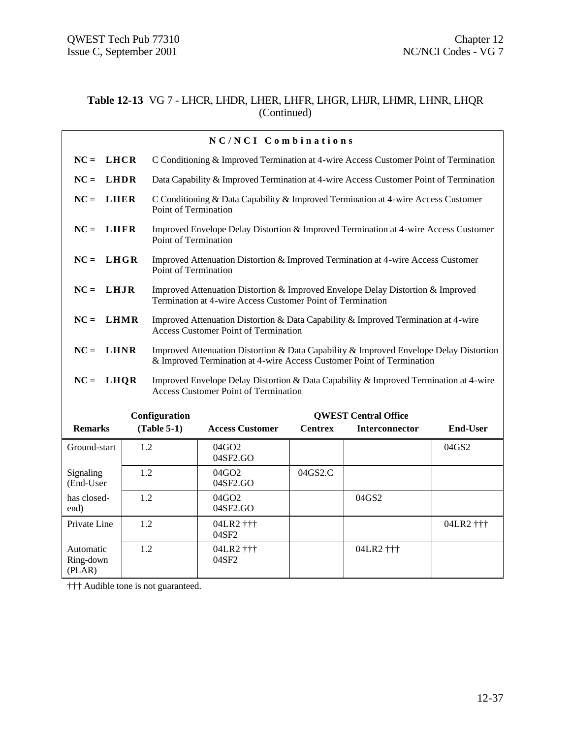**Table 12-13** VG 7 - LHCR, LHDR, LHER, LHFR, LHGR, LHJR, LHMR, LHNR, LHQR (Continued)

**NC/NCI Combinations**

**NC = LHCR** C Conditioning & Improved Termination at 4-wire Access Customer Point of Termination

**NC = LHDR** Data Capability & Improved Termination at 4-wire Access Customer Point of Termination

**NC = LHER** C Conditioning & Data Capability & Improved Termination at 4-wire Access Customer Point of Termination

**NC = LHFR** Improved Envelope Delay Distortion & Improved Termination at 4-wire Access Customer Point of Termination

**NC = LHGR** Improved Attenuation Distortion & Improved Termination at 4-wire Access Customer Point of Termination

**NC = LHJR** Improved Attenuation Distortion & Improved Envelope Delay Distortion & Improved Termination at 4-wire Access Customer Point of Termination

**NC = LHMR** Improved Attenuation Distortion & Data Capability & Improved Termination at 4-wire Access Customer Point of Termination

**NC = LHNR** Improved Attenuation Distortion & Data Capability & Improved Envelope Delay Distortion & Improved Termination at 4-wire Access Customer Point of Termination

**NC = LHQR** Improved Envelope Delay Distortion & Data Capability & Improved Termination at 4-wire Access Customer Point of Termination

| Remarks | Configuration (Table 5-1) | Access Customer | QWEST Central Office Centrex | Interconnector | End-User |
|---|---|---|---|---|---|
| Ground-start | 1.2 | 04GO2<br>04SF2.GO | | | 04GS2 |
| Signaling (End-User | 1.2 | 04GO2<br>04SF2.GO | 04GS2.C | | |
| has closed-end) | 1.2 | 04GO2<br>04SF2.GO | | 04GS2 | |
| Private Line | 1.2 | 04LR2 †††<br>04SF2 | | | 04LR2 ††† |
| Automatic Ring-down (PLAR) | 1.2 | 04LR2 †††<br>04SF2 | | 04LR2 ††† | |

††† Audible tone is not guaranteed.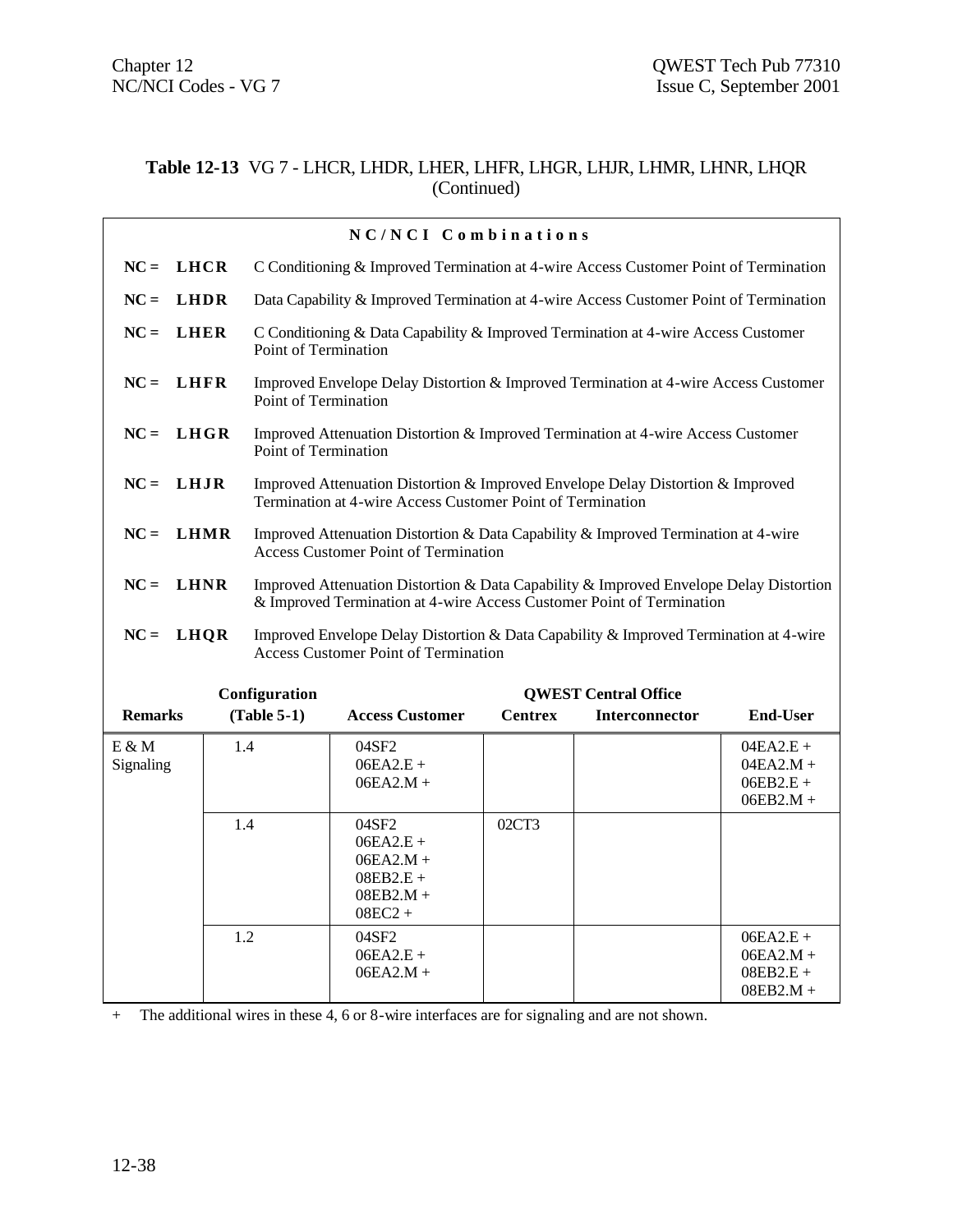**Table 12-13** VG 7 - LHCR, LHDR, LHER, LHFR, LHGR, LHJR, LHMR, LHNR, LHQR (Continued)

**NC/NCI Combinations**

| | |
|---|---|
| **NC = LHCR** | C Conditioning & Improved Termination at 4-wire Access Customer Point of Termination |
| **NC = LHDR** | Data Capability & Improved Termination at 4-wire Access Customer Point of Termination |
| **NC = LHER** | C Conditioning & Data Capability & Improved Termination at 4-wire Access Customer Point of Termination |
| **NC = LHFR** | Improved Envelope Delay Distortion & Improved Termination at 4-wire Access Customer Point of Termination |
| **NC = LHGR** | Improved Attenuation Distortion & Improved Termination at 4-wire Access Customer Point of Termination |
| **NC = LHJR** | Improved Attenuation Distortion & Improved Envelope Delay Distortion & Improved Termination at 4-wire Access Customer Point of Termination |
| **NC = LHMR** | Improved Attenuation Distortion & Data Capability & Improved Termination at 4-wire Access Customer Point of Termination |
| **NC = LHNR** | Improved Attenuation Distortion & Data Capability & Improved Envelope Delay Distortion & Improved Termination at 4-wire Access Customer Point of Termination |
| **NC = LHQR** | Improved Envelope Delay Distortion & Data Capability & Improved Termination at 4-wire Access Customer Point of Termination |

| Remarks | Configuration (Table 5-1) | Access Customer | QWEST Central Office Centrex | Interconnector | End-User |
|---|---|---|---|---|---|
| E & M Signaling | 1.4 | 04SF2<br>06EA2.E +<br>06EA2.M + | | | 04EA2.E +<br>04EA2.M +<br>06EB2.E +<br>06EB2.M + |
| | 1.4 | 04SF2<br>06EA2.E +<br>06EA2.M +<br>08EB2.E +<br>08EB2.M +<br>08EC2 + | 02CT3 | | |
| | 1.2 | 04SF2<br>06EA2.E +<br>06EA2.M + | | | 06EA2.E +<br>06EA2.M +<br>08EB2.E +<br>08EB2.M + |

+ The additional wires in these 4, 6 or 8-wire interfaces are for signaling and are not shown.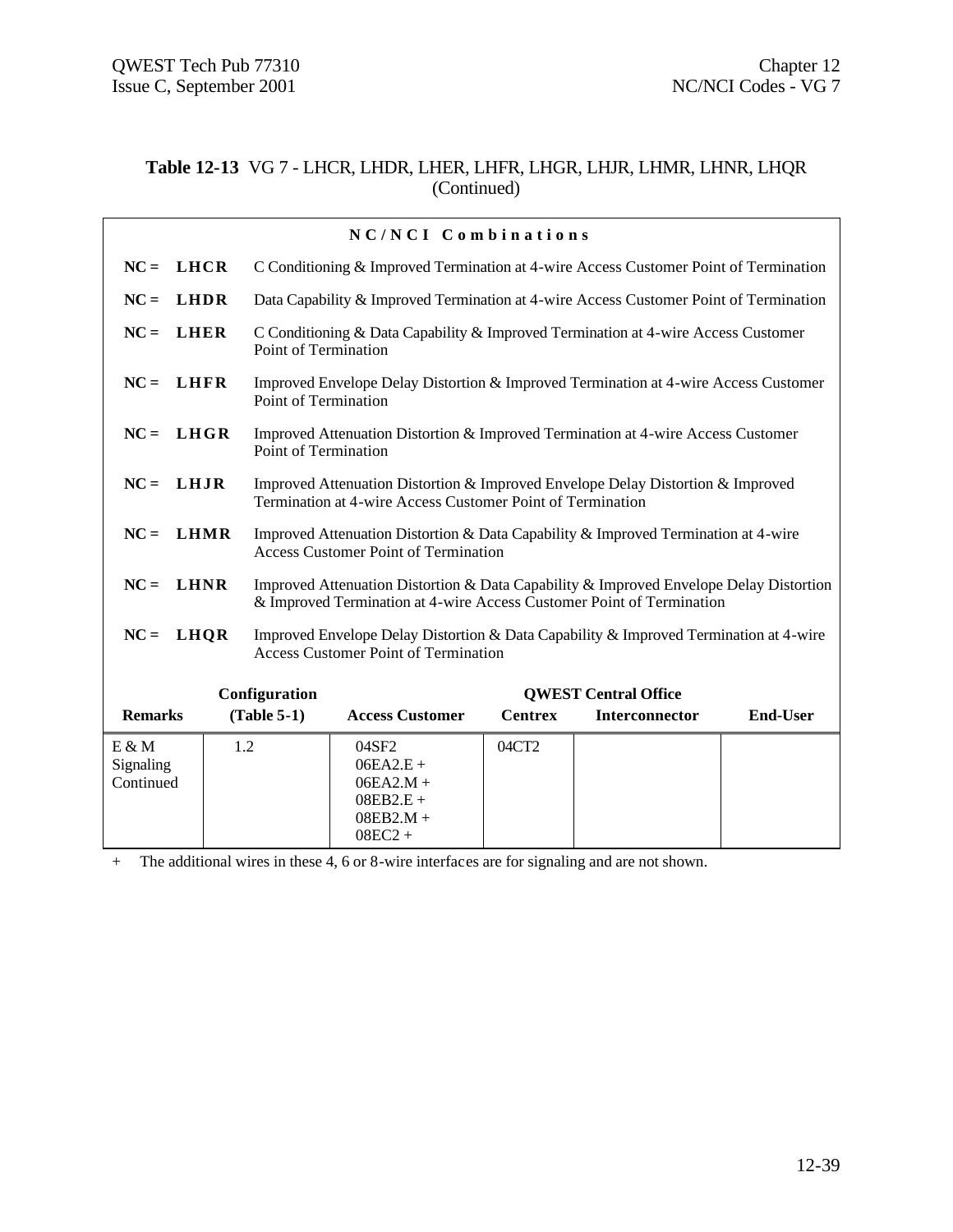**Table 12-13** VG 7 - LHCR, LHDR, LHER, LHFR, LHGR, LHJR, LHMR, LHNR, LHQR (Continued)

**NC/NCI Combinations**

| | |
|---|---|
| **NC = LHCR** | C Conditioning & Improved Termination at 4-wire Access Customer Point of Termination |
| **NC = LHDR** | Data Capability & Improved Termination at 4-wire Access Customer Point of Termination |
| **NC = LHER** | C Conditioning & Data Capability & Improved Termination at 4-wire Access Customer Point of Termination |
| **NC = LHFR** | Improved Envelope Delay Distortion & Improved Termination at 4-wire Access Customer Point of Termination |
| **NC = LHGR** | Improved Attenuation Distortion & Improved Termination at 4-wire Access Customer Point of Termination |
| **NC = LHJR** | Improved Attenuation Distortion & Improved Envelope Delay Distortion & Improved Termination at 4-wire Access Customer Point of Termination |
| **NC = LHMR** | Improved Attenuation Distortion & Data Capability & Improved Termination at 4-wire Access Customer Point of Termination |
| **NC = LHNR** | Improved Attenuation Distortion & Data Capability & Improved Envelope Delay Distortion & Improved Termination at 4-wire Access Customer Point of Termination |
| **NC = LHQR** | Improved Envelope Delay Distortion & Data Capability & Improved Termination at 4-wire Access Customer Point of Termination |

| Remarks | Configuration (Table 5-1) | Access Customer | QWEST Central Office Centrex | QWEST Central Office Interconnector | QWEST Central Office End-User |
|---|---|---|---|---|---|
| E & M Signaling Continued | 1.2 | 04SF2<br>06EA2.E +<br>06EA2.M +<br>08EB2.E +<br>08EB2.M +<br>08EC2 + | 04CT2 | | |

\+ The additional wires in these 4, 6 or 8-wire interfaces are for signaling and are not shown.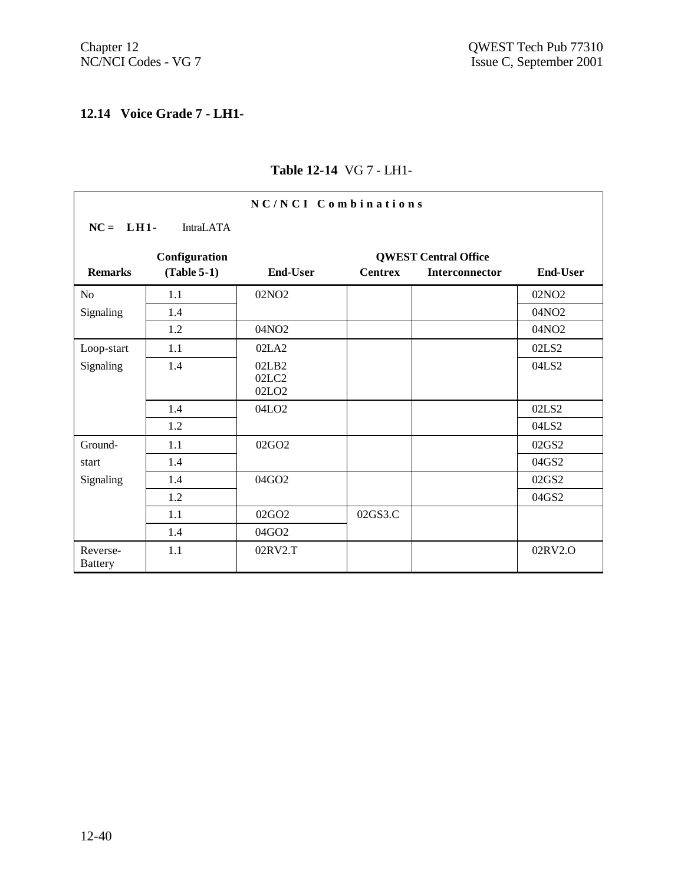## 12.14 Voice Grade 7 - LH1-

**Table 12-14** VG 7 - LH1-

**NC/NCI Combinations**

**NC = LH1-** IntraLATA

| Remarks | Configuration (Table 5-1) | End-User | QWEST Central Office Centrex | QWEST Central Office Interconnector | End-User |
|---|---|---|---|---|---|
| No Signaling | 1.1 | 02NO2 | | | 02NO2 |
| | 1.4 | | | | 04NO2 |
| | 1.2 | 04NO2 | | | 04NO2 |
| Loop-start Signaling | 1.1 | 02LA2 | | | 02LS2 |
| | 1.4 | 02LB2<br>02LC2<br>02LO2 | | | 04LS2 |
| | 1.4 | 04LO2 | | | 02LS2 |
| | 1.2 | | | | 04LS2 |
| Ground-start Signaling | 1.1 | 02GO2 | | | 02GS2 |
| | 1.4 | | | | 04GS2 |
| | 1.4 | 04GO2 | | | 02GS2 |
| | 1.2 | | | | 04GS2 |
| | 1.1 | 02GO2 | 02GS3.C | | |
| | 1.4 | 04GO2 | | | |
| Reverse-Battery | 1.1 | 02RV2.T | | | 02RV2.O |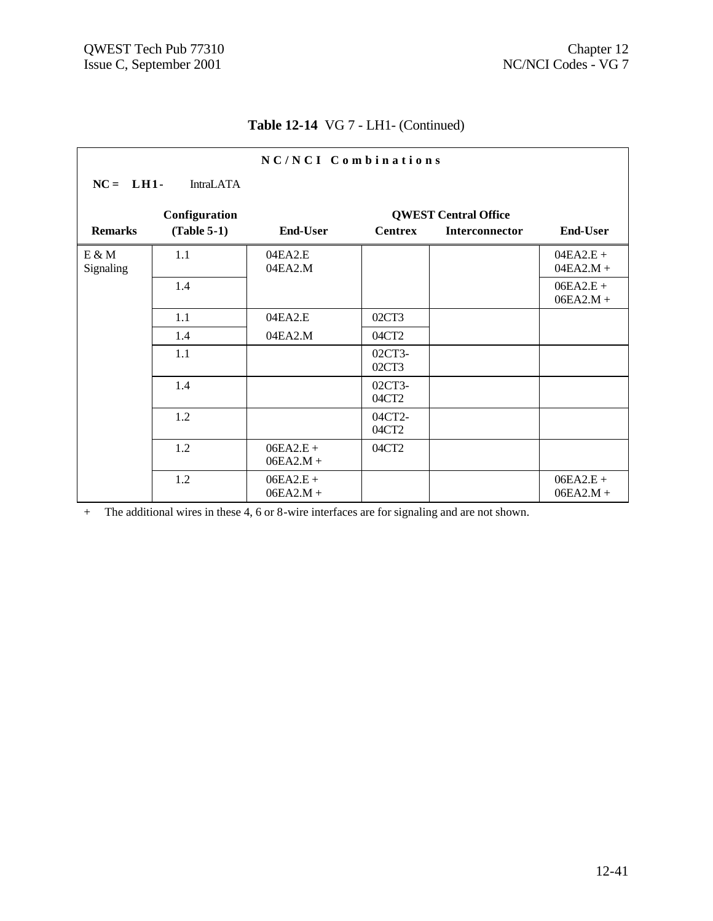**Table 12-14** VG 7 - LH1- (Continued)

**N C / N C I  C o m b i n a t i o n s**

**NC = L H 1 -** IntraLATA

| Remarks | Configuration (Table 5-1) | End-User | QWEST Central Office Centrex | Interconnector | End-User |
|---|---|---|---|---|---|
| E & M Signaling | 1.1 | 04EA2.E 04EA2.M | | | 04EA2.E + 04EA2.M + |
| | 1.4 | | | | 06EA2.E + 06EA2.M + |
| | 1.1 | 04EA2.E | 02CT3 | | |
| | 1.4 | 04EA2.M | 04CT2 | | |
| | 1.1 | | 02CT3-02CT3 | | |
| | 1.4 | | 02CT3-04CT2 | | |
| | 1.2 | | 04CT2-04CT2 | | |
| | 1.2 | 06EA2.E + 06EA2.M + | 04CT2 | | |
| | 1.2 | 06EA2.E + 06EA2.M + | | | 06EA2.E + 06EA2.M + |

\+ The additional wires in these 4, 6 or 8-wire interfaces are for signaling and are not shown.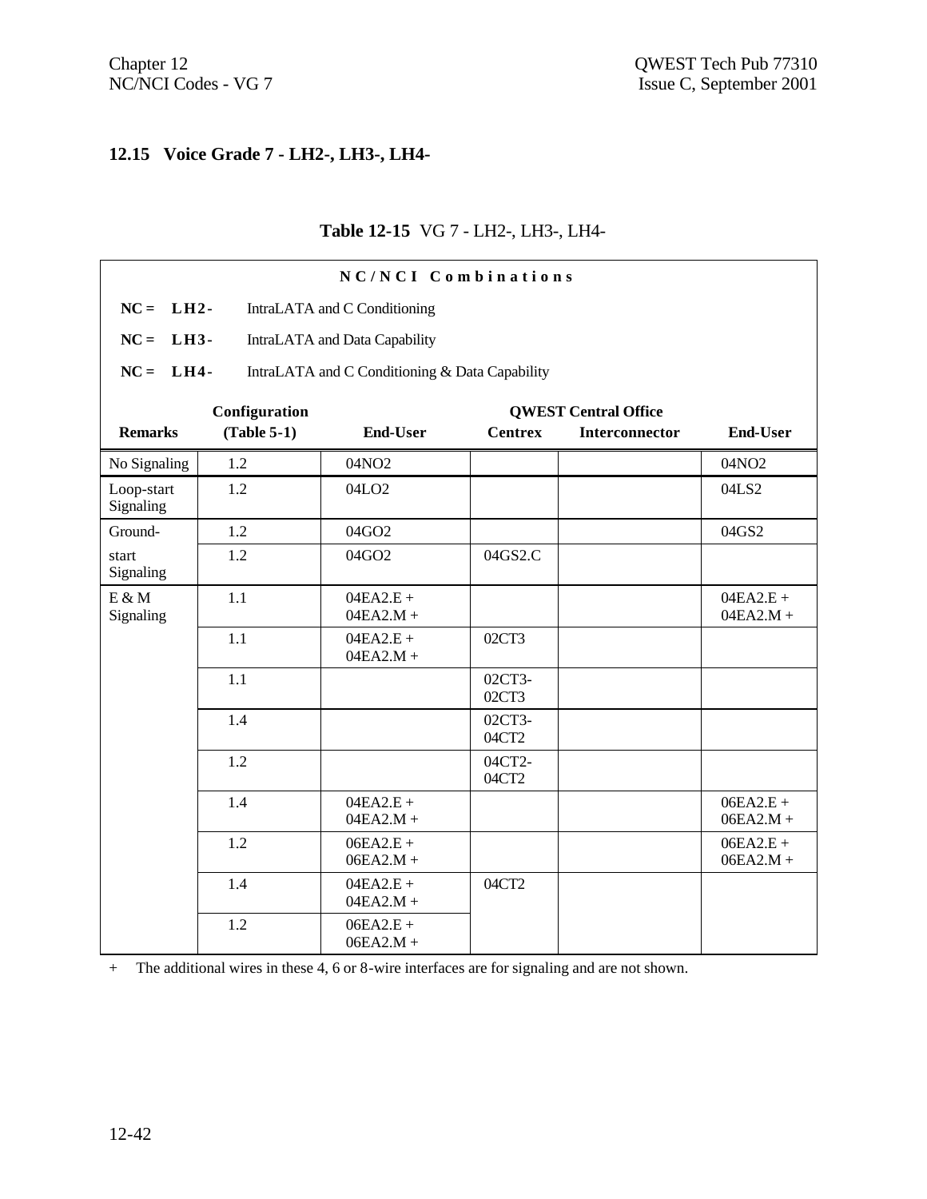## 12.15 Voice Grade 7 - LH2-, LH3-, LH4-

**Table 12-15** VG 7 - LH2-, LH3-, LH4-

**NC/NCI Combinations**

**NC = LH2-** IntraLATA and C Conditioning

**NC = LH3-** IntraLATA and Data Capability

**NC = LH4-** IntraLATA and C Conditioning & Data Capability

| Remarks | Configuration (Table 5-1) | End-User | QWEST Central Office Centrex | QWEST Central Office Interconnector | End-User |
|---|---|---|---|---|---|
| No Signaling | 1.2 | 04NO2 | | | 04NO2 |
| Loop-start Signaling | 1.2 | 04LO2 | | | 04LS2 |
| Ground-start Signaling | 1.2 | 04GO2 | | | 04GS2 |
| | 1.2 | 04GO2 | 04GS2.C | | |
| E & M Signaling | 1.1 | 04EA2.E + 04EA2.M + | | | 04EA2.E + 04EA2.M + |
| | 1.1 | 04EA2.E + 04EA2.M + | 02CT3 | | |
| | 1.1 | | 02CT3-02CT3 | | |
| | 1.4 | | 02CT3-04CT2 | | |
| | 1.2 | | 04CT2-04CT2 | | |
| | 1.4 | 04EA2.E + 04EA2.M + | | | 06EA2.E + 06EA2.M + |
| | 1.2 | 06EA2.E + 06EA2.M + | | | 06EA2.E + 06EA2.M + |
| | 1.4 | 04EA2.E + 04EA2.M + | 04CT2 | | |
| | 1.2 | 06EA2.E + 06EA2.M + | | | |

\+ The additional wires in these 4, 6 or 8-wire interfaces are for signaling and are not shown.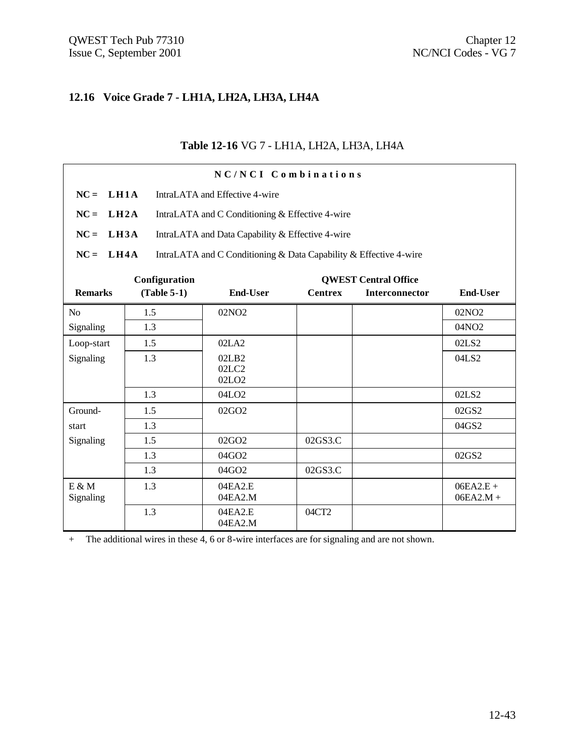## 12.16 Voice Grade 7 - LH1A, LH2A, LH3A, LH4A

**Table 12-16** VG 7 - LH1A, LH2A, LH3A, LH4A

**NC/NCI Combinations**

**NC = LH1A** IntraLATA and Effective 4-wire

**NC = LH2A** IntraLATA and C Conditioning & Effective 4-wire

**NC = LH3A** IntraLATA and Data Capability & Effective 4-wire

**NC = LH4A** IntraLATA and C Conditioning & Data Capability & Effective 4-wire

| Remarks | Configuration (Table 5-1) | End-User | QWEST Central Office Centrex | Interconnector | End-User |
|---|---|---|---|---|---|
| No Signaling | 1.5 | 02NO2 | | | 02NO2 |
| | 1.3 | | | | 04NO2 |
| Loop-start Signaling | 1.5 | 02LA2 | | | 02LS2 |
| | 1.3 | 02LB2<br>02LC2<br>02LO2 | | | 04LS2 |
| | 1.3 | 04LO2 | | | 02LS2 |
| Ground-start Signaling | 1.5 | 02GO2 | | | 02GS2 |
| | 1.3 | | | | 04GS2 |
| | 1.5 | 02GO2 | 02GS3.C | | |
| | 1.3 | 04GO2 | | | 02GS2 |
| | 1.3 | 04GO2 | 02GS3.C | | |
| E & M Signaling | 1.3 | 04EA2.E<br>04EA2.M | | | 06EA2.E +<br>06EA2.M + |
| | 1.3 | 04EA2.E<br>04EA2.M | 04CT2 | | |

\+ The additional wires in these 4, 6 or 8-wire interfaces are for signaling and are not shown.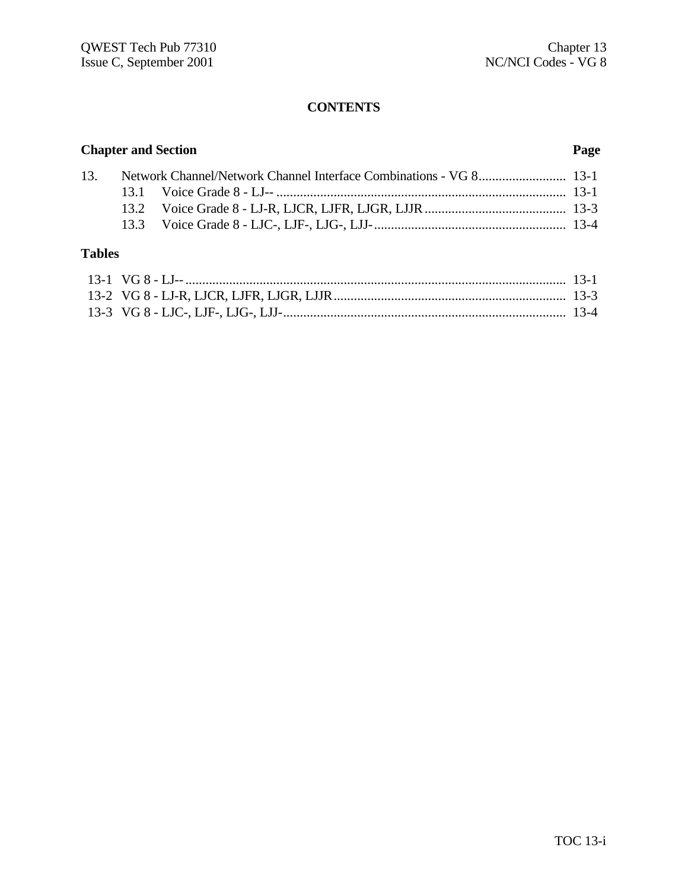# CONTENTS

| Chapter and Section | | Page |
|---|---|---|
| 13. | Network Channel/Network Channel Interface Combinations - VG 8 | 13-1 |
| 13.1 | Voice Grade 8 - LJ-- | 13-1 |
| 13.2 | Voice Grade 8 - LJ-R, LJCR, LJFR, LJGR, LJJR | 13-3 |
| 13.3 | Voice Grade 8 - LJC-, LJF-, LJG-, LJJ- | 13-4 |

## Tables

| | | |
|---|---|---|
| 13-1 | VG 8 - LJ-- | 13-1 |
| 13-2 | VG 8 - LJ-R, LJCR, LJFR, LJGR, LJJR | 13-3 |
| 13-3 | VG 8 - LJC-, LJF-, LJG-, LJJ- | 13-4 |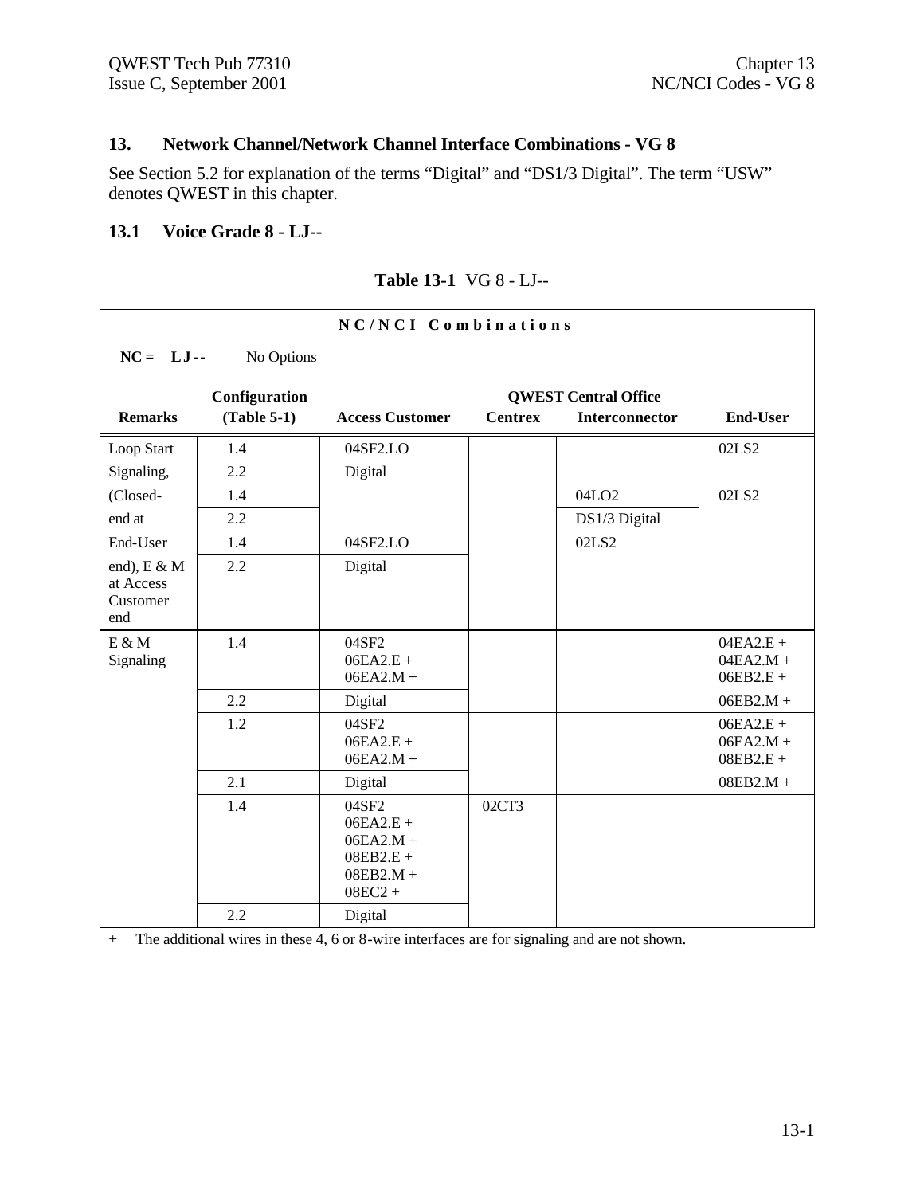## 13. Network Channel/Network Channel Interface Combinations - VG 8

See Section 5.2 for explanation of the terms “Digital” and “DS1/3 Digital”. The term “USW” denotes QWEST in this chapter.

### 13.1 Voice Grade 8 - LJ--

**Table 13-1** VG 8 - LJ--

| NC/NCI Combinations | | | | | |
|---|---|---|---|---|---|
| **NC = LJ--** No Options | | | | | |
| | **Configuration** | | **QWEST Central Office** | | |
| **Remarks** | **(Table 5-1)** | **Access Customer** | **Centrex** | **Interconnector** | **End-User** |
| Loop Start Signaling, (Closed-end at End-User end), E & M at Access Customer end | 1.4 | 04SF2.LO | | | 02LS2 |
| | 2.2 | Digital | | | |
| | 1.4 | | | 04LO2 | 02LS2 |
| | 2.2 | | | DS1/3 Digital | |
| | 1.4 | 04SF2.LO | | 02LS2 | |
| | 2.2 | Digital | | | |
| E & M Signaling | 1.4 | 04SF2<br>06EA2.E +<br>06EA2.M + | | | 04EA2.E +<br>04EA2.M +<br>06EB2.E + |
| | 2.2 | Digital | | | 06EB2.M + |
| | 1.2 | 04SF2<br>06EA2.E +<br>06EA2.M + | | | 06EA2.E +<br>06EA2.M +<br>08EB2.E + |
| | 2.1 | Digital | | | 08EB2.M + |
| | 1.4 | 04SF2<br>06EA2.E +<br>06EA2.M +<br>08EB2.E +<br>08EB2.M +<br>08EC2 + | 02CT3 | | |
| | 2.2 | Digital | | | |

\+ The additional wires in these 4, 6 or 8-wire interfaces are for signaling and are not shown.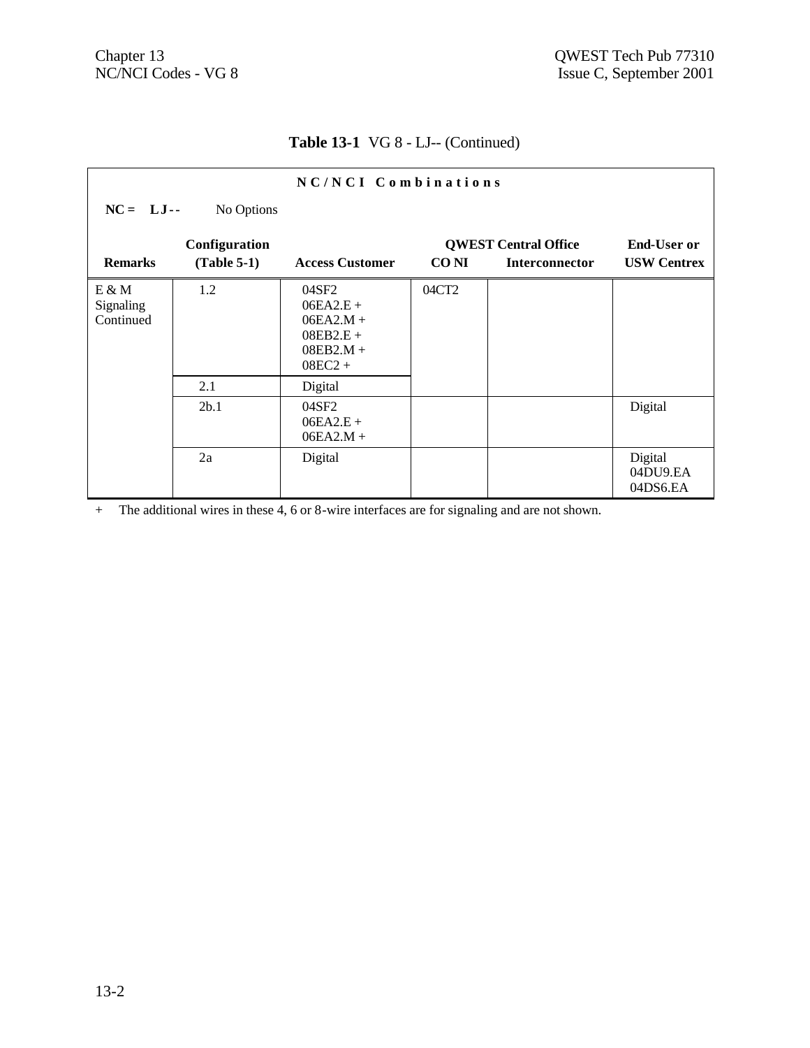**Table 13-1** VG 8 - LJ-- (Continued)

| NC/NCI Combinations | | | | | |
|---|---|---|---|---|---|
| **NC = LJ--** No Options | | | | | |
| | | | **QWEST Central Office** | | |
| **Remarks** | **Configuration (Table 5-1)** | **Access Customer** | **CO NI** | **Interconnector** | **End-User or USW Centrex** |
| E & M Signaling Continued | 1.2 | 04SF2<br>06EA2.E +<br>06EA2.M +<br>08EB2.E +<br>08EB2.M +<br>08EC2 + | 04CT2 | | |
| | 2.1 | Digital | | | |
| | 2b.1 | 04SF2<br>06EA2.E +<br>06EA2.M + | | | Digital |
| | 2a | Digital | | | Digital<br>04DU9.EA<br>04DS6.EA |

\+ The additional wires in these 4, 6 or 8-wire interfaces are for signaling and are not shown.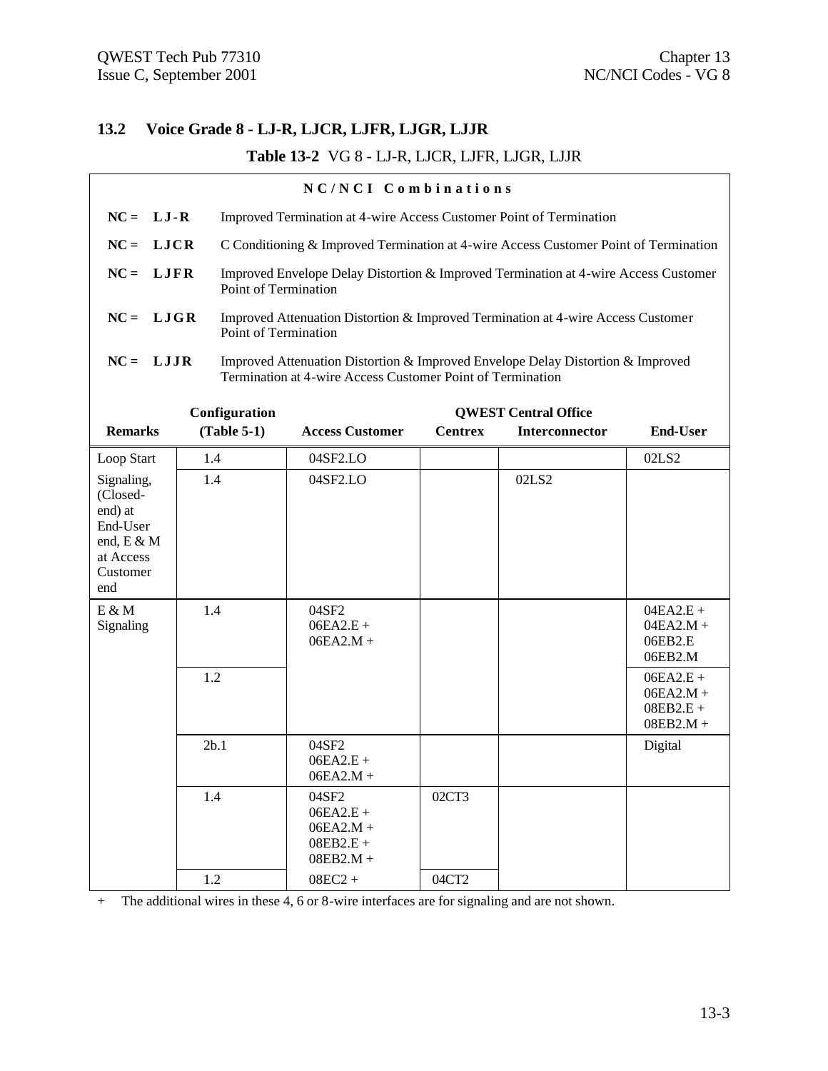## 13.2 Voice Grade 8 - LJ-R, LJCR, LJFR, LJGR, LJJR

**Table 13-2** VG 8 - LJ-R, LJCR, LJFR, LJGR, LJJR

**NC/NCI Combinations**

**NC = LJ-R** Improved Termination at 4-wire Access Customer Point of Termination

**NC = LJCR** C Conditioning & Improved Termination at 4-wire Access Customer Point of Termination

**NC = LJFR** Improved Envelope Delay Distortion & Improved Termination at 4-wire Access Customer Point of Termination

**NC = LJGR** Improved Attenuation Distortion & Improved Termination at 4-wire Access Customer Point of Termination

**NC = LJJR** Improved Attenuation Distortion & Improved Envelope Delay Distortion & Improved Termination at 4-wire Access Customer Point of Termination

| Remarks | Configuration (Table 5-1) | Access Customer | QWEST Central Office Centrex | QWEST Central Office Interconnector | End-User |
|---|---|---|---|---|---|
| Loop Start | 1.4 | 04SF2.LO | | | 02LS2 |
| Signaling, (Closed-end) at End-User end, E & M at Access Customer end | 1.4 | 04SF2.LO | | 02LS2 | |
| E & M Signaling | 1.4 | 04SF2 06EA2.E + 06EA2.M + | | | 04EA2.E + 04EA2.M + 06EB2.E 06EB2.M |
| | 1.2 | | | | 06EA2.E + 06EA2.M + 08EB2.E + 08EB2.M + |
| | 2b.1 | 04SF2 06EA2.E + 06EA2.M + | | | Digital |
| | 1.4 | 04SF2 06EA2.E + 06EA2.M + 08EB2.E + 08EB2.M + | 02CT3 | | |
| | 1.2 | 08EC2 + | 04CT2 | | |

\+ The additional wires in these 4, 6 or 8-wire interfaces are for signaling and are not shown.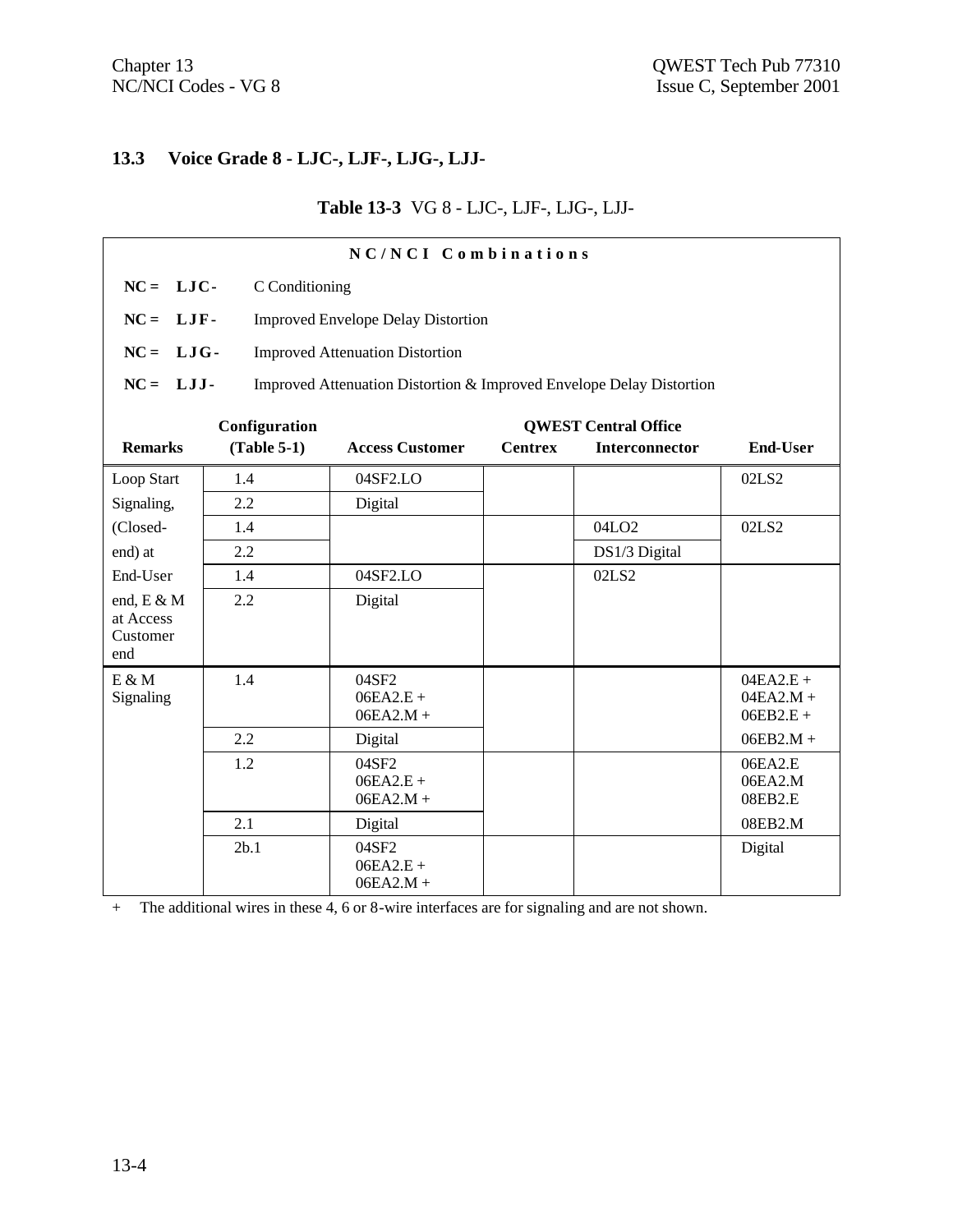## 13.3 Voice Grade 8 - LJC-, LJF-, LJG-, LJJ-

**Table 13-3** VG 8 - LJC-, LJF-, LJG-, LJJ-

**NC/NCI Combinations**

**NC = LJC-** C Conditioning

**NC = LJF-** Improved Envelope Delay Distortion

**NC = LJG-** Improved Attenuation Distortion

**NC = LJJ-** Improved Attenuation Distortion & Improved Envelope Delay Distortion

| Remarks | Configuration (Table 5-1) | Access Customer | QWEST Central Office Centrex | QWEST Central Office Interconnector | End-User |
|---|---|---|---|---|---|
| Loop Start Signaling, (Closed-end) at End-User end, E & M at Access Customer end | 1.4 | 04SF2.LO | | | 02LS2 |
| | 2.2 | Digital | | | |
| | 1.4 | | | 04LO2 | 02LS2 |
| | 2.2 | | | DS1/3 Digital | |
| | 1.4 | 04SF2.LO | | 02LS2 | |
| | 2.2 | Digital | | | |
| E & M Signaling | 1.4 | 04SF2 06EA2.E + 06EA2.M + | | | 04EA2.E + 04EA2.M + 06EB2.E + |
| | 2.2 | Digital | | | 06EB2.M + |
| | 1.2 | 04SF2 06EA2.E + 06EA2.M + | | | 06EA2.E 06EA2.M 08EB2.E |
| | 2.1 | Digital | | | 08EB2.M |
| | 2b.1 | 04SF2 06EA2.E + 06EA2.M + | | | Digital |

\+ The additional wires in these 4, 6 or 8-wire interfaces are for signaling and are not shown.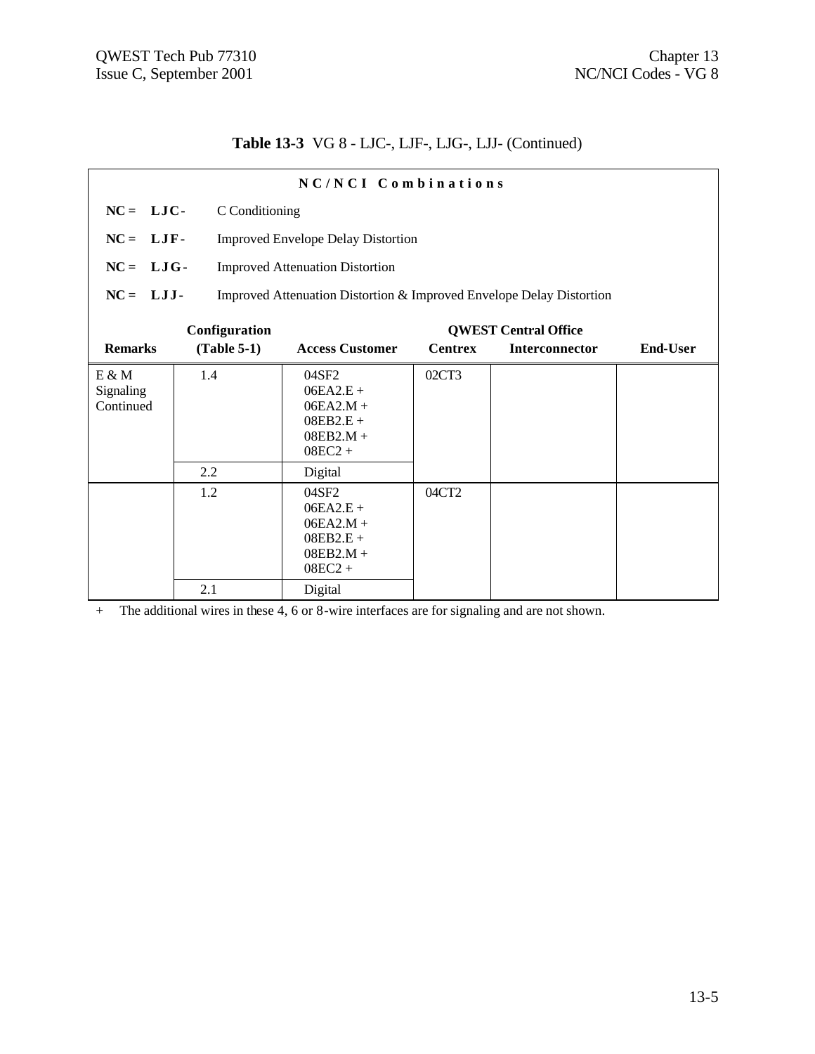**Table 13-3** VG 8 - LJC-, LJF-, LJG-, LJJ- (Continued)

**NC/NCI Combinations**

**NC = LJC-** C Conditioning

**NC = LJF-** Improved Envelope Delay Distortion

**NC = LJG-** Improved Attenuation Distortion

**NC = LJJ-** Improved Attenuation Distortion & Improved Envelope Delay Distortion

| Remarks | Configuration (Table 5-1) | Access Customer | QWEST Central Office Centrex | Interconnector | End-User |
|---|---|---|---|---|---|
| E & M Signaling Continued | 1.4 | 04SF2<br>06EA2.E +<br>06EA2.M +<br>08EB2.E +<br>08EB2.M +<br>08EC2 + | 02CT3 | | |
| | 2.2 | Digital | | | |
| | 1.2 | 04SF2<br>06EA2.E +<br>06EA2.M +<br>08EB2.E +<br>08EB2.M +<br>08EC2 + | 04CT2 | | |
| | 2.1 | Digital | | | |

+ The additional wires in these 4, 6 or 8-wire interfaces are for signaling and are not shown.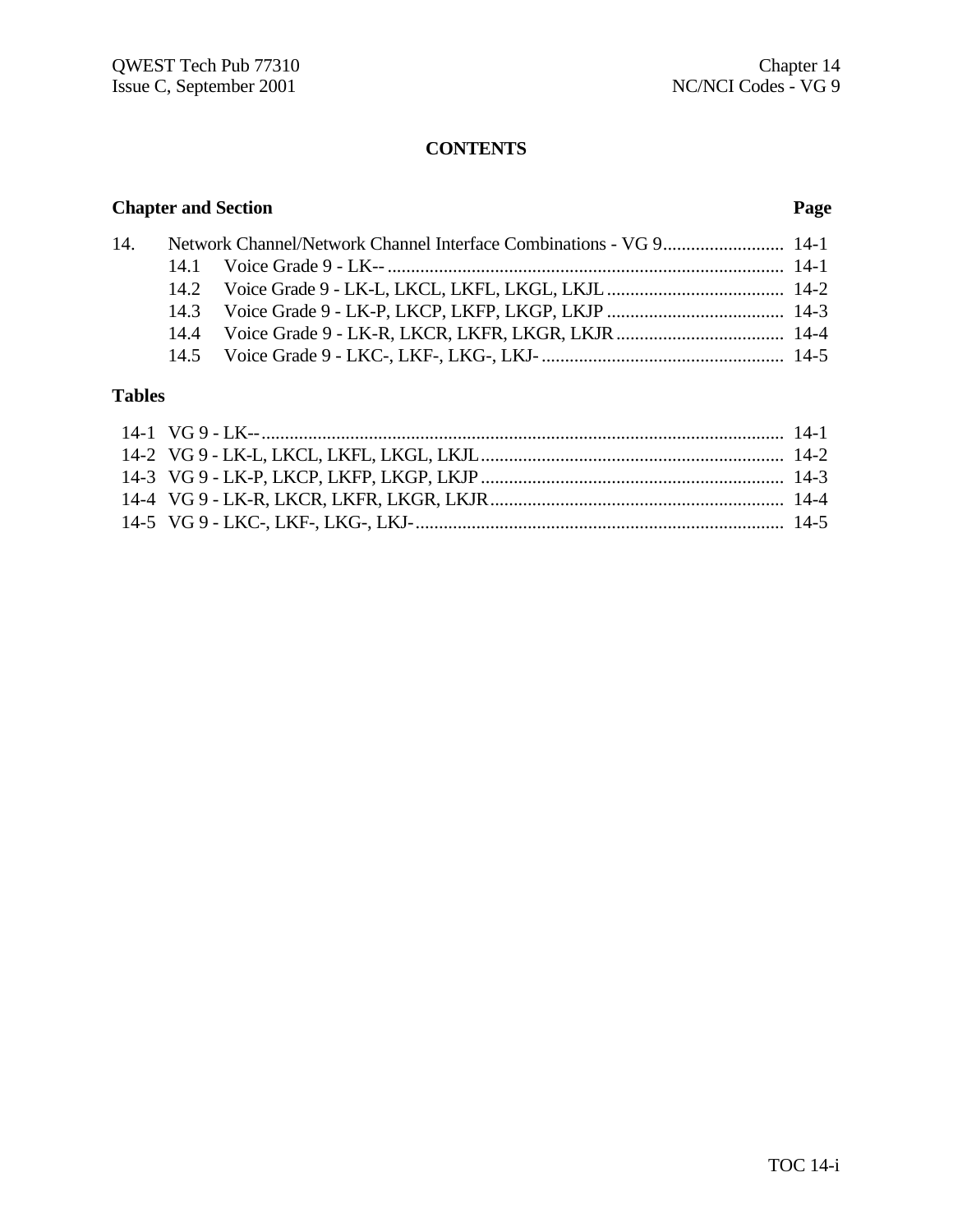# CONTENTS

| Chapter and Section | | | Page |
|---|---|---|---|
| 14. | Network Channel/Network Channel Interface Combinations - VG 9 | | 14-1 |
| | 14.1 | Voice Grade 9 - LK-- | 14-1 |
| | 14.2 | Voice Grade 9 - LK-L, LKCL, LKFL, LKGL, LKJL | 14-2 |
| | 14.3 | Voice Grade 9 - LK-P, LKCP, LKFP, LKGP, LKJP | 14-3 |
| | 14.4 | Voice Grade 9 - LK-R, LKCR, LKFR, LKGR, LKJR | 14-4 |
| | 14.5 | Voice Grade 9 - LKC-, LKF-, LKG-, LKJ- | 14-5 |

## Tables

| | | |
|---|---|---|
| 14-1 | VG 9 - LK-- | 14-1 |
| 14-2 | VG 9 - LK-L, LKCL, LKFL, LKGL, LKJL | 14-2 |
| 14-3 | VG 9 - LK-P, LKCP, LKFP, LKGP, LKJP | 14-3 |
| 14-4 | VG 9 - LK-R, LKCR, LKFR, LKGR, LKJR | 14-4 |
| 14-5 | VG 9 - LKC-, LKF-, LKG-, LKJ- | 14-5 |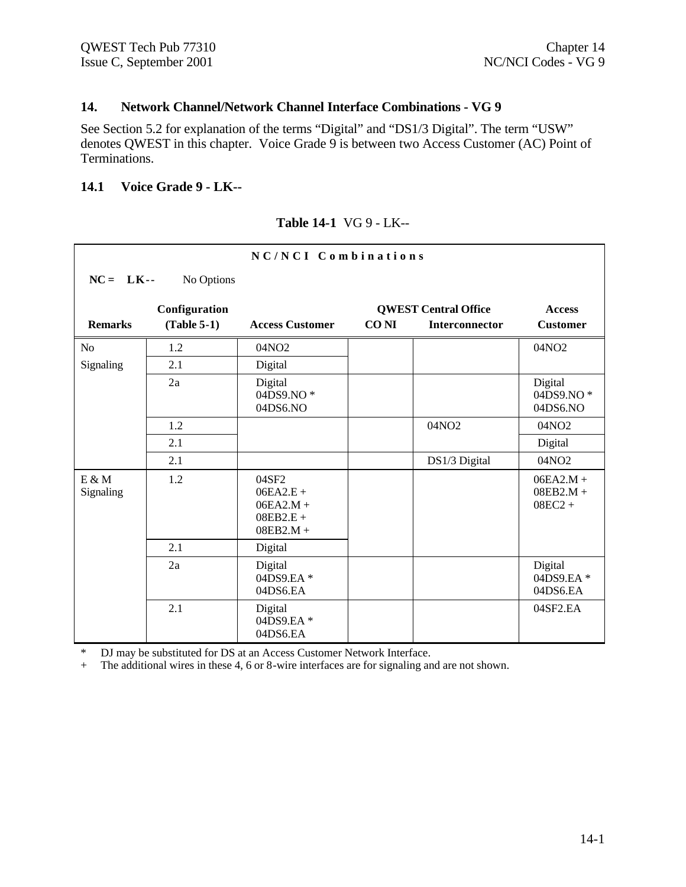## 14. Network Channel/Network Channel Interface Combinations - VG 9

See Section 5.2 for explanation of the terms "Digital" and "DS1/3 Digital". The term "USW" denotes QWEST in this chapter. Voice Grade 9 is between two Access Customer (AC) Point of Terminations.

### 14.1 Voice Grade 9 - LK--

**Table 14-1** VG 9 - LK--

| NC/NCI Combinations | | | | | |
|---|---|---|---|---|---|
| **NC = LK--** No Options | | | | | |
| | **Configuration** | | **QWEST Central Office** | | **Access** |
| **Remarks** | **(Table 5-1)** | **Access Customer** | **CO NI** | **Interconnector** | **Customer** |
| No Signaling | 1.2 | 04NO2 | | | 04NO2 |
| | 2.1 | Digital | | | |
| | 2a | Digital 04DS9.NO * 04DS6.NO | | | Digital 04DS9.NO * 04DS6.NO |
| | 1.2 | | | 04NO2 | 04NO2 |
| | 2.1 | | | | Digital |
| | 2.1 | | | DS1/3 Digital | 04NO2 |
| E & M Signaling | 1.2 | 04SF2 06EA2.E + 06EA2.M + 08EB2.E + 08EB2.M + | | | 06EA2.M + 08EB2.M + 08EC2 + |
| | 2.1 | Digital | | | |
| | 2a | Digital 04DS9.EA * 04DS6.EA | | | Digital 04DS9.EA * 04DS6.EA |
| | 2.1 | Digital 04DS9.EA * 04DS6.EA | | | 04SF2.EA |

\* DJ may be substituted for DS at an Access Customer Network Interface.
\+ The additional wires in these 4, 6 or 8-wire interfaces are for signaling and are not shown.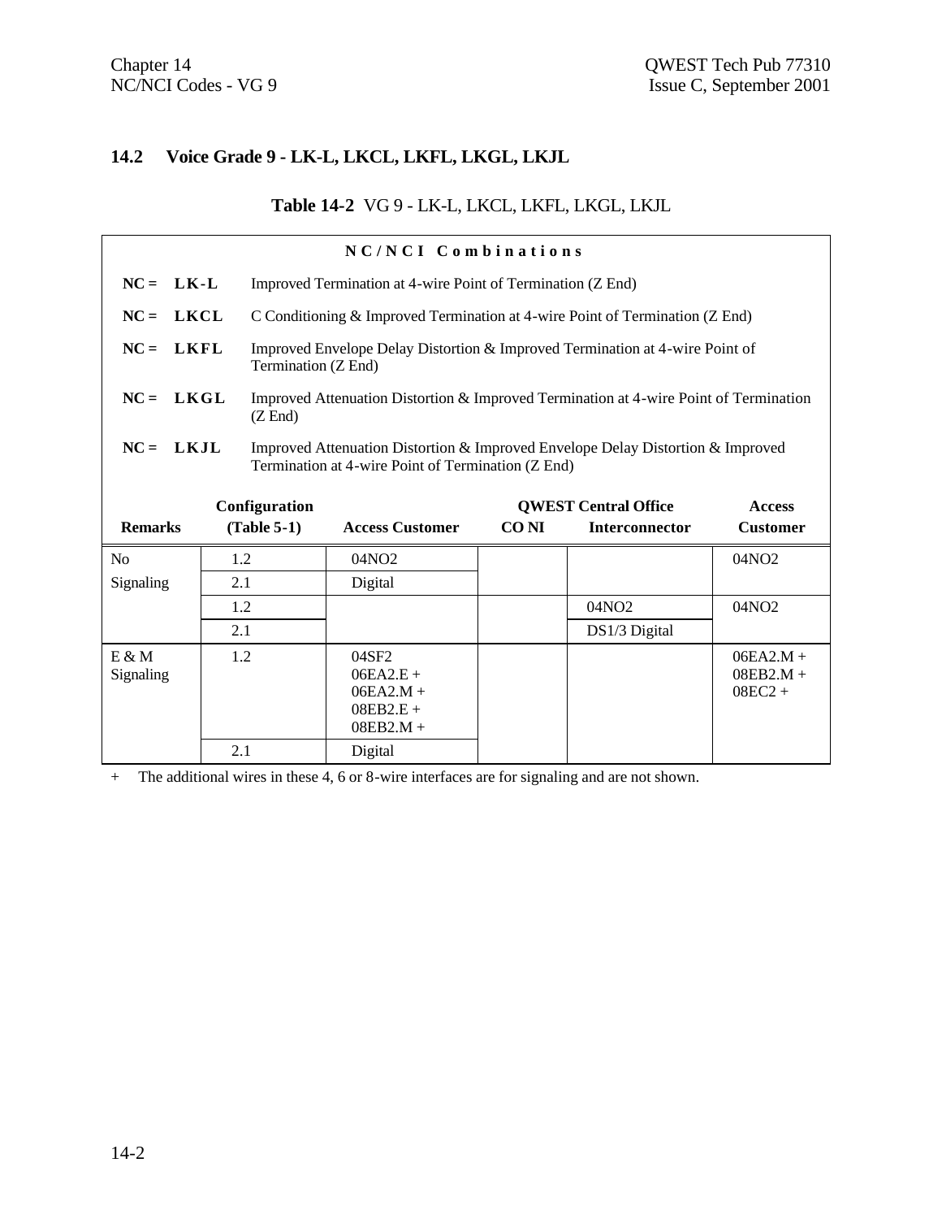## 14.2 Voice Grade 9 - LK-L, LKCL, LKFL, LKGL, LKJL

**Table 14-2** VG 9 - LK-L, LKCL, LKFL, LKGL, LKJL

**NC/NCI Combinations**

**NC = LK-L** Improved Termination at 4-wire Point of Termination (Z End)

**NC = LKCL** C Conditioning & Improved Termination at 4-wire Point of Termination (Z End)

**NC = LKFL** Improved Envelope Delay Distortion & Improved Termination at 4-wire Point of Termination (Z End)

**NC = LKGL** Improved Attenuation Distortion & Improved Termination at 4-wire Point of Termination (Z End)

**NC = LKJL** Improved Attenuation Distortion & Improved Envelope Delay Distortion & Improved Termination at 4-wire Point of Termination (Z End)

| Remarks | Configuration (Table 5-1) | Access Customer | QWEST Central Office CO NI | QWEST Central Office Interconnector | Access Customer |
|---|---|---|---|---|---|
| No Signaling | 1.2 | 04NO2 | | | 04NO2 |
| | 2.1 | Digital | | | |
| | 1.2 | | | 04NO2 | 04NO2 |
| | 2.1 | | | DS1/3 Digital | |
| E & M Signaling | 1.2 | 04SF2<br>06EA2.E +<br>06EA2.M +<br>08EB2.E +<br>08EB2.M + | | | 06EA2.M +<br>08EB2.M +<br>08EC2 + |
| | 2.1 | Digital | | | |

\+ The additional wires in these 4, 6 or 8-wire interfaces are for signaling and are not shown.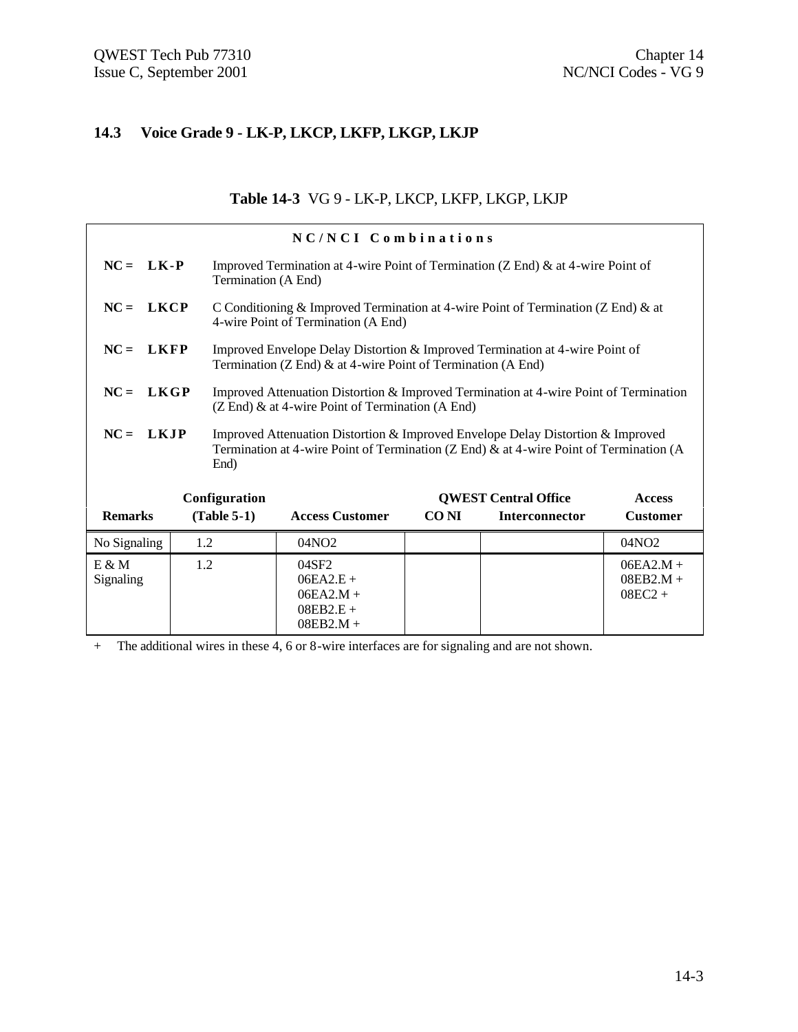## 14.3 Voice Grade 9 - LK-P, LKCP, LKFP, LKGP, LKJP

**Table 14-3** VG 9 - LK-P, LKCP, LKFP, LKGP, LKJP

**NC/NCI Combinations**

**NC = LK-P** Improved Termination at 4-wire Point of Termination (Z End) & at 4-wire Point of Termination (A End)

**NC = LKCP** C Conditioning & Improved Termination at 4-wire Point of Termination (Z End) & at 4-wire Point of Termination (A End)

**NC = LKFP** Improved Envelope Delay Distortion & Improved Termination at 4-wire Point of Termination (Z End) & at 4-wire Point of Termination (A End)

**NC = LKGP** Improved Attenuation Distortion & Improved Termination at 4-wire Point of Termination (Z End) & at 4-wire Point of Termination (A End)

**NC = LKJP** Improved Attenuation Distortion & Improved Envelope Delay Distortion & Improved Termination at 4-wire Point of Termination (Z End) & at 4-wire Point of Termination (A End)

| Remarks | Configuration (Table 5-1) | Access Customer | QWEST Central Office CO NI | QWEST Central Office Interconnector | Access Customer |
|---|---|---|---|---|---|
| No Signaling | 1.2 | 04NO2 | | | 04NO2 |
| E & M Signaling | 1.2 | 04SF2<br>06EA2.E +<br>06EA2.M +<br>08EB2.E +<br>08EB2.M + | | | 06EA2.M +<br>08EB2.M +<br>08EC2 + |

+ The additional wires in these 4, 6 or 8-wire interfaces are for signaling and are not shown.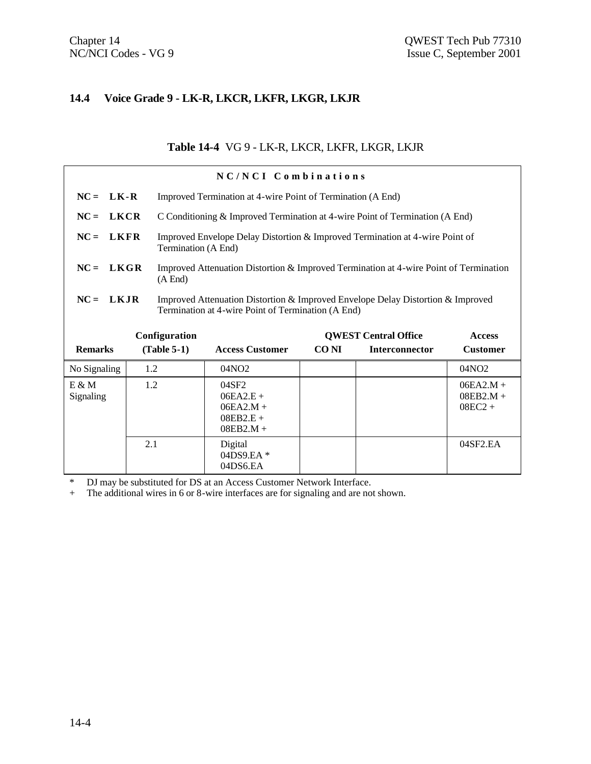## 14.4 Voice Grade 9 - LK-R, LKCR, LKFR, LKGR, LKJR

**Table 14-4** VG 9 - LK-R, LKCR, LKFR, LKGR, LKJR

**NC/NCI Combinations**

**NC = LK-R** Improved Termination at 4-wire Point of Termination (A End)

**NC = LKCR** C Conditioning & Improved Termination at 4-wire Point of Termination (A End)

**NC = LKFR** Improved Envelope Delay Distortion & Improved Termination at 4-wire Point of Termination (A End)

**NC = LKGR** Improved Attenuation Distortion & Improved Termination at 4-wire Point of Termination (A End)

**NC = LKJR** Improved Attenuation Distortion & Improved Envelope Delay Distortion & Improved Termination at 4-wire Point of Termination (A End)

| Remarks | Configuration (Table 5-1) | Access Customer | QWEST Central Office CO NI | QWEST Central Office Interconnector | Access Customer |
|---|---|---|---|---|---|
| No Signaling | 1.2 | 04NO2 | | | 04NO2 |
| E & M Signaling | 1.2 | 04SF2<br>06EA2.E +<br>06EA2.M +<br>08EB2.E +<br>08EB2.M + | | | 06EA2.M +<br>08EB2.M +<br>08EC2 + |
| | 2.1 | Digital<br>04DS9.EA *<br>04DS6.EA | | | 04SF2.EA |

\* DJ may be substituted for DS at an Access Customer Network Interface.

\+ The additional wires in 6 or 8-wire interfaces are for signaling and are not shown.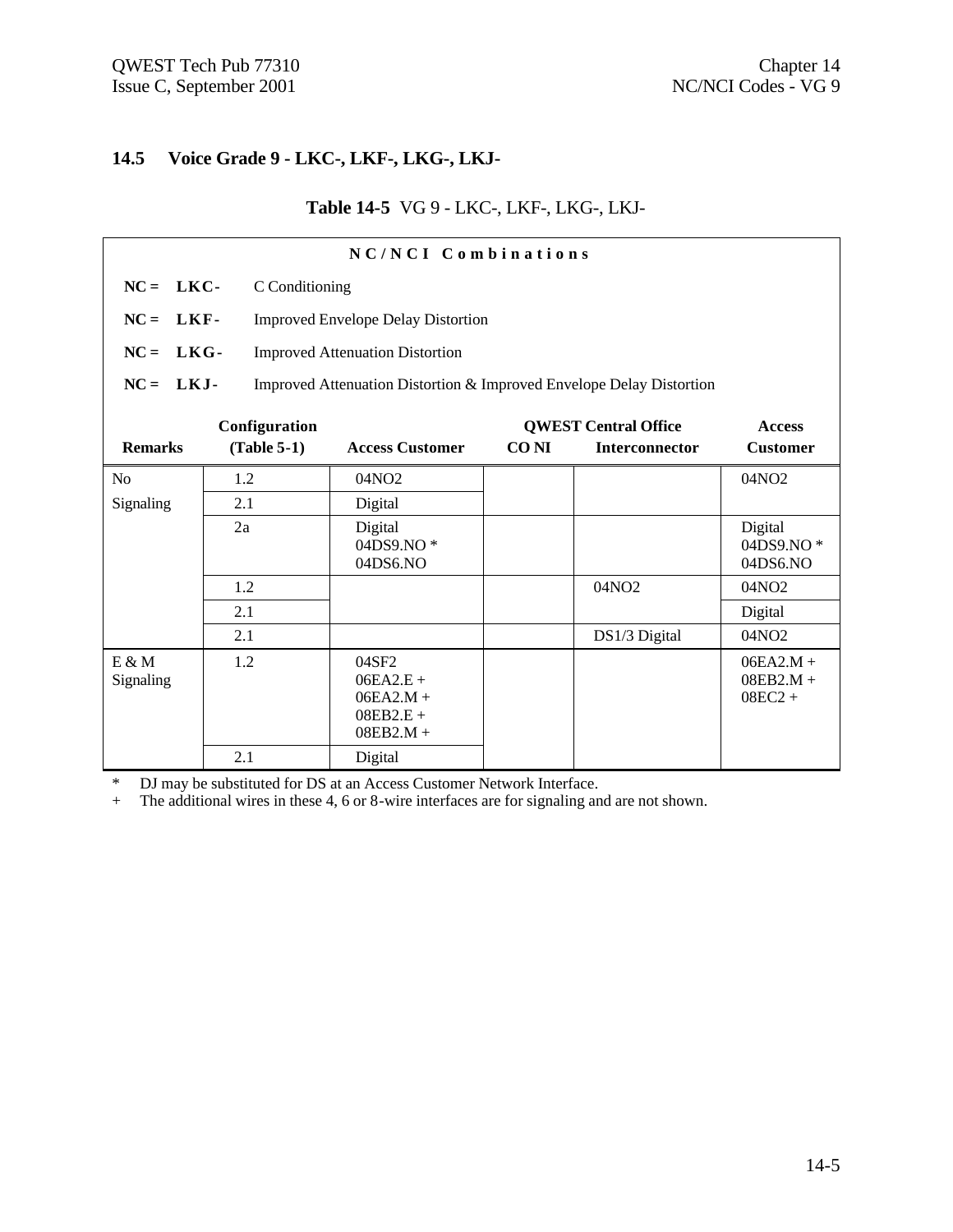## 14.5 Voice Grade 9 - LKC-, LKF-, LKG-, LKJ-

**Table 14-5** VG 9 - LKC-, LKF-, LKG-, LKJ-

**NC/NCI Combinations**

**NC = LKC-** C Conditioning

**NC = LKF-** Improved Envelope Delay Distortion

**NC = LKG-** Improved Attenuation Distortion

**NC = LKJ-** Improved Attenuation Distortion & Improved Envelope Delay Distortion

| Remarks | Configuration (Table 5-1) | Access Customer | QWEST Central Office CO NI | QWEST Central Office Interconnector | Access Customer |
|---|---|---|---|---|---|
| No Signaling | 1.2 | 04NO2 | | | 04NO2 |
| | 2.1 | Digital | | | |
| | 2a | Digital<br>04DS9.NO *<br>04DS6.NO | | | Digital<br>04DS9.NO *<br>04DS6.NO |
| | 1.2 | | | 04NO2 | 04NO2 |
| | 2.1 | | | | Digital |
| | 2.1 | | | DS1/3 Digital | 04NO2 |
| E & M Signaling | 1.2 | 04SF2<br>06EA2.E +<br>06EA2.M +<br>08EB2.E +<br>08EB2.M + | | | 06EA2.M +<br>08EB2.M +<br>08EC2 + |
| | 2.1 | Digital | | | |

\* DJ may be substituted for DS at an Access Customer Network Interface.

\+ The additional wires in these 4, 6 or 8-wire interfaces are for signaling and are not shown.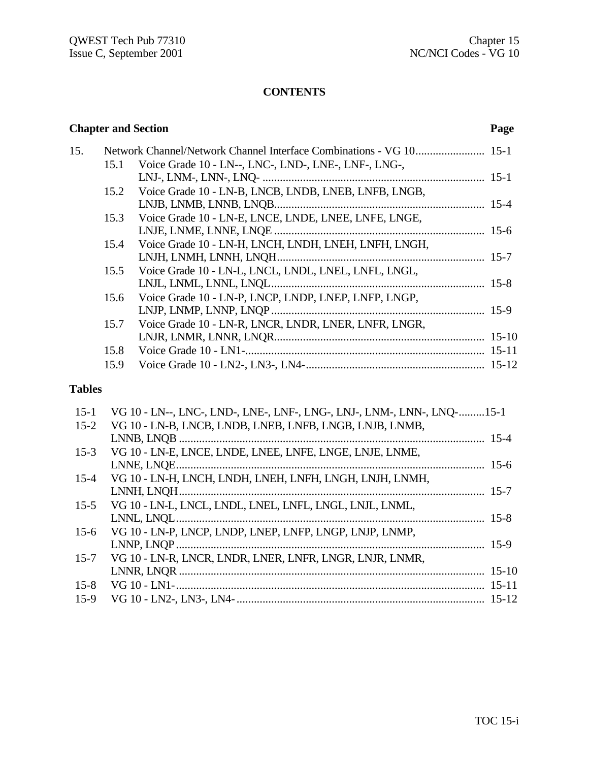# CONTENTS

| Chapter and Section | | | Page |
|---|---|---|---|
| 15. | Network Channel/Network Channel Interface Combinations - VG 10 | | 15-1 |
| | 15.1 | Voice Grade 10 - LN--, LNC-, LND-, LNE-, LNF-, LNG-, LNJ-, LNM-, LNN-, LNQ- | 15-1 |
| | 15.2 | Voice Grade 10 - LN-B, LNCB, LNDB, LNEB, LNFB, LNGB, LNJB, LNMB, LNNB, LNQB | 15-4 |
| | 15.3 | Voice Grade 10 - LN-E, LNCE, LNDE, LNEE, LNFE, LNGE, LNJE, LNME, LNNE, LNQE | 15-6 |
| | 15.4 | Voice Grade 10 - LN-H, LNCH, LNDH, LNEH, LNFH, LNGH, LNJH, LNMH, LNNH, LNQH | 15-7 |
| | 15.5 | Voice Grade 10 - LN-L, LNCL, LNDL, LNEL, LNFL, LNGL, LNJL, LNML, LNNL, LNQL | 15-8 |
| | 15.6 | Voice Grade 10 - LN-P, LNCP, LNDP, LNEP, LNFP, LNGP, LNJP, LNMP, LNNP, LNQP | 15-9 |
| | 15.7 | Voice Grade 10 - LN-R, LNCR, LNDR, LNER, LNFR, LNGR, LNJR, LNMR, LNNR, LNQR | 15-10 |
| | 15.8 | Voice Grade 10 - LN1- | 15-11 |
| | 15.9 | Voice Grade 10 - LN2-, LN3-, LN4- | 15-12 |

## Tables

| | | |
|---|---|---|
| 15-1 | VG 10 - LN--, LNC-, LND-, LNE-, LNF-, LNG-, LNJ-, LNM-, LNN-, LNQ- | 15-1 |
| 15-2 | VG 10 - LN-B, LNCB, LNDB, LNEB, LNFB, LNGB, LNJB, LNMB, LNNB, LNQB | 15-4 |
| 15-3 | VG 10 - LN-E, LNCE, LNDE, LNEE, LNFE, LNGE, LNJE, LNME, LNNE, LNQE | 15-6 |
| 15-4 | VG 10 - LN-H, LNCH, LNDH, LNEH, LNFH, LNGH, LNJH, LNMH, LNNH, LNQH | 15-7 |
| 15-5 | VG 10 - LN-L, LNCL, LNDL, LNEL, LNFL, LNGL, LNJL, LNML, LNNL, LNQL | 15-8 |
| 15-6 | VG 10 - LN-P, LNCP, LNDP, LNEP, LNFP, LNGP, LNJP, LNMP, LNNP, LNQP | 15-9 |
| 15-7 | VG 10 - LN-R, LNCR, LNDR, LNER, LNFR, LNGR, LNJR, LNMR, LNNR, LNQR | 15-10 |
| 15-8 | VG 10 - LN1- | 15-11 |
| 15-9 | VG 10 - LN2-, LN3-, LN4- | 15-12 |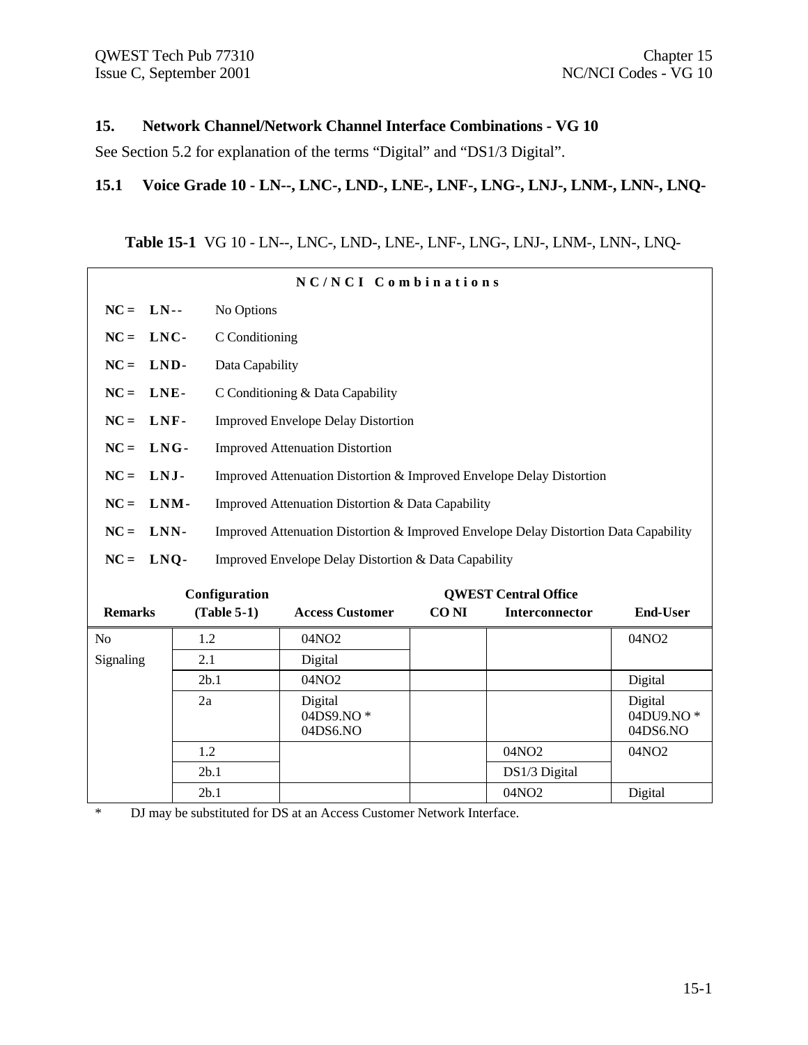## 15. Network Channel/Network Channel Interface Combinations - VG 10

See Section 5.2 for explanation of the terms "Digital" and "DS1/3 Digital".

### 15.1 Voice Grade 10 - LN--, LNC-, LND-, LNE-, LNF-, LNG-, LNJ-, LNM-, LNN-, LNQ-

**Table 15-1** VG 10 - LN--, LNC-, LND-, LNE-, LNF-, LNG-, LNJ-, LNM-, LNN-, LNQ-

**NC/NCI Combinations**

- **NC = LN--** No Options
- **NC = LNC-** C Conditioning
- **NC = LND-** Data Capability
- **NC = LNE-** C Conditioning & Data Capability
- **NC = LNF-** Improved Envelope Delay Distortion
- **NC = LNG-** Improved Attenuation Distortion
- **NC = LNJ-** Improved Attenuation Distortion & Improved Envelope Delay Distortion
- **NC = LNM-** Improved Attenuation Distortion & Data Capability
- **NC = LNN-** Improved Attenuation Distortion & Improved Envelope Delay Distortion Data Capability
- **NC = LNQ-** Improved Envelope Delay Distortion & Data Capability

| Remarks | Configuration (Table 5-1) | Access Customer | QWEST Central Office CO NI | QWEST Central Office Interconnector | End-User |
|---|---|---|---|---|---|
| No Signaling | 1.2 | 04NO2 | | | 04NO2 |
| | 2.1 | Digital | | | |
| | 2b.1 | 04NO2 | | | Digital |
| | 2a | Digital<br>04DS9.NO *<br>04DS6.NO | | | Digital<br>04DU9.NO *<br>04DS6.NO |
| | 1.2 | | | 04NO2 | 04NO2 |
| | 2b.1 | | | DS1/3 Digital | |
| | 2b.1 | | | 04NO2 | Digital |

\* DJ may be substituted for DS at an Access Customer Network Interface.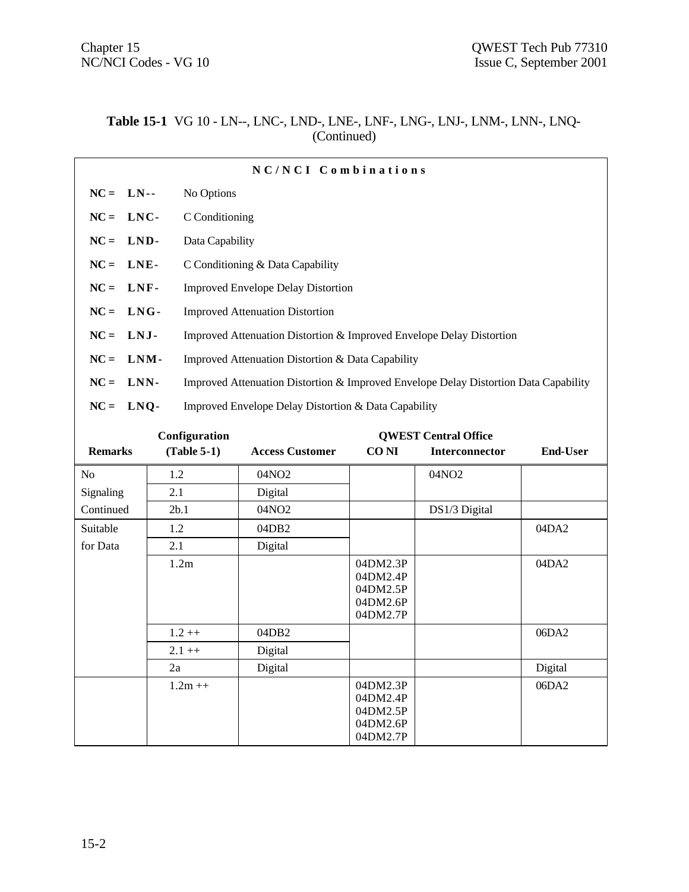**Table 15-1** VG 10 - LN--, LNC-, LND-, LNE-, LNF-, LNG-, LNJ-, LNM-, LNN-, LNQ- (Continued)

**N C / N C I  C o m b i n a t i o n s**

**NC = LN--** No Options

**NC = LNC-** C Conditioning

**NC = LND-** Data Capability

**NC = LNE-** C Conditioning & Data Capability

**NC = LNF-** Improved Envelope Delay Distortion

**NC = LNG-** Improved Attenuation Distortion

**NC = LNJ-** Improved Attenuation Distortion & Improved Envelope Delay Distortion

**NC = LNM-** Improved Attenuation Distortion & Data Capability

**NC = LNN-** Improved Attenuation Distortion & Improved Envelope Delay Distortion Data Capability

**NC = LNQ-** Improved Envelope Delay Distortion & Data Capability

| Remarks | Configuration (Table 5-1) | Access Customer | QWEST Central Office CO NI | QWEST Central Office Interconnector | End-User |
|---|---|---|---|---|---|
| No Signaling Continued | 1.2 | 04NO2 | | 04NO2 | |
| | 2.1 | Digital | | | |
| | 2b.1 | 04NO2 | | DS1/3 Digital | |
| Suitable for Data | 1.2 | 04DB2 | | | 04DA2 |
| | 2.1 | Digital | | | |
| | 1.2m | | 04DM2.3P 04DM2.4P 04DM2.5P 04DM2.6P 04DM2.7P | | 04DA2 |
| | 1.2 ++ | 04DB2 | | | 06DA2 |
| | 2.1 ++ | Digital | | | |
| | 2a | Digital | | | Digital |
| | 1.2m ++ | | 04DM2.3P 04DM2.4P 04DM2.5P 04DM2.6P 04DM2.7P | | 06DA2 |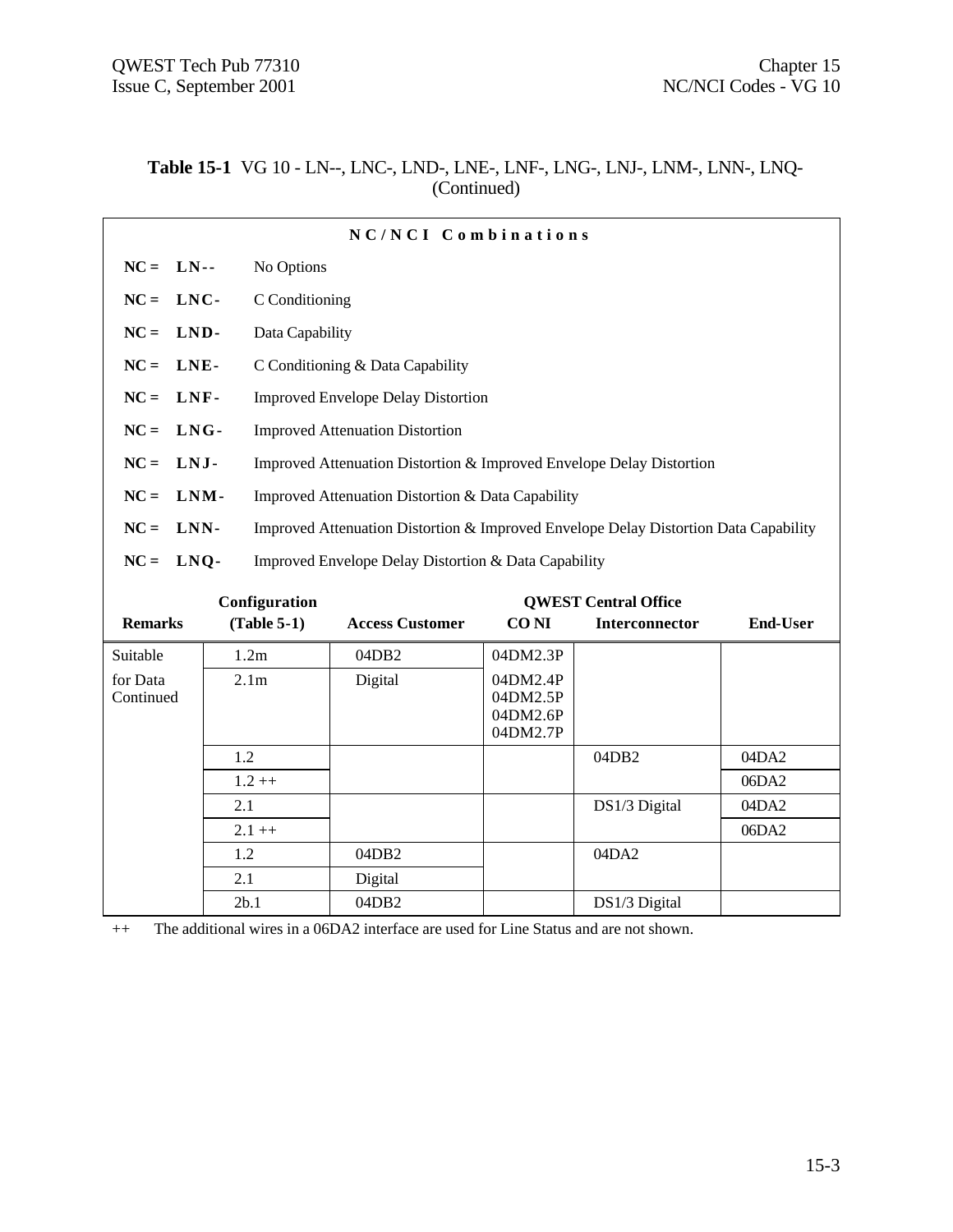**Table 15-1** VG 10 - LN--, LNC-, LND-, LNE-, LNF-, LNG-, LNJ-, LNM-, LNN-, LNQ- (Continued)

**N C / N C I  C o m b i n a t i o n s**

**NC = LN--** No Options

**NC = LNC-** C Conditioning

**NC = LND-** Data Capability

**NC = LNE-** C Conditioning & Data Capability

**NC = LNF-** Improved Envelope Delay Distortion

**NC = LNG-** Improved Attenuation Distortion

**NC = LNJ-** Improved Attenuation Distortion & Improved Envelope Delay Distortion

**NC = LNM-** Improved Attenuation Distortion & Data Capability

**NC = LNN-** Improved Attenuation Distortion & Improved Envelope Delay Distortion Data Capability

**NC = LNQ-** Improved Envelope Delay Distortion & Data Capability

| Remarks | Configuration (Table 5-1) | Access Customer | QWEST Central Office CO NI | QWEST Central Office Interconnector | End-User |
|---|---|---|---|---|---|
| Suitable | 1.2m | 04DB2 | 04DM2.3P | | |
| for Data Continued | 2.1m | Digital | 04DM2.4P<br>04DM2.5P<br>04DM2.6P<br>04DM2.7P | | |
| | 1.2 | | | 04DB2 | 04DA2 |
| | 1.2 ++ | | | | 06DA2 |
| | 2.1 | | | DS1/3 Digital | 04DA2 |
| | 2.1 ++ | | | | 06DA2 |
| | 1.2 | 04DB2 | | 04DA2 | |
| | 2.1 | Digital | | | |
| | 2b.1 | 04DB2 | | DS1/3 Digital | |

++ The additional wires in a 06DA2 interface are used for Line Status and are not shown.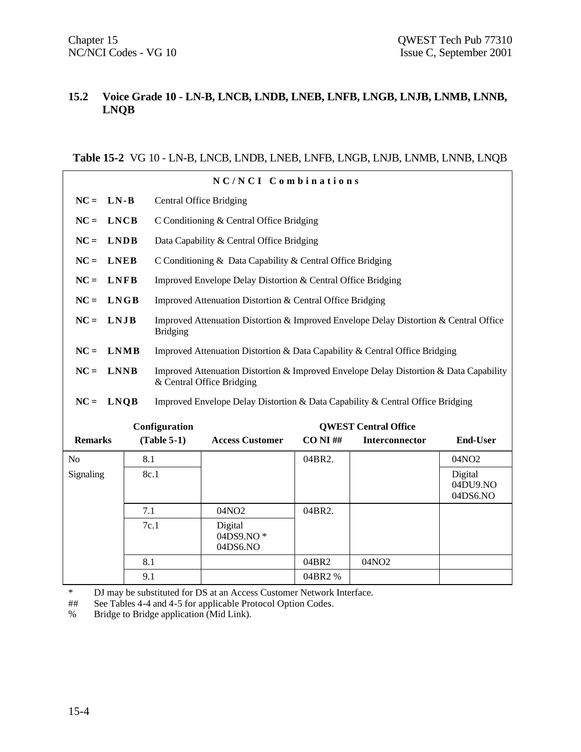## 15.2 Voice Grade 10 - LN-B, LNCB, LNDB, LNEB, LNFB, LNGB, LNJB, LNMB, LNNB, LNQB

**Table 15-2** VG 10 - LN-B, LNCB, LNDB, LNEB, LNFB, LNGB, LNJB, LNMB, LNNB, LNQB

**N C / N C I  C o m b i n a t i o n s**

- **NC = LN-B** Central Office Bridging
- **NC = LNCB** C Conditioning & Central Office Bridging
- **NC = LNDB** Data Capability & Central Office Bridging
- **NC = LNEB** C Conditioning & Data Capability & Central Office Bridging
- **NC = LNFB** Improved Envelope Delay Distortion & Central Office Bridging
- **NC = LNGB** Improved Attenuation Distortion & Central Office Bridging
- **NC = LNJB** Improved Attenuation Distortion & Improved Envelope Delay Distortion & Central Office Bridging
- **NC = LNMB** Improved Attenuation Distortion & Data Capability & Central Office Bridging
- **NC = LNNB** Improved Attenuation Distortion & Improved Envelope Delay Distortion & Data Capability & Central Office Bridging
- **NC = LNQB** Improved Envelope Delay Distortion & Data Capability & Central Office Bridging

| Remarks | Configuration (Table 5-1) | Access Customer | QWEST Central Office CO NI ## | QWEST Central Office Interconnector | End-User |
|---|---|---|---|---|---|
| No Signaling | 8.1 | | 04BR2. | | 04NO2 |
| | 8c.1 | | | | Digital 04DU9.NO 04DS6.NO |
| | 7.1 | 04NO2 | 04BR2. | | |
| | 7c.1 | Digital 04DS9.NO * 04DS6.NO | | | |
| | 8.1 | | 04BR2 | 04NO2 | |
| | 9.1 | | 04BR2 % | | |

\* DJ may be substituted for DS at an Access Customer Network Interface.

\## See Tables 4-4 and 4-5 for applicable Protocol Option Codes.

% Bridge to Bridge application (Mid Link).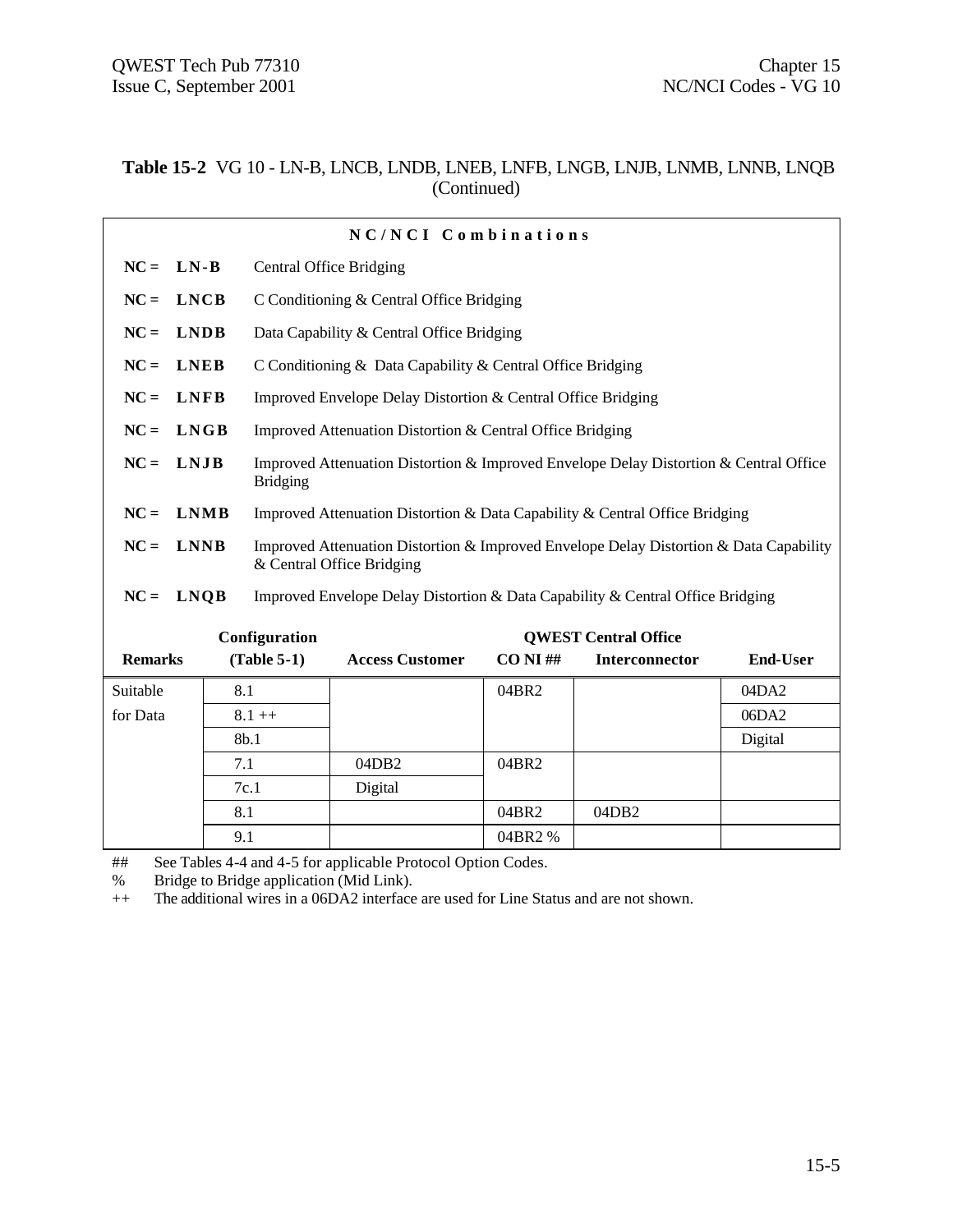**Table 15-2** VG 10 - LN-B, LNCB, LNDB, LNEB, LNFB, LNGB, LNJB, LNMB, LNNB, LNQB (Continued)

**N C / N C I   C o m b i n a t i o n s**

| | | |
|---|---|---|
| **NC =** | **LN-B** | Central Office Bridging |
| **NC =** | **LNCB** | C Conditioning & Central Office Bridging |
| **NC =** | **LNDB** | Data Capability & Central Office Bridging |
| **NC =** | **LNEB** | C Conditioning & Data Capability & Central Office Bridging |
| **NC =** | **LNFB** | Improved Envelope Delay Distortion & Central Office Bridging |
| **NC =** | **LNGB** | Improved Attenuation Distortion & Central Office Bridging |
| **NC =** | **LNJB** | Improved Attenuation Distortion & Improved Envelope Delay Distortion & Central Office Bridging |
| **NC =** | **LNMB** | Improved Attenuation Distortion & Data Capability & Central Office Bridging |
| **NC =** | **LNNB** | Improved Attenuation Distortion & Improved Envelope Delay Distortion & Data Capability & Central Office Bridging |
| **NC =** | **LNQB** | Improved Envelope Delay Distortion & Data Capability & Central Office Bridging |

| **Remarks** | **Configuration (Table 5-1)** | **Access Customer** | **QWEST Central Office CO NI ##** | **Interconnector** | **End-User** |
|---|---|---|---|---|---|
| Suitable for Data | 8.1 | | 04BR2 | | 04DA2 |
| | 8.1 ++ | | | | 06DA2 |
| | 8b.1 | | | | Digital |
| | 7.1 | 04DB2 | 04BR2 | | |
| | 7c.1 | Digital | | | |
| | 8.1 | | 04BR2 | 04DB2 | |
| | 9.1 | | 04BR2 % | | |

## See Tables 4-4 and 4-5 for applicable Protocol Option Codes.
% Bridge to Bridge application (Mid Link).
++ The additional wires in a 06DA2 interface are used for Line Status and are not shown.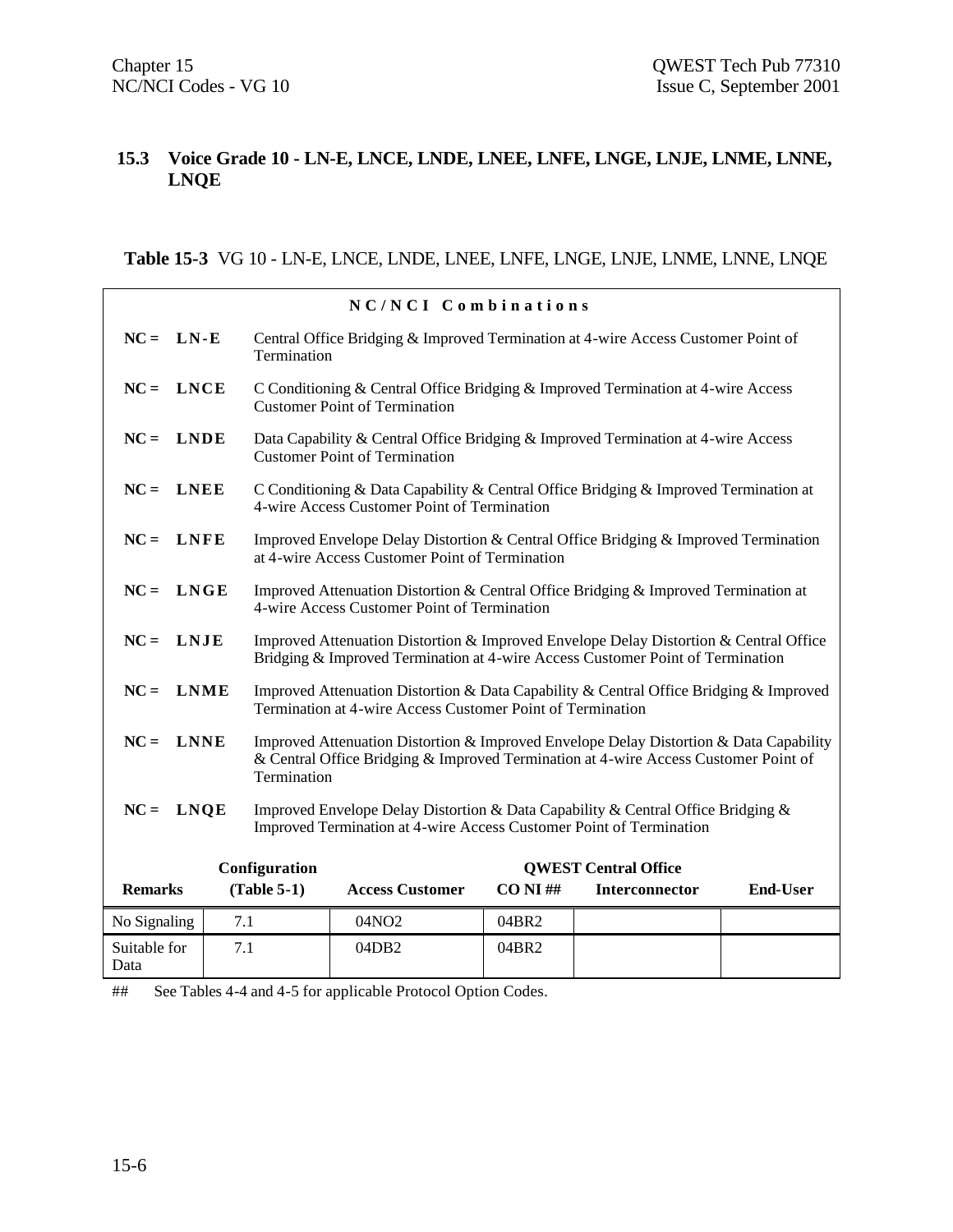## 15.3 Voice Grade 10 - LN-E, LNCE, LNDE, LNEE, LNFE, LNGE, LNJE, LNME, LNNE, LNQE

**Table 15-3** VG 10 - LN-E, LNCE, LNDE, LNEE, LNFE, LNGE, LNJE, LNME, LNNE, LNQE

**N C / N C I Combinations**

**NC = LN-E** Central Office Bridging & Improved Termination at 4-wire Access Customer Point of Termination

**NC = LNCE** C Conditioning & Central Office Bridging & Improved Termination at 4-wire Access Customer Point of Termination

**NC = LNDE** Data Capability & Central Office Bridging & Improved Termination at 4-wire Access Customer Point of Termination

**NC = LNEE** C Conditioning & Data Capability & Central Office Bridging & Improved Termination at 4-wire Access Customer Point of Termination

**NC = LNFE** Improved Envelope Delay Distortion & Central Office Bridging & Improved Termination at 4-wire Access Customer Point of Termination

**NC = LNGE** Improved Attenuation Distortion & Central Office Bridging & Improved Termination at 4-wire Access Customer Point of Termination

**NC = LNJE** Improved Attenuation Distortion & Improved Envelope Delay Distortion & Central Office Bridging & Improved Termination at 4-wire Access Customer Point of Termination

**NC = LNME** Improved Attenuation Distortion & Data Capability & Central Office Bridging & Improved Termination at 4-wire Access Customer Point of Termination

**NC = LNNE** Improved Attenuation Distortion & Improved Envelope Delay Distortion & Data Capability & Central Office Bridging & Improved Termination at 4-wire Access Customer Point of Termination

**NC = LNQE** Improved Envelope Delay Distortion & Data Capability & Central Office Bridging & Improved Termination at 4-wire Access Customer Point of Termination

| Remarks | Configuration (Table 5-1) | Access Customer | QWEST Central Office CO NI ## | Interconnector | End-User |
|---|---|---|---|---|---|
| No Signaling | 7.1 | 04NO2 | 04BR2 | | |
| Suitable for Data | 7.1 | 04DB2 | 04BR2 | | |

## See Tables 4-4 and 4-5 for applicable Protocol Option Codes.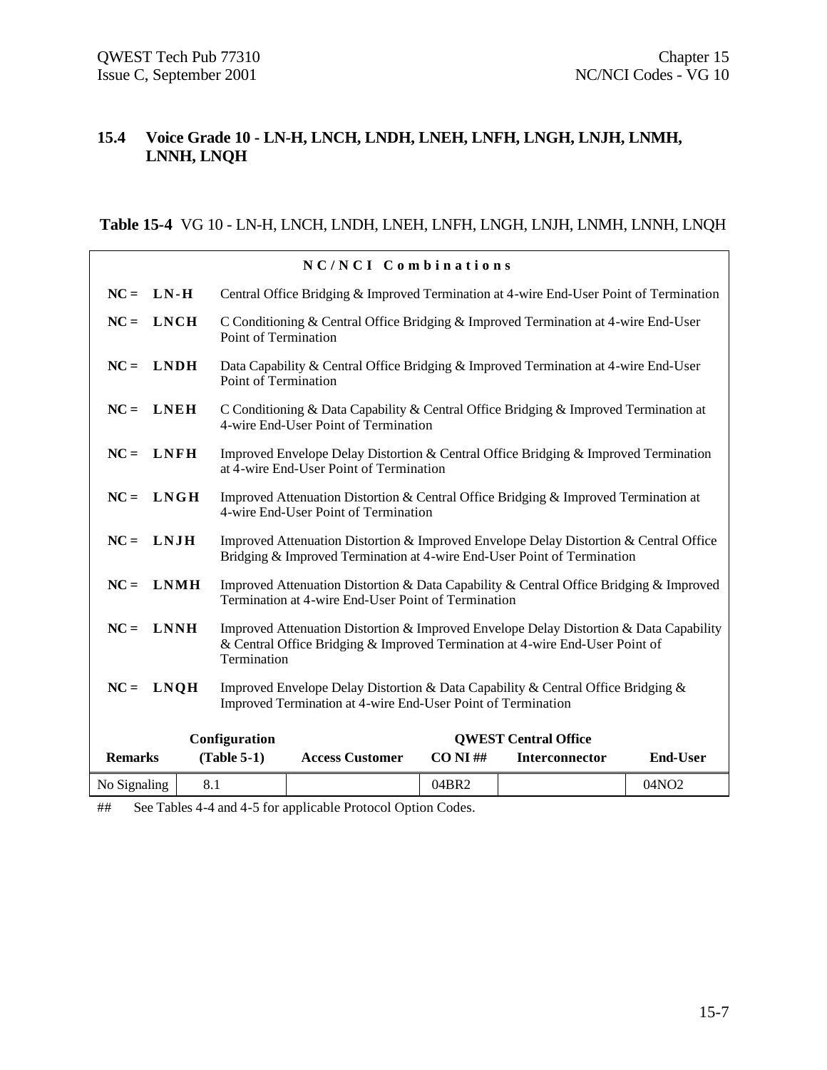## 15.4 Voice Grade 10 - LN-H, LNCH, LNDH, LNEH, LNFH, LNGH, LNJH, LNMH, LNNH, LNQH

**Table 15-4** VG 10 - LN-H, LNCH, LNDH, LNEH, LNFH, LNGH, LNJH, LNMH, LNNH, LNQH

| NC/NCI Combinations | |
|---|---|
| **NC = LN-H** | Central Office Bridging & Improved Termination at 4-wire End-User Point of Termination |
| **NC = LNCH** | C Conditioning & Central Office Bridging & Improved Termination at 4-wire End-User Point of Termination |
| **NC = LNDH** | Data Capability & Central Office Bridging & Improved Termination at 4-wire End-User Point of Termination |
| **NC = LNEH** | C Conditioning & Data Capability & Central Office Bridging & Improved Termination at 4-wire End-User Point of Termination |
| **NC = LNFH** | Improved Envelope Delay Distortion & Central Office Bridging & Improved Termination at 4-wire End-User Point of Termination |
| **NC = LNGH** | Improved Attenuation Distortion & Central Office Bridging & Improved Termination at 4-wire End-User Point of Termination |
| **NC = LNJH** | Improved Attenuation Distortion & Improved Envelope Delay Distortion & Central Office Bridging & Improved Termination at 4-wire End-User Point of Termination |
| **NC = LNMH** | Improved Attenuation Distortion & Data Capability & Central Office Bridging & Improved Termination at 4-wire End-User Point of Termination |
| **NC = LNNH** | Improved Attenuation Distortion & Improved Envelope Delay Distortion & Data Capability & Central Office Bridging & Improved Termination at 4-wire End-User Point of Termination |
| **NC = LNQH** | Improved Envelope Delay Distortion & Data Capability & Central Office Bridging & Improved Termination at 4-wire End-User Point of Termination |

| Remarks | Configuration (Table 5-1) | Access Customer | QWEST Central Office CO NI ## | QWEST Central Office Interconnector | End-User |
|---|---|---|---|---|---|
| No Signaling | 8.1 | | 04BR2 | | 04NO2 |

## See Tables 4-4 and 4-5 for applicable Protocol Option Codes.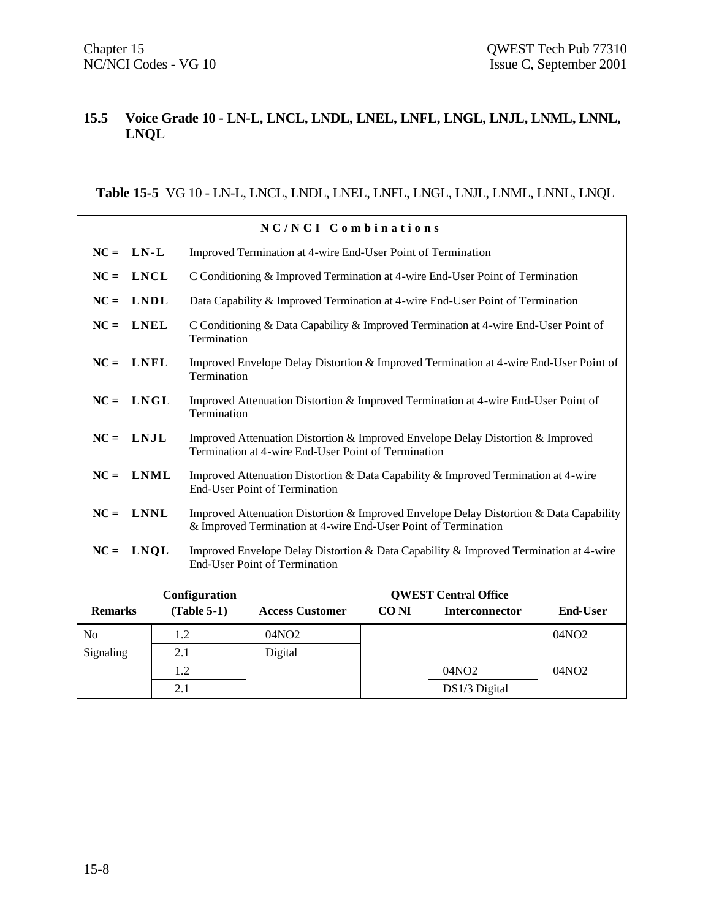## 15.5 Voice Grade 10 - LN-L, LNCL, LNDL, LNEL, LNFL, LNGL, LNJL, LNML, LNNL, LNQL

**Table 15-5** VG 10 - LN-L, LNCL, LNDL, LNEL, LNFL, LNGL, LNJL, LNML, LNNL, LNQL

**NC/NCI Combinations**

| | |
|---|---|
| **NC = LN-L** | Improved Termination at 4-wire End-User Point of Termination |
| **NC = LNCL** | C Conditioning & Improved Termination at 4-wire End-User Point of Termination |
| **NC = LNDL** | Data Capability & Improved Termination at 4-wire End-User Point of Termination |
| **NC = LNEL** | C Conditioning & Data Capability & Improved Termination at 4-wire End-User Point of Termination |
| **NC = LNFL** | Improved Envelope Delay Distortion & Improved Termination at 4-wire End-User Point of Termination |
| **NC = LNGL** | Improved Attenuation Distortion & Improved Termination at 4-wire End-User Point of Termination |
| **NC = LNJL** | Improved Attenuation Distortion & Improved Envelope Delay Distortion & Improved Termination at 4-wire End-User Point of Termination |
| **NC = LNML** | Improved Attenuation Distortion & Data Capability & Improved Termination at 4-wire End-User Point of Termination |
| **NC = LNNL** | Improved Attenuation Distortion & Improved Envelope Delay Distortion & Data Capability & Improved Termination at 4-wire End-User Point of Termination |
| **NC = LNQL** | Improved Envelope Delay Distortion & Data Capability & Improved Termination at 4-wire End-User Point of Termination |

| **Remarks** | **Configuration (Table 5-1)** | **Access Customer** | **QWEST Central Office CO NI** | **QWEST Central Office Interconnector** | **End-User** |
|---|---|---|---|---|---|
| No Signaling | 1.2 | 04NO2 | | | 04NO2 |
| | 2.1 | Digital | | | |
| | 1.2 | | | 04NO2 | 04NO2 |
| | 2.1 | | | DS1/3 Digital | |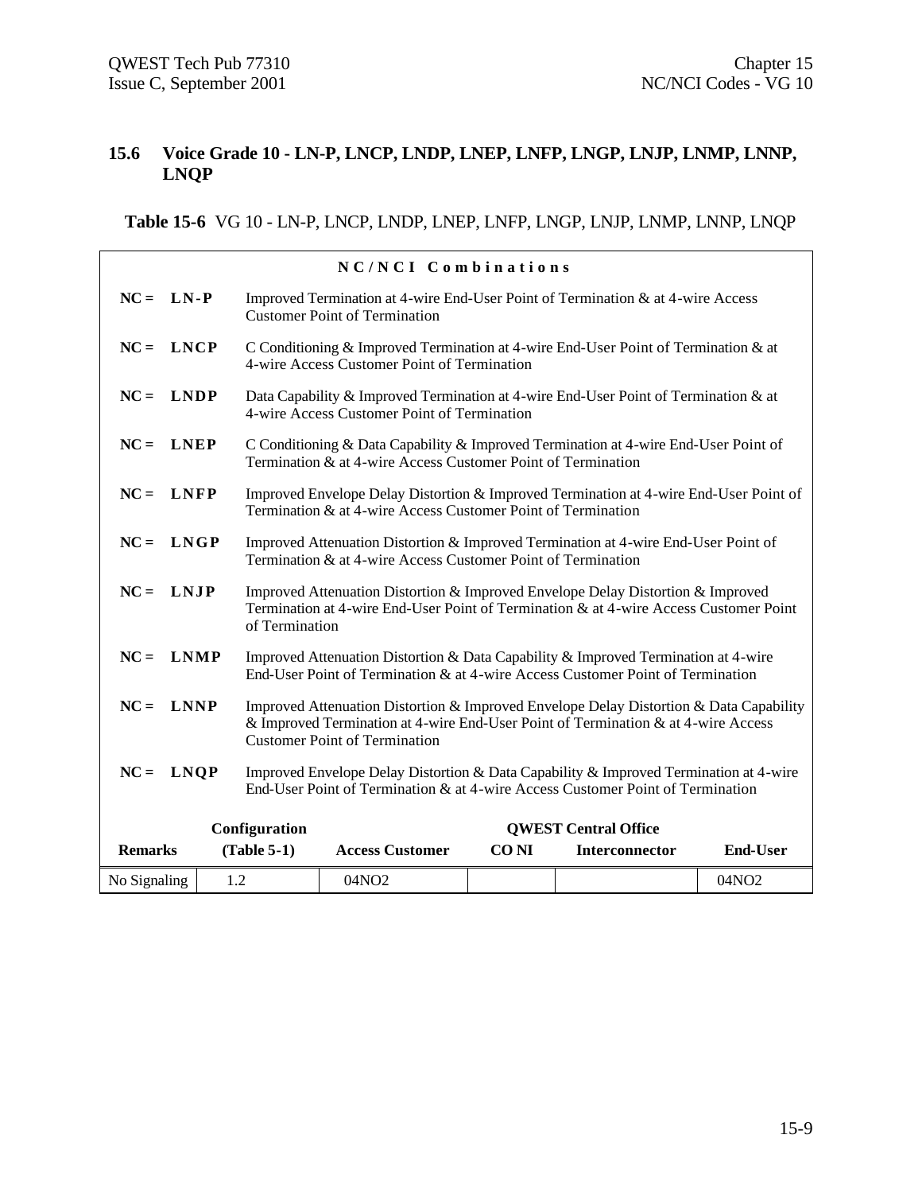## 15.6 Voice Grade 10 - LN-P, LNCP, LNDP, LNEP, LNFP, LNGP, LNJP, LNMP, LNNP, LNQP

**Table 15-6** VG 10 - LN-P, LNCP, LNDP, LNEP, LNFP, LNGP, LNJP, LNMP, LNNP, LNQP

**NC/NCI Combinations**

| NC | Description |
|---|---|
| **NC = LN-P** | Improved Termination at 4-wire End-User Point of Termination & at 4-wire Access Customer Point of Termination |
| **NC = LNCP** | C Conditioning & Improved Termination at 4-wire End-User Point of Termination & at 4-wire Access Customer Point of Termination |
| **NC = LNDP** | Data Capability & Improved Termination at 4-wire End-User Point of Termination & at 4-wire Access Customer Point of Termination |
| **NC = LNEP** | C Conditioning & Data Capability & Improved Termination at 4-wire End-User Point of Termination & at 4-wire Access Customer Point of Termination |
| **NC = LNFP** | Improved Envelope Delay Distortion & Improved Termination at 4-wire End-User Point of Termination & at 4-wire Access Customer Point of Termination |
| **NC = LNGP** | Improved Attenuation Distortion & Improved Termination at 4-wire End-User Point of Termination & at 4-wire Access Customer Point of Termination |
| **NC = LNJP** | Improved Attenuation Distortion & Improved Envelope Delay Distortion & Improved Termination at 4-wire End-User Point of Termination & at 4-wire Access Customer Point of Termination |
| **NC = LNMP** | Improved Attenuation Distortion & Data Capability & Improved Termination at 4-wire End-User Point of Termination & at 4-wire Access Customer Point of Termination |
| **NC = LNNP** | Improved Attenuation Distortion & Improved Envelope Delay Distortion & Data Capability & Improved Termination at 4-wire End-User Point of Termination & at 4-wire Access Customer Point of Termination |
| **NC = LNQP** | Improved Envelope Delay Distortion & Data Capability & Improved Termination at 4-wire End-User Point of Termination & at 4-wire Access Customer Point of Termination |

| Remarks | Configuration (Table 5-1) | Access Customer | QWEST Central Office CO NI | QWEST Central Office Interconnector | End-User |
|---|---|---|---|---|---|
| No Signaling | 1.2 | 04NO2 | | | 04NO2 |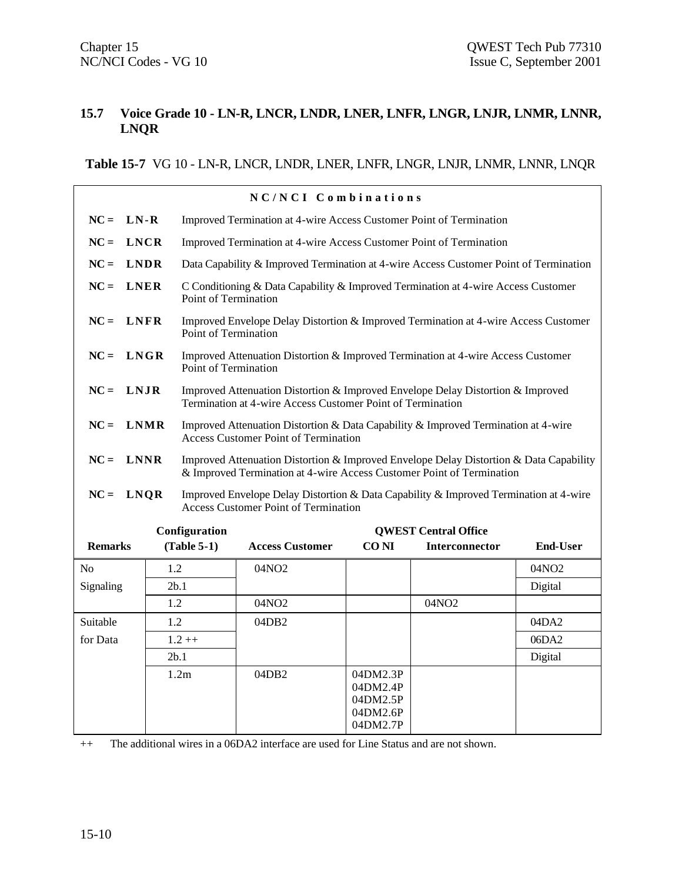## 15.7 Voice Grade 10 - LN-R, LNCR, LNDR, LNER, LNFR, LNGR, LNJR, LNMR, LNNR, LNQR

**Table 15-7** VG 10 - LN-R, LNCR, LNDR, LNER, LNFR, LNGR, LNJR, LNMR, LNNR, LNQR

**NC/NCI Combinations**

| NC | Description |
|---|---|
| NC = **LN-R** | Improved Termination at 4-wire Access Customer Point of Termination |
| NC = **LNCR** | Improved Termination at 4-wire Access Customer Point of Termination |
| NC = **LNDR** | Data Capability & Improved Termination at 4-wire Access Customer Point of Termination |
| NC = **LNER** | C Conditioning & Data Capability & Improved Termination at 4-wire Access Customer Point of Termination |
| NC = **LNFR** | Improved Envelope Delay Distortion & Improved Termination at 4-wire Access Customer Point of Termination |
| NC = **LNGR** | Improved Attenuation Distortion & Improved Termination at 4-wire Access Customer Point of Termination |
| NC = **LNJR** | Improved Attenuation Distortion & Improved Envelope Delay Distortion & Improved Termination at 4-wire Access Customer Point of Termination |
| NC = **LNMR** | Improved Attenuation Distortion & Data Capability & Improved Termination at 4-wire Access Customer Point of Termination |
| NC = **LNNR** | Improved Attenuation Distortion & Improved Envelope Delay Distortion & Data Capability & Improved Termination at 4-wire Access Customer Point of Termination |
| NC = **LNQR** | Improved Envelope Delay Distortion & Data Capability & Improved Termination at 4-wire Access Customer Point of Termination |

| Remarks | Configuration (Table 5-1) | Access Customer | QWEST Central Office CO NI | QWEST Central Office Interconnector | End-User |
|---|---|---|---|---|---|
| No Signaling | 1.2 | 04NO2 | | | 04NO2 |
| | 2b.1 | | | | Digital |
| | 1.2 | 04NO2 | | 04NO2 | |
| Suitable for Data | 1.2 | 04DB2 | | | 04DA2 |
| | 1.2 ++ | | | | 06DA2 |
| | 2b.1 | | | | Digital |
| | 1.2m | 04DB2 | 04DM2.3P<br>04DM2.4P<br>04DM2.5P<br>04DM2.6P<br>04DM2.7P | | |

++ The additional wires in a 06DA2 interface are used for Line Status and are not shown.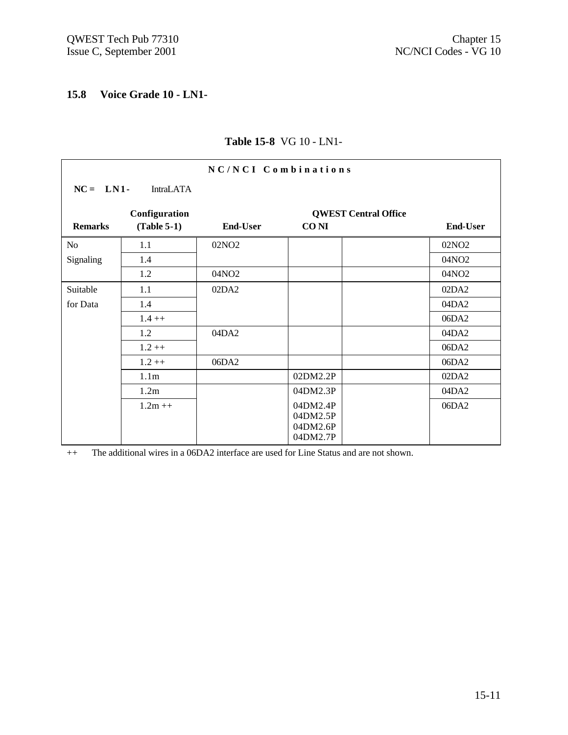## 15.8 Voice Grade 10 - LN1-

**Table 15-8** VG 10 - LN1-

| NC/NCI Combinations | | | | | |
|---|---|---|---|---|---|
| **NC = LN1-** IntraLATA | | | | | |
| | **Configuration** | | **QWEST Central Office** | | |
| **Remarks** | **(Table 5-1)** | **End-User** | **CO NI** | | **End-User** |
| No Signaling | 1.1 | 02NO2 | | | 02NO2 |
| | 1.4 | | | | 04NO2 |
| | 1.2 | 04NO2 | | | 04NO2 |
| Suitable for Data | 1.1 | 02DA2 | | | 02DA2 |
| | 1.4 | | | | 04DA2 |
| | 1.4 ++ | | | | 06DA2 |
| | 1.2 | 04DA2 | | | 04DA2 |
| | 1.2 ++ | | | | 06DA2 |
| | 1.2 ++ | 06DA2 | | | 06DA2 |
| | 1.1m | | 02DM2.2P | | 02DA2 |
| | 1.2m | | 04DM2.3P | | 04DA2 |
| | 1.2m ++ | | 04DM2.4P<br>04DM2.5P<br>04DM2.6P<br>04DM2.7P | | 06DA2 |

++ The additional wires in a 06DA2 interface are used for Line Status and are not shown.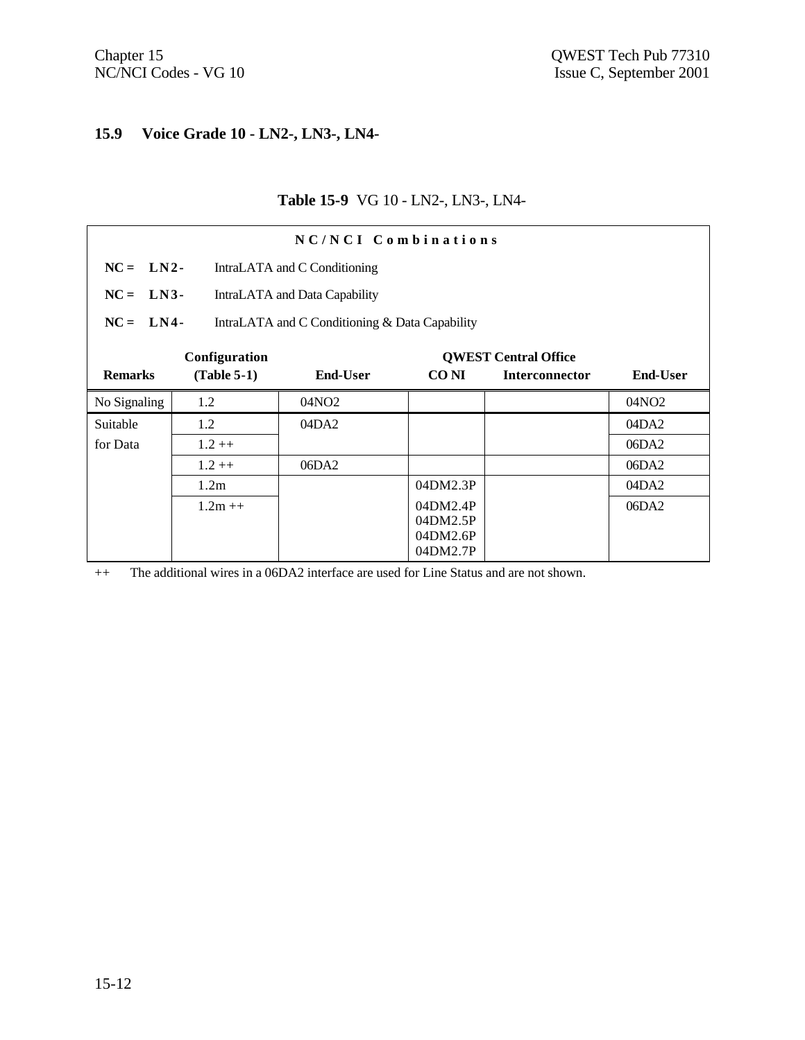## 15.9 Voice Grade 10 - LN2-, LN3-, LN4-

**Table 15-9** VG 10 - LN2-, LN3-, LN4-

**NC/NCI Combinations**

**NC = LN2-** IntraLATA and C Conditioning

**NC = LN3-** IntraLATA and Data Capability

**NC = LN4-** IntraLATA and C Conditioning & Data Capability

| Remarks | Configuration (Table 5-1) | End-User | QWEST Central Office CO NI | QWEST Central Office Interconnector | End-User |
|---|---|---|---|---|---|
| No Signaling | 1.2 | 04NO2 | | | 04NO2 |
| Suitable for Data | 1.2 | 04DA2 | | | 04DA2 |
| | 1.2 ++ | | | | 06DA2 |
| | 1.2 ++ | 06DA2 | | | 06DA2 |
| | 1.2m | | 04DM2.3P | | 04DA2 |
| | 1.2m ++ | | 04DM2.4P<br>04DM2.5P<br>04DM2.6P<br>04DM2.7P | | 06DA2 |

++ The additional wires in a 06DA2 interface are used for Line Status and are not shown.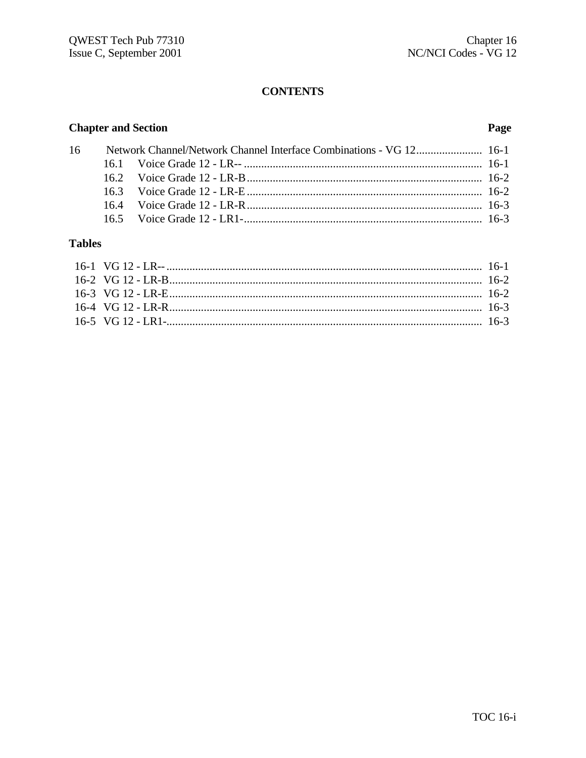# CONTENTS

**Chapter and Section** **Page**

16 Network Channel/Network Channel Interface Combinations - VG 12 ....................... 16-1
 16.1 Voice Grade 12 - LR-- .................................................................................. 16-1
 16.2 Voice Grade 12 - LR-B ................................................................................. 16-2
 16.3 Voice Grade 12 - LR-E ................................................................................. 16-2
 16.4 Voice Grade 12 - LR-R ................................................................................. 16-3
 16.5 Voice Grade 12 - LR1- .................................................................................. 16-3

**Tables**

16-1 VG 12 - LR-- ............................................................................................................. 16-1
16-2 VG 12 - LR-B ............................................................................................................ 16-2
16-3 VG 12 - LR-E ............................................................................................................ 16-2
16-4 VG 12 - LR-R ............................................................................................................ 16-3
16-5 VG 12 - LR1- ............................................................................................................. 16-3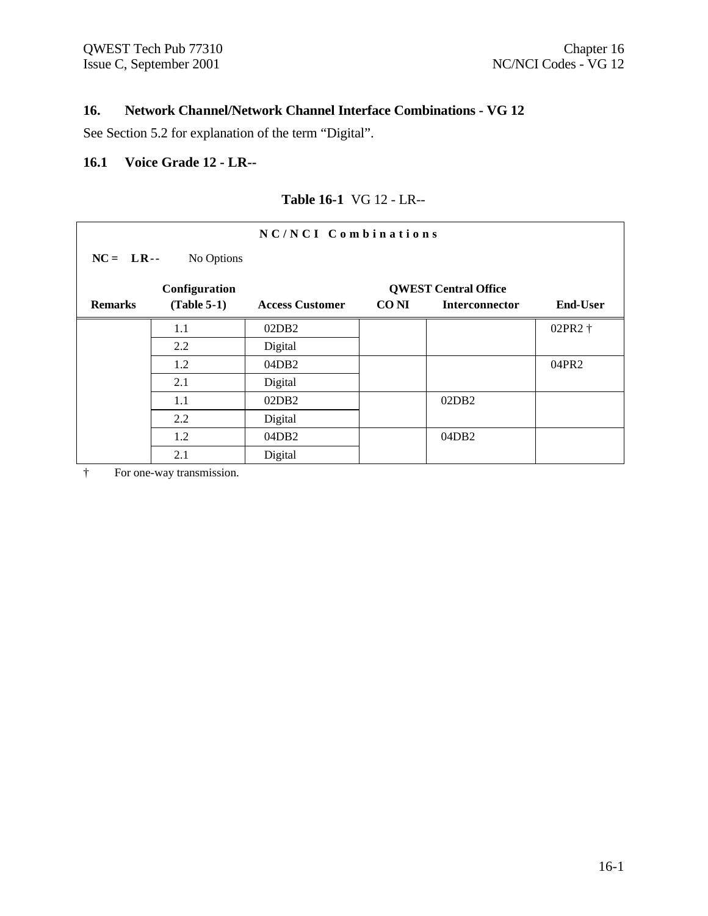## 16. Network Channel/Network Channel Interface Combinations - VG 12

See Section 5.2 for explanation of the term "Digital".

### 16.1 Voice Grade 12 - LR--

**Table 16-1** VG 12 - LR--

| NC/NCI Combinations | | | | | |
|---|---|---|---|---|---|
| **NC = LR--** No Options | | | | | |
| | **Configuration** | | **QWEST Central Office** | | |
| **Remarks** | **(Table 5-1)** | **Access Customer** | **CO NI** | **Interconnector** | **End-User** |
| | 1.1 | 02DB2 | | | 02PR2 † |
| | 2.2 | Digital | | | |
| | 1.2 | 04DB2 | | | 04PR2 |
| | 2.1 | Digital | | | |
| | 1.1 | 02DB2 | | 02DB2 | |
| | 2.2 | Digital | | | |
| | 1.2 | 04DB2 | | 04DB2 | |
| | 2.1 | Digital | | | |

† For one-way transmission.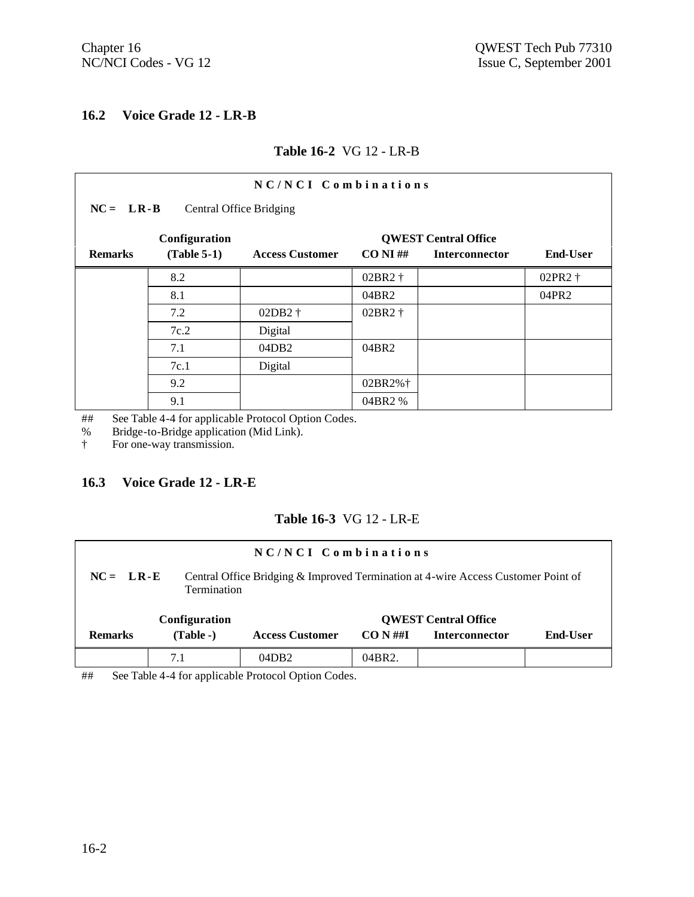## 16.2 Voice Grade 12 - LR-B

**Table 16-2** VG 12 - LR-B

**N C / N C I   C o m b i n a t i o n s**

**NC = LR-B** Central Office Bridging

| Remarks | Configuration (Table 5-1) | Access Customer | QWEST Central Office CO NI ## | Interconnector | End-User |
|---|---|---|---|---|---|
| | 8.2 | | 02BR2 † | | 02PR2 † |
| | 8.1 | | 04BR2 | | 04PR2 |
| | 7.2 | 02DB2 † | 02BR2 † | | |
| | 7c.2 | Digital | | | |
| | 7.1 | 04DB2 | 04BR2 | | |
| | 7c.1 | Digital | | | |
| | 9.2 | | 02BR2%† | | |
| | 9.1 | | 04BR2 % | | |

## See Table 4-4 for applicable Protocol Option Codes.
% Bridge-to-Bridge application (Mid Link).
† For one-way transmission.

## 16.3 Voice Grade 12 - LR-E

**Table 16-3** VG 12 - LR-E

**N C / N C I   C o m b i n a t i o n s**

**NC = LR-E** Central Office Bridging & Improved Termination at 4-wire Access Customer Point of Termination

| Remarks | Configuration (Table -) | Access Customer | QWEST Central Office CO N ##I | Interconnector | End-User |
|---|---|---|---|---|---|
| | 7.1 | 04DB2 | 04BR2. | | |

## See Table 4-4 for applicable Protocol Option Codes.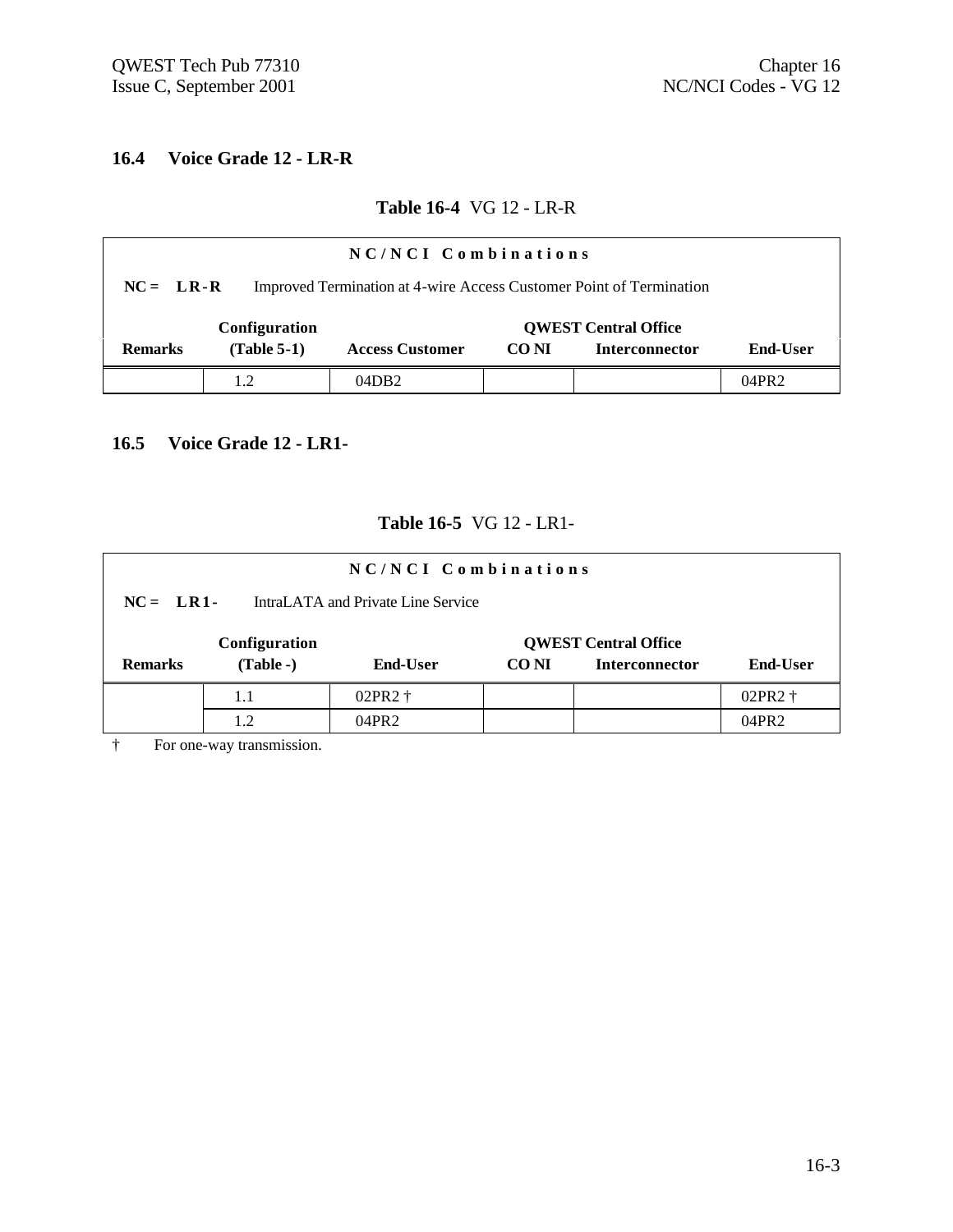## 16.4 Voice Grade 12 - LR-R

**Table 16-4** VG 12 - LR-R

| NC/NCI Combinations | | | | | |
|---|---|---|---|---|---|
| **NC = LR-R** Improved Termination at 4-wire Access Customer Point of Termination | | | | | |
| | **Configuration** | | **QWEST Central Office** | | |
| **Remarks** | **(Table 5-1)** | **Access Customer** | **CO NI** | **Interconnector** | **End-User** |
| | 1.2 | 04DB2 | | | 04PR2 |

## 16.5 Voice Grade 12 - LR1-

**Table 16-5** VG 12 - LR1-

| NC/NCI Combinations | | | | | |
|---|---|---|---|---|---|
| **NC = LR1-** IntraLATA and Private Line Service | | | | | |
| | **Configuration** | | **QWEST Central Office** | | |
| **Remarks** | **(Table -)** | **End-User** | **CO NI** | **Interconnector** | **End-User** |
| | 1.1 | 02PR2 † | | | 02PR2 † |
| | 1.2 | 04PR2 | | | 04PR2 |

† For one-way transmission.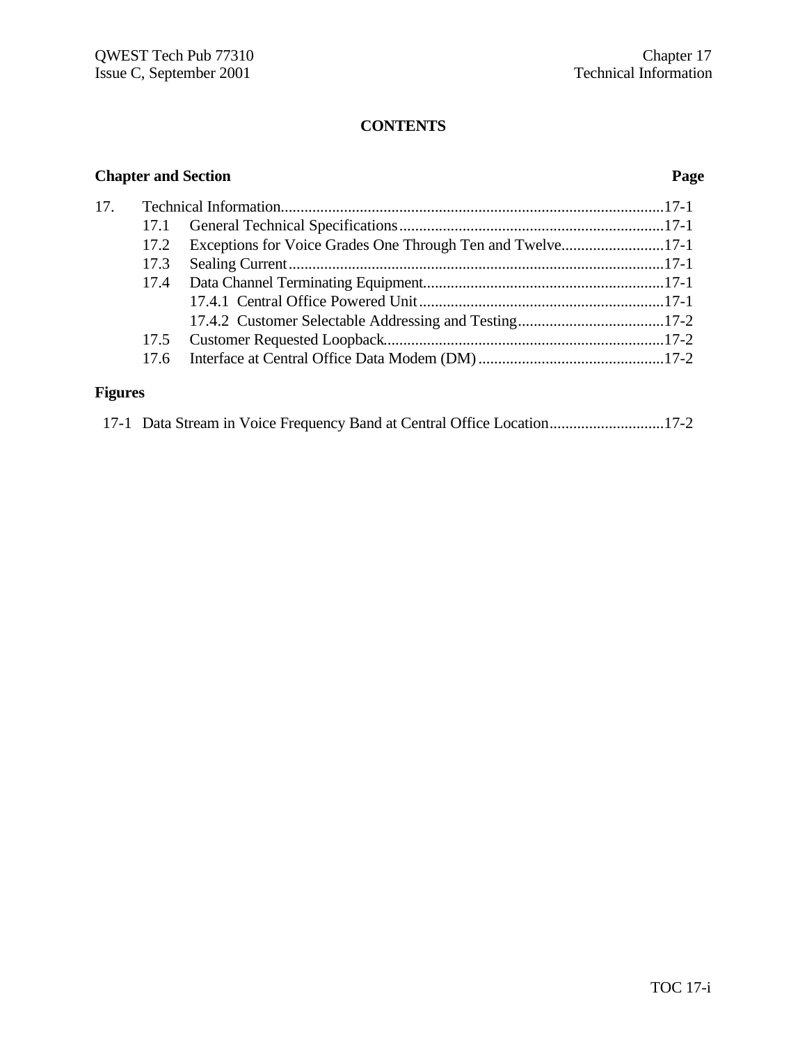## CONTENTS

**Chapter and Section** **Page**

| | | | Page |
|---|---|---|---|
| 17. | Technical Information | | 17-1 |
| | 17.1 | General Technical Specifications | 17-1 |
| | 17.2 | Exceptions for Voice Grades One Through Ten and Twelve | 17-1 |
| | 17.3 | Sealing Current | 17-1 |
| | 17.4 | Data Channel Terminating Equipment | 17-1 |
| | | 17.4.1 Central Office Powered Unit | 17-1 |
| | | 17.4.2 Customer Selectable Addressing and Testing | 17-2 |
| | 17.5 | Customer Requested Loopback | 17-2 |
| | 17.6 | Interface at Central Office Data Modem (DM) | 17-2 |

**Figures**

| | | |
|---|---|---|
| 17-1 | Data Stream in Voice Frequency Band at Central Office Location | 17-2 |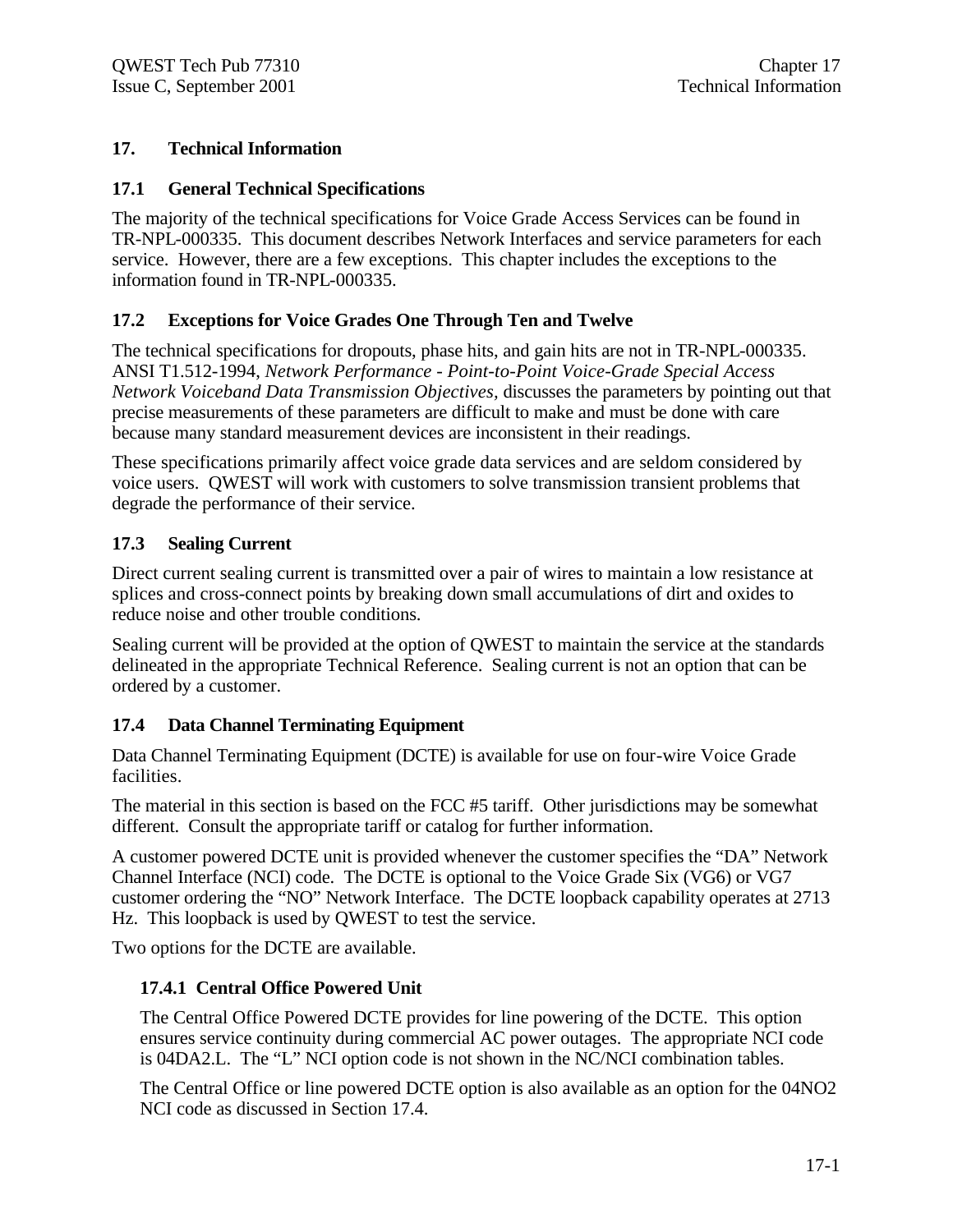# 17. Technical Information

## 17.1 General Technical Specifications

The majority of the technical specifications for Voice Grade Access Services can be found in TR-NPL-000335. This document describes Network Interfaces and service parameters for each service. However, there are a few exceptions. This chapter includes the exceptions to the information found in TR-NPL-000335.

## 17.2 Exceptions for Voice Grades One Through Ten and Twelve

The technical specifications for dropouts, phase hits, and gain hits are not in TR-NPL-000335. ANSI T1.512-1994, *Network Performance - Point-to-Point Voice-Grade Special Access Network Voiceband Data Transmission Objectives*, discusses the parameters by pointing out that precise measurements of these parameters are difficult to make and must be done with care because many standard measurement devices are inconsistent in their readings.

These specifications primarily affect voice grade data services and are seldom considered by voice users. QWEST will work with customers to solve transmission transient problems that degrade the performance of their service.

## 17.3 Sealing Current

Direct current sealing current is transmitted over a pair of wires to maintain a low resistance at splices and cross-connect points by breaking down small accumulations of dirt and oxides to reduce noise and other trouble conditions.

Sealing current will be provided at the option of QWEST to maintain the service at the standards delineated in the appropriate Technical Reference. Sealing current is not an option that can be ordered by a customer.

## 17.4 Data Channel Terminating Equipment

Data Channel Terminating Equipment (DCTE) is available for use on four-wire Voice Grade facilities.

The material in this section is based on the FCC #5 tariff. Other jurisdictions may be somewhat different. Consult the appropriate tariff or catalog for further information.

A customer powered DCTE unit is provided whenever the customer specifies the "DA" Network Channel Interface (NCI) code. The DCTE is optional to the Voice Grade Six (VG6) or VG7 customer ordering the "NO" Network Interface. The DCTE loopback capability operates at 2713 Hz. This loopback is used by QWEST to test the service.

Two options for the DCTE are available.

### 17.4.1 Central Office Powered Unit

The Central Office Powered DCTE provides for line powering of the DCTE. This option ensures service continuity during commercial AC power outages. The appropriate NCI code is 04DA2.L. The "L" NCI option code is not shown in the NC/NCI combination tables.

The Central Office or line powered DCTE option is also available as an option for the 04NO2 NCI code as discussed in Section 17.4.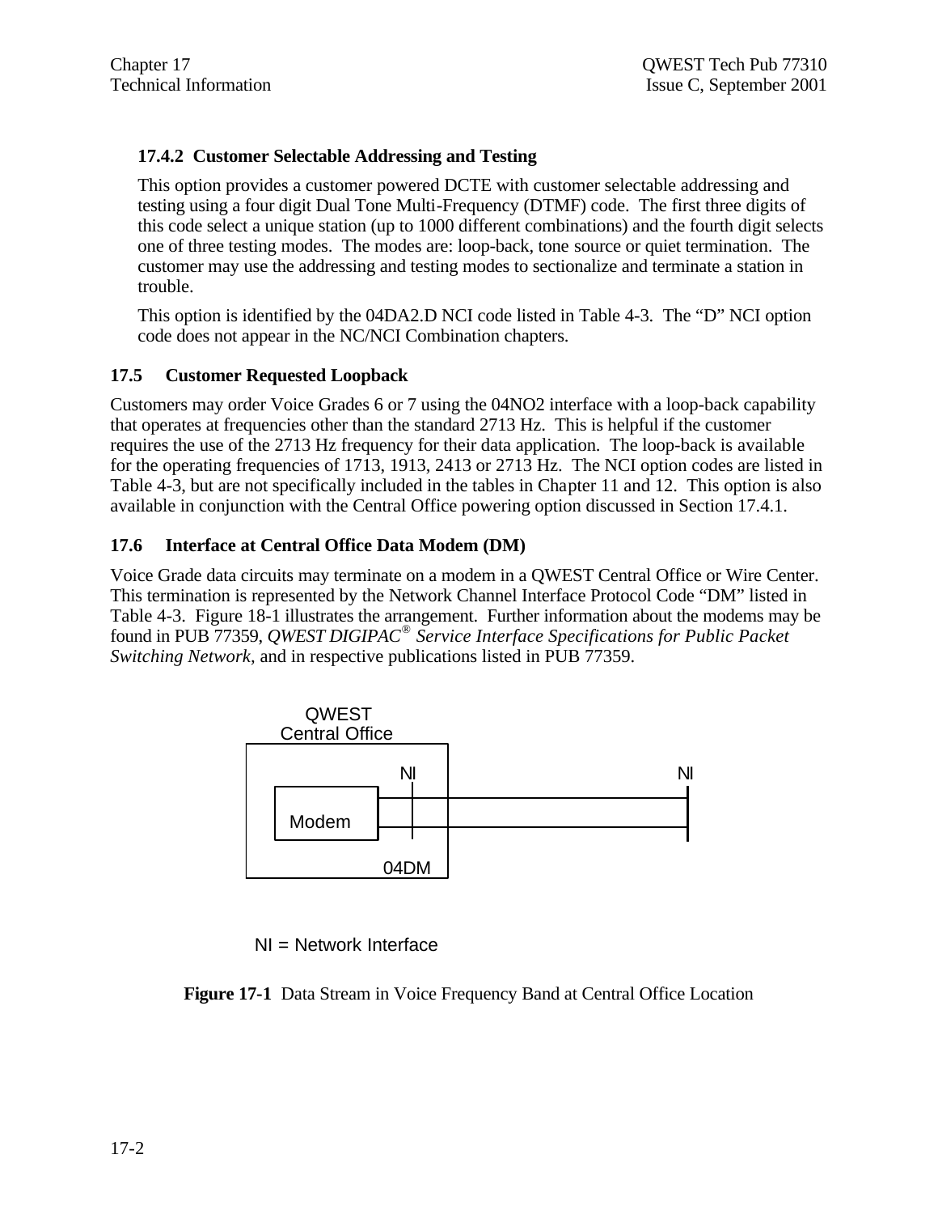### 17.4.2 Customer Selectable Addressing and Testing

This option provides a customer powered DCTE with customer selectable addressing and testing using a four digit Dual Tone Multi-Frequency (DTMF) code. The first three digits of this code select a unique station (up to 1000 different combinations) and the fourth digit selects one of three testing modes. The modes are: loop-back, tone source or quiet termination. The customer may use the addressing and testing modes to sectionalize and terminate a station in trouble.

This option is identified by the 04DA2.D NCI code listed in Table 4-3. The "D" NCI option code does not appear in the NC/NCI Combination chapters.

## 17.5 Customer Requested Loopback

Customers may order Voice Grades 6 or 7 using the 04NO2 interface with a loop-back capability that operates at frequencies other than the standard 2713 Hz. This is helpful if the customer requires the use of the 2713 Hz frequency for their data application. The loop-back is available for the operating frequencies of 1713, 1913, 2413 or 2713 Hz. The NCI option codes are listed in Table 4-3, but are not specifically included in the tables in Chapter 11 and 12. This option is also available in conjunction with the Central Office powering option discussed in Section 17.4.1.

## 17.6 Interface at Central Office Data Modem (DM)

Voice Grade data circuits may terminate on a modem in a QWEST Central Office or Wire Center. This termination is represented by the Network Channel Interface Protocol Code "DM" listed in Table 4-3. Figure 18-1 illustrates the arrangement. Further information about the modems may be found in PUB 77359, *QWEST DIGIPAC® Service Interface Specifications for Public Packet Switching Network*, and in respective publications listed in PUB 77359.

QWEST Central Office

NI NI

Modem

04DM

NI = Network Interface

**Figure 17-1** Data Stream in Voice Frequency Band at Central Office Location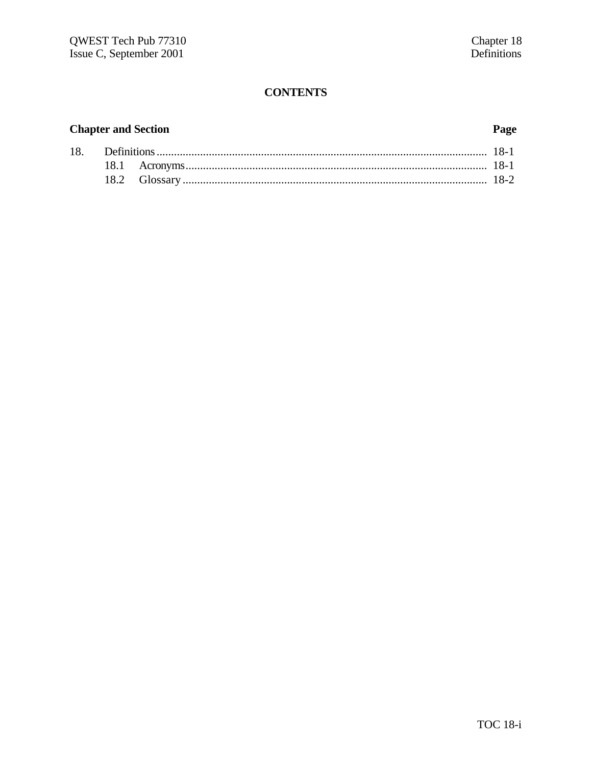# CONTENTS

| Chapter and Section | | Page |
|---|---|---|
| 18. | Definitions | 18-1 |
| | 18.1 Acronyms | 18-1 |
| | 18.2 Glossary | 18-2 |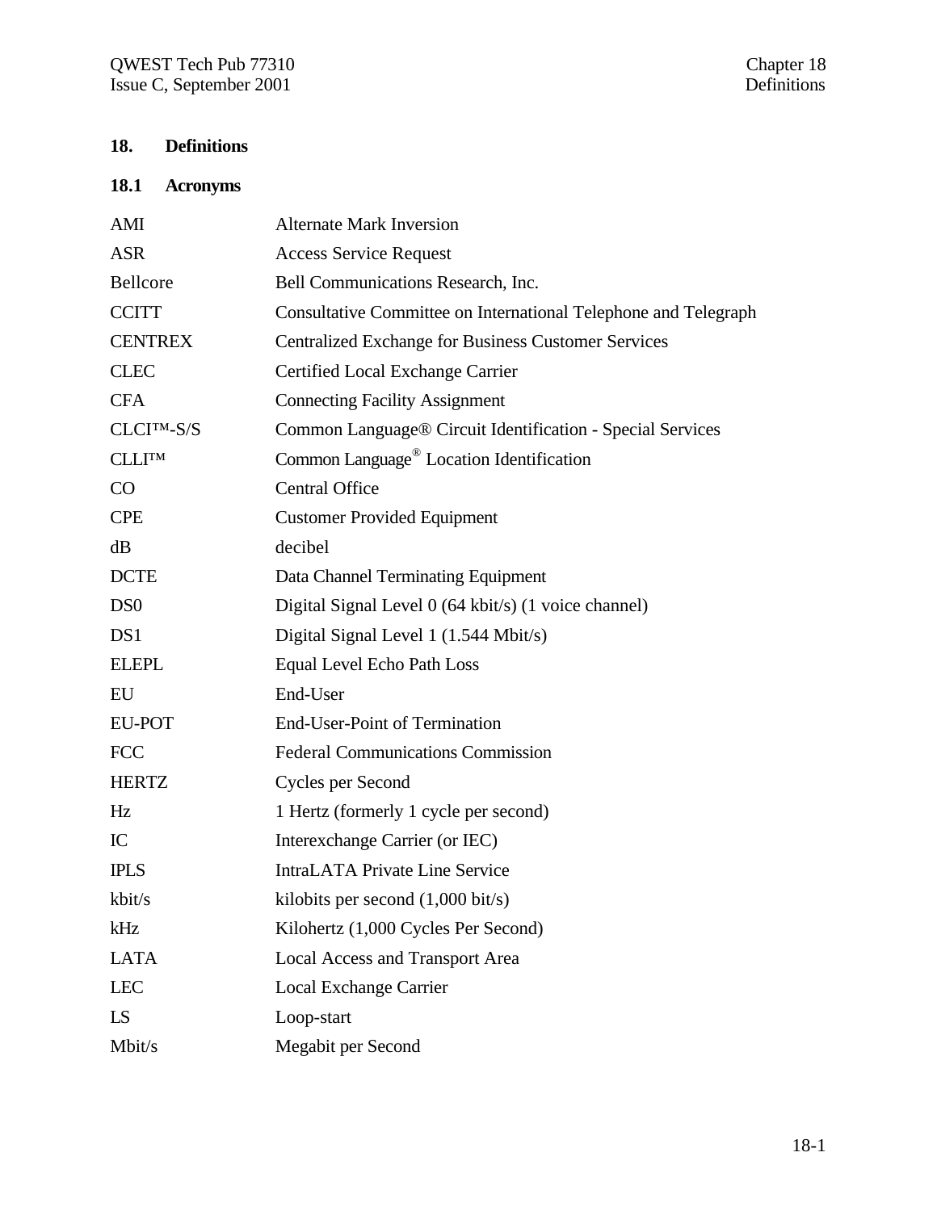# 18. Definitions

## 18.1 Acronyms

| | |
|---|---|
| AMI | Alternate Mark Inversion |
| ASR | Access Service Request |
| Bellcore | Bell Communications Research, Inc. |
| CCITT | Consultative Committee on International Telephone and Telegraph |
| CENTREX | Centralized Exchange for Business Customer Services |
| CLEC | Certified Local Exchange Carrier |
| CFA | Connecting Facility Assignment |
| CLCI™-S/S | Common Language® Circuit Identification - Special Services |
| CLLI™ | Common Language® Location Identification |
| CO | Central Office |
| CPE | Customer Provided Equipment |
| dB | decibel |
| DCTE | Data Channel Terminating Equipment |
| DS0 | Digital Signal Level 0 (64 kbit/s) (1 voice channel) |
| DS1 | Digital Signal Level 1 (1.544 Mbit/s) |
| ELEPL | Equal Level Echo Path Loss |
| EU | End-User |
| EU-POT | End-User-Point of Termination |
| FCC | Federal Communications Commission |
| HERTZ | Cycles per Second |
| Hz | 1 Hertz (formerly 1 cycle per second) |
| IC | Interexchange Carrier (or IEC) |
| IPLS | IntraLATA Private Line Service |
| kbit/s | kilobits per second (1,000 bit/s) |
| kHz | Kilohertz (1,000 Cycles Per Second) |
| LATA | Local Access and Transport Area |
| LEC | Local Exchange Carrier |
| LS | Loop-start |
| Mbit/s | Megabit per Second |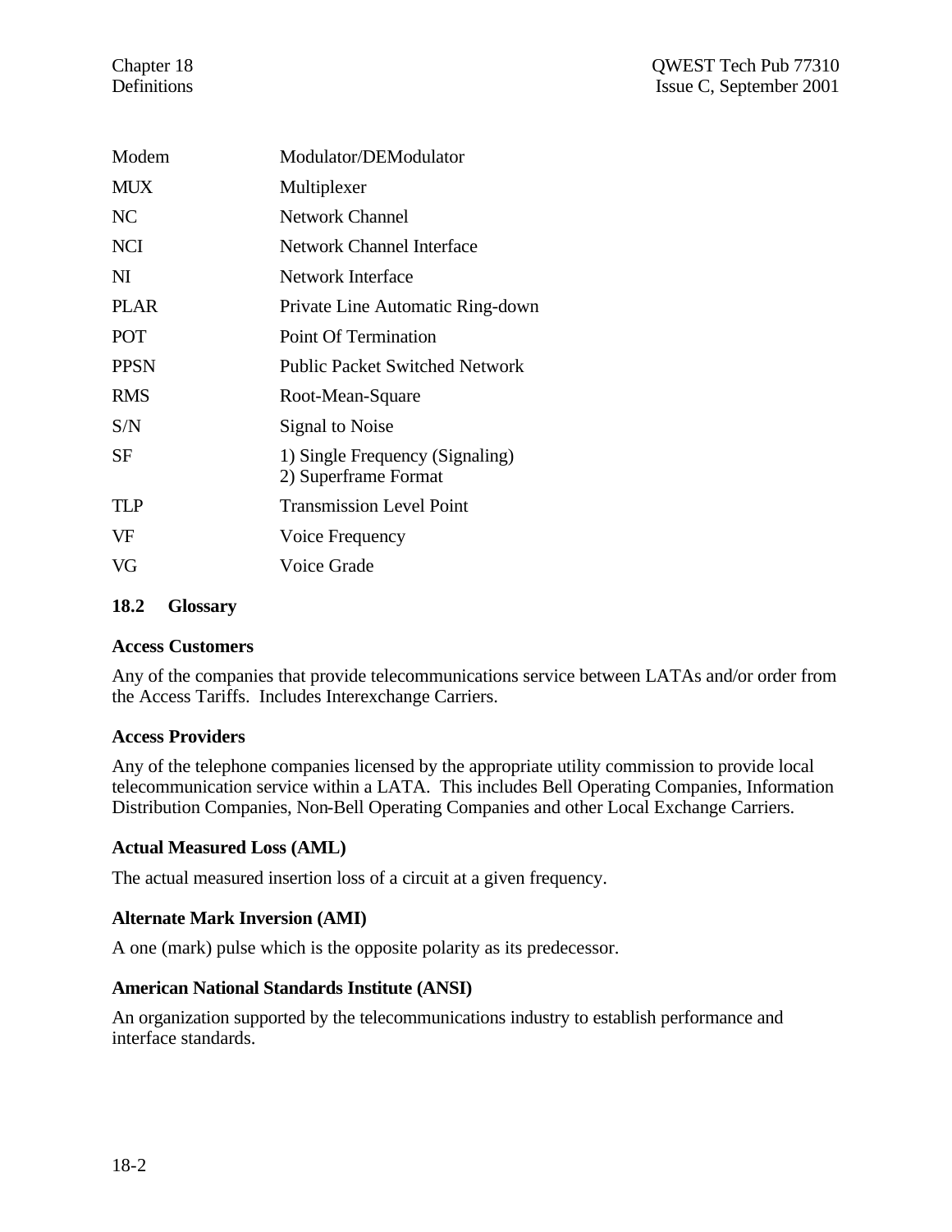| | |
|---|---|
| Modem | Modulator/DEModulator |
| MUX | Multiplexer |
| NC | Network Channel |
| NCI | Network Channel Interface |
| NI | Network Interface |
| PLAR | Private Line Automatic Ring-down |
| POT | Point Of Termination |
| PPSN | Public Packet Switched Network |
| RMS | Root-Mean-Square |
| S/N | Signal to Noise |
| SF | 1) Single Frequency (Signaling)<br>2) Superframe Format |
| TLP | Transmission Level Point |
| VF | Voice Frequency |
| VG | Voice Grade |

## 18.2 Glossary

**Access Customers**

Any of the companies that provide telecommunications service between LATAs and/or order from the Access Tariffs. Includes Interexchange Carriers.

**Access Providers**

Any of the telephone companies licensed by the appropriate utility commission to provide local telecommunication service within a LATA. This includes Bell Operating Companies, Information Distribution Companies, Non-Bell Operating Companies and other Local Exchange Carriers.

**Actual Measured Loss (AML)**

The actual measured insertion loss of a circuit at a given frequency.

**Alternate Mark Inversion (AMI)**

A one (mark) pulse which is the opposite polarity as its predecessor.

**American National Standards Institute (ANSI)**

An organization supported by the telecommunications industry to establish performance and interface standards.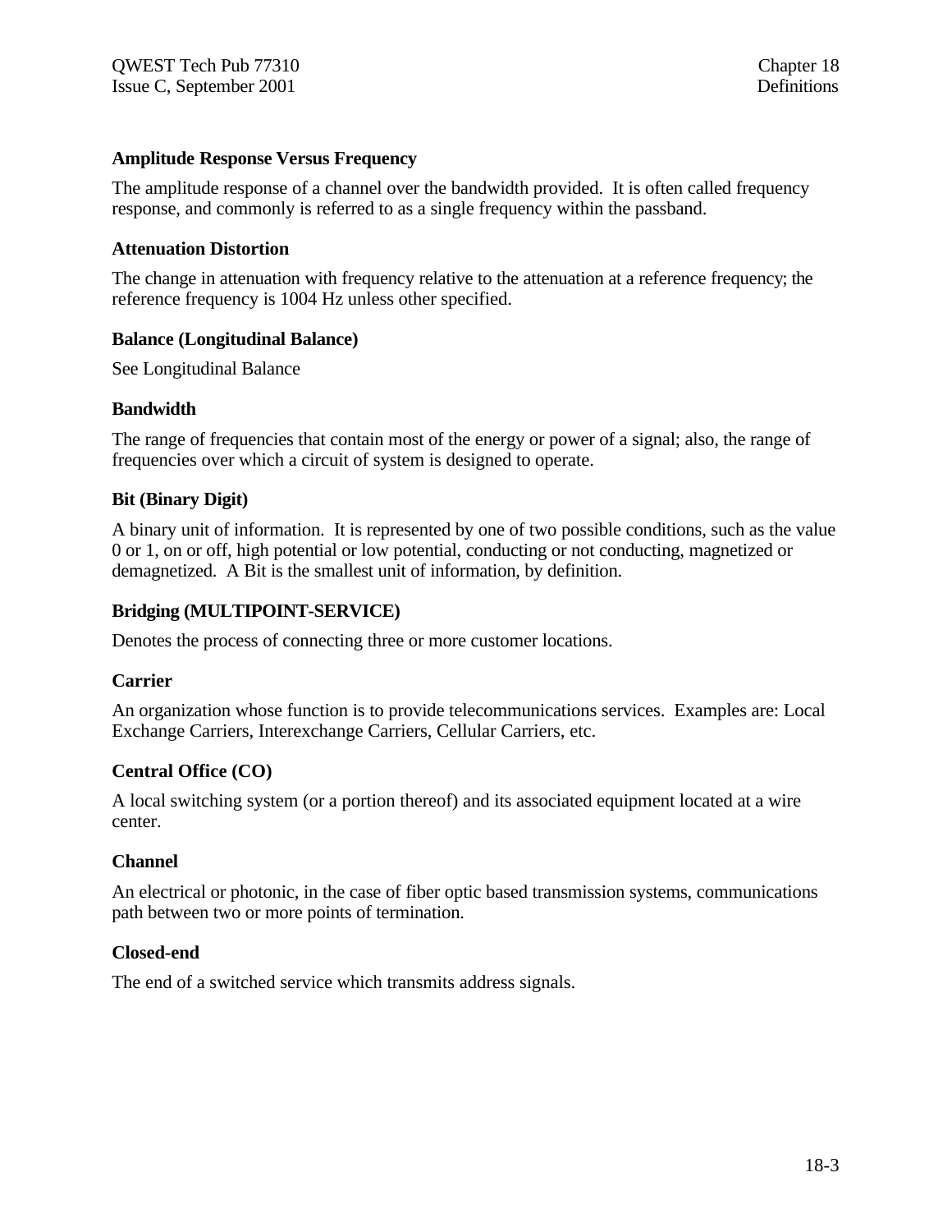**Amplitude Response Versus Frequency**

The amplitude response of a channel over the bandwidth provided. It is often called frequency response, and commonly is referred to as a single frequency within the passband.

**Attenuation Distortion**

The change in attenuation with frequency relative to the attenuation at a reference frequency; the reference frequency is 1004 Hz unless other specified.

**Balance (Longitudinal Balance)**

See Longitudinal Balance

**Bandwidth**

The range of frequencies that contain most of the energy or power of a signal; also, the range of frequencies over which a circuit of system is designed to operate.

**Bit (Binary Digit)**

A binary unit of information. It is represented by one of two possible conditions, such as the value 0 or 1, on or off, high potential or low potential, conducting or not conducting, magnetized or demagnetized. A Bit is the smallest unit of information, by definition.

**Bridging (MULTIPOINT-SERVICE)**

Denotes the process of connecting three or more customer locations.

**Carrier**

An organization whose function is to provide telecommunications services. Examples are: Local Exchange Carriers, Interexchange Carriers, Cellular Carriers, etc.

**Central Office (CO)**

A local switching system (or a portion thereof) and its associated equipment located at a wire center.

**Channel**

An electrical or photonic, in the case of fiber optic based transmission systems, communications path between two or more points of termination.

**Closed-end**

The end of a switched service which transmits address signals.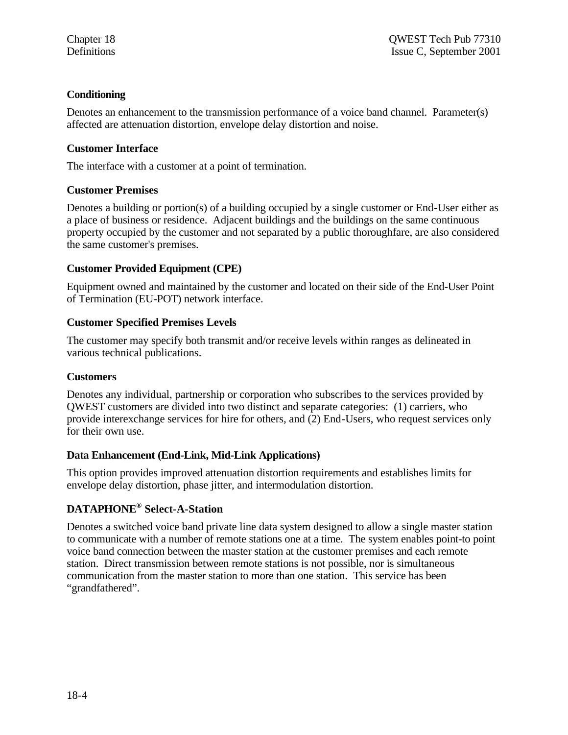**Conditioning**

Denotes an enhancement to the transmission performance of a voice band channel. Parameter(s) affected are attenuation distortion, envelope delay distortion and noise.

**Customer Interface**

The interface with a customer at a point of termination.

**Customer Premises**

Denotes a building or portion(s) of a building occupied by a single customer or End-User either as a place of business or residence. Adjacent buildings and the buildings on the same continuous property occupied by the customer and not separated by a public thoroughfare, are also considered the same customer's premises.

**Customer Provided Equipment (CPE)**

Equipment owned and maintained by the customer and located on their side of the End-User Point of Termination (EU-POT) network interface.

**Customer Specified Premises Levels**

The customer may specify both transmit and/or receive levels within ranges as delineated in various technical publications.

**Customers**

Denotes any individual, partnership or corporation who subscribes to the services provided by QWEST customers are divided into two distinct and separate categories: (1) carriers, who provide interexchange services for hire for others, and (2) End-Users, who request services only for their own use.

**Data Enhancement (End-Link, Mid-Link Applications)**

This option provides improved attenuation distortion requirements and establishes limits for envelope delay distortion, phase jitter, and intermodulation distortion.

**DATAPHONE® Select-A-Station**

Denotes a switched voice band private line data system designed to allow a single master station to communicate with a number of remote stations one at a time. The system enables point-to point voice band connection between the master station at the customer premises and each remote station. Direct transmission between remote stations is not possible, nor is simultaneous communication from the master station to more than one station. This service has been "grandfathered".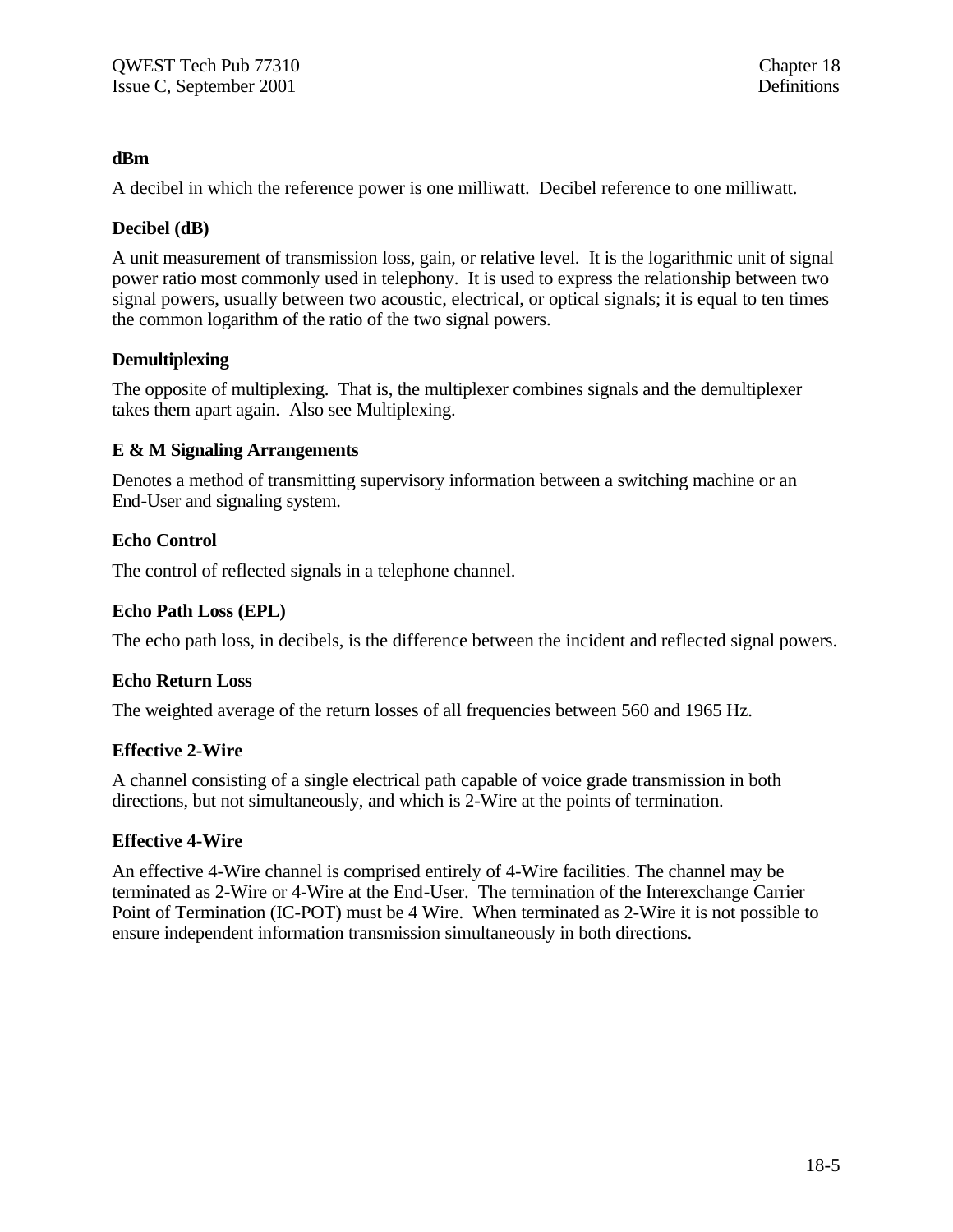**dBm**

A decibel in which the reference power is one milliwatt. Decibel reference to one milliwatt.

**Decibel (dB)**

A unit measurement of transmission loss, gain, or relative level. It is the logarithmic unit of signal power ratio most commonly used in telephony. It is used to express the relationship between two signal powers, usually between two acoustic, electrical, or optical signals; it is equal to ten times the common logarithm of the ratio of the two signal powers.

**Demultiplexing**

The opposite of multiplexing. That is, the multiplexer combines signals and the demultiplexer takes them apart again. Also see Multiplexing.

**E & M Signaling Arrangements**

Denotes a method of transmitting supervisory information between a switching machine or an End-User and signaling system.

**Echo Control**

The control of reflected signals in a telephone channel.

**Echo Path Loss (EPL)**

The echo path loss, in decibels, is the difference between the incident and reflected signal powers.

**Echo Return Loss**

The weighted average of the return losses of all frequencies between 560 and 1965 Hz.

**Effective 2-Wire**

A channel consisting of a single electrical path capable of voice grade transmission in both directions, but not simultaneously, and which is 2-Wire at the points of termination.

**Effective 4-Wire**

An effective 4-Wire channel is comprised entirely of 4-Wire facilities. The channel may be terminated as 2-Wire or 4-Wire at the End-User. The termination of the Interexchange Carrier Point of Termination (IC-POT) must be 4 Wire. When terminated as 2-Wire it is not possible to ensure independent information transmission simultaneously in both directions.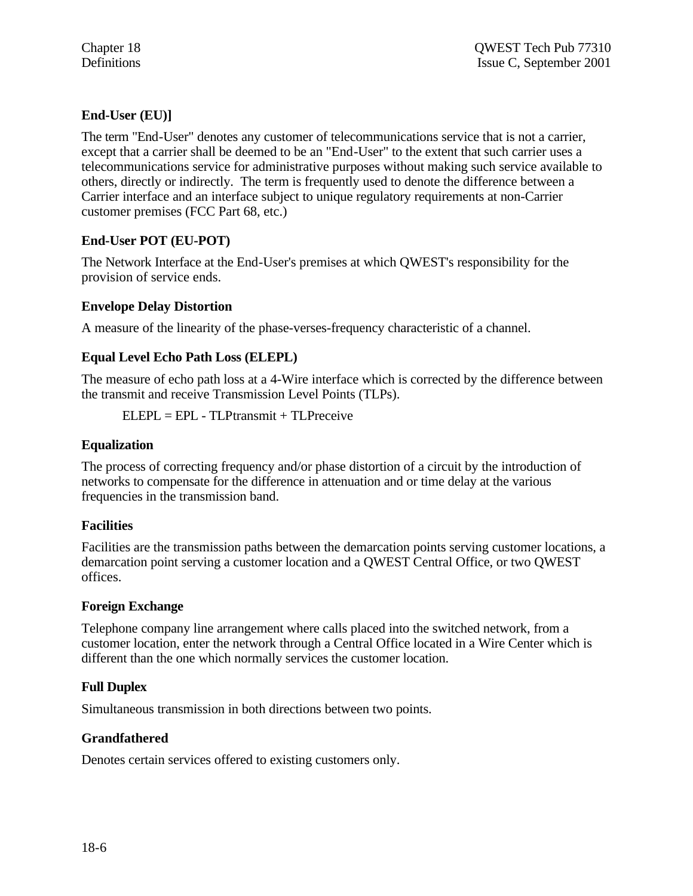### End-User (EU)]

The term "End-User" denotes any customer of telecommunications service that is not a carrier, except that a carrier shall be deemed to be an "End-User" to the extent that such carrier uses a telecommunications service for administrative purposes without making such service available to others, directly or indirectly. The term is frequently used to denote the difference between a Carrier interface and an interface subject to unique regulatory requirements at non-Carrier customer premises (FCC Part 68, etc.)

### End-User POT (EU-POT)

The Network Interface at the End-User's premises at which QWEST's responsibility for the provision of service ends.

### Envelope Delay Distortion

A measure of the linearity of the phase-verses-frequency characteristic of a channel.

### Equal Level Echo Path Loss (ELEPL)

The measure of echo path loss at a 4-Wire interface which is corrected by the difference between the transmit and receive Transmission Level Points (TLPs).

ELEPL = EPL - TLPtransmit + TLPreceive

### Equalization

The process of correcting frequency and/or phase distortion of a circuit by the introduction of networks to compensate for the difference in attenuation and or time delay at the various frequencies in the transmission band.

### Facilities

Facilities are the transmission paths between the demarcation points serving customer locations, a demarcation point serving a customer location and a QWEST Central Office, or two QWEST offices.

### Foreign Exchange

Telephone company line arrangement where calls placed into the switched network, from a customer location, enter the network through a Central Office located in a Wire Center which is different than the one which normally services the customer location.

### Full Duplex

Simultaneous transmission in both directions between two points.

### Grandfathered

Denotes certain services offered to existing customers only.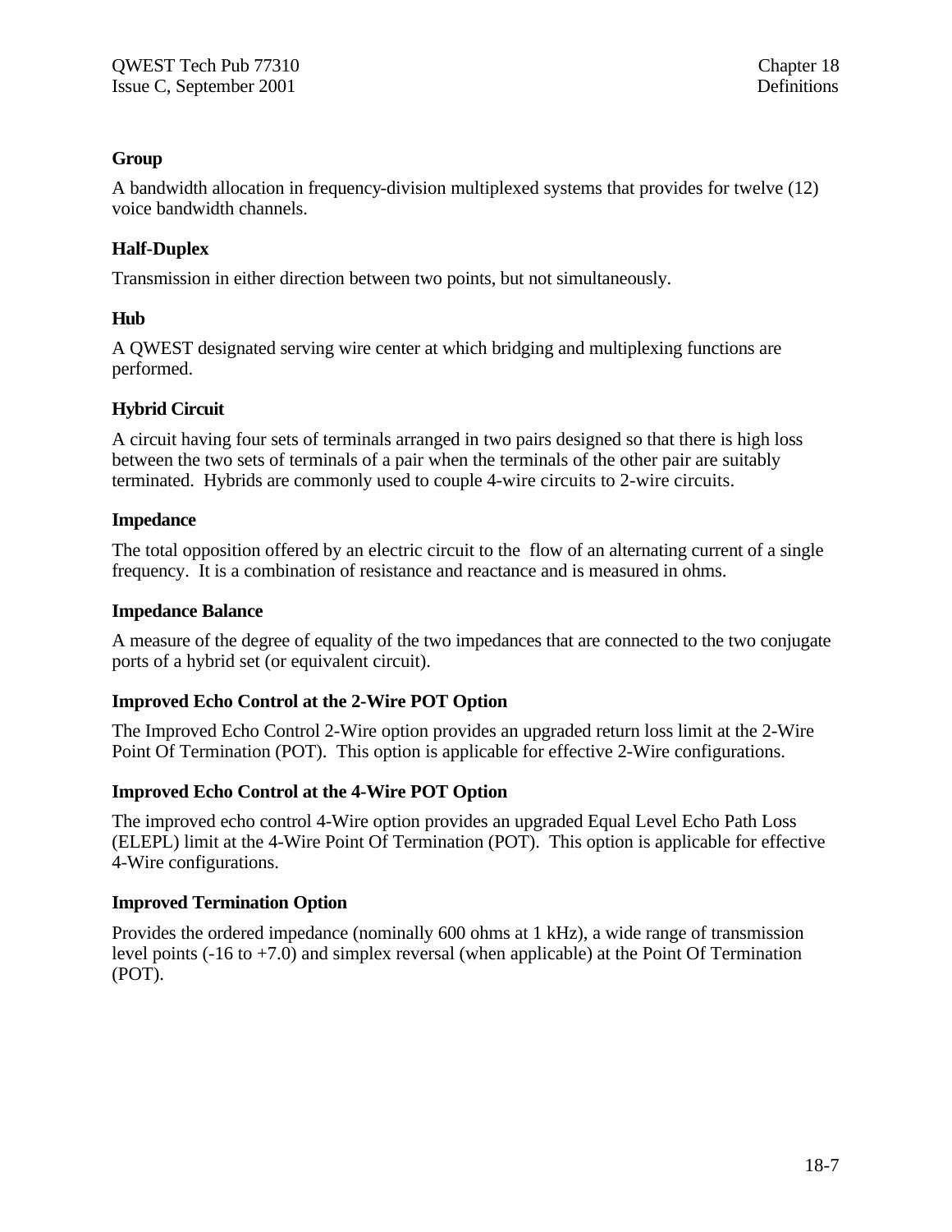**Group**

A bandwidth allocation in frequency-division multiplexed systems that provides for twelve (12) voice bandwidth channels.

**Half-Duplex**

Transmission in either direction between two points, but not simultaneously.

**Hub**

A QWEST designated serving wire center at which bridging and multiplexing functions are performed.

**Hybrid Circuit**

A circuit having four sets of terminals arranged in two pairs designed so that there is high loss between the two sets of terminals of a pair when the terminals of the other pair are suitably terminated. Hybrids are commonly used to couple 4-wire circuits to 2-wire circuits.

**Impedance**

The total opposition offered by an electric circuit to the flow of an alternating current of a single frequency. It is a combination of resistance and reactance and is measured in ohms.

**Impedance Balance**

A measure of the degree of equality of the two impedances that are connected to the two conjugate ports of a hybrid set (or equivalent circuit).

**Improved Echo Control at the 2-Wire POT Option**

The Improved Echo Control 2-Wire option provides an upgraded return loss limit at the 2-Wire Point Of Termination (POT). This option is applicable for effective 2-Wire configurations.

**Improved Echo Control at the 4-Wire POT Option**

The improved echo control 4-Wire option provides an upgraded Equal Level Echo Path Loss (ELEPL) limit at the 4-Wire Point Of Termination (POT). This option is applicable for effective 4-Wire configurations.

**Improved Termination Option**

Provides the ordered impedance (nominally 600 ohms at 1 kHz), a wide range of transmission level points (-16 to +7.0) and simplex reversal (when applicable) at the Point Of Termination (POT).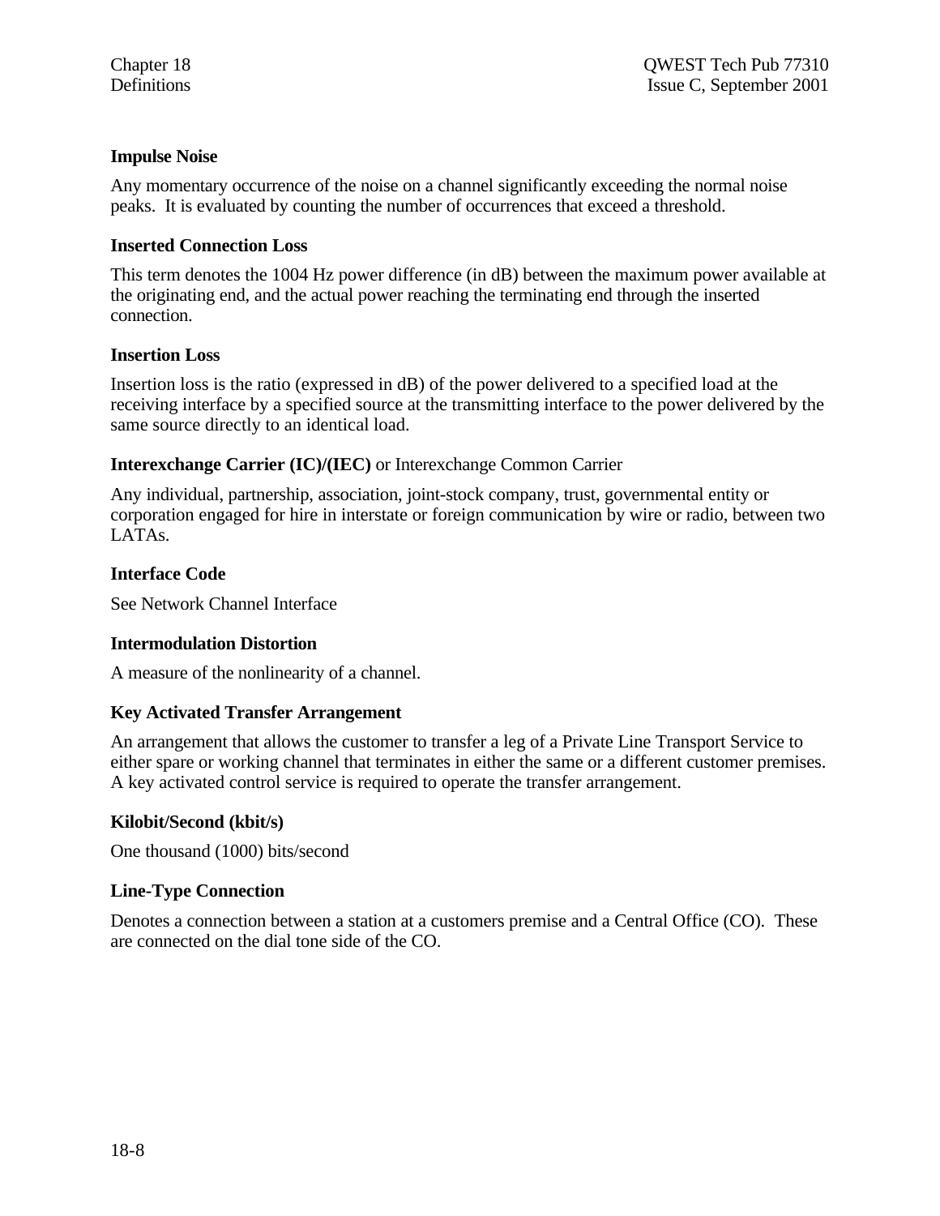**Impulse Noise**

Any momentary occurrence of the noise on a channel significantly exceeding the normal noise peaks. It is evaluated by counting the number of occurrences that exceed a threshold.

**Inserted Connection Loss**

This term denotes the 1004 Hz power difference (in dB) between the maximum power available at the originating end, and the actual power reaching the terminating end through the inserted connection.

**Insertion Loss**

Insertion loss is the ratio (expressed in dB) of the power delivered to a specified load at the receiving interface by a specified source at the transmitting interface to the power delivered by the same source directly to an identical load.

**Interexchange Carrier (IC)/(IEC)** or Interexchange Common Carrier

Any individual, partnership, association, joint-stock company, trust, governmental entity or corporation engaged for hire in interstate or foreign communication by wire or radio, between two LATAs.

**Interface Code**

See Network Channel Interface

**Intermodulation Distortion**

A measure of the nonlinearity of a channel.

**Key Activated Transfer Arrangement**

An arrangement that allows the customer to transfer a leg of a Private Line Transport Service to either spare or working channel that terminates in either the same or a different customer premises. A key activated control service is required to operate the transfer arrangement.

**Kilobit/Second (kbit/s)**

One thousand (1000) bits/second

**Line-Type Connection**

Denotes a connection between a station at a customers premise and a Central Office (CO). These are connected on the dial tone side of the CO.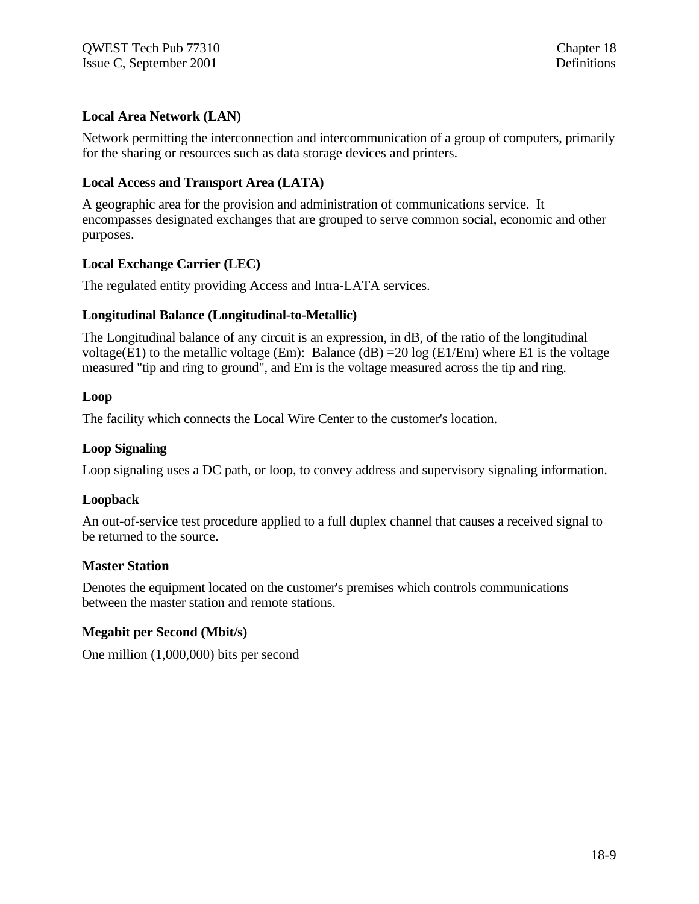### Local Area Network (LAN)

Network permitting the interconnection and intercommunication of a group of computers, primarily for the sharing or resources such as data storage devices and printers.

### Local Access and Transport Area (LATA)

A geographic area for the provision and administration of communications service. It encompasses designated exchanges that are grouped to serve common social, economic and other purposes.

### Local Exchange Carrier (LEC)

The regulated entity providing Access and Intra-LATA services.

### Longitudinal Balance (Longitudinal-to-Metallic)

The Longitudinal balance of any circuit is an expression, in dB, of the ratio of the longitudinal voltage(E1) to the metallic voltage (Em): Balance (dB) =20 log (E1/Em) where E1 is the voltage measured "tip and ring to ground", and Em is the voltage measured across the tip and ring.

### Loop

The facility which connects the Local Wire Center to the customer's location.

### Loop Signaling

Loop signaling uses a DC path, or loop, to convey address and supervisory signaling information.

### Loopback

An out-of-service test procedure applied to a full duplex channel that causes a received signal to be returned to the source.

### Master Station

Denotes the equipment located on the customer's premises which controls communications between the master station and remote stations.

### Megabit per Second (Mbit/s)

One million (1,000,000) bits per second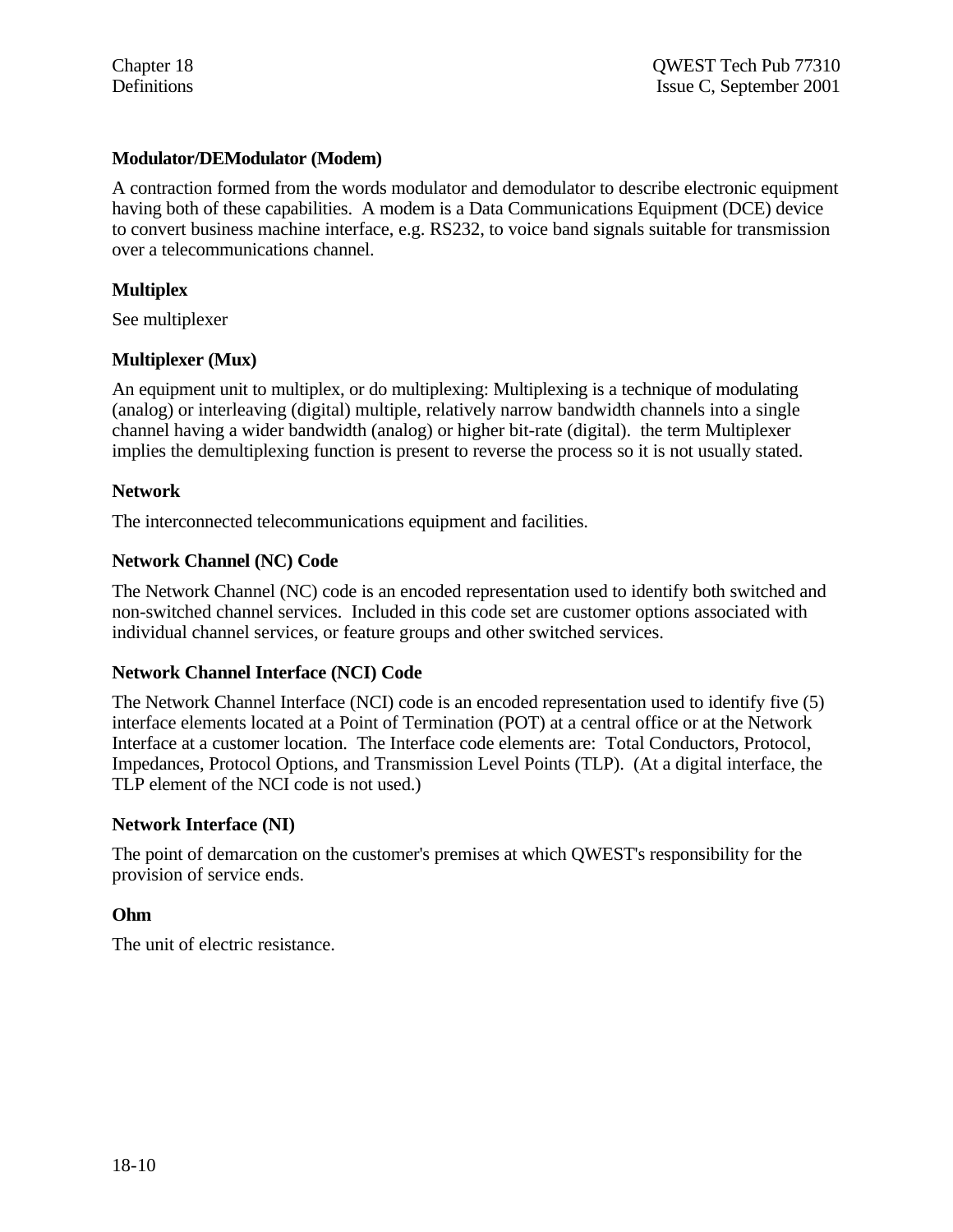**Modulator/DEModulator (Modem)**

A contraction formed from the words modulator and demodulator to describe electronic equipment having both of these capabilities. A modem is a Data Communications Equipment (DCE) device to convert business machine interface, e.g. RS232, to voice band signals suitable for transmission over a telecommunications channel.

**Multiplex**

See multiplexer

**Multiplexer (Mux)**

An equipment unit to multiplex, or do multiplexing: Multiplexing is a technique of modulating (analog) or interleaving (digital) multiple, relatively narrow bandwidth channels into a single channel having a wider bandwidth (analog) or higher bit-rate (digital). the term Multiplexer implies the demultiplexing function is present to reverse the process so it is not usually stated.

**Network**

The interconnected telecommunications equipment and facilities.

**Network Channel (NC) Code**

The Network Channel (NC) code is an encoded representation used to identify both switched and non-switched channel services. Included in this code set are customer options associated with individual channel services, or feature groups and other switched services.

**Network Channel Interface (NCI) Code**

The Network Channel Interface (NCI) code is an encoded representation used to identify five (5) interface elements located at a Point of Termination (POT) at a central office or at the Network Interface at a customer location. The Interface code elements are: Total Conductors, Protocol, Impedances, Protocol Options, and Transmission Level Points (TLP). (At a digital interface, the TLP element of the NCI code is not used.)

**Network Interface (NI)**

The point of demarcation on the customer's premises at which QWEST's responsibility for the provision of service ends.

**Ohm**

The unit of electric resistance.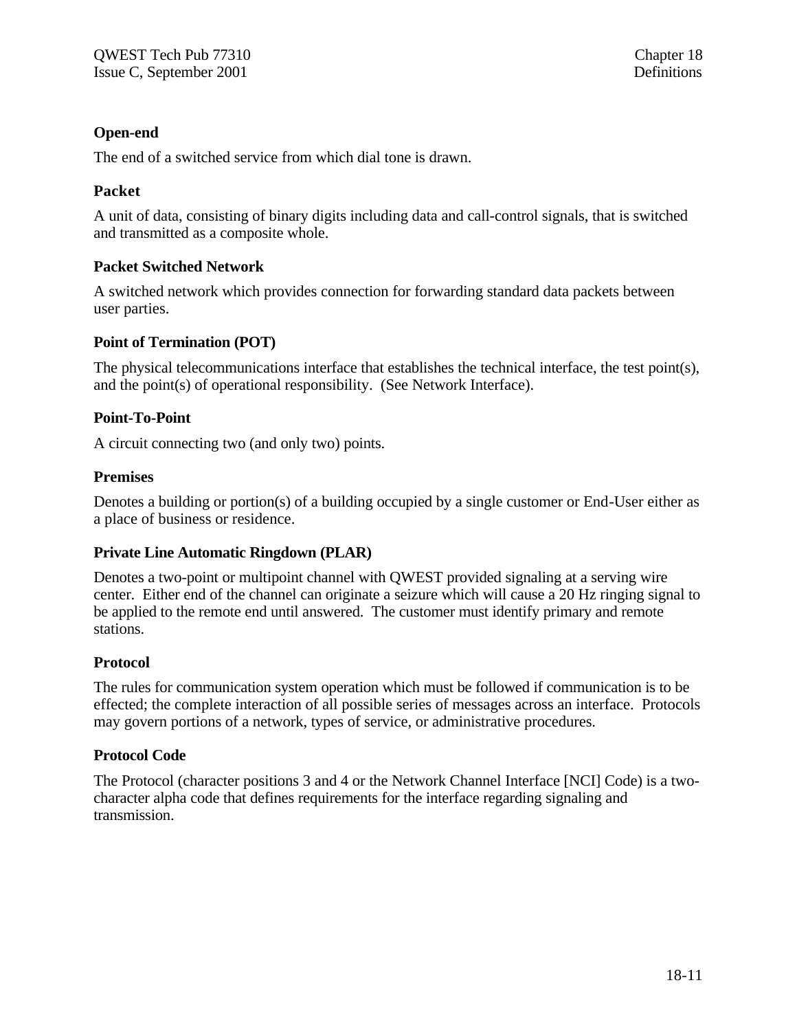### Open-end

The end of a switched service from which dial tone is drawn.

### Packet

A unit of data, consisting of binary digits including data and call-control signals, that is switched and transmitted as a composite whole.

### Packet Switched Network

A switched network which provides connection for forwarding standard data packets between user parties.

### Point of Termination (POT)

The physical telecommunications interface that establishes the technical interface, the test point(s), and the point(s) of operational responsibility. (See Network Interface).

### Point-To-Point

A circuit connecting two (and only two) points.

### Premises

Denotes a building or portion(s) of a building occupied by a single customer or End-User either as a place of business or residence.

### Private Line Automatic Ringdown (PLAR)

Denotes a two-point or multipoint channel with QWEST provided signaling at a serving wire center. Either end of the channel can originate a seizure which will cause a 20 Hz ringing signal to be applied to the remote end until answered. The customer must identify primary and remote stations.

### Protocol

The rules for communication system operation which must be followed if communication is to be effected; the complete interaction of all possible series of messages across an interface. Protocols may govern portions of a network, types of service, or administrative procedures.

### Protocol Code

The Protocol (character positions 3 and 4 or the Network Channel Interface [NCI] Code) is a two-character alpha code that defines requirements for the interface regarding signaling and transmission.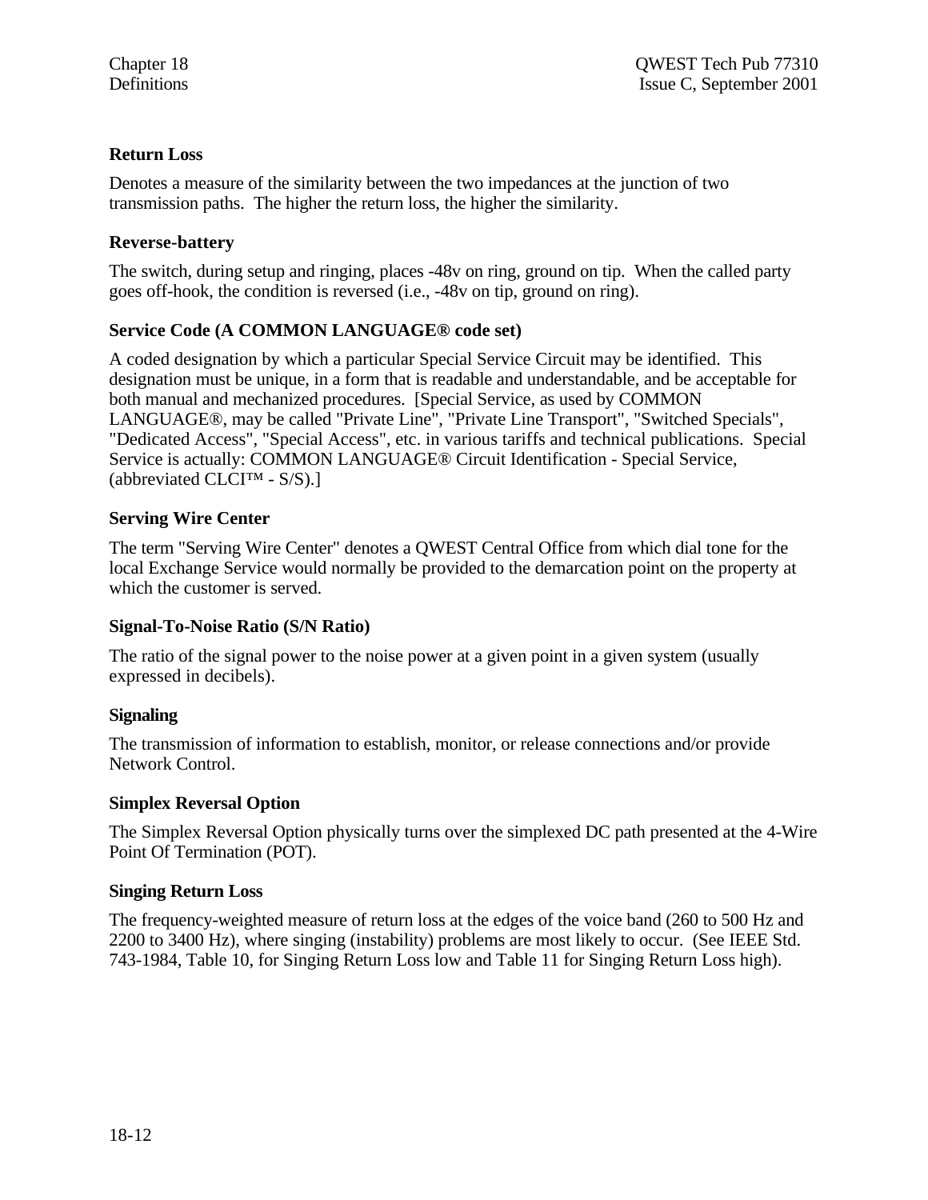### Return Loss

Denotes a measure of the similarity between the two impedances at the junction of two transmission paths. The higher the return loss, the higher the similarity.

### Reverse-battery

The switch, during setup and ringing, places -48v on ring, ground on tip. When the called party goes off-hook, the condition is reversed (i.e., -48v on tip, ground on ring).

### Service Code (A COMMON LANGUAGE® code set)

A coded designation by which a particular Special Service Circuit may be identified. This designation must be unique, in a form that is readable and understandable, and be acceptable for both manual and mechanized procedures. [Special Service, as used by COMMON LANGUAGE®, may be called "Private Line", "Private Line Transport", "Switched Specials", "Dedicated Access", "Special Access", etc. in various tariffs and technical publications. Special Service is actually: COMMON LANGUAGE® Circuit Identification - Special Service, (abbreviated CLCI™ - S/S).]

### Serving Wire Center

The term "Serving Wire Center" denotes a QWEST Central Office from which dial tone for the local Exchange Service would normally be provided to the demarcation point on the property at which the customer is served.

### Signal-To-Noise Ratio (S/N Ratio)

The ratio of the signal power to the noise power at a given point in a given system (usually expressed in decibels).

### Signaling

The transmission of information to establish, monitor, or release connections and/or provide Network Control.

### Simplex Reversal Option

The Simplex Reversal Option physically turns over the simplexed DC path presented at the 4-Wire Point Of Termination (POT).

### Singing Return Loss

The frequency-weighted measure of return loss at the edges of the voice band (260 to 500 Hz and 2200 to 3400 Hz), where singing (instability) problems are most likely to occur. (See IEEE Std. 743-1984, Table 10, for Singing Return Loss low and Table 11 for Singing Return Loss high).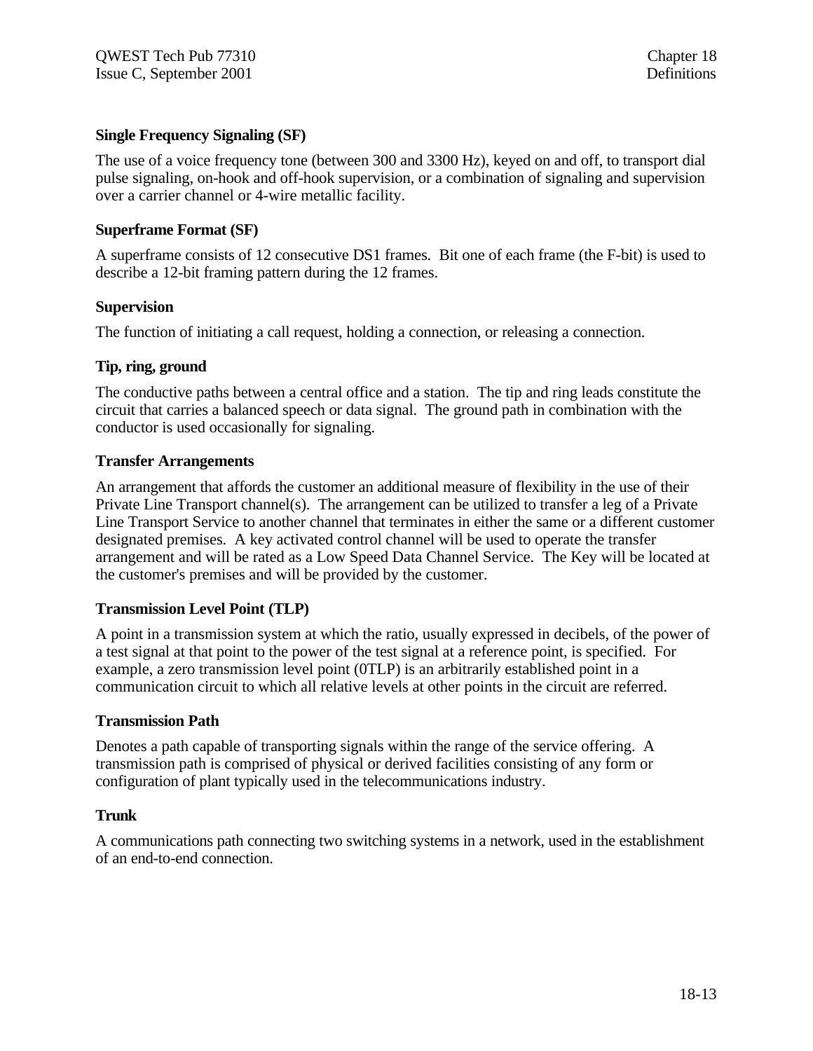### Single Frequency Signaling (SF)

The use of a voice frequency tone (between 300 and 3300 Hz), keyed on and off, to transport dial pulse signaling, on-hook and off-hook supervision, or a combination of signaling and supervision over a carrier channel or 4-wire metallic facility.

### Superframe Format (SF)

A superframe consists of 12 consecutive DS1 frames. Bit one of each frame (the F-bit) is used to describe a 12-bit framing pattern during the 12 frames.

### Supervision

The function of initiating a call request, holding a connection, or releasing a connection.

### Tip, ring, ground

The conductive paths between a central office and a station. The tip and ring leads constitute the circuit that carries a balanced speech or data signal. The ground path in combination with the conductor is used occasionally for signaling.

### Transfer Arrangements

An arrangement that affords the customer an additional measure of flexibility in the use of their Private Line Transport channel(s). The arrangement can be utilized to transfer a leg of a Private Line Transport Service to another channel that terminates in either the same or a different customer designated premises. A key activated control channel will be used to operate the transfer arrangement and will be rated as a Low Speed Data Channel Service. The Key will be located at the customer's premises and will be provided by the customer.

### Transmission Level Point (TLP)

A point in a transmission system at which the ratio, usually expressed in decibels, of the power of a test signal at that point to the power of the test signal at a reference point, is specified. For example, a zero transmission level point (0TLP) is an arbitrarily established point in a communication circuit to which all relative levels at other points in the circuit are referred.

### Transmission Path

Denotes a path capable of transporting signals within the range of the service offering. A transmission path is comprised of physical or derived facilities consisting of any form or configuration of plant typically used in the telecommunications industry.

### Trunk

A communications path connecting two switching systems in a network, used in the establishment of an end-to-end connection.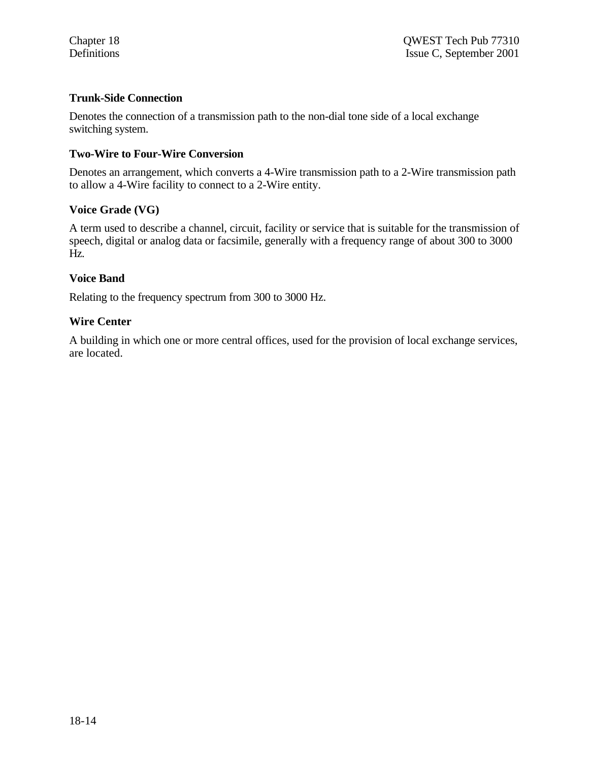**Trunk-Side Connection**

Denotes the connection of a transmission path to the non-dial tone side of a local exchange switching system.

**Two-Wire to Four-Wire Conversion**

Denotes an arrangement, which converts a 4-Wire transmission path to a 2-Wire transmission path to allow a 4-Wire facility to connect to a 2-Wire entity.

**Voice Grade (VG)**

A term used to describe a channel, circuit, facility or service that is suitable for the transmission of speech, digital or analog data or facsimile, generally with a frequency range of about 300 to 3000 Hz.

**Voice Band**

Relating to the frequency spectrum from 300 to 3000 Hz.

**Wire Center**

A building in which one or more central offices, used for the provision of local exchange services, are located.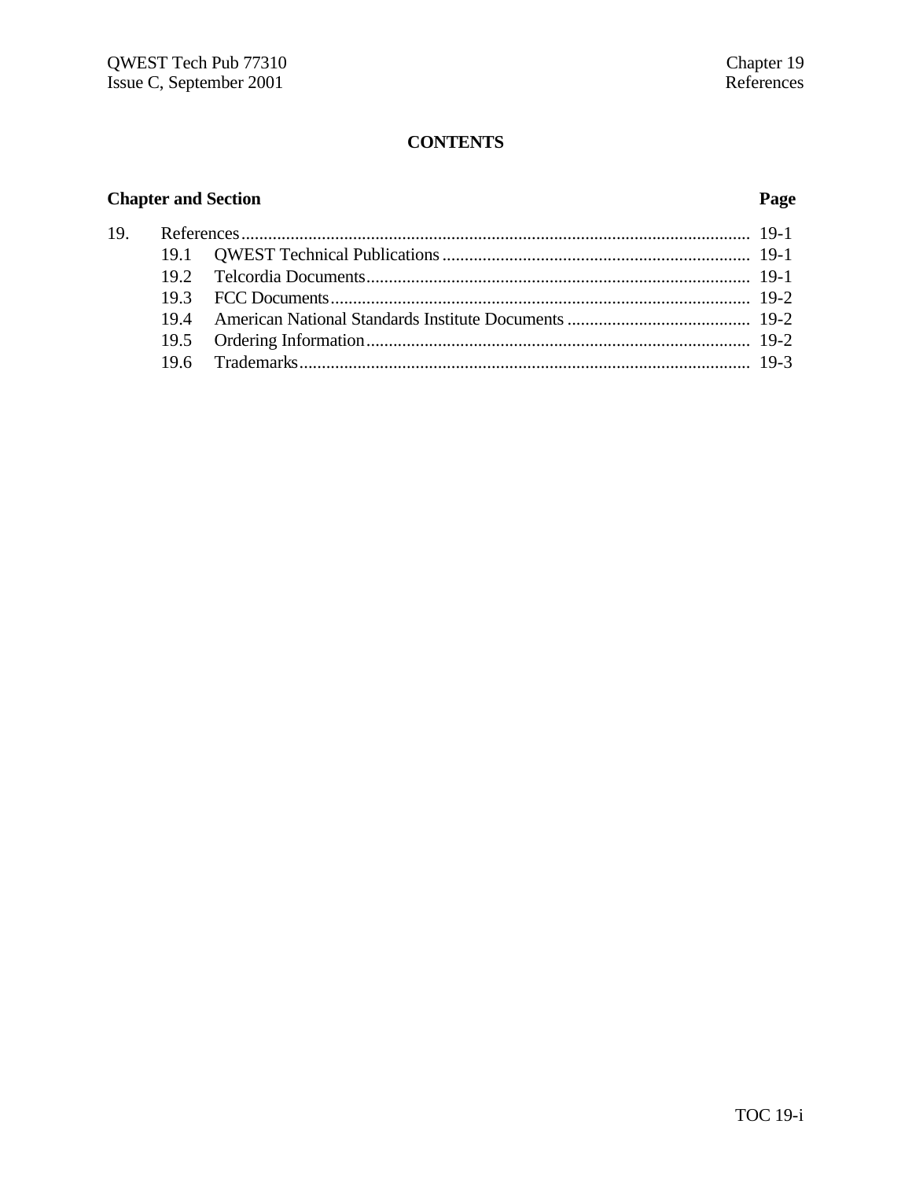# CONTENTS

| Chapter and Section | | Page |
|---|---|---|
| 19. | References | 19-1 |
| 19.1 | QWEST Technical Publications | 19-1 |
| 19.2 | Telcordia Documents | 19-1 |
| 19.3 | FCC Documents | 19-2 |
| 19.4 | American National Standards Institute Documents | 19-2 |
| 19.5 | Ordering Information | 19-2 |
| 19.6 | Trademarks | 19-3 |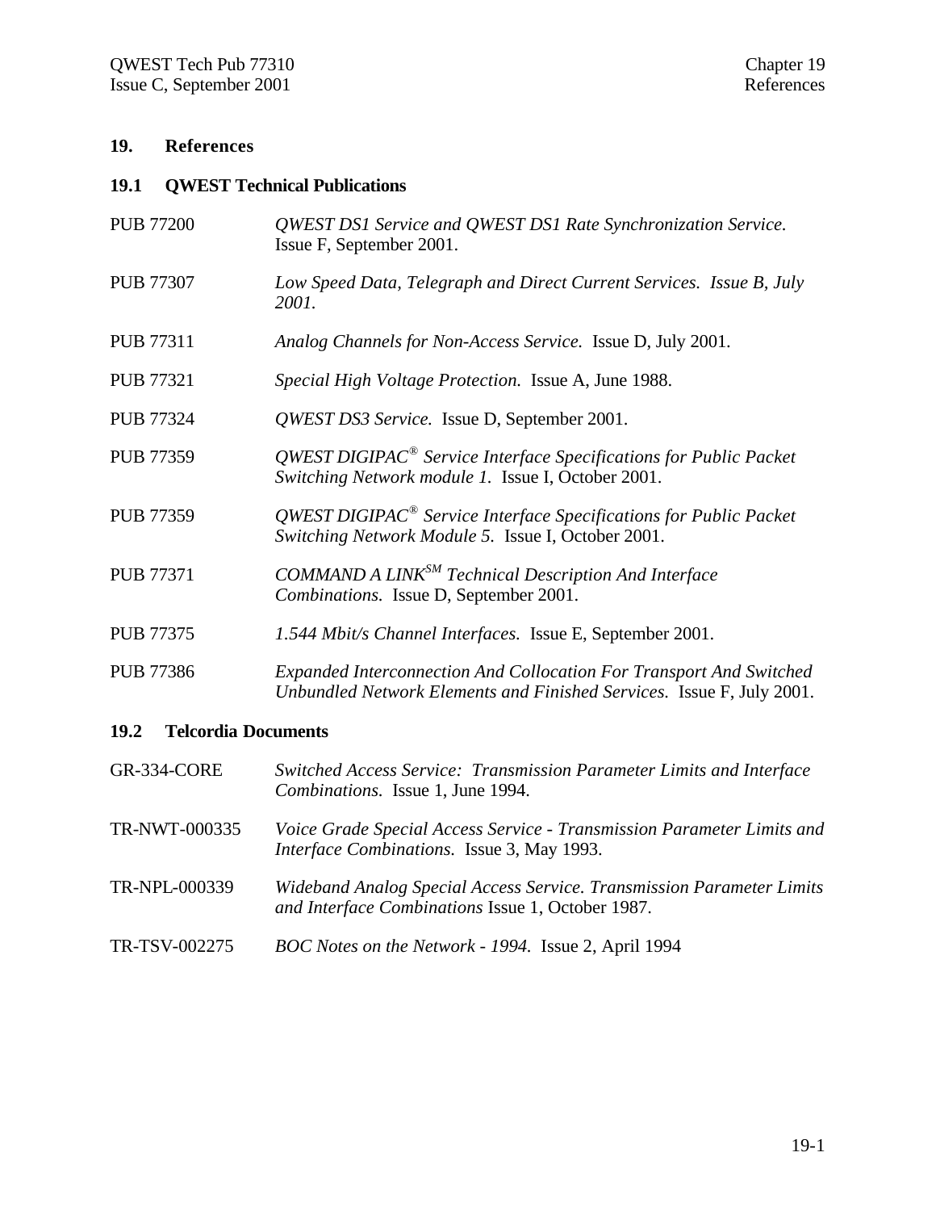# 19. References

## 19.1 QWEST Technical Publications

| | |
|---|---|
| PUB 77200 | *QWEST DS1 Service and QWEST DS1 Rate Synchronization Service.* Issue F, September 2001. |
| PUB 77307 | *Low Speed Data, Telegraph and Direct Current Services. Issue B, July 2001.* |
| PUB 77311 | *Analog Channels for Non-Access Service.* Issue D, July 2001. |
| PUB 77321 | *Special High Voltage Protection.* Issue A, June 1988. |
| PUB 77324 | *QWEST DS3 Service.* Issue D, September 2001. |
| PUB 77359 | *QWEST DIGIPAC® Service Interface Specifications for Public Packet Switching Network module 1.* Issue I, October 2001. |
| PUB 77359 | *QWEST DIGIPAC® Service Interface Specifications for Public Packet Switching Network Module 5.* Issue I, October 2001. |
| PUB 77371 | *COMMAND A LINK℠ Technical Description And Interface Combinations.* Issue D, September 2001. |
| PUB 77375 | *1.544 Mbit/s Channel Interfaces.* Issue E, September 2001. |
| PUB 77386 | *Expanded Interconnection And Collocation For Transport And Switched Unbundled Network Elements and Finished Services.* Issue F, July 2001. |

## 19.2 Telcordia Documents

| | |
|---|---|
| GR-334-CORE | *Switched Access Service: Transmission Parameter Limits and Interface Combinations.* Issue 1, June 1994. |
| TR-NWT-000335 | *Voice Grade Special Access Service - Transmission Parameter Limits and Interface Combinations.* Issue 3, May 1993. |
| TR-NPL-000339 | *Wideband Analog Special Access Service. Transmission Parameter Limits and Interface Combinations* Issue 1, October 1987. |
| TR-TSV-002275 | *BOC Notes on the Network - 1994.* Issue 2, April 1994 |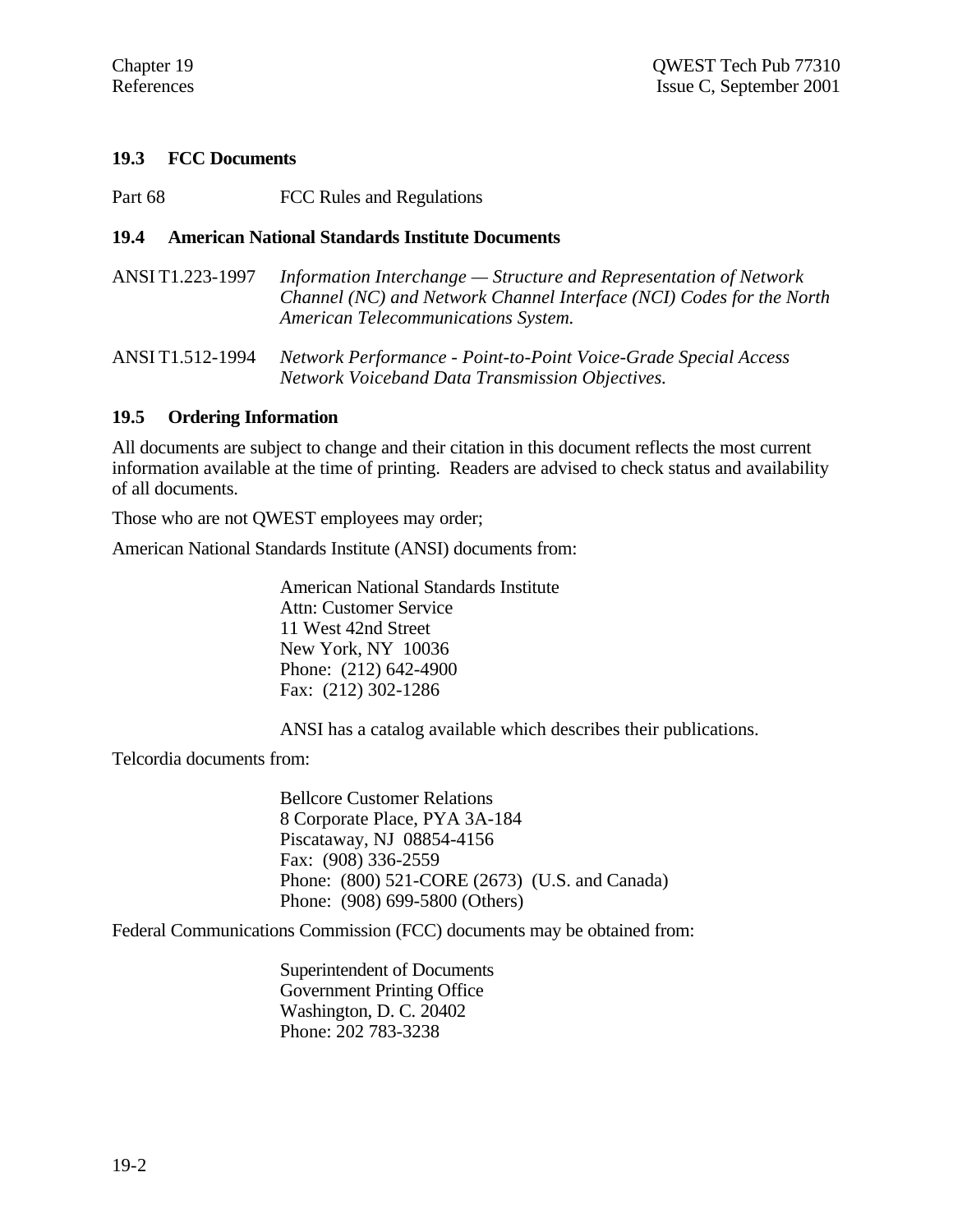## 19.3 FCC Documents

| | |
|---|---|
| Part 68 | FCC Rules and Regulations |

## 19.4 American National Standards Institute Documents

| | |
|---|---|
| ANSI T1.223-1997 | *Information Interchange — Structure and Representation of Network Channel (NC) and Network Channel Interface (NCI) Codes for the North American Telecommunications System.* |
| ANSI T1.512-1994 | *Network Performance - Point-to-Point Voice-Grade Special Access Network Voiceband Data Transmission Objectives.* |

## 19.5 Ordering Information

All documents are subject to change and their citation in this document reflects the most current information available at the time of printing. Readers are advised to check status and availability of all documents.

Those who are not QWEST employees may order;

American National Standards Institute (ANSI) documents from:

> American National Standards Institute
> Attn: Customer Service
> 11 West 42nd Street
> New York, NY 10036
> Phone: (212) 642-4900
> Fax: (212) 302-1286
>
> ANSI has a catalog available which describes their publications.

Telcordia documents from:

> Bellcore Customer Relations
> 8 Corporate Place, PYA 3A-184
> Piscataway, NJ 08854-4156
> Fax: (908) 336-2559
> Phone: (800) 521-CORE (2673) (U.S. and Canada)
> Phone: (908) 699-5800 (Others)

Federal Communications Commission (FCC) documents may be obtained from:

> Superintendent of Documents
> Government Printing Office
> Washington, D. C. 20402
> Phone: 202 783-3238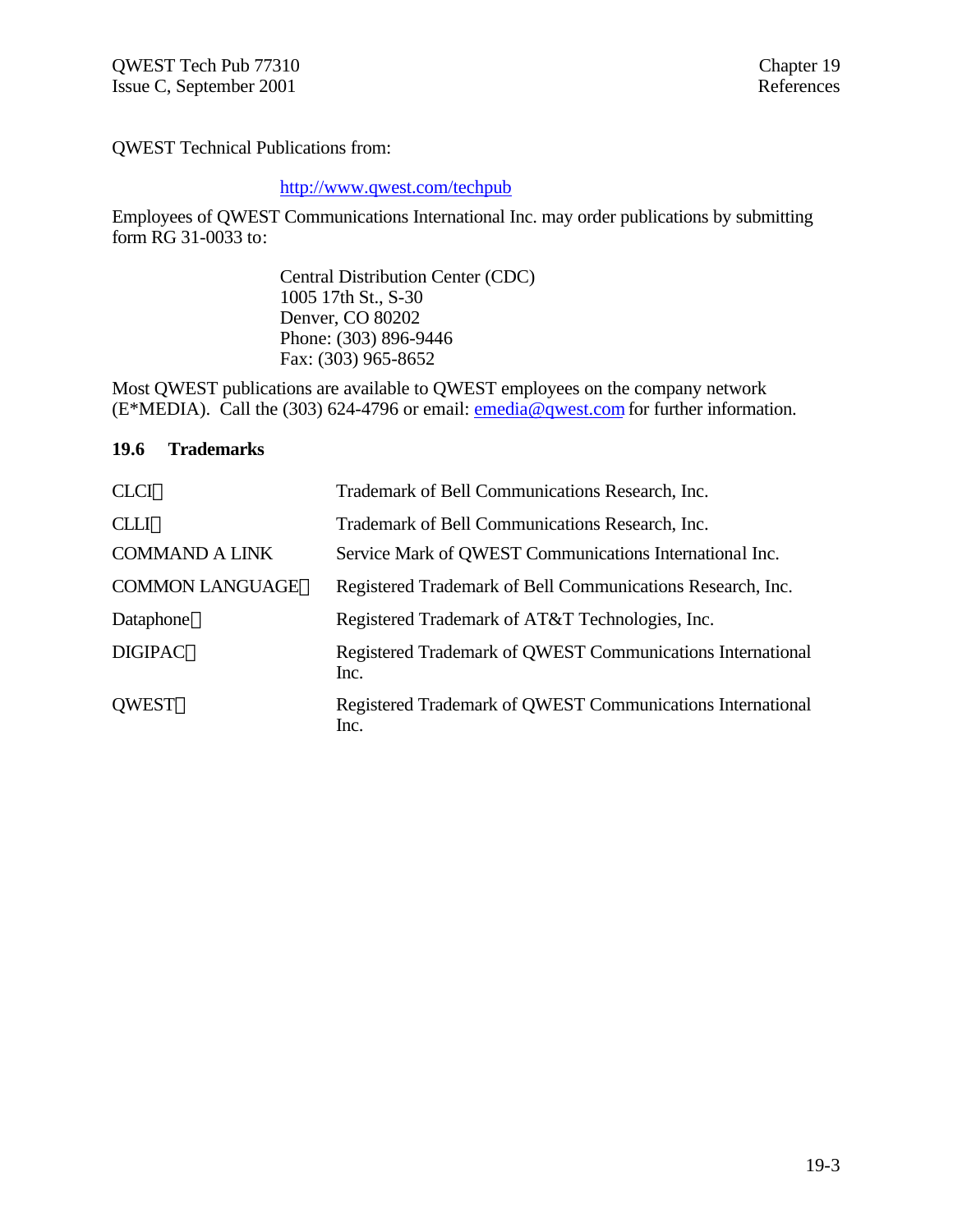QWEST Technical Publications from:

http://www.qwest.com/techpub

Employees of QWEST Communications International Inc. may order publications by submitting form RG 31-0033 to:

Central Distribution Center (CDC)
1005 17th St., S-30
Denver, CO 80202
Phone: (303) 896-9446
Fax: (303) 965-8652

Most QWEST publications are available to QWEST employees on the company network (E*MEDIA). Call the (303) 624-4796 or email: emedia@qwest.com for further information.

## 19.6 Trademarks

| | |
|---|---|
| CLCI™ | Trademark of Bell Communications Research, Inc. |
| CLLI™ | Trademark of Bell Communications Research, Inc. |
| COMMAND A LINK | Service Mark of QWEST Communications International Inc. |
| COMMON LANGUAGE® | Registered Trademark of Bell Communications Research, Inc. |
| Dataphone® | Registered Trademark of AT&T Technologies, Inc. |
| DIGIPAC® | Registered Trademark of QWEST Communications International Inc. |
| QWEST® | Registered Trademark of QWEST Communications International Inc. |